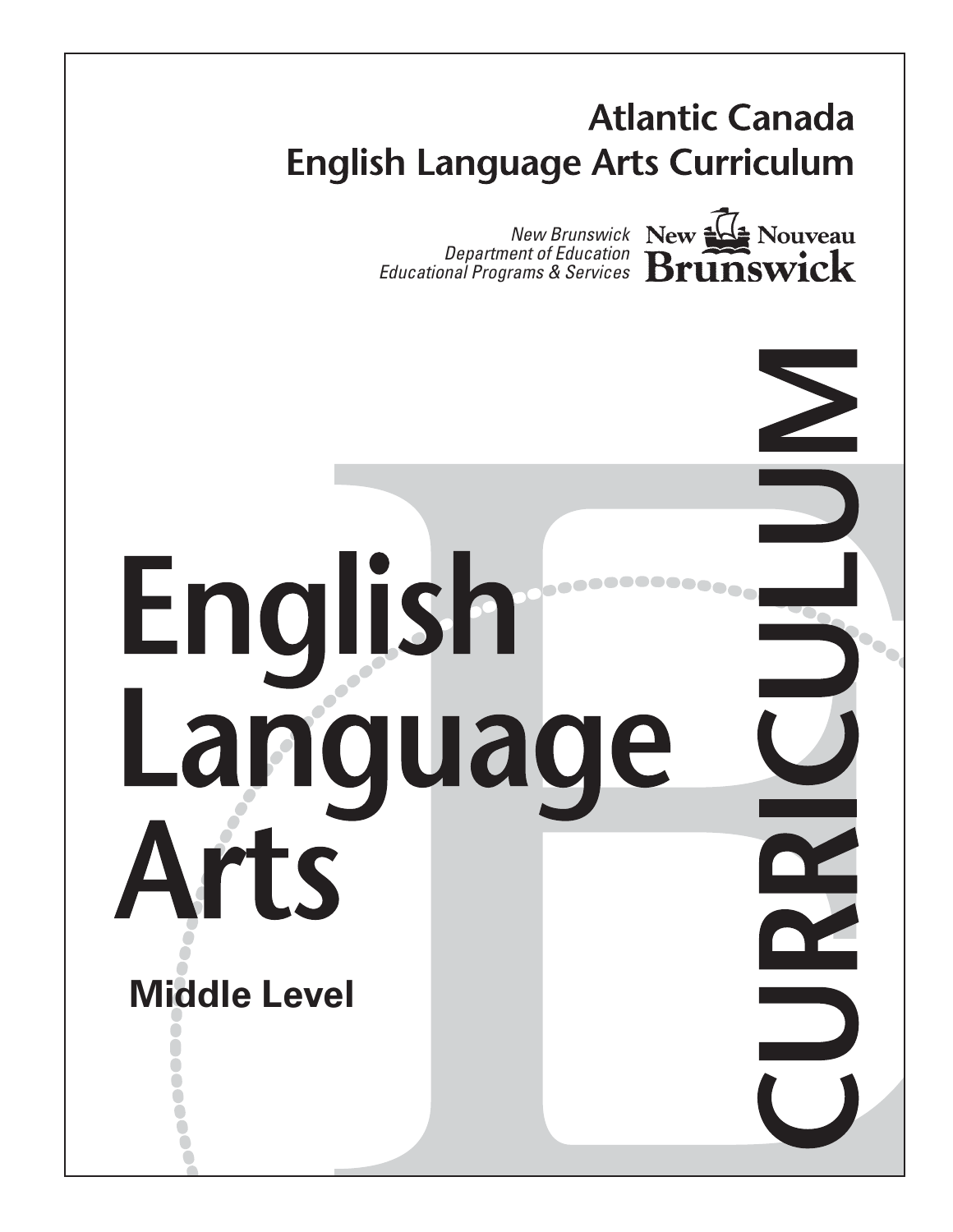**Atlantic Canada**
**English Language Arts Curriculum**

*New Brunswick*
*Department of Education*
*Educational Programs & Services*

New Brunswick Nouveau

# English Language Arts

**Middle Level**

CURRICULUM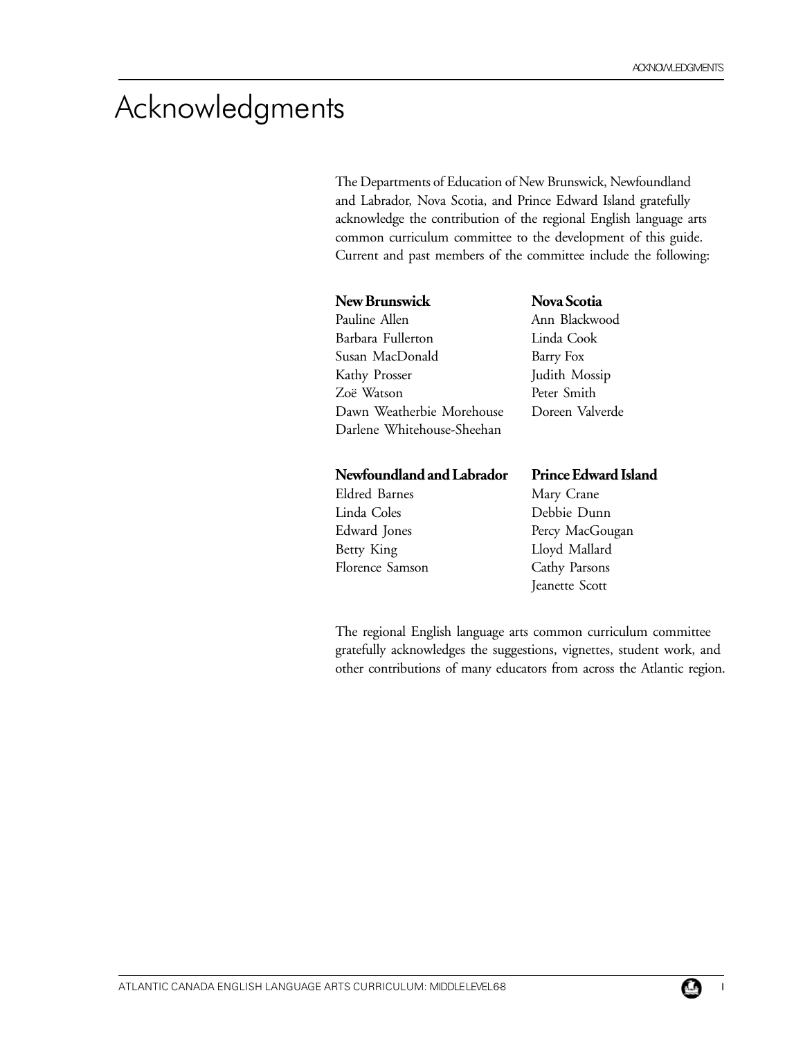# Acknowledgments

The Departments of Education of New Brunswick, Newfoundland and Labrador, Nova Scotia, and Prince Edward Island gratefully acknowledge the contribution of the regional English language arts common curriculum committee to the development of this guide. Current and past members of the committee include the following:

**New Brunswick**
Pauline Allen
Barbara Fullerton
Susan MacDonald
Kathy Prosser
Zoë Watson
Dawn Weatherbie Morehouse
Darlene Whitehouse-Sheehan

**Nova Scotia**
Ann Blackwood
Linda Cook
Barry Fox
Judith Mossip
Peter Smith
Doreen Valverde

**Newfoundland and Labrador**
Eldred Barnes
Linda Coles
Edward Jones
Betty King
Florence Samson

**Prince Edward Island**
Mary Crane
Debbie Dunn
Percy MacGougan
Lloyd Mallard
Cathy Parsons
Jeanette Scott

The regional English language arts common curriculum committee gratefully acknowledges the suggestions, vignettes, student work, and other contributions of many educators from across the Atlantic region.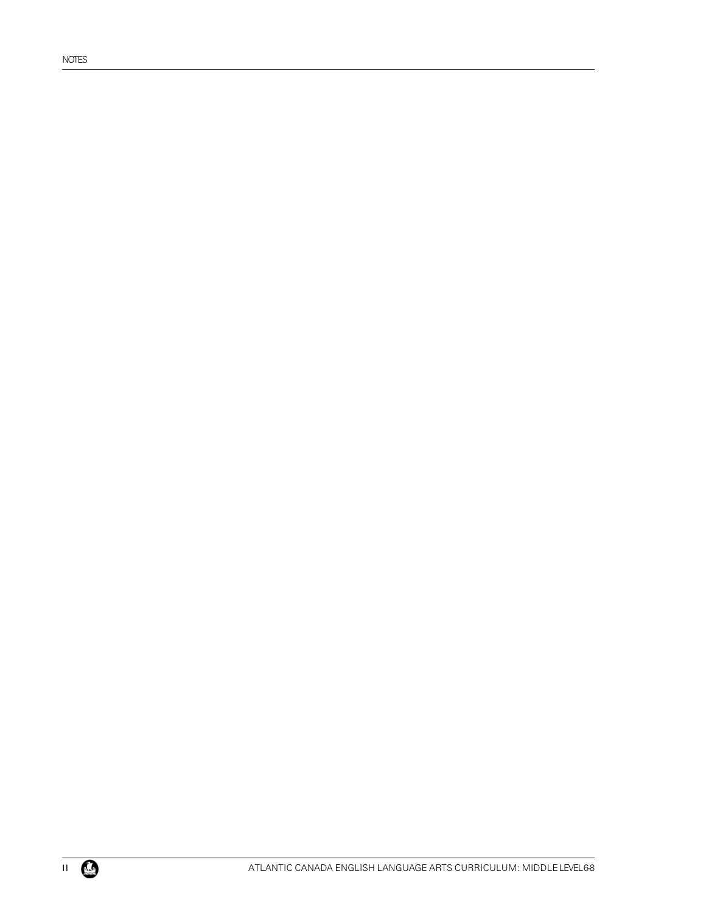NOTES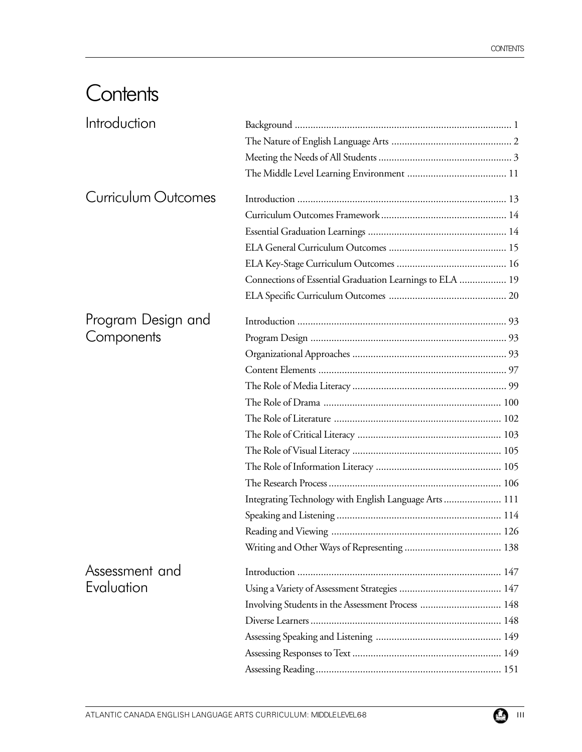# Contents

## Introduction

- Background ..... 1
- The Nature of English Language Arts ..... 2
- Meeting the Needs of All Students ..... 3
- The Middle Level Learning Environment ..... 11

## Curriculum Outcomes

- Introduction ..... 13
- Curriculum Outcomes Framework ..... 14
- Essential Graduation Learnings ..... 14
- ELA General Curriculum Outcomes ..... 15
- ELA Key-Stage Curriculum Outcomes ..... 16
- Connections of Essential Graduation Learnings to ELA ..... 19
- ELA Specific Curriculum Outcomes ..... 20

## Program Design and Components

- Introduction ..... 93
- Program Design ..... 93
- Organizational Approaches ..... 93
- Content Elements ..... 97
- The Role of Media Literacy ..... 99
- The Role of Drama ..... 100
- The Role of Literature ..... 102
- The Role of Critical Literacy ..... 103
- The Role of Visual Literacy ..... 105
- The Role of Information Literacy ..... 105
- The Research Process ..... 106
- Integrating Technology with English Language Arts ..... 111
- Speaking and Listening ..... 114
- Reading and Viewing ..... 126
- Writing and Other Ways of Representing ..... 138

## Assessment and Evaluation

- Introduction ..... 147
- Using a Variety of Assessment Strategies ..... 147
- Involving Students in the Assessment Process ..... 148
- Diverse Learners ..... 148
- Assessing Speaking and Listening ..... 149
- Assessing Responses to Text ..... 149
- Assessing Reading ..... 151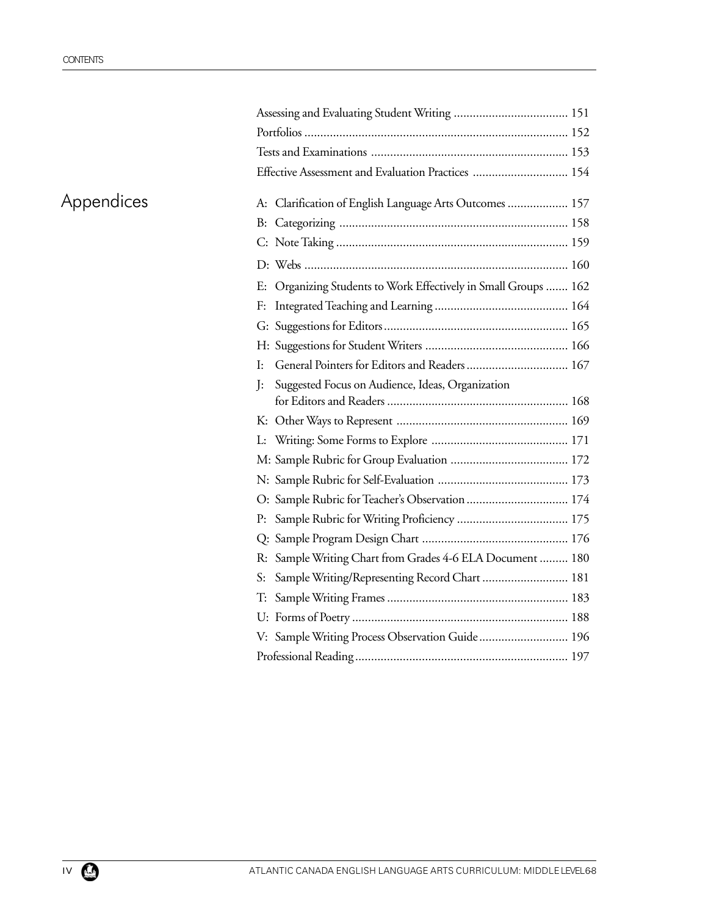Assessing and Evaluating Student Writing .................................... 151
Portfolios .................................................................................. 152
Tests and Examinations .............................................................. 153
Effective Assessment and Evaluation Practices .............................. 154

## Appendices

A: Clarification of English Language Arts Outcomes ................... 157
B: Categorizing ........................................................................ 158
C: Note Taking ......................................................................... 159
D: Webs .................................................................................. 160
E: Organizing Students to Work Effectively in Small Groups ....... 162
F: Integrated Teaching and Learning .......................................... 164
G: Suggestions for Editors .......................................................... 165
H: Suggestions for Student Writers ............................................. 166
I: General Pointers for Editors and Readers ................................ 167
J: Suggested Focus on Audience, Ideas, Organization for Editors and Readers ......................................................... 168
K: Other Ways to Represent ...................................................... 169
L: Writing: Some Forms to Explore ........................................... 171
M: Sample Rubric for Group Evaluation ..................................... 172
N: Sample Rubric for Self-Evaluation ......................................... 173
O: Sample Rubric for Teacher's Observation ................................ 174
P: Sample Rubric for Writing Proficiency ................................... 175
Q: Sample Program Design Chart .............................................. 176
R: Sample Writing Chart from Grades 4-6 ELA Document ......... 180
S: Sample Writing/Representing Record Chart ........................... 181
T: Sample Writing Frames ......................................................... 183
U: Forms of Poetry .................................................................... 188
V: Sample Writing Process Observation Guide ............................ 196

Professional Reading .................................................................. 197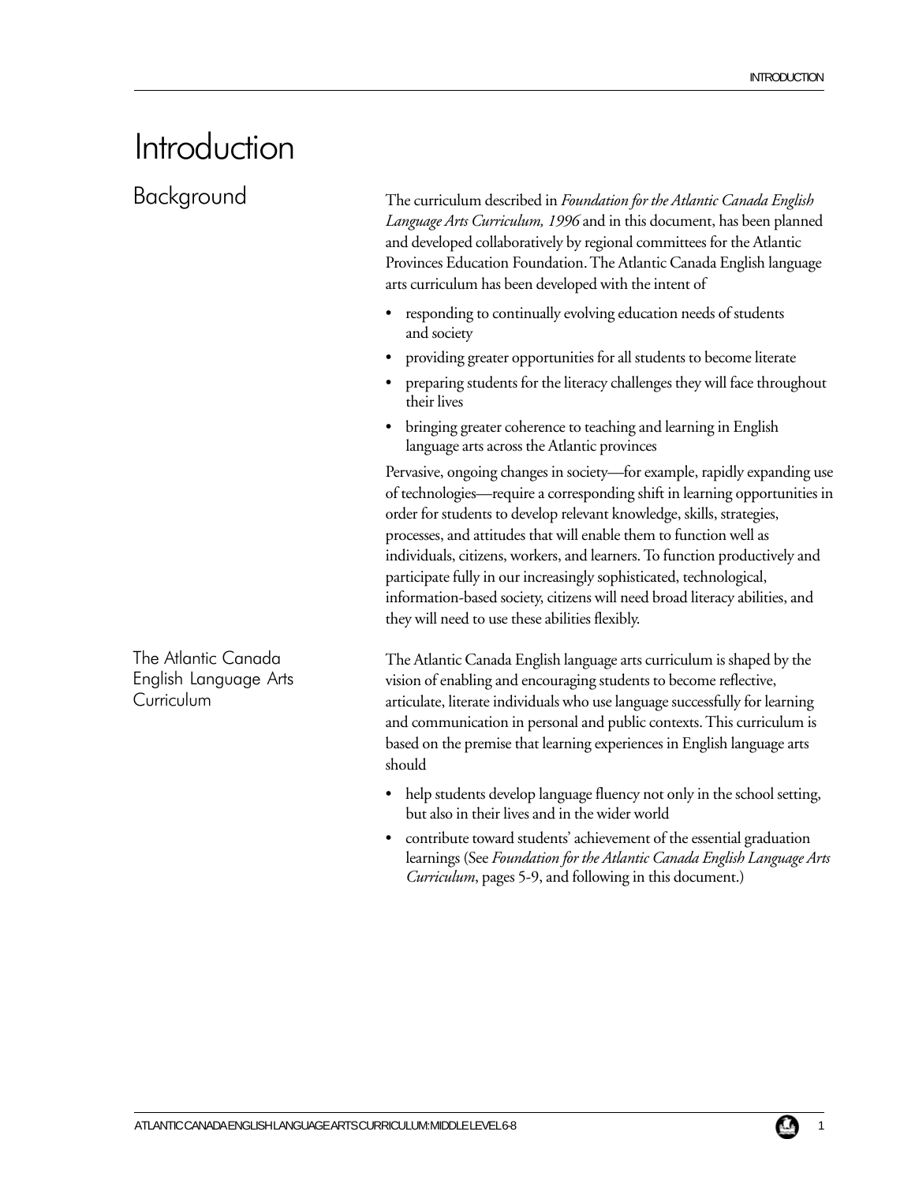# Introduction

## Background

The curriculum described in *Foundation for the Atlantic Canada English Language Arts Curriculum, 1996* and in this document, has been planned and developed collaboratively by regional committees for the Atlantic Provinces Education Foundation. The Atlantic Canada English language arts curriculum has been developed with the intent of

- responding to continually evolving education needs of students and society
- providing greater opportunities for all students to become literate
- preparing students for the literacy challenges they will face throughout their lives
- bringing greater coherence to teaching and learning in English language arts across the Atlantic provinces

Pervasive, ongoing changes in society—for example, rapidly expanding use of technologies—require a corresponding shift in learning opportunities in order for students to develop relevant knowledge, skills, strategies, processes, and attitudes that will enable them to function well as individuals, citizens, workers, and learners. To function productively and participate fully in our increasingly sophisticated, technological, information-based society, citizens will need broad literacy abilities, and they will need to use these abilities flexibly.

## The Atlantic Canada English Language Arts Curriculum

The Atlantic Canada English language arts curriculum is shaped by the vision of enabling and encouraging students to become reflective, articulate, literate individuals who use language successfully for learning and communication in personal and public contexts. This curriculum is based on the premise that learning experiences in English language arts should

- help students develop language fluency not only in the school setting, but also in their lives and in the wider world
- contribute toward students' achievement of the essential graduation learnings (See *Foundation for the Atlantic Canada English Language Arts Curriculum*, pages 5-9, and following in this document.)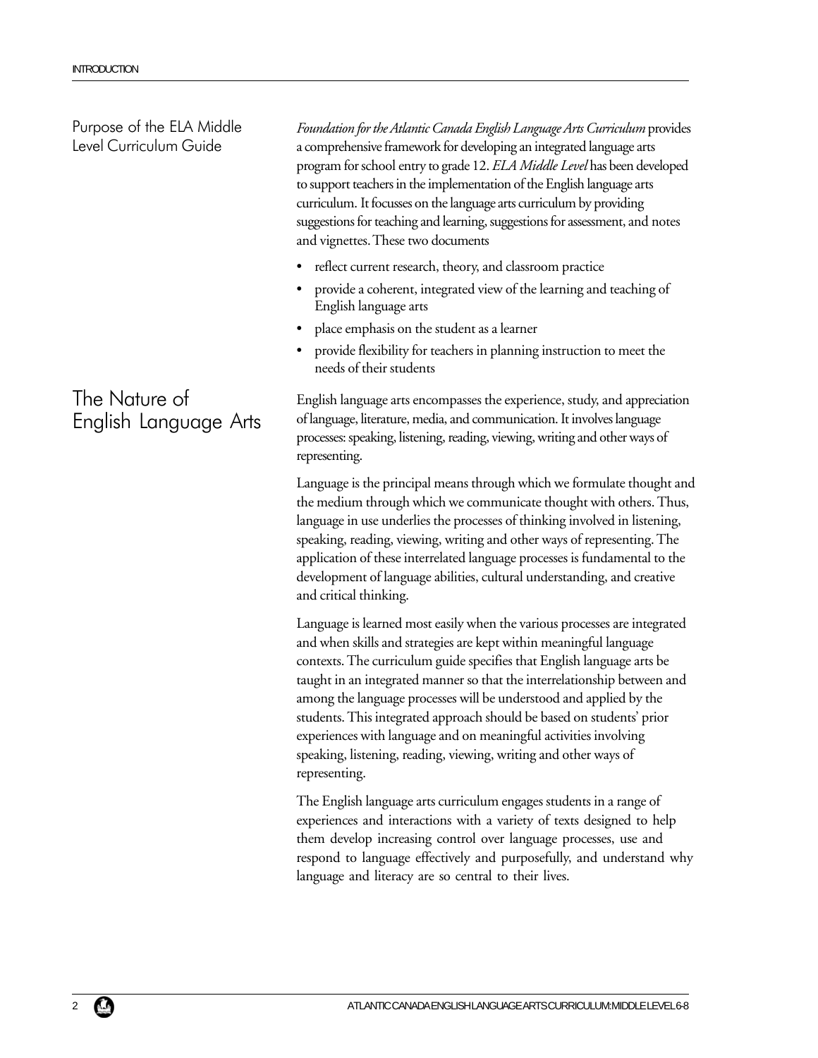## Purpose of the ELA Middle Level Curriculum Guide

*Foundation for the Atlantic Canada English Language Arts Curriculum* provides a comprehensive framework for developing an integrated language arts program for school entry to grade 12. *ELA Middle Level* has been developed to support teachers in the implementation of the English language arts curriculum. It focusses on the language arts curriculum by providing suggestions for teaching and learning, suggestions for assessment, and notes and vignettes. These two documents

- reflect current research, theory, and classroom practice
- provide a coherent, integrated view of the learning and teaching of English language arts
- place emphasis on the student as a learner
- provide flexibility for teachers in planning instruction to meet the needs of their students

## The Nature of English Language Arts

English language arts encompasses the experience, study, and appreciation of language, literature, media, and communication. It involves language processes: speaking, listening, reading, viewing, writing and other ways of representing.

Language is the principal means through which we formulate thought and the medium through which we communicate thought with others. Thus, language in use underlies the processes of thinking involved in listening, speaking, reading, viewing, writing and other ways of representing. The application of these interrelated language processes is fundamental to the development of language abilities, cultural understanding, and creative and critical thinking.

Language is learned most easily when the various processes are integrated and when skills and strategies are kept within meaningful language contexts. The curriculum guide specifies that English language arts be taught in an integrated manner so that the interrelationship between and among the language processes will be understood and applied by the students. This integrated approach should be based on students' prior experiences with language and on meaningful activities involving speaking, listening, reading, viewing, writing and other ways of representing.

The English language arts curriculum engages students in a range of experiences and interactions with a variety of texts designed to help them develop increasing control over language processes, use and respond to language effectively and purposefully, and understand why language and literacy are so central to their lives.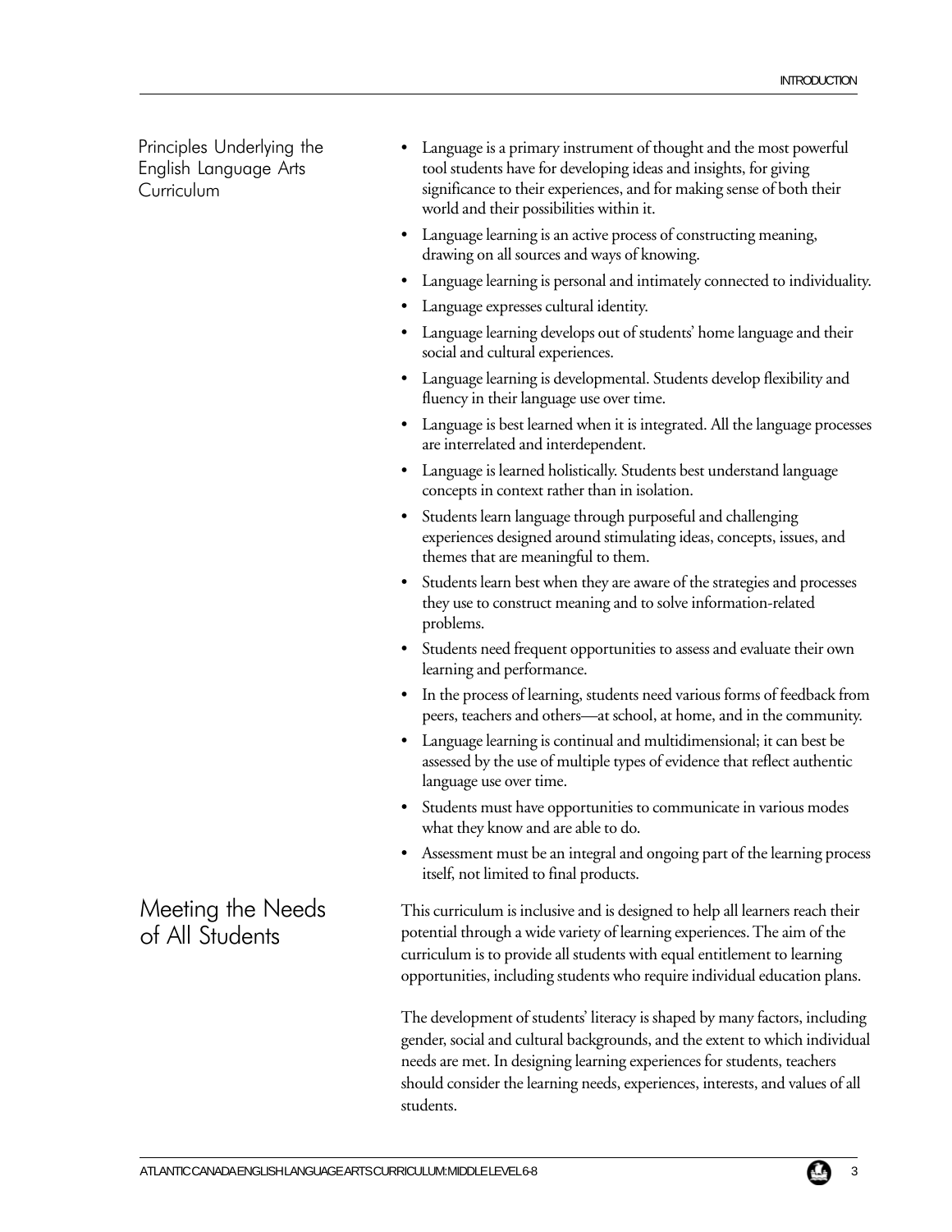## Principles Underlying the English Language Arts Curriculum

- Language is a primary instrument of thought and the most powerful tool students have for developing ideas and insights, for giving significance to their experiences, and for making sense of both their world and their possibilities within it.
- Language learning is an active process of constructing meaning, drawing on all sources and ways of knowing.
- Language learning is personal and intimately connected to individuality.
- Language expresses cultural identity.
- Language learning develops out of students' home language and their social and cultural experiences.
- Language learning is developmental. Students develop flexibility and fluency in their language use over time.
- Language is best learned when it is integrated. All the language processes are interrelated and interdependent.
- Language is learned holistically. Students best understand language concepts in context rather than in isolation.
- Students learn language through purposeful and challenging experiences designed around stimulating ideas, concepts, issues, and themes that are meaningful to them.
- Students learn best when they are aware of the strategies and processes they use to construct meaning and to solve information-related problems.
- Students need frequent opportunities to assess and evaluate their own learning and performance.
- In the process of learning, students need various forms of feedback from peers, teachers and others—at school, at home, and in the community.
- Language learning is continual and multidimensional; it can best be assessed by the use of multiple types of evidence that reflect authentic language use over time.
- Students must have opportunities to communicate in various modes what they know and are able to do.
- Assessment must be an integral and ongoing part of the learning process itself, not limited to final products.

## Meeting the Needs of All Students

This curriculum is inclusive and is designed to help all learners reach their potential through a wide variety of learning experiences. The aim of the curriculum is to provide all students with equal entitlement to learning opportunities, including students who require individual education plans.

The development of students' literacy is shaped by many factors, including gender, social and cultural backgrounds, and the extent to which individual needs are met. In designing learning experiences for students, teachers should consider the learning needs, experiences, interests, and values of all students.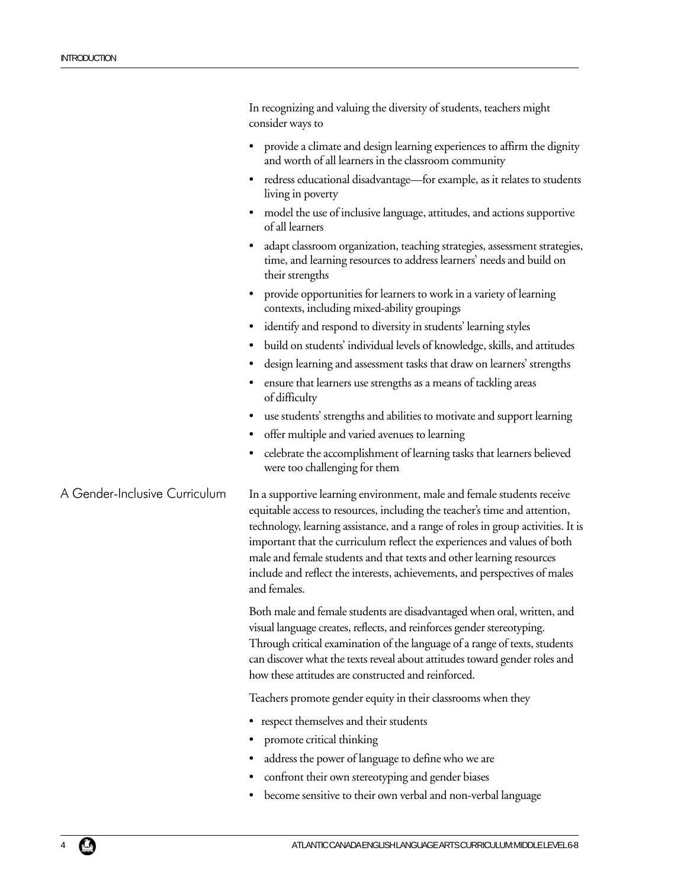In recognizing and valuing the diversity of students, teachers might consider ways to

- provide a climate and design learning experiences to affirm the dignity and worth of all learners in the classroom community
- redress educational disadvantage—for example, as it relates to students living in poverty
- model the use of inclusive language, attitudes, and actions supportive of all learners
- adapt classroom organization, teaching strategies, assessment strategies, time, and learning resources to address learners' needs and build on their strengths
- provide opportunities for learners to work in a variety of learning contexts, including mixed-ability groupings
- identify and respond to diversity in students' learning styles
- build on students' individual levels of knowledge, skills, and attitudes
- design learning and assessment tasks that draw on learners' strengths
- ensure that learners use strengths as a means of tackling areas of difficulty
- use students' strengths and abilities to motivate and support learning
- offer multiple and varied avenues to learning
- celebrate the accomplishment of learning tasks that learners believed were too challenging for them

## A Gender-Inclusive Curriculum

In a supportive learning environment, male and female students receive equitable access to resources, including the teacher's time and attention, technology, learning assistance, and a range of roles in group activities. It is important that the curriculum reflect the experiences and values of both male and female students and that texts and other learning resources include and reflect the interests, achievements, and perspectives of males and females.

Both male and female students are disadvantaged when oral, written, and visual language creates, reflects, and reinforces gender stereotyping. Through critical examination of the language of a range of texts, students can discover what the texts reveal about attitudes toward gender roles and how these attitudes are constructed and reinforced.

Teachers promote gender equity in their classrooms when they

- respect themselves and their students
- promote critical thinking
- address the power of language to define who we are
- confront their own stereotyping and gender biases
- become sensitive to their own verbal and non-verbal language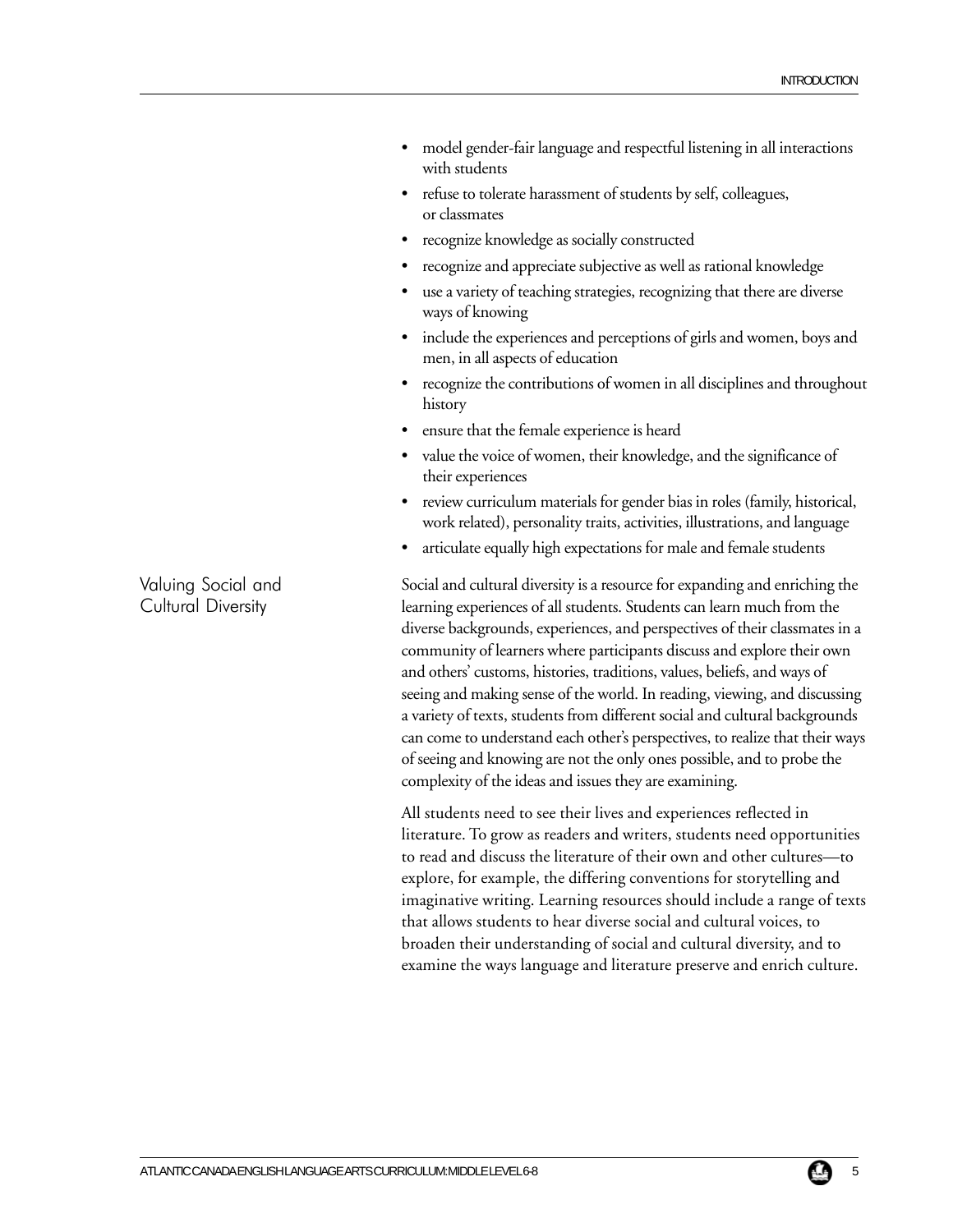- model gender-fair language and respectful listening in all interactions with students
- refuse to tolerate harassment of students by self, colleagues, or classmates
- recognize knowledge as socially constructed
- recognize and appreciate subjective as well as rational knowledge
- use a variety of teaching strategies, recognizing that there are diverse ways of knowing
- include the experiences and perceptions of girls and women, boys and men, in all aspects of education
- recognize the contributions of women in all disciplines and throughout history
- ensure that the female experience is heard
- value the voice of women, their knowledge, and the significance of their experiences
- review curriculum materials for gender bias in roles (family, historical, work related), personality traits, activities, illustrations, and language
- articulate equally high expectations for male and female students

## Valuing Social and Cultural Diversity

Social and cultural diversity is a resource for expanding and enriching the learning experiences of all students. Students can learn much from the diverse backgrounds, experiences, and perspectives of their classmates in a community of learners where participants discuss and explore their own and others' customs, histories, traditions, values, beliefs, and ways of seeing and making sense of the world. In reading, viewing, and discussing a variety of texts, students from different social and cultural backgrounds can come to understand each other's perspectives, to realize that their ways of seeing and knowing are not the only ones possible, and to probe the complexity of the ideas and issues they are examining.

All students need to see their lives and experiences reflected in literature. To grow as readers and writers, students need opportunities to read and discuss the literature of their own and other cultures—to explore, for example, the differing conventions for storytelling and imaginative writing. Learning resources should include a range of texts that allows students to hear diverse social and cultural voices, to broaden their understanding of social and cultural diversity, and to examine the ways language and literature preserve and enrich culture.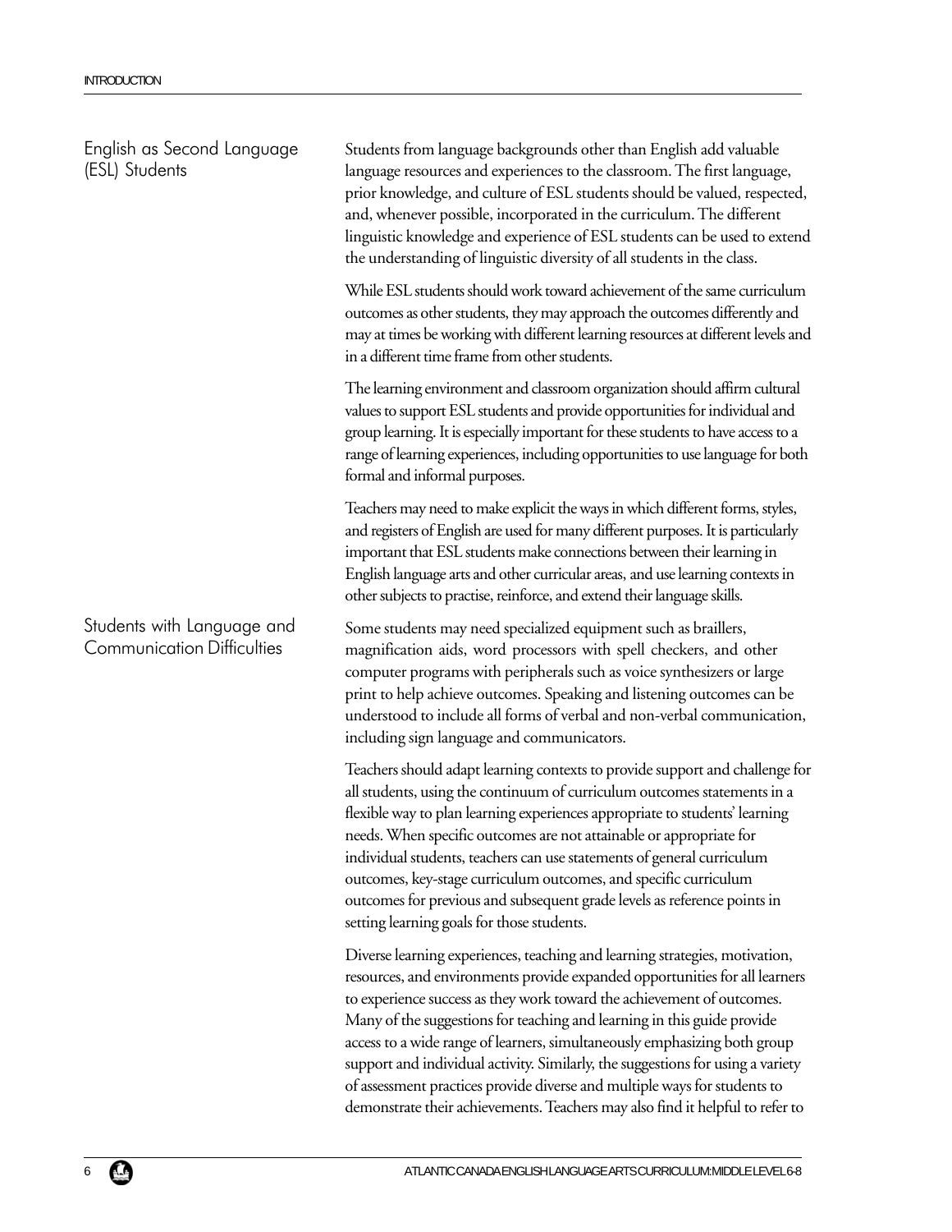## English as Second Language (ESL) Students

Students from language backgrounds other than English add valuable language resources and experiences to the classroom. The first language, prior knowledge, and culture of ESL students should be valued, respected, and, whenever possible, incorporated in the curriculum. The different linguistic knowledge and experience of ESL students can be used to extend the understanding of linguistic diversity of all students in the class.

While ESL students should work toward achievement of the same curriculum outcomes as other students, they may approach the outcomes differently and may at times be working with different learning resources at different levels and in a different time frame from other students.

The learning environment and classroom organization should affirm cultural values to support ESL students and provide opportunities for individual and group learning. It is especially important for these students to have access to a range of learning experiences, including opportunities to use language for both formal and informal purposes.

Teachers may need to make explicit the ways in which different forms, styles, and registers of English are used for many different purposes. It is particularly important that ESL students make connections between their learning in English language arts and other curricular areas, and use learning contexts in other subjects to practise, reinforce, and extend their language skills.

## Students with Language and Communication Difficulties

Some students may need specialized equipment such as braillers, magnification aids, word processors with spell checkers, and other computer programs with peripherals such as voice synthesizers or large print to help achieve outcomes. Speaking and listening outcomes can be understood to include all forms of verbal and non-verbal communication, including sign language and communicators.

Teachers should adapt learning contexts to provide support and challenge for all students, using the continuum of curriculum outcomes statements in a flexible way to plan learning experiences appropriate to students' learning needs. When specific outcomes are not attainable or appropriate for individual students, teachers can use statements of general curriculum outcomes, key-stage curriculum outcomes, and specific curriculum outcomes for previous and subsequent grade levels as reference points in setting learning goals for those students.

Diverse learning experiences, teaching and learning strategies, motivation, resources, and environments provide expanded opportunities for all learners to experience success as they work toward the achievement of outcomes. Many of the suggestions for teaching and learning in this guide provide access to a wide range of learners, simultaneously emphasizing both group support and individual activity. Similarly, the suggestions for using a variety of assessment practices provide diverse and multiple ways for students to demonstrate their achievements. Teachers may also find it helpful to refer to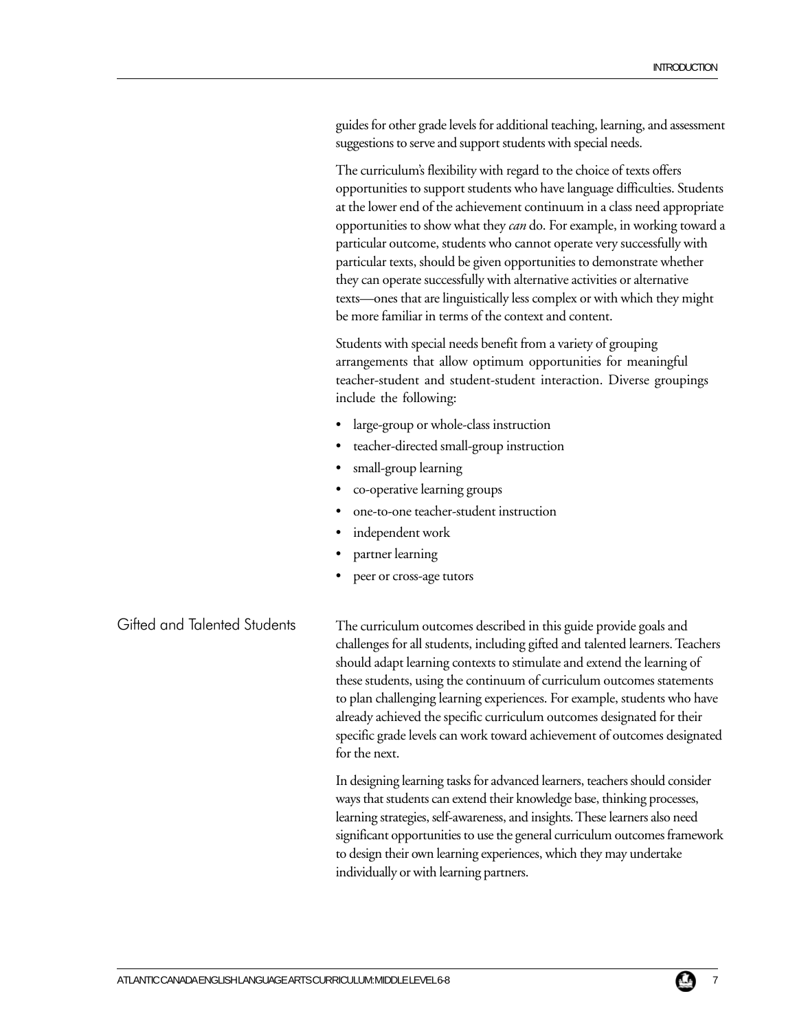guides for other grade levels for additional teaching, learning, and assessment suggestions to serve and support students with special needs.

The curriculum's flexibility with regard to the choice of texts offers opportunities to support students who have language difficulties. Students at the lower end of the achievement continuum in a class need appropriate opportunities to show what they *can* do. For example, in working toward a particular outcome, students who cannot operate very successfully with particular texts, should be given opportunities to demonstrate whether they can operate successfully with alternative activities or alternative texts—ones that are linguistically less complex or with which they might be more familiar in terms of the context and content.

Students with special needs benefit from a variety of grouping arrangements that allow optimum opportunities for meaningful teacher-student and student-student interaction. Diverse groupings include the following:

- large-group or whole-class instruction
- teacher-directed small-group instruction
- small-group learning
- co-operative learning groups
- one-to-one teacher-student instruction
- independent work
- partner learning
- peer or cross-age tutors

## Gifted and Talented Students

The curriculum outcomes described in this guide provide goals and challenges for all students, including gifted and talented learners. Teachers should adapt learning contexts to stimulate and extend the learning of these students, using the continuum of curriculum outcomes statements to plan challenging learning experiences. For example, students who have already achieved the specific curriculum outcomes designated for their specific grade levels can work toward achievement of outcomes designated for the next.

In designing learning tasks for advanced learners, teachers should consider ways that students can extend their knowledge base, thinking processes, learning strategies, self-awareness, and insights. These learners also need significant opportunities to use the general curriculum outcomes framework to design their own learning experiences, which they may undertake individually or with learning partners.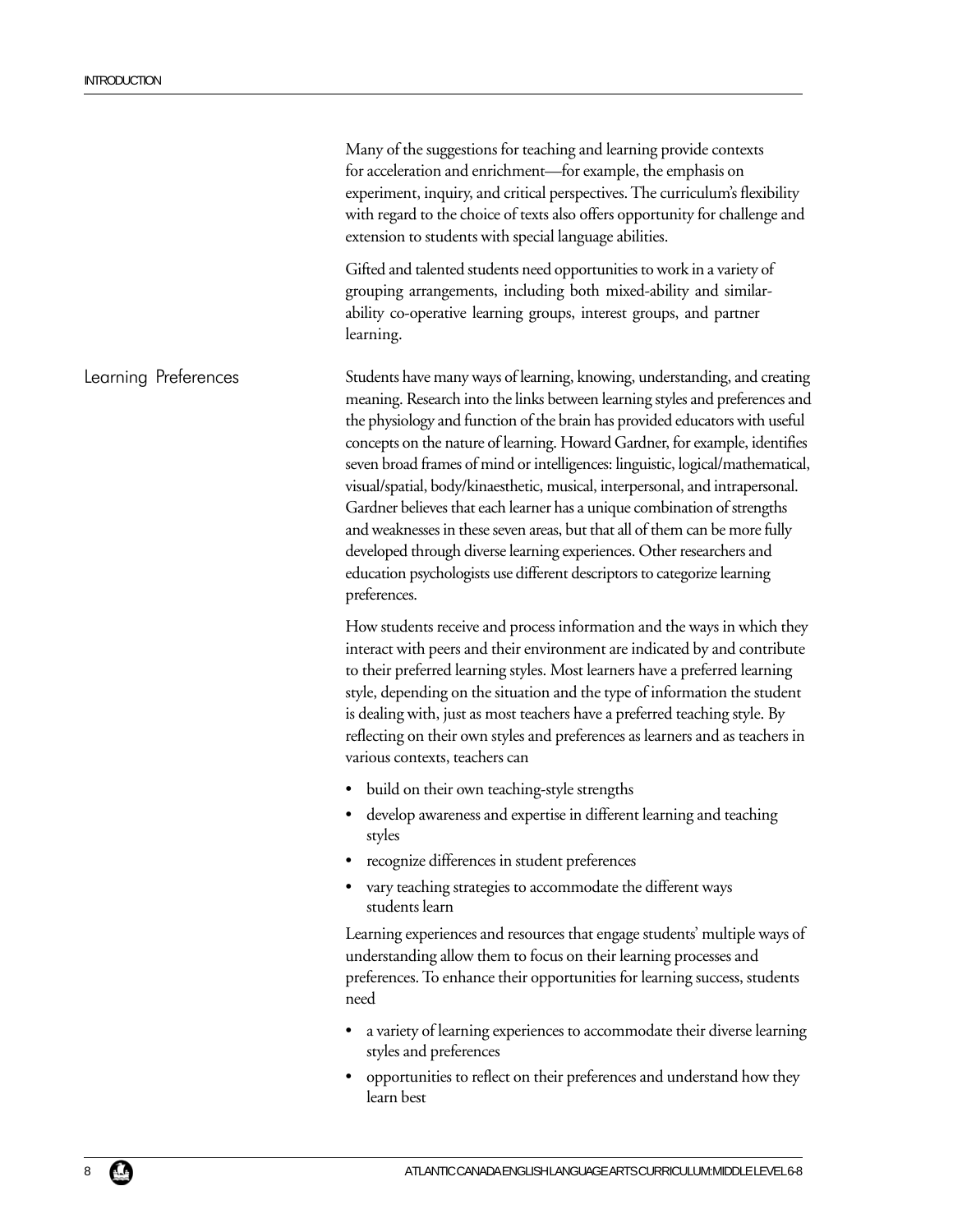Many of the suggestions for teaching and learning provide contexts for acceleration and enrichment—for example, the emphasis on experiment, inquiry, and critical perspectives. The curriculum's flexibility with regard to the choice of texts also offers opportunity for challenge and extension to students with special language abilities.

Gifted and talented students need opportunities to work in a variety of grouping arrangements, including both mixed-ability and similar-ability co-operative learning groups, interest groups, and partner learning.

## Learning Preferences

Students have many ways of learning, knowing, understanding, and creating meaning. Research into the links between learning styles and preferences and the physiology and function of the brain has provided educators with useful concepts on the nature of learning. Howard Gardner, for example, identifies seven broad frames of mind or intelligences: linguistic, logical/mathematical, visual/spatial, body/kinaesthetic, musical, interpersonal, and intrapersonal. Gardner believes that each learner has a unique combination of strengths and weaknesses in these seven areas, but that all of them can be more fully developed through diverse learning experiences. Other researchers and education psychologists use different descriptors to categorize learning preferences.

How students receive and process information and the ways in which they interact with peers and their environment are indicated by and contribute to their preferred learning styles. Most learners have a preferred learning style, depending on the situation and the type of information the student is dealing with, just as most teachers have a preferred teaching style. By reflecting on their own styles and preferences as learners and as teachers in various contexts, teachers can

- build on their own teaching-style strengths
- develop awareness and expertise in different learning and teaching styles
- recognize differences in student preferences
- vary teaching strategies to accommodate the different ways students learn

Learning experiences and resources that engage students' multiple ways of understanding allow them to focus on their learning processes and preferences. To enhance their opportunities for learning success, students need

- a variety of learning experiences to accommodate their diverse learning styles and preferences
- opportunities to reflect on their preferences and understand how they learn best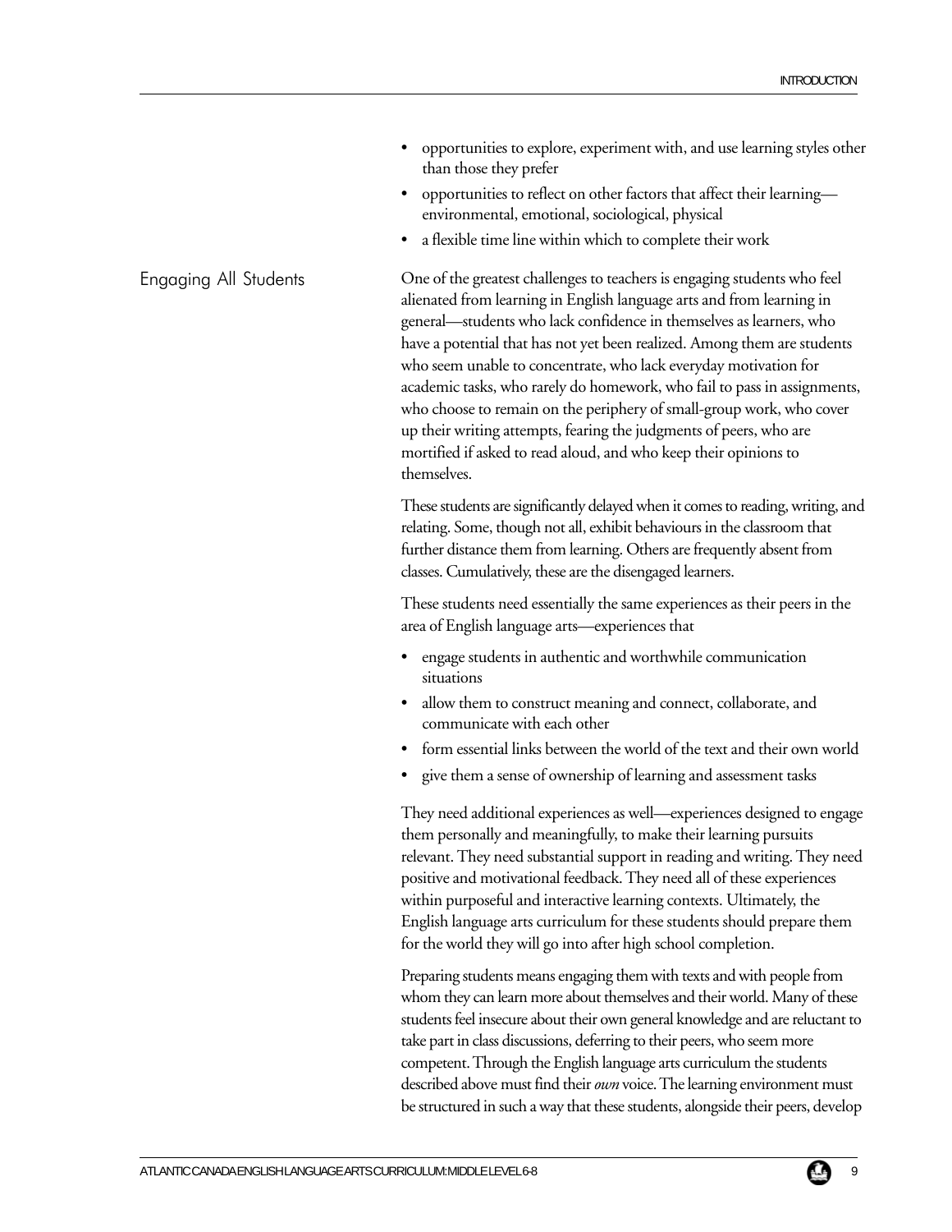- opportunities to explore, experiment with, and use learning styles other than those they prefer
- opportunities to reflect on other factors that affect their learning—environmental, emotional, sociological, physical
- a flexible time line within which to complete their work

## Engaging All Students

One of the greatest challenges to teachers is engaging students who feel alienated from learning in English language arts and from learning in general—students who lack confidence in themselves as learners, who have a potential that has not yet been realized. Among them are students who seem unable to concentrate, who lack everyday motivation for academic tasks, who rarely do homework, who fail to pass in assignments, who choose to remain on the periphery of small-group work, who cover up their writing attempts, fearing the judgments of peers, who are mortified if asked to read aloud, and who keep their opinions to themselves.

These students are significantly delayed when it comes to reading, writing, and relating. Some, though not all, exhibit behaviours in the classroom that further distance them from learning. Others are frequently absent from classes. Cumulatively, these are the disengaged learners.

These students need essentially the same experiences as their peers in the area of English language arts—experiences that

- engage students in authentic and worthwhile communication situations
- allow them to construct meaning and connect, collaborate, and communicate with each other
- form essential links between the world of the text and their own world
- give them a sense of ownership of learning and assessment tasks

They need additional experiences as well—experiences designed to engage them personally and meaningfully, to make their learning pursuits relevant. They need substantial support in reading and writing. They need positive and motivational feedback. They need all of these experiences within purposeful and interactive learning contexts. Ultimately, the English language arts curriculum for these students should prepare them for the world they will go into after high school completion.

Preparing students means engaging them with texts and with people from whom they can learn more about themselves and their world. Many of these students feel insecure about their own general knowledge and are reluctant to take part in class discussions, deferring to their peers, who seem more competent. Through the English language arts curriculum the students described above must find their *own* voice. The learning environment must be structured in such a way that these students, alongside their peers, develop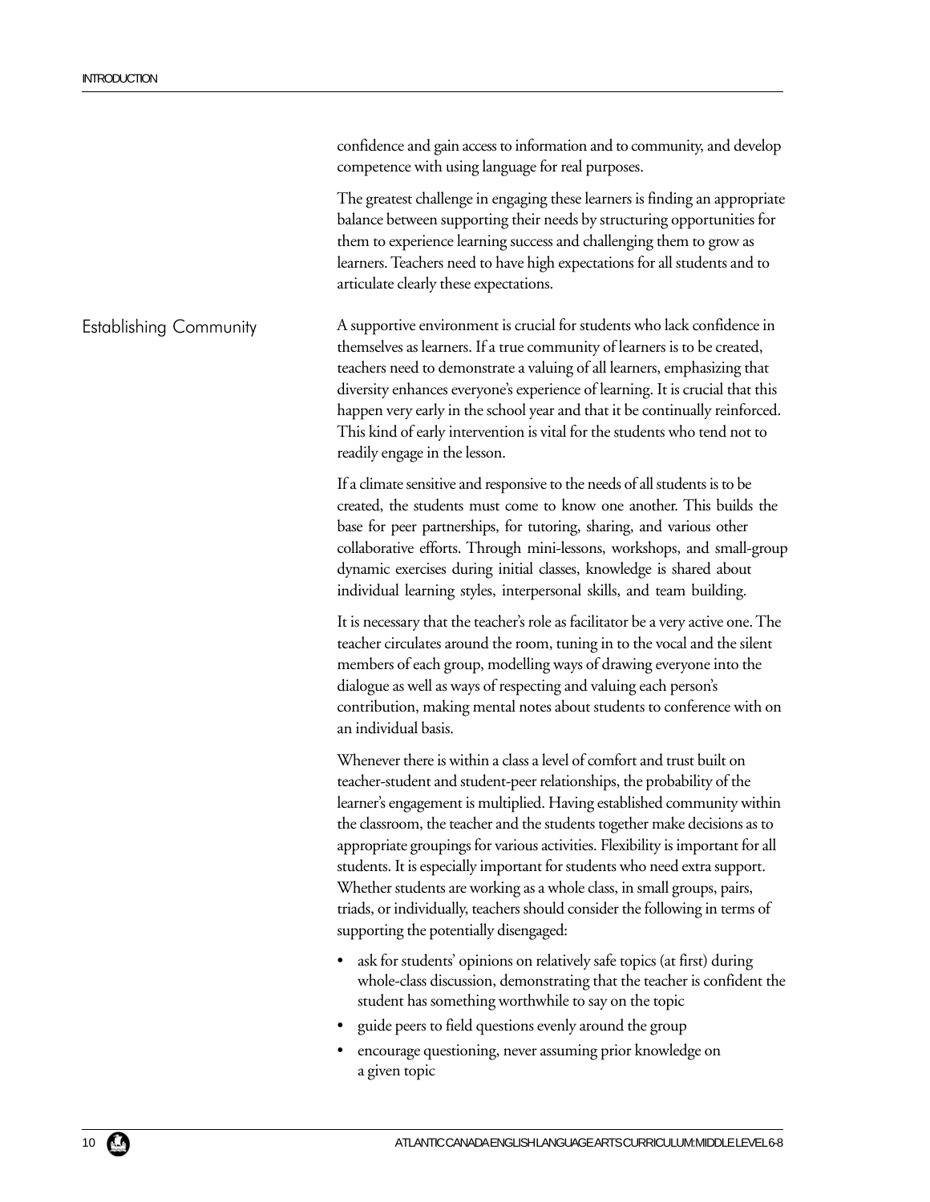confidence and gain access to information and to community, and develop competence with using language for real purposes.

The greatest challenge in engaging these learners is finding an appropriate balance between supporting their needs by structuring opportunities for them to experience learning success and challenging them to grow as learners. Teachers need to have high expectations for all students and to articulate clearly these expectations.

## Establishing Community

A supportive environment is crucial for students who lack confidence in themselves as learners. If a true community of learners is to be created, teachers need to demonstrate a valuing of all learners, emphasizing that diversity enhances everyone's experience of learning. It is crucial that this happen very early in the school year and that it be continually reinforced. This kind of early intervention is vital for the students who tend not to readily engage in the lesson.

If a climate sensitive and responsive to the needs of all students is to be created, the students must come to know one another. This builds the base for peer partnerships, for tutoring, sharing, and various other collaborative efforts. Through mini-lessons, workshops, and small-group dynamic exercises during initial classes, knowledge is shared about individual learning styles, interpersonal skills, and team building.

It is necessary that the teacher's role as facilitator be a very active one. The teacher circulates around the room, tuning in to the vocal and the silent members of each group, modelling ways of drawing everyone into the dialogue as well as ways of respecting and valuing each person's contribution, making mental notes about students to conference with on an individual basis.

Whenever there is within a class a level of comfort and trust built on teacher-student and student-peer relationships, the probability of the learner's engagement is multiplied. Having established community within the classroom, the teacher and the students together make decisions as to appropriate groupings for various activities. Flexibility is important for all students. It is especially important for students who need extra support. Whether students are working as a whole class, in small groups, pairs, triads, or individually, teachers should consider the following in terms of supporting the potentially disengaged:

- ask for students' opinions on relatively safe topics (at first) during whole-class discussion, demonstrating that the teacher is confident the student has something worthwhile to say on the topic
- guide peers to field questions evenly around the group
- encourage questioning, never assuming prior knowledge on a given topic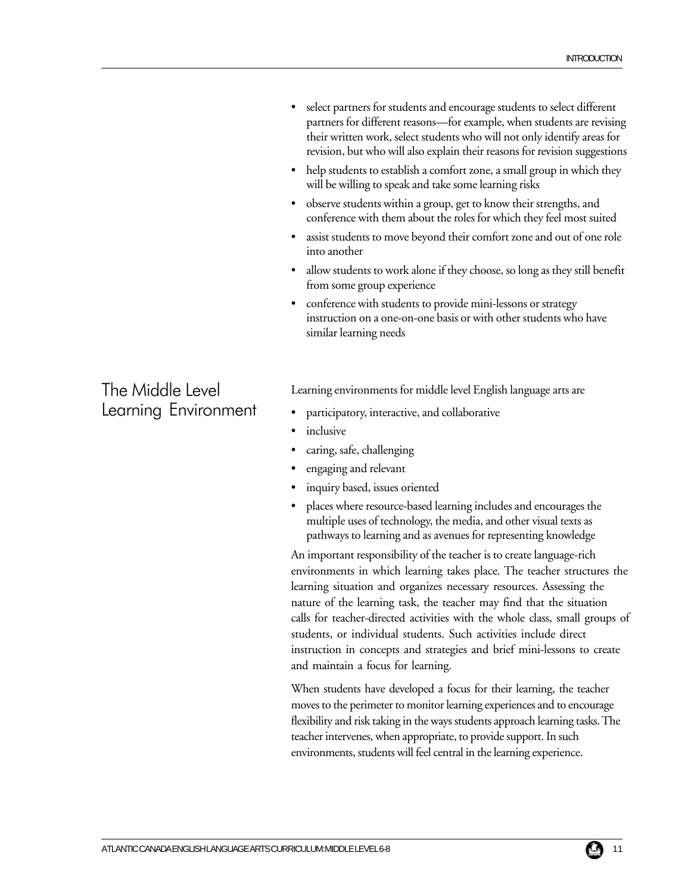- select partners for students and encourage students to select different partners for different reasons—for example, when students are revising their written work, select students who will not only identify areas for revision, but who will also explain their reasons for revision suggestions
- help students to establish a comfort zone, a small group in which they will be willing to speak and take some learning risks
- observe students within a group, get to know their strengths, and conference with them about the roles for which they feel most suited
- assist students to move beyond their comfort zone and out of one role into another
- allow students to work alone if they choose, so long as they still benefit from some group experience
- conference with students to provide mini-lessons or strategy instruction on a one-on-one basis or with other students who have similar learning needs

## The Middle Level Learning Environment

Learning environments for middle level English language arts are

- participatory, interactive, and collaborative
- inclusive
- caring, safe, challenging
- engaging and relevant
- inquiry based, issues oriented
- places where resource-based learning includes and encourages the multiple uses of technology, the media, and other visual texts as pathways to learning and as avenues for representing knowledge

An important responsibility of the teacher is to create language-rich environments in which learning takes place. The teacher structures the learning situation and organizes necessary resources. Assessing the nature of the learning task, the teacher may find that the situation calls for teacher-directed activities with the whole class, small groups of students, or individual students. Such activities include direct instruction in concepts and strategies and brief mini-lessons to create and maintain a focus for learning.

When students have developed a focus for their learning, the teacher moves to the perimeter to monitor learning experiences and to encourage flexibility and risk taking in the ways students approach learning tasks. The teacher intervenes, when appropriate, to provide support. In such environments, students will feel central in the learning experience.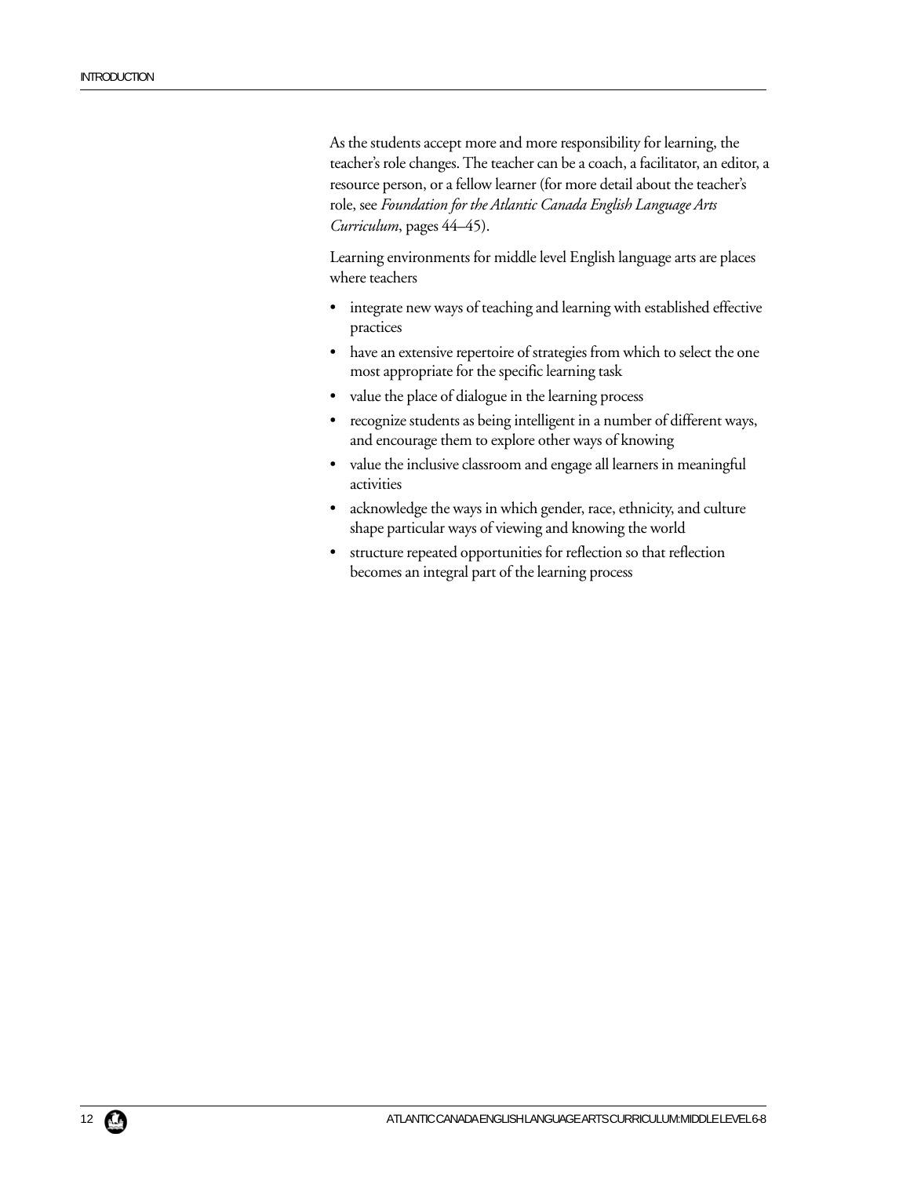As the students accept more and more responsibility for learning, the teacher's role changes. The teacher can be a coach, a facilitator, an editor, a resource person, or a fellow learner (for more detail about the teacher's role, see *Foundation for the Atlantic Canada English Language Arts Curriculum*, pages 44–45).

Learning environments for middle level English language arts are places where teachers

- integrate new ways of teaching and learning with established effective practices
- have an extensive repertoire of strategies from which to select the one most appropriate for the specific learning task
- value the place of dialogue in the learning process
- recognize students as being intelligent in a number of different ways, and encourage them to explore other ways of knowing
- value the inclusive classroom and engage all learners in meaningful activities
- acknowledge the ways in which gender, race, ethnicity, and culture shape particular ways of viewing and knowing the world
- structure repeated opportunities for reflection so that reflection becomes an integral part of the learning process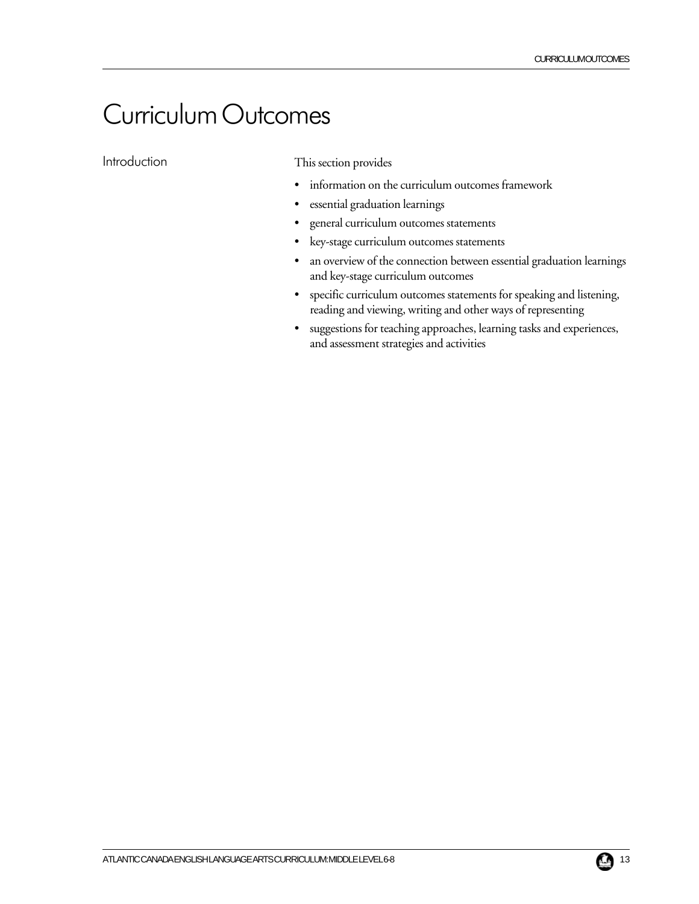# Curriculum Outcomes

## Introduction

This section provides

- information on the curriculum outcomes framework
- essential graduation learnings
- general curriculum outcomes statements
- key-stage curriculum outcomes statements
- an overview of the connection between essential graduation learnings and key-stage curriculum outcomes
- specific curriculum outcomes statements for speaking and listening, reading and viewing, writing and other ways of representing
- suggestions for teaching approaches, learning tasks and experiences, and assessment strategies and activities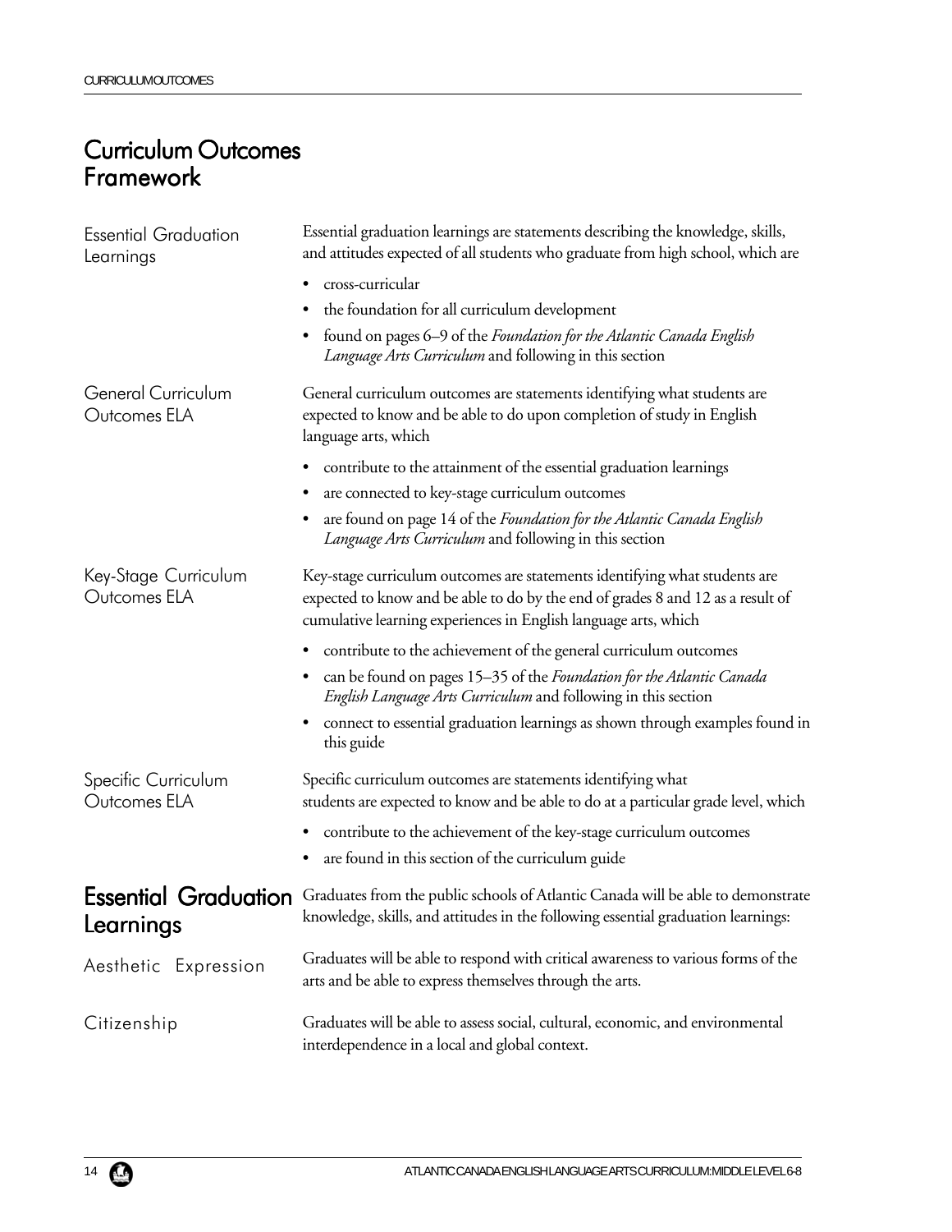# Curriculum Outcomes Framework

### Essential Graduation Learnings

Essential graduation learnings are statements describing the knowledge, skills, and attitudes expected of all students who graduate from high school, which are

- cross-curricular
- the foundation for all curriculum development
- found on pages 6–9 of the *Foundation for the Atlantic Canada English Language Arts Curriculum* and following in this section

### General Curriculum Outcomes ELA

General curriculum outcomes are statements identifying what students are expected to know and be able to do upon completion of study in English language arts, which

- contribute to the attainment of the essential graduation learnings
- are connected to key-stage curriculum outcomes
- are found on page 14 of the *Foundation for the Atlantic Canada English Language Arts Curriculum* and following in this section

### Key-Stage Curriculum Outcomes ELA

Key-stage curriculum outcomes are statements identifying what students are expected to know and be able to do by the end of grades 8 and 12 as a result of cumulative learning experiences in English language arts, which

- contribute to the achievement of the general curriculum outcomes
- can be found on pages 15–35 of the *Foundation for the Atlantic Canada English Language Arts Curriculum* and following in this section
- connect to essential graduation learnings as shown through examples found in this guide

### Specific Curriculum Outcomes ELA

Specific curriculum outcomes are statements identifying what students are expected to know and be able to do at a particular grade level, which

- contribute to the achievement of the key-stage curriculum outcomes
- are found in this section of the curriculum guide

## Essential Graduation Learnings

Graduates from the public schools of Atlantic Canada will be able to demonstrate knowledge, skills, and attitudes in the following essential graduation learnings:

### Aesthetic Expression

Graduates will be able to respond with critical awareness to various forms of the arts and be able to express themselves through the arts.

### Citizenship

Graduates will be able to assess social, cultural, economic, and environmental interdependence in a local and global context.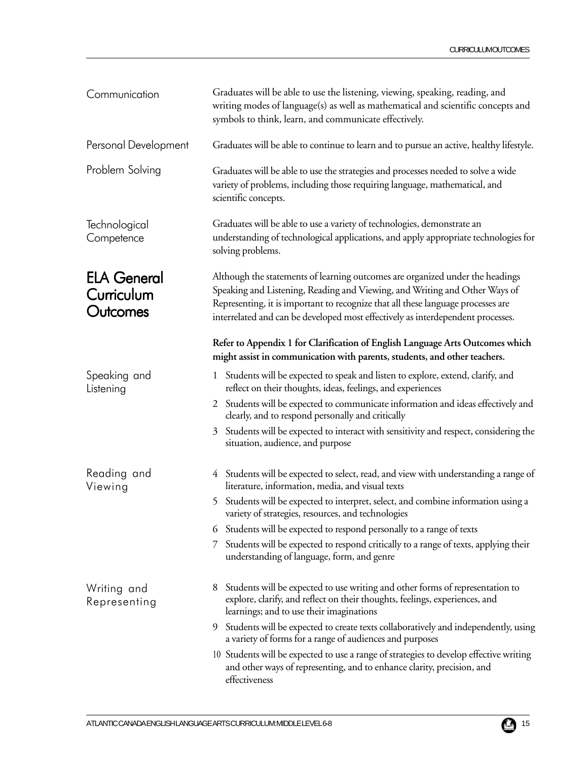**Communication**

Graduates will be able to use the listening, viewing, speaking, reading, and writing modes of language(s) as well as mathematical and scientific concepts and symbols to think, learn, and communicate effectively.

**Personal Development**

Graduates will be able to continue to learn and to pursue an active, healthy lifestyle.

**Problem Solving**

Graduates will be able to use the strategies and processes needed to solve a wide variety of problems, including those requiring language, mathematical, and scientific concepts.

**Technological Competence**

Graduates will be able to use a variety of technologies, demonstrate an understanding of technological applications, and apply appropriate technologies for solving problems.

## ELA General Curriculum Outcomes

Although the statements of learning outcomes are organized under the headings Speaking and Listening, Reading and Viewing, and Writing and Other Ways of Representing, it is important to recognize that all these language processes are interrelated and can be developed most effectively as interdependent processes.

**Refer to Appendix 1 for Clarification of English Language Arts Outcomes which might assist in communication with parents, students, and other teachers.**

### Speaking and Listening

1 Students will be expected to speak and listen to explore, extend, clarify, and reflect on their thoughts, ideas, feelings, and experiences

2 Students will be expected to communicate information and ideas effectively and clearly, and to respond personally and critically

3 Students will be expected to interact with sensitivity and respect, considering the situation, audience, and purpose

### Reading and Viewing

4 Students will be expected to select, read, and view with understanding a range of literature, information, media, and visual texts

5 Students will be expected to interpret, select, and combine information using a variety of strategies, resources, and technologies

6 Students will be expected to respond personally to a range of texts

7 Students will be expected to respond critically to a range of texts, applying their understanding of language, form, and genre

### Writing and Representing

8 Students will be expected to use writing and other forms of representation to explore, clarify, and reflect on their thoughts, feelings, experiences, and learnings; and to use their imaginations

9 Students will be expected to create texts collaboratively and independently, using a variety of forms for a range of audiences and purposes

10 Students will be expected to use a range of strategies to develop effective writing and other ways of representing, and to enhance clarity, precision, and effectiveness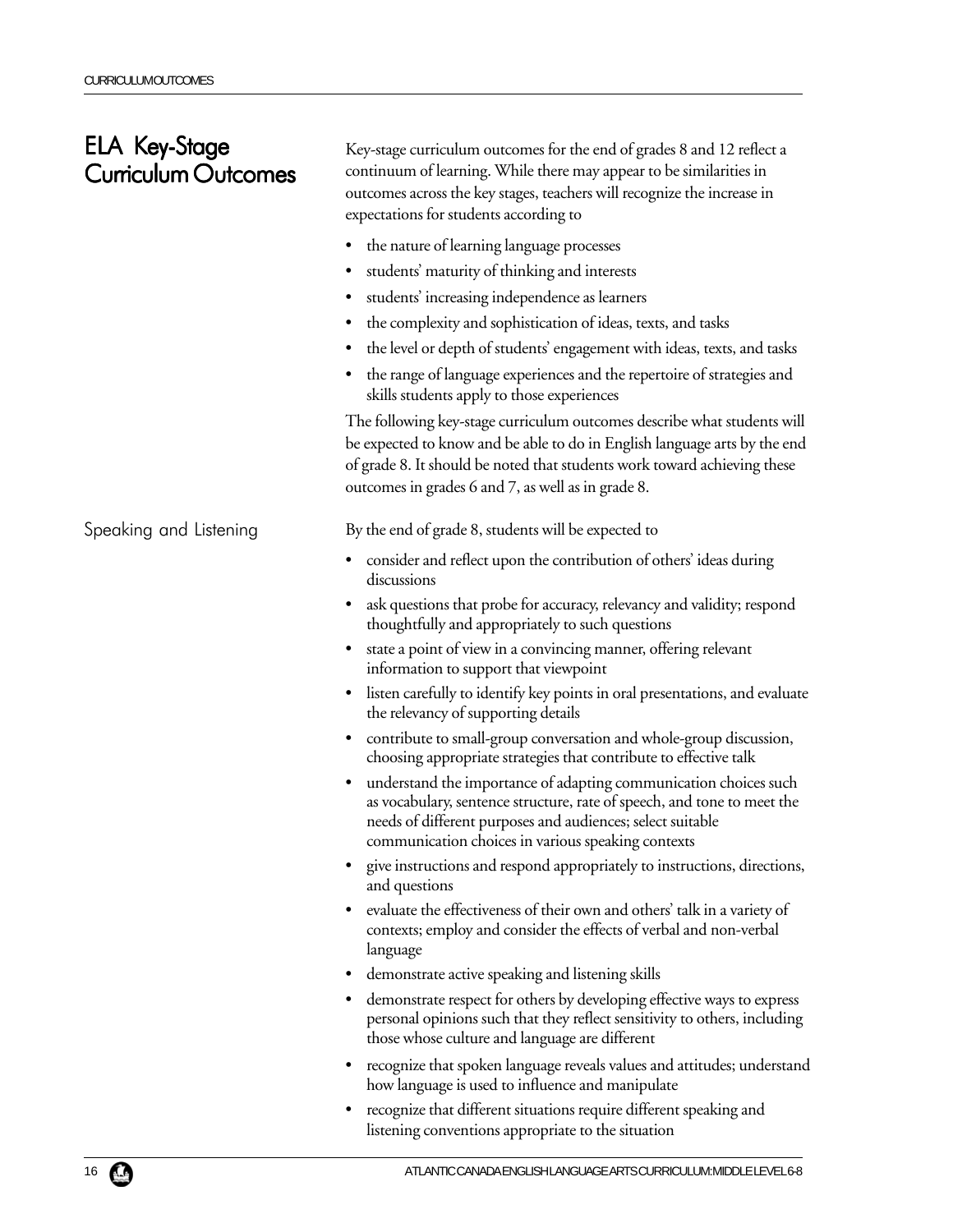## ELA Key-Stage Curriculum Outcomes

Key-stage curriculum outcomes for the end of grades 8 and 12 reflect a continuum of learning. While there may appear to be similarities in outcomes across the key stages, teachers will recognize the increase in expectations for students according to

- the nature of learning language processes
- students' maturity of thinking and interests
- students' increasing independence as learners
- the complexity and sophistication of ideas, texts, and tasks
- the level or depth of students' engagement with ideas, texts, and tasks
- the range of language experiences and the repertoire of strategies and skills students apply to those experiences

The following key-stage curriculum outcomes describe what students will be expected to know and be able to do in English language arts by the end of grade 8. It should be noted that students work toward achieving these outcomes in grades 6 and 7, as well as in grade 8.

### Speaking and Listening

By the end of grade 8, students will be expected to

- consider and reflect upon the contribution of others' ideas during discussions
- ask questions that probe for accuracy, relevancy and validity; respond thoughtfully and appropriately to such questions
- state a point of view in a convincing manner, offering relevant information to support that viewpoint
- listen carefully to identify key points in oral presentations, and evaluate the relevancy of supporting details
- contribute to small-group conversation and whole-group discussion, choosing appropriate strategies that contribute to effective talk
- understand the importance of adapting communication choices such as vocabulary, sentence structure, rate of speech, and tone to meet the needs of different purposes and audiences; select suitable communication choices in various speaking contexts
- give instructions and respond appropriately to instructions, directions, and questions
- evaluate the effectiveness of their own and others' talk in a variety of contexts; employ and consider the effects of verbal and non-verbal language
- demonstrate active speaking and listening skills
- demonstrate respect for others by developing effective ways to express personal opinions such that they reflect sensitivity to others, including those whose culture and language are different
- recognize that spoken language reveals values and attitudes; understand how language is used to influence and manipulate
- recognize that different situations require different speaking and listening conventions appropriate to the situation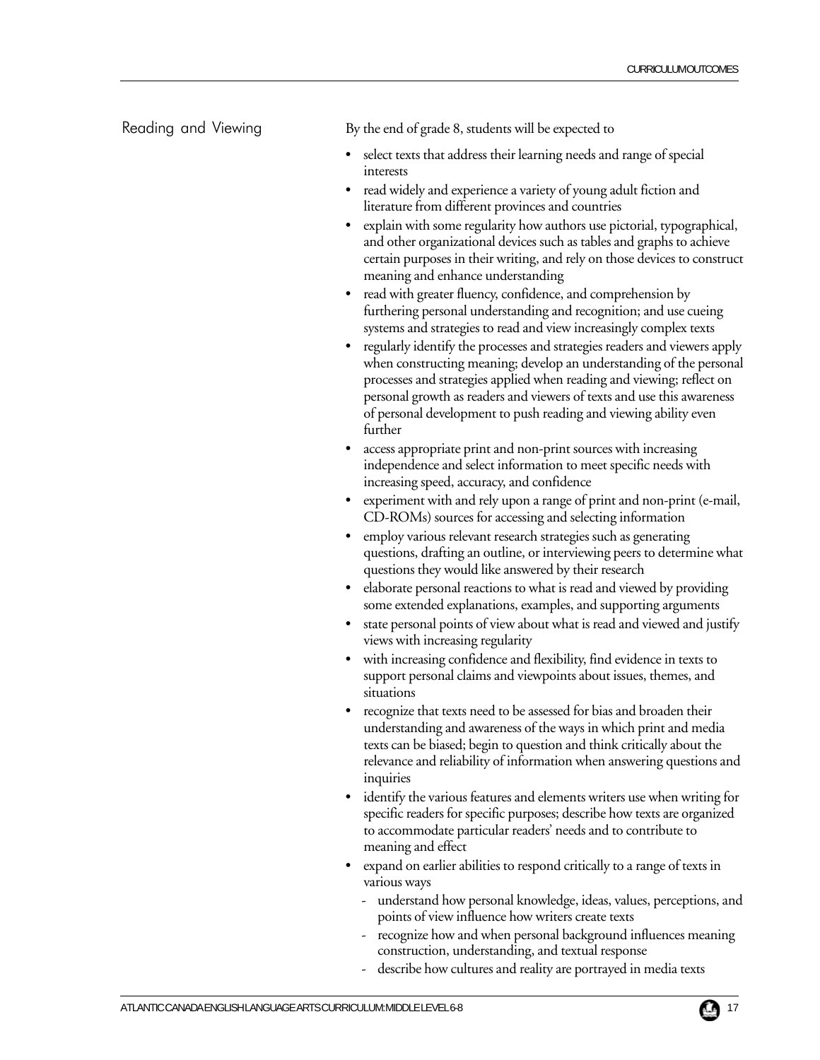## Reading and Viewing

By the end of grade 8, students will be expected to

- select texts that address their learning needs and range of special interests
- read widely and experience a variety of young adult fiction and literature from different provinces and countries
- explain with some regularity how authors use pictorial, typographical, and other organizational devices such as tables and graphs to achieve certain purposes in their writing, and rely on those devices to construct meaning and enhance understanding
- read with greater fluency, confidence, and comprehension by furthering personal understanding and recognition; and use cueing systems and strategies to read and view increasingly complex texts
- regularly identify the processes and strategies readers and viewers apply when constructing meaning; develop an understanding of the personal processes and strategies applied when reading and viewing; reflect on personal growth as readers and viewers of texts and use this awareness of personal development to push reading and viewing ability even further
- access appropriate print and non-print sources with increasing independence and select information to meet specific needs with increasing speed, accuracy, and confidence
- experiment with and rely upon a range of print and non-print (e-mail, CD-ROMs) sources for accessing and selecting information
- employ various relevant research strategies such as generating questions, drafting an outline, or interviewing peers to determine what questions they would like answered by their research
- elaborate personal reactions to what is read and viewed by providing some extended explanations, examples, and supporting arguments
- state personal points of view about what is read and viewed and justify views with increasing regularity
- with increasing confidence and flexibility, find evidence in texts to support personal claims and viewpoints about issues, themes, and situations
- recognize that texts need to be assessed for bias and broaden their understanding and awareness of the ways in which print and media texts can be biased; begin to question and think critically about the relevance and reliability of information when answering questions and inquiries
- identify the various features and elements writers use when writing for specific readers for specific purposes; describe how texts are organized to accommodate particular readers' needs and to contribute to meaning and effect
- expand on earlier abilities to respond critically to a range of texts in various ways
  - understand how personal knowledge, ideas, values, perceptions, and points of view influence how writers create texts
  - recognize how and when personal background influences meaning construction, understanding, and textual response
  - describe how cultures and reality are portrayed in media texts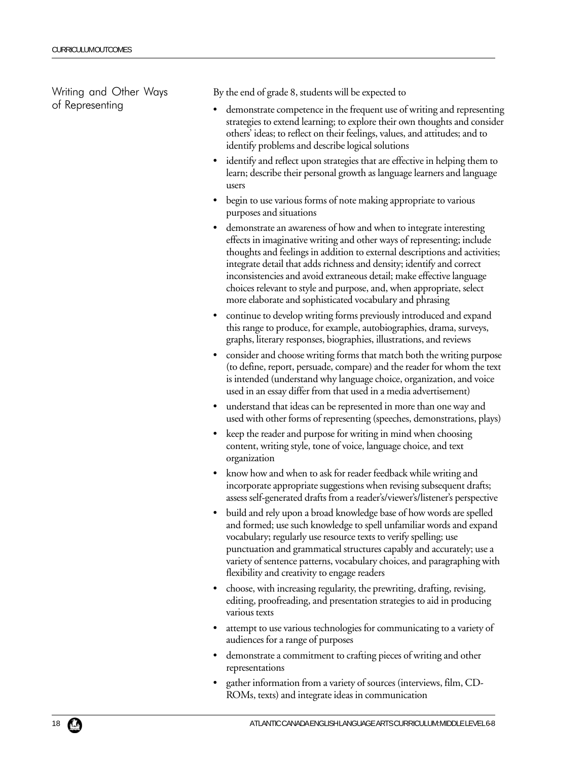## Writing and Other Ways of Representing

By the end of grade 8, students will be expected to

- demonstrate competence in the frequent use of writing and representing strategies to extend learning; to explore their own thoughts and consider others' ideas; to reflect on their feelings, values, and attitudes; and to identify problems and describe logical solutions
- identify and reflect upon strategies that are effective in helping them to learn; describe their personal growth as language learners and language users
- begin to use various forms of note making appropriate to various purposes and situations
- demonstrate an awareness of how and when to integrate interesting effects in imaginative writing and other ways of representing; include thoughts and feelings in addition to external descriptions and activities; integrate detail that adds richness and density; identify and correct inconsistencies and avoid extraneous detail; make effective language choices relevant to style and purpose, and, when appropriate, select more elaborate and sophisticated vocabulary and phrasing
- continue to develop writing forms previously introduced and expand this range to produce, for example, autobiographies, drama, surveys, graphs, literary responses, biographies, illustrations, and reviews
- consider and choose writing forms that match both the writing purpose (to define, report, persuade, compare) and the reader for whom the text is intended (understand why language choice, organization, and voice used in an essay differ from that used in a media advertisement)
- understand that ideas can be represented in more than one way and used with other forms of representing (speeches, demonstrations, plays)
- keep the reader and purpose for writing in mind when choosing content, writing style, tone of voice, language choice, and text organization
- know how and when to ask for reader feedback while writing and incorporate appropriate suggestions when revising subsequent drafts; assess self-generated drafts from a reader's/viewer's/listener's perspective
- build and rely upon a broad knowledge base of how words are spelled and formed; use such knowledge to spell unfamiliar words and expand vocabulary; regularly use resource texts to verify spelling; use punctuation and grammatical structures capably and accurately; use a variety of sentence patterns, vocabulary choices, and paragraphing with flexibility and creativity to engage readers
- choose, with increasing regularity, the prewriting, drafting, revising, editing, proofreading, and presentation strategies to aid in producing various texts
- attempt to use various technologies for communicating to a variety of audiences for a range of purposes
- demonstrate a commitment to crafting pieces of writing and other representations
- gather information from a variety of sources (interviews, film, CD-ROMs, texts) and integrate ideas in communication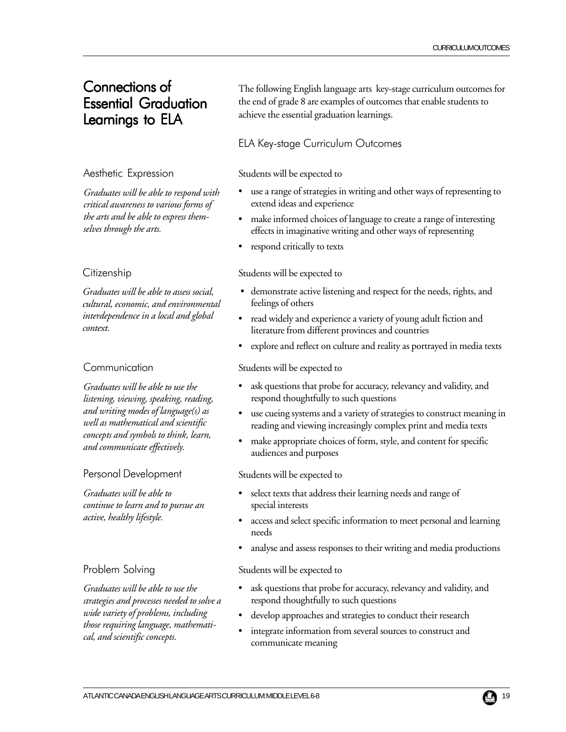## Connections of Essential Graduation Learnings to ELA

The following English language arts key-stage curriculum outcomes for the end of grade 8 are examples of outcomes that enable students to achieve the essential graduation learnings.

### ELA Key-stage Curriculum Outcomes

### Aesthetic Expression

*Graduates will be able to respond with critical awareness to various forms of the arts and be able to express themselves through the arts.*

Students will be expected to

- use a range of strategies in writing and other ways of representing to extend ideas and experience
- make informed choices of language to create a range of interesting effects in imaginative writing and other ways of representing
- respond critically to texts

### Citizenship

*Graduates will be able to assess social, cultural, economic, and environmental interdependence in a local and global context.*

Students will be expected to

- demonstrate active listening and respect for the needs, rights, and feelings of others
- read widely and experience a variety of young adult fiction and literature from different provinces and countries
- explore and reflect on culture and reality as portrayed in media texts

### Communication

*Graduates will be able to use the listening, viewing, speaking, reading, and writing modes of language(s) as well as mathematical and scientific concepts and symbols to think, learn, and communicate effectively.*

Students will be expected to

- ask questions that probe for accuracy, relevancy and validity, and respond thoughtfully to such questions
- use cueing systems and a variety of strategies to construct meaning in reading and viewing increasingly complex print and media texts
- make appropriate choices of form, style, and content for specific audiences and purposes

### Personal Development

*Graduates will be able to continue to learn and to pursue an active, healthy lifestyle.*

Students will be expected to

- select texts that address their learning needs and range of special interests
- access and select specific information to meet personal and learning needs
- analyse and assess responses to their writing and media productions

### Problem Solving

*Graduates will be able to use the strategies and processes needed to solve a wide variety of problems, including those requiring language, mathematical, and scientific concepts.*

Students will be expected to

- ask questions that probe for accuracy, relevancy and validity, and respond thoughtfully to such questions
- develop approaches and strategies to conduct their research
- integrate information from several sources to construct and communicate meaning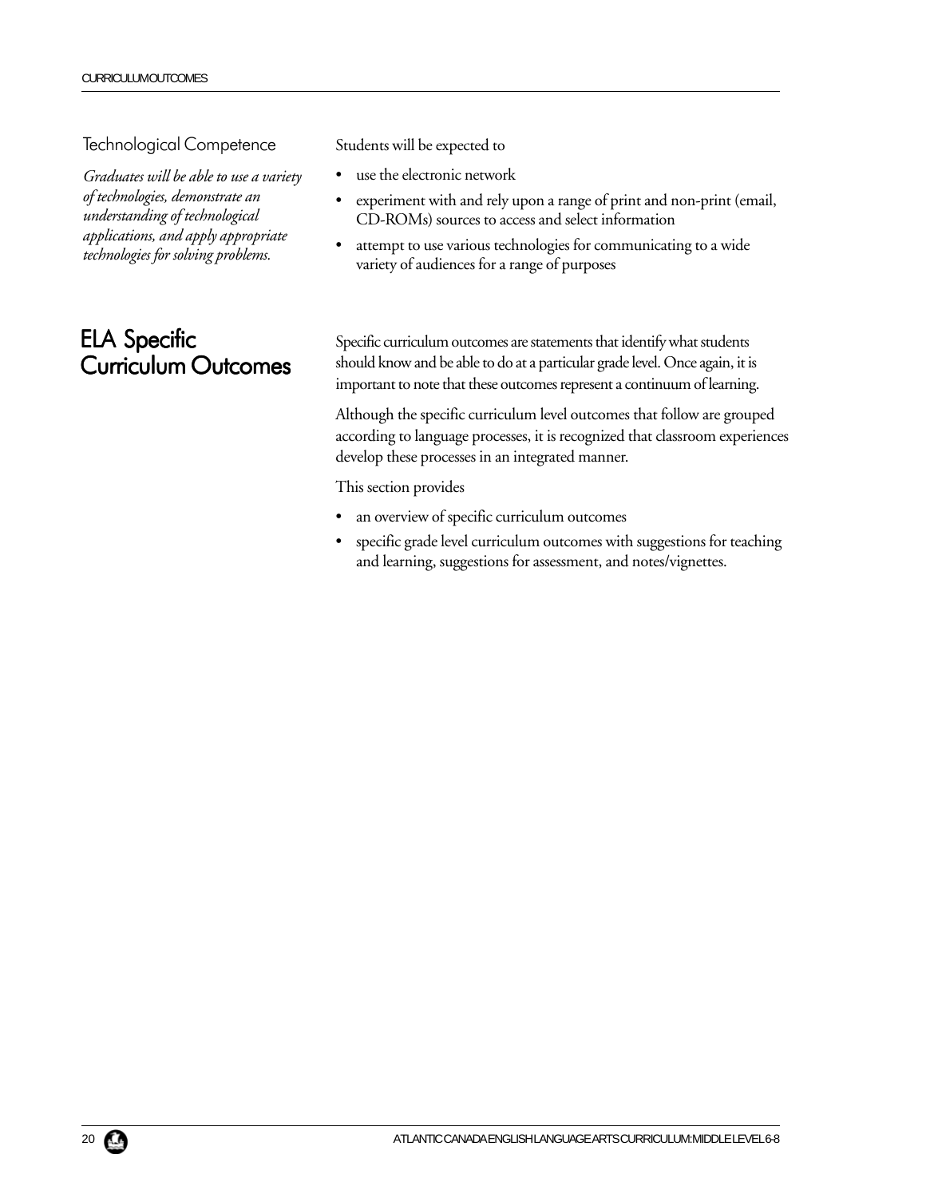### Technological Competence

*Graduates will be able to use a variety of technologies, demonstrate an understanding of technological applications, and apply appropriate technologies for solving problems.*

Students will be expected to

- use the electronic network
- experiment with and rely upon a range of print and non-print (email, CD-ROMs) sources to access and select information
- attempt to use various technologies for communicating to a wide variety of audiences for a range of purposes

## ELA Specific Curriculum Outcomes

Specific curriculum outcomes are statements that identify what students should know and be able to do at a particular grade level. Once again, it is important to note that these outcomes represent a continuum of learning.

Although the specific curriculum level outcomes that follow are grouped according to language processes, it is recognized that classroom experiences develop these processes in an integrated manner.

This section provides

- an overview of specific curriculum outcomes
- specific grade level curriculum outcomes with suggestions for teaching and learning, suggestions for assessment, and notes/vignettes.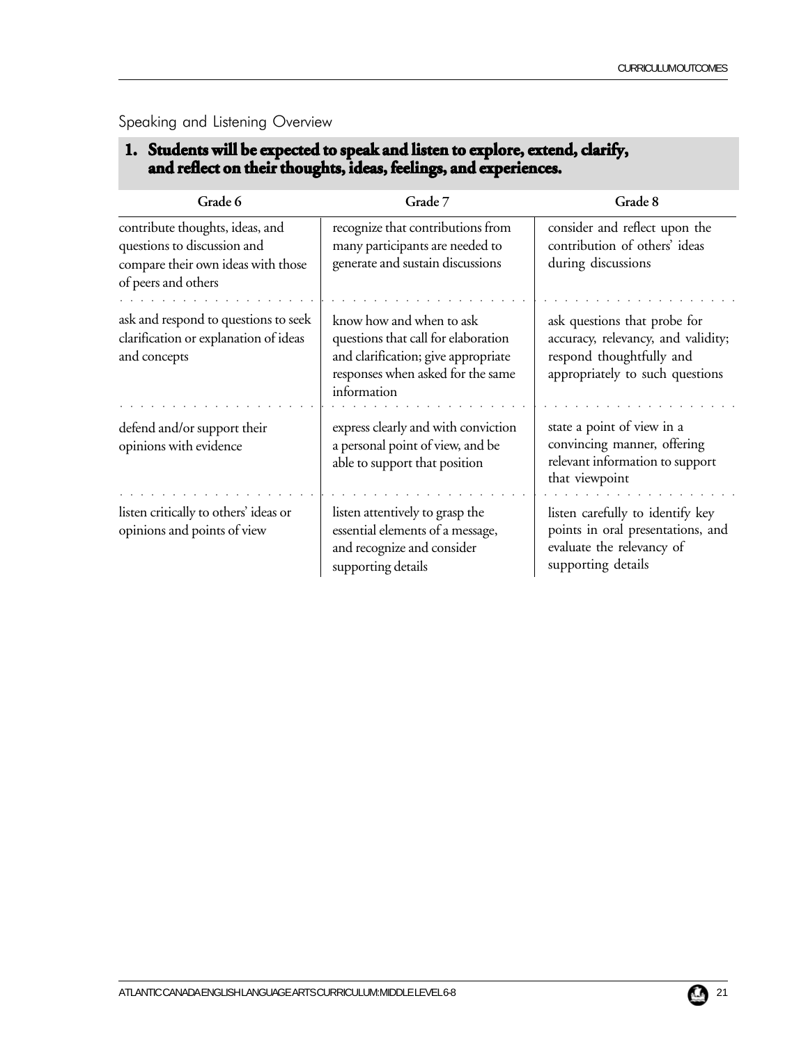Speaking and Listening Overview

**1. Students will be expected to speak and listen to explore, extend, clarify, and reflect on their thoughts, ideas, feelings, and experiences.**

| Grade 6 | Grade 7 | Grade 8 |
|---|---|---|
| contribute thoughts, ideas, and questions to discussion and compare their own ideas with those of peers and others | recognize that contributions from many participants are needed to generate and sustain discussions | consider and reflect upon the contribution of others' ideas during discussions |
| ask and respond to questions to seek clarification or explanation of ideas and concepts | know how and when to ask questions that call for elaboration and clarification; give appropriate responses when asked for the same information | ask questions that probe for accuracy, relevancy, and validity; respond thoughtfully and appropriately to such questions |
| defend and/or support their opinions with evidence | express clearly and with conviction a personal point of view, and be able to support that position | state a point of view in a convincing manner, offering relevant information to support that viewpoint |
| listen critically to others' ideas or opinions and points of view | listen attentively to grasp the essential elements of a message, and recognize and consider supporting details | listen carefully to identify key points in oral presentations, and evaluate the relevancy of supporting details |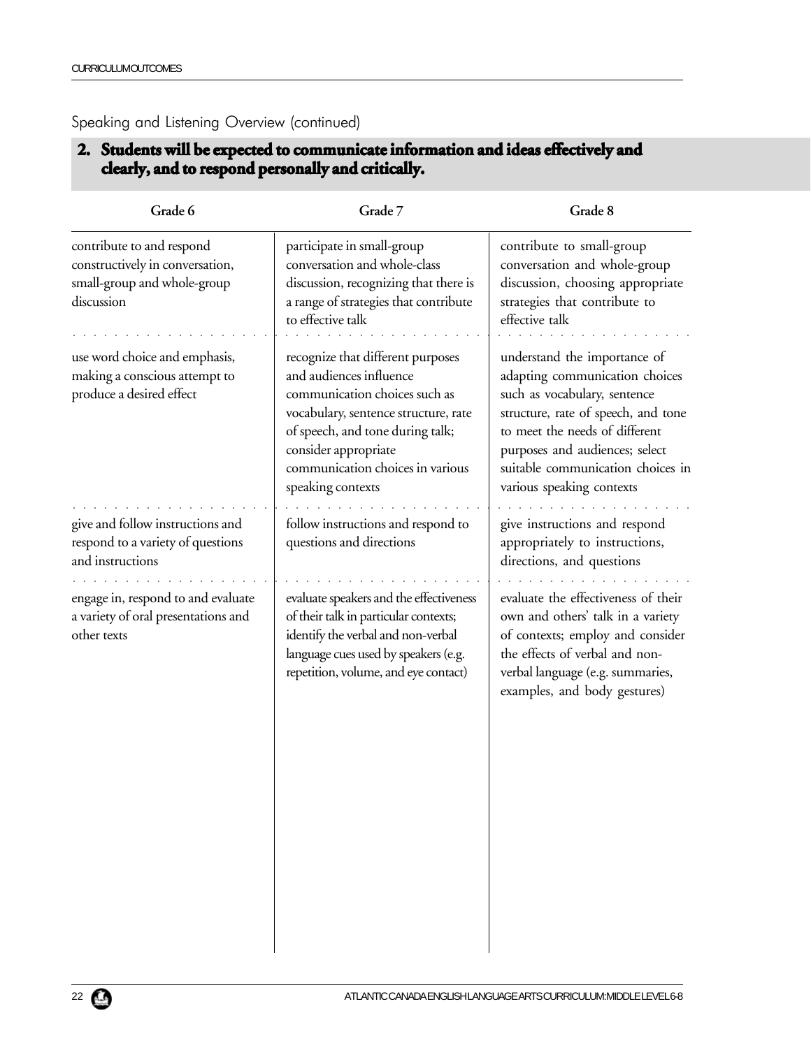Speaking and Listening Overview (continued)

**2. Students will be expected to communicate information and ideas effectively and clearly, and to respond personally and critically.**

| Grade 6 | Grade 7 | Grade 8 |
|---|---|---|
| contribute to and respond constructively in conversation, small-group and whole-group discussion | participate in small-group conversation and whole-class discussion, recognizing that there is a range of strategies that contribute to effective talk | contribute to small-group conversation and whole-group discussion, choosing appropriate strategies that contribute to effective talk |
| use word choice and emphasis, making a conscious attempt to produce a desired effect | recognize that different purposes and audiences influence communication choices such as vocabulary, sentence structure, rate of speech, and tone during talk; consider appropriate communication choices in various speaking contexts | understand the importance of adapting communication choices such as vocabulary, sentence structure, rate of speech, and tone to meet the needs of different purposes and audiences; select suitable communication choices in various speaking contexts |
| give and follow instructions and respond to a variety of questions and instructions | follow instructions and respond to questions and directions | give instructions and respond appropriately to instructions, directions, and questions |
| engage in, respond to and evaluate a variety of oral presentations and other texts | evaluate speakers and the effectiveness of their talk in particular contexts; identify the verbal and non-verbal language cues used by speakers (e.g. repetition, volume, and eye contact) | evaluate the effectiveness of their own and others' talk in a variety of contexts; employ and consider the effects of verbal and non-verbal language (e.g. summaries, examples, and body gestures) |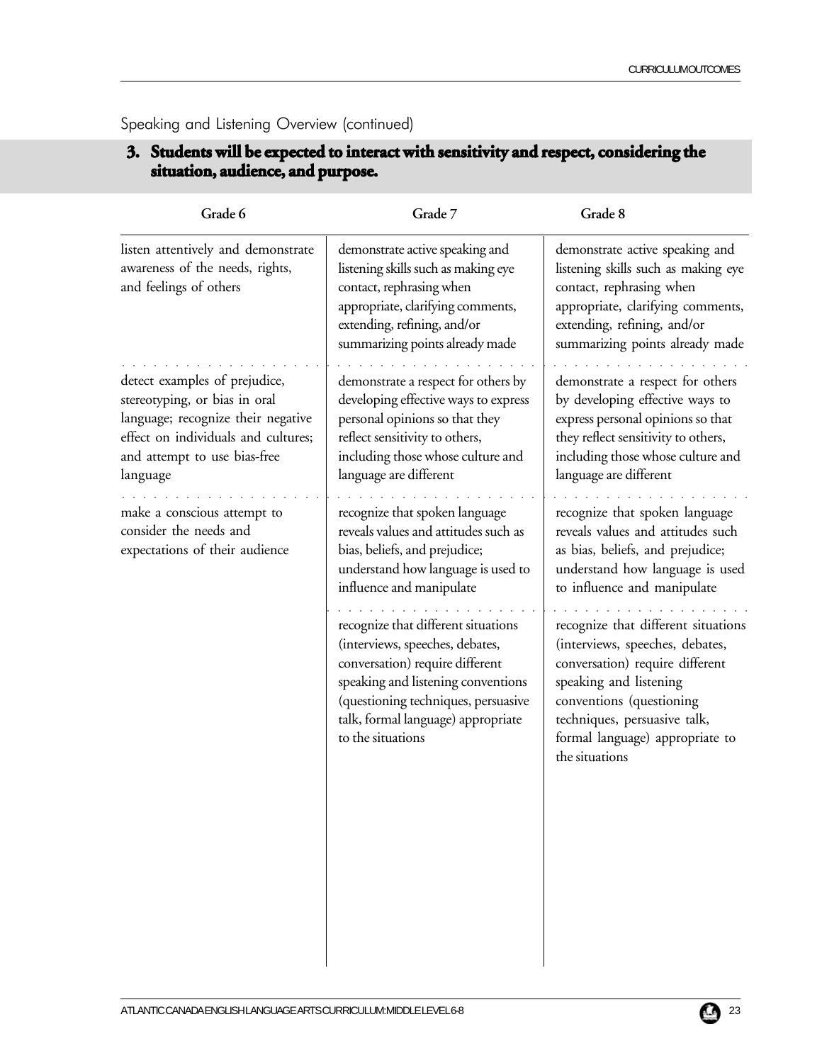Speaking and Listening Overview (continued)

## 3. Students will be expected to interact with sensitivity and respect, considering the situation, audience, and purpose.

| Grade 6 | Grade 7 | Grade 8 |
|---|---|---|
| listen attentively and demonstrate awareness of the needs, rights, and feelings of others | demonstrate active speaking and listening skills such as making eye contact, rephrasing when appropriate, clarifying comments, extending, refining, and/or summarizing points already made | demonstrate active speaking and listening skills such as making eye contact, rephrasing when appropriate, clarifying comments, extending, refining, and/or summarizing points already made |
| detect examples of prejudice, stereotyping, or bias in oral language; recognize their negative effect on individuals and cultures; and attempt to use bias-free language | demonstrate a respect for others by developing effective ways to express personal opinions so that they reflect sensitivity to others, including those whose culture and language are different | demonstrate a respect for others by developing effective ways to express personal opinions so that they reflect sensitivity to others, including those whose culture and language are different |
| make a conscious attempt to consider the needs and expectations of their audience | recognize that spoken language reveals values and attitudes such as bias, beliefs, and prejudice; understand how language is used to influence and manipulate | recognize that spoken language reveals values and attitudes such as bias, beliefs, and prejudice; understand how language is used to influence and manipulate |
| | recognize that different situations (interviews, speeches, debates, conversation) require different speaking and listening conventions (questioning techniques, persuasive talk, formal language) appropriate to the situations | recognize that different situations (interviews, speeches, debates, conversation) require different speaking and listening conventions (questioning techniques, persuasive talk, formal language) appropriate to the situations |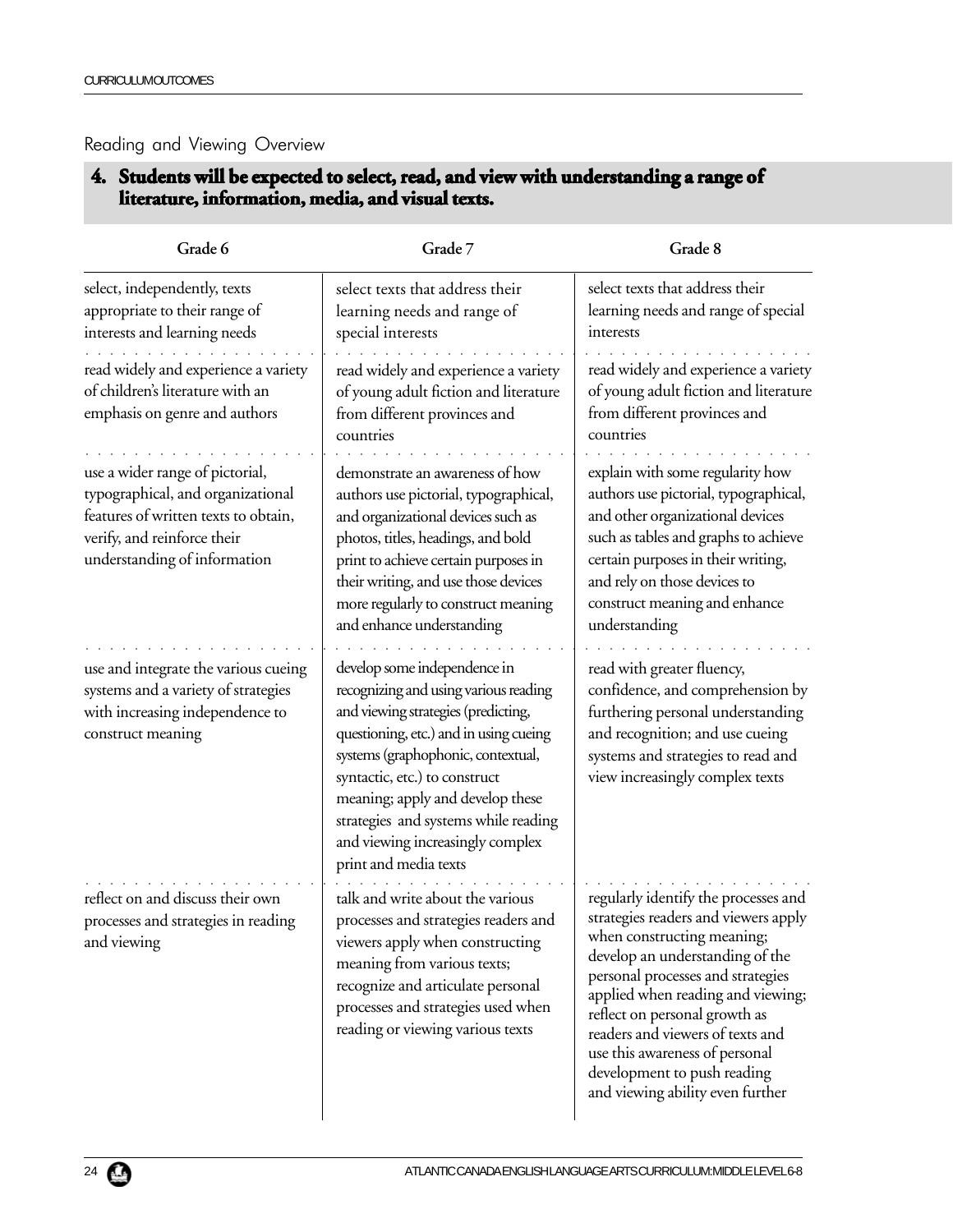## Reading and Viewing Overview

### 4. Students will be expected to select, read, and view with understanding a range of literature, information, media, and visual texts.

| Grade 6 | Grade 7 | Grade 8 |
|---|---|---|
| select, independently, texts appropriate to their range of interests and learning needs | select texts that address their learning needs and range of special interests | select texts that address their learning needs and range of special interests |
| read widely and experience a variety of children's literature with an emphasis on genre and authors | read widely and experience a variety of young adult fiction and literature from different provinces and countries | read widely and experience a variety of young adult fiction and literature from different provinces and countries |
| use a wider range of pictorial, typographical, and organizational features of written texts to obtain, verify, and reinforce their understanding of information | demonstrate an awareness of how authors use pictorial, typographical, and organizational devices such as photos, titles, headings, and bold print to achieve certain purposes in their writing, and use those devices more regularly to construct meaning and enhance understanding | explain with some regularity how authors use pictorial, typographical, and other organizational devices such as tables and graphs to achieve certain purposes in their writing, and rely on those devices to construct meaning and enhance understanding |
| use and integrate the various cueing systems and a variety of strategies with increasing independence to construct meaning | develop some independence in recognizing and using various reading and viewing strategies (predicting, questioning, etc.) and in using cueing systems (graphophonic, contextual, syntactic, etc.) to construct meaning; apply and develop these strategies and systems while reading and viewing increasingly complex print and media texts | read with greater fluency, confidence, and comprehension by furthering personal understanding and recognition; and use cueing systems and strategies to read and view increasingly complex texts |
| reflect on and discuss their own processes and strategies in reading and viewing | talk and write about the various processes and strategies readers and viewers apply when constructing meaning from various texts; recognize and articulate personal processes and strategies used when reading or viewing various texts | regularly identify the processes and strategies readers and viewers apply when constructing meaning; develop an understanding of the personal processes and strategies applied when reading and viewing; reflect on personal growth as readers and viewers of texts and use this awareness of personal development to push reading and viewing ability even further |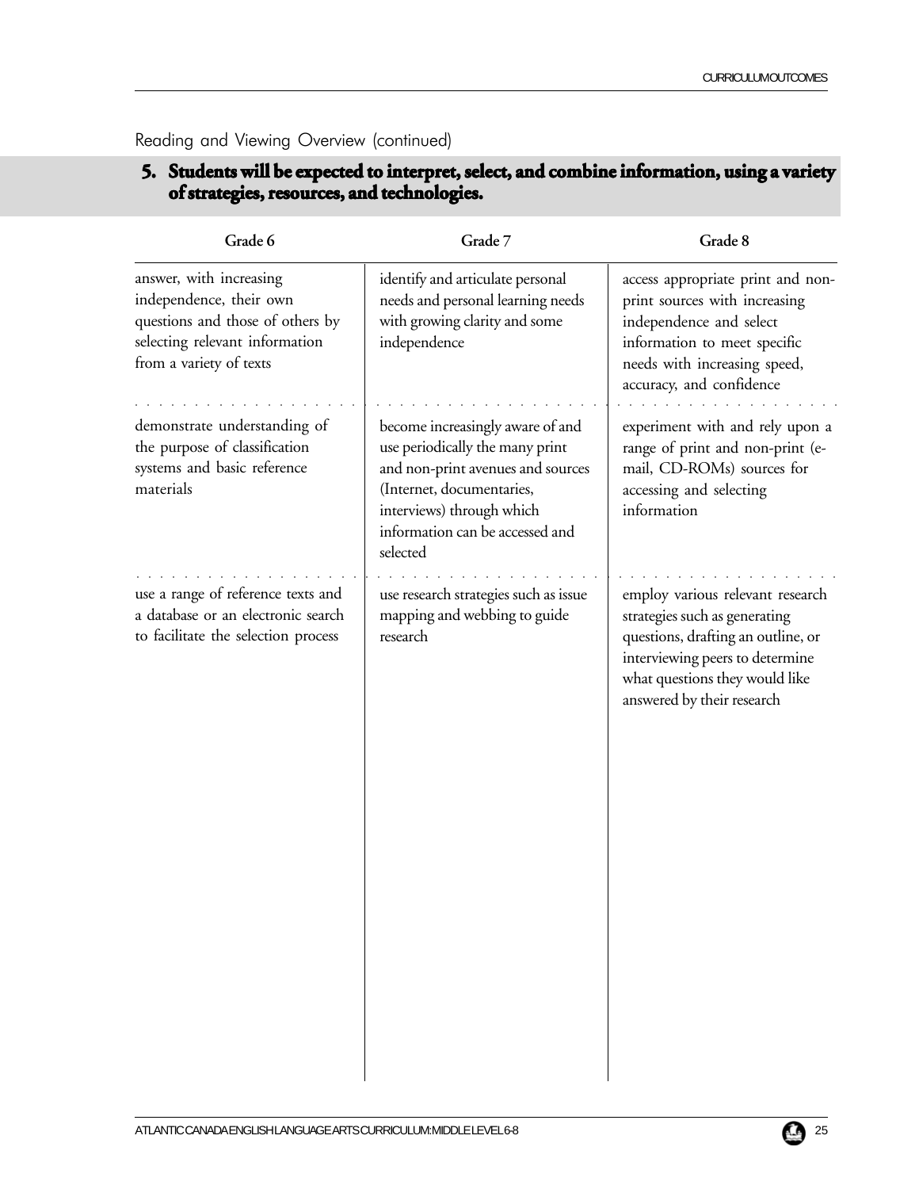Reading and Viewing Overview (continued)

## 5. Students will be expected to interpret, select, and combine information, using a variety of strategies, resources, and technologies.

| Grade 6 | Grade 7 | Grade 8 |
|---|---|---|
| answer, with increasing independence, their own questions and those of others by selecting relevant information from a variety of texts | identify and articulate personal needs and personal learning needs with growing clarity and some independence | access appropriate print and non-print sources with increasing independence and select information to meet specific needs with increasing speed, accuracy, and confidence |
| demonstrate understanding of the purpose of classification systems and basic reference materials | become increasingly aware of and use periodically the many print and non-print avenues and sources (Internet, documentaries, interviews) through which information can be accessed and selected | experiment with and rely upon a range of print and non-print (e-mail, CD-ROMs) sources for accessing and selecting information |
| use a range of reference texts and a database or an electronic search to facilitate the selection process | use research strategies such as issue mapping and webbing to guide research | employ various relevant research strategies such as generating questions, drafting an outline, or interviewing peers to determine what questions they would like answered by their research |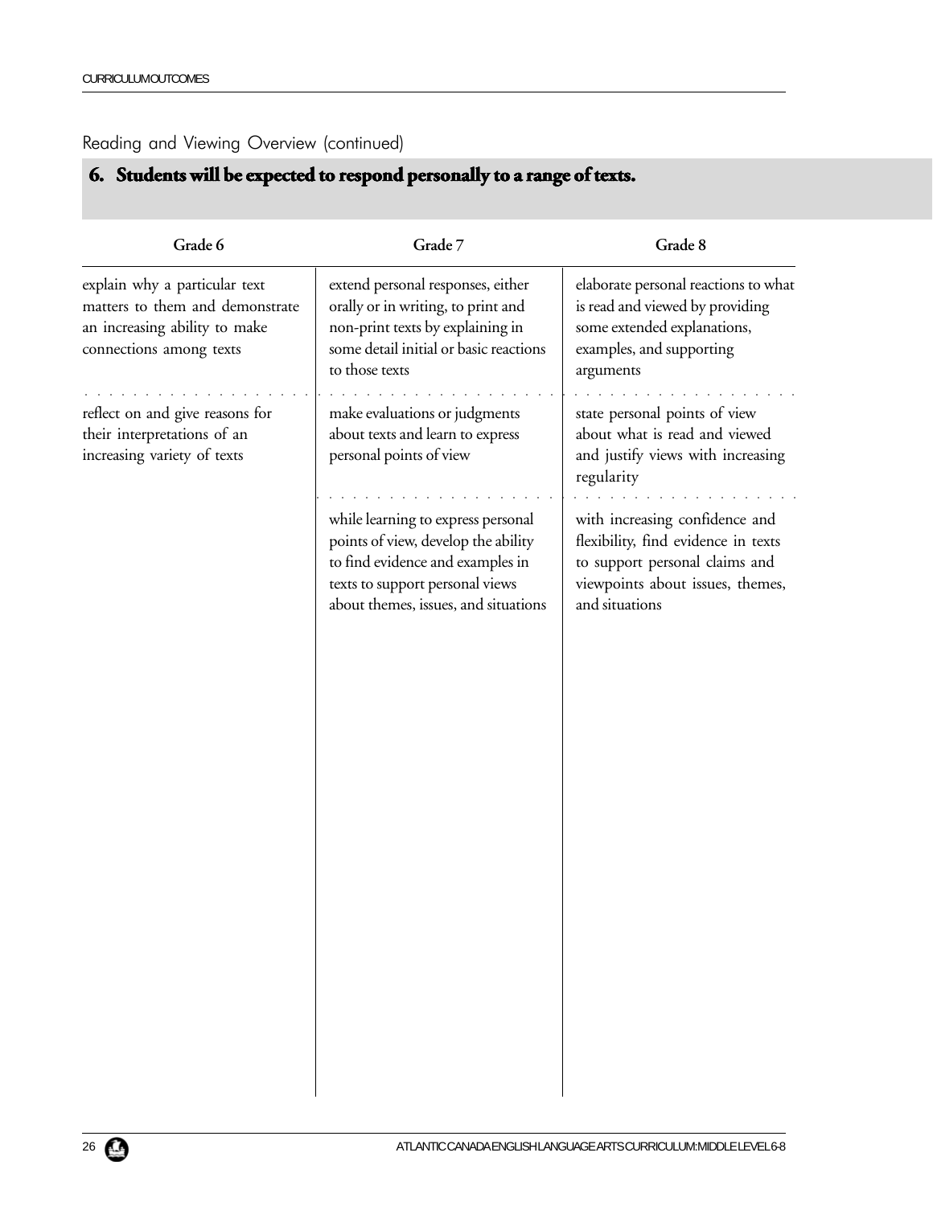Reading and Viewing Overview (continued)

## 6. Students will be expected to respond personally to a range of texts.

| Grade 6 | Grade 7 | Grade 8 |
| --- | --- | --- |
| explain why a particular text matters to them and demonstrate an increasing ability to make connections among texts | extend personal responses, either orally or in writing, to print and non-print texts by explaining in some detail initial or basic reactions to those texts | elaborate personal reactions to what is read and viewed by providing some extended explanations, examples, and supporting arguments |
| reflect on and give reasons for their interpretations of an increasing variety of texts | make evaluations or judgments about texts and learn to express personal points of view | state personal points of view about what is read and viewed and justify views with increasing regularity |
| | while learning to express personal points of view, develop the ability to find evidence and examples in texts to support personal views about themes, issues, and situations | with increasing confidence and flexibility, find evidence in texts to support personal claims and viewpoints about issues, themes, and situations |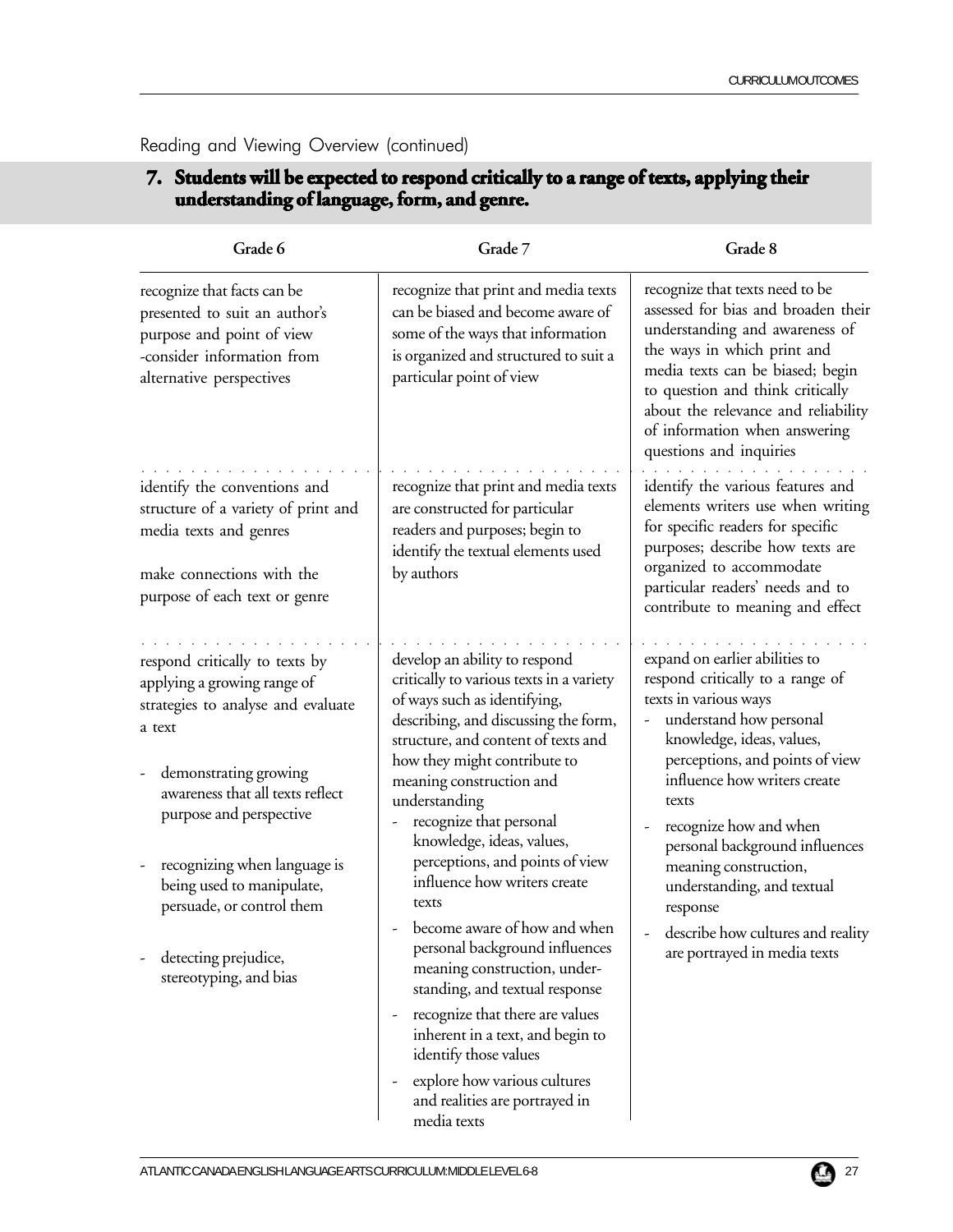Reading and Viewing Overview (continued)

## 7. Students will be expected to respond critically to a range of texts, applying their understanding of language, form, and genre.

| Grade 6 | Grade 7 | Grade 8 |
|---|---|---|
| recognize that facts can be presented to suit an author's purpose and point of view<br>-consider information from alternative perspectives | recognize that print and media texts can be biased and become aware of some of the ways that information is organized and structured to suit a particular point of view | recognize that texts need to be assessed for bias and broaden their understanding and awareness of the ways in which print and media texts can be biased; begin to question and think critically about the relevance and reliability of information when answering questions and inquiries |
| identify the conventions and structure of a variety of print and media texts and genres<br><br>make connections with the purpose of each text or genre | recognize that print and media texts are constructed for particular readers and purposes; begin to identify the textual elements used by authors | identify the various features and elements writers use when writing for specific readers for specific purposes; describe how texts are organized to accommodate particular readers' needs and to contribute to meaning and effect |
| respond critically to texts by applying a growing range of strategies to analyse and evaluate a text<br><br>- demonstrating growing awareness that all texts reflect purpose and perspective<br><br>- recognizing when language is being used to manipulate, persuade, or control them<br><br>- detecting prejudice, stereotyping, and bias | develop an ability to respond critically to various texts in a variety of ways such as identifying, describing, and discussing the form, structure, and content of texts and how they might contribute to meaning construction and understanding<br>- recognize that personal knowledge, ideas, values, perceptions, and points of view influence how writers create texts<br>- become aware of how and when personal background influences meaning construction, understanding, and textual response<br>- recognize that there are values inherent in a text, and begin to identify those values<br>- explore how various cultures and realities are portrayed in media texts | expand on earlier abilities to respond critically to a range of texts in various ways<br>- understand how personal knowledge, ideas, values, perceptions, and points of view influence how writers create texts<br>- recognize how and when personal background influences meaning construction, understanding, and textual response<br>- describe how cultures and reality are portrayed in media texts |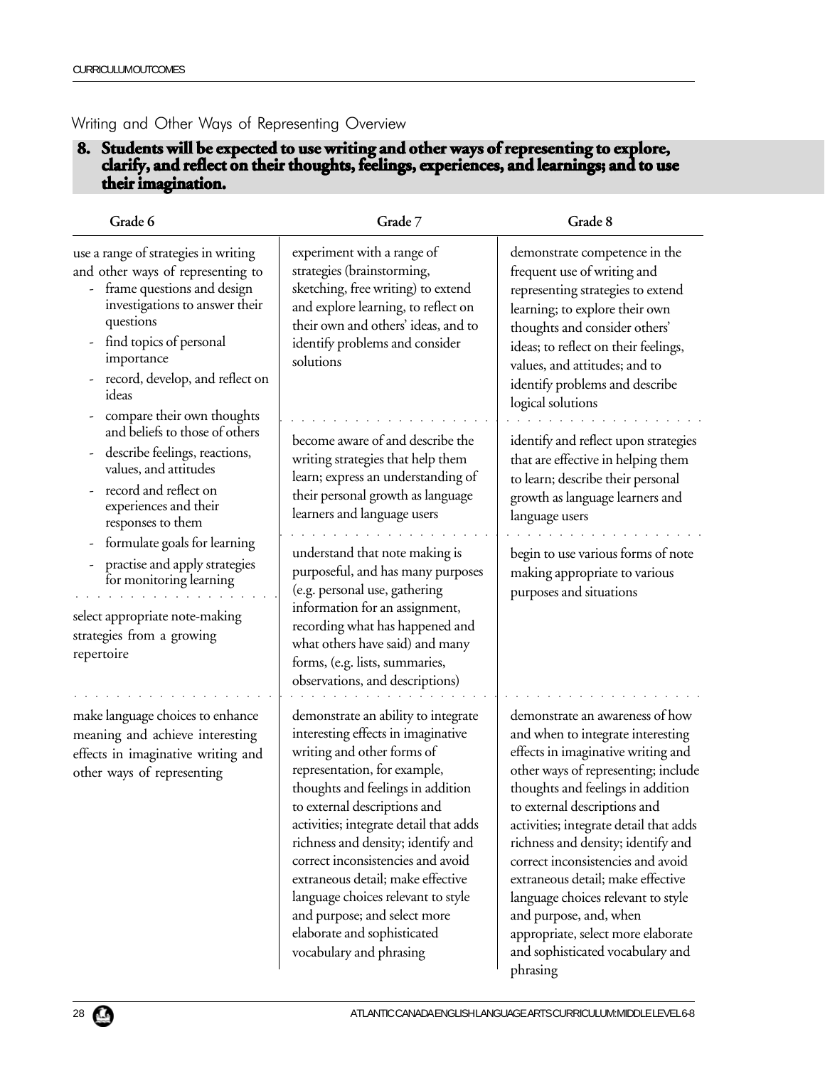## Writing and Other Ways of Representing Overview

**8. Students will be expected to use writing and other ways of representing to explore, clarify, and reflect on their thoughts, feelings, experiences, and learnings; and to use their imagination.**

| Grade 6 | Grade 7 | Grade 8 |
|---|---|---|
| use a range of strategies in writing and other ways of representing to<br>- frame questions and design investigations to answer their questions<br>- find topics of personal importance<br>- record, develop, and reflect on ideas<br>- compare their own thoughts and beliefs to those of others<br>- describe feelings, reactions, values, and attitudes<br>- record and reflect on experiences and their responses to them<br>- formulate goals for learning<br>- practise and apply strategies for monitoring learning | experiment with a range of strategies (brainstorming, sketching, free writing) to extend and explore learning, to reflect on their own and others' ideas, and to identify problems and consider solutions | demonstrate competence in the frequent use of writing and representing strategies to extend learning; to explore their own thoughts and consider others' ideas; to reflect on their feelings, values, and attitudes; and to identify problems and describe logical solutions |
| | become aware of and describe the writing strategies that help them learn; express an understanding of their personal growth as language learners and language users | identify and reflect upon strategies that are effective in helping them to learn; describe their personal growth as language learners and language users |
| select appropriate note-making strategies from a growing repertoire | understand that note making is purposeful, and has many purposes (e.g. personal use, gathering information for an assignment, recording what has happened and what others have said) and many forms, (e.g. lists, summaries, observations, and descriptions) | begin to use various forms of note making appropriate to various purposes and situations |
| make language choices to enhance meaning and achieve interesting effects in imaginative writing and other ways of representing | demonstrate an ability to integrate interesting effects in imaginative writing and other forms of representation, for example, thoughts and feelings in addition to external descriptions and activities; integrate detail that adds richness and density; identify and correct inconsistencies and avoid extraneous detail; make effective language choices relevant to style and purpose; and select more elaborate and sophisticated vocabulary and phrasing | demonstrate an awareness of how and when to integrate interesting effects in imaginative writing and other ways of representing; include thoughts and feelings in addition to external descriptions and activities; integrate detail that adds richness and density; identify and correct inconsistencies and avoid extraneous detail; make effective language choices relevant to style and purpose, and, when appropriate, select more elaborate and sophisticated vocabulary and phrasing |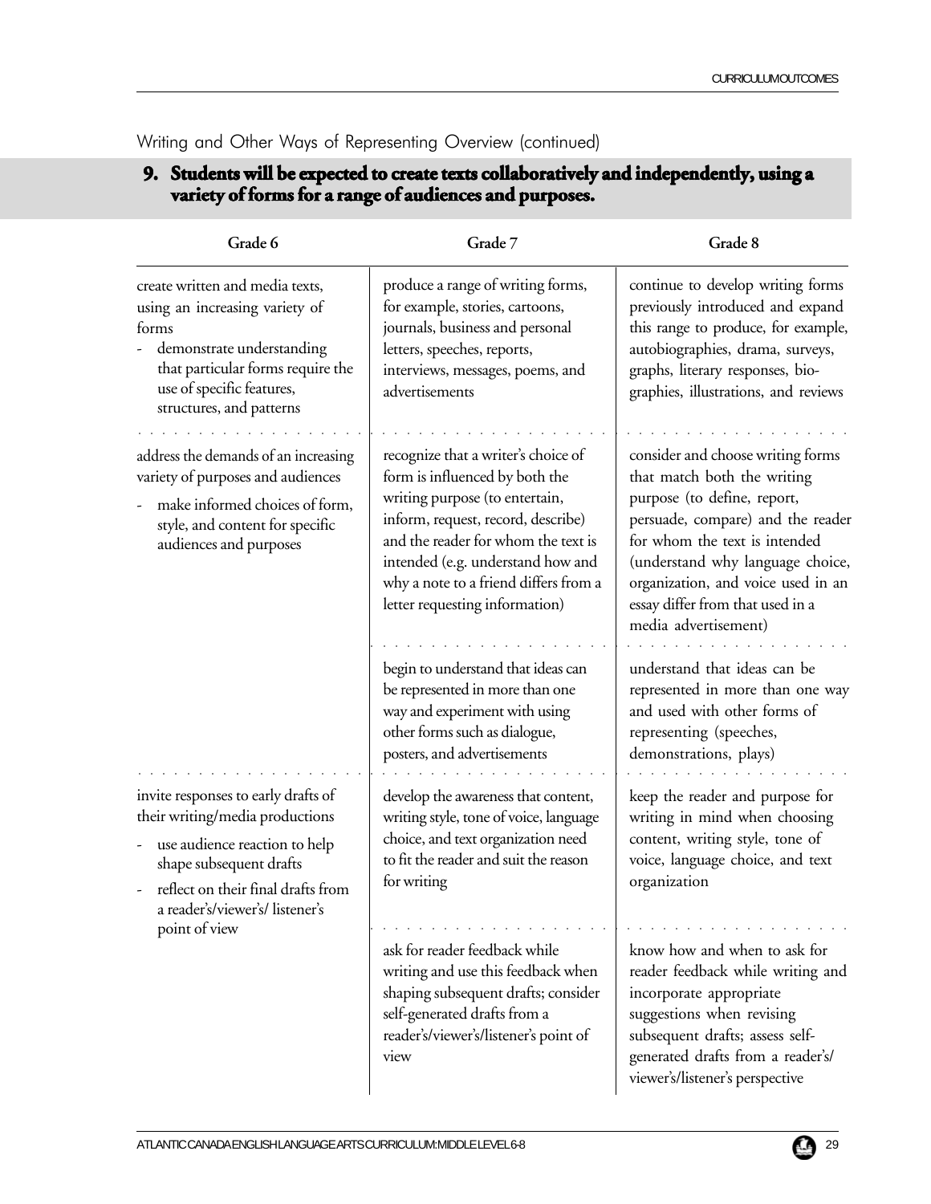Writing and Other Ways of Representing Overview (continued)

## 9. Students will be expected to create texts collaboratively and independently, using a variety of forms for a range of audiences and purposes.

| Grade 6 | Grade 7 | Grade 8 |
|---|---|---|
| create written and media texts, using an increasing variety of forms<br>- demonstrate understanding that particular forms require the use of specific features, structures, and patterns | produce a range of writing forms, for example, stories, cartoons, journals, business and personal letters, speeches, reports, interviews, messages, poems, and advertisements | continue to develop writing forms previously introduced and expand this range to produce, for example, autobiographies, drama, surveys, graphs, literary responses, biographies, illustrations, and reviews |
| address the demands of an increasing variety of purposes and audiences<br>- make informed choices of form, style, and content for specific audiences and purposes | recognize that a writer's choice of form is influenced by both the writing purpose (to entertain, inform, request, record, describe) and the reader for whom the text is intended (e.g. understand how and why a note to a friend differs from a letter requesting information) | consider and choose writing forms that match both the writing purpose (to define, report, persuade, compare) and the reader for whom the text is intended (understand why language choice, organization, and voice used in an essay differ from that used in a media advertisement) |
| | begin to understand that ideas can be represented in more than one way and experiment with using other forms such as dialogue, posters, and advertisements | understand that ideas can be represented in more than one way and used with other forms of representing (speeches, demonstrations, plays) |
| invite responses to early drafts of their writing/media productions<br>- use audience reaction to help shape subsequent drafts<br>- reflect on their final drafts from a reader's/viewer's/ listener's point of view | develop the awareness that content, writing style, tone of voice, language choice, and text organization need to fit the reader and suit the reason for writing | keep the reader and purpose for writing in mind when choosing content, writing style, tone of voice, language choice, and text organization |
| | ask for reader feedback while writing and use this feedback when shaping subsequent drafts; consider self-generated drafts from a reader's/viewer's/listener's point of view | know how and when to ask for reader feedback while writing and incorporate appropriate suggestions when revising subsequent drafts; assess self-generated drafts from a reader's/ viewer's/listener's perspective |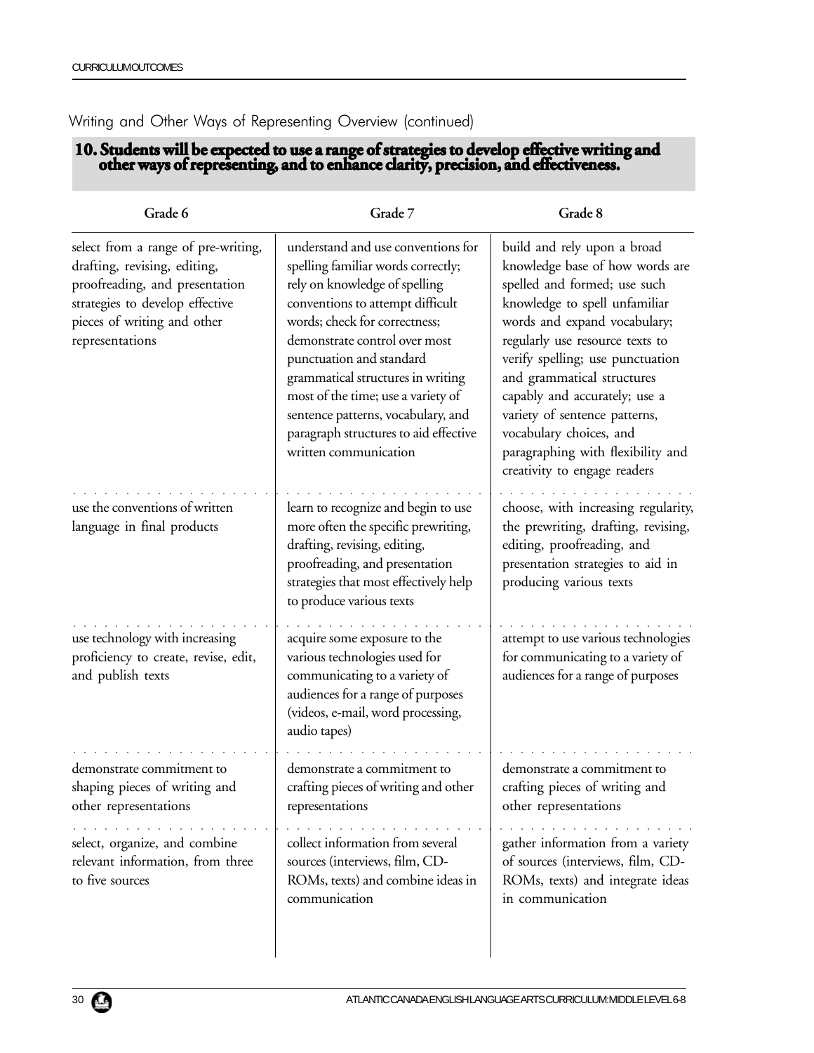Writing and Other Ways of Representing Overview (continued)

**10. Students will be expected to use a range of strategies to develop effective writing and other ways of representing, and to enhance clarity, precision, and effectiveness.**

| Grade 6 | Grade 7 | Grade 8 |
| --- | --- | --- |
| select from a range of pre-writing, drafting, revising, editing, proofreading, and presentation strategies to develop effective pieces of writing and other representations | understand and use conventions for spelling familiar words correctly; rely on knowledge of spelling conventions to attempt difficult words; check for correctness; demonstrate control over most punctuation and standard grammatical structures in writing most of the time; use a variety of sentence patterns, vocabulary, and paragraph structures to aid effective written communication | build and rely upon a broad knowledge base of how words are spelled and formed; use such knowledge to spell unfamiliar words and expand vocabulary; regularly use resource texts to verify spelling; use punctuation and grammatical structures capably and accurately; use a variety of sentence patterns, vocabulary choices, and paragraphing with flexibility and creativity to engage readers |
| use the conventions of written language in final products | learn to recognize and begin to use more often the specific prewriting, drafting, revising, editing, proofreading, and presentation strategies that most effectively help to produce various texts | choose, with increasing regularity, the prewriting, drafting, revising, editing, proofreading, and presentation strategies to aid in producing various texts |
| use technology with increasing proficiency to create, revise, edit, and publish texts | acquire some exposure to the various technologies used for communicating to a variety of audiences for a range of purposes (videos, e-mail, word processing, audio tapes) | attempt to use various technologies for communicating to a variety of audiences for a range of purposes |
| demonstrate commitment to shaping pieces of writing and other representations | demonstrate a commitment to crafting pieces of writing and other representations | demonstrate a commitment to crafting pieces of writing and other representations |
| select, organize, and combine relevant information, from three to five sources | collect information from several sources (interviews, film, CD-ROMs, texts) and combine ideas in communication | gather information from a variety of sources (interviews, film, CD-ROMs, texts) and integrate ideas in communication |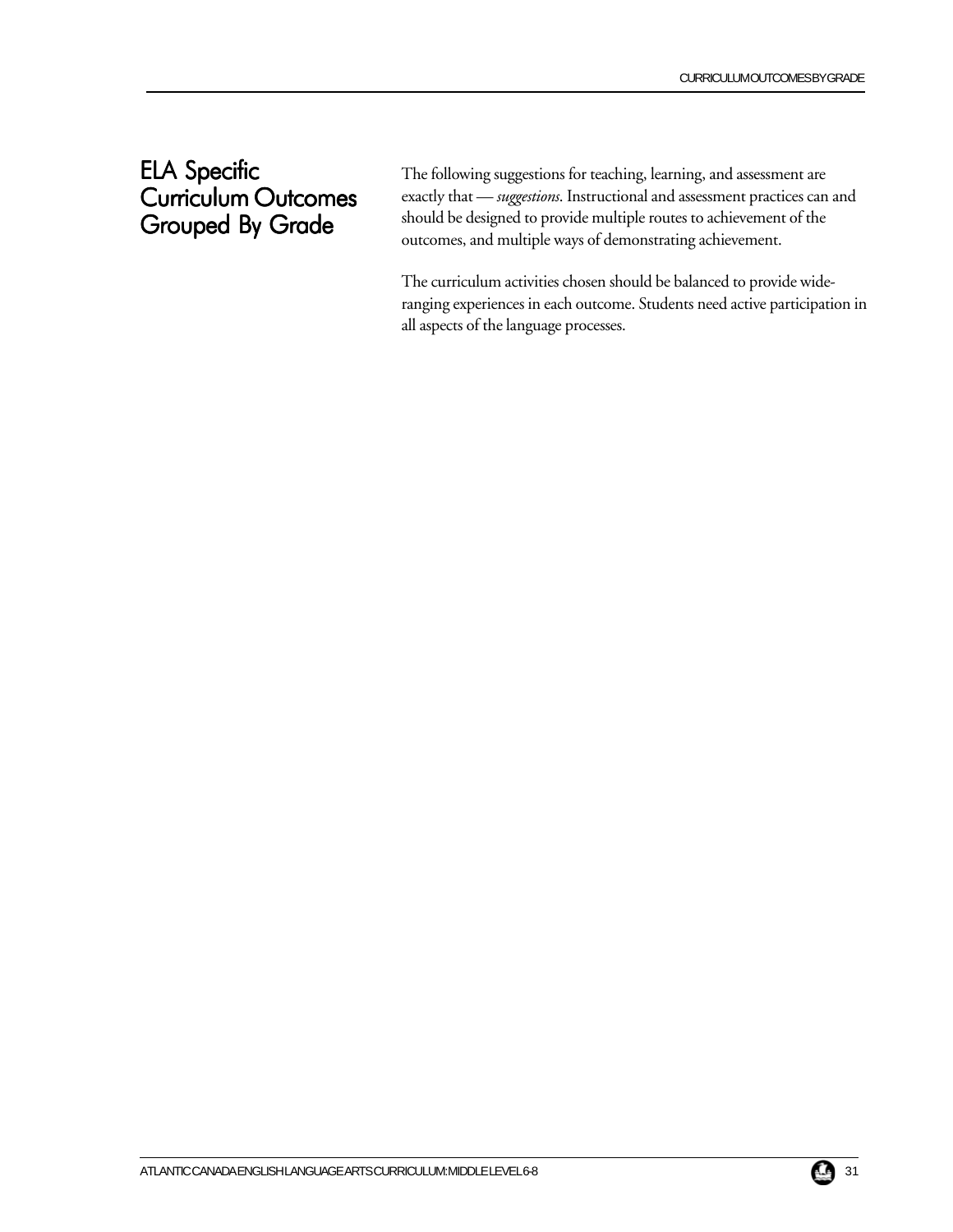## ELA Specific Curriculum Outcomes Grouped By Grade

The following suggestions for teaching, learning, and assessment are exactly that — *suggestions*. Instructional and assessment practices can and should be designed to provide multiple routes to achievement of the outcomes, and multiple ways of demonstrating achievement.

The curriculum activities chosen should be balanced to provide wide-ranging experiences in each outcome. Students need active participation in all aspects of the language processes.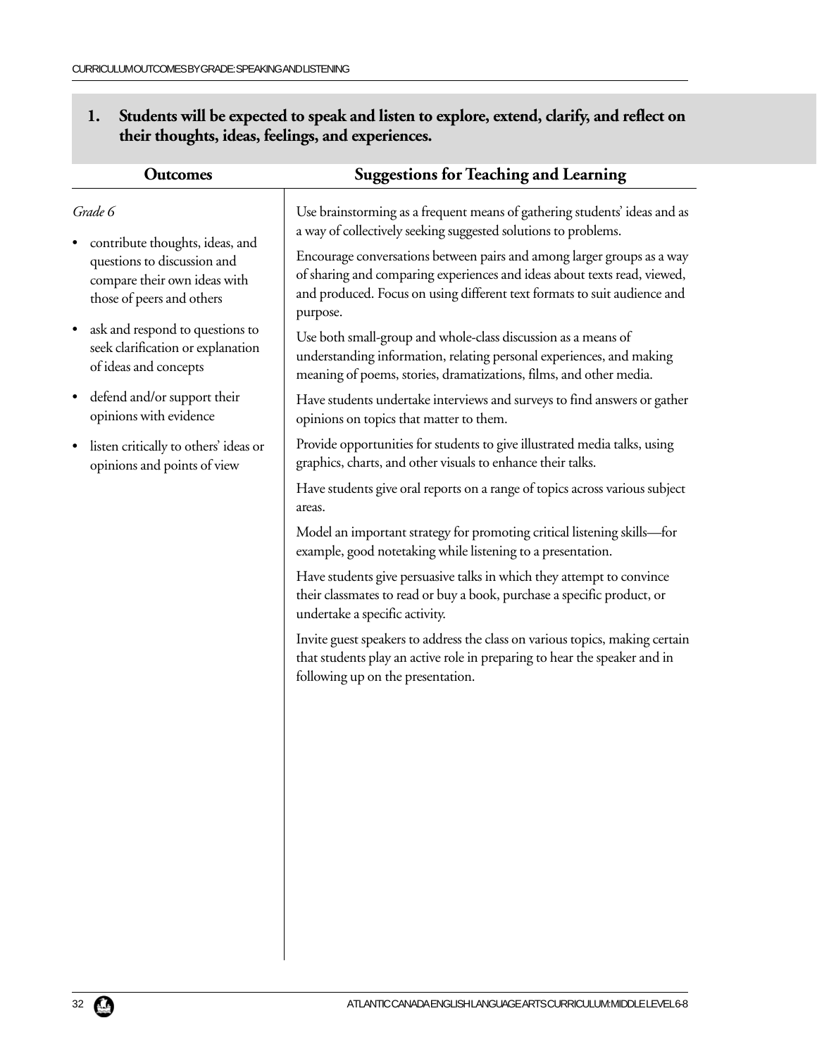**1. Students will be expected to speak and listen to explore, extend, clarify, and reflect on their thoughts, ideas, feelings, and experiences.**

| Outcomes | Suggestions for Teaching and Learning |
|---|---|

### Outcomes

*Grade 6*

- contribute thoughts, ideas, and questions to discussion and compare their own ideas with those of peers and others
- ask and respond to questions to seek clarification or explanation of ideas and concepts
- defend and/or support their opinions with evidence
- listen critically to others' ideas or opinions and points of view

### Suggestions for Teaching and Learning

Use brainstorming as a frequent means of gathering students' ideas and as a way of collectively seeking suggested solutions to problems.

Encourage conversations between pairs and among larger groups as a way of sharing and comparing experiences and ideas about texts read, viewed, and produced. Focus on using different text formats to suit audience and purpose.

Use both small-group and whole-class discussion as a means of understanding information, relating personal experiences, and making meaning of poems, stories, dramatizations, films, and other media.

Have students undertake interviews and surveys to find answers or gather opinions on topics that matter to them.

Provide opportunities for students to give illustrated media talks, using graphics, charts, and other visuals to enhance their talks.

Have students give oral reports on a range of topics across various subject areas.

Model an important strategy for promoting critical listening skills—for example, good notetaking while listening to a presentation.

Have students give persuasive talks in which they attempt to convince their classmates to read or buy a book, purchase a specific product, or undertake a specific activity.

Invite guest speakers to address the class on various topics, making certain that students play an active role in preparing to hear the speaker and in following up on the presentation.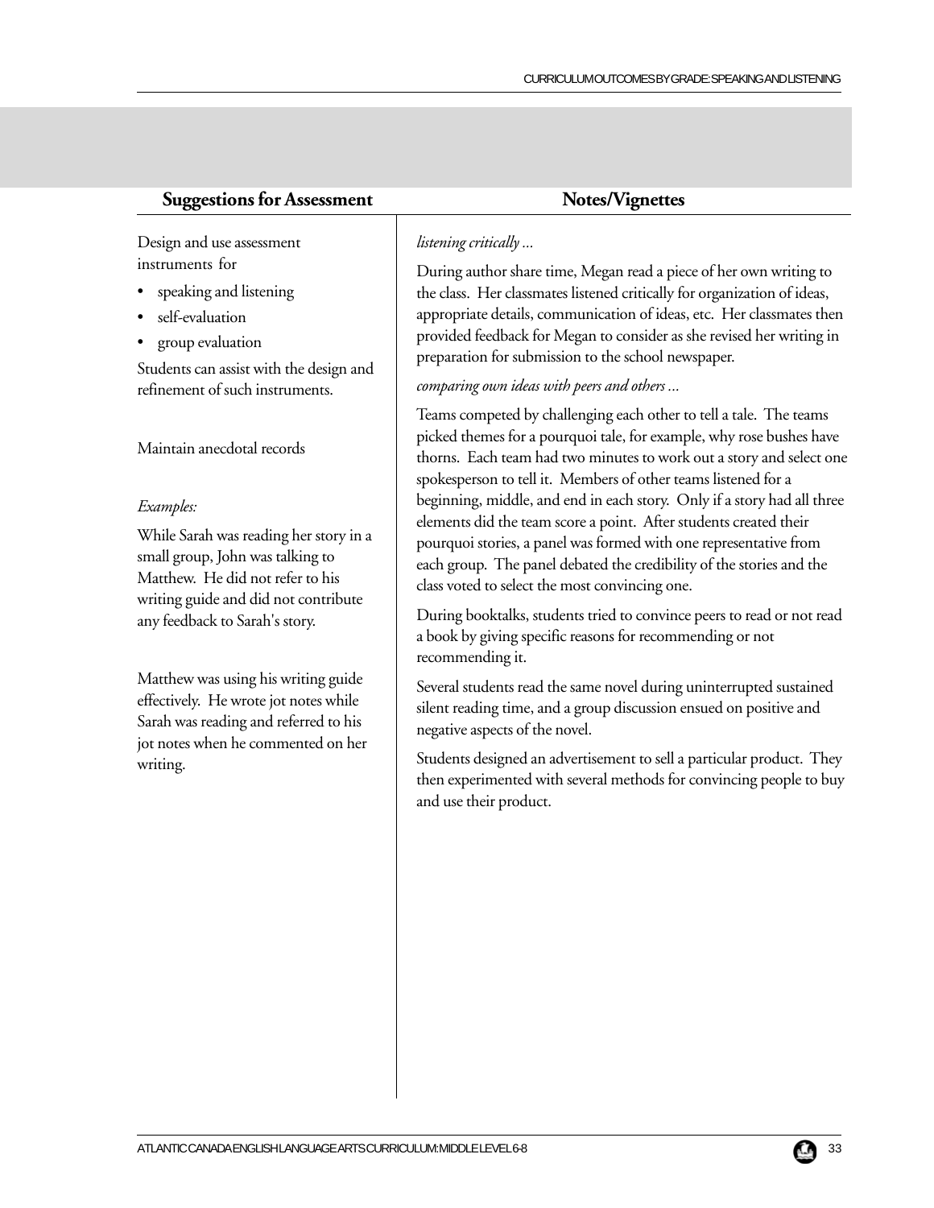## Suggestions for Assessment

Design and use assessment instruments for

- speaking and listening
- self-evaluation
- group evaluation

Students can assist with the design and refinement of such instruments.

Maintain anecdotal records

*Examples:*

While Sarah was reading her story in a small group, John was talking to Matthew. He did not refer to his writing guide and did not contribute any feedback to Sarah's story.

Matthew was using his writing guide effectively. He wrote jot notes while Sarah was reading and referred to his jot notes when he commented on her writing.

## Notes/Vignettes

*listening critically ...*

During author share time, Megan read a piece of her own writing to the class. Her classmates listened critically for organization of ideas, appropriate details, communication of ideas, etc. Her classmates then provided feedback for Megan to consider as she revised her writing in preparation for submission to the school newspaper.

*comparing own ideas with peers and others ...*

Teams competed by challenging each other to tell a tale. The teams picked themes for a pourquoi tale, for example, why rose bushes have thorns. Each team had two minutes to work out a story and select one spokesperson to tell it. Members of other teams listened for a beginning, middle, and end in each story. Only if a story had all three elements did the team score a point. After students created their pourquoi stories, a panel was formed with one representative from each group. The panel debated the credibility of the stories and the class voted to select the most convincing one.

During booktalks, students tried to convince peers to read or not read a book by giving specific reasons for recommending or not recommending it.

Several students read the same novel during uninterrupted sustained silent reading time, and a group discussion ensued on positive and negative aspects of the novel.

Students designed an advertisement to sell a particular product. They then experimented with several methods for convincing people to buy and use their product.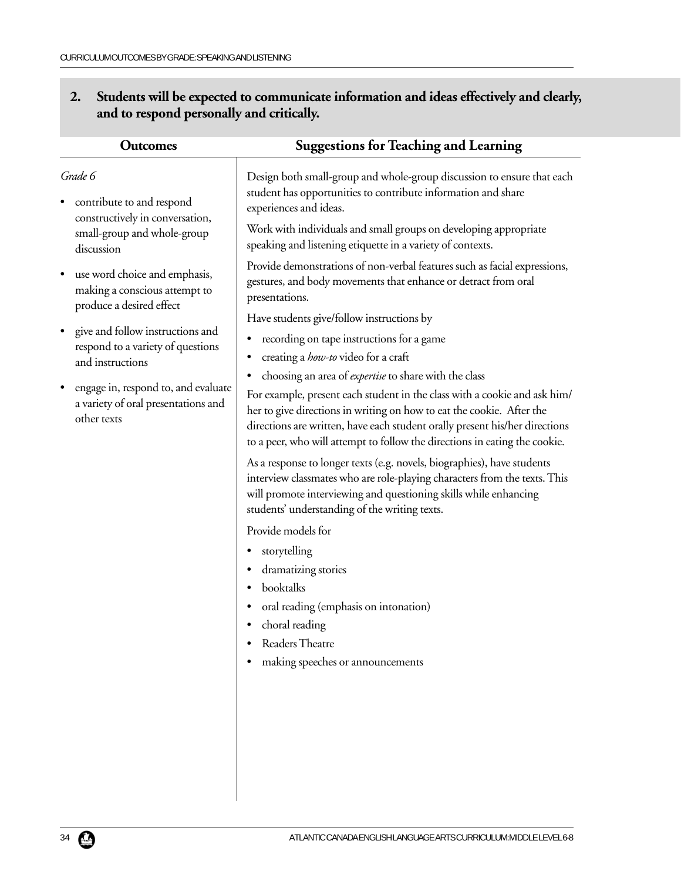## 2. Students will be expected to communicate information and ideas effectively and clearly, and to respond personally and critically.

### Outcomes

*Grade 6*

- contribute to and respond constructively in conversation, small-group and whole-group discussion
- use word choice and emphasis, making a conscious attempt to produce a desired effect
- give and follow instructions and respond to a variety of questions and instructions
- engage in, respond to, and evaluate a variety of oral presentations and other texts

### Suggestions for Teaching and Learning

Design both small-group and whole-group discussion to ensure that each student has opportunities to contribute information and share experiences and ideas.

Work with individuals and small groups on developing appropriate speaking and listening etiquette in a variety of contexts.

Provide demonstrations of non-verbal features such as facial expressions, gestures, and body movements that enhance or detract from oral presentations.

Have students give/follow instructions by

- recording on tape instructions for a game
- creating a *how-to* video for a craft
- choosing an area of *expertise* to share with the class

For example, present each student in the class with a cookie and ask him/her to give directions in writing on how to eat the cookie. After the directions are written, have each student orally present his/her directions to a peer, who will attempt to follow the directions in eating the cookie.

As a response to longer texts (e.g. novels, biographies), have students interview classmates who are role-playing characters from the texts. This will promote interviewing and questioning skills while enhancing students' understanding of the writing texts.

Provide models for

- storytelling
- dramatizing stories
- booktalks
- oral reading (emphasis on intonation)
- choral reading
- Readers Theatre
- making speeches or announcements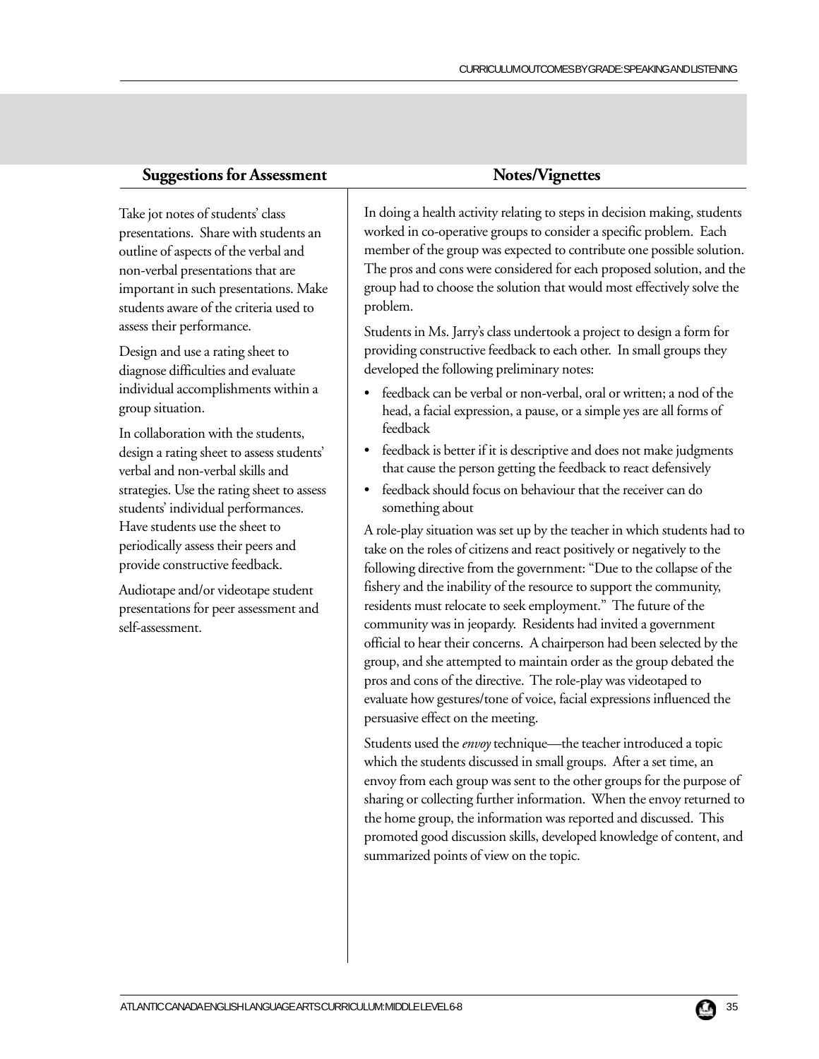## Suggestions for Assessment

Take jot notes of students' class presentations. Share with students an outline of aspects of the verbal and non-verbal presentations that are important in such presentations. Make students aware of the criteria used to assess their performance.

Design and use a rating sheet to diagnose difficulties and evaluate individual accomplishments within a group situation.

In collaboration with the students, design a rating sheet to assess students' verbal and non-verbal skills and strategies. Use the rating sheet to assess students' individual performances. Have students use the sheet to periodically assess their peers and provide constructive feedback.

Audiotape and/or videotape student presentations for peer assessment and self-assessment.

## Notes/Vignettes

In doing a health activity relating to steps in decision making, students worked in co-operative groups to consider a specific problem. Each member of the group was expected to contribute one possible solution. The pros and cons were considered for each proposed solution, and the group had to choose the solution that would most effectively solve the problem.

Students in Ms. Jarry's class undertook a project to design a form for providing constructive feedback to each other. In small groups they developed the following preliminary notes:

- feedback can be verbal or non-verbal, oral or written; a nod of the head, a facial expression, a pause, or a simple yes are all forms of feedback
- feedback is better if it is descriptive and does not make judgments that cause the person getting the feedback to react defensively
- feedback should focus on behaviour that the receiver can do something about

A role-play situation was set up by the teacher in which students had to take on the roles of citizens and react positively or negatively to the following directive from the government: "Due to the collapse of the fishery and the inability of the resource to support the community, residents must relocate to seek employment." The future of the community was in jeopardy. Residents had invited a government official to hear their concerns. A chairperson had been selected by the group, and she attempted to maintain order as the group debated the pros and cons of the directive. The role-play was videotaped to evaluate how gestures/tone of voice, facial expressions influenced the persuasive effect on the meeting.

Students used the *envoy* technique—the teacher introduced a topic which the students discussed in small groups. After a set time, an envoy from each group was sent to the other groups for the purpose of sharing or collecting further information. When the envoy returned to the home group, the information was reported and discussed. This promoted good discussion skills, developed knowledge of content, and summarized points of view on the topic.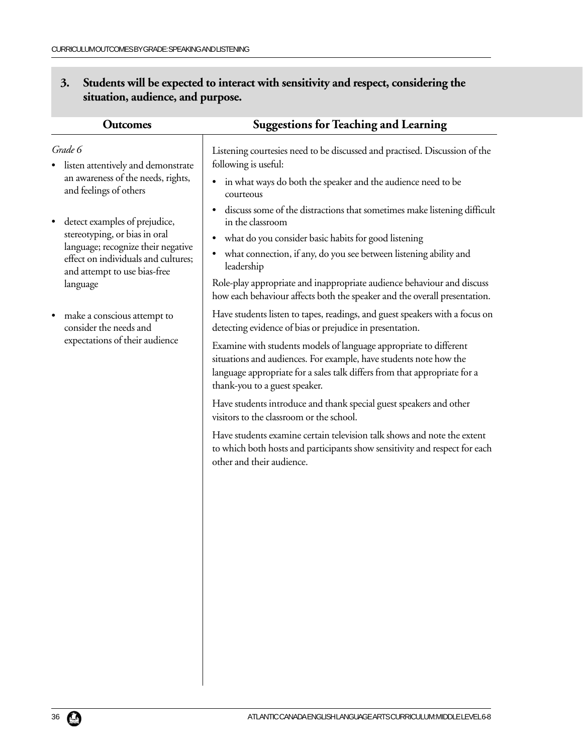## 3. Students will be expected to interact with sensitivity and respect, considering the situation, audience, and purpose.

### Outcomes

*Grade 6*

- listen attentively and demonstrate an awareness of the needs, rights, and feelings of others
- detect examples of prejudice, stereotyping, or bias in oral language; recognize their negative effect on individuals and cultures; and attempt to use bias-free language
- make a conscious attempt to consider the needs and expectations of their audience

### Suggestions for Teaching and Learning

Listening courtesies need to be discussed and practised. Discussion of the following is useful:

- in what ways do both the speaker and the audience need to be courteous
- discuss some of the distractions that sometimes make listening difficult in the classroom
- what do you consider basic habits for good listening
- what connection, if any, do you see between listening ability and leadership

Role-play appropriate and inappropriate audience behaviour and discuss how each behaviour affects both the speaker and the overall presentation.

Have students listen to tapes, readings, and guest speakers with a focus on detecting evidence of bias or prejudice in presentation.

Examine with students models of language appropriate to different situations and audiences. For example, have students note how the language appropriate for a sales talk differs from that appropriate for a thank-you to a guest speaker.

Have students introduce and thank special guest speakers and other visitors to the classroom or the school.

Have students examine certain television talk shows and note the extent to which both hosts and participants show sensitivity and respect for each other and their audience.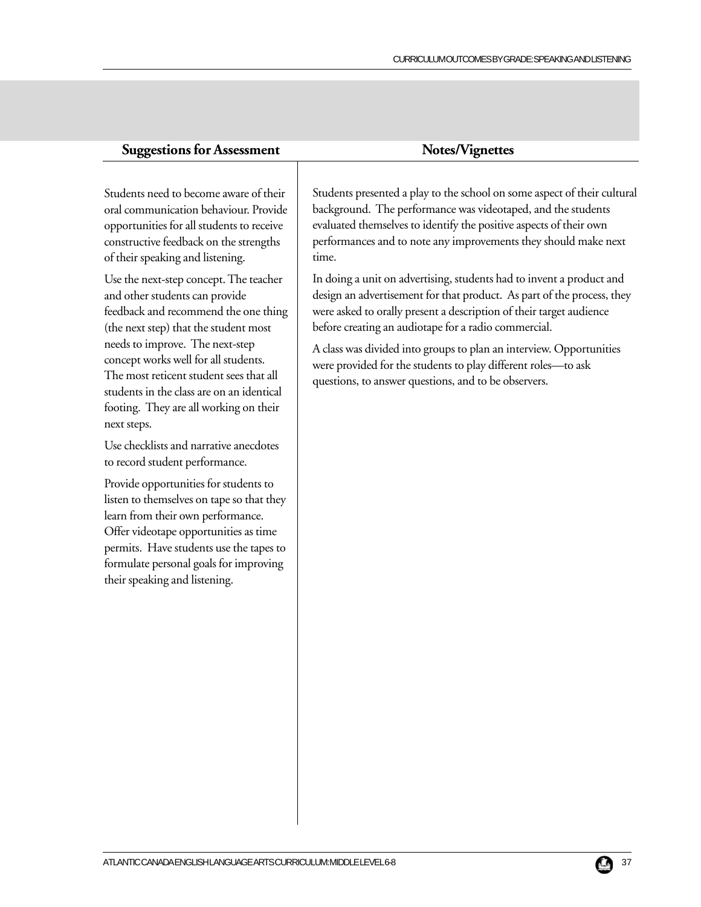## Suggestions for Assessment

Students need to become aware of their oral communication behaviour. Provide opportunities for all students to receive constructive feedback on the strengths of their speaking and listening.

Use the next-step concept. The teacher and other students can provide feedback and recommend the one thing (the next step) that the student most needs to improve. The next-step concept works well for all students. The most reticent student sees that all students in the class are on an identical footing. They are all working on their next steps.

Use checklists and narrative anecdotes to record student performance.

Provide opportunities for students to listen to themselves on tape so that they learn from their own performance. Offer videotape opportunities as time permits. Have students use the tapes to formulate personal goals for improving their speaking and listening.

## Notes/Vignettes

Students presented a play to the school on some aspect of their cultural background. The performance was videotaped, and the students evaluated themselves to identify the positive aspects of their own performances and to note any improvements they should make next time.

In doing a unit on advertising, students had to invent a product and design an advertisement for that product. As part of the process, they were asked to orally present a description of their target audience before creating an audiotape for a radio commercial.

A class was divided into groups to plan an interview. Opportunities were provided for the students to play different roles—to ask questions, to answer questions, and to be observers.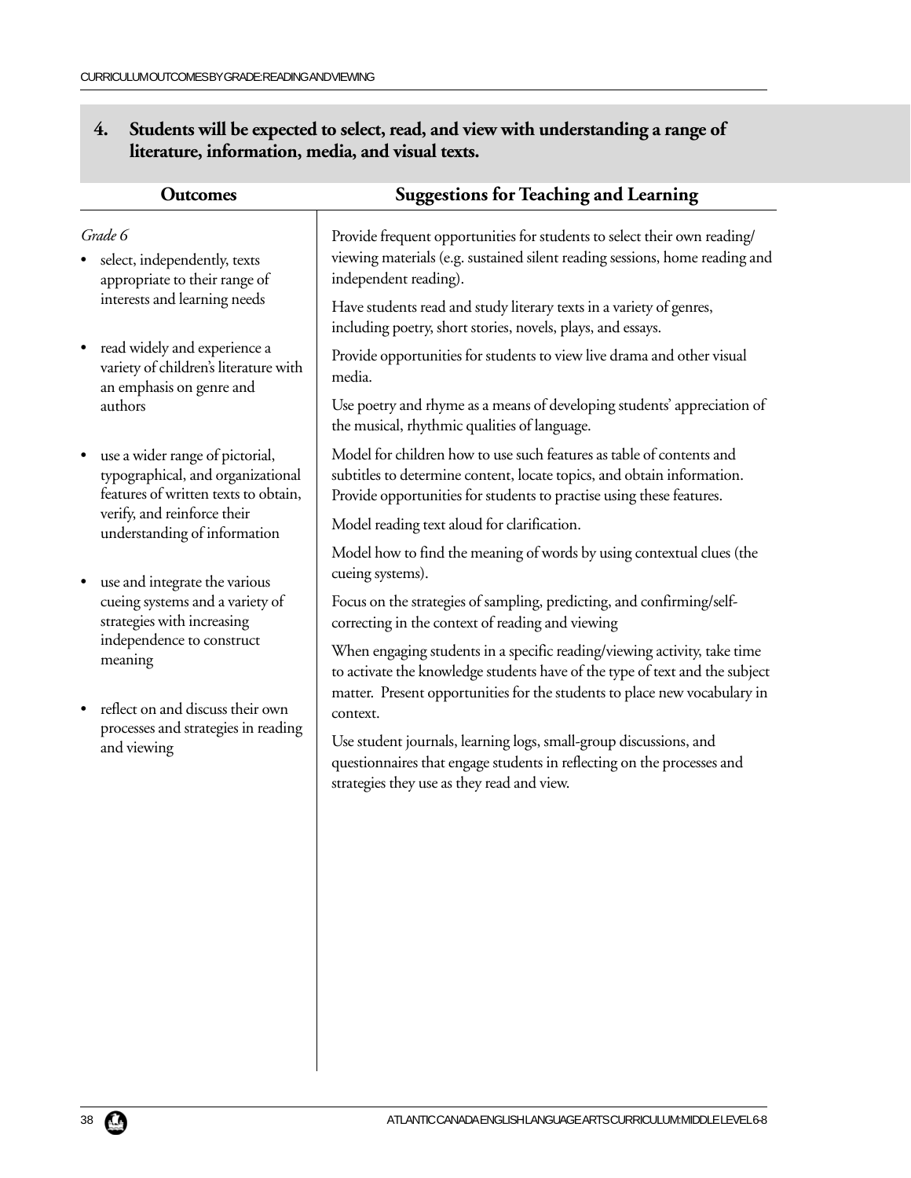## 4. Students will be expected to select, read, and view with understanding a range of literature, information, media, and visual texts.

| Outcomes | Suggestions for Teaching and Learning |
|---|---|
| *Grade 6*<br>• select, independently, texts appropriate to their range of interests and learning needs<br>• read widely and experience a variety of children's literature with an emphasis on genre and authors<br>• use a wider range of pictorial, typographical, and organizational features of written texts to obtain, verify, and reinforce their understanding of information<br>• use and integrate the various cueing systems and a variety of strategies with increasing independence to construct meaning<br>• reflect on and discuss their own processes and strategies in reading and viewing | Provide frequent opportunities for students to select their own reading/viewing materials (e.g. sustained silent reading sessions, home reading and independent reading).<br><br>Have students read and study literary texts in a variety of genres, including poetry, short stories, novels, plays, and essays.<br><br>Provide opportunities for students to view live drama and other visual media.<br><br>Use poetry and rhyme as a means of developing students' appreciation of the musical, rhythmic qualities of language.<br><br>Model for children how to use such features as table of contents and subtitles to determine content, locate topics, and obtain information. Provide opportunities for students to practise using these features.<br><br>Model reading text aloud for clarification.<br><br>Model how to find the meaning of words by using contextual clues (the cueing systems).<br><br>Focus on the strategies of sampling, predicting, and confirming/self-correcting in the context of reading and viewing<br><br>When engaging students in a specific reading/viewing activity, take time to activate the knowledge students have of the type of text and the subject matter. Present opportunities for the students to place new vocabulary in context.<br><br>Use student journals, learning logs, small-group discussions, and questionnaires that engage students in reflecting on the processes and strategies they use as they read and view. |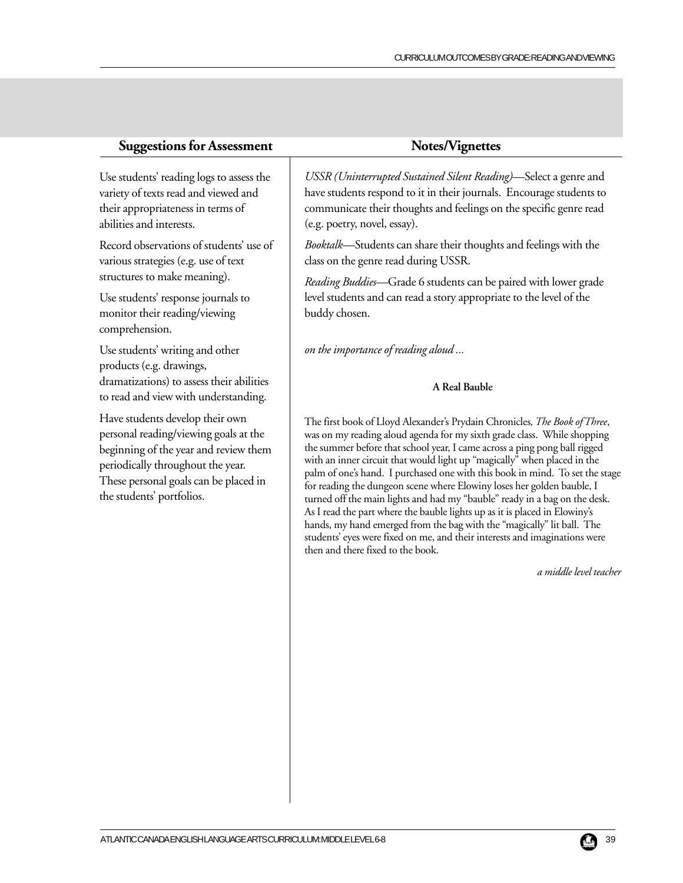## Suggestions for Assessment

Use students' reading logs to assess the variety of texts read and viewed and their appropriateness in terms of abilities and interests.

Record observations of students' use of various strategies (e.g. use of text structures to make meaning).

Use students' response journals to monitor their reading/viewing comprehension.

Use students' writing and other products (e.g. drawings, dramatizations) to assess their abilities to read and view with understanding.

Have students develop their own personal reading/viewing goals at the beginning of the year and review them periodically throughout the year. These personal goals can be placed in the students' portfolios.

## Notes/Vignettes

*USSR (Uninterrupted Sustained Silent Reading)*—Select a genre and have students respond to it in their journals. Encourage students to communicate their thoughts and feelings on the specific genre read (e.g. poetry, novel, essay).

*Booktalk*—Students can share their thoughts and feelings with the class on the genre read during USSR.

*Reading Buddies*—Grade 6 students can be paired with lower grade level students and can read a story appropriate to the level of the buddy chosen.

*on the importance of reading aloud ...*

**A Real Bauble**

The first book of Lloyd Alexander's Prydain Chronicles, *The Book of Three*, was on my reading aloud agenda for my sixth grade class. While shopping the summer before that school year, I came across a ping pong ball rigged with an inner circuit that would light up "magically" when placed in the palm of one's hand. I purchased one with this book in mind. To set the stage for reading the dungeon scene where Elowiny loses her golden bauble, I turned off the main lights and had my "bauble" ready in a bag on the desk. As I read the part where the bauble lights up as it is placed in Elowiny's hands, my hand emerged from the bag with the "magically" lit ball. The students' eyes were fixed on me, and their interests and imaginations were then and there fixed to the book.

*a middle level teacher*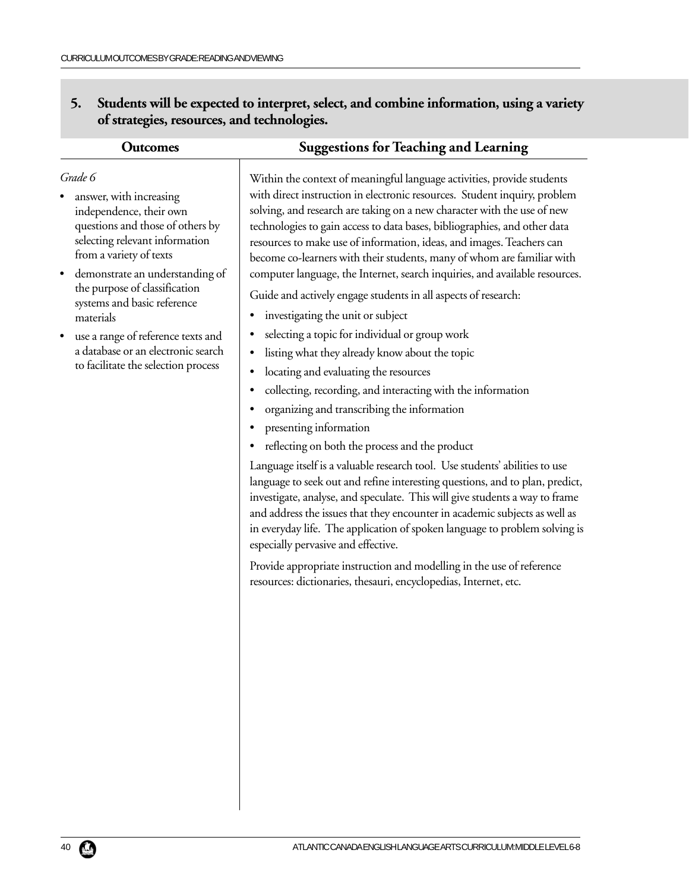## 5. Students will be expected to interpret, select, and combine information, using a variety of strategies, resources, and technologies.

### Outcomes

*Grade 6*

- answer, with increasing independence, their own questions and those of others by selecting relevant information from a variety of texts
- demonstrate an understanding of the purpose of classification systems and basic reference materials
- use a range of reference texts and a database or an electronic search to facilitate the selection process

### Suggestions for Teaching and Learning

Within the context of meaningful language activities, provide students with direct instruction in electronic resources. Student inquiry, problem solving, and research are taking on a new character with the use of new technologies to gain access to data bases, bibliographies, and other data resources to make use of information, ideas, and images. Teachers can become co-learners with their students, many of whom are familiar with computer language, the Internet, search inquiries, and available resources.

Guide and actively engage students in all aspects of research:

- investigating the unit or subject
- selecting a topic for individual or group work
- listing what they already know about the topic
- locating and evaluating the resources
- collecting, recording, and interacting with the information
- organizing and transcribing the information
- presenting information
- reflecting on both the process and the product

Language itself is a valuable research tool. Use students' abilities to use language to seek out and refine interesting questions, and to plan, predict, investigate, analyse, and speculate. This will give students a way to frame and address the issues that they encounter in academic subjects as well as in everyday life. The application of spoken language to problem solving is especially pervasive and effective.

Provide appropriate instruction and modelling in the use of reference resources: dictionaries, thesauri, encyclopedias, Internet, etc.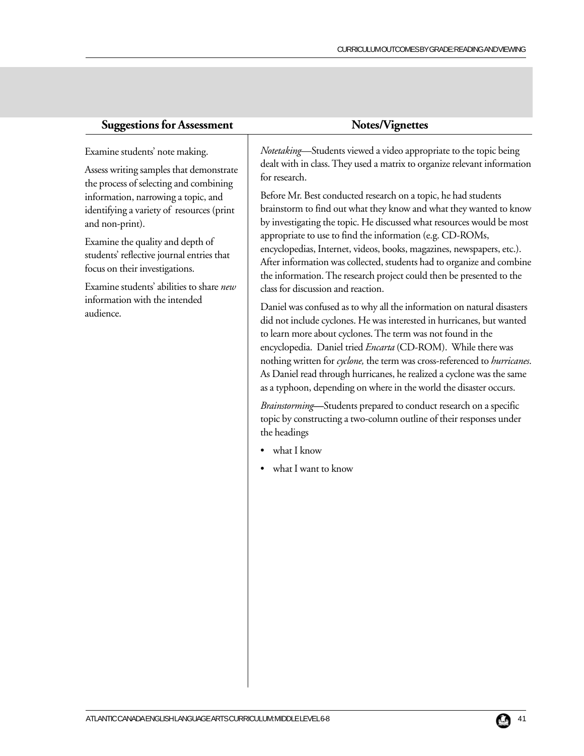## Suggestions for Assessment

Examine students' note making.

Assess writing samples that demonstrate the process of selecting and combining information, narrowing a topic, and identifying a variety of resources (print and non-print).

Examine the quality and depth of students' reflective journal entries that focus on their investigations.

Examine students' abilities to share *new* information with the intended audience.

## Notes/Vignettes

*Notetaking*—Students viewed a video appropriate to the topic being dealt with in class. They used a matrix to organize relevant information for research.

Before Mr. Best conducted research on a topic, he had students brainstorm to find out what they know and what they wanted to know by investigating the topic. He discussed what resources would be most appropriate to use to find the information (e.g. CD-ROMs, encyclopedias, Internet, videos, books, magazines, newspapers, etc.). After information was collected, students had to organize and combine the information. The research project could then be presented to the class for discussion and reaction.

Daniel was confused as to why all the information on natural disasters did not include cyclones. He was interested in hurricanes, but wanted to learn more about cyclones. The term was not found in the encyclopedia. Daniel tried *Encarta* (CD-ROM). While there was nothing written for *cyclone,* the term was cross-referenced to *hurricanes*. As Daniel read through hurricanes, he realized a cyclone was the same as a typhoon, depending on where in the world the disaster occurs.

*Brainstorming*—Students prepared to conduct research on a specific topic by constructing a two-column outline of their responses under the headings

- what I know
- what I want to know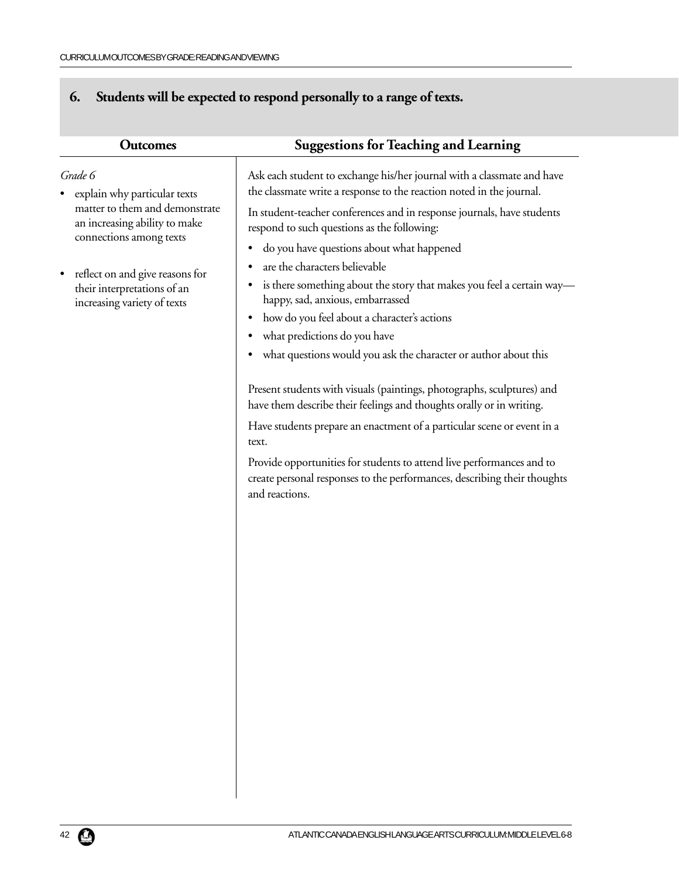## 6. Students will be expected to respond personally to a range of texts.

| Outcomes | Suggestions for Teaching and Learning |
|---|---|
| *Grade 6*<br>• explain why particular texts matter to them and demonstrate an increasing ability to make connections among texts<br><br>• reflect on and give reasons for their interpretations of an increasing variety of texts | Ask each student to exchange his/her journal with a classmate and have the classmate write a response to the reaction noted in the journal.<br><br>In student-teacher conferences and in response journals, have students respond to such questions as the following:<br>• do you have questions about what happened<br>• are the characters believable<br>• is there something about the story that makes you feel a certain way—happy, sad, anxious, embarrassed<br>• how do you feel about a character's actions<br>• what predictions do you have<br>• what questions would you ask the character or author about this<br><br>Present students with visuals (paintings, photographs, sculptures) and have them describe their feelings and thoughts orally or in writing.<br><br>Have students prepare an enactment of a particular scene or event in a text.<br><br>Provide opportunities for students to attend live performances and to create personal responses to the performances, describing their thoughts and reactions. |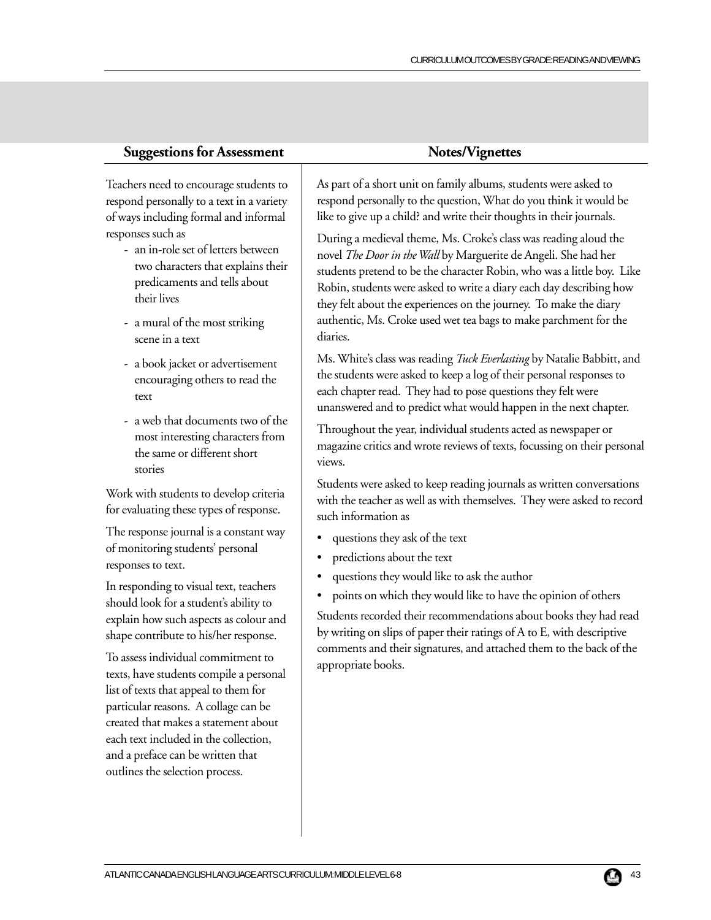## Suggestions for Assessment

Teachers need to encourage students to respond personally to a text in a variety of ways including formal and informal responses such as

- an in-role set of letters between two characters that explains their predicaments and tells about their lives
- a mural of the most striking scene in a text
- a book jacket or advertisement encouraging others to read the text
- a web that documents two of the most interesting characters from the same or different short stories

Work with students to develop criteria for evaluating these types of response.

The response journal is a constant way of monitoring students' personal responses to text.

In responding to visual text, teachers should look for a student's ability to explain how such aspects as colour and shape contribute to his/her response.

To assess individual commitment to texts, have students compile a personal list of texts that appeal to them for particular reasons. A collage can be created that makes a statement about each text included in the collection, and a preface can be written that outlines the selection process.

## Notes/Vignettes

As part of a short unit on family albums, students were asked to respond personally to the question, What do you think it would be like to give up a child? and write their thoughts in their journals.

During a medieval theme, Ms. Croke's class was reading aloud the novel *The Door in the Wall* by Marguerite de Angeli. She had her students pretend to be the character Robin, who was a little boy. Like Robin, students were asked to write a diary each day describing how they felt about the experiences on the journey. To make the diary authentic, Ms. Croke used wet tea bags to make parchment for the diaries.

Ms. White's class was reading *Tuck Everlasting* by Natalie Babbitt, and the students were asked to keep a log of their personal responses to each chapter read. They had to pose questions they felt were unanswered and to predict what would happen in the next chapter.

Throughout the year, individual students acted as newspaper or magazine critics and wrote reviews of texts, focussing on their personal views.

Students were asked to keep reading journals as written conversations with the teacher as well as with themselves. They were asked to record such information as

- questions they ask of the text
- predictions about the text
- questions they would like to ask the author
- points on which they would like to have the opinion of others

Students recorded their recommendations about books they had read by writing on slips of paper their ratings of A to E, with descriptive comments and their signatures, and attached them to the back of the appropriate books.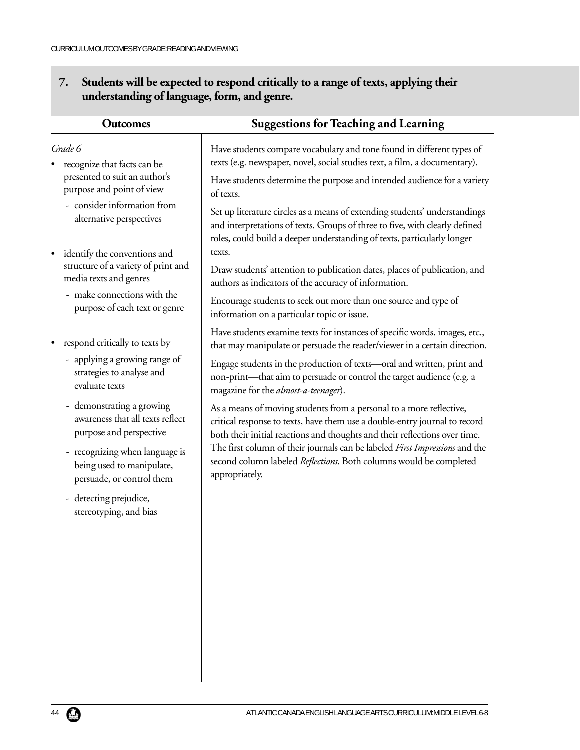## 7. Students will be expected to respond critically to a range of texts, applying their understanding of language, form, and genre.

| Outcomes | Suggestions for Teaching and Learning |
|---|---|
| *Grade 6*<br>• recognize that facts can be presented to suit an author's purpose and point of view<br>  - consider information from alternative perspectives<br>• identify the conventions and structure of a variety of print and media texts and genres<br>  - make connections with the purpose of each text or genre<br>• respond critically to texts by<br>  - applying a growing range of strategies to analyse and evaluate texts<br>  - demonstrating a growing awareness that all texts reflect purpose and perspective<br>  - recognizing when language is being used to manipulate, persuade, or control them<br>  - detecting prejudice, stereotyping, and bias | Have students compare vocabulary and tone found in different types of texts (e.g. newspaper, novel, social studies text, a film, a documentary).<br><br>Have students determine the purpose and intended audience for a variety of texts.<br><br>Set up literature circles as a means of extending students' understandings and interpretations of texts. Groups of three to five, with clearly defined roles, could build a deeper understanding of texts, particularly longer texts.<br><br>Draw students' attention to publication dates, places of publication, and authors as indicators of the accuracy of information.<br><br>Encourage students to seek out more than one source and type of information on a particular topic or issue.<br><br>Have students examine texts for instances of specific words, images, etc., that may manipulate or persuade the reader/viewer in a certain direction.<br><br>Engage students in the production of texts—oral and written, print and non-print—that aim to persuade or control the target audience (e.g. a magazine for the *almost-a-teenager*).<br><br>As a means of moving students from a personal to a more reflective, critical response to texts, have them use a double-entry journal to record both their initial reactions and thoughts and their reflections over time. The first column of their journals can be labeled *First Impressions* and the second column labeled *Reflections*. Both columns would be completed appropriately. |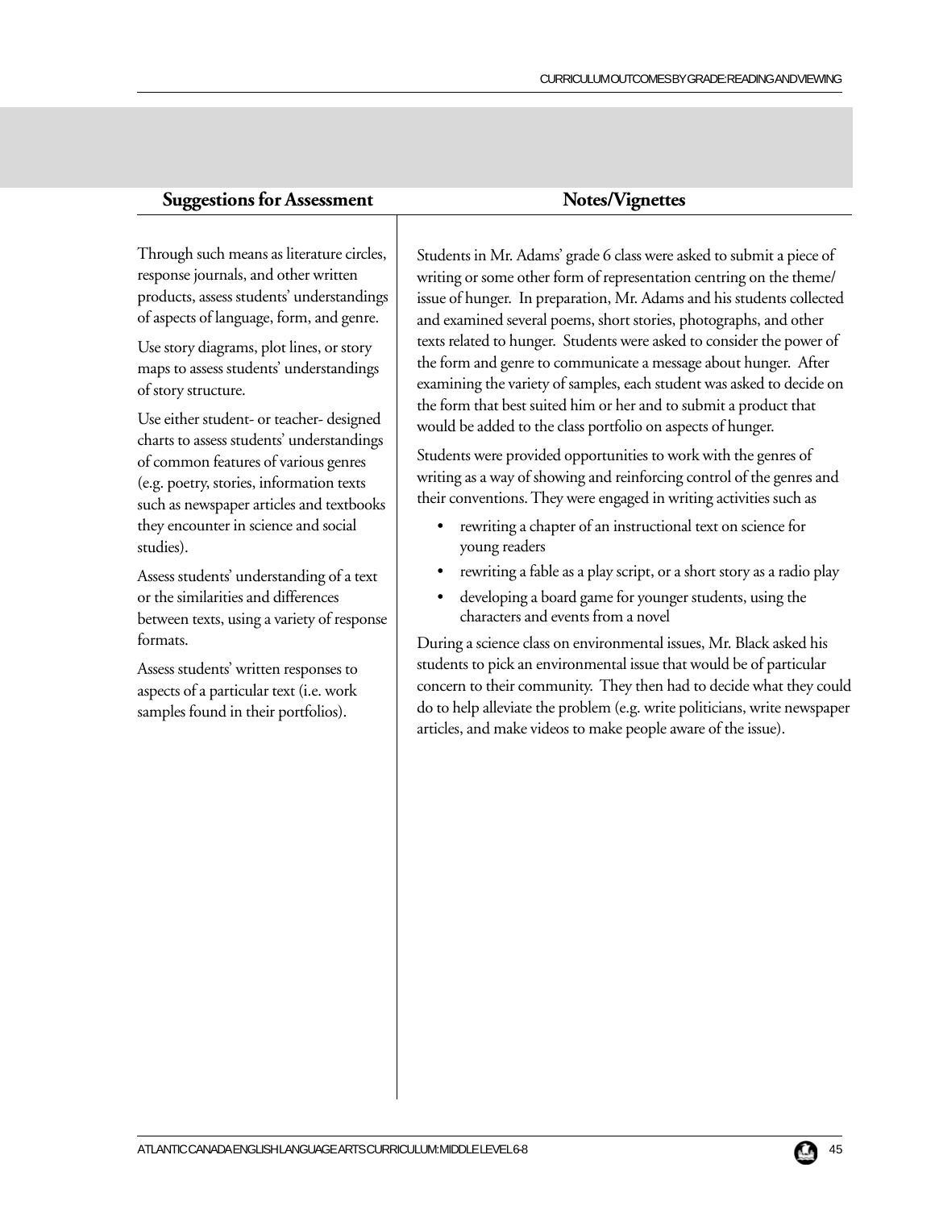## Suggestions for Assessment

Through such means as literature circles, response journals, and other written products, assess students' understandings of aspects of language, form, and genre.

Use story diagrams, plot lines, or story maps to assess students' understandings of story structure.

Use either student- or teacher- designed charts to assess students' understandings of common features of various genres (e.g. poetry, stories, information texts such as newspaper articles and textbooks they encounter in science and social studies).

Assess students' understanding of a text or the similarities and differences between texts, using a variety of response formats.

Assess students' written responses to aspects of a particular text (i.e. work samples found in their portfolios).

## Notes/Vignettes

Students in Mr. Adams' grade 6 class were asked to submit a piece of writing or some other form of representation centring on the theme/ issue of hunger. In preparation, Mr. Adams and his students collected and examined several poems, short stories, photographs, and other texts related to hunger. Students were asked to consider the power of the form and genre to communicate a message about hunger. After examining the variety of samples, each student was asked to decide on the form that best suited him or her and to submit a product that would be added to the class portfolio on aspects of hunger.

Students were provided opportunities to work with the genres of writing as a way of showing and reinforcing control of the genres and their conventions. They were engaged in writing activities such as

- rewriting a chapter of an instructional text on science for young readers
- rewriting a fable as a play script, or a short story as a radio play
- developing a board game for younger students, using the characters and events from a novel

During a science class on environmental issues, Mr. Black asked his students to pick an environmental issue that would be of particular concern to their community. They then had to decide what they could do to help alleviate the problem (e.g. write politicians, write newspaper articles, and make videos to make people aware of the issue).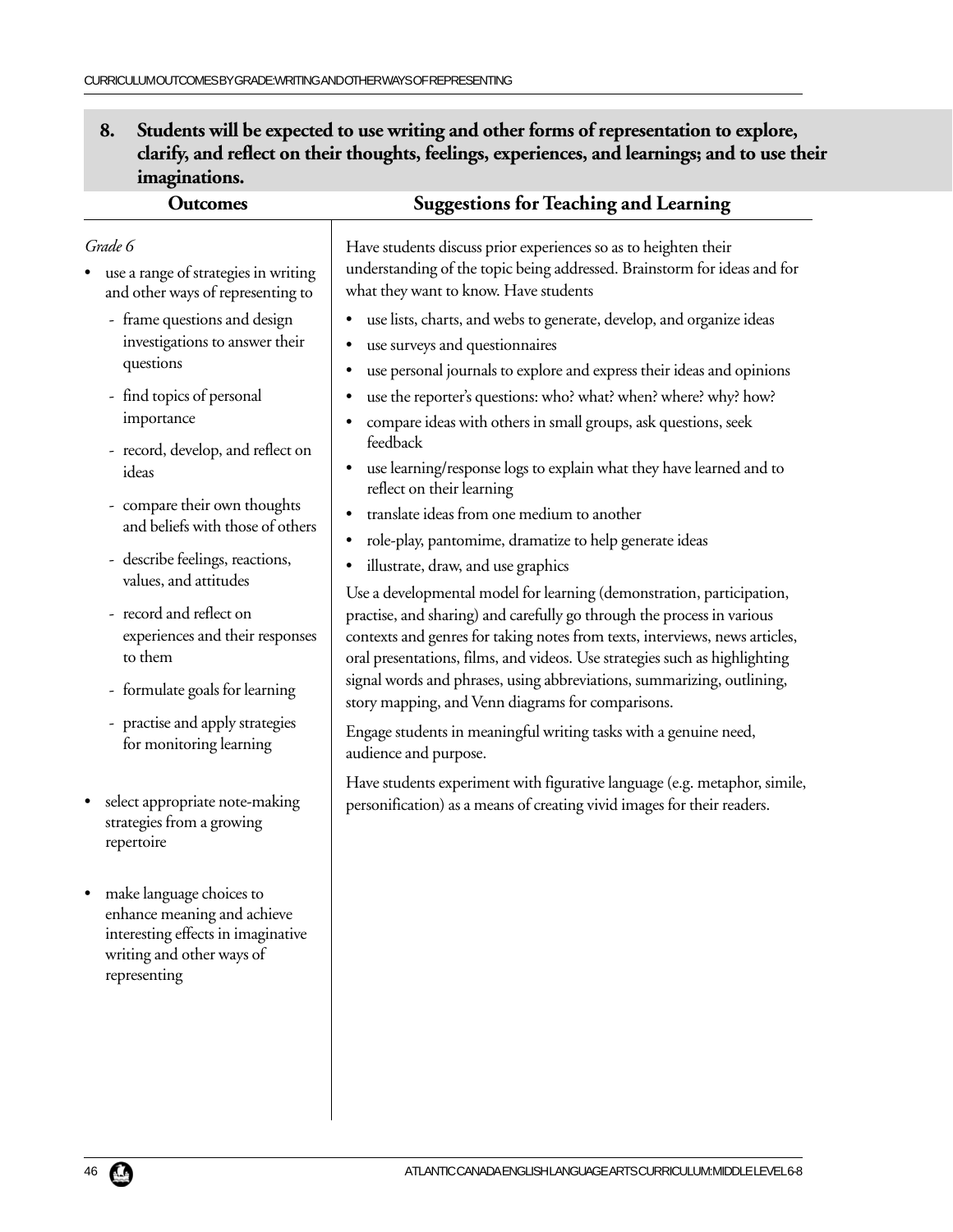## 8. Students will be expected to use writing and other forms of representation to explore, clarify, and reflect on their thoughts, feelings, experiences, and learnings; and to use their imaginations.

### Outcomes

*Grade 6*

- use a range of strategies in writing and other ways of representing to
  - frame questions and design investigations to answer their questions
  - find topics of personal importance
  - record, develop, and reflect on ideas
  - compare their own thoughts and beliefs with those of others
  - describe feelings, reactions, values, and attitudes
  - record and reflect on experiences and their responses to them
  - formulate goals for learning
  - practise and apply strategies for monitoring learning
- select appropriate note-making strategies from a growing repertoire
- make language choices to enhance meaning and achieve interesting effects in imaginative writing and other ways of representing

### Suggestions for Teaching and Learning

Have students discuss prior experiences so as to heighten their understanding of the topic being addressed. Brainstorm for ideas and for what they want to know. Have students

- use lists, charts, and webs to generate, develop, and organize ideas
- use surveys and questionnaires
- use personal journals to explore and express their ideas and opinions
- use the reporter's questions: who? what? when? where? why? how?
- compare ideas with others in small groups, ask questions, seek feedback
- use learning/response logs to explain what they have learned and to reflect on their learning
- translate ideas from one medium to another
- role-play, pantomime, dramatize to help generate ideas
- illustrate, draw, and use graphics

Use a developmental model for learning (demonstration, participation, practise, and sharing) and carefully go through the process in various contexts and genres for taking notes from texts, interviews, news articles, oral presentations, films, and videos. Use strategies such as highlighting signal words and phrases, using abbreviations, summarizing, outlining, story mapping, and Venn diagrams for comparisons.

Engage students in meaningful writing tasks with a genuine need, audience and purpose.

Have students experiment with figurative language (e.g. metaphor, simile, personification) as a means of creating vivid images for their readers.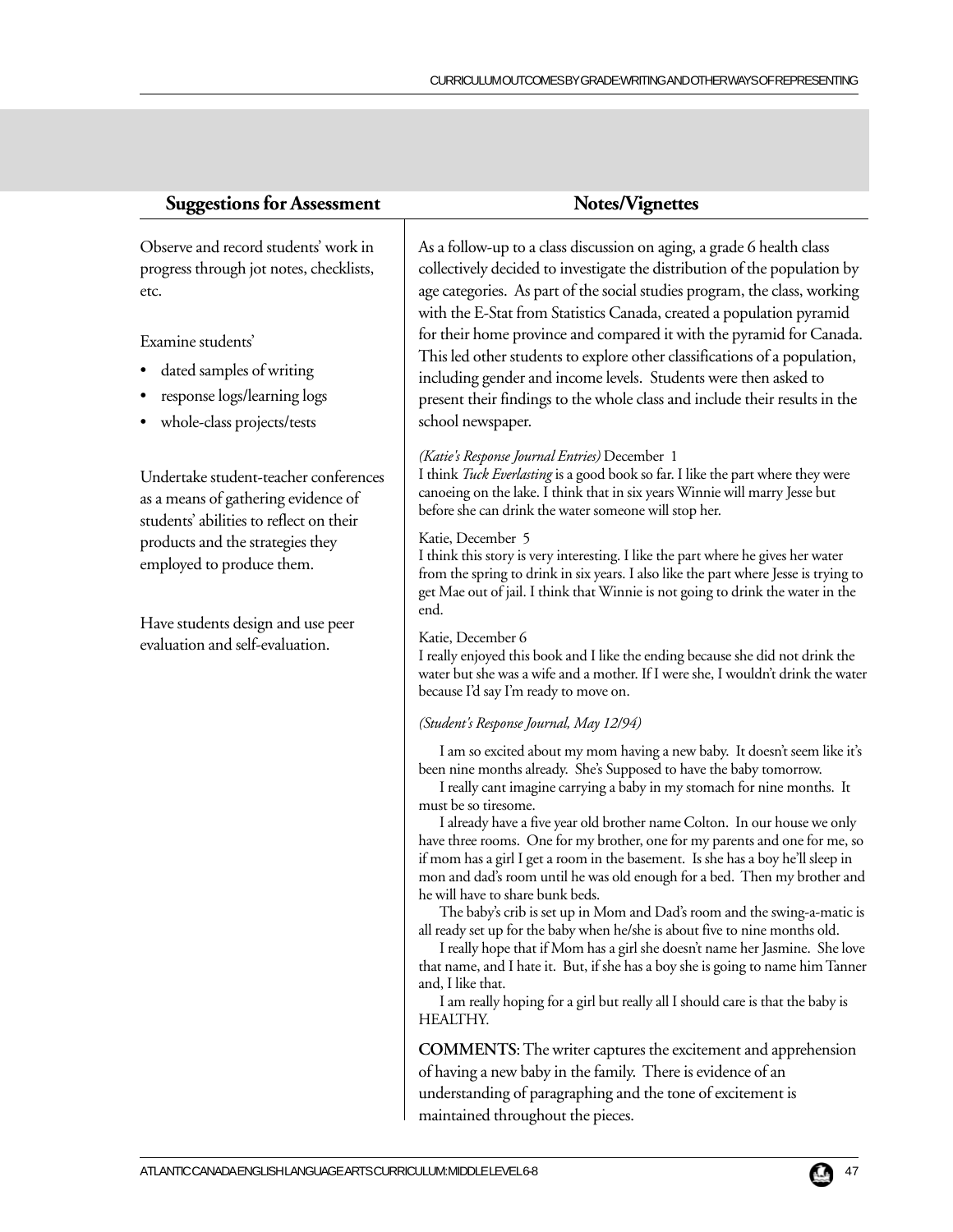## Suggestions for Assessment

Observe and record students' work in progress through jot notes, checklists, etc.

Examine students'

- dated samples of writing
- response logs/learning logs
- whole-class projects/tests

Undertake student-teacher conferences as a means of gathering evidence of students' abilities to reflect on their products and the strategies they employed to produce them.

Have students design and use peer evaluation and self-evaluation.

## Notes/Vignettes

As a follow-up to a class discussion on aging, a grade 6 health class collectively decided to investigate the distribution of the population by age categories. As part of the social studies program, the class, working with the E-Stat from Statistics Canada, created a population pyramid for their home province and compared it with the pyramid for Canada. This led other students to explore other classifications of a population, including gender and income levels. Students were then asked to present their findings to the whole class and include their results in the school newspaper.

*(Katie's Response Journal Entries)* December 1
I think *Tuck Everlasting* is a good book so far. I like the part where they were canoeing on the lake. I think that in six years Winnie will marry Jesse but before she can drink the water someone will stop her.

Katie, December 5
I think this story is very interesting. I like the part where he gives her water from the spring to drink in six years. I also like the part where Jesse is trying to get Mae out of jail. I think that Winnie is not going to drink the water in the end.

Katie, December 6
I really enjoyed this book and I like the ending because she did not drink the water but she was a wife and a mother. If I were she, I wouldn't drink the water because I'd say I'm ready to move on.

*(Student's Response Journal, May 12/94)*

I am so excited about my mom having a new baby. It doesn't seem like it's been nine months already. She's Supposed to have the baby tomorrow.

I really cant imagine carrying a baby in my stomach for nine months. It must be so tiresome.

I already have a five year old brother name Colton. In our house we only have three rooms. One for my brother, one for my parents and one for me, so if mom has a girl I get a room in the basement. Is she has a boy he'll sleep in mon and dad's room until he was old enough for a bed. Then my brother and he will have to share bunk beds.

The baby's crib is set up in Mom and Dad's room and the swing-a-matic is all ready set up for the baby when he/she is about five to nine months old.

I really hope that if Mom has a girl she doesn't name her Jasmine. She love that name, and I hate it. But, if she has a boy she is going to name him Tanner and, I like that.

I am really hoping for a girl but really all I should care is that the baby is HEALTHY.

**COMMENTS**: The writer captures the excitement and apprehension of having a new baby in the family. There is evidence of an understanding of paragraphing and the tone of excitement is maintained throughout the pieces.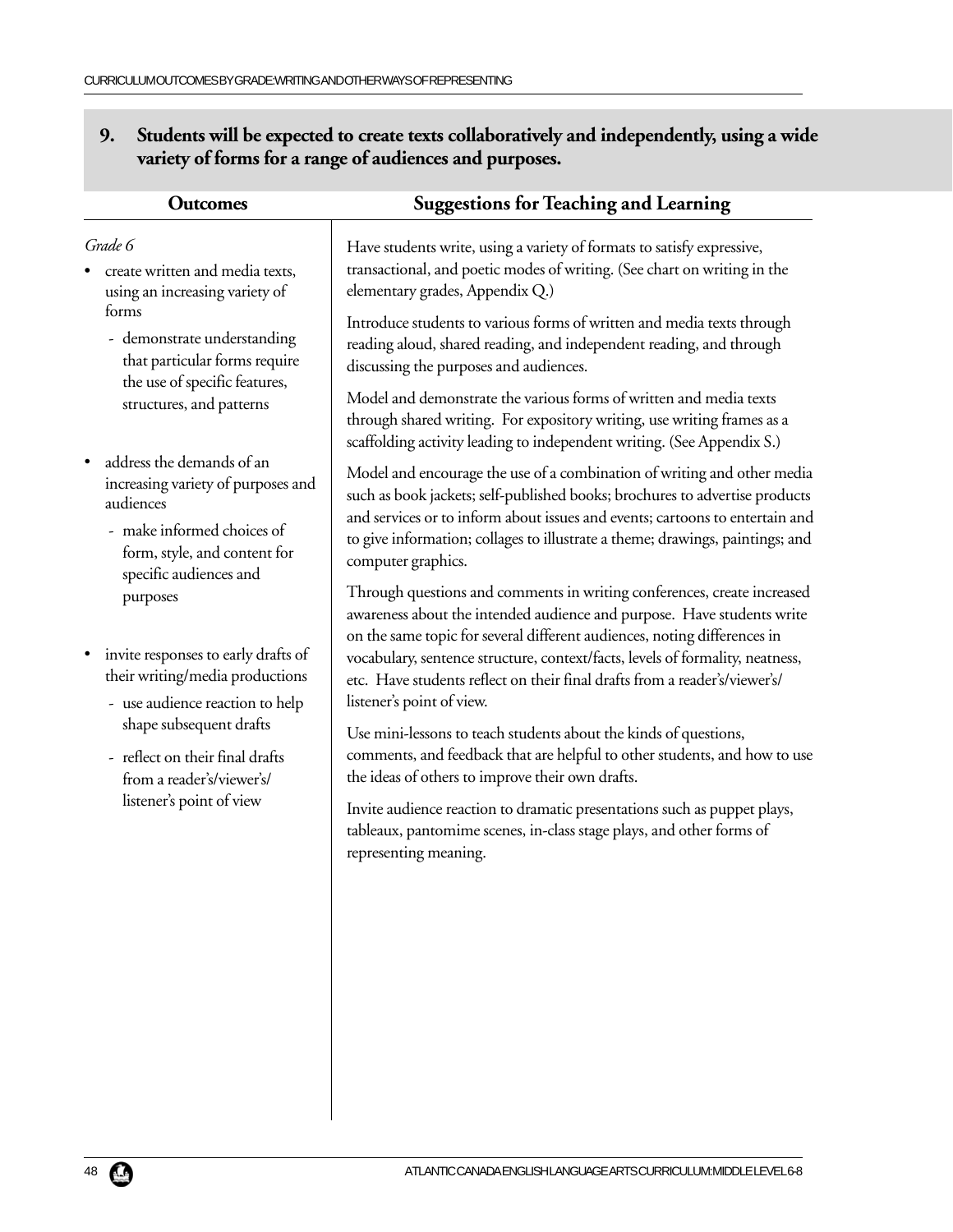## 9. Students will be expected to create texts collaboratively and independently, using a wide variety of forms for a range of audiences and purposes.

| Outcomes | Suggestions for Teaching and Learning |
|---|---|
| *Grade 6*<br><br>• create written and media texts, using an increasing variety of forms<br>- demonstrate understanding that particular forms require the use of specific features, structures, and patterns<br><br>• address the demands of an increasing variety of purposes and audiences<br>- make informed choices of form, style, and content for specific audiences and purposes<br><br>• invite responses to early drafts of their writing/media productions<br>- use audience reaction to help shape subsequent drafts<br>- reflect on their final drafts from a reader's/viewer's/listener's point of view | Have students write, using a variety of formats to satisfy expressive, transactional, and poetic modes of writing. (See chart on writing in the elementary grades, Appendix Q.)<br><br>Introduce students to various forms of written and media texts through reading aloud, shared reading, and independent reading, and through discussing the purposes and audiences.<br><br>Model and demonstrate the various forms of written and media texts through shared writing. For expository writing, use writing frames as a scaffolding activity leading to independent writing. (See Appendix S.)<br><br>Model and encourage the use of a combination of writing and other media such as book jackets; self-published books; brochures to advertise products and services or to inform about issues and events; cartoons to entertain and to give information; collages to illustrate a theme; drawings, paintings; and computer graphics.<br><br>Through questions and comments in writing conferences, create increased awareness about the intended audience and purpose. Have students write on the same topic for several different audiences, noting differences in vocabulary, sentence structure, context/facts, levels of formality, neatness, etc. Have students reflect on their final drafts from a reader's/viewer's/listener's point of view.<br><br>Use mini-lessons to teach students about the kinds of questions, comments, and feedback that are helpful to other students, and how to use the ideas of others to improve their own drafts.<br><br>Invite audience reaction to dramatic presentations such as puppet plays, tableaux, pantomime scenes, in-class stage plays, and other forms of representing meaning. |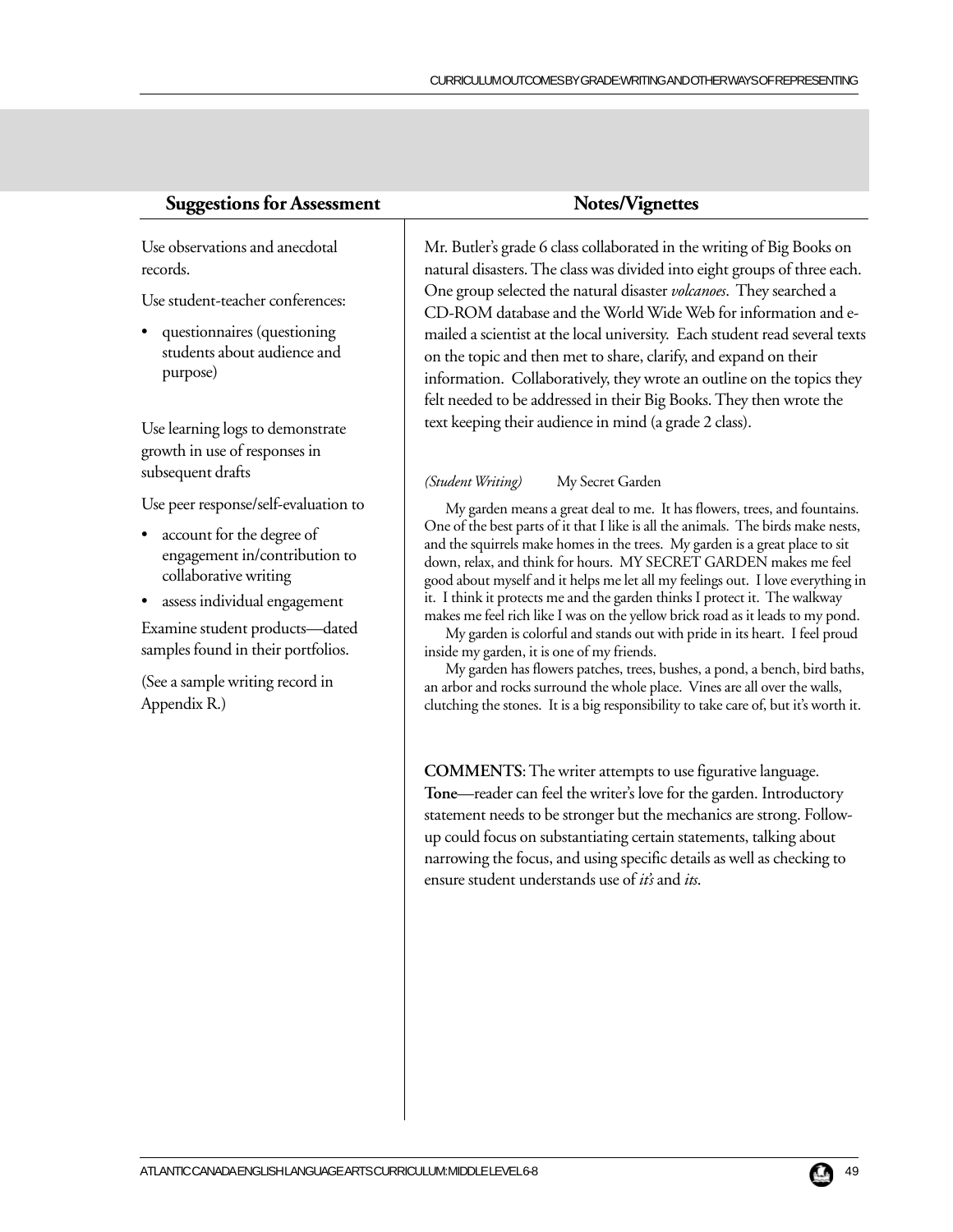## Suggestions for Assessment

Use observations and anecdotal records.

Use student-teacher conferences:

- questionnaires (questioning students about audience and purpose)

Use learning logs to demonstrate growth in use of responses in subsequent drafts

Use peer response/self-evaluation to

- account for the degree of engagement in/contribution to collaborative writing
- assess individual engagement

Examine student products—dated samples found in their portfolios.

(See a sample writing record in Appendix R.)

## Notes/Vignettes

Mr. Butler's grade 6 class collaborated in the writing of Big Books on natural disasters. The class was divided into eight groups of three each. One group selected the natural disaster *volcanoes*. They searched a CD-ROM database and the World Wide Web for information and e-mailed a scientist at the local university. Each student read several texts on the topic and then met to share, clarify, and expand on their information. Collaboratively, they wrote an outline on the topics they felt needed to be addressed in their Big Books. They then wrote the text keeping their audience in mind (a grade 2 class).

*(Student Writing)* My Secret Garden

My garden means a great deal to me. It has flowers, trees, and fountains. One of the best parts of it that I like is all the animals. The birds make nests, and the squirrels make homes in the trees. My garden is a great place to sit down, relax, and think for hours. MY SECRET GARDEN makes me feel good about myself and it helps me let all my feelings out. I love everything in it. I think it protects me and the garden thinks I protect it. The walkway makes me feel rich like I was on the yellow brick road as it leads to my pond.

My garden is colorful and stands out with pride in its heart. I feel proud inside my garden, it is one of my friends.

My garden has flowers patches, trees, bushes, a pond, a bench, bird baths, an arbor and rocks surround the whole place. Vines are all over the walls, clutching the stones. It is a big responsibility to take care of, but it's worth it.

**COMMENTS**: The writer attempts to use figurative language. **Tone**—reader can feel the writer's love for the garden. Introductory statement needs to be stronger but the mechanics are strong. Follow-up could focus on substantiating certain statements, talking about narrowing the focus, and using specific details as well as checking to ensure student understands use of *it's* and *its*.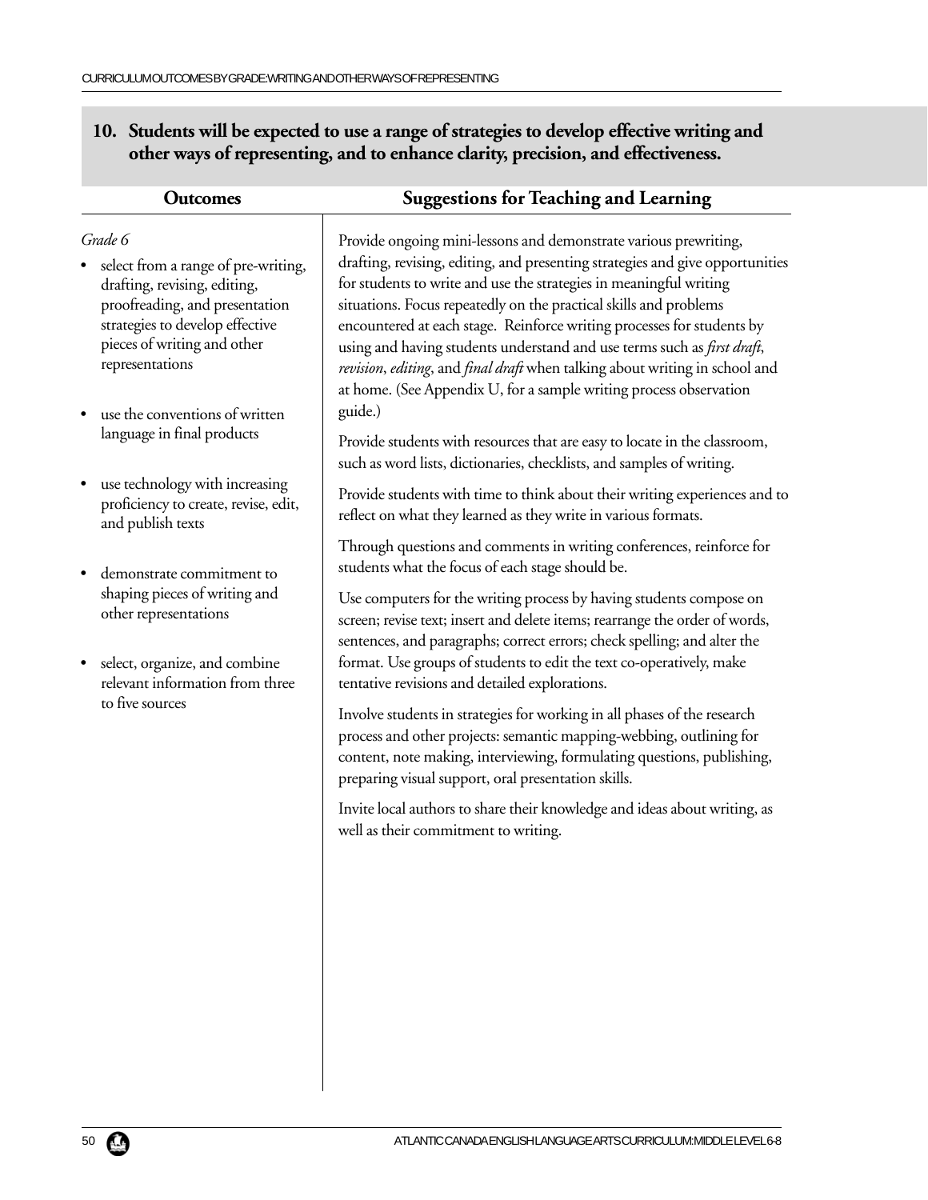## 10. Students will be expected to use a range of strategies to develop effective writing and other ways of representing, and to enhance clarity, precision, and effectiveness.

### Outcomes

*Grade 6*

- select from a range of pre-writing, drafting, revising, editing, proofreading, and presentation strategies to develop effective pieces of writing and other representations
- use the conventions of written language in final products
- use technology with increasing proficiency to create, revise, edit, and publish texts
- demonstrate commitment to shaping pieces of writing and other representations
- select, organize, and combine relevant information from three to five sources

### Suggestions for Teaching and Learning

Provide ongoing mini-lessons and demonstrate various prewriting, drafting, revising, editing, and presenting strategies and give opportunities for students to write and use the strategies in meaningful writing situations. Focus repeatedly on the practical skills and problems encountered at each stage. Reinforce writing processes for students by using and having students understand and use terms such as *first draft*, *revision*, *editing*, and *final draft* when talking about writing in school and at home. (See Appendix U, for a sample writing process observation guide.)

Provide students with resources that are easy to locate in the classroom, such as word lists, dictionaries, checklists, and samples of writing.

Provide students with time to think about their writing experiences and to reflect on what they learned as they write in various formats.

Through questions and comments in writing conferences, reinforce for students what the focus of each stage should be.

Use computers for the writing process by having students compose on screen; revise text; insert and delete items; rearrange the order of words, sentences, and paragraphs; correct errors; check spelling; and alter the format. Use groups of students to edit the text co-operatively, make tentative revisions and detailed explorations.

Involve students in strategies for working in all phases of the research process and other projects: semantic mapping-webbing, outlining for content, note making, interviewing, formulating questions, publishing, preparing visual support, oral presentation skills.

Invite local authors to share their knowledge and ideas about writing, as well as their commitment to writing.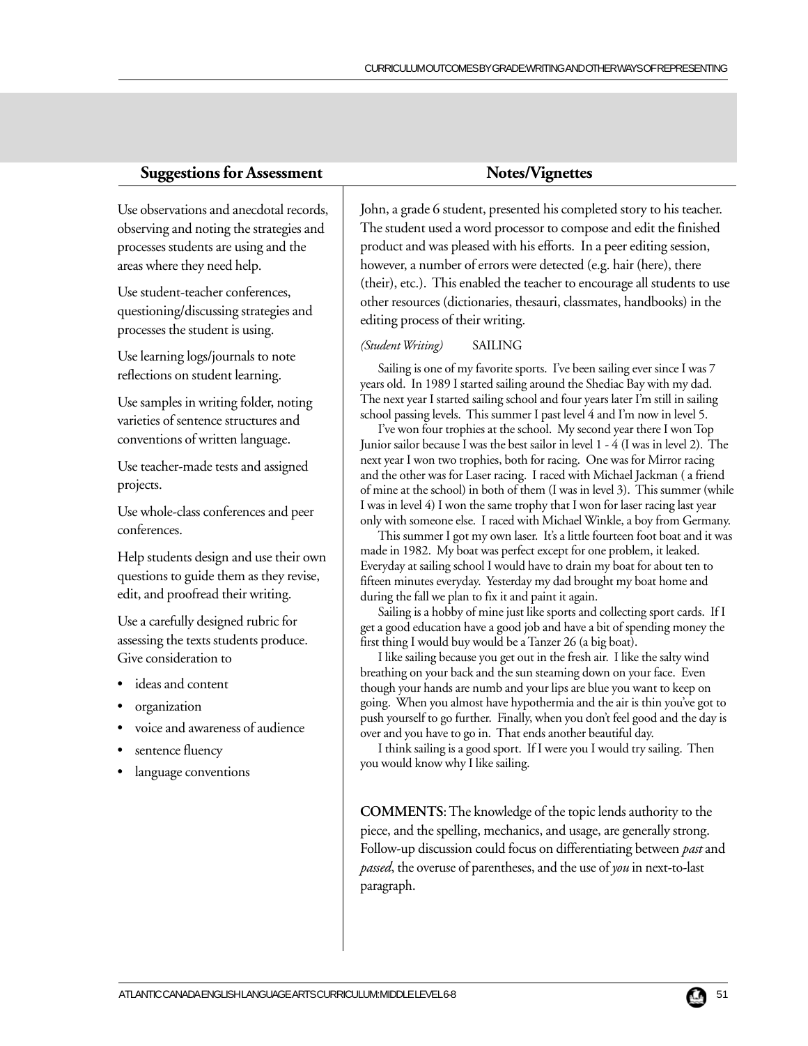## Suggestions for Assessment

Use observations and anecdotal records, observing and noting the strategies and processes students are using and the areas where they need help.

Use student-teacher conferences, questioning/discussing strategies and processes the student is using.

Use learning logs/journals to note reflections on student learning.

Use samples in writing folder, noting varieties of sentence structures and conventions of written language.

Use teacher-made tests and assigned projects.

Use whole-class conferences and peer conferences.

Help students design and use their own questions to guide them as they revise, edit, and proofread their writing.

Use a carefully designed rubric for assessing the texts students produce. Give consideration to

- ideas and content
- organization
- voice and awareness of audience
- sentence fluency
- language conventions

## Notes/Vignettes

John, a grade 6 student, presented his completed story to his teacher. The student used a word processor to compose and edit the finished product and was pleased with his efforts. In a peer editing session, however, a number of errors were detected (e.g. hair (here), there (their), etc.). This enabled the teacher to encourage all students to use other resources (dictionaries, thesauri, classmates, handbooks) in the editing process of their writing.

*(Student Writing)* SAILING

Sailing is one of my favorite sports. I've been sailing ever since I was 7 years old. In 1989 I started sailing around the Shediac Bay with my dad. The next year I started sailing school and four years later I'm still in sailing school passing levels. This summer I past level 4 and I'm now in level 5.

I've won four trophies at the school. My second year there I won Top Junior sailor because I was the best sailor in level 1 - 4 (I was in level 2). The next year I won two trophies, both for racing. One was for Mirror racing and the other was for Laser racing. I raced with Michael Jackman ( a friend of mine at the school) in both of them (I was in level 3). This summer (while I was in level 4) I won the same trophy that I won for laser racing last year only with someone else. I raced with Michael Winkle, a boy from Germany.

This summer I got my own laser. It's a little fourteen foot boat and it was made in 1982. My boat was perfect except for one problem, it leaked. Everyday at sailing school I would have to drain my boat for about ten to fifteen minutes everyday. Yesterday my dad brought my boat home and during the fall we plan to fix it and paint it again.

Sailing is a hobby of mine just like sports and collecting sport cards. If I get a good education have a good job and have a bit of spending money the first thing I would buy would be a Tanzer 26 (a big boat).

I like sailing because you get out in the fresh air. I like the salty wind breathing on your back and the sun steaming down on your face. Even though your hands are numb and your lips are blue you want to keep on going. When you almost have hypothermia and the air is thin you've got to push yourself to go further. Finally, when you don't feel good and the day is over and you have to go in. That ends another beautiful day.

I think sailing is a good sport. If I were you I would try sailing. Then you would know why I like sailing.

**COMMENTS**: The knowledge of the topic lends authority to the piece, and the spelling, mechanics, and usage, are generally strong. Follow-up discussion could focus on differentiating between *past* and *passed*, the overuse of parentheses, and the use of *you* in next-to-last paragraph.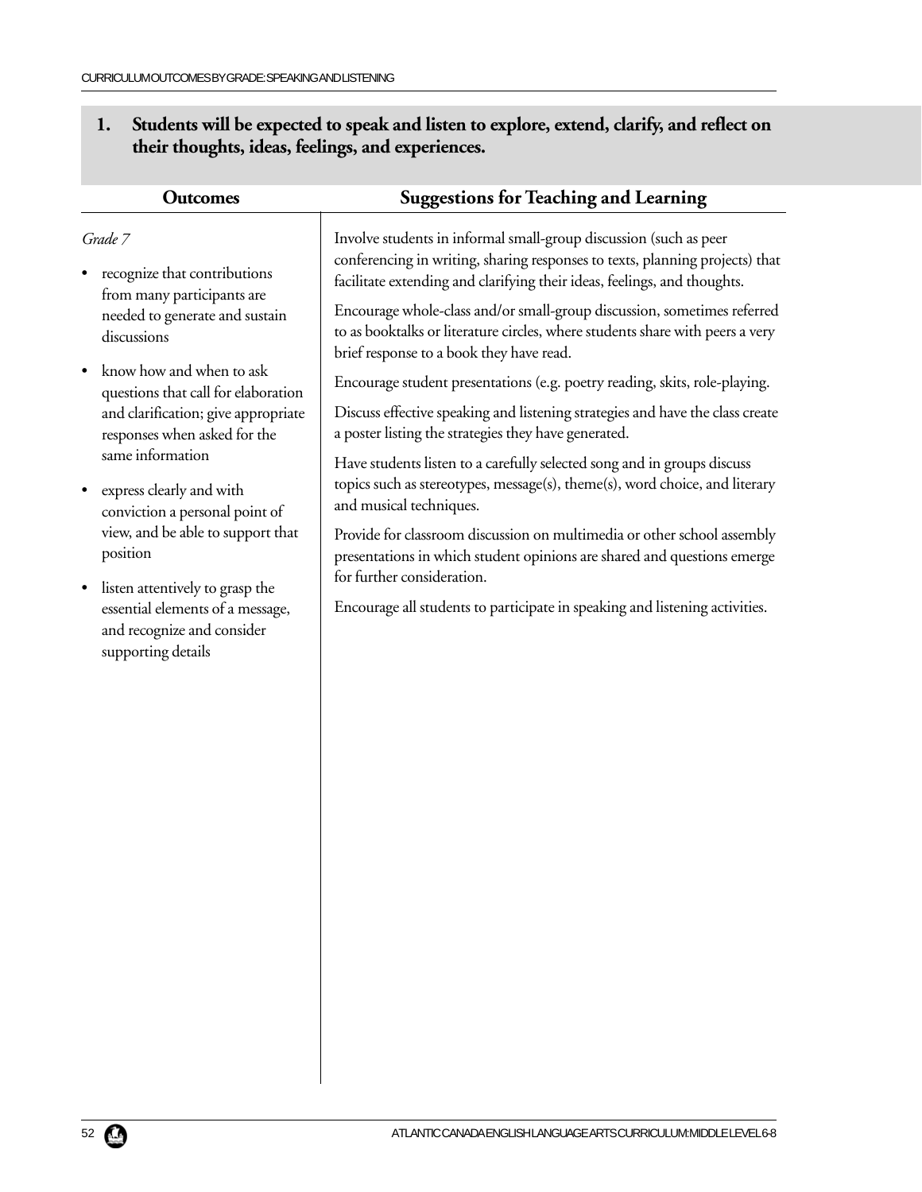## 1. Students will be expected to speak and listen to explore, extend, clarify, and reflect on their thoughts, ideas, feelings, and experiences.

| Outcomes | Suggestions for Teaching and Learning |
|---|---|
| *Grade 7*<br><br>• recognize that contributions from many participants are needed to generate and sustain discussions<br><br>• know how and when to ask questions that call for elaboration and clarification; give appropriate responses when asked for the same information<br><br>• express clearly and with conviction a personal point of view, and be able to support that position<br><br>• listen attentively to grasp the essential elements of a message, and recognize and consider supporting details | Involve students in informal small-group discussion (such as peer conferencing in writing, sharing responses to texts, planning projects) that facilitate extending and clarifying their ideas, feelings, and thoughts.<br><br>Encourage whole-class and/or small-group discussion, sometimes referred to as booktalks or literature circles, where students share with peers a very brief response to a book they have read.<br><br>Encourage student presentations (e.g. poetry reading, skits, role-playing.<br><br>Discuss effective speaking and listening strategies and have the class create a poster listing the strategies they have generated.<br><br>Have students listen to a carefully selected song and in groups discuss topics such as stereotypes, message(s), theme(s), word choice, and literary and musical techniques.<br><br>Provide for classroom discussion on multimedia or other school assembly presentations in which student opinions are shared and questions emerge for further consideration.<br><br>Encourage all students to participate in speaking and listening activities. |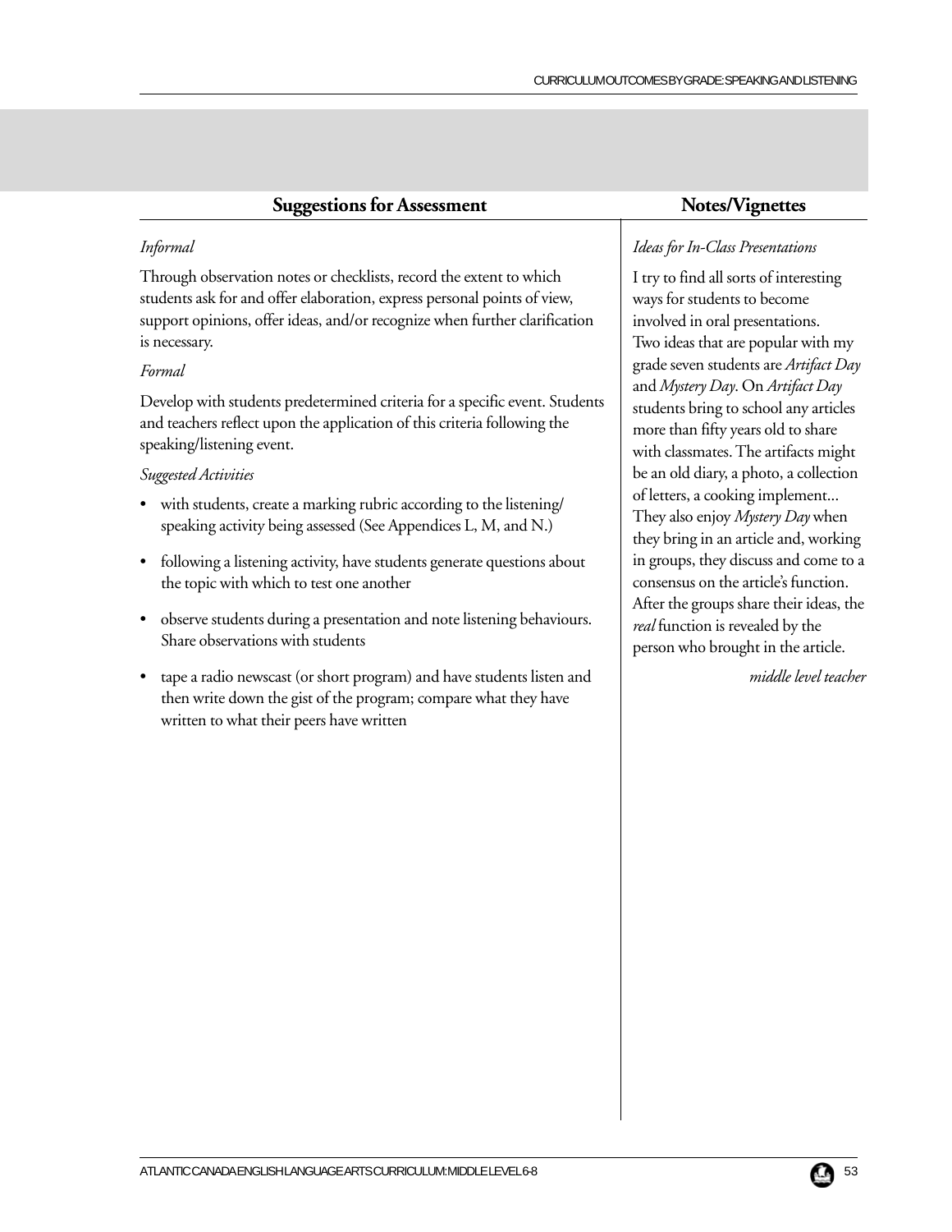## Suggestions for Assessment

*Informal*

Through observation notes or checklists, record the extent to which students ask for and offer elaboration, express personal points of view, support opinions, offer ideas, and/or recognize when further clarification is necessary.

*Formal*

Develop with students predetermined criteria for a specific event. Students and teachers reflect upon the application of this criteria following the speaking/listening event.

*Suggested Activities*

- with students, create a marking rubric according to the listening/speaking activity being assessed (See Appendices L, M, and N.)
- following a listening activity, have students generate questions about the topic with which to test one another
- observe students during a presentation and note listening behaviours. Share observations with students
- tape a radio newscast (or short program) and have students listen and then write down the gist of the program; compare what they have written to what their peers have written

## Notes/Vignettes

*Ideas for In-Class Presentations*

I try to find all sorts of interesting ways for students to become involved in oral presentations. Two ideas that are popular with my grade seven students are *Artifact Day* and *Mystery Day*. On *Artifact Day* students bring to school any articles more than fifty years old to share with classmates. The artifacts might be an old diary, a photo, a collection of letters, a cooking implement... They also enjoy *Mystery Day* when they bring in an article and, working in groups, they discuss and come to a consensus on the article's function. After the groups share their ideas, the *real* function is revealed by the person who brought in the article.

*middle level teacher*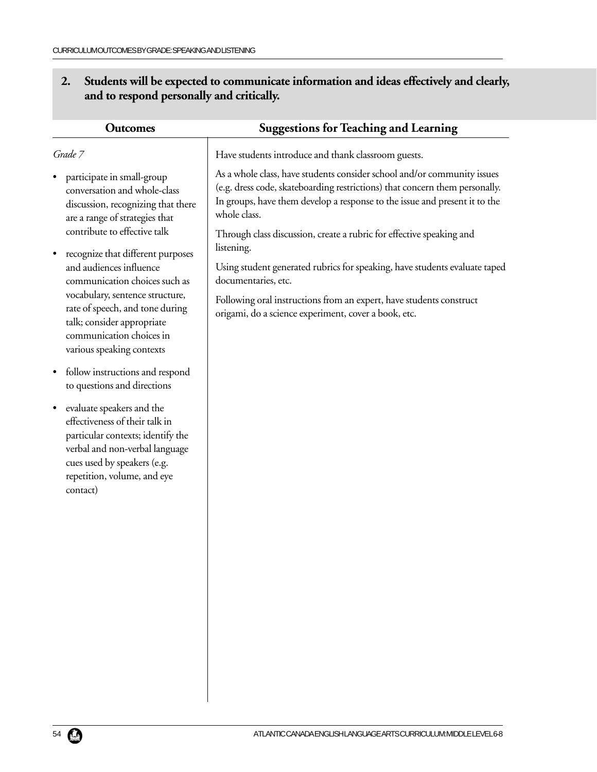**2. Students will be expected to communicate information and ideas effectively and clearly, and to respond personally and critically.**

| Outcomes | Suggestions for Teaching and Learning |
|---|---|
| *Grade 7*<br><br>• participate in small-group conversation and whole-class discussion, recognizing that there are a range of strategies that contribute to effective talk<br><br>• recognize that different purposes and audiences influence communication choices such as vocabulary, sentence structure, rate of speech, and tone during talk; consider appropriate communication choices in various speaking contexts<br><br>• follow instructions and respond to questions and directions<br><br>• evaluate speakers and the effectiveness of their talk in particular contexts; identify the verbal and non-verbal language cues used by speakers (e.g. repetition, volume, and eye contact) | Have students introduce and thank classroom guests.<br><br>As a whole class, have students consider school and/or community issues (e.g. dress code, skateboarding restrictions) that concern them personally. In groups, have them develop a response to the issue and present it to the whole class.<br><br>Through class discussion, create a rubric for effective speaking and listening.<br><br>Using student generated rubrics for speaking, have students evaluate taped documentaries, etc.<br><br>Following oral instructions from an expert, have students construct origami, do a science experiment, cover a book, etc. |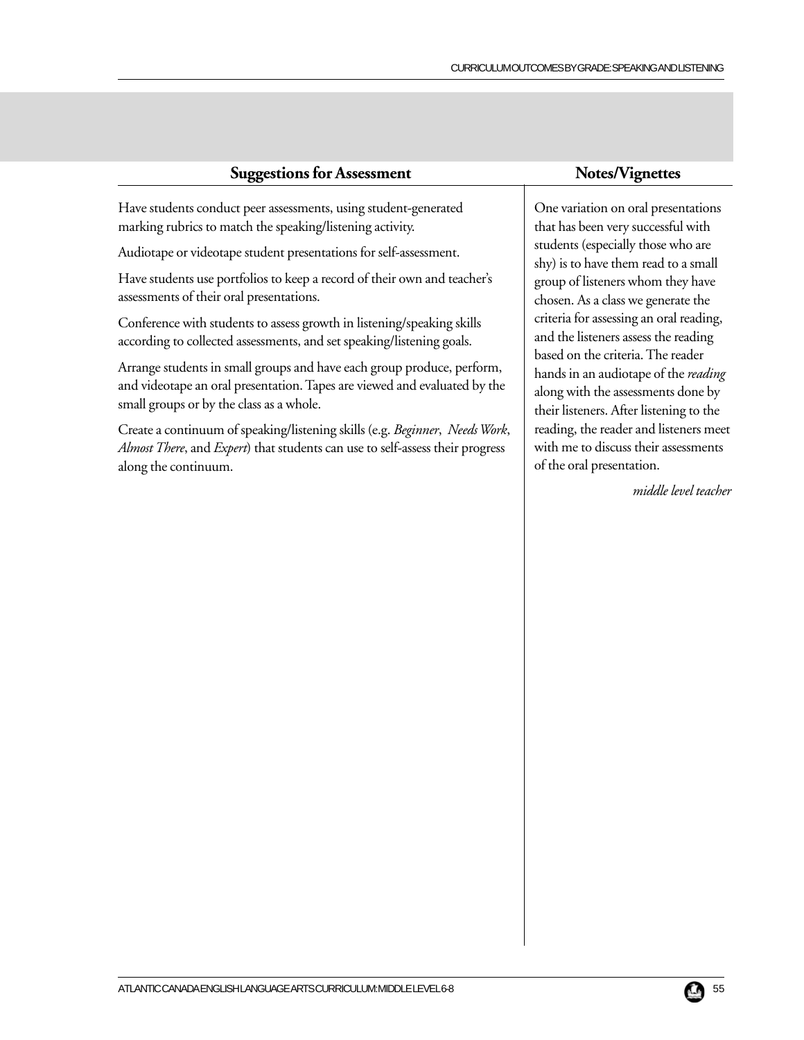## Suggestions for Assessment

Have students conduct peer assessments, using student-generated marking rubrics to match the speaking/listening activity.

Audiotape or videotape student presentations for self-assessment.

Have students use portfolios to keep a record of their own and teacher's assessments of their oral presentations.

Conference with students to assess growth in listening/speaking skills according to collected assessments, and set speaking/listening goals.

Arrange students in small groups and have each group produce, perform, and videotape an oral presentation. Tapes are viewed and evaluated by the small groups or by the class as a whole.

Create a continuum of speaking/listening skills (e.g. *Beginner*, *Needs Work*, *Almost There*, and *Expert*) that students can use to self-assess their progress along the continuum.

## Notes/Vignettes

One variation on oral presentations that has been very successful with students (especially those who are shy) is to have them read to a small group of listeners whom they have chosen. As a class we generate the criteria for assessing an oral reading, and the listeners assess the reading based on the criteria. The reader hands in an audiotape of the *reading* along with the assessments done by their listeners. After listening to the reading, the reader and listeners meet with me to discuss their assessments of the oral presentation.

*middle level teacher*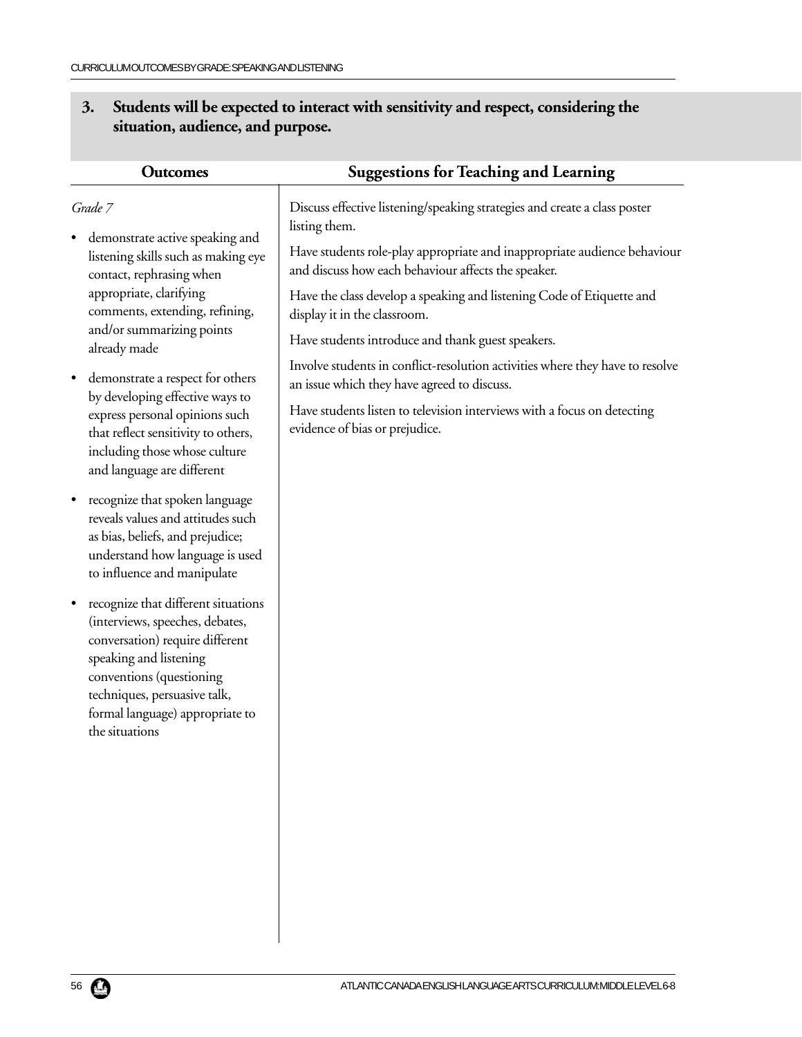## 3. Students will be expected to interact with sensitivity and respect, considering the situation, audience, and purpose.

| Outcomes | Suggestions for Teaching and Learning |
| --- | --- |
| *Grade 7* | |

### Outcomes

*Grade 7*

- demonstrate active speaking and listening skills such as making eye contact, rephrasing when appropriate, clarifying comments, extending, refining, and/or summarizing points already made
- demonstrate a respect for others by developing effective ways to express personal opinions such that reflect sensitivity to others, including those whose culture and language are different
- recognize that spoken language reveals values and attitudes such as bias, beliefs, and prejudice; understand how language is used to influence and manipulate
- recognize that different situations (interviews, speeches, debates, conversation) require different speaking and listening conventions (questioning techniques, persuasive talk, formal language) appropriate to the situations

### Suggestions for Teaching and Learning

Discuss effective listening/speaking strategies and create a class poster listing them.

Have students role-play appropriate and inappropriate audience behaviour and discuss how each behaviour affects the speaker.

Have the class develop a speaking and listening Code of Etiquette and display it in the classroom.

Have students introduce and thank guest speakers.

Involve students in conflict-resolution activities where they have to resolve an issue which they have agreed to discuss.

Have students listen to television interviews with a focus on detecting evidence of bias or prejudice.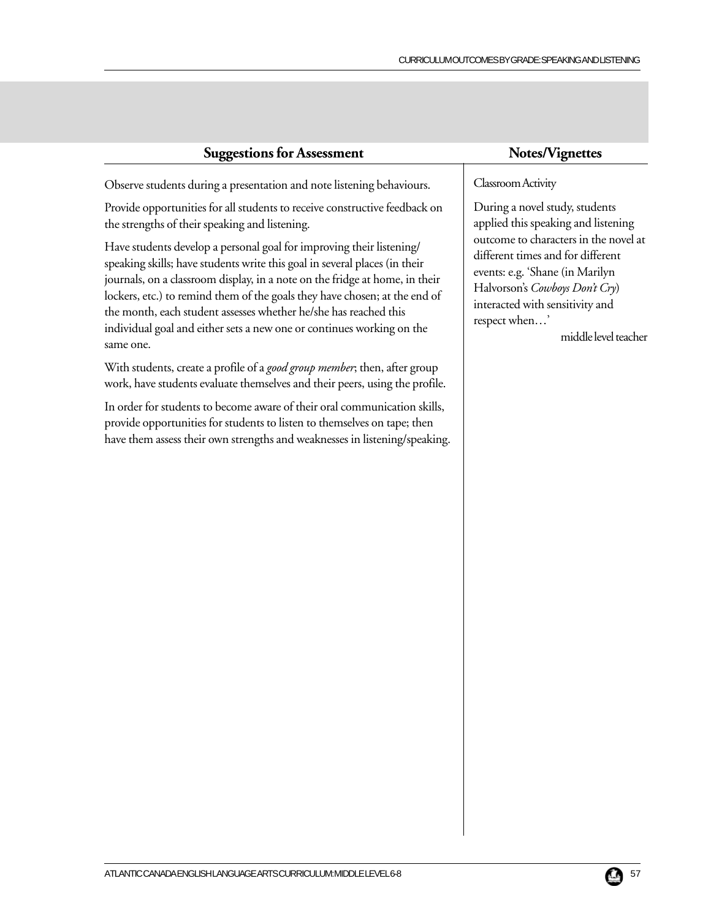## Suggestions for Assessment

Observe students during a presentation and note listening behaviours.

Provide opportunities for all students to receive constructive feedback on the strengths of their speaking and listening.

Have students develop a personal goal for improving their listening/speaking skills; have students write this goal in several places (in their journals, on a classroom display, in a note on the fridge at home, in their lockers, etc.) to remind them of the goals they have chosen; at the end of the month, each student assesses whether he/she has reached this individual goal and either sets a new one or continues working on the same one.

With students, create a profile of a *good group member*; then, after group work, have students evaluate themselves and their peers, using the profile.

In order for students to become aware of their oral communication skills, provide opportunities for students to listen to themselves on tape; then have them assess their own strengths and weaknesses in listening/speaking.

## Notes/Vignettes

Classroom Activity

During a novel study, students applied this speaking and listening outcome to characters in the novel at different times and for different events: e.g. 'Shane (in Marilyn Halvorson's *Cowboys Don't Cry*) interacted with sensitivity and respect when…'

middle level teacher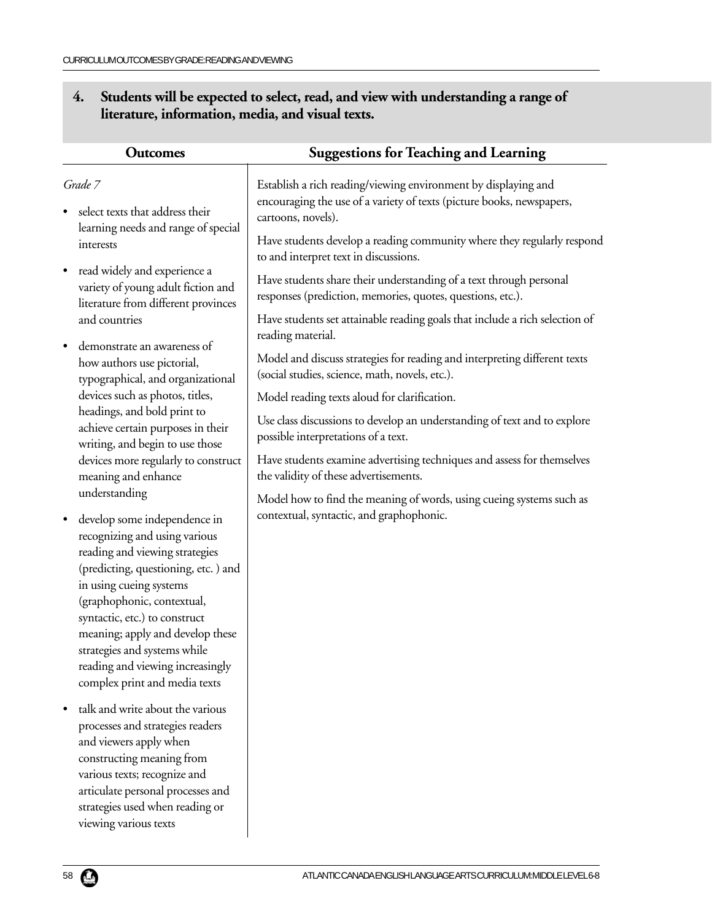## 4. Students will be expected to select, read, and view with understanding a range of literature, information, media, and visual texts.

### Outcomes

*Grade 7*

- select texts that address their learning needs and range of special interests
- read widely and experience a variety of young adult fiction and literature from different provinces and countries
- demonstrate an awareness of how authors use pictorial, typographical, and organizational devices such as photos, titles, headings, and bold print to achieve certain purposes in their writing, and begin to use those devices more regularly to construct meaning and enhance understanding
- develop some independence in recognizing and using various reading and viewing strategies (predicting, questioning, etc. ) and in using cueing systems (graphophonic, contextual, syntactic, etc.) to construct meaning; apply and develop these strategies and systems while reading and viewing increasingly complex print and media texts
- talk and write about the various processes and strategies readers and viewers apply when constructing meaning from various texts; recognize and articulate personal processes and strategies used when reading or viewing various texts

### Suggestions for Teaching and Learning

Establish a rich reading/viewing environment by displaying and encouraging the use of a variety of texts (picture books, newspapers, cartoons, novels).

Have students develop a reading community where they regularly respond to and interpret text in discussions.

Have students share their understanding of a text through personal responses (prediction, memories, quotes, questions, etc.).

Have students set attainable reading goals that include a rich selection of reading material.

Model and discuss strategies for reading and interpreting different texts (social studies, science, math, novels, etc.).

Model reading texts aloud for clarification.

Use class discussions to develop an understanding of text and to explore possible interpretations of a text.

Have students examine advertising techniques and assess for themselves the validity of these advertisements.

Model how to find the meaning of words, using cueing systems such as contextual, syntactic, and graphophonic.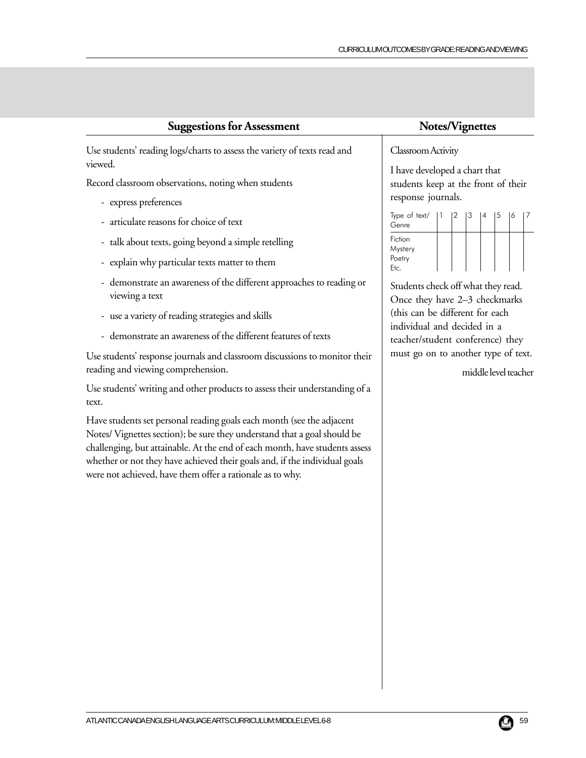## Suggestions for Assessment

Use students' reading logs/charts to assess the variety of texts read and viewed.

Record classroom observations, noting when students

- express preferences
- articulate reasons for choice of text
- talk about texts, going beyond a simple retelling
- explain why particular texts matter to them
- demonstrate an awareness of the different approaches to reading or viewing a text
- use a variety of reading strategies and skills
- demonstrate an awareness of the different features of texts

Use students' response journals and classroom discussions to monitor their reading and viewing comprehension.

Use students' writing and other products to assess their understanding of a text.

Have students set personal reading goals each month (see the adjacent Notes/ Vignettes section); be sure they understand that a goal should be challenging, but attainable. At the end of each month, have students assess whether or not they have achieved their goals and, if the individual goals were not achieved, have them offer a rationale as to why.

## Notes/Vignettes

Classroom Activity

I have developed a chart that students keep at the front of their response journals.

| Type of text/ Genre | 1 | 2 | 3 | 4 | 5 | 6 | 7 |
|---|---|---|---|---|---|---|---|
| Fiction Mystery Poetry Etc. | | | | | | | |

Students check off what they read. Once they have 2–3 checkmarks (this can be different for each individual and decided in a teacher/student conference) they must go on to another type of text.

middle level teacher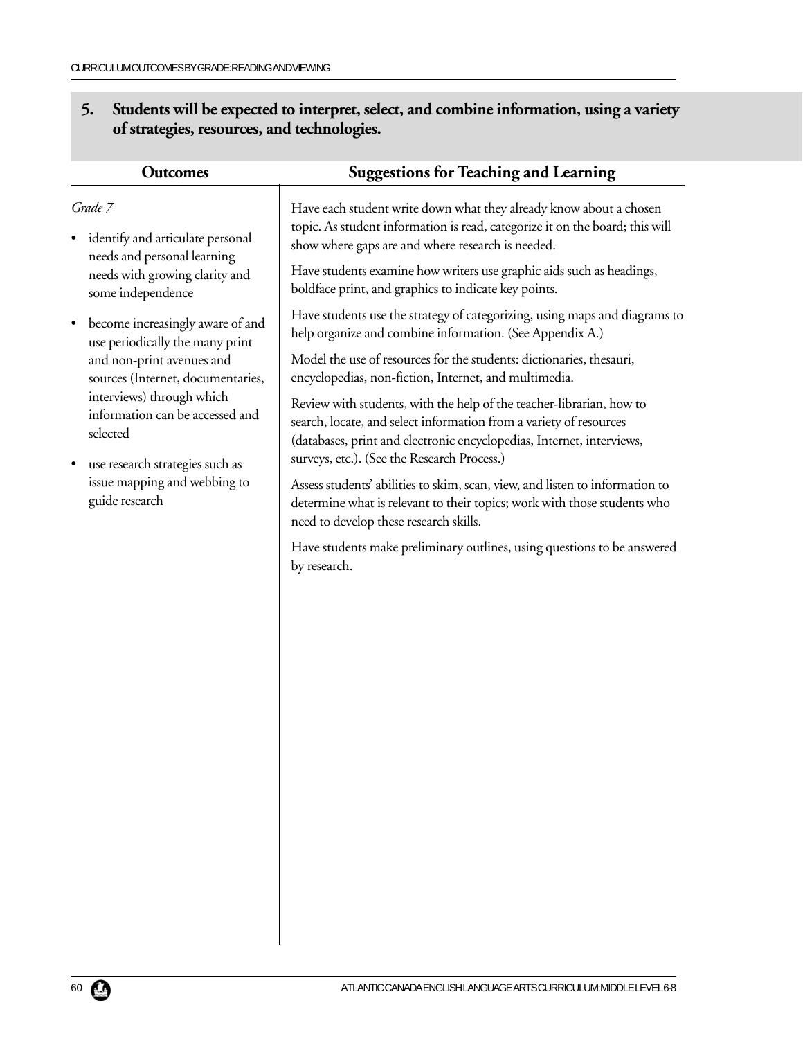## 5. Students will be expected to interpret, select, and combine information, using a variety of strategies, resources, and technologies.

### Outcomes

*Grade 7*

- identify and articulate personal needs and personal learning needs with growing clarity and some independence
- become increasingly aware of and use periodically the many print and non-print avenues and sources (Internet, documentaries, interviews) through which information can be accessed and selected
- use research strategies such as issue mapping and webbing to guide research

### Suggestions for Teaching and Learning

Have each student write down what they already know about a chosen topic. As student information is read, categorize it on the board; this will show where gaps are and where research is needed.

Have students examine how writers use graphic aids such as headings, boldface print, and graphics to indicate key points.

Have students use the strategy of categorizing, using maps and diagrams to help organize and combine information. (See Appendix A.)

Model the use of resources for the students: dictionaries, thesauri, encyclopedias, non-fiction, Internet, and multimedia.

Review with students, with the help of the teacher-librarian, how to search, locate, and select information from a variety of resources (databases, print and electronic encyclopedias, Internet, interviews, surveys, etc.). (See the Research Process.)

Assess students' abilities to skim, scan, view, and listen to information to determine what is relevant to their topics; work with those students who need to develop these research skills.

Have students make preliminary outlines, using questions to be answered by research.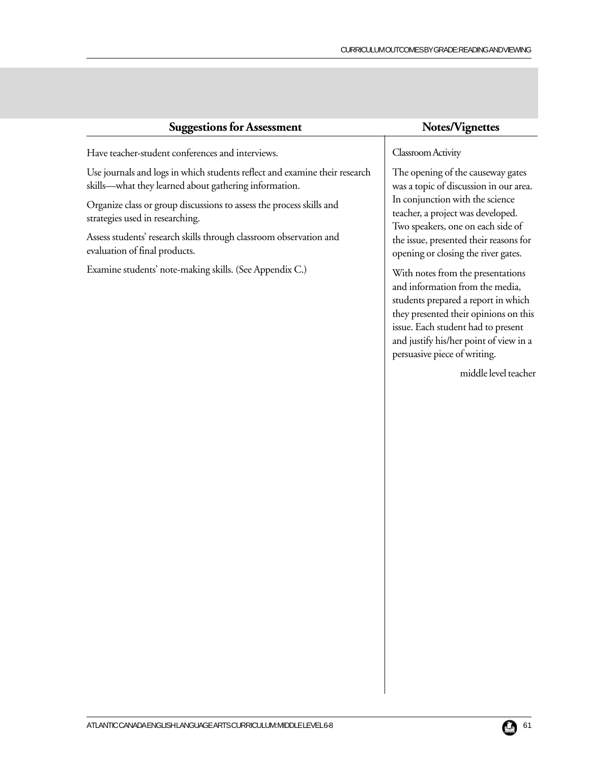## Suggestions for Assessment

Have teacher-student conferences and interviews.

Use journals and logs in which students reflect and examine their research skills—what they learned about gathering information.

Organize class or group discussions to assess the process skills and strategies used in researching.

Assess students' research skills through classroom observation and evaluation of final products.

Examine students' note-making skills. (See Appendix C.)

## Notes/Vignettes

Classroom Activity

The opening of the causeway gates was a topic of discussion in our area. In conjunction with the science teacher, a project was developed. Two speakers, one on each side of the issue, presented their reasons for opening or closing the river gates.

With notes from the presentations and information from the media, students prepared a report in which they presented their opinions on this issue. Each student had to present and justify his/her point of view in a persuasive piece of writing.

middle level teacher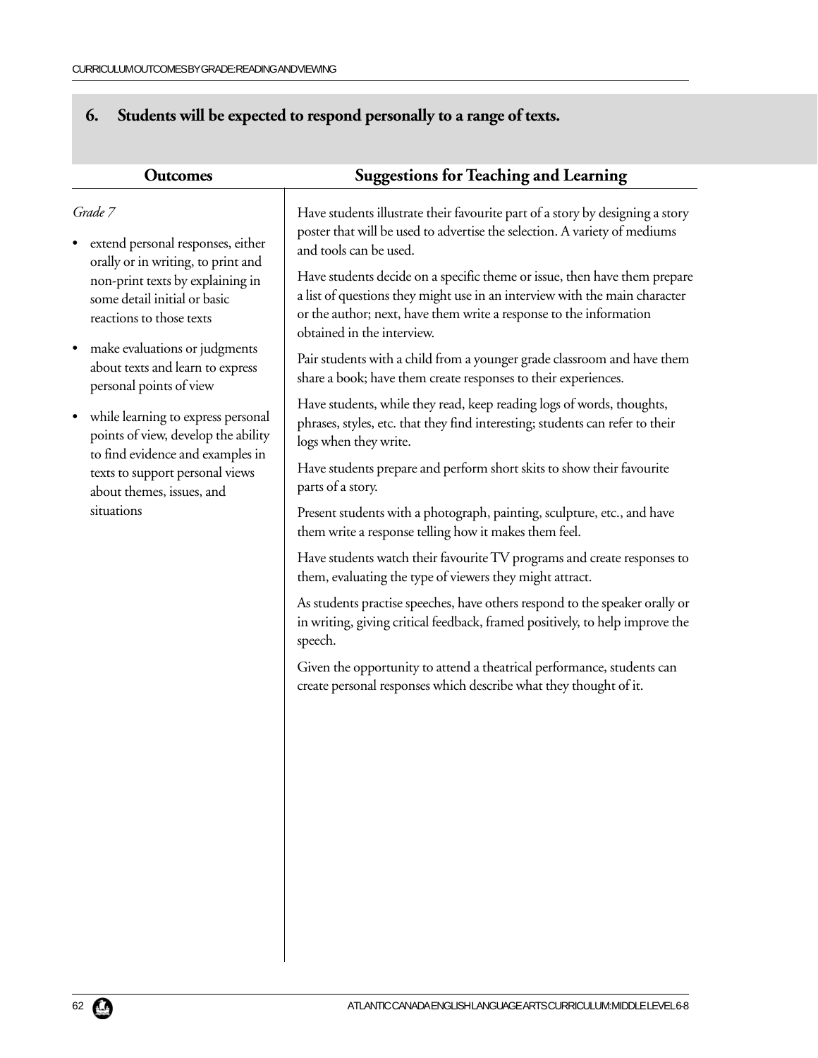## 6. Students will be expected to respond personally to a range of texts.

| Outcomes | Suggestions for Teaching and Learning |
|---|---|
| *Grade 7*<br><br>• extend personal responses, either orally or in writing, to print and non-print texts by explaining in some detail initial or basic reactions to those texts<br><br>• make evaluations or judgments about texts and learn to express personal points of view<br><br>• while learning to express personal points of view, develop the ability to find evidence and examples in texts to support personal views about themes, issues, and situations | Have students illustrate their favourite part of a story by designing a story poster that will be used to advertise the selection. A variety of mediums and tools can be used.<br><br>Have students decide on a specific theme or issue, then have them prepare a list of questions they might use in an interview with the main character or the author; next, have them write a response to the information obtained in the interview.<br><br>Pair students with a child from a younger grade classroom and have them share a book; have them create responses to their experiences.<br><br>Have students, while they read, keep reading logs of words, thoughts, phrases, styles, etc. that they find interesting; students can refer to their logs when they write.<br><br>Have students prepare and perform short skits to show their favourite parts of a story.<br><br>Present students with a photograph, painting, sculpture, etc., and have them write a response telling how it makes them feel.<br><br>Have students watch their favourite TV programs and create responses to them, evaluating the type of viewers they might attract.<br><br>As students practise speeches, have others respond to the speaker orally or in writing, giving critical feedback, framed positively, to help improve the speech.<br><br>Given the opportunity to attend a theatrical performance, students can create personal responses which describe what they thought of it. |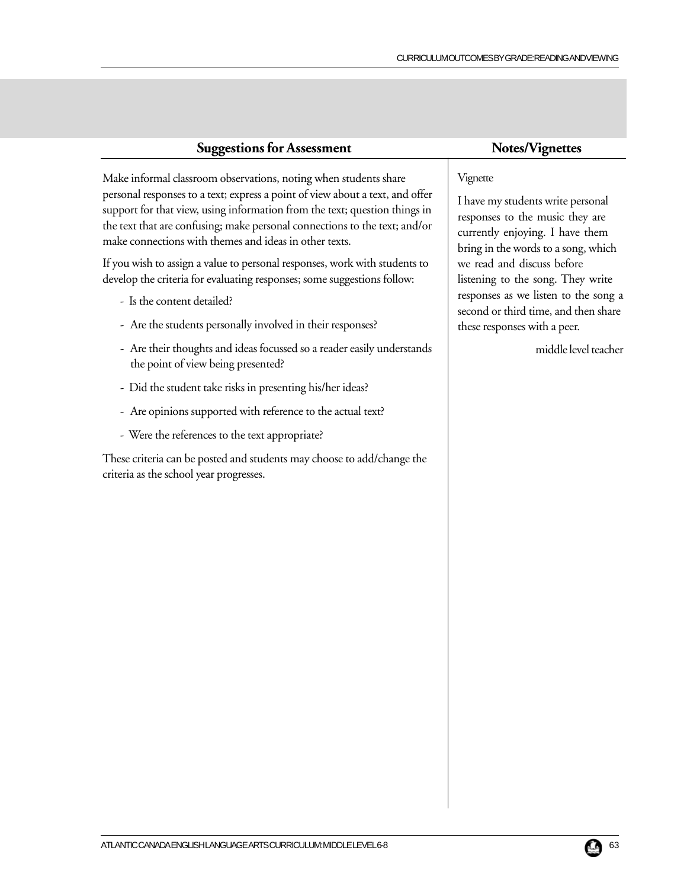## Suggestions for Assessment

Make informal classroom observations, noting when students share personal responses to a text; express a point of view about a text, and offer support for that view, using information from the text; question things in the text that are confusing; make personal connections to the text; and/or make connections with themes and ideas in other texts.

If you wish to assign a value to personal responses, work with students to develop the criteria for evaluating responses; some suggestions follow:

- Is the content detailed?
- Are the students personally involved in their responses?
- Are their thoughts and ideas focussed so a reader easily understands the point of view being presented?
- Did the student take risks in presenting his/her ideas?
- Are opinions supported with reference to the actual text?
- Were the references to the text appropriate?

These criteria can be posted and students may choose to add/change the criteria as the school year progresses.

## Notes/Vignettes

Vignette

I have my students write personal responses to the music they are currently enjoying. I have them bring in the words to a song, which we read and discuss before listening to the song. They write responses as we listen to the song a second or third time, and then share these responses with a peer.

middle level teacher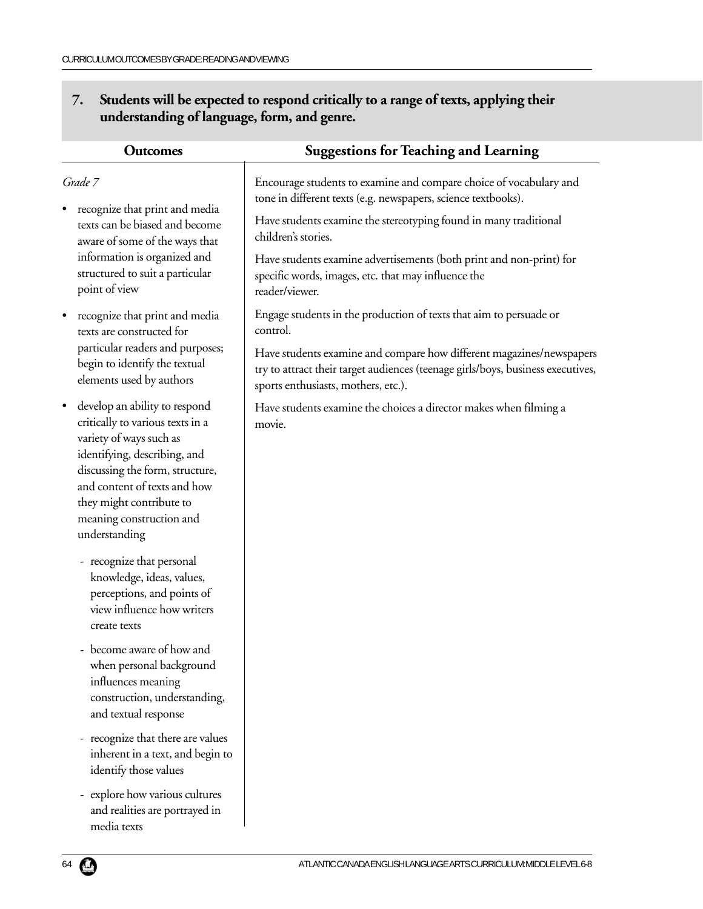## 7. Students will be expected to respond critically to a range of texts, applying their understanding of language, form, and genre.

### Outcomes

*Grade 7*

- recognize that print and media texts can be biased and become aware of some of the ways that information is organized and structured to suit a particular point of view
- recognize that print and media texts are constructed for particular readers and purposes; begin to identify the textual elements used by authors
- develop an ability to respond critically to various texts in a variety of ways such as identifying, describing, and discussing the form, structure, and content of texts and how they might contribute to meaning construction and understanding
  - recognize that personal knowledge, ideas, values, perceptions, and points of view influence how writers create texts
  - become aware of how and when personal background influences meaning construction, understanding, and textual response
  - recognize that there are values inherent in a text, and begin to identify those values
  - explore how various cultures and realities are portrayed in media texts

### Suggestions for Teaching and Learning

Encourage students to examine and compare choice of vocabulary and tone in different texts (e.g. newspapers, science textbooks).

Have students examine the stereotyping found in many traditional children's stories.

Have students examine advertisements (both print and non-print) for specific words, images, etc. that may influence the reader/viewer.

Engage students in the production of texts that aim to persuade or control.

Have students examine and compare how different magazines/newspapers try to attract their target audiences (teenage girls/boys, business executives, sports enthusiasts, mothers, etc.).

Have students examine the choices a director makes when filming a movie.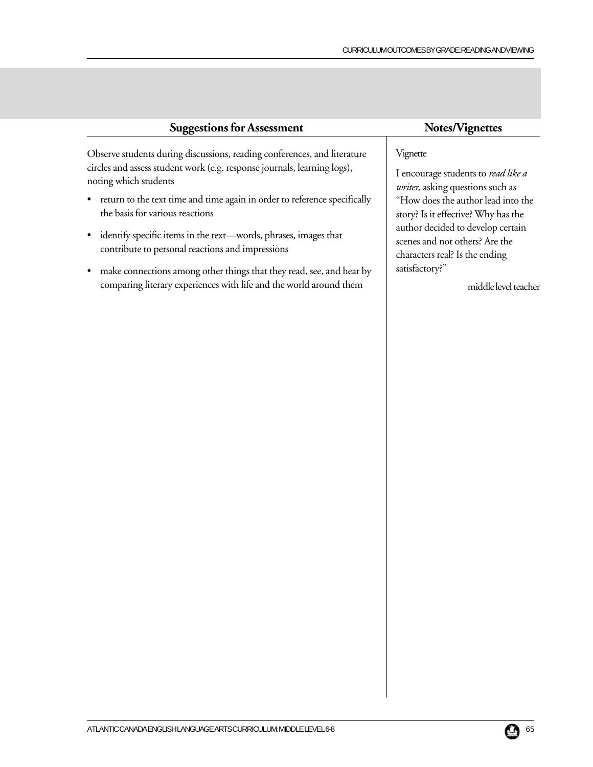## Suggestions for Assessment

Observe students during discussions, reading conferences, and literature circles and assess student work (e.g. response journals, learning logs), noting which students

- return to the text time and time again in order to reference specifically the basis for various reactions
- identify specific items in the text—words, phrases, images that contribute to personal reactions and impressions
- make connections among other things that they read, see, and hear by comparing literary experiences with life and the world around them

## Notes/Vignettes

Vignette

I encourage students to *read like a writer,* asking questions such as "How does the author lead into the story? Is it effective? Why has the author decided to develop certain scenes and not others? Are the characters real? Is the ending satisfactory?"

middle level teacher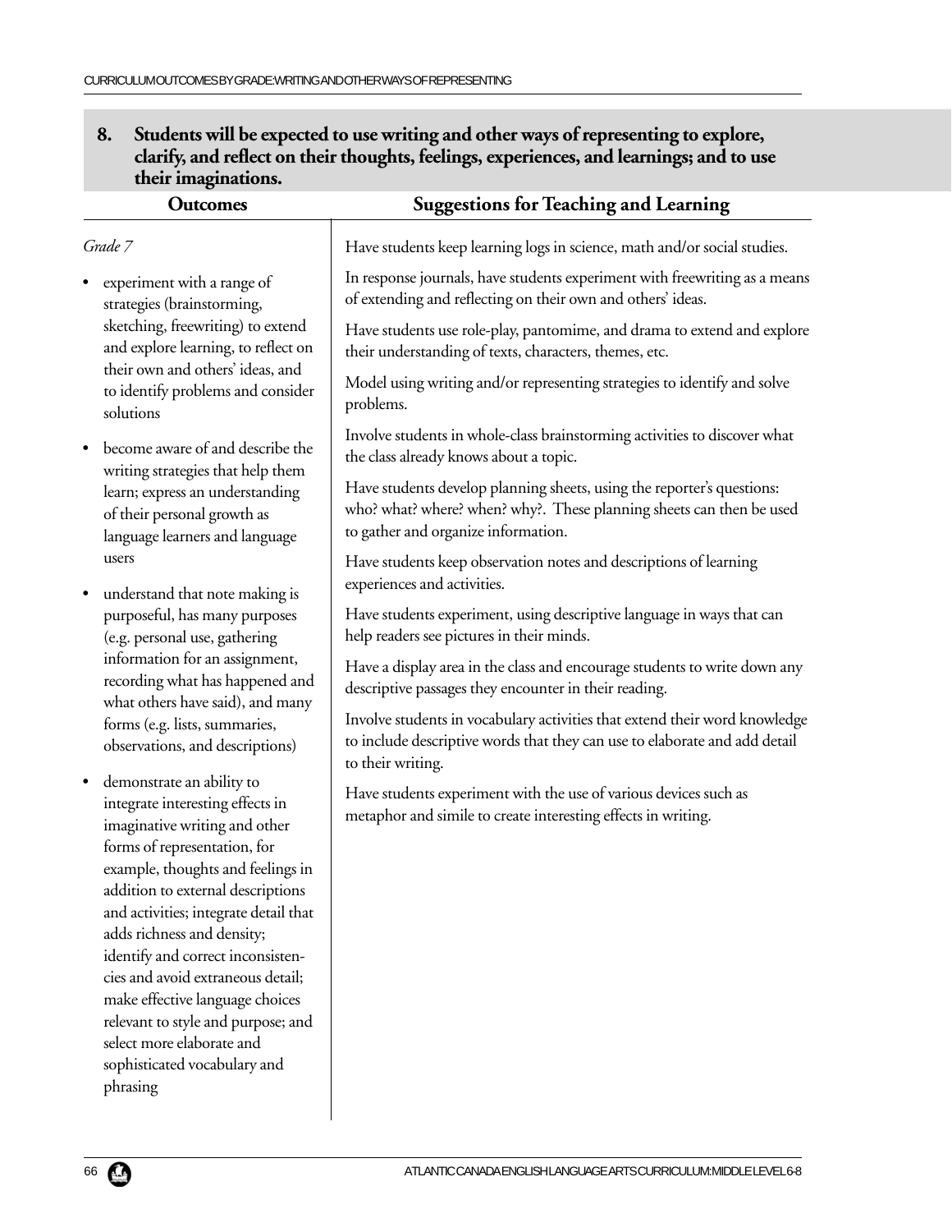**8. Students will be expected to use writing and other ways of representing to explore, clarify, and reflect on their thoughts, feelings, experiences, and learnings; and to use their imaginations.**

## Outcomes

*Grade 7*

- experiment with a range of strategies (brainstorming, sketching, freewriting) to extend and explore learning, to reflect on their own and others' ideas, and to identify problems and consider solutions
- become aware of and describe the writing strategies that help them learn; express an understanding of their personal growth as language learners and language users
- understand that note making is purposeful, has many purposes (e.g. personal use, gathering information for an assignment, recording what has happened and what others have said), and many forms (e.g. lists, summaries, observations, and descriptions)
- demonstrate an ability to integrate interesting effects in imaginative writing and other forms of representation, for example, thoughts and feelings in addition to external descriptions and activities; integrate detail that adds richness and density; identify and correct inconsistencies and avoid extraneous detail; make effective language choices relevant to style and purpose; and select more elaborate and sophisticated vocabulary and phrasing

## Suggestions for Teaching and Learning

Have students keep learning logs in science, math and/or social studies.

In response journals, have students experiment with freewriting as a means of extending and reflecting on their own and others' ideas.

Have students use role-play, pantomime, and drama to extend and explore their understanding of texts, characters, themes, etc.

Model using writing and/or representing strategies to identify and solve problems.

Involve students in whole-class brainstorming activities to discover what the class already knows about a topic.

Have students develop planning sheets, using the reporter's questions: who? what? where? when? why?. These planning sheets can then be used to gather and organize information.

Have students keep observation notes and descriptions of learning experiences and activities.

Have students experiment, using descriptive language in ways that can help readers see pictures in their minds.

Have a display area in the class and encourage students to write down any descriptive passages they encounter in their reading.

Involve students in vocabulary activities that extend their word knowledge to include descriptive words that they can use to elaborate and add detail to their writing.

Have students experiment with the use of various devices such as metaphor and simile to create interesting effects in writing.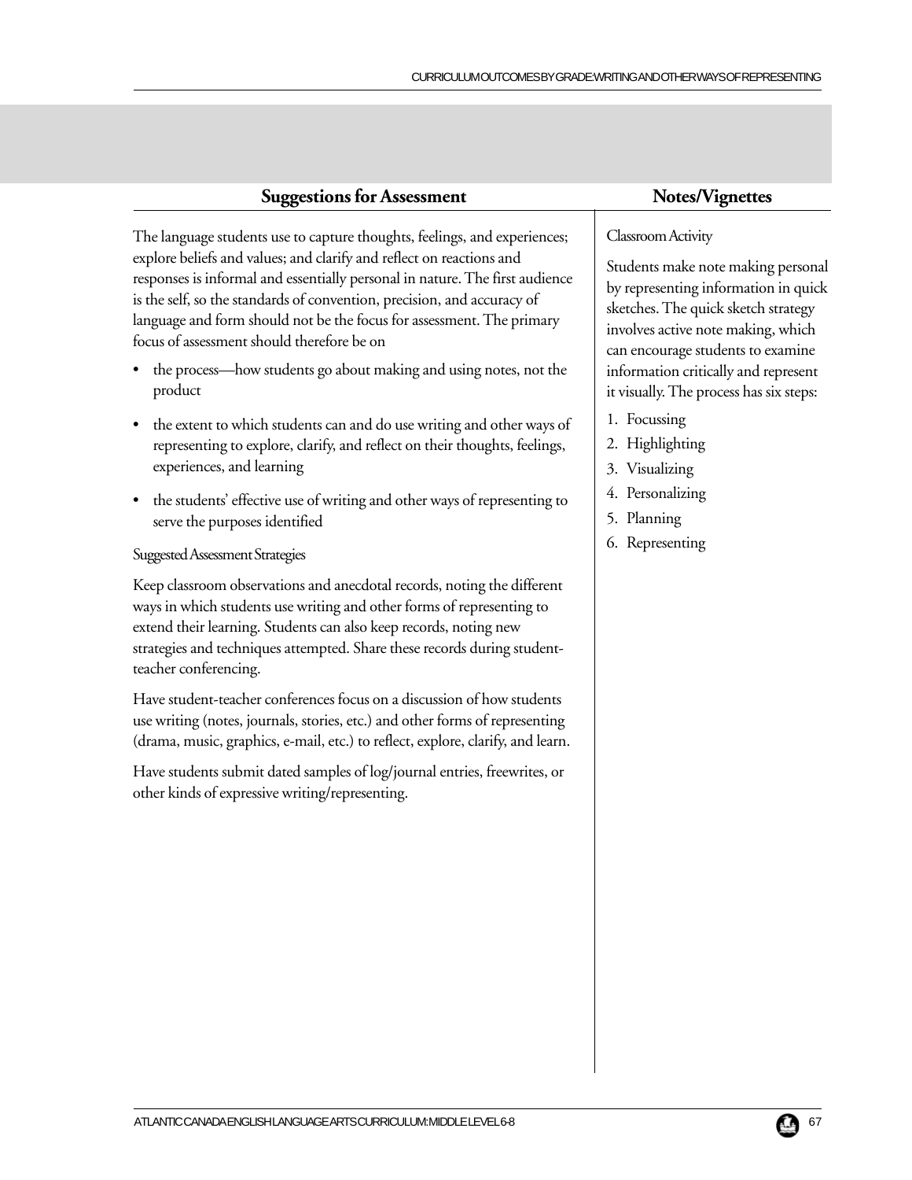## Suggestions for Assessment

The language students use to capture thoughts, feelings, and experiences; explore beliefs and values; and clarify and reflect on reactions and responses is informal and essentially personal in nature. The first audience is the self, so the standards of convention, precision, and accuracy of language and form should not be the focus for assessment. The primary focus of assessment should therefore be on

- the process—how students go about making and using notes, not the product
- the extent to which students can and do use writing and other ways of representing to explore, clarify, and reflect on their thoughts, feelings, experiences, and learning
- the students' effective use of writing and other ways of representing to serve the purposes identified

Suggested Assessment Strategies

Keep classroom observations and anecdotal records, noting the different ways in which students use writing and other forms of representing to extend their learning. Students can also keep records, noting new strategies and techniques attempted. Share these records during student-teacher conferencing.

Have student-teacher conferences focus on a discussion of how students use writing (notes, journals, stories, etc.) and other forms of representing (drama, music, graphics, e-mail, etc.) to reflect, explore, clarify, and learn.

Have students submit dated samples of log/journal entries, freewrites, or other kinds of expressive writing/representing.

## Notes/Vignettes

Classroom Activity

Students make note making personal by representing information in quick sketches. The quick sketch strategy involves active note making, which can encourage students to examine information critically and represent it visually. The process has six steps:

1. Focussing
2. Highlighting
3. Visualizing
4. Personalizing
5. Planning
6. Representing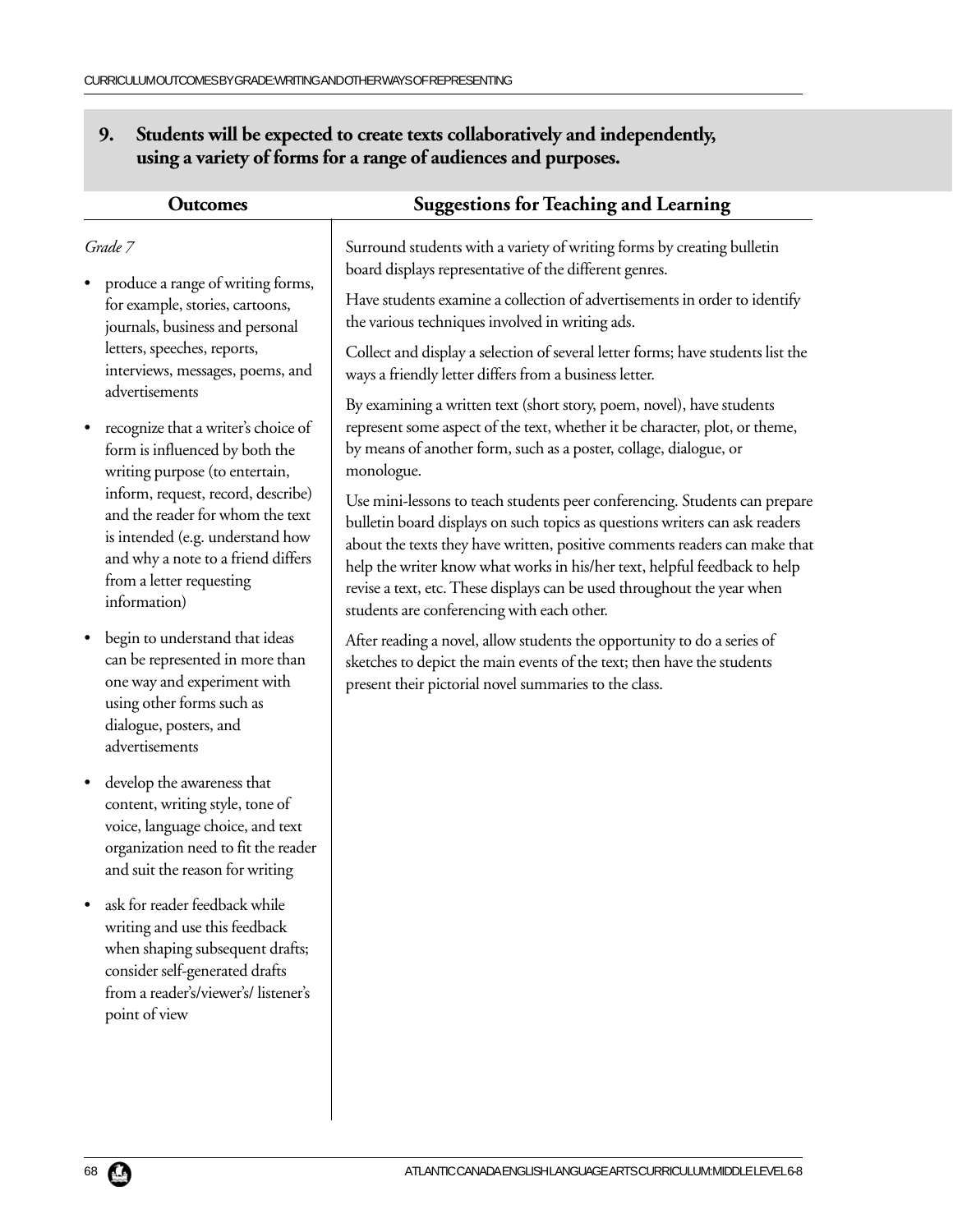## 9. Students will be expected to create texts collaboratively and independently, using a variety of forms for a range of audiences and purposes.

### Outcomes

*Grade 7*

- produce a range of writing forms, for example, stories, cartoons, journals, business and personal letters, speeches, reports, interviews, messages, poems, and advertisements
- recognize that a writer's choice of form is influenced by both the writing purpose (to entertain, inform, request, record, describe) and the reader for whom the text is intended (e.g. understand how and why a note to a friend differs from a letter requesting information)
- begin to understand that ideas can be represented in more than one way and experiment with using other forms such as dialogue, posters, and advertisements
- develop the awareness that content, writing style, tone of voice, language choice, and text organization need to fit the reader and suit the reason for writing
- ask for reader feedback while writing and use this feedback when shaping subsequent drafts; consider self-generated drafts from a reader's/viewer's/ listener's point of view

### Suggestions for Teaching and Learning

Surround students with a variety of writing forms by creating bulletin board displays representative of the different genres.

Have students examine a collection of advertisements in order to identify the various techniques involved in writing ads.

Collect and display a selection of several letter forms; have students list the ways a friendly letter differs from a business letter.

By examining a written text (short story, poem, novel), have students represent some aspect of the text, whether it be character, plot, or theme, by means of another form, such as a poster, collage, dialogue, or monologue.

Use mini-lessons to teach students peer conferencing. Students can prepare bulletin board displays on such topics as questions writers can ask readers about the texts they have written, positive comments readers can make that help the writer know what works in his/her text, helpful feedback to help revise a text, etc. These displays can be used throughout the year when students are conferencing with each other.

After reading a novel, allow students the opportunity to do a series of sketches to depict the main events of the text; then have the students present their pictorial novel summaries to the class.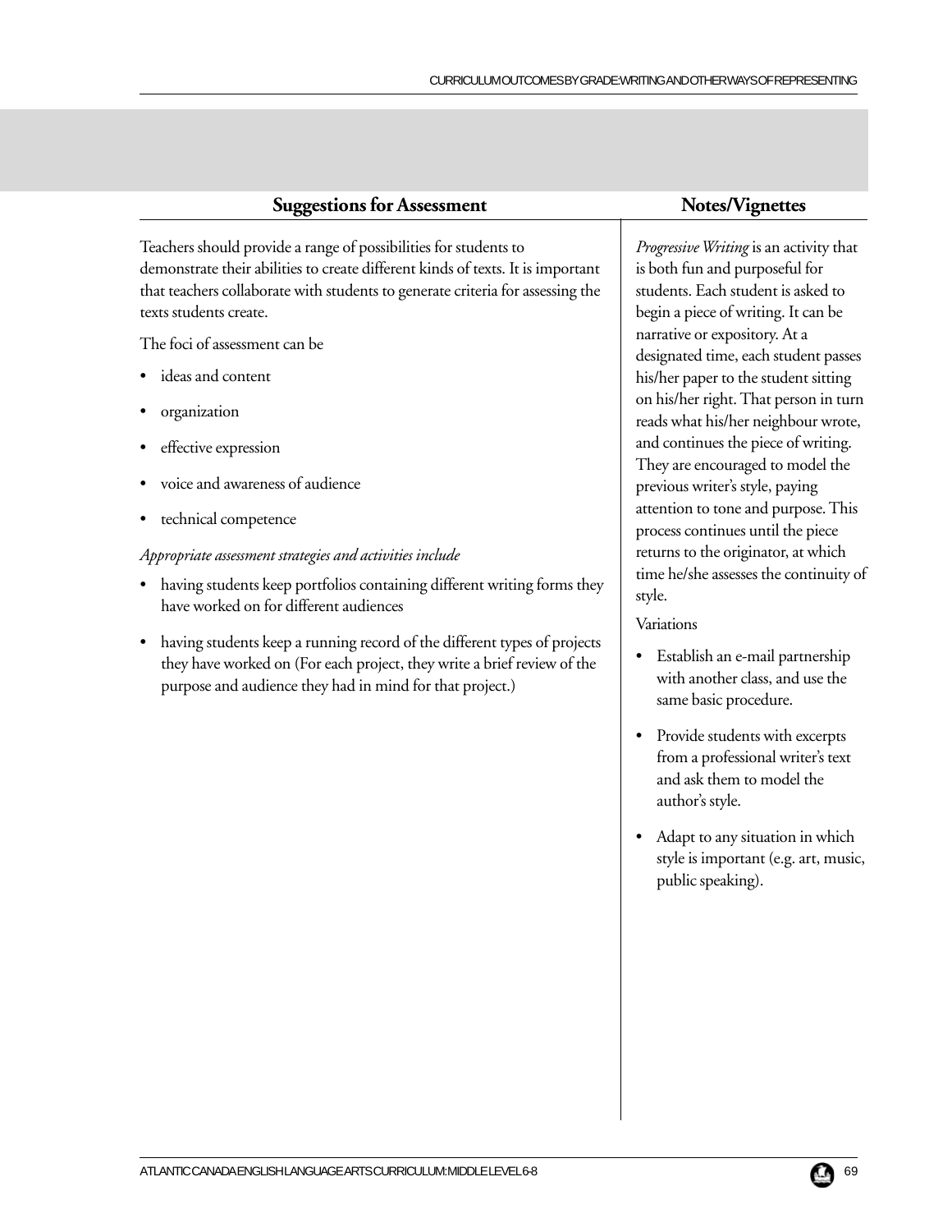## Suggestions for Assessment

Teachers should provide a range of possibilities for students to demonstrate their abilities to create different kinds of texts. It is important that teachers collaborate with students to generate criteria for assessing the texts students create.

The foci of assessment can be

- ideas and content
- organization
- effective expression
- voice and awareness of audience
- technical competence

*Appropriate assessment strategies and activities include*

- having students keep portfolios containing different writing forms they have worked on for different audiences
- having students keep a running record of the different types of projects they have worked on (For each project, they write a brief review of the purpose and audience they had in mind for that project.)

## Notes/Vignettes

*Progressive Writing* is an activity that is both fun and purposeful for students. Each student is asked to begin a piece of writing. It can be narrative or expository. At a designated time, each student passes his/her paper to the student sitting on his/her right. That person in turn reads what his/her neighbour wrote, and continues the piece of writing. They are encouraged to model the previous writer's style, paying attention to tone and purpose. This process continues until the piece returns to the originator, at which time he/she assesses the continuity of style.

Variations

- Establish an e-mail partnership with another class, and use the same basic procedure.
- Provide students with excerpts from a professional writer's text and ask them to model the author's style.
- Adapt to any situation in which style is important (e.g. art, music, public speaking).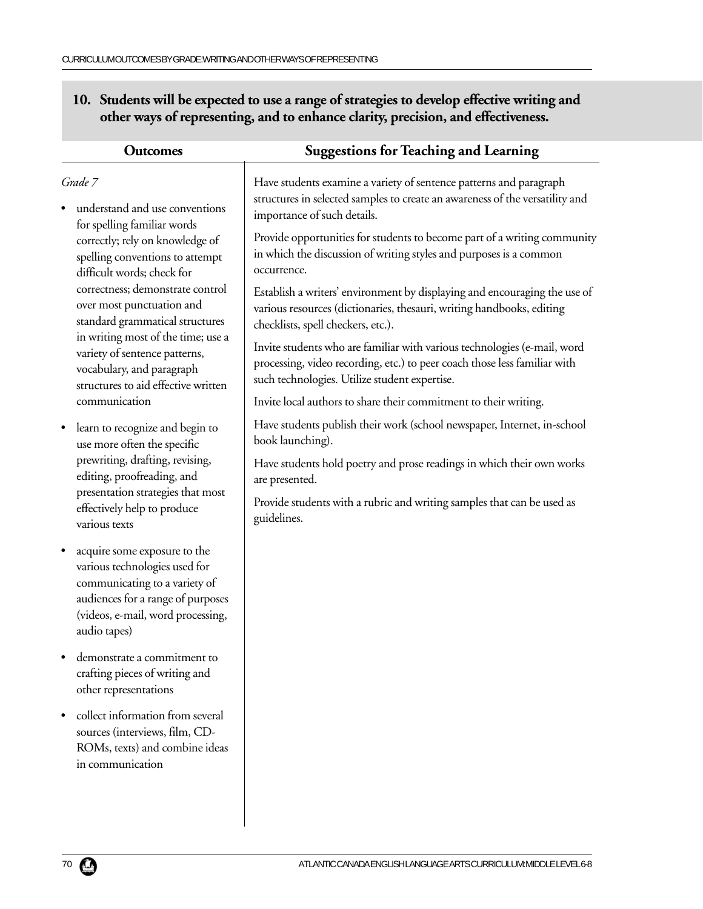## 10. Students will be expected to use a range of strategies to develop effective writing and other ways of representing, and to enhance clarity, precision, and effectiveness.

### Outcomes

*Grade 7*

- understand and use conventions for spelling familiar words correctly; rely on knowledge of spelling conventions to attempt difficult words; check for correctness; demonstrate control over most punctuation and standard grammatical structures in writing most of the time; use a variety of sentence patterns, vocabulary, and paragraph structures to aid effective written communication
- learn to recognize and begin to use more often the specific prewriting, drafting, revising, editing, proofreading, and presentation strategies that most effectively help to produce various texts
- acquire some exposure to the various technologies used for communicating to a variety of audiences for a range of purposes (videos, e-mail, word processing, audio tapes)
- demonstrate a commitment to crafting pieces of writing and other representations
- collect information from several sources (interviews, film, CD-ROMs, texts) and combine ideas in communication

### Suggestions for Teaching and Learning

Have students examine a variety of sentence patterns and paragraph structures in selected samples to create an awareness of the versatility and importance of such details.

Provide opportunities for students to become part of a writing community in which the discussion of writing styles and purposes is a common occurrence.

Establish a writers' environment by displaying and encouraging the use of various resources (dictionaries, thesauri, writing handbooks, editing checklists, spell checkers, etc.).

Invite students who are familiar with various technologies (e-mail, word processing, video recording, etc.) to peer coach those less familiar with such technologies. Utilize student expertise.

Invite local authors to share their commitment to their writing.

Have students publish their work (school newspaper, Internet, in-school book launching).

Have students hold poetry and prose readings in which their own works are presented.

Provide students with a rubric and writing samples that can be used as guidelines.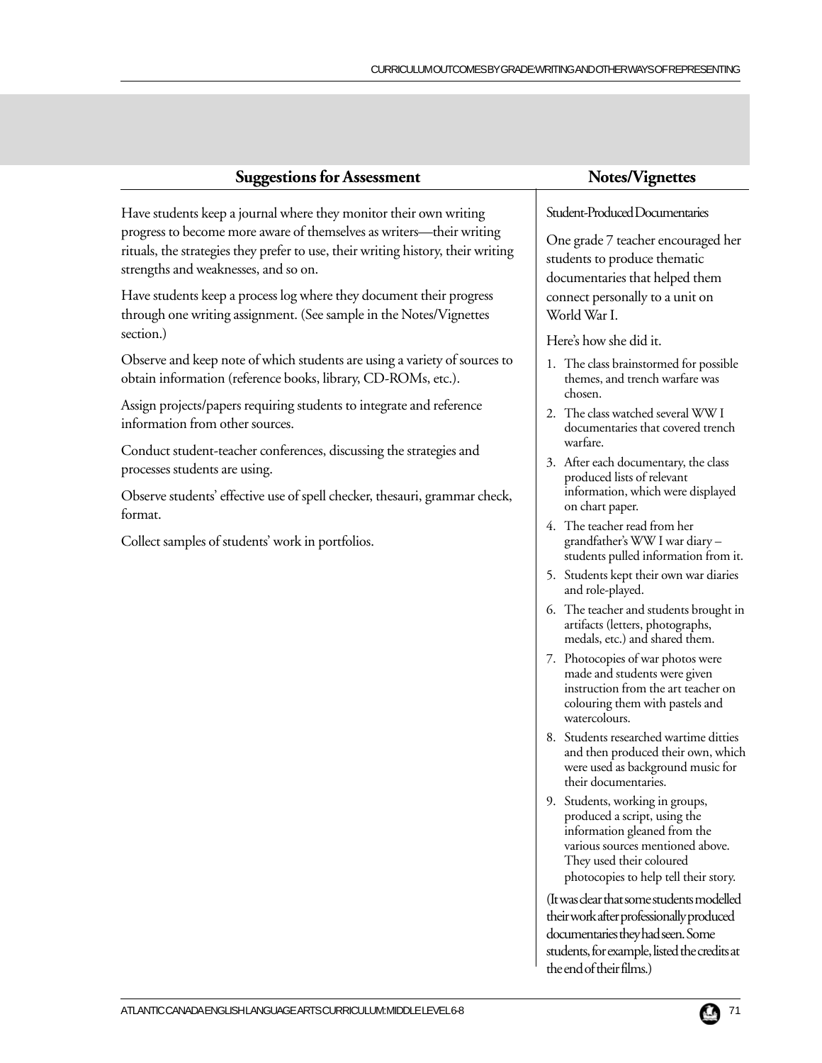## Suggestions for Assessment

Have students keep a journal where they monitor their own writing progress to become more aware of themselves as writers—their writing rituals, the strategies they prefer to use, their writing history, their writing strengths and weaknesses, and so on.

Have students keep a process log where they document their progress through one writing assignment. (See sample in the Notes/Vignettes section.)

Observe and keep note of which students are using a variety of sources to obtain information (reference books, library, CD-ROMs, etc.).

Assign projects/papers requiring students to integrate and reference information from other sources.

Conduct student-teacher conferences, discussing the strategies and processes students are using.

Observe students' effective use of spell checker, thesauri, grammar check, format.

Collect samples of students' work in portfolios.

## Notes/Vignettes

Student-Produced Documentaries

One grade 7 teacher encouraged her students to produce thematic documentaries that helped them connect personally to a unit on World War I.

Here's how she did it.

1. The class brainstormed for possible themes, and trench warfare was chosen.
2. The class watched several WW I documentaries that covered trench warfare.
3. After each documentary, the class produced lists of relevant information, which were displayed on chart paper.
4. The teacher read from her grandfather's WW I war diary – students pulled information from it.
5. Students kept their own war diaries and role-played.
6. The teacher and students brought in artifacts (letters, photographs, medals, etc.) and shared them.
7. Photocopies of war photos were made and students were given instruction from the art teacher on colouring them with pastels and watercolours.
8. Students researched wartime ditties and then produced their own, which were used as background music for their documentaries.
9. Students, working in groups, produced a script, using the information gleaned from the various sources mentioned above. They used their coloured photocopies to help tell their story.

(It was clear that some students modelled their work after professionally produced documentaries they had seen. Some students, for example, listed the credits at the end of their films.)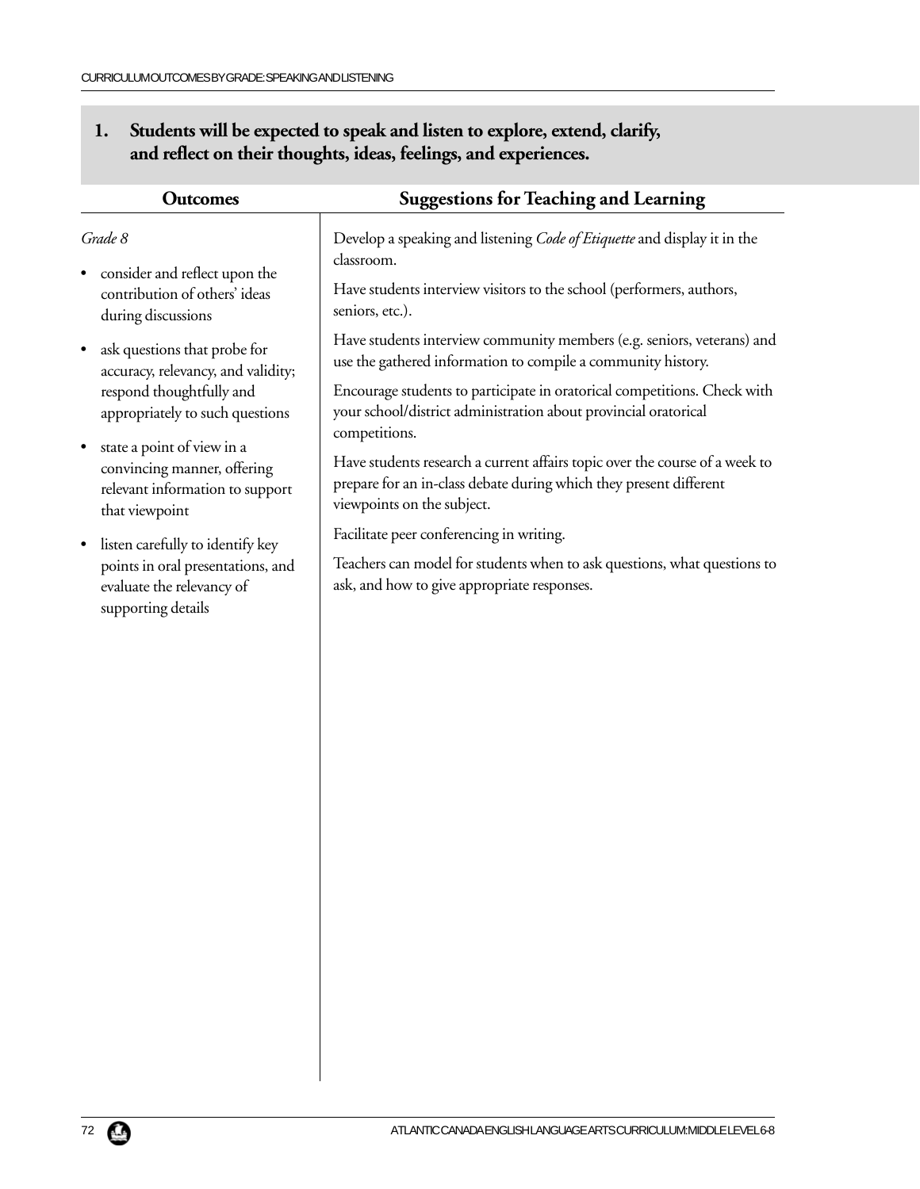**1. Students will be expected to speak and listen to explore, extend, clarify, and reflect on their thoughts, ideas, feelings, and experiences.**

## Outcomes

*Grade 8*

- consider and reflect upon the contribution of others' ideas during discussions
- ask questions that probe for accuracy, relevancy, and validity; respond thoughtfully and appropriately to such questions
- state a point of view in a convincing manner, offering relevant information to support that viewpoint
- listen carefully to identify key points in oral presentations, and evaluate the relevancy of supporting details

## Suggestions for Teaching and Learning

Develop a speaking and listening *Code of Etiquette* and display it in the classroom.

Have students interview visitors to the school (performers, authors, seniors, etc.).

Have students interview community members (e.g. seniors, veterans) and use the gathered information to compile a community history.

Encourage students to participate in oratorical competitions. Check with your school/district administration about provincial oratorical competitions.

Have students research a current affairs topic over the course of a week to prepare for an in-class debate during which they present different viewpoints on the subject.

Facilitate peer conferencing in writing.

Teachers can model for students when to ask questions, what questions to ask, and how to give appropriate responses.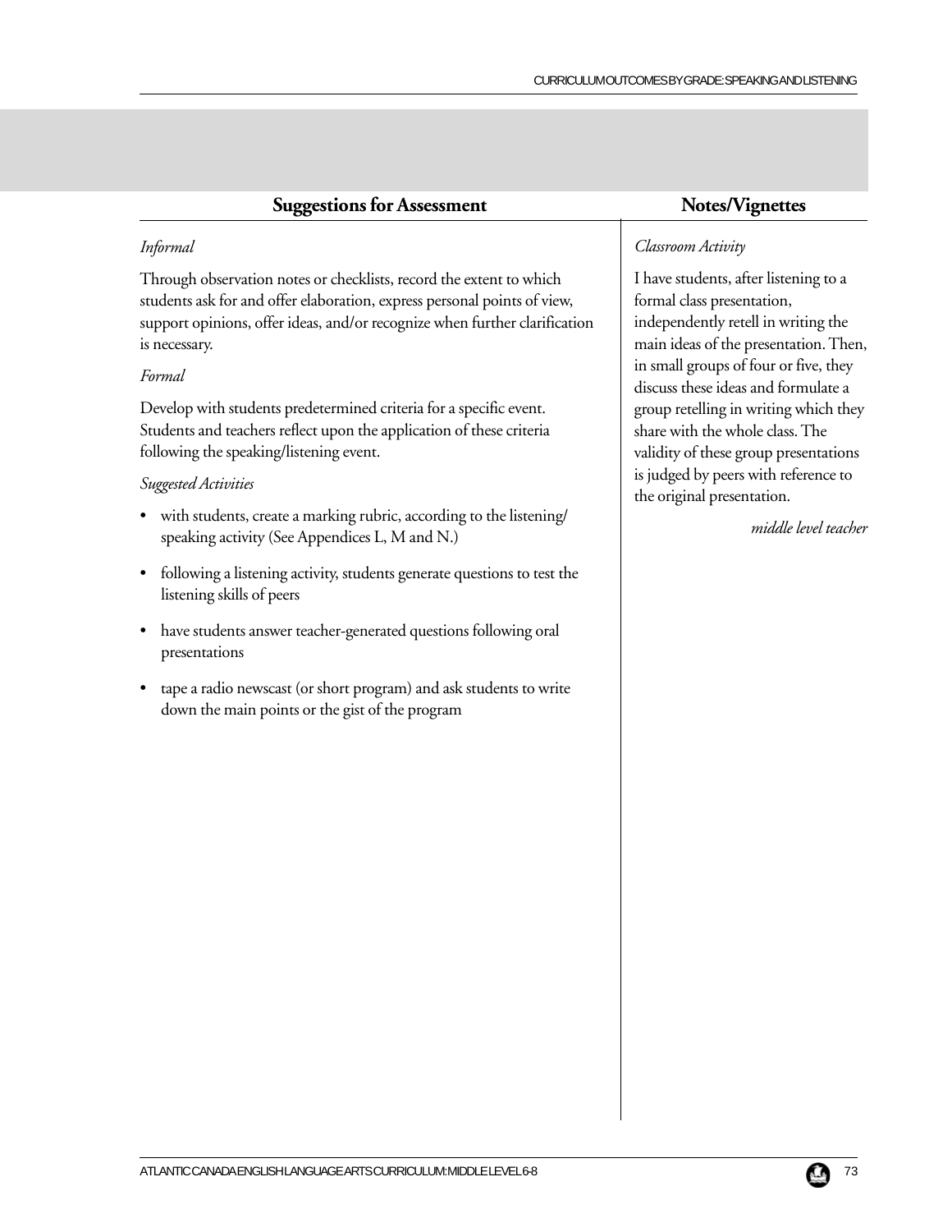## Suggestions for Assessment

*Informal*

Through observation notes or checklists, record the extent to which students ask for and offer elaboration, express personal points of view, support opinions, offer ideas, and/or recognize when further clarification is necessary.

*Formal*

Develop with students predetermined criteria for a specific event. Students and teachers reflect upon the application of these criteria following the speaking/listening event.

*Suggested Activities*

- with students, create a marking rubric, according to the listening/speaking activity (See Appendices L, M and N.)
- following a listening activity, students generate questions to test the listening skills of peers
- have students answer teacher-generated questions following oral presentations
- tape a radio newscast (or short program) and ask students to write down the main points or the gist of the program

## Notes/Vignettes

*Classroom Activity*

I have students, after listening to a formal class presentation, independently retell in writing the main ideas of the presentation. Then, in small groups of four or five, they discuss these ideas and formulate a group retelling in writing which they share with the whole class. The validity of these group presentations is judged by peers with reference to the original presentation.

*middle level teacher*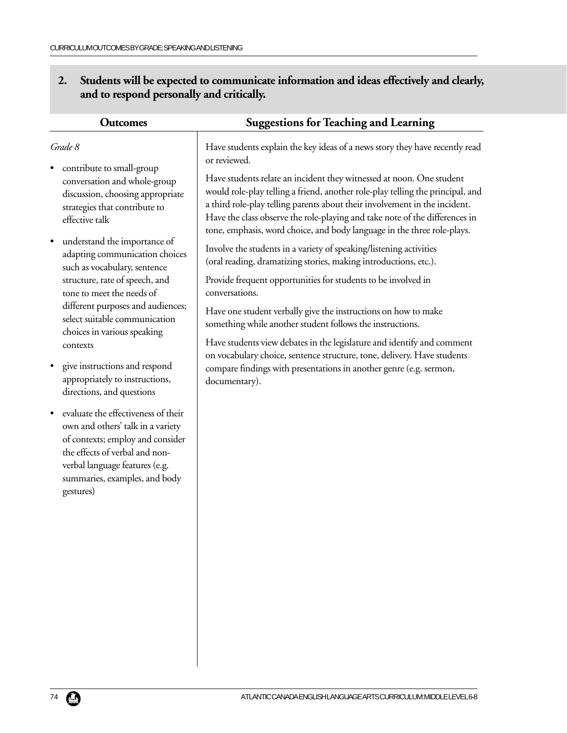## 2. Students will be expected to communicate information and ideas effectively and clearly, and to respond personally and critically.

| Outcomes | Suggestions for Teaching and Learning |
|---|---|
| *Grade 8*<br><br>• contribute to small-group conversation and whole-group discussion, choosing appropriate strategies that contribute to effective talk<br><br>• understand the importance of adapting communication choices such as vocabulary, sentence structure, rate of speech, and tone to meet the needs of different purposes and audiences; select suitable communication choices in various speaking contexts<br><br>• give instructions and respond appropriately to instructions, directions, and questions<br><br>• evaluate the effectiveness of their own and others' talk in a variety of contexts; employ and consider the effects of verbal and non-verbal language features (e.g. summaries, examples, and body gestures) | Have students explain the key ideas of a news story they have recently read or reviewed.<br><br>Have students relate an incident they witnessed at noon. One student would role-play telling a friend, another role-play telling the principal, and a third role-play telling parents about their involvement in the incident. Have the class observe the role-playing and take note of the differences in tone, emphasis, word choice, and body language in the three role-plays.<br><br>Involve the students in a variety of speaking/listening activities (oral reading, dramatizing stories, making introductions, etc.).<br><br>Provide frequent opportunities for students to be involved in conversations.<br><br>Have one student verbally give the instructions on how to make something while another student follows the instructions.<br><br>Have students view debates in the legislature and identify and comment on vocabulary choice, sentence structure, tone, delivery. Have students compare findings with presentations in another genre (e.g. sermon, documentary). |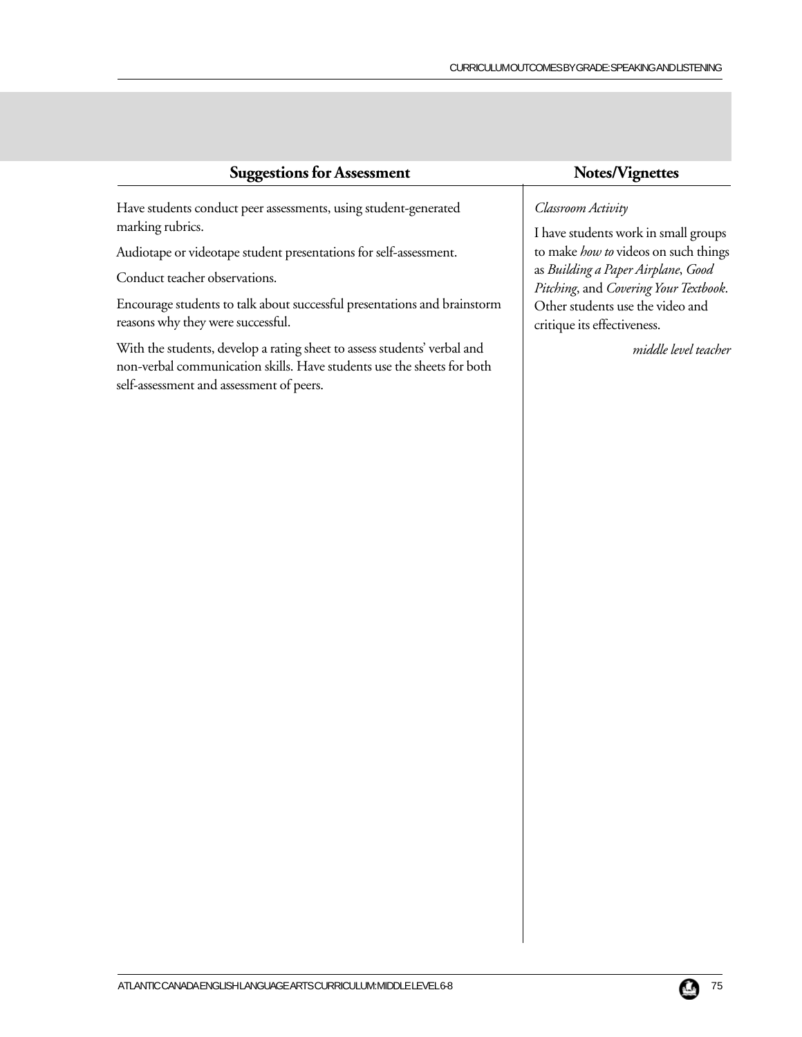## Suggestions for Assessment

Have students conduct peer assessments, using student-generated marking rubrics.

Audiotape or videotape student presentations for self-assessment.

Conduct teacher observations.

Encourage students to talk about successful presentations and brainstorm reasons why they were successful.

With the students, develop a rating sheet to assess students' verbal and non-verbal communication skills. Have students use the sheets for both self-assessment and assessment of peers.

## Notes/Vignettes

*Classroom Activity*

I have students work in small groups to make *how to* videos on such things as *Building a Paper Airplane*, *Good Pitching*, and *Covering Your Textbook*. Other students use the video and critique its effectiveness.

*middle level teacher*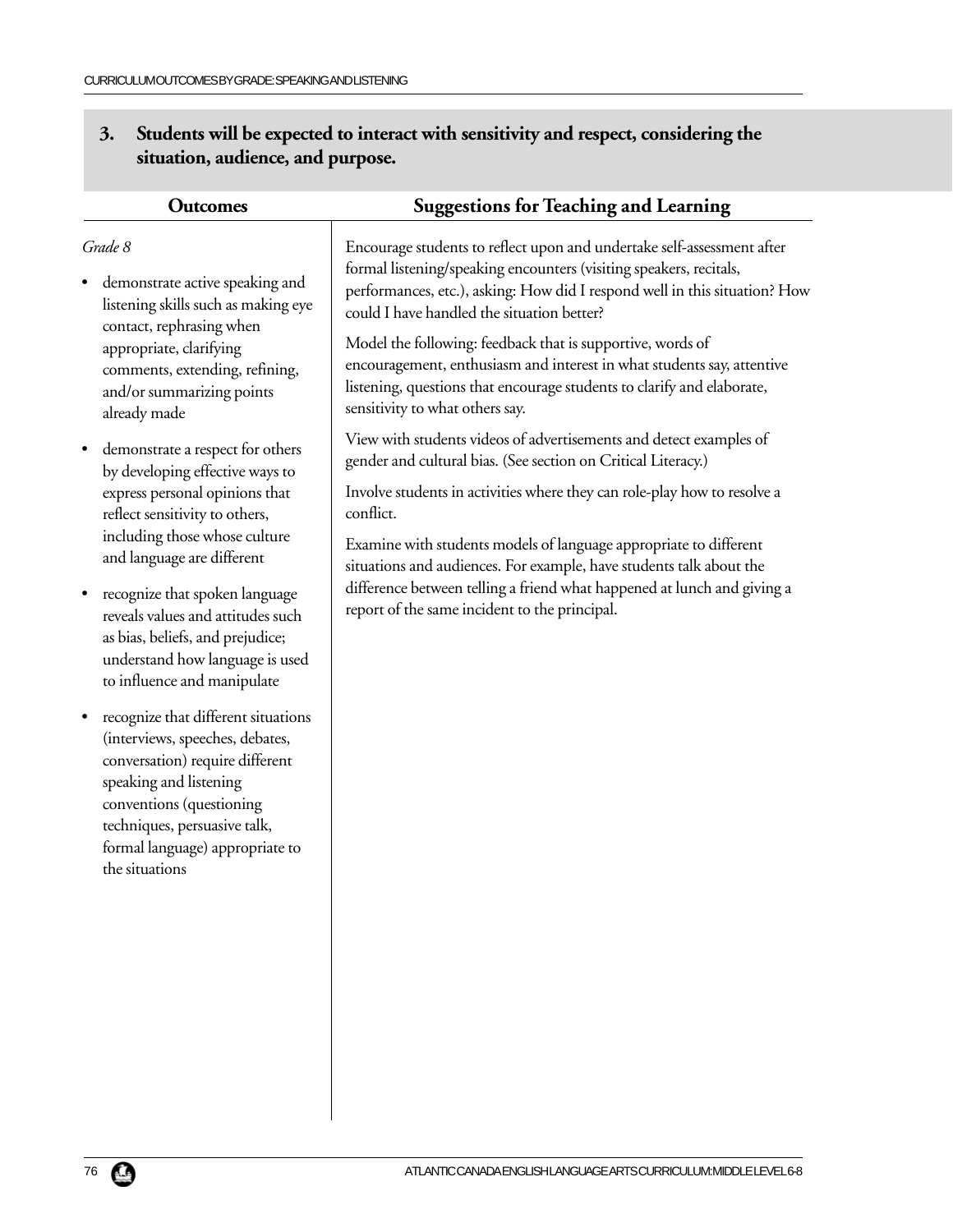**3. Students will be expected to interact with sensitivity and respect, considering the situation, audience, and purpose.**

| Outcomes | Suggestions for Teaching and Learning |
|---|---|
| *Grade 8*<br><br>• demonstrate active speaking and listening skills such as making eye contact, rephrasing when appropriate, clarifying comments, extending, refining, and/or summarizing points already made<br><br>• demonstrate a respect for others by developing effective ways to express personal opinions that reflect sensitivity to others, including those whose culture and language are different<br><br>• recognize that spoken language reveals values and attitudes such as bias, beliefs, and prejudice; understand how language is used to influence and manipulate<br><br>• recognize that different situations (interviews, speeches, debates, conversation) require different speaking and listening conventions (questioning techniques, persuasive talk, formal language) appropriate to the situations | Encourage students to reflect upon and undertake self-assessment after formal listening/speaking encounters (visiting speakers, recitals, performances, etc.), asking: How did I respond well in this situation? How could I have handled the situation better?<br><br>Model the following: feedback that is supportive, words of encouragement, enthusiasm and interest in what students say, attentive listening, questions that encourage students to clarify and elaborate, sensitivity to what others say.<br><br>View with students videos of advertisements and detect examples of gender and cultural bias. (See section on Critical Literacy.)<br><br>Involve students in activities where they can role-play how to resolve a conflict.<br><br>Examine with students models of language appropriate to different situations and audiences. For example, have students talk about the difference between telling a friend what happened at lunch and giving a report of the same incident to the principal. |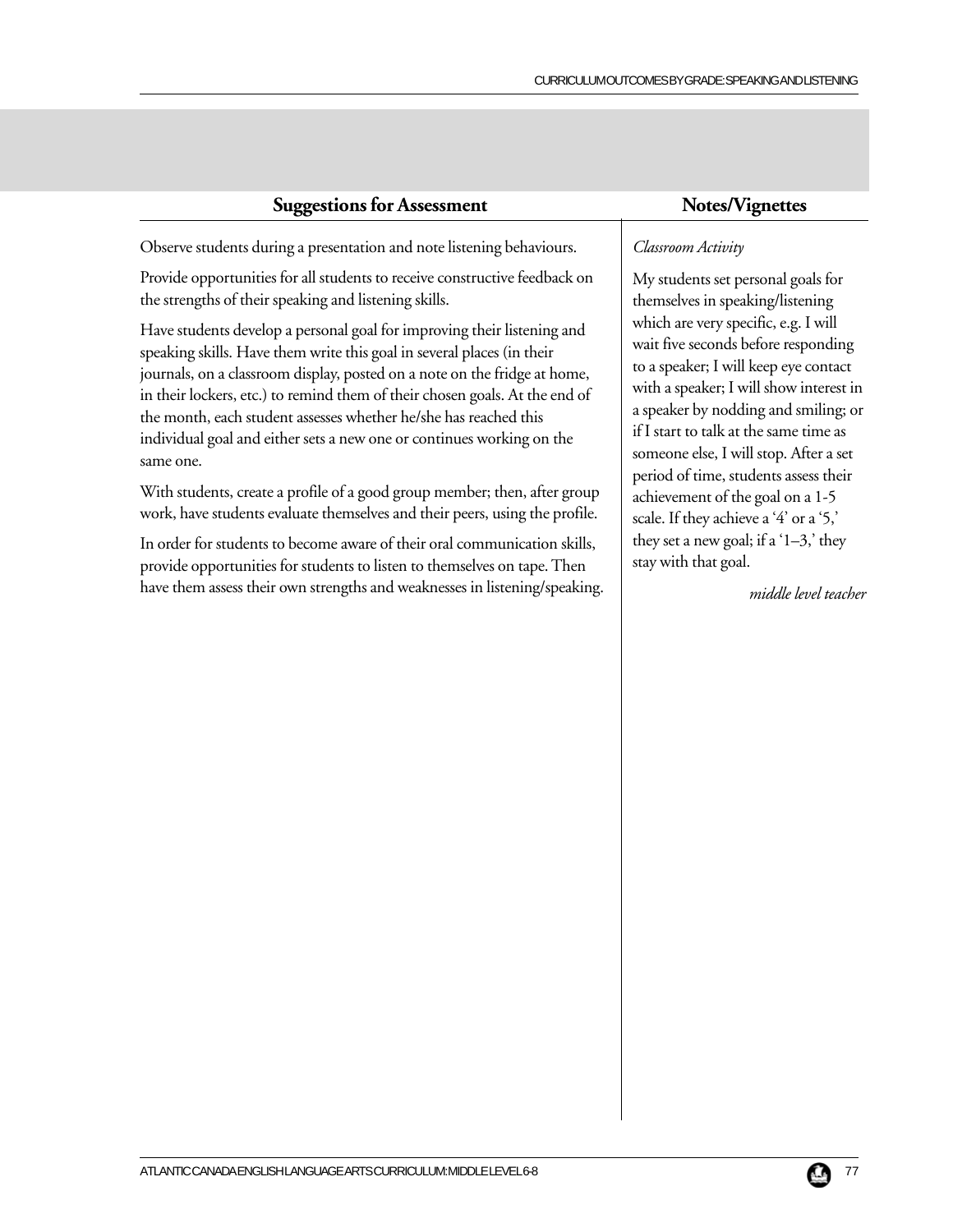## Suggestions for Assessment

Observe students during a presentation and note listening behaviours.

Provide opportunities for all students to receive constructive feedback on the strengths of their speaking and listening skills.

Have students develop a personal goal for improving their listening and speaking skills. Have them write this goal in several places (in their journals, on a classroom display, posted on a note on the fridge at home, in their lockers, etc.) to remind them of their chosen goals. At the end of the month, each student assesses whether he/she has reached this individual goal and either sets a new one or continues working on the same one.

With students, create a profile of a good group member; then, after group work, have students evaluate themselves and their peers, using the profile.

In order for students to become aware of their oral communication skills, provide opportunities for students to listen to themselves on tape. Then have them assess their own strengths and weaknesses in listening/speaking.

## Notes/Vignettes

*Classroom Activity*

My students set personal goals for themselves in speaking/listening which are very specific, e.g. I will wait five seconds before responding to a speaker; I will keep eye contact with a speaker; I will show interest in a speaker by nodding and smiling; or if I start to talk at the same time as someone else, I will stop. After a set period of time, students assess their achievement of the goal on a 1-5 scale. If they achieve a '4' or a '5,' they set a new goal; if a '1–3,' they stay with that goal.

*middle level teacher*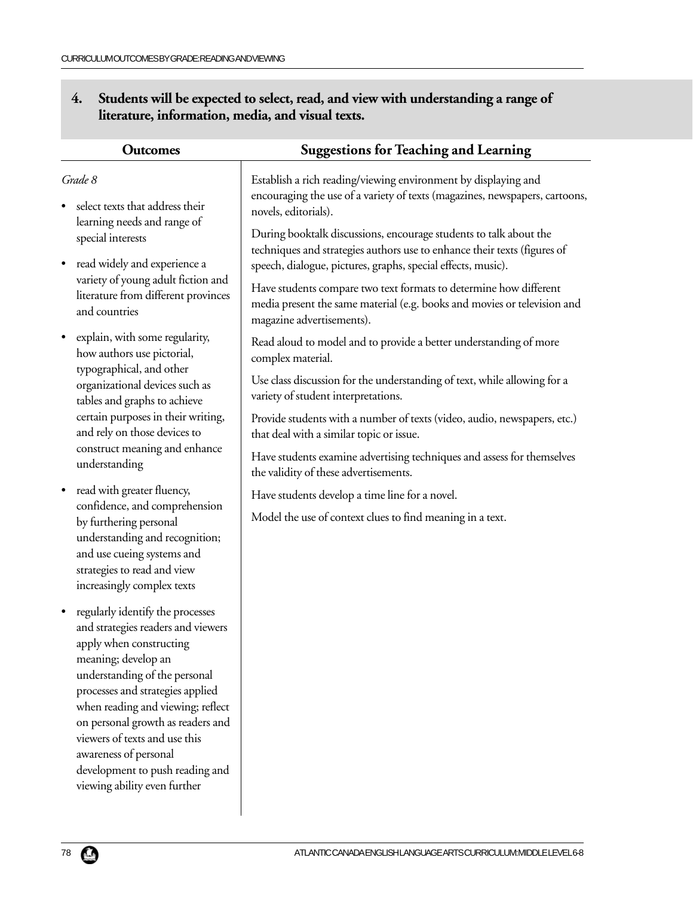## 4. Students will be expected to select, read, and view with understanding a range of literature, information, media, and visual texts.

### Outcomes

*Grade 8*

- select texts that address their learning needs and range of special interests
- read widely and experience a variety of young adult fiction and literature from different provinces and countries
- explain, with some regularity, how authors use pictorial, typographical, and other organizational devices such as tables and graphs to achieve certain purposes in their writing, and rely on those devices to construct meaning and enhance understanding
- read with greater fluency, confidence, and comprehension by furthering personal understanding and recognition; and use cueing systems and strategies to read and view increasingly complex texts
- regularly identify the processes and strategies readers and viewers apply when constructing meaning; develop an understanding of the personal processes and strategies applied when reading and viewing; reflect on personal growth as readers and viewers of texts and use this awareness of personal development to push reading and viewing ability even further

### Suggestions for Teaching and Learning

Establish a rich reading/viewing environment by displaying and encouraging the use of a variety of texts (magazines, newspapers, cartoons, novels, editorials).

During booktalk discussions, encourage students to talk about the techniques and strategies authors use to enhance their texts (figures of speech, dialogue, pictures, graphs, special effects, music).

Have students compare two text formats to determine how different media present the same material (e.g. books and movies or television and magazine advertisements).

Read aloud to model and to provide a better understanding of more complex material.

Use class discussion for the understanding of text, while allowing for a variety of student interpretations.

Provide students with a number of texts (video, audio, newspapers, etc.) that deal with a similar topic or issue.

Have students examine advertising techniques and assess for themselves the validity of these advertisements.

Have students develop a time line for a novel.

Model the use of context clues to find meaning in a text.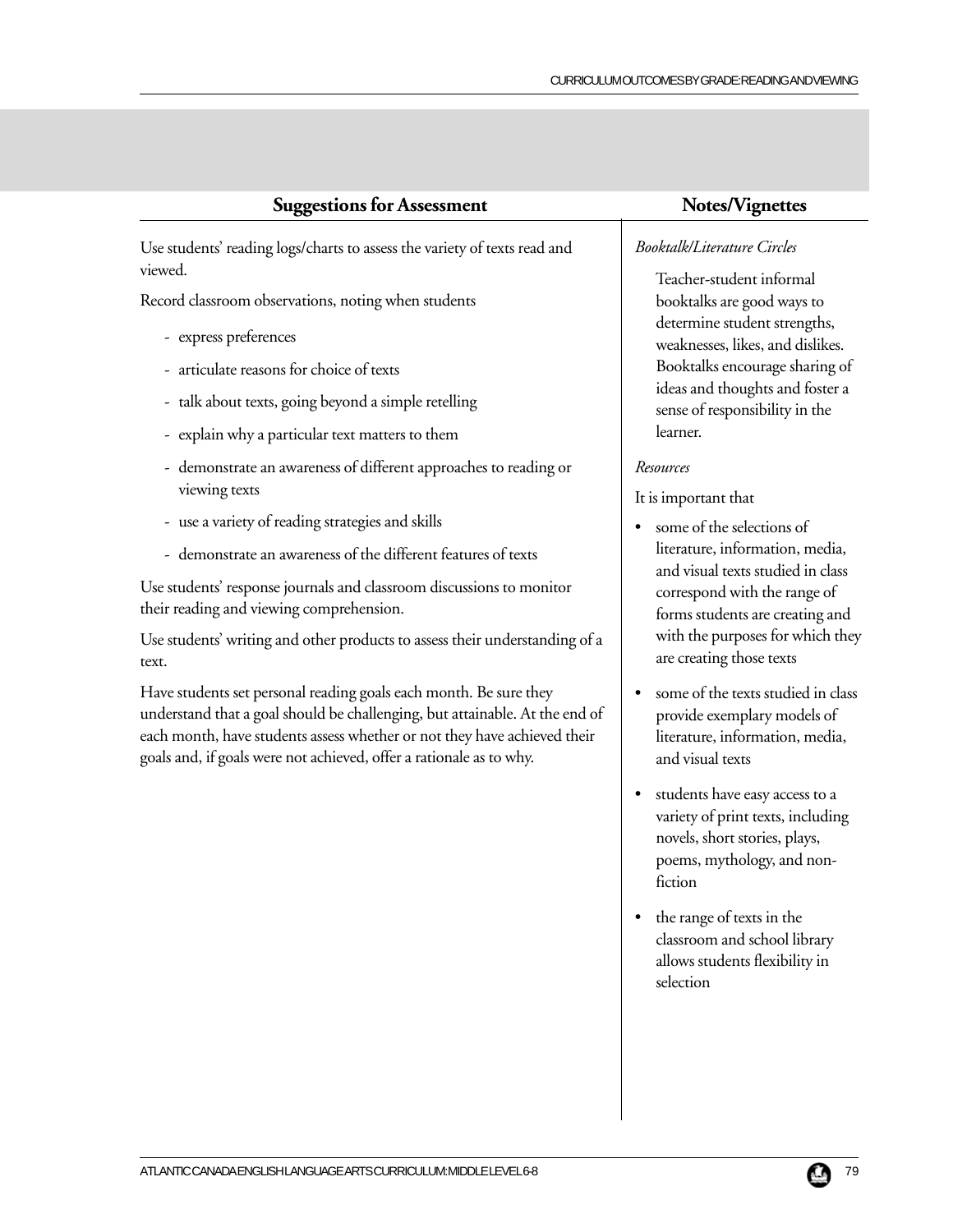## Suggestions for Assessment

Use students' reading logs/charts to assess the variety of texts read and viewed.

Record classroom observations, noting when students

- express preferences
- articulate reasons for choice of texts
- talk about texts, going beyond a simple retelling
- explain why a particular text matters to them
- demonstrate an awareness of different approaches to reading or viewing texts
- use a variety of reading strategies and skills
- demonstrate an awareness of the different features of texts

Use students' response journals and classroom discussions to monitor their reading and viewing comprehension.

Use students' writing and other products to assess their understanding of a text.

Have students set personal reading goals each month. Be sure they understand that a goal should be challenging, but attainable. At the end of each month, have students assess whether or not they have achieved their goals and, if goals were not achieved, offer a rationale as to why.

## Notes/Vignettes

*Booktalk/Literature Circles*

Teacher-student informal booktalks are good ways to determine student strengths, weaknesses, likes, and dislikes. Booktalks encourage sharing of ideas and thoughts and foster a sense of responsibility in the learner.

*Resources*

It is important that

- some of the selections of literature, information, media, and visual texts studied in class correspond with the range of forms students are creating and with the purposes for which they are creating those texts
- some of the texts studied in class provide exemplary models of literature, information, media, and visual texts
- students have easy access to a variety of print texts, including novels, short stories, plays, poems, mythology, and non-fiction
- the range of texts in the classroom and school library allows students flexibility in selection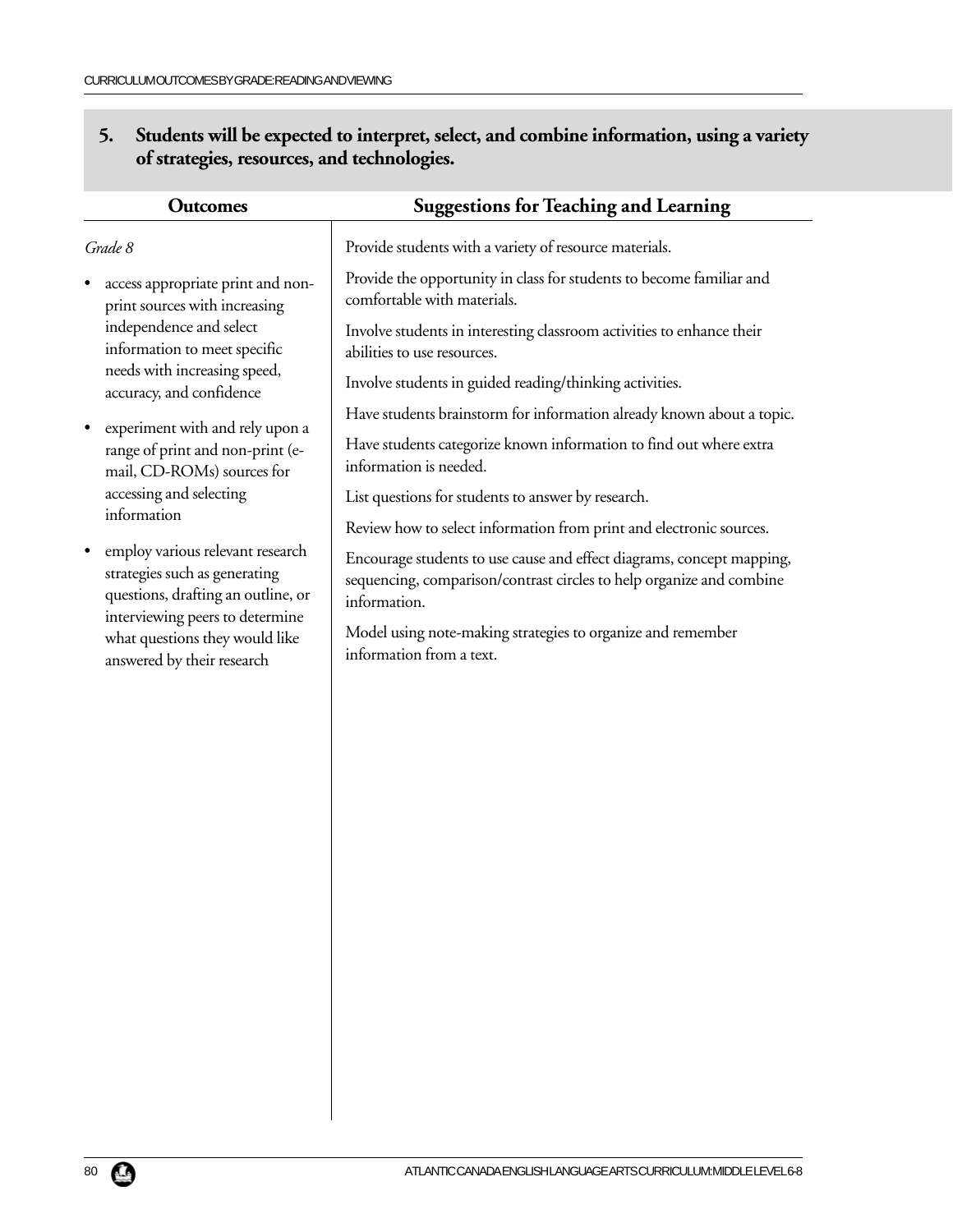**5. Students will be expected to interpret, select, and combine information, using a variety of strategies, resources, and technologies.**

| Outcomes | Suggestions for Teaching and Learning |
|---|---|
| *Grade 8*<br><br>• access appropriate print and non-print sources with increasing independence and select information to meet specific needs with increasing speed, accuracy, and confidence<br><br>• experiment with and rely upon a range of print and non-print (e-mail, CD-ROMs) sources for accessing and selecting information<br><br>• employ various relevant research strategies such as generating questions, drafting an outline, or interviewing peers to determine what questions they would like answered by their research | Provide students with a variety of resource materials.<br><br>Provide the opportunity in class for students to become familiar and comfortable with materials.<br><br>Involve students in interesting classroom activities to enhance their abilities to use resources.<br><br>Involve students in guided reading/thinking activities.<br><br>Have students brainstorm for information already known about a topic.<br><br>Have students categorize known information to find out where extra information is needed.<br><br>List questions for students to answer by research.<br><br>Review how to select information from print and electronic sources.<br><br>Encourage students to use cause and effect diagrams, concept mapping, sequencing, comparison/contrast circles to help organize and combine information.<br><br>Model using note-making strategies to organize and remember information from a text. |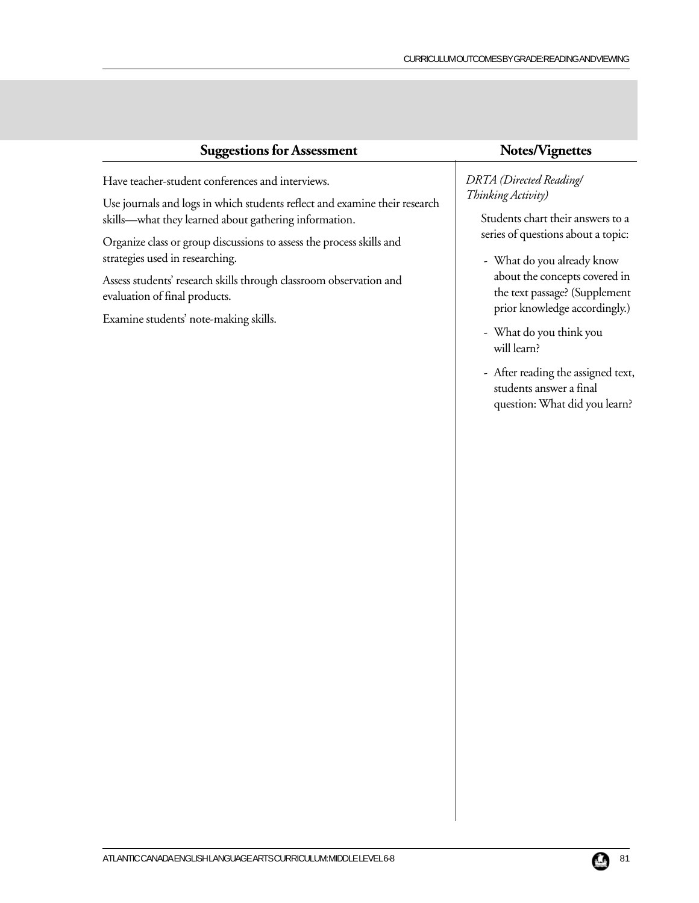## Suggestions for Assessment

Have teacher-student conferences and interviews.

Use journals and logs in which students reflect and examine their research skills—what they learned about gathering information.

Organize class or group discussions to assess the process skills and strategies used in researching.

Assess students' research skills through classroom observation and evaluation of final products.

Examine students' note-making skills.

## Notes/Vignettes

*DRTA (Directed Reading/ Thinking Activity)*

Students chart their answers to a series of questions about a topic:

- What do you already know about the concepts covered in the text passage? (Supplement prior knowledge accordingly.)
- What do you think you will learn?
- After reading the assigned text, students answer a final question: What did you learn?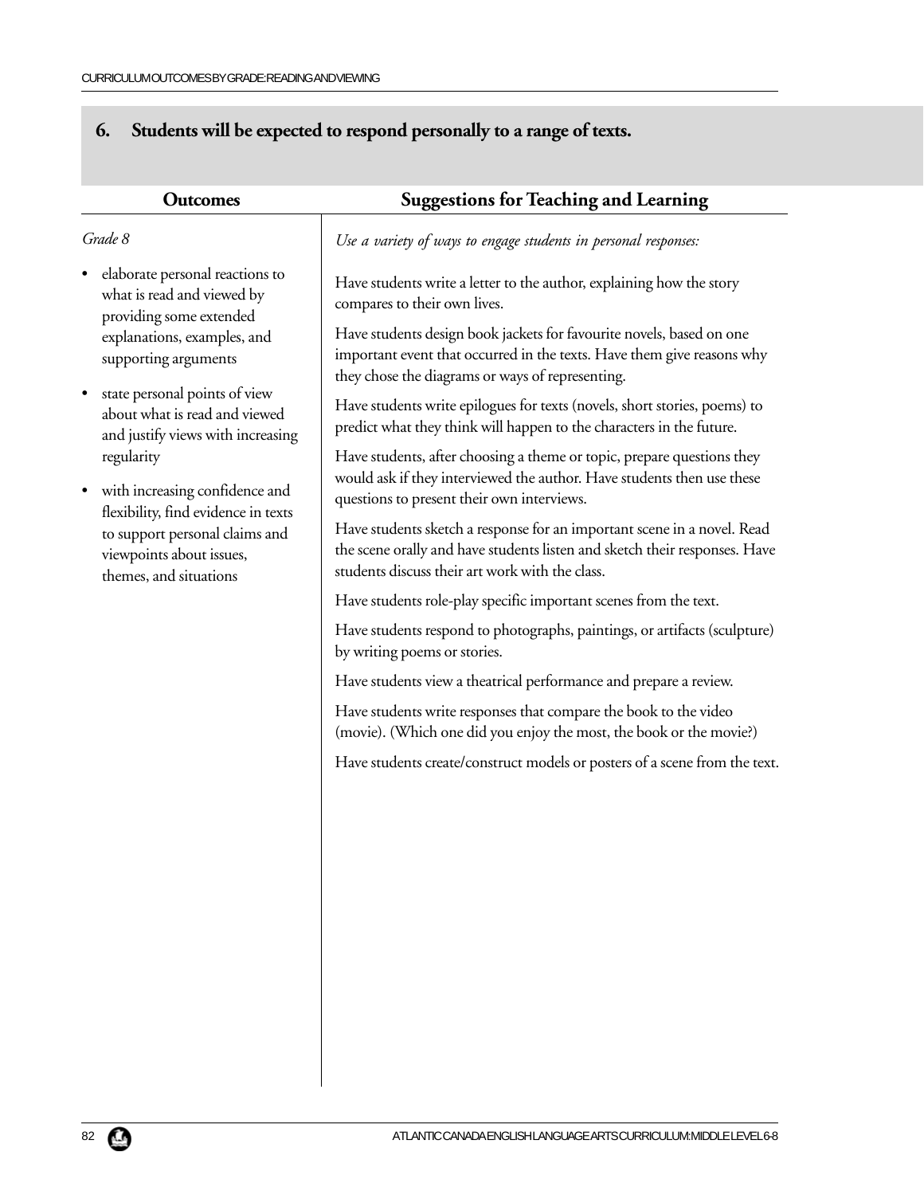## 6. Students will be expected to respond personally to a range of texts.

### Outcomes

*Grade 8*

- elaborate personal reactions to what is read and viewed by providing some extended explanations, examples, and supporting arguments
- state personal points of view about what is read and viewed and justify views with increasing regularity
- with increasing confidence and flexibility, find evidence in texts to support personal claims and viewpoints about issues, themes, and situations

### Suggestions for Teaching and Learning

*Use a variety of ways to engage students in personal responses:*

Have students write a letter to the author, explaining how the story compares to their own lives.

Have students design book jackets for favourite novels, based on one important event that occurred in the texts. Have them give reasons why they chose the diagrams or ways of representing.

Have students write epilogues for texts (novels, short stories, poems) to predict what they think will happen to the characters in the future.

Have students, after choosing a theme or topic, prepare questions they would ask if they interviewed the author. Have students then use these questions to present their own interviews.

Have students sketch a response for an important scene in a novel. Read the scene orally and have students listen and sketch their responses. Have students discuss their art work with the class.

Have students role-play specific important scenes from the text.

Have students respond to photographs, paintings, or artifacts (sculpture) by writing poems or stories.

Have students view a theatrical performance and prepare a review.

Have students write responses that compare the book to the video (movie). (Which one did you enjoy the most, the book or the movie?)

Have students create/construct models or posters of a scene from the text.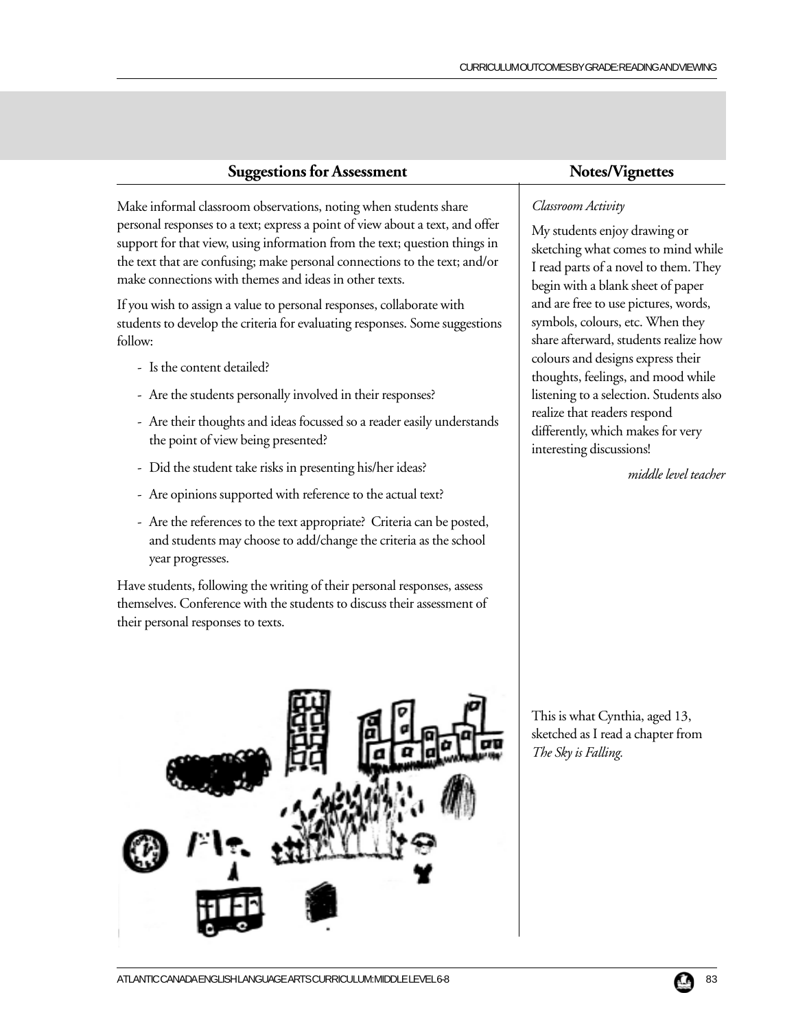## Suggestions for Assessment

Make informal classroom observations, noting when students share personal responses to a text; express a point of view about a text, and offer support for that view, using information from the text; question things in the text that are confusing; make personal connections to the text; and/or make connections with themes and ideas in other texts.

If you wish to assign a value to personal responses, collaborate with students to develop the criteria for evaluating responses. Some suggestions follow:

- Is the content detailed?
- Are the students personally involved in their responses?
- Are their thoughts and ideas focussed so a reader easily understands the point of view being presented?
- Did the student take risks in presenting his/her ideas?
- Are opinions supported with reference to the actual text?
- Are the references to the text appropriate? Criteria can be posted, and students may choose to add/change the criteria as the school year progresses.

Have students, following the writing of their personal responses, assess themselves. Conference with the students to discuss their assessment of their personal responses to texts.

## Notes/Vignettes

*Classroom Activity*

My students enjoy drawing or sketching what comes to mind while I read parts of a novel to them. They begin with a blank sheet of paper and are free to use pictures, words, symbols, colours, etc. When they share afterward, students realize how colours and designs express their thoughts, feelings, and mood while listening to a selection. Students also realize that readers respond differently, which makes for very interesting discussions!

*middle level teacher*

This is what Cynthia, aged 13, sketched as I read a chapter from *The Sky is Falling*.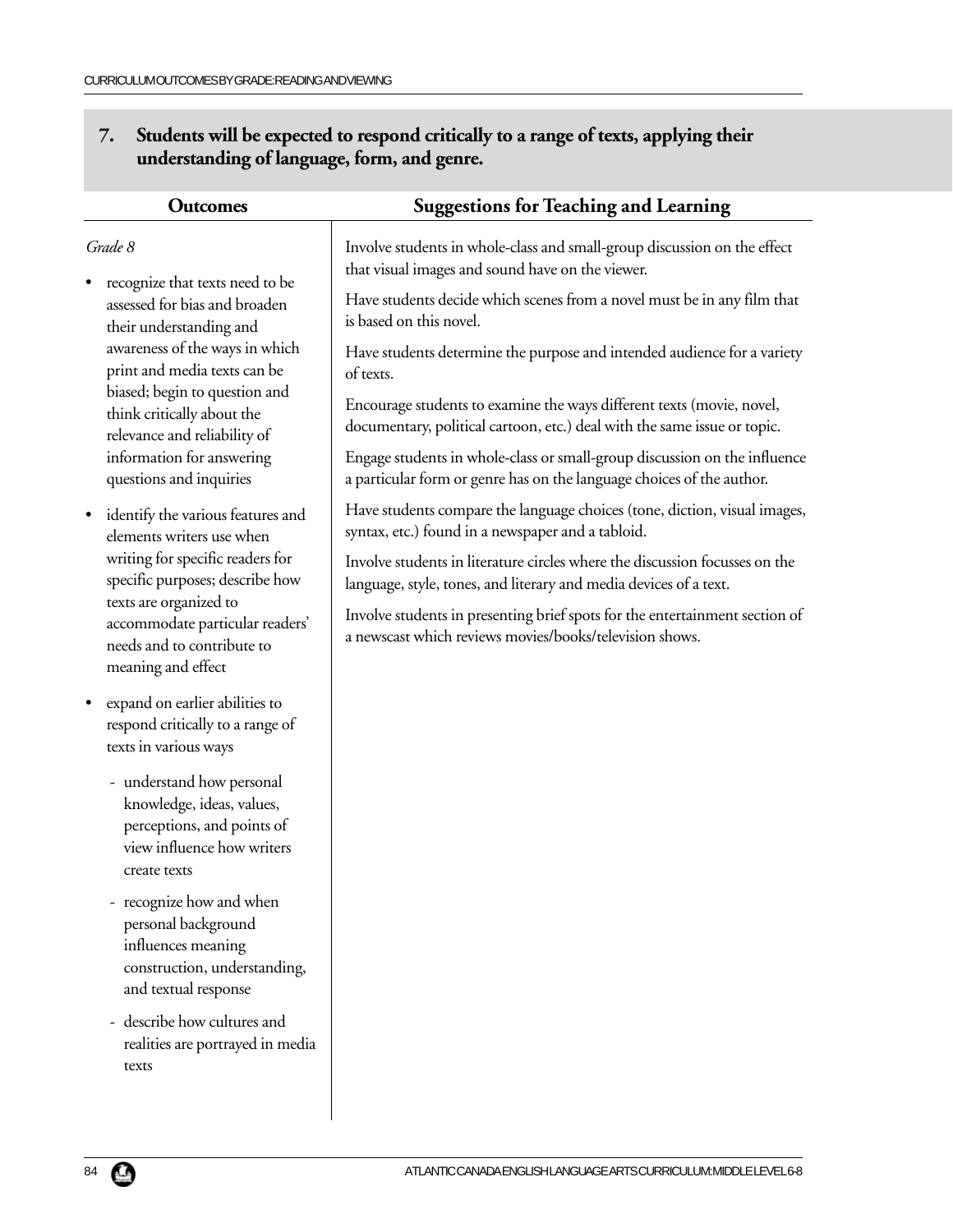## 7. Students will be expected to respond critically to a range of texts, applying their understanding of language, form, and genre.

### Outcomes

*Grade 8*

- recognize that texts need to be assessed for bias and broaden their understanding and awareness of the ways in which print and media texts can be biased; begin to question and think critically about the relevance and reliability of information for answering questions and inquiries
- identify the various features and elements writers use when writing for specific readers for specific purposes; describe how texts are organized to accommodate particular readers' needs and to contribute to meaning and effect
- expand on earlier abilities to respond critically to a range of texts in various ways
  - understand how personal knowledge, ideas, values, perceptions, and points of view influence how writers create texts
  - recognize how and when personal background influences meaning construction, understanding, and textual response
  - describe how cultures and realities are portrayed in media texts

### Suggestions for Teaching and Learning

Involve students in whole-class and small-group discussion on the effect that visual images and sound have on the viewer.

Have students decide which scenes from a novel must be in any film that is based on this novel.

Have students determine the purpose and intended audience for a variety of texts.

Encourage students to examine the ways different texts (movie, novel, documentary, political cartoon, etc.) deal with the same issue or topic.

Engage students in whole-class or small-group discussion on the influence a particular form or genre has on the language choices of the author.

Have students compare the language choices (tone, diction, visual images, syntax, etc.) found in a newspaper and a tabloid.

Involve students in literature circles where the discussion focusses on the language, style, tones, and literary and media devices of a text.

Involve students in presenting brief spots for the entertainment section of a newscast which reviews movies/books/television shows.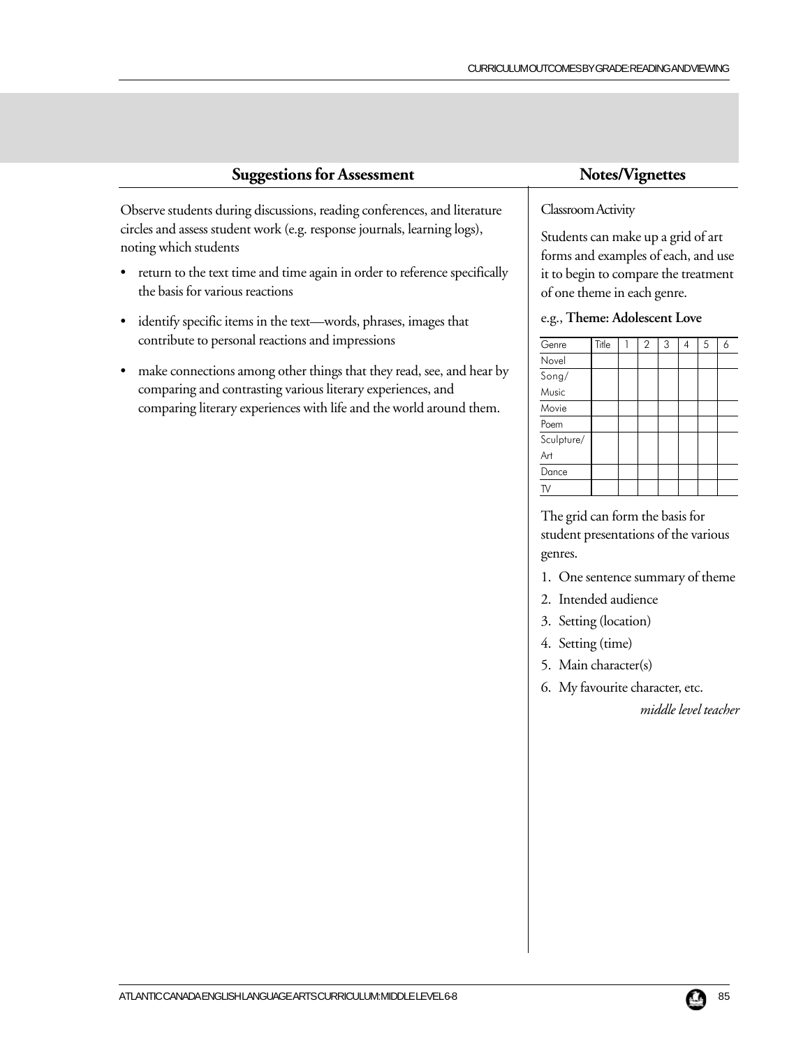## Suggestions for Assessment

Observe students during discussions, reading conferences, and literature circles and assess student work (e.g. response journals, learning logs), noting which students

- return to the text time and time again in order to reference specifically the basis for various reactions
- identify specific items in the text—words, phrases, images that contribute to personal reactions and impressions
- make connections among other things that they read, see, and hear by comparing and contrasting various literary experiences, and comparing literary experiences with life and the world around them.

## Notes/Vignettes

Classroom Activity

Students can make up a grid of art forms and examples of each, and use it to begin to compare the treatment of one theme in each genre.

e.g., **Theme: Adolescent Love**

| Genre | Title | 1 | 2 | 3 | 4 | 5 | 6 |
|---|---|---|---|---|---|---|---|
| Novel | | | | | | | |
| Song/ Music | | | | | | | |
| Movie | | | | | | | |
| Poem | | | | | | | |
| Sculpture/ Art | | | | | | | |
| Dance | | | | | | | |
| TV | | | | | | | |

The grid can form the basis for student presentations of the various genres.

1. One sentence summary of theme
2. Intended audience
3. Setting (location)
4. Setting (time)
5. Main character(s)
6. My favourite character, etc.

*middle level teacher*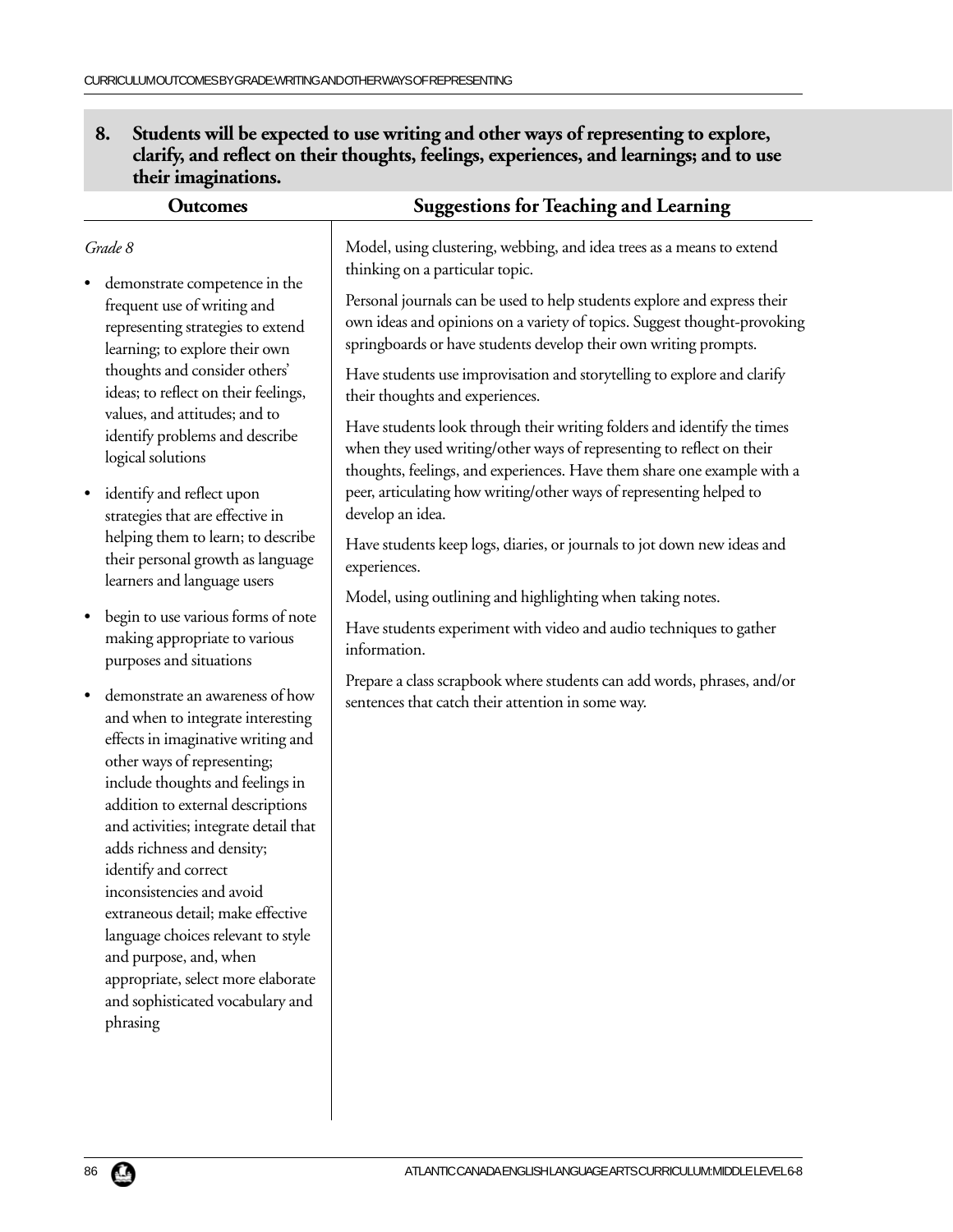**8. Students will be expected to use writing and other ways of representing to explore, clarify, and reflect on their thoughts, feelings, experiences, and learnings; and to use their imaginations.**

## Outcomes

*Grade 8*

- demonstrate competence in the frequent use of writing and representing strategies to extend learning; to explore their own thoughts and consider others' ideas; to reflect on their feelings, values, and attitudes; and to identify problems and describe logical solutions
- identify and reflect upon strategies that are effective in helping them to learn; to describe their personal growth as language learners and language users
- begin to use various forms of note making appropriate to various purposes and situations
- demonstrate an awareness of how and when to integrate interesting effects in imaginative writing and other ways of representing; include thoughts and feelings in addition to external descriptions and activities; integrate detail that adds richness and density; identify and correct inconsistencies and avoid extraneous detail; make effective language choices relevant to style and purpose, and, when appropriate, select more elaborate and sophisticated vocabulary and phrasing

## Suggestions for Teaching and Learning

Model, using clustering, webbing, and idea trees as a means to extend thinking on a particular topic.

Personal journals can be used to help students explore and express their own ideas and opinions on a variety of topics. Suggest thought-provoking springboards or have students develop their own writing prompts.

Have students use improvisation and storytelling to explore and clarify their thoughts and experiences.

Have students look through their writing folders and identify the times when they used writing/other ways of representing to reflect on their thoughts, feelings, and experiences. Have them share one example with a peer, articulating how writing/other ways of representing helped to develop an idea.

Have students keep logs, diaries, or journals to jot down new ideas and experiences.

Model, using outlining and highlighting when taking notes.

Have students experiment with video and audio techniques to gather information.

Prepare a class scrapbook where students can add words, phrases, and/or sentences that catch their attention in some way.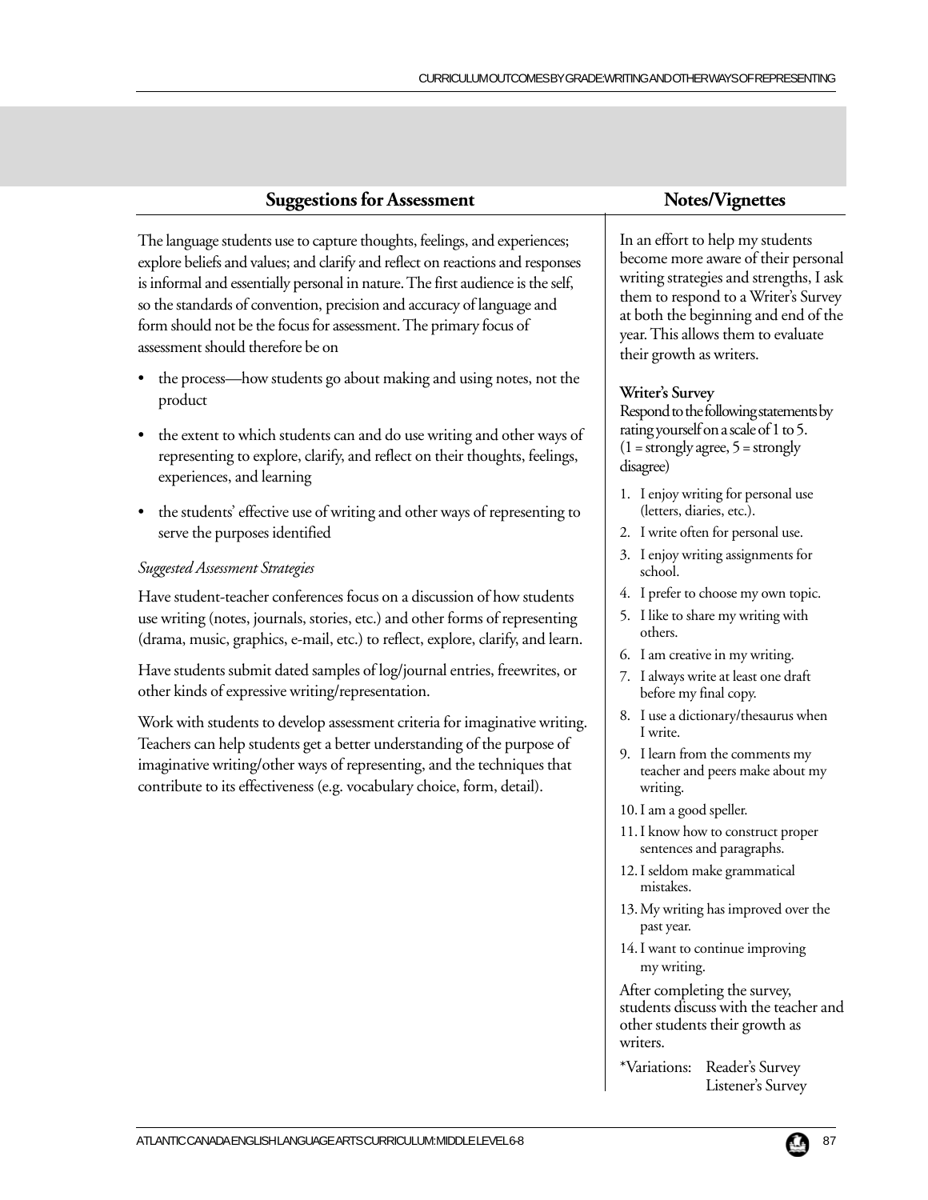## Suggestions for Assessment

The language students use to capture thoughts, feelings, and experiences; explore beliefs and values; and clarify and reflect on reactions and responses is informal and essentially personal in nature. The first audience is the self, so the standards of convention, precision and accuracy of language and form should not be the focus for assessment. The primary focus of assessment should therefore be on

- the process—how students go about making and using notes, not the product
- the extent to which students can and do use writing and other ways of representing to explore, clarify, and reflect on their thoughts, feelings, experiences, and learning
- the students' effective use of writing and other ways of representing to serve the purposes identified

*Suggested Assessment Strategies*

Have student-teacher conferences focus on a discussion of how students use writing (notes, journals, stories, etc.) and other forms of representing (drama, music, graphics, e-mail, etc.) to reflect, explore, clarify, and learn.

Have students submit dated samples of log/journal entries, freewrites, or other kinds of expressive writing/representation.

Work with students to develop assessment criteria for imaginative writing. Teachers can help students get a better understanding of the purpose of imaginative writing/other ways of representing, and the techniques that contribute to its effectiveness (e.g. vocabulary choice, form, detail).

## Notes/Vignettes

In an effort to help my students become more aware of their personal writing strategies and strengths, I ask them to respond to a Writer's Survey at both the beginning and end of the year. This allows them to evaluate their growth as writers.

**Writer's Survey**

Respond to the following statements by rating yourself on a scale of 1 to 5. (1 = strongly agree, 5 = strongly disagree)

1. I enjoy writing for personal use (letters, diaries, etc.).
2. I write often for personal use.
3. I enjoy writing assignments for school.
4. I prefer to choose my own topic.
5. I like to share my writing with others.
6. I am creative in my writing.
7. I always write at least one draft before my final copy.
8. I use a dictionary/thesaurus when I write.
9. I learn from the comments my teacher and peers make about my writing.
10. I am a good speller.
11. I know how to construct proper sentences and paragraphs.
12. I seldom make grammatical mistakes.
13. My writing has improved over the past year.
14. I want to continue improving my writing.

After completing the survey, students discuss with the teacher and other students their growth as writers.

*Variations: Reader's Survey
Listener's Survey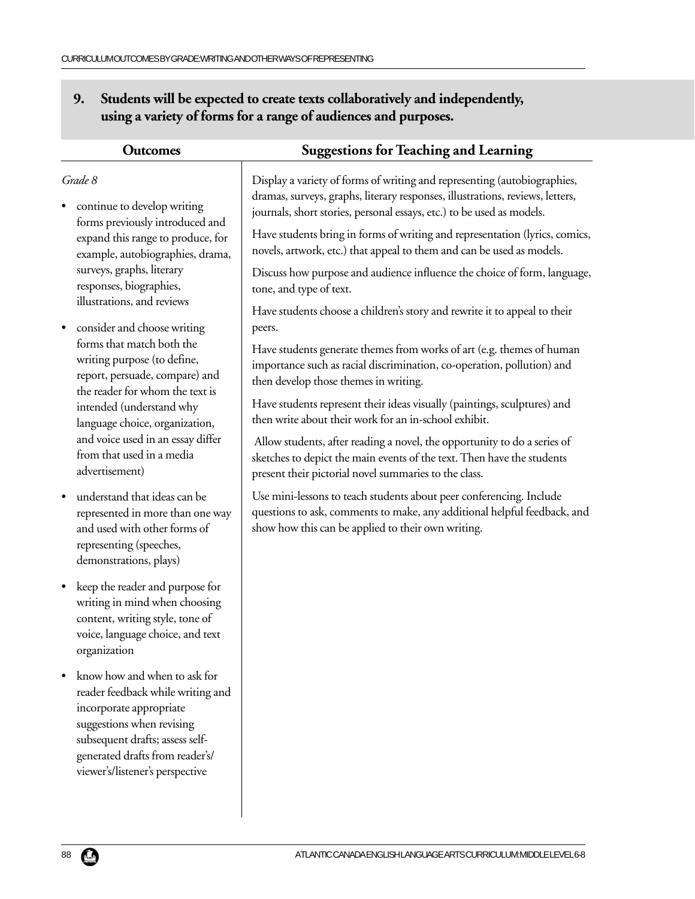## 9. Students will be expected to create texts collaboratively and independently, using a variety of forms for a range of audiences and purposes.

### Outcomes

*Grade 8*

- continue to develop writing forms previously introduced and expand this range to produce, for example, autobiographies, drama, surveys, graphs, literary responses, biographies, illustrations, and reviews
- consider and choose writing forms that match both the writing purpose (to define, report, persuade, compare) and the reader for whom the text is intended (understand why language choice, organization, and voice used in an essay differ from that used in a media advertisement)
- understand that ideas can be represented in more than one way and used with other forms of representing (speeches, demonstrations, plays)
- keep the reader and purpose for writing in mind when choosing content, writing style, tone of voice, language choice, and text organization
- know how and when to ask for reader feedback while writing and incorporate appropriate suggestions when revising subsequent drafts; assess self-generated drafts from reader's/viewer's/listener's perspective

### Suggestions for Teaching and Learning

Display a variety of forms of writing and representing (autobiographies, dramas, surveys, graphs, literary responses, illustrations, reviews, letters, journals, short stories, personal essays, etc.) to be used as models.

Have students bring in forms of writing and representation (lyrics, comics, novels, artwork, etc.) that appeal to them and can be used as models.

Discuss how purpose and audience influence the choice of form, language, tone, and type of text.

Have students choose a children's story and rewrite it to appeal to their peers.

Have students generate themes from works of art (e.g. themes of human importance such as racial discrimination, co-operation, pollution) and then develop those themes in writing.

Have students represent their ideas visually (paintings, sculptures) and then write about their work for an in-school exhibit.

Allow students, after reading a novel, the opportunity to do a series of sketches to depict the main events of the text. Then have the students present their pictorial novel summaries to the class.

Use mini-lessons to teach students about peer conferencing. Include questions to ask, comments to make, any additional helpful feedback, and show how this can be applied to their own writing.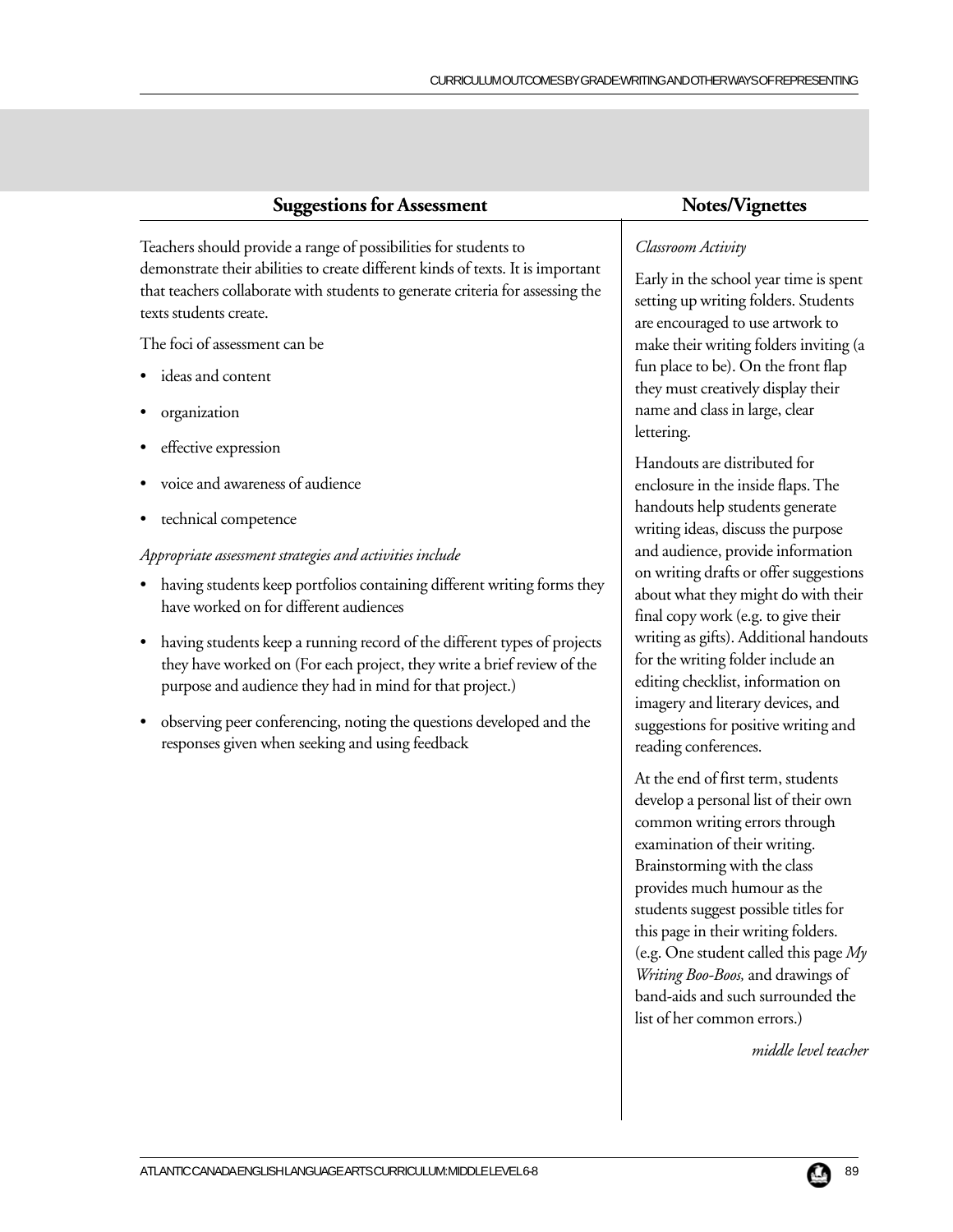## Suggestions for Assessment

Teachers should provide a range of possibilities for students to demonstrate their abilities to create different kinds of texts. It is important that teachers collaborate with students to generate criteria for assessing the texts students create.

The foci of assessment can be

- ideas and content
- organization
- effective expression
- voice and awareness of audience
- technical competence

*Appropriate assessment strategies and activities include*

- having students keep portfolios containing different writing forms they have worked on for different audiences
- having students keep a running record of the different types of projects they have worked on (For each project, they write a brief review of the purpose and audience they had in mind for that project.)
- observing peer conferencing, noting the questions developed and the responses given when seeking and using feedback

## Notes/Vignettes

*Classroom Activity*

Early in the school year time is spent setting up writing folders. Students are encouraged to use artwork to make their writing folders inviting (a fun place to be). On the front flap they must creatively display their name and class in large, clear lettering.

Handouts are distributed for enclosure in the inside flaps. The handouts help students generate writing ideas, discuss the purpose and audience, provide information on writing drafts or offer suggestions about what they might do with their final copy work (e.g. to give their writing as gifts). Additional handouts for the writing folder include an editing checklist, information on imagery and literary devices, and suggestions for positive writing and reading conferences.

At the end of first term, students develop a personal list of their own common writing errors through examination of their writing. Brainstorming with the class provides much humour as the students suggest possible titles for this page in their writing folders. (e.g. One student called this page *My Writing Boo-Boos,* and drawings of band-aids and such surrounded the list of her common errors.)

*middle level teacher*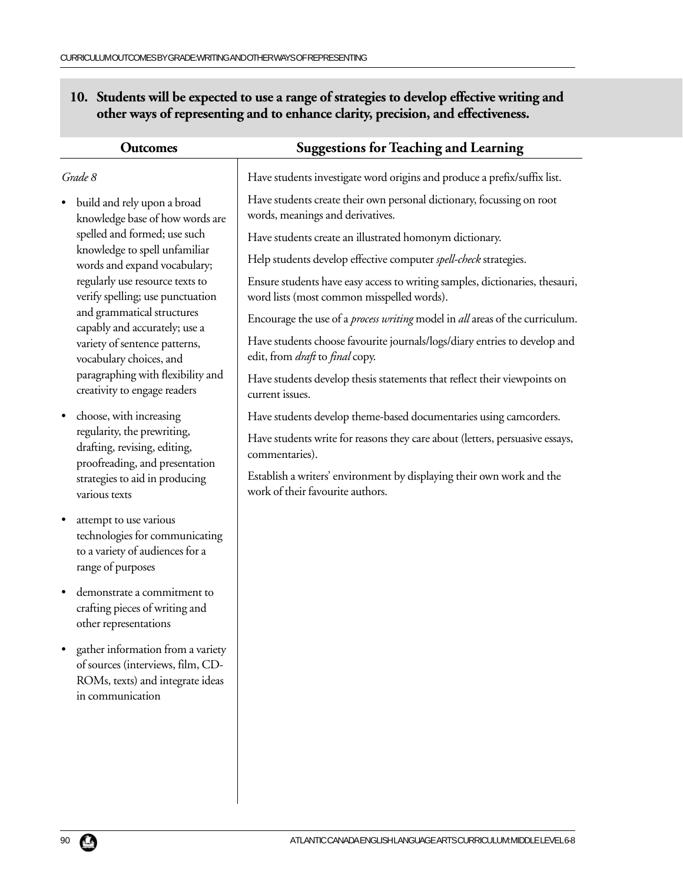## 10. Students will be expected to use a range of strategies to develop effective writing and other ways of representing and to enhance clarity, precision, and effectiveness.

| Outcomes | Suggestions for Teaching and Learning |
| --- | --- |
| *Grade 8* | Have students investigate word origins and produce a prefix/suffix list. |
| • build and rely upon a broad knowledge base of how words are spelled and formed; use such knowledge to spell unfamiliar words and expand vocabulary; regularly use resource texts to verify spelling; use punctuation and grammatical structures capably and accurately; use a variety of sentence patterns, vocabulary choices, and paragraphing with flexibility and creativity to engage readers | Have students create their own personal dictionary, focussing on root words, meanings and derivatives. <br> Have students create an illustrated homonym dictionary. <br> Help students develop effective computer *spell-check* strategies. <br> Ensure students have easy access to writing samples, dictionaries, thesauri, word lists (most common misspelled words). <br> Encourage the use of a *process writing* model in *all* areas of the curriculum. <br> Have students choose favourite journals/logs/diary entries to develop and edit, from *draft* to *final* copy. <br> Have students develop thesis statements that reflect their viewpoints on current issues. |
| • choose, with increasing regularity, the prewriting, drafting, revising, editing, proofreading, and presentation strategies to aid in producing various texts | Have students develop theme-based documentaries using camcorders. <br> Have students write for reasons they care about (letters, persuasive essays, commentaries). <br> Establish a writers' environment by displaying their own work and the work of their favourite authors. |
| • attempt to use various technologies for communicating to a variety of audiences for a range of purposes | |
| • demonstrate a commitment to crafting pieces of writing and other representations | |
| • gather information from a variety of sources (interviews, film, CD-ROMs, texts) and integrate ideas in communication | |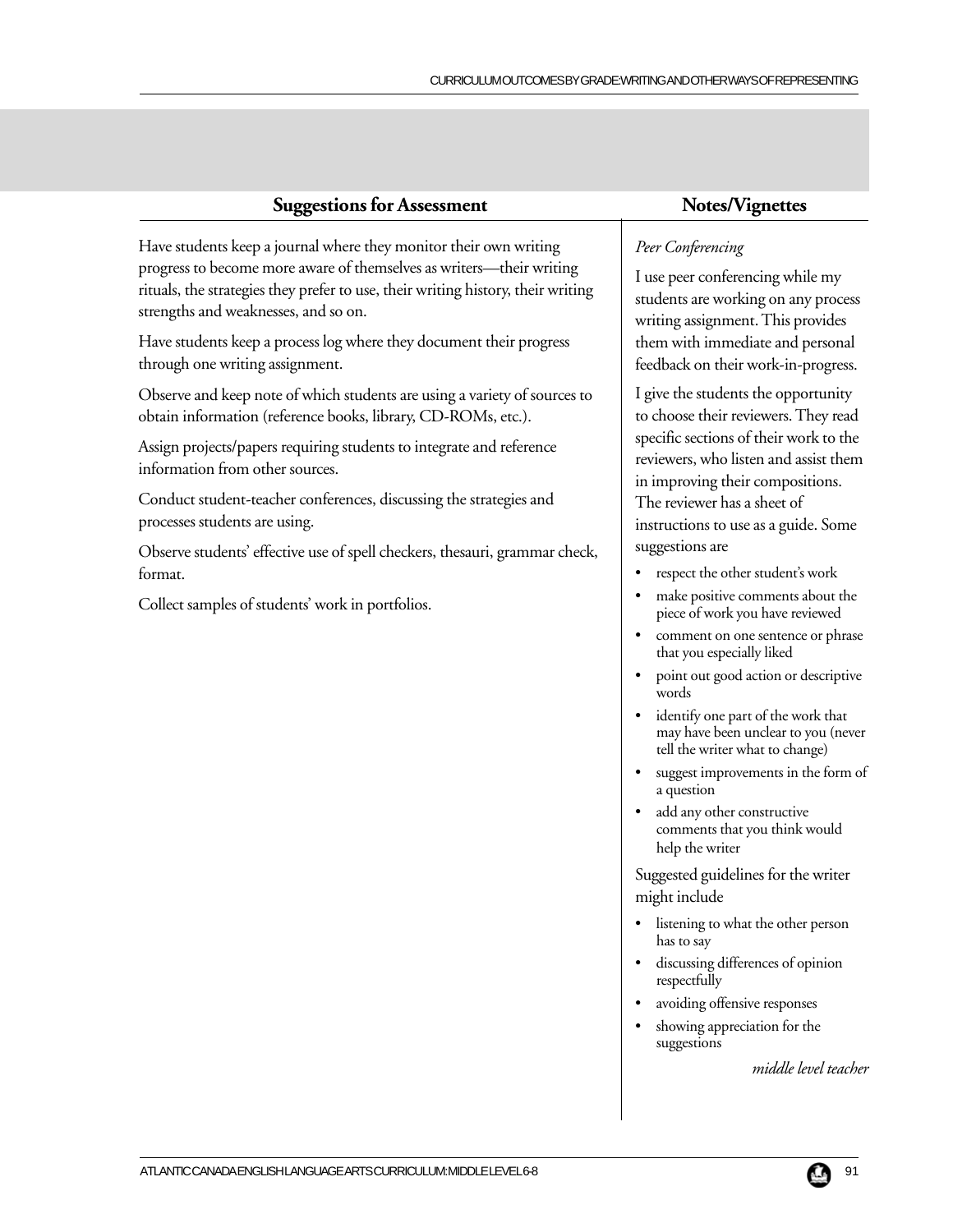## Suggestions for Assessment

Have students keep a journal where they monitor their own writing progress to become more aware of themselves as writers—their writing rituals, the strategies they prefer to use, their writing history, their writing strengths and weaknesses, and so on.

Have students keep a process log where they document their progress through one writing assignment.

Observe and keep note of which students are using a variety of sources to obtain information (reference books, library, CD-ROMs, etc.).

Assign projects/papers requiring students to integrate and reference information from other sources.

Conduct student-teacher conferences, discussing the strategies and processes students are using.

Observe students' effective use of spell checkers, thesauri, grammar check, format.

Collect samples of students' work in portfolios.

## Notes/Vignettes

*Peer Conferencing*

I use peer conferencing while my students are working on any process writing assignment. This provides them with immediate and personal feedback on their work-in-progress.

I give the students the opportunity to choose their reviewers. They read specific sections of their work to the reviewers, who listen and assist them in improving their compositions. The reviewer has a sheet of instructions to use as a guide. Some suggestions are

- respect the other student's work
- make positive comments about the piece of work you have reviewed
- comment on one sentence or phrase that you especially liked
- point out good action or descriptive words
- identify one part of the work that may have been unclear to you (never tell the writer what to change)
- suggest improvements in the form of a question
- add any other constructive comments that you think would help the writer

Suggested guidelines for the writer might include

- listening to what the other person has to say
- discussing differences of opinion respectfully
- avoiding offensive responses
- showing appreciation for the suggestions

*middle level teacher*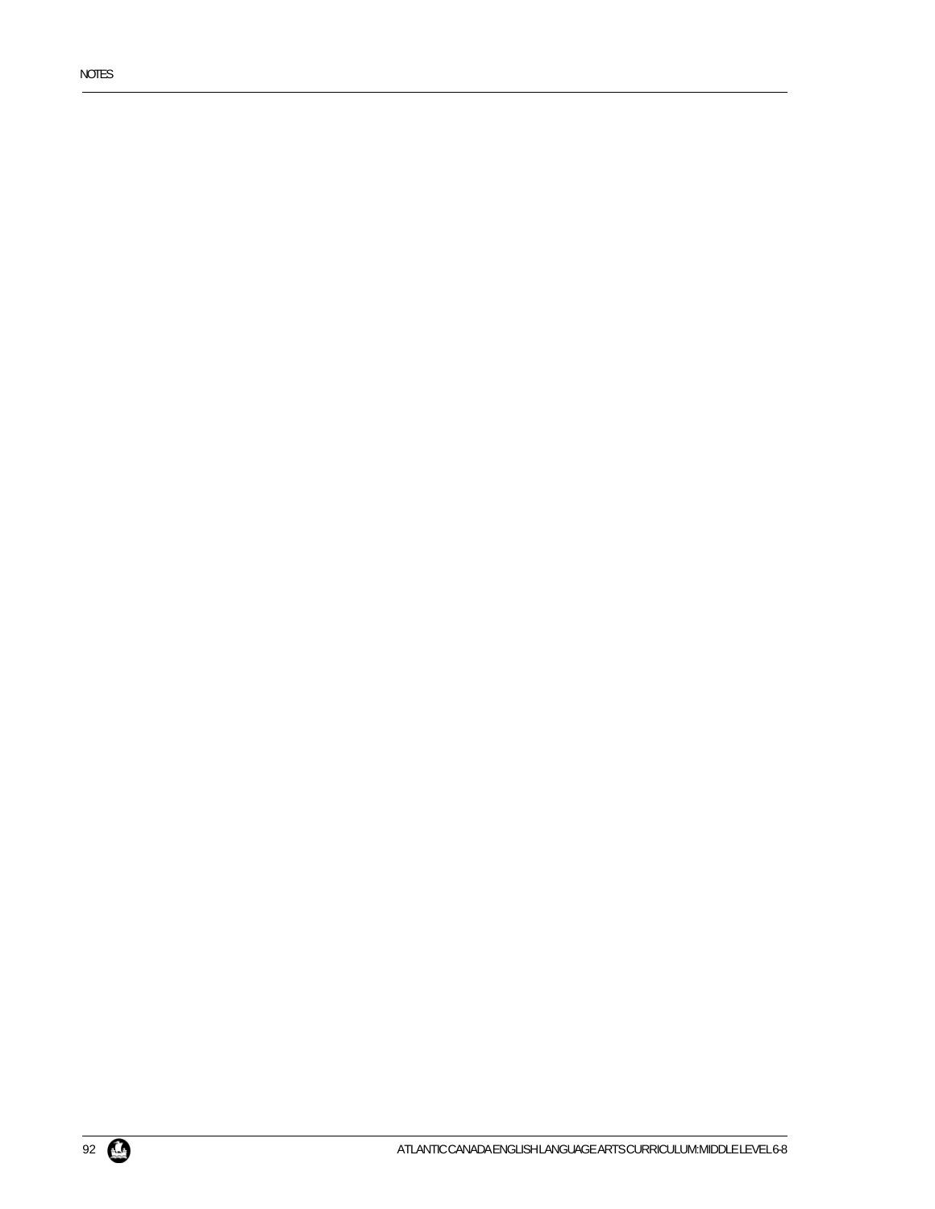NOTES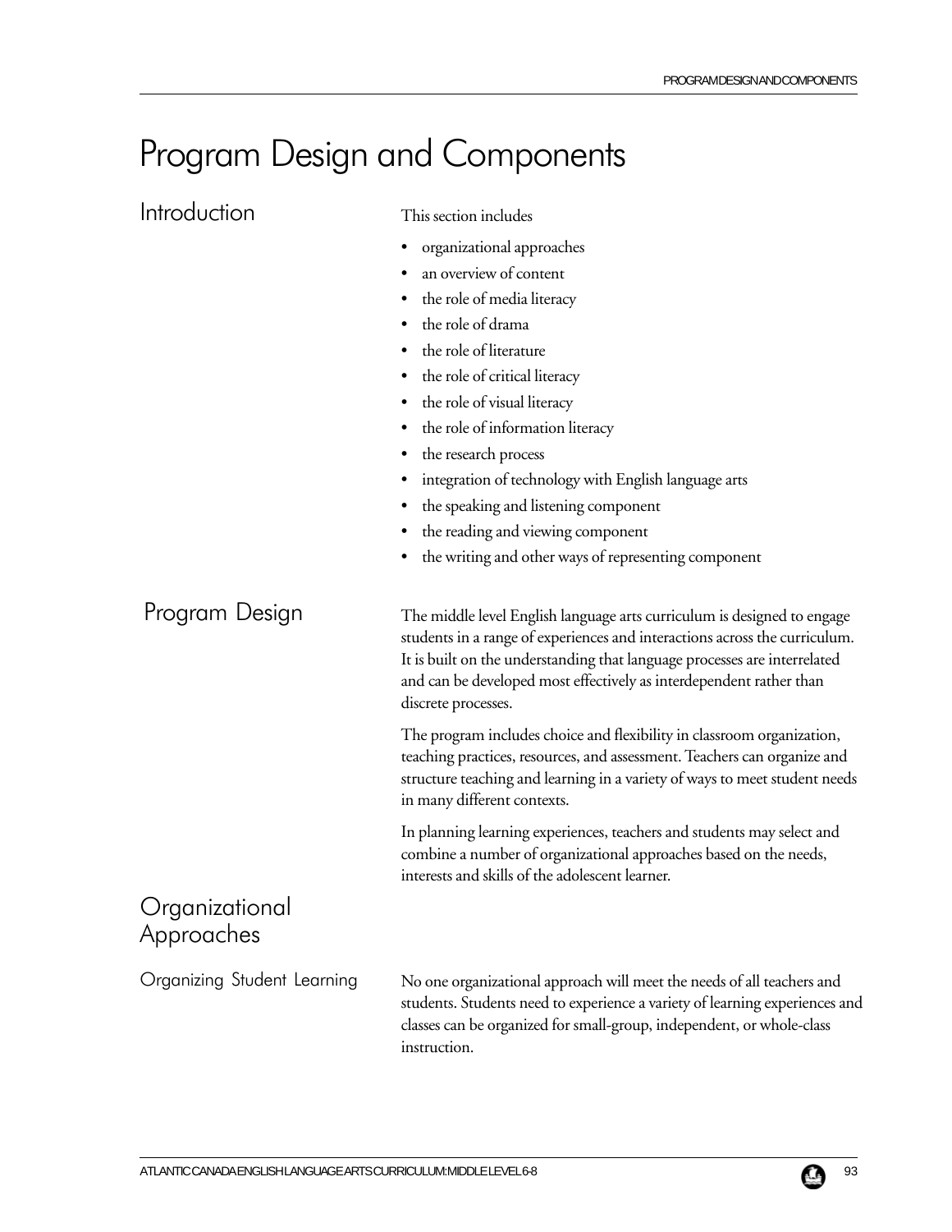# Program Design and Components

## Introduction

This section includes

- organizational approaches
- an overview of content
- the role of media literacy
- the role of drama
- the role of literature
- the role of critical literacy
- the role of visual literacy
- the role of information literacy
- the research process
- integration of technology with English language arts
- the speaking and listening component
- the reading and viewing component
- the writing and other ways of representing component

## Program Design

The middle level English language arts curriculum is designed to engage students in a range of experiences and interactions across the curriculum. It is built on the understanding that language processes are interrelated and can be developed most effectively as interdependent rather than discrete processes.

The program includes choice and flexibility in classroom organization, teaching practices, resources, and assessment. Teachers can organize and structure teaching and learning in a variety of ways to meet student needs in many different contexts.

In planning learning experiences, teachers and students may select and combine a number of organizational approaches based on the needs, interests and skills of the adolescent learner.

## Organizational Approaches

### Organizing Student Learning

No one organizational approach will meet the needs of all teachers and students. Students need to experience a variety of learning experiences and classes can be organized for small-group, independent, or whole-class instruction.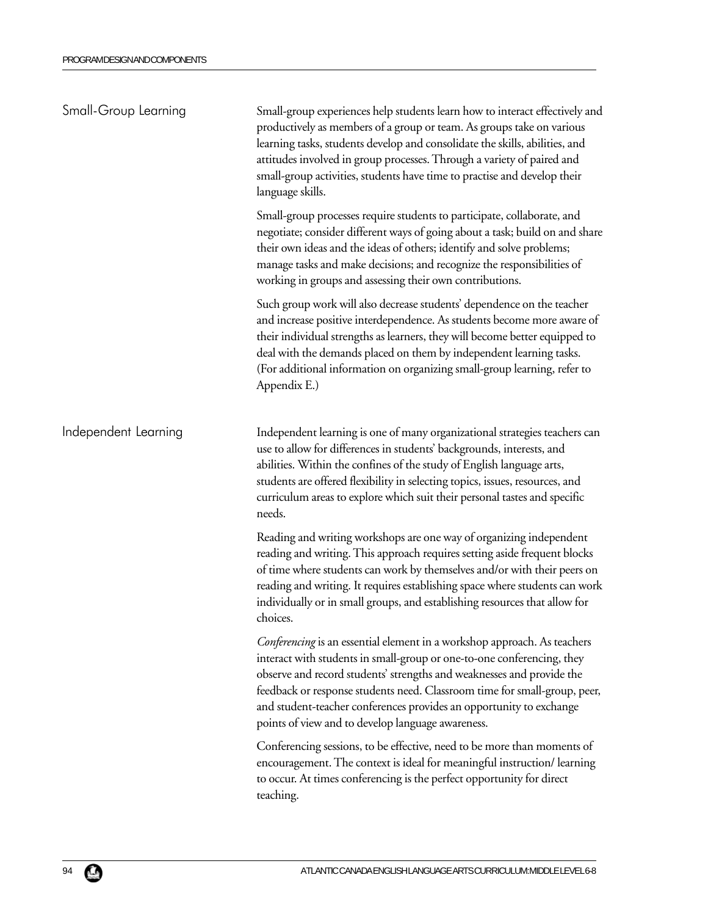## Small-Group Learning

Small-group experiences help students learn how to interact effectively and productively as members of a group or team. As groups take on various learning tasks, students develop and consolidate the skills, abilities, and attitudes involved in group processes. Through a variety of paired and small-group activities, students have time to practise and develop their language skills.

Small-group processes require students to participate, collaborate, and negotiate; consider different ways of going about a task; build on and share their own ideas and the ideas of others; identify and solve problems; manage tasks and make decisions; and recognize the responsibilities of working in groups and assessing their own contributions.

Such group work will also decrease students' dependence on the teacher and increase positive interdependence. As students become more aware of their individual strengths as learners, they will become better equipped to deal with the demands placed on them by independent learning tasks. (For additional information on organizing small-group learning, refer to Appendix E.)

## Independent Learning

Independent learning is one of many organizational strategies teachers can use to allow for differences in students' backgrounds, interests, and abilities. Within the confines of the study of English language arts, students are offered flexibility in selecting topics, issues, resources, and curriculum areas to explore which suit their personal tastes and specific needs.

Reading and writing workshops are one way of organizing independent reading and writing. This approach requires setting aside frequent blocks of time where students can work by themselves and/or with their peers on reading and writing. It requires establishing space where students can work individually or in small groups, and establishing resources that allow for choices.

*Conferencing* is an essential element in a workshop approach. As teachers interact with students in small-group or one-to-one conferencing, they observe and record students' strengths and weaknesses and provide the feedback or response students need. Classroom time for small-group, peer, and student-teacher conferences provides an opportunity to exchange points of view and to develop language awareness.

Conferencing sessions, to be effective, need to be more than moments of encouragement. The context is ideal for meaningful instruction/ learning to occur. At times conferencing is the perfect opportunity for direct teaching.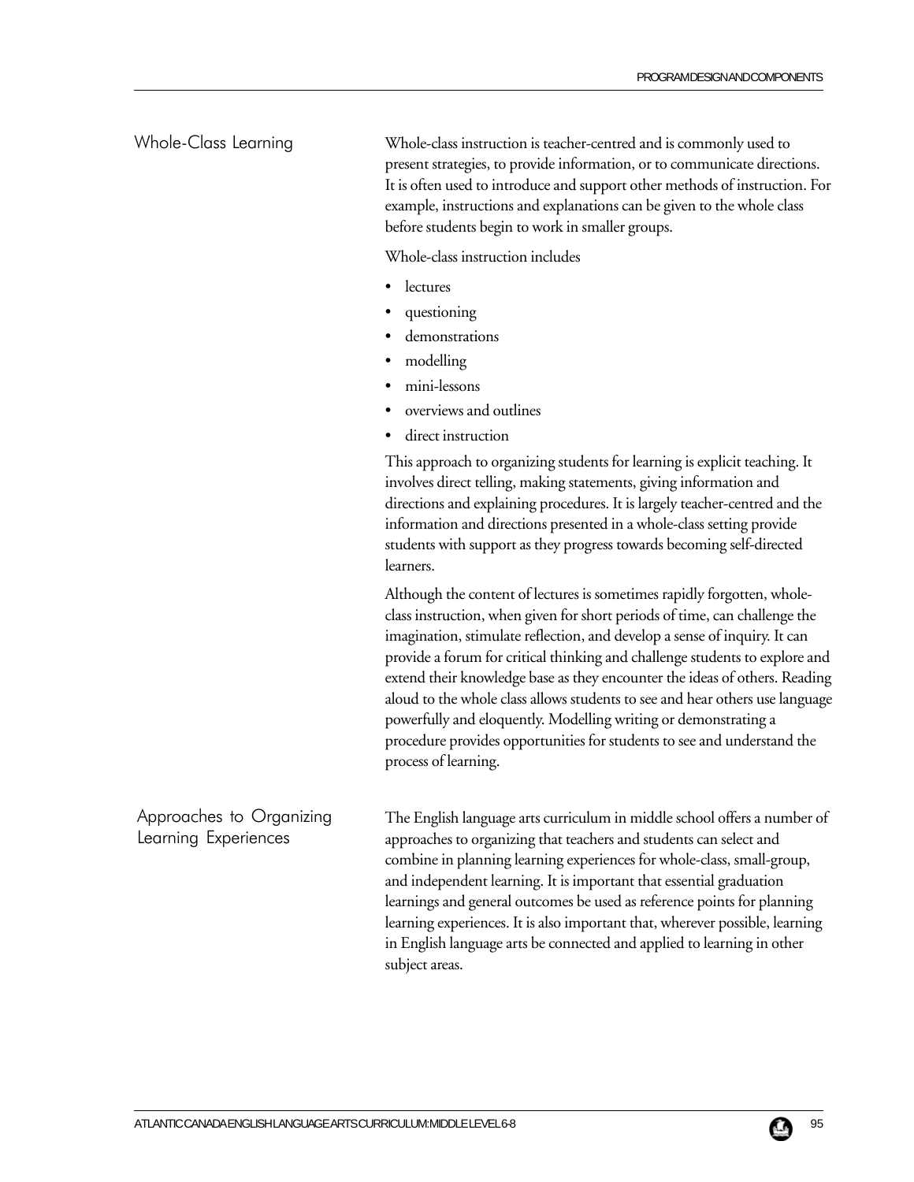## Whole-Class Learning

Whole-class instruction is teacher-centred and is commonly used to present strategies, to provide information, or to communicate directions. It is often used to introduce and support other methods of instruction. For example, instructions and explanations can be given to the whole class before students begin to work in smaller groups.

Whole-class instruction includes

- lectures
- questioning
- demonstrations
- modelling
- mini-lessons
- overviews and outlines
- direct instruction

This approach to organizing students for learning is explicit teaching. It involves direct telling, making statements, giving information and directions and explaining procedures. It is largely teacher-centred and the information and directions presented in a whole-class setting provide students with support as they progress towards becoming self-directed learners.

Although the content of lectures is sometimes rapidly forgotten, whole-class instruction, when given for short periods of time, can challenge the imagination, stimulate reflection, and develop a sense of inquiry. It can provide a forum for critical thinking and challenge students to explore and extend their knowledge base as they encounter the ideas of others. Reading aloud to the whole class allows students to see and hear others use language powerfully and eloquently. Modelling writing or demonstrating a procedure provides opportunities for students to see and understand the process of learning.

## Approaches to Organizing Learning Experiences

The English language arts curriculum in middle school offers a number of approaches to organizing that teachers and students can select and combine in planning learning experiences for whole-class, small-group, and independent learning. It is important that essential graduation learnings and general outcomes be used as reference points for planning learning experiences. It is also important that, wherever possible, learning in English language arts be connected and applied to learning in other subject areas.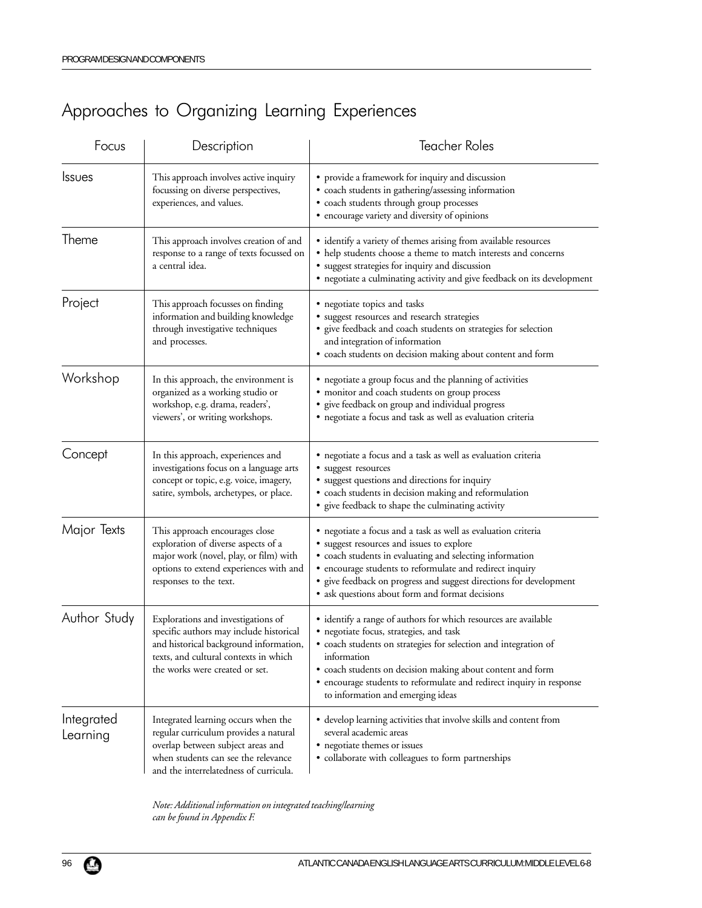# Approaches to Organizing Learning Experiences

| Focus | Description | Teacher Roles |
|---|---|---|
| Issues | This approach involves active inquiry focussing on diverse perspectives, experiences, and values. | • provide a framework for inquiry and discussion<br>• coach students in gathering/assessing information<br>• coach students through group processes<br>• encourage variety and diversity of opinions |
| Theme | This approach involves creation of and response to a range of texts focussed on a central idea. | • identify a variety of themes arising from available resources<br>• help students choose a theme to match interests and concerns<br>• suggest strategies for inquiry and discussion<br>• negotiate a culminating activity and give feedback on its development |
| Project | This approach focusses on finding information and building knowledge through investigative techniques and processes. | • negotiate topics and tasks<br>• suggest resources and research strategies<br>• give feedback and coach students on strategies for selection and integration of information<br>• coach students on decision making about content and form |
| Workshop | In this approach, the environment is organized as a working studio or workshop, e.g. drama, readers', viewers', or writing workshops. | • negotiate a group focus and the planning of activities<br>• monitor and coach students on group process<br>• give feedback on group and individual progress<br>• negotiate a focus and task as well as evaluation criteria |
| Concept | In this approach, experiences and investigations focus on a language arts concept or topic, e.g. voice, imagery, satire, symbols, archetypes, or place. | • negotiate a focus and a task as well as evaluation criteria<br>• suggest resources<br>• suggest questions and directions for inquiry<br>• coach students in decision making and reformulation<br>• give feedback to shape the culminating activity |
| Major Texts | This approach encourages close exploration of diverse aspects of a major work (novel, play, or film) with options to extend experiences with and responses to the text. | • negotiate a focus and a task as well as evaluation criteria<br>• suggest resources and issues to explore<br>• coach students in evaluating and selecting information<br>• encourage students to reformulate and redirect inquiry<br>• give feedback on progress and suggest directions for development<br>• ask questions about form and format decisions |
| Author Study | Explorations and investigations of specific authors may include historical and historical background information, texts, and cultural contexts in which the works were created or set. | • identify a range of authors for which resources are available<br>• negotiate focus, strategies, and task<br>• coach students on strategies for selection and integration of information<br>• coach students on decision making about content and form<br>• encourage students to reformulate and redirect inquiry in response to information and emerging ideas |
| Integrated Learning | Integrated learning occurs when the regular curriculum provides a natural overlap between subject areas and when students can see the relevance and the interrelatedness of curricula. | • develop learning activities that involve skills and content from several academic areas<br>• negotiate themes or issues<br>• collaborate with colleagues to form partnerships |

*Note: Additional information on integrated teaching/learning can be found in Appendix F.*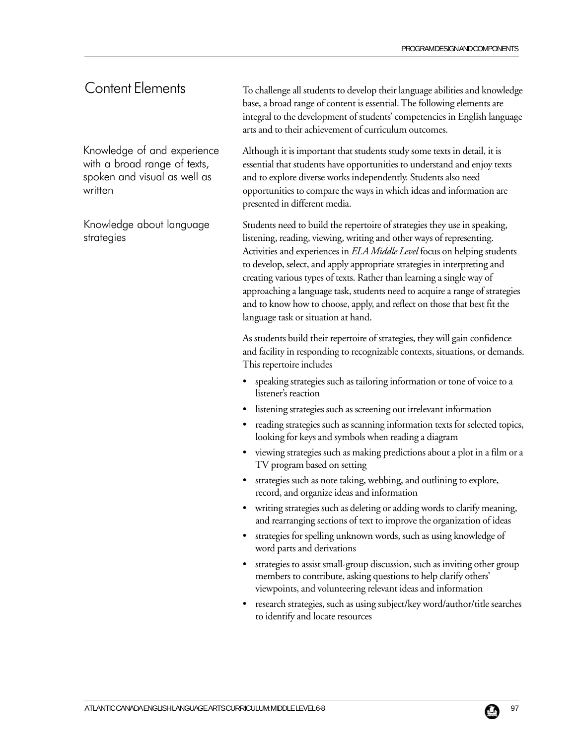## Content Elements

To challenge all students to develop their language abilities and knowledge base, a broad range of content is essential. The following elements are integral to the development of students' competencies in English language arts and to their achievement of curriculum outcomes.

### Knowledge of and experience with a broad range of texts, spoken and visual as well as written

Although it is important that students study some texts in detail, it is essential that students have opportunities to understand and enjoy texts and to explore diverse works independently. Students also need opportunities to compare the ways in which ideas and information are presented in different media.

### Knowledge about language strategies

Students need to build the repertoire of strategies they use in speaking, listening, reading, viewing, writing and other ways of representing. Activities and experiences in *ELA Middle Level* focus on helping students to develop, select, and apply appropriate strategies in interpreting and creating various types of texts. Rather than learning a single way of approaching a language task, students need to acquire a range of strategies and to know how to choose, apply, and reflect on those that best fit the language task or situation at hand.

As students build their repertoire of strategies, they will gain confidence and facility in responding to recognizable contexts, situations, or demands. This repertoire includes

- speaking strategies such as tailoring information or tone of voice to a listener's reaction
- listening strategies such as screening out irrelevant information
- reading strategies such as scanning information texts for selected topics, looking for keys and symbols when reading a diagram
- viewing strategies such as making predictions about a plot in a film or a TV program based on setting
- strategies such as note taking, webbing, and outlining to explore, record, and organize ideas and information
- writing strategies such as deleting or adding words to clarify meaning, and rearranging sections of text to improve the organization of ideas
- strategies for spelling unknown words, such as using knowledge of word parts and derivations
- strategies to assist small-group discussion, such as inviting other group members to contribute, asking questions to help clarify others' viewpoints, and volunteering relevant ideas and information
- research strategies, such as using subject/key word/author/title searches to identify and locate resources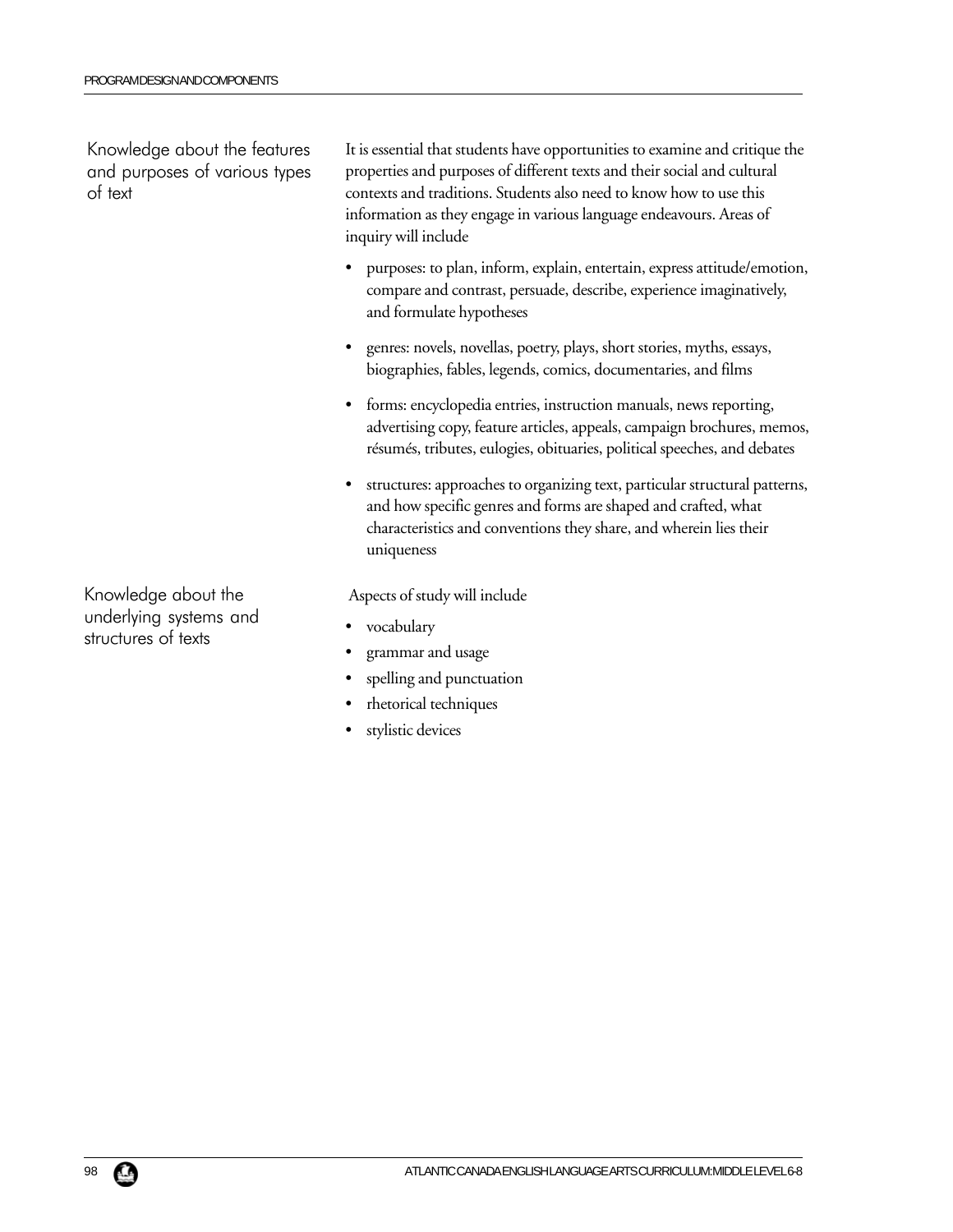### Knowledge about the features and purposes of various types of text

It is essential that students have opportunities to examine and critique the properties and purposes of different texts and their social and cultural contexts and traditions. Students also need to know how to use this information as they engage in various language endeavours. Areas of inquiry will include

- purposes: to plan, inform, explain, entertain, express attitude/emotion, compare and contrast, persuade, describe, experience imaginatively, and formulate hypotheses
- genres: novels, novellas, poetry, plays, short stories, myths, essays, biographies, fables, legends, comics, documentaries, and films
- forms: encyclopedia entries, instruction manuals, news reporting, advertising copy, feature articles, appeals, campaign brochures, memos, résumés, tributes, eulogies, obituaries, political speeches, and debates
- structures: approaches to organizing text, particular structural patterns, and how specific genres and forms are shaped and crafted, what characteristics and conventions they share, and wherein lies their uniqueness

### Knowledge about the underlying systems and structures of texts

Aspects of study will include

- vocabulary
- grammar and usage
- spelling and punctuation
- rhetorical techniques
- stylistic devices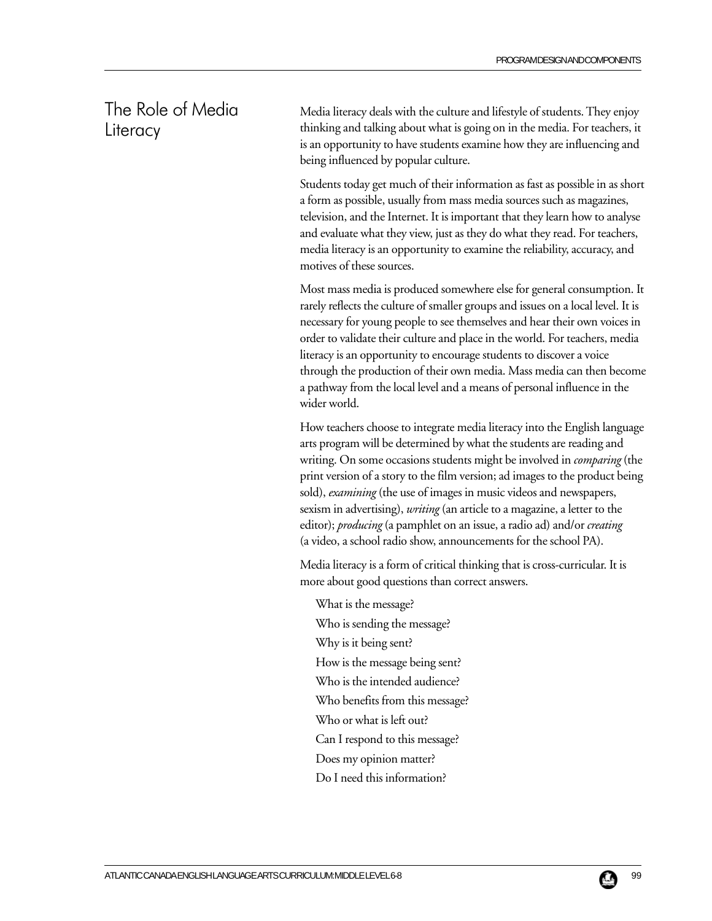## The Role of Media Literacy

Media literacy deals with the culture and lifestyle of students. They enjoy thinking and talking about what is going on in the media. For teachers, it is an opportunity to have students examine how they are influencing and being influenced by popular culture.

Students today get much of their information as fast as possible in as short a form as possible, usually from mass media sources such as magazines, television, and the Internet. It is important that they learn how to analyse and evaluate what they view, just as they do what they read. For teachers, media literacy is an opportunity to examine the reliability, accuracy, and motives of these sources.

Most mass media is produced somewhere else for general consumption. It rarely reflects the culture of smaller groups and issues on a local level. It is necessary for young people to see themselves and hear their own voices in order to validate their culture and place in the world. For teachers, media literacy is an opportunity to encourage students to discover a voice through the production of their own media. Mass media can then become a pathway from the local level and a means of personal influence in the wider world.

How teachers choose to integrate media literacy into the English language arts program will be determined by what the students are reading and writing. On some occasions students might be involved in *comparing* (the print version of a story to the film version; ad images to the product being sold), *examining* (the use of images in music videos and newspapers, sexism in advertising), *writing* (an article to a magazine, a letter to the editor); *producing* (a pamphlet on an issue, a radio ad) and/or *creating* (a video, a school radio show, announcements for the school PA).

Media literacy is a form of critical thinking that is cross-curricular. It is more about good questions than correct answers.

What is the message?  
Who is sending the message?  
Why is it being sent?  
How is the message being sent?  
Who is the intended audience?  
Who benefits from this message?  
Who or what is left out?  
Can I respond to this message?  
Does my opinion matter?  
Do I need this information?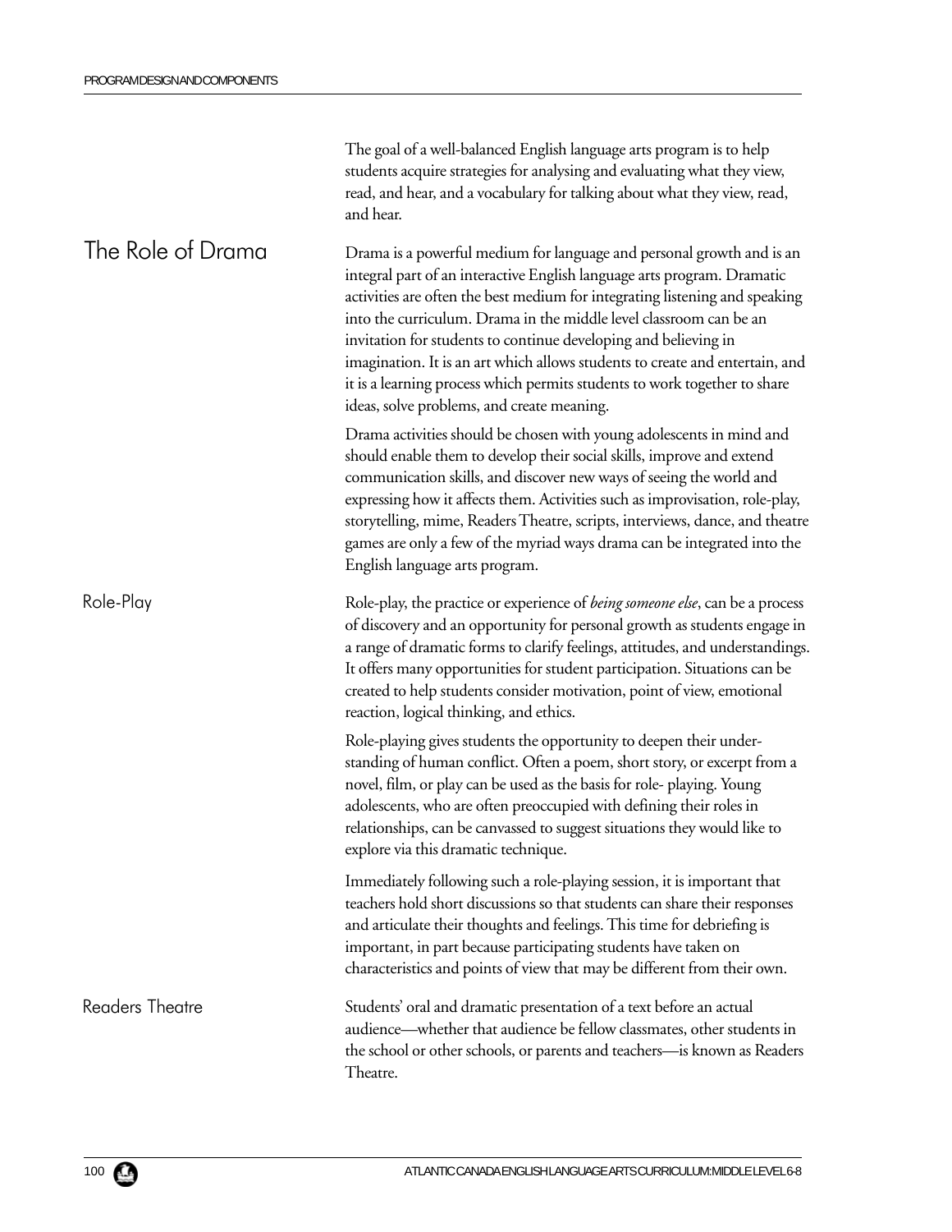The goal of a well-balanced English language arts program is to help students acquire strategies for analysing and evaluating what they view, read, and hear, and a vocabulary for talking about what they view, read, and hear.

## The Role of Drama

Drama is a powerful medium for language and personal growth and is an integral part of an interactive English language arts program. Dramatic activities are often the best medium for integrating listening and speaking into the curriculum. Drama in the middle level classroom can be an invitation for students to continue developing and believing in imagination. It is an art which allows students to create and entertain, and it is a learning process which permits students to work together to share ideas, solve problems, and create meaning.

Drama activities should be chosen with young adolescents in mind and should enable them to develop their social skills, improve and extend communication skills, and discover new ways of seeing the world and expressing how it affects them. Activities such as improvisation, role-play, storytelling, mime, Readers Theatre, scripts, interviews, dance, and theatre games are only a few of the myriad ways drama can be integrated into the English language arts program.

### Role-Play

Role-play, the practice or experience of *being someone else*, can be a process of discovery and an opportunity for personal growth as students engage in a range of dramatic forms to clarify feelings, attitudes, and understandings. It offers many opportunities for student participation. Situations can be created to help students consider motivation, point of view, emotional reaction, logical thinking, and ethics.

Role-playing gives students the opportunity to deepen their understanding of human conflict. Often a poem, short story, or excerpt from a novel, film, or play can be used as the basis for role- playing. Young adolescents, who are often preoccupied with defining their roles in relationships, can be canvassed to suggest situations they would like to explore via this dramatic technique.

Immediately following such a role-playing session, it is important that teachers hold short discussions so that students can share their responses and articulate their thoughts and feelings. This time for debriefing is important, in part because participating students have taken on characteristics and points of view that may be different from their own.

### Readers Theatre

Students' oral and dramatic presentation of a text before an actual audience—whether that audience be fellow classmates, other students in the school or other schools, or parents and teachers—is known as Readers Theatre.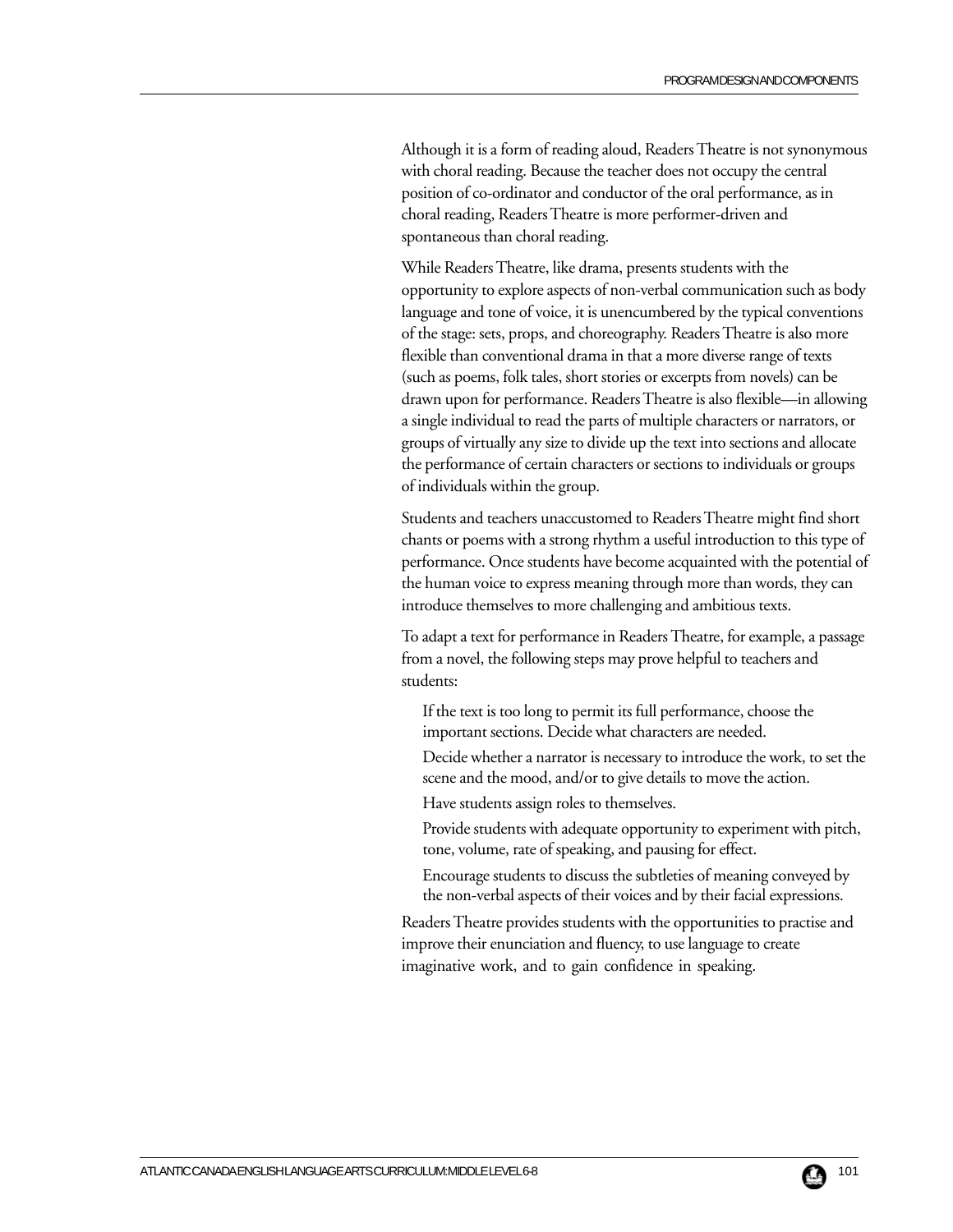Although it is a form of reading aloud, Readers Theatre is not synonymous with choral reading. Because the teacher does not occupy the central position of co-ordinator and conductor of the oral performance, as in choral reading, Readers Theatre is more performer-driven and spontaneous than choral reading.

While Readers Theatre, like drama, presents students with the opportunity to explore aspects of non-verbal communication such as body language and tone of voice, it is unencumbered by the typical conventions of the stage: sets, props, and choreography. Readers Theatre is also more flexible than conventional drama in that a more diverse range of texts (such as poems, folk tales, short stories or excerpts from novels) can be drawn upon for performance. Readers Theatre is also flexible—in allowing a single individual to read the parts of multiple characters or narrators, or groups of virtually any size to divide up the text into sections and allocate the performance of certain characters or sections to individuals or groups of individuals within the group.

Students and teachers unaccustomed to Readers Theatre might find short chants or poems with a strong rhythm a useful introduction to this type of performance. Once students have become acquainted with the potential of the human voice to express meaning through more than words, they can introduce themselves to more challenging and ambitious texts.

To adapt a text for performance in Readers Theatre, for example, a passage from a novel, the following steps may prove helpful to teachers and students:

- If the text is too long to permit its full performance, choose the important sections. Decide what characters are needed.
- Decide whether a narrator is necessary to introduce the work, to set the scene and the mood, and/or to give details to move the action.
- Have students assign roles to themselves.
- Provide students with adequate opportunity to experiment with pitch, tone, volume, rate of speaking, and pausing for effect.
- Encourage students to discuss the subtleties of meaning conveyed by the non-verbal aspects of their voices and by their facial expressions.

Readers Theatre provides students with the opportunities to practise and improve their enunciation and fluency, to use language to create imaginative work, and to gain confidence in speaking.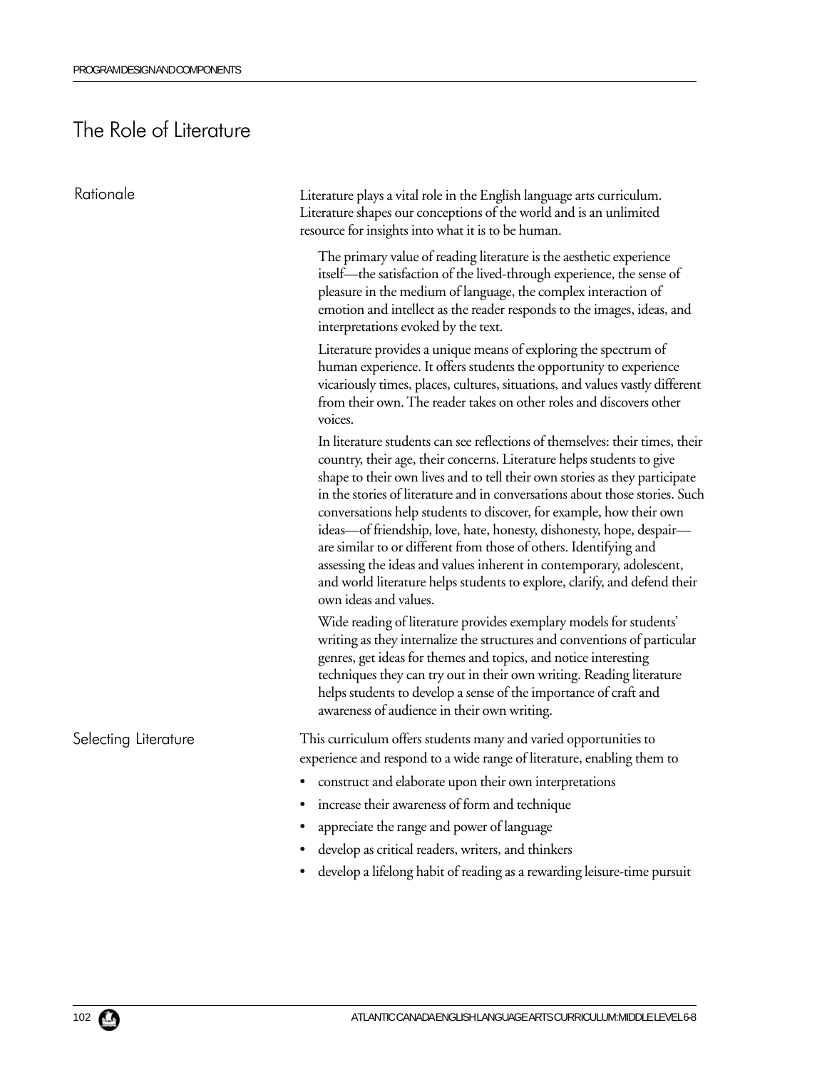# The Role of Literature

## Rationale

Literature plays a vital role in the English language arts curriculum. Literature shapes our conceptions of the world and is an unlimited resource for insights into what it is to be human.

The primary value of reading literature is the aesthetic experience itself—the satisfaction of the lived-through experience, the sense of pleasure in the medium of language, the complex interaction of emotion and intellect as the reader responds to the images, ideas, and interpretations evoked by the text.

Literature provides a unique means of exploring the spectrum of human experience. It offers students the opportunity to experience vicariously times, places, cultures, situations, and values vastly different from their own. The reader takes on other roles and discovers other voices.

In literature students can see reflections of themselves: their times, their country, their age, their concerns. Literature helps students to give shape to their own lives and to tell their own stories as they participate in the stories of literature and in conversations about those stories. Such conversations help students to discover, for example, how their own ideas—of friendship, love, hate, honesty, dishonesty, hope, despair—are similar to or different from those of others. Identifying and assessing the ideas and values inherent in contemporary, adolescent, and world literature helps students to explore, clarify, and defend their own ideas and values.

Wide reading of literature provides exemplary models for students' writing as they internalize the structures and conventions of particular genres, get ideas for themes and topics, and notice interesting techniques they can try out in their own writing. Reading literature helps students to develop a sense of the importance of craft and awareness of audience in their own writing.

## Selecting Literature

This curriculum offers students many and varied opportunities to experience and respond to a wide range of literature, enabling them to

- construct and elaborate upon their own interpretations
- increase their awareness of form and technique
- appreciate the range and power of language
- develop as critical readers, writers, and thinkers
- develop a lifelong habit of reading as a rewarding leisure-time pursuit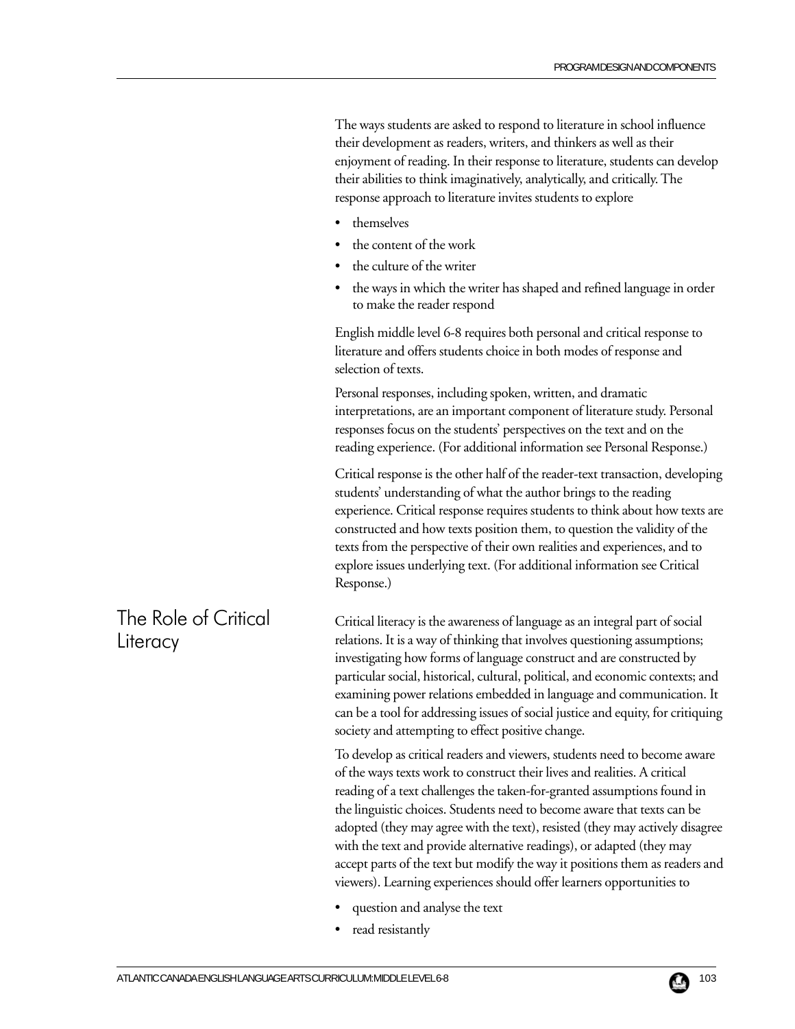The ways students are asked to respond to literature in school influence their development as readers, writers, and thinkers as well as their enjoyment of reading. In their response to literature, students can develop their abilities to think imaginatively, analytically, and critically. The response approach to literature invites students to explore

- themselves
- the content of the work
- the culture of the writer
- the ways in which the writer has shaped and refined language in order to make the reader respond

English middle level 6-8 requires both personal and critical response to literature and offers students choice in both modes of response and selection of texts.

Personal responses, including spoken, written, and dramatic interpretations, are an important component of literature study. Personal responses focus on the students' perspectives on the text and on the reading experience. (For additional information see Personal Response.)

Critical response is the other half of the reader-text transaction, developing students' understanding of what the author brings to the reading experience. Critical response requires students to think about how texts are constructed and how texts position them, to question the validity of the texts from the perspective of their own realities and experiences, and to explore issues underlying text. (For additional information see Critical Response.)

## The Role of Critical Literacy

Critical literacy is the awareness of language as an integral part of social relations. It is a way of thinking that involves questioning assumptions; investigating how forms of language construct and are constructed by particular social, historical, cultural, political, and economic contexts; and examining power relations embedded in language and communication. It can be a tool for addressing issues of social justice and equity, for critiquing society and attempting to effect positive change.

To develop as critical readers and viewers, students need to become aware of the ways texts work to construct their lives and realities. A critical reading of a text challenges the taken-for-granted assumptions found in the linguistic choices. Students need to become aware that texts can be adopted (they may agree with the text), resisted (they may actively disagree with the text and provide alternative readings), or adapted (they may accept parts of the text but modify the way it positions them as readers and viewers). Learning experiences should offer learners opportunities to

- question and analyse the text
- read resistantly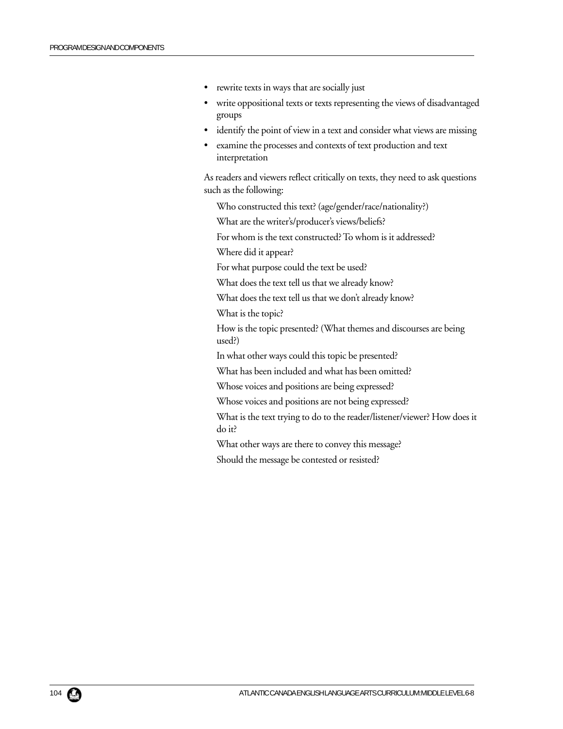- rewrite texts in ways that are socially just
- write oppositional texts or texts representing the views of disadvantaged groups
- identify the point of view in a text and consider what views are missing
- examine the processes and contexts of text production and text interpretation

As readers and viewers reflect critically on texts, they need to ask questions such as the following:

Who constructed this text? (age/gender/race/nationality?)

What are the writer's/producer's views/beliefs?

For whom is the text constructed? To whom is it addressed?

Where did it appear?

For what purpose could the text be used?

What does the text tell us that we already know?

What does the text tell us that we don't already know?

What is the topic?

How is the topic presented? (What themes and discourses are being used?)

In what other ways could this topic be presented?

What has been included and what has been omitted?

Whose voices and positions are being expressed?

Whose voices and positions are not being expressed?

What is the text trying to do to the reader/listener/viewer? How does it do it?

What other ways are there to convey this message?

Should the message be contested or resisted?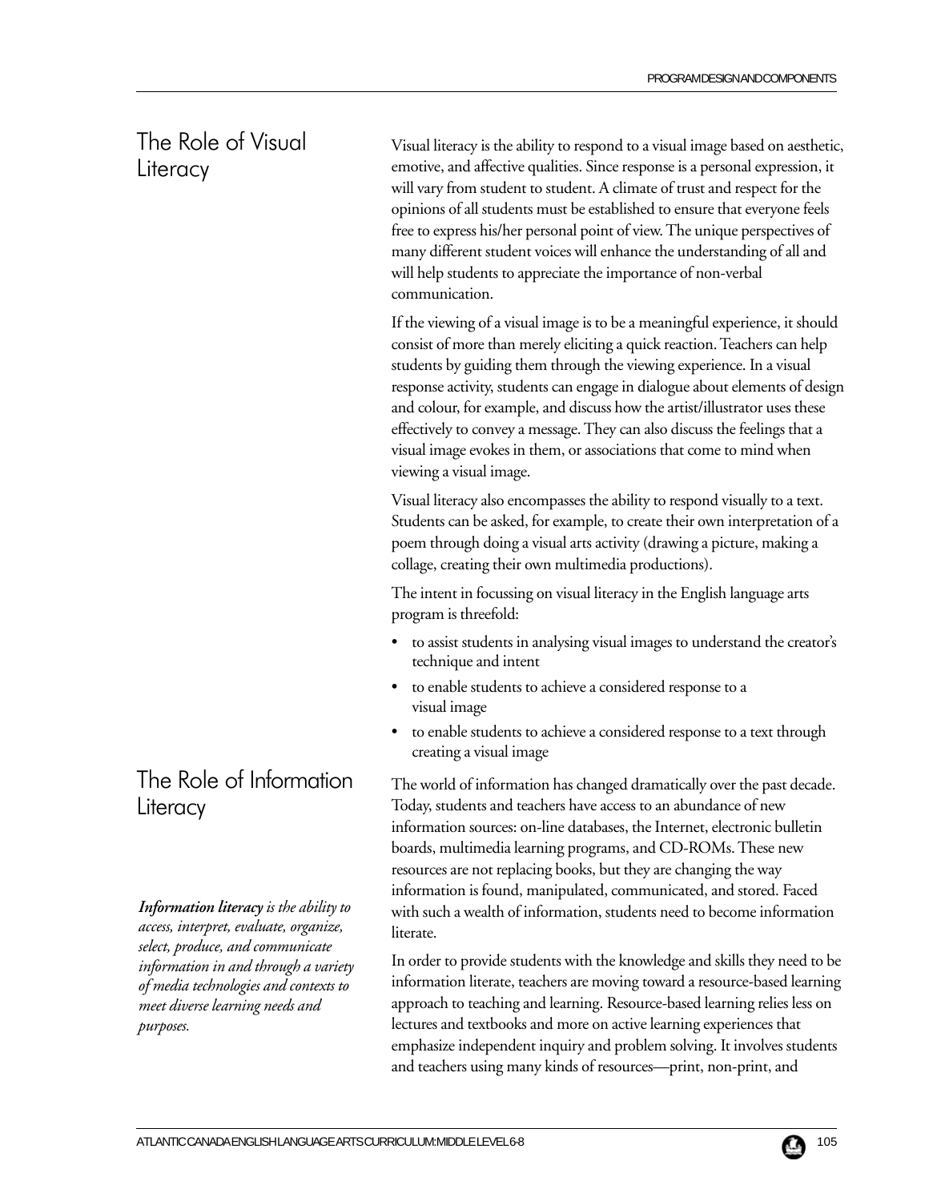## The Role of Visual Literacy

Visual literacy is the ability to respond to a visual image based on aesthetic, emotive, and affective qualities. Since response is a personal expression, it will vary from student to student. A climate of trust and respect for the opinions of all students must be established to ensure that everyone feels free to express his/her personal point of view. The unique perspectives of many different student voices will enhance the understanding of all and will help students to appreciate the importance of non-verbal communication.

If the viewing of a visual image is to be a meaningful experience, it should consist of more than merely eliciting a quick reaction. Teachers can help students by guiding them through the viewing experience. In a visual response activity, students can engage in dialogue about elements of design and colour, for example, and discuss how the artist/illustrator uses these effectively to convey a message. They can also discuss the feelings that a visual image evokes in them, or associations that come to mind when viewing a visual image.

Visual literacy also encompasses the ability to respond visually to a text. Students can be asked, for example, to create their own interpretation of a poem through doing a visual arts activity (drawing a picture, making a collage, creating their own multimedia productions).

The intent in focussing on visual literacy in the English language arts program is threefold:

- to assist students in analysing visual images to understand the creator's technique and intent
- to enable students to achieve a considered response to a visual image
- to enable students to achieve a considered response to a text through creating a visual image

## The Role of Information Literacy

***Information literacy*** *is the ability to access, interpret, evaluate, organize, select, produce, and communicate information in and through a variety of media technologies and contexts to meet diverse learning needs and purposes.*

The world of information has changed dramatically over the past decade. Today, students and teachers have access to an abundance of new information sources: on-line databases, the Internet, electronic bulletin boards, multimedia learning programs, and CD-ROMs. These new resources are not replacing books, but they are changing the way information is found, manipulated, communicated, and stored. Faced with such a wealth of information, students need to become information literate.

In order to provide students with the knowledge and skills they need to be information literate, teachers are moving toward a resource-based learning approach to teaching and learning. Resource-based learning relies less on lectures and textbooks and more on active learning experiences that emphasize independent inquiry and problem solving. It involves students and teachers using many kinds of resources—print, non-print, and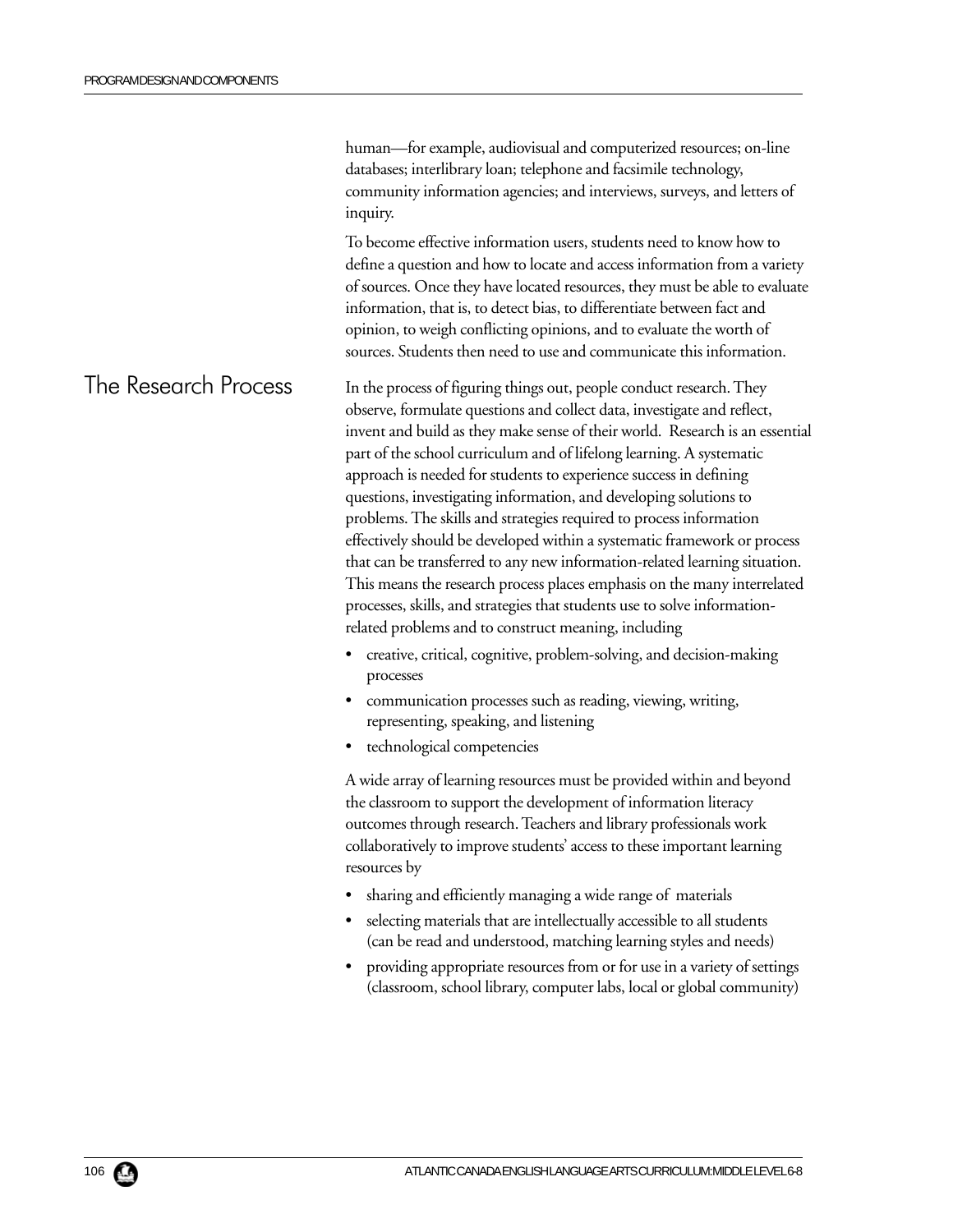human—for example, audiovisual and computerized resources; on-line databases; interlibrary loan; telephone and facsimile technology, community information agencies; and interviews, surveys, and letters of inquiry.

To become effective information users, students need to know how to define a question and how to locate and access information from a variety of sources. Once they have located resources, they must be able to evaluate information, that is, to detect bias, to differentiate between fact and opinion, to weigh conflicting opinions, and to evaluate the worth of sources. Students then need to use and communicate this information.

## The Research Process

In the process of figuring things out, people conduct research. They observe, formulate questions and collect data, investigate and reflect, invent and build as they make sense of their world. Research is an essential part of the school curriculum and of lifelong learning. A systematic approach is needed for students to experience success in defining questions, investigating information, and developing solutions to problems. The skills and strategies required to process information effectively should be developed within a systematic framework or process that can be transferred to any new information-related learning situation. This means the research process places emphasis on the many interrelated processes, skills, and strategies that students use to solve information-related problems and to construct meaning, including

- creative, critical, cognitive, problem-solving, and decision-making processes
- communication processes such as reading, viewing, writing, representing, speaking, and listening
- technological competencies

A wide array of learning resources must be provided within and beyond the classroom to support the development of information literacy outcomes through research. Teachers and library professionals work collaboratively to improve students' access to these important learning resources by

- sharing and efficiently managing a wide range of materials
- selecting materials that are intellectually accessible to all students (can be read and understood, matching learning styles and needs)
- providing appropriate resources from or for use in a variety of settings (classroom, school library, computer labs, local or global community)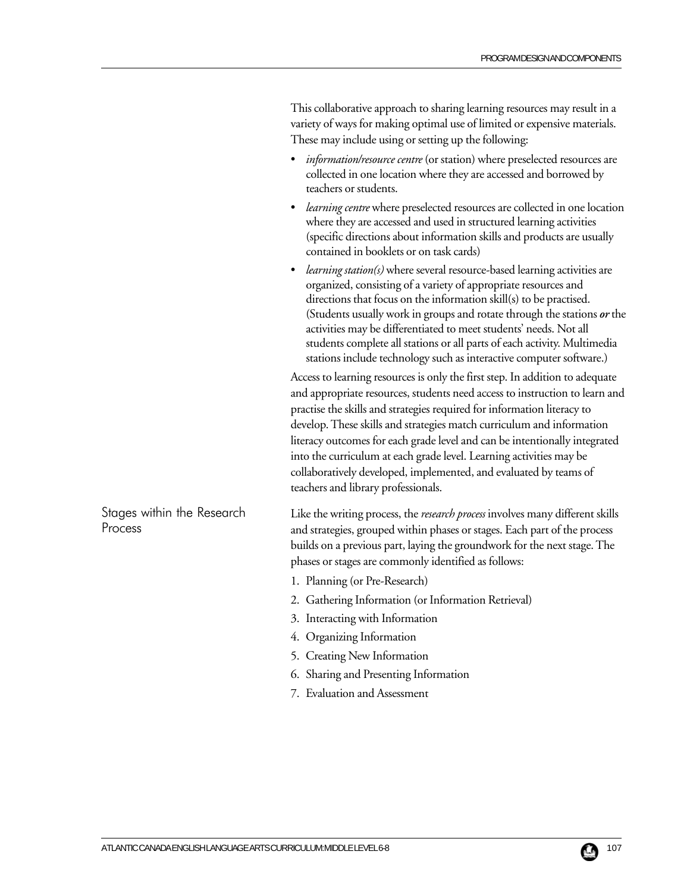This collaborative approach to sharing learning resources may result in a variety of ways for making optimal use of limited or expensive materials. These may include using or setting up the following:

- *information/resource centre* (or station) where preselected resources are collected in one location where they are accessed and borrowed by teachers or students.
- *learning centre* where preselected resources are collected in one location where they are accessed and used in structured learning activities (specific directions about information skills and products are usually contained in booklets or on task cards)
- *learning station(s)* where several resource-based learning activities are organized, consisting of a variety of appropriate resources and directions that focus on the information skill(s) to be practised. (Students usually work in groups and rotate through the stations ***or*** the activities may be differentiated to meet students' needs. Not all students complete all stations or all parts of each activity. Multimedia stations include technology such as interactive computer software.)

Access to learning resources is only the first step. In addition to adequate and appropriate resources, students need access to instruction to learn and practise the skills and strategies required for information literacy to develop. These skills and strategies match curriculum and information literacy outcomes for each grade level and can be intentionally integrated into the curriculum at each grade level. Learning activities may be collaboratively developed, implemented, and evaluated by teams of teachers and library professionals.

## Stages within the Research Process

Like the writing process, the *research process* involves many different skills and strategies, grouped within phases or stages. Each part of the process builds on a previous part, laying the groundwork for the next stage. The phases or stages are commonly identified as follows:

1. Planning (or Pre-Research)
2. Gathering Information (or Information Retrieval)
3. Interacting with Information
4. Organizing Information
5. Creating New Information
6. Sharing and Presenting Information
7. Evaluation and Assessment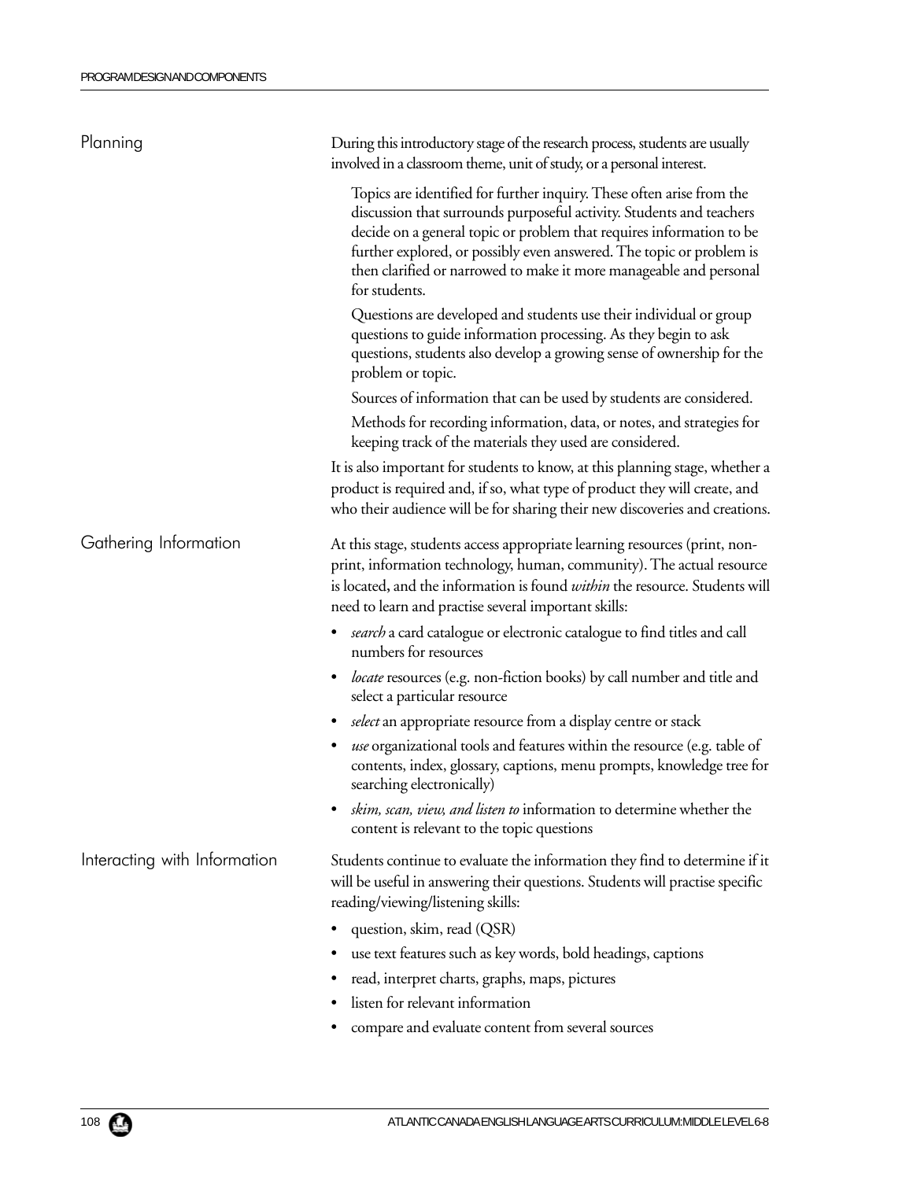### Planning

During this introductory stage of the research process, students are usually involved in a classroom theme, unit of study, or a personal interest.

Topics are identified for further inquiry. These often arise from the discussion that surrounds purposeful activity. Students and teachers decide on a general topic or problem that requires information to be further explored, or possibly even answered. The topic or problem is then clarified or narrowed to make it more manageable and personal for students.

Questions are developed and students use their individual or group questions to guide information processing. As they begin to ask questions, students also develop a growing sense of ownership for the problem or topic.

Sources of information that can be used by students are considered.

Methods for recording information, data, or notes, and strategies for keeping track of the materials they used are considered.

It is also important for students to know, at this planning stage, whether a product is required and, if so, what type of product they will create, and who their audience will be for sharing their new discoveries and creations.

### Gathering Information

At this stage, students access appropriate learning resources (print, non-print, information technology, human, community). The actual resource is located, and the information is found *within* the resource. Students will need to learn and practise several important skills:

- *search* a card catalogue or electronic catalogue to find titles and call numbers for resources
- *locate* resources (e.g. non-fiction books) by call number and title and select a particular resource
- *select* an appropriate resource from a display centre or stack
- *use* organizational tools and features within the resource (e.g. table of contents, index, glossary, captions, menu prompts, knowledge tree for searching electronically)
- *skim, scan, view, and listen to* information to determine whether the content is relevant to the topic questions

### Interacting with Information

Students continue to evaluate the information they find to determine if it will be useful in answering their questions. Students will practise specific reading/viewing/listening skills:

- question, skim, read (QSR)
- use text features such as key words, bold headings, captions
- read, interpret charts, graphs, maps, pictures
- listen for relevant information
- compare and evaluate content from several sources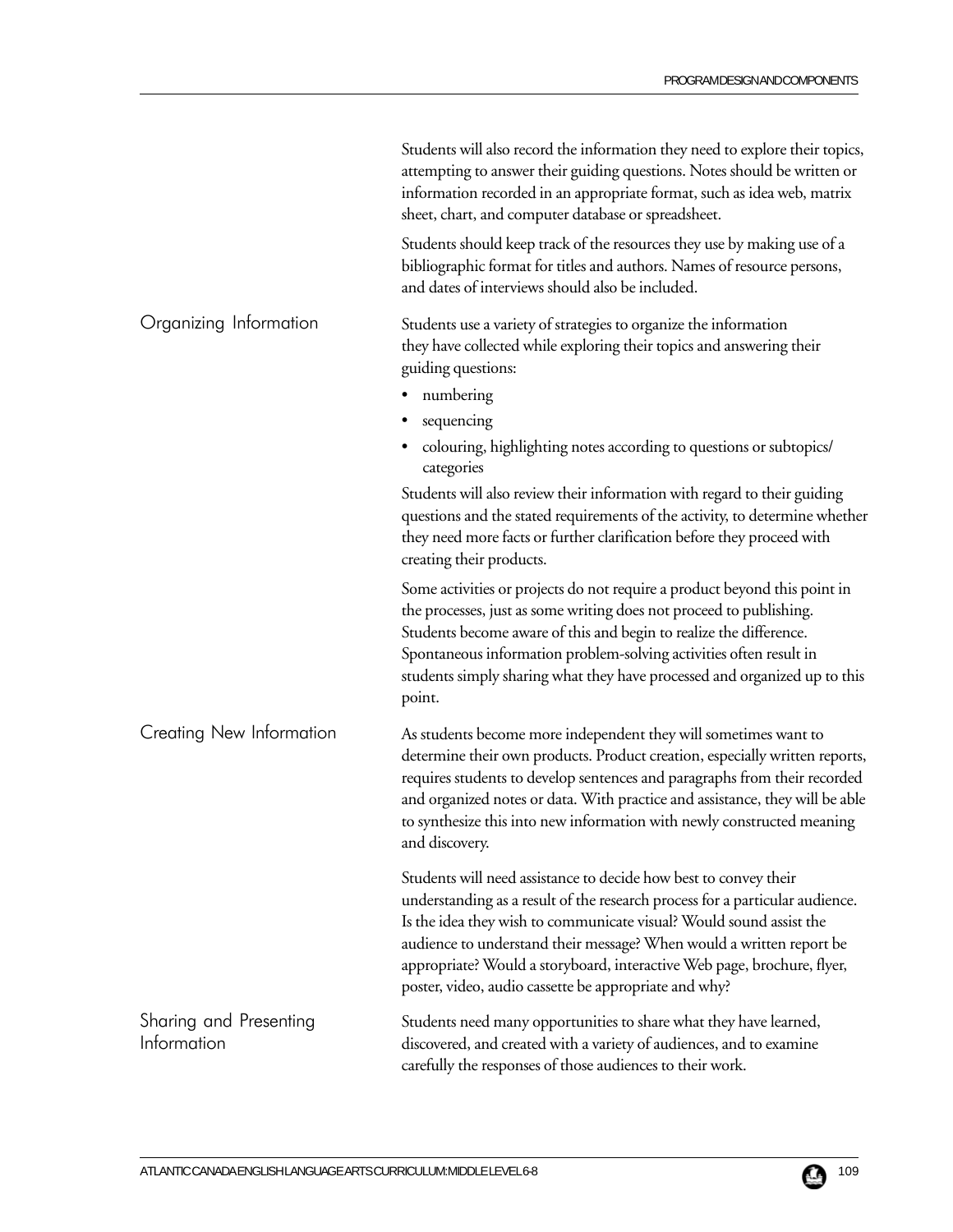Students will also record the information they need to explore their topics, attempting to answer their guiding questions. Notes should be written or information recorded in an appropriate format, such as idea web, matrix sheet, chart, and computer database or spreadsheet.

Students should keep track of the resources they use by making use of a bibliographic format for titles and authors. Names of resource persons, and dates of interviews should also be included.

### Organizing Information

Students use a variety of strategies to organize the information they have collected while exploring their topics and answering their guiding questions:

- numbering
- sequencing
- colouring, highlighting notes according to questions or subtopics/categories

Students will also review their information with regard to their guiding questions and the stated requirements of the activity, to determine whether they need more facts or further clarification before they proceed with creating their products.

Some activities or projects do not require a product beyond this point in the processes, just as some writing does not proceed to publishing. Students become aware of this and begin to realize the difference. Spontaneous information problem-solving activities often result in students simply sharing what they have processed and organized up to this point.

### Creating New Information

As students become more independent they will sometimes want to determine their own products. Product creation, especially written reports, requires students to develop sentences and paragraphs from their recorded and organized notes or data. With practice and assistance, they will be able to synthesize this into new information with newly constructed meaning and discovery.

Students will need assistance to decide how best to convey their understanding as a result of the research process for a particular audience. Is the idea they wish to communicate visual? Would sound assist the audience to understand their message? When would a written report be appropriate? Would a storyboard, interactive Web page, brochure, flyer, poster, video, audio cassette be appropriate and why?

### Sharing and Presenting Information

Students need many opportunities to share what they have learned, discovered, and created with a variety of audiences, and to examine carefully the responses of those audiences to their work.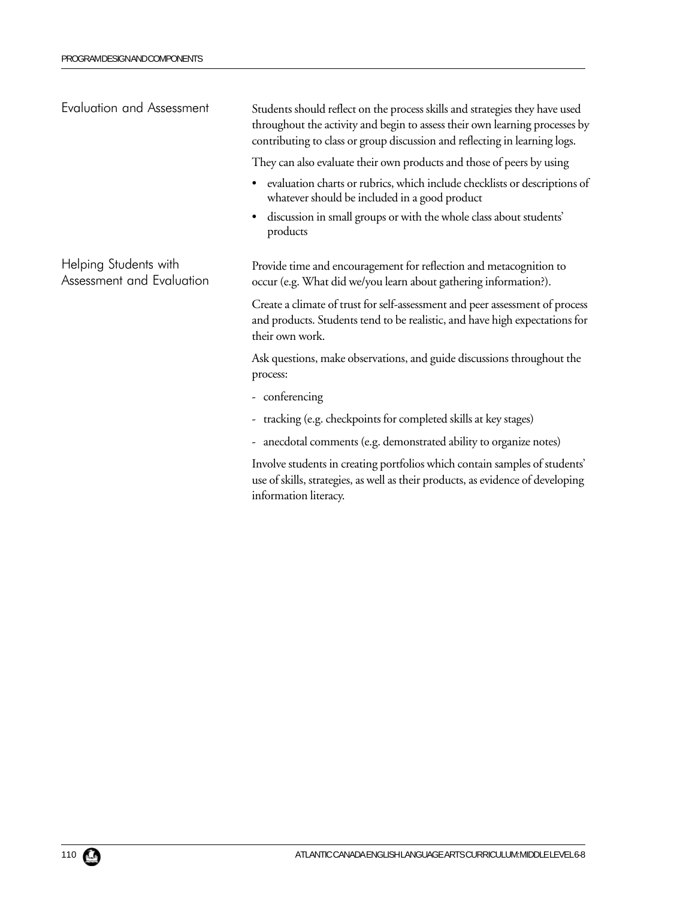## Evaluation and Assessment

Students should reflect on the process skills and strategies they have used throughout the activity and begin to assess their own learning processes by contributing to class or group discussion and reflecting in learning logs.

They can also evaluate their own products and those of peers by using

- evaluation charts or rubrics, which include checklists or descriptions of whatever should be included in a good product
- discussion in small groups or with the whole class about students' products

## Helping Students with Assessment and Evaluation

Provide time and encouragement for reflection and metacognition to occur (e.g. What did we/you learn about gathering information?).

Create a climate of trust for self-assessment and peer assessment of process and products. Students tend to be realistic, and have high expectations for their own work.

Ask questions, make observations, and guide discussions throughout the process:

- conferencing
- tracking (e.g. checkpoints for completed skills at key stages)
- anecdotal comments (e.g. demonstrated ability to organize notes)

Involve students in creating portfolios which contain samples of students' use of skills, strategies, as well as their products, as evidence of developing information literacy.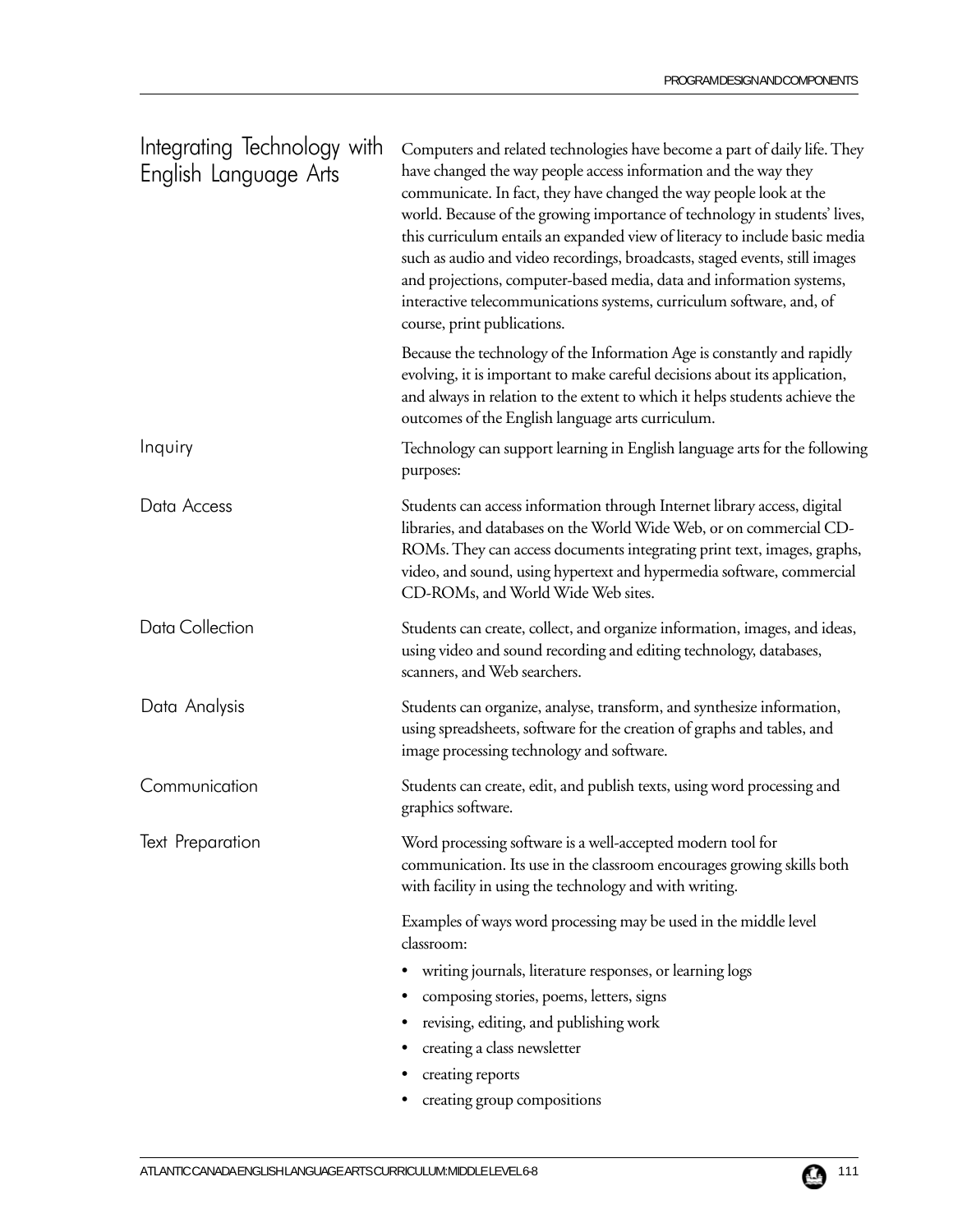## Integrating Technology with English Language Arts

Computers and related technologies have become a part of daily life. They have changed the way people access information and the way they communicate. In fact, they have changed the way people look at the world. Because of the growing importance of technology in students' lives, this curriculum entails an expanded view of literacy to include basic media such as audio and video recordings, broadcasts, staged events, still images and projections, computer-based media, data and information systems, interactive telecommunications systems, curriculum software, and, of course, print publications.

Because the technology of the Information Age is constantly and rapidly evolving, it is important to make careful decisions about its application, and always in relation to the extent to which it helps students achieve the outcomes of the English language arts curriculum.

### Inquiry

Technology can support learning in English language arts for the following purposes:

### Data Access

Students can access information through Internet library access, digital libraries, and databases on the World Wide Web, or on commercial CD-ROMs. They can access documents integrating print text, images, graphs, video, and sound, using hypertext and hypermedia software, commercial CD-ROMs, and World Wide Web sites.

### Data Collection

Students can create, collect, and organize information, images, and ideas, using video and sound recording and editing technology, databases, scanners, and Web searchers.

### Data Analysis

Students can organize, analyse, transform, and synthesize information, using spreadsheets, software for the creation of graphs and tables, and image processing technology and software.

### Communication

Students can create, edit, and publish texts, using word processing and graphics software.

### Text Preparation

Word processing software is a well-accepted modern tool for communication. Its use in the classroom encourages growing skills both with facility in using the technology and with writing.

Examples of ways word processing may be used in the middle level classroom:

- writing journals, literature responses, or learning logs
- composing stories, poems, letters, signs
- revising, editing, and publishing work
- creating a class newsletter
- creating reports
- creating group compositions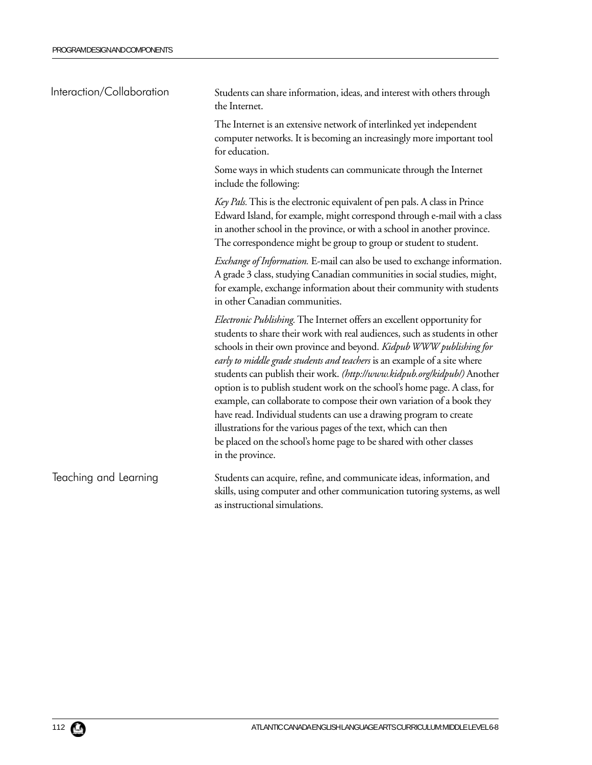## Interaction/Collaboration

Students can share information, ideas, and interest with others through the Internet.

The Internet is an extensive network of interlinked yet independent computer networks. It is becoming an increasingly more important tool for education.

Some ways in which students can communicate through the Internet include the following:

*Key Pals.* This is the electronic equivalent of pen pals. A class in Prince Edward Island, for example, might correspond through e-mail with a class in another school in the province, or with a school in another province. The correspondence might be group to group or student to student.

*Exchange of Information.* E-mail can also be used to exchange information. A grade 3 class, studying Canadian communities in social studies, might, for example, exchange information about their community with students in other Canadian communities.

*Electronic Publishing.* The Internet offers an excellent opportunity for students to share their work with real audiences, such as students in other schools in their own province and beyond. *Kidpub WWW publishing for early to middle grade students and teachers* is an example of a site where students can publish their work. *(http://www.kidpub.org/kidpub/)* Another option is to publish student work on the school's home page. A class, for example, can collaborate to compose their own variation of a book they have read. Individual students can use a drawing program to create illustrations for the various pages of the text, which can then be placed on the school's home page to be shared with other classes in the province.

## Teaching and Learning

Students can acquire, refine, and communicate ideas, information, and skills, using computer and other communication tutoring systems, as well as instructional simulations.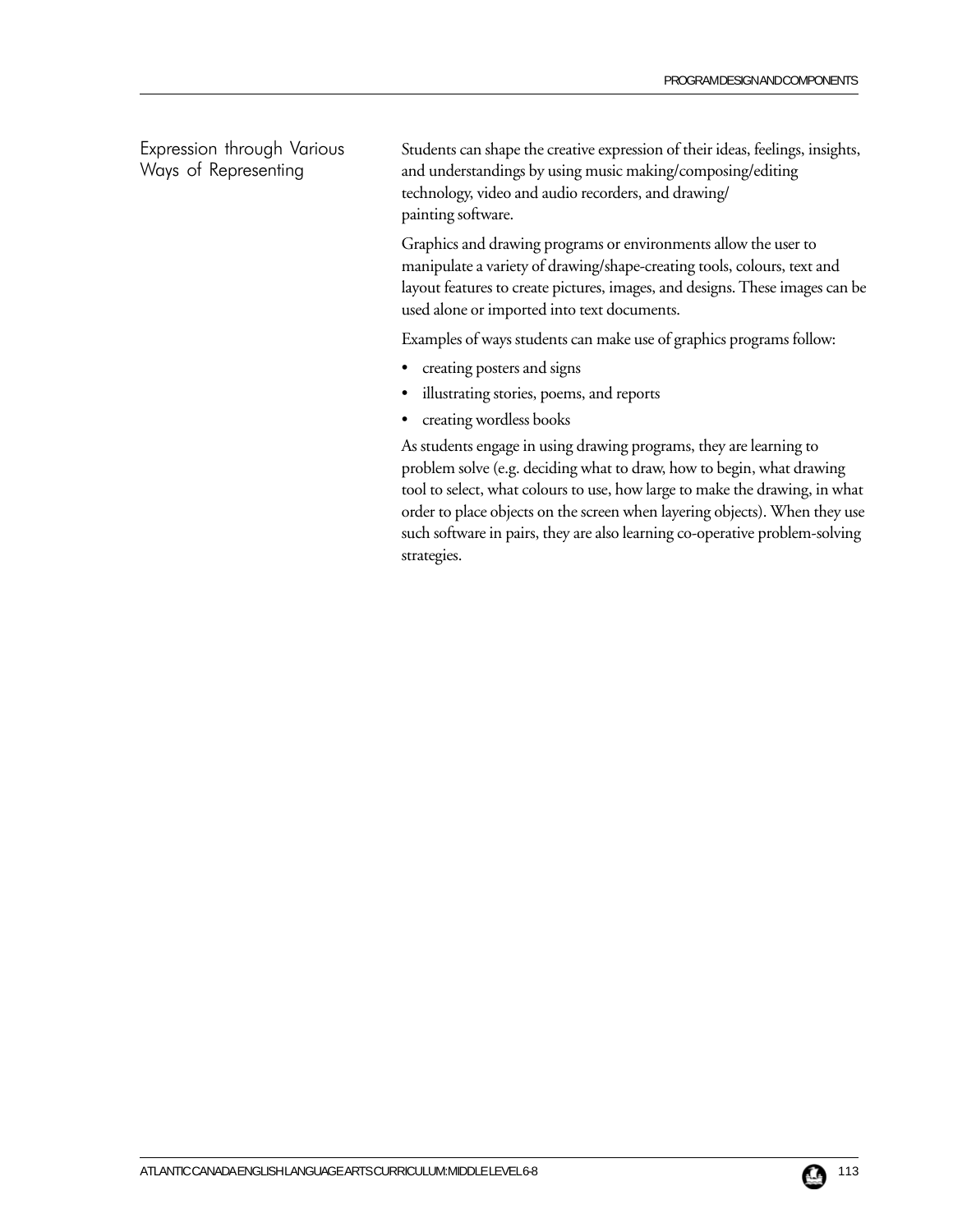## Expression through Various Ways of Representing

Students can shape the creative expression of their ideas, feelings, insights, and understandings by using music making/composing/editing technology, video and audio recorders, and drawing/ painting software.

Graphics and drawing programs or environments allow the user to manipulate a variety of drawing/shape-creating tools, colours, text and layout features to create pictures, images, and designs. These images can be used alone or imported into text documents.

Examples of ways students can make use of graphics programs follow:

- creating posters and signs
- illustrating stories, poems, and reports
- creating wordless books

As students engage in using drawing programs, they are learning to problem solve (e.g. deciding what to draw, how to begin, what drawing tool to select, what colours to use, how large to make the drawing, in what order to place objects on the screen when layering objects). When they use such software in pairs, they are also learning co-operative problem-solving strategies.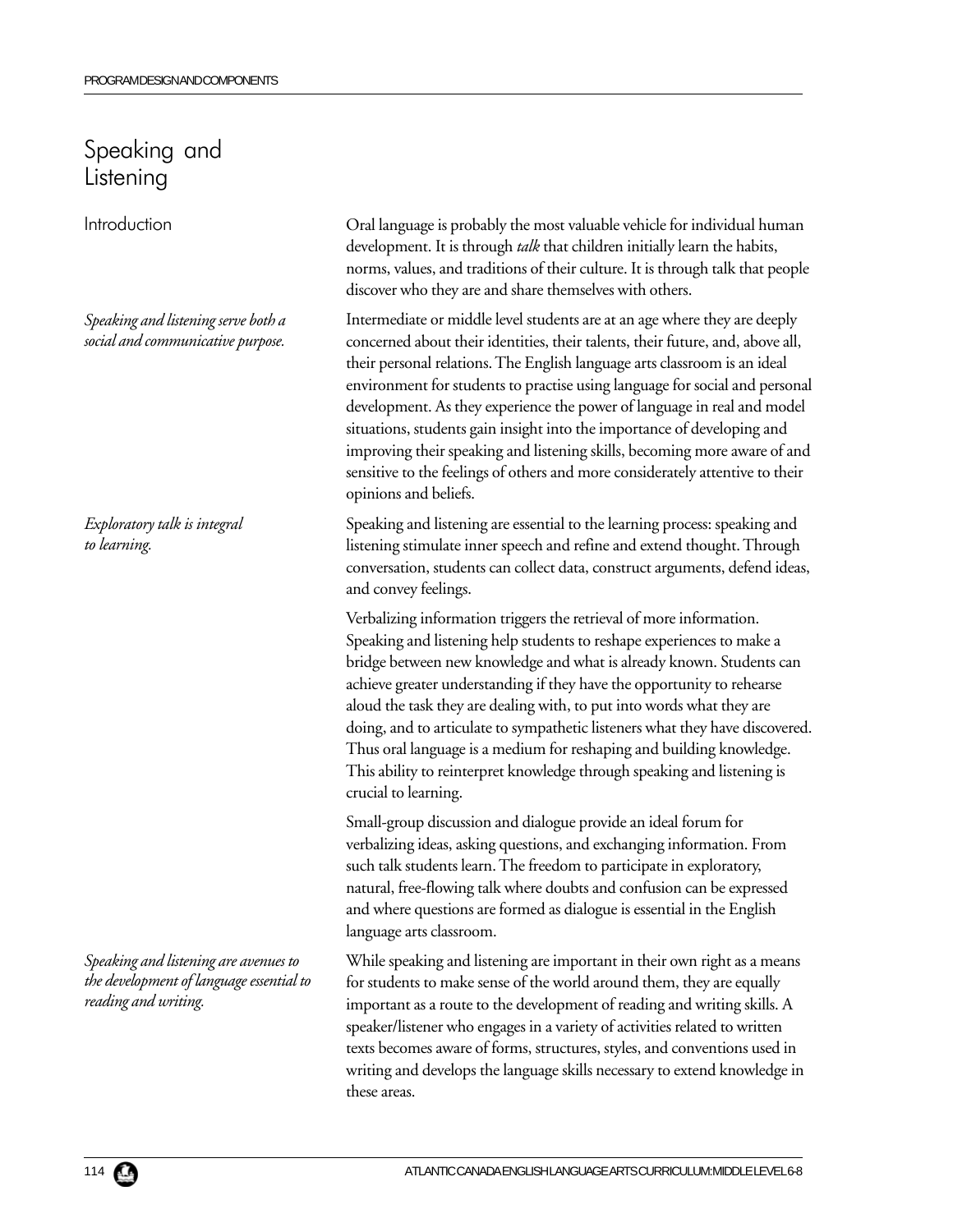# Speaking and Listening

## Introduction

Oral language is probably the most valuable vehicle for individual human development. It is through *talk* that children initially learn the habits, norms, values, and traditions of their culture. It is through talk that people discover who they are and share themselves with others.

*Speaking and listening serve both a social and communicative purpose.*

Intermediate or middle level students are at an age where they are deeply concerned about their identities, their talents, their future, and, above all, their personal relations. The English language arts classroom is an ideal environment for students to practise using language for social and personal development. As they experience the power of language in real and model situations, students gain insight into the importance of developing and improving their speaking and listening skills, becoming more aware of and sensitive to the feelings of others and more considerately attentive to their opinions and beliefs.

*Exploratory talk is integral to learning.*

Speaking and listening are essential to the learning process: speaking and listening stimulate inner speech and refine and extend thought. Through conversation, students can collect data, construct arguments, defend ideas, and convey feelings.

Verbalizing information triggers the retrieval of more information. Speaking and listening help students to reshape experiences to make a bridge between new knowledge and what is already known. Students can achieve greater understanding if they have the opportunity to rehearse aloud the task they are dealing with, to put into words what they are doing, and to articulate to sympathetic listeners what they have discovered. Thus oral language is a medium for reshaping and building knowledge. This ability to reinterpret knowledge through speaking and listening is crucial to learning.

Small-group discussion and dialogue provide an ideal forum for verbalizing ideas, asking questions, and exchanging information. From such talk students learn. The freedom to participate in exploratory, natural, free-flowing talk where doubts and confusion can be expressed and where questions are formed as dialogue is essential in the English language arts classroom.

*Speaking and listening are avenues to the development of language essential to reading and writing.*

While speaking and listening are important in their own right as a means for students to make sense of the world around them, they are equally important as a route to the development of reading and writing skills. A speaker/listener who engages in a variety of activities related to written texts becomes aware of forms, structures, styles, and conventions used in writing and develops the language skills necessary to extend knowledge in these areas.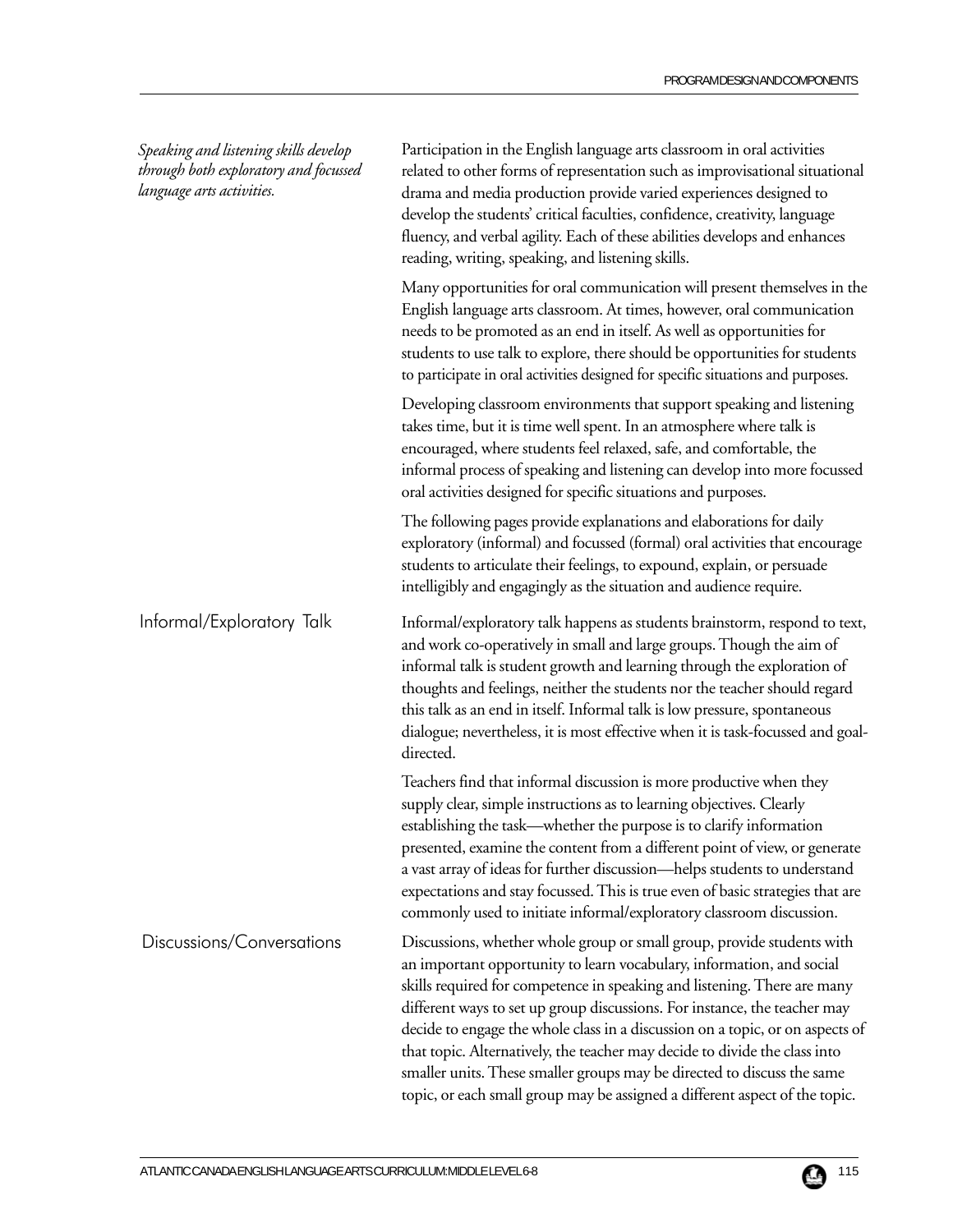*Speaking and listening skills develop through both exploratory and focussed language arts activities.*

Participation in the English language arts classroom in oral activities related to other forms of representation such as improvisational situational drama and media production provide varied experiences designed to develop the students' critical faculties, confidence, creativity, language fluency, and verbal agility. Each of these abilities develops and enhances reading, writing, speaking, and listening skills.

Many opportunities for oral communication will present themselves in the English language arts classroom. At times, however, oral communication needs to be promoted as an end in itself. As well as opportunities for students to use talk to explore, there should be opportunities for students to participate in oral activities designed for specific situations and purposes.

Developing classroom environments that support speaking and listening takes time, but it is time well spent. In an atmosphere where talk is encouraged, where students feel relaxed, safe, and comfortable, the informal process of speaking and listening can develop into more focussed oral activities designed for specific situations and purposes.

The following pages provide explanations and elaborations for daily exploratory (informal) and focussed (formal) oral activities that encourage students to articulate their feelings, to expound, explain, or persuade intelligibly and engagingly as the situation and audience require.

## Informal/Exploratory Talk

Informal/exploratory talk happens as students brainstorm, respond to text, and work co-operatively in small and large groups. Though the aim of informal talk is student growth and learning through the exploration of thoughts and feelings, neither the students nor the teacher should regard this talk as an end in itself. Informal talk is low pressure, spontaneous dialogue; nevertheless, it is most effective when it is task-focussed and goal-directed.

Teachers find that informal discussion is more productive when they supply clear, simple instructions as to learning objectives. Clearly establishing the task—whether the purpose is to clarify information presented, examine the content from a different point of view, or generate a vast array of ideas for further discussion—helps students to understand expectations and stay focussed. This is true even of basic strategies that are commonly used to initiate informal/exploratory classroom discussion.

## Discussions/Conversations

Discussions, whether whole group or small group, provide students with an important opportunity to learn vocabulary, information, and social skills required for competence in speaking and listening. There are many different ways to set up group discussions. For instance, the teacher may decide to engage the whole class in a discussion on a topic, or on aspects of that topic. Alternatively, the teacher may decide to divide the class into smaller units. These smaller groups may be directed to discuss the same topic, or each small group may be assigned a different aspect of the topic.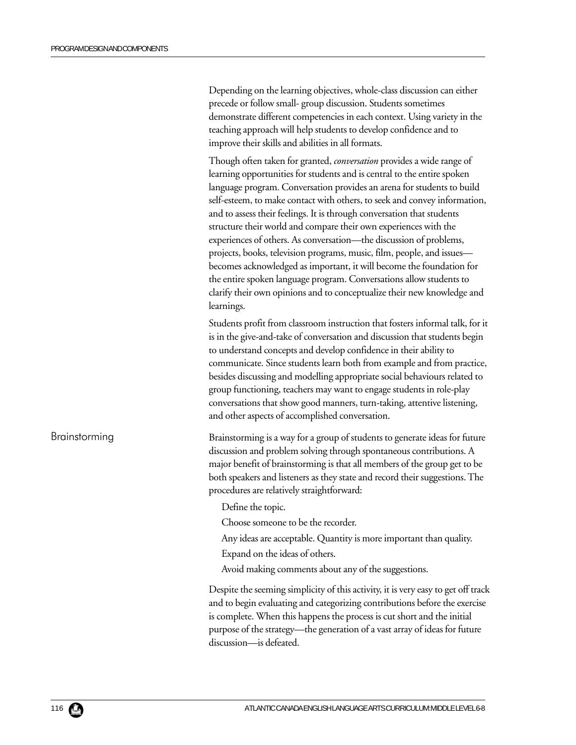Depending on the learning objectives, whole-class discussion can either precede or follow small- group discussion. Students sometimes demonstrate different competencies in each context. Using variety in the teaching approach will help students to develop confidence and to improve their skills and abilities in all formats.

Though often taken for granted, *conversation* provides a wide range of learning opportunities for students and is central to the entire spoken language program. Conversation provides an arena for students to build self-esteem, to make contact with others, to seek and convey information, and to assess their feelings. It is through conversation that students structure their world and compare their own experiences with the experiences of others. As conversation—the discussion of problems, projects, books, television programs, music, film, people, and issues—becomes acknowledged as important, it will become the foundation for the entire spoken language program. Conversations allow students to clarify their own opinions and to conceptualize their new knowledge and learnings.

Students profit from classroom instruction that fosters informal talk, for it is in the give-and-take of conversation and discussion that students begin to understand concepts and develop confidence in their ability to communicate. Since students learn both from example and from practice, besides discussing and modelling appropriate social behaviours related to group functioning, teachers may want to engage students in role-play conversations that show good manners, turn-taking, attentive listening, and other aspects of accomplished conversation.

## Brainstorming

Brainstorming is a way for a group of students to generate ideas for future discussion and problem solving through spontaneous contributions. A major benefit of brainstorming is that all members of the group get to be both speakers and listeners as they state and record their suggestions. The procedures are relatively straightforward:

- Define the topic.
- Choose someone to be the recorder.
- Any ideas are acceptable. Quantity is more important than quality.
- Expand on the ideas of others.
- Avoid making comments about any of the suggestions.

Despite the seeming simplicity of this activity, it is very easy to get off track and to begin evaluating and categorizing contributions before the exercise is complete. When this happens the process is cut short and the initial purpose of the strategy—the generation of a vast array of ideas for future discussion—is defeated.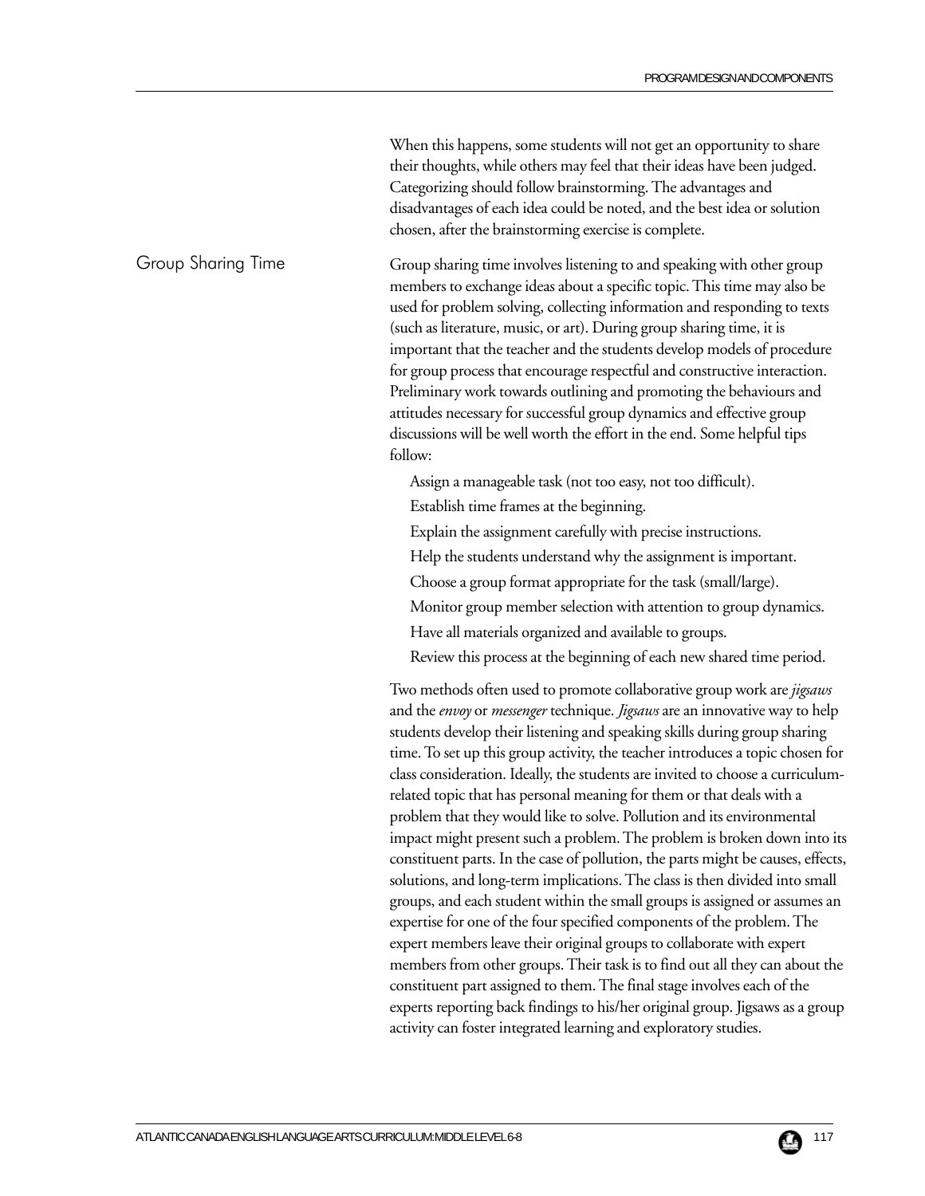When this happens, some students will not get an opportunity to share their thoughts, while others may feel that their ideas have been judged. Categorizing should follow brainstorming. The advantages and disadvantages of each idea could be noted, and the best idea or solution chosen, after the brainstorming exercise is complete.

## Group Sharing Time

Group sharing time involves listening to and speaking with other group members to exchange ideas about a specific topic. This time may also be used for problem solving, collecting information and responding to texts (such as literature, music, or art). During group sharing time, it is important that the teacher and the students develop models of procedure for group process that encourage respectful and constructive interaction. Preliminary work towards outlining and promoting the behaviours and attitudes necessary for successful group dynamics and effective group discussions will be well worth the effort in the end. Some helpful tips follow:

- Assign a manageable task (not too easy, not too difficult).
- Establish time frames at the beginning.
- Explain the assignment carefully with precise instructions.
- Help the students understand why the assignment is important.
- Choose a group format appropriate for the task (small/large).
- Monitor group member selection with attention to group dynamics.
- Have all materials organized and available to groups.
- Review this process at the beginning of each new shared time period.

Two methods often used to promote collaborative group work are *jigsaws* and the *envoy* or *messenger* technique. *Jigsaws* are an innovative way to help students develop their listening and speaking skills during group sharing time. To set up this group activity, the teacher introduces a topic chosen for class consideration. Ideally, the students are invited to choose a curriculum-related topic that has personal meaning for them or that deals with a problem that they would like to solve. Pollution and its environmental impact might present such a problem. The problem is broken down into its constituent parts. In the case of pollution, the parts might be causes, effects, solutions, and long-term implications. The class is then divided into small groups, and each student within the small groups is assigned or assumes an expertise for one of the four specified components of the problem. The expert members leave their original groups to collaborate with expert members from other groups. Their task is to find out all they can about the constituent part assigned to them. The final stage involves each of the experts reporting back findings to his/her original group. Jigsaws as a group activity can foster integrated learning and exploratory studies.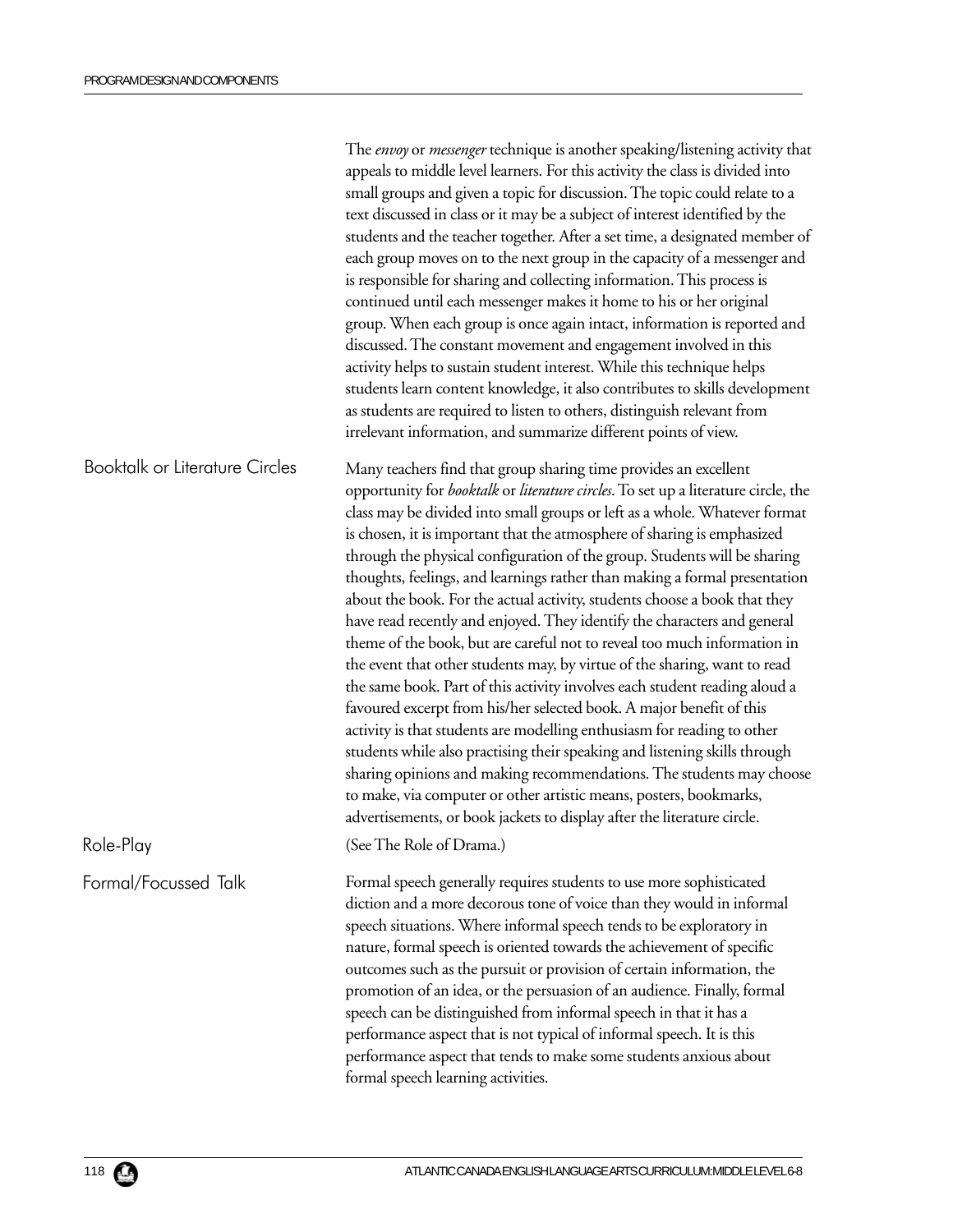The *envoy* or *messenger* technique is another speaking/listening activity that appeals to middle level learners. For this activity the class is divided into small groups and given a topic for discussion. The topic could relate to a text discussed in class or it may be a subject of interest identified by the students and the teacher together. After a set time, a designated member of each group moves on to the next group in the capacity of a messenger and is responsible for sharing and collecting information. This process is continued until each messenger makes it home to his or her original group. When each group is once again intact, information is reported and discussed. The constant movement and engagement involved in this activity helps to sustain student interest. While this technique helps students learn content knowledge, it also contributes to skills development as students are required to listen to others, distinguish relevant from irrelevant information, and summarize different points of view.

## Booktalk or Literature Circles

Many teachers find that group sharing time provides an excellent opportunity for *booktalk* or *literature circles*. To set up a literature circle, the class may be divided into small groups or left as a whole. Whatever format is chosen, it is important that the atmosphere of sharing is emphasized through the physical configuration of the group. Students will be sharing thoughts, feelings, and learnings rather than making a formal presentation about the book. For the actual activity, students choose a book that they have read recently and enjoyed. They identify the characters and general theme of the book, but are careful not to reveal too much information in the event that other students may, by virtue of the sharing, want to read the same book. Part of this activity involves each student reading aloud a favoured excerpt from his/her selected book. A major benefit of this activity is that students are modelling enthusiasm for reading to other students while also practising their speaking and listening skills through sharing opinions and making recommendations. The students may choose to make, via computer or other artistic means, posters, bookmarks, advertisements, or book jackets to display after the literature circle.

## Role-Play

(See The Role of Drama.)

## Formal/Focussed Talk

Formal speech generally requires students to use more sophisticated diction and a more decorous tone of voice than they would in informal speech situations. Where informal speech tends to be exploratory in nature, formal speech is oriented towards the achievement of specific outcomes such as the pursuit or provision of certain information, the promotion of an idea, or the persuasion of an audience. Finally, formal speech can be distinguished from informal speech in that it has a performance aspect that is not typical of informal speech. It is this performance aspect that tends to make some students anxious about formal speech learning activities.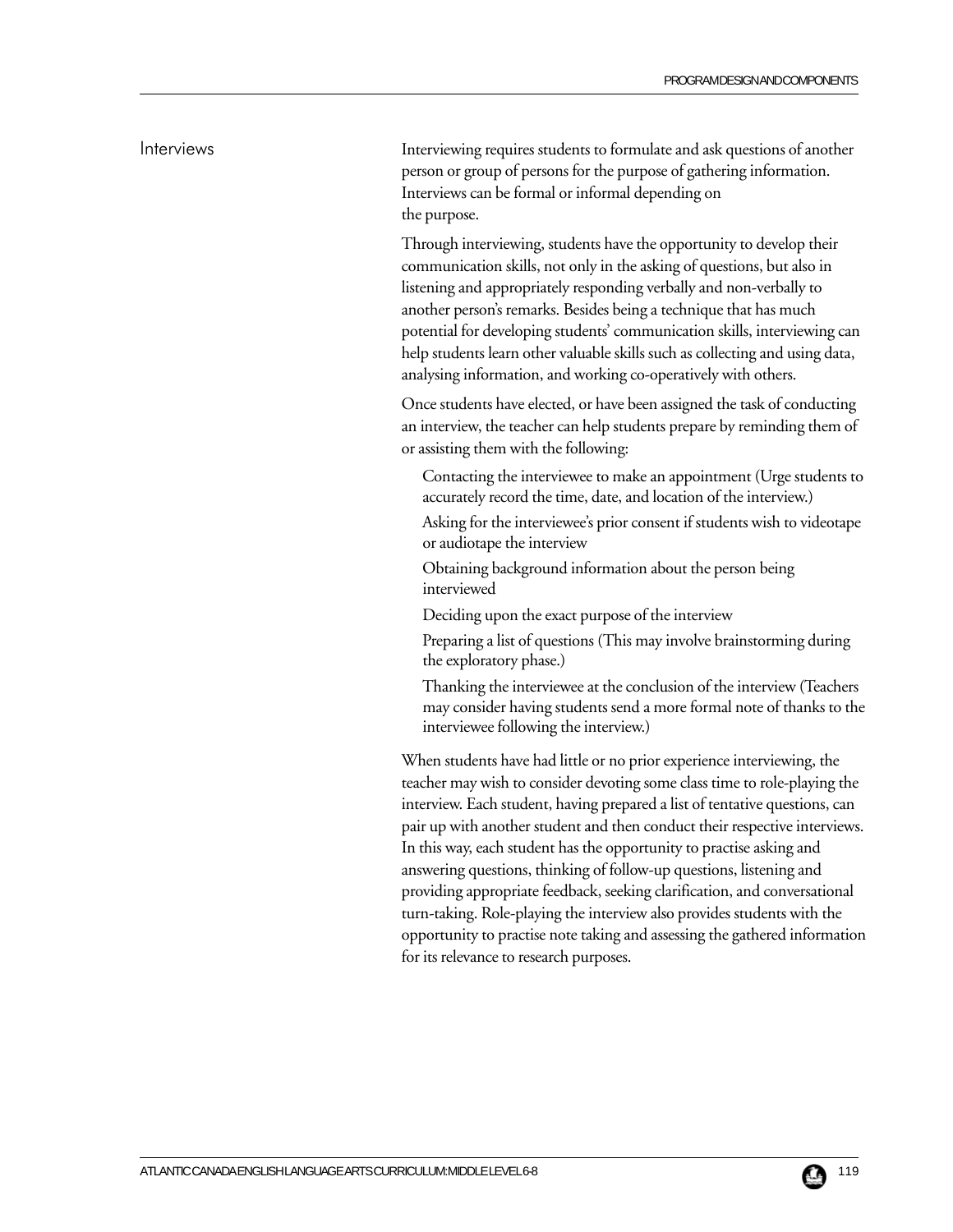## Interviews

Interviewing requires students to formulate and ask questions of another person or group of persons for the purpose of gathering information. Interviews can be formal or informal depending on the purpose.

Through interviewing, students have the opportunity to develop their communication skills, not only in the asking of questions, but also in listening and appropriately responding verbally and non-verbally to another person's remarks. Besides being a technique that has much potential for developing students' communication skills, interviewing can help students learn other valuable skills such as collecting and using data, analysing information, and working co-operatively with others.

Once students have elected, or have been assigned the task of conducting an interview, the teacher can help students prepare by reminding them of or assisting them with the following:

- Contacting the interviewee to make an appointment (Urge students to accurately record the time, date, and location of the interview.)
- Asking for the interviewee's prior consent if students wish to videotape or audiotape the interview
- Obtaining background information about the person being interviewed
- Deciding upon the exact purpose of the interview
- Preparing a list of questions (This may involve brainstorming during the exploratory phase.)
- Thanking the interviewee at the conclusion of the interview (Teachers may consider having students send a more formal note of thanks to the interviewee following the interview.)

When students have had little or no prior experience interviewing, the teacher may wish to consider devoting some class time to role-playing the interview. Each student, having prepared a list of tentative questions, can pair up with another student and then conduct their respective interviews. In this way, each student has the opportunity to practise asking and answering questions, thinking of follow-up questions, listening and providing appropriate feedback, seeking clarification, and conversational turn-taking. Role-playing the interview also provides students with the opportunity to practise note taking and assessing the gathered information for its relevance to research purposes.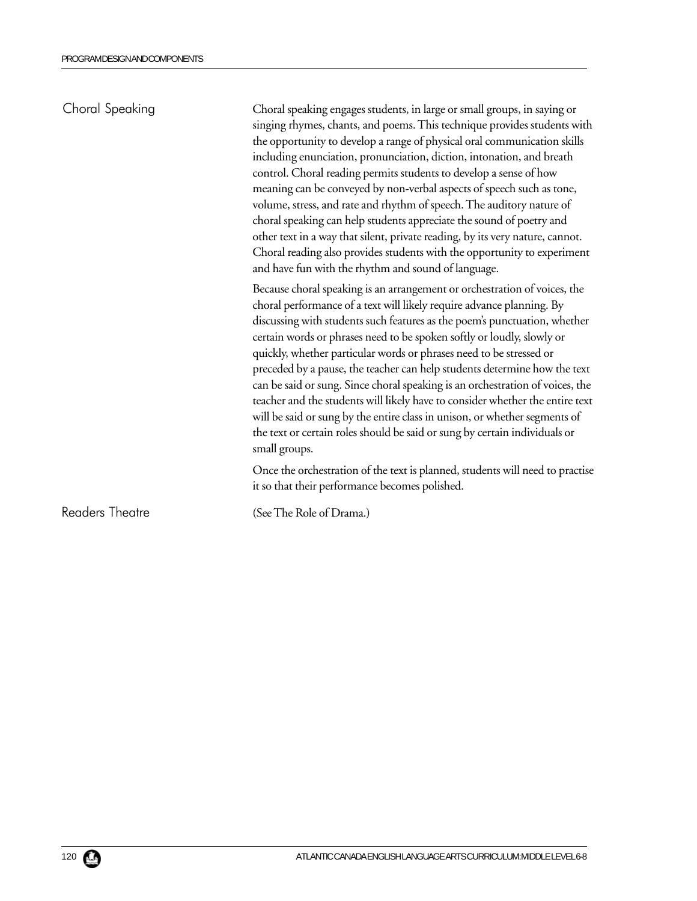## Choral Speaking

Choral speaking engages students, in large or small groups, in saying or singing rhymes, chants, and poems. This technique provides students with the opportunity to develop a range of physical oral communication skills including enunciation, pronunciation, diction, intonation, and breath control. Choral reading permits students to develop a sense of how meaning can be conveyed by non-verbal aspects of speech such as tone, volume, stress, and rate and rhythm of speech. The auditory nature of choral speaking can help students appreciate the sound of poetry and other text in a way that silent, private reading, by its very nature, cannot. Choral reading also provides students with the opportunity to experiment and have fun with the rhythm and sound of language.

Because choral speaking is an arrangement or orchestration of voices, the choral performance of a text will likely require advance planning. By discussing with students such features as the poem's punctuation, whether certain words or phrases need to be spoken softly or loudly, slowly or quickly, whether particular words or phrases need to be stressed or preceded by a pause, the teacher can help students determine how the text can be said or sung. Since choral speaking is an orchestration of voices, the teacher and the students will likely have to consider whether the entire text will be said or sung by the entire class in unison, or whether segments of the text or certain roles should be said or sung by certain individuals or small groups.

Once the orchestration of the text is planned, students will need to practise it so that their performance becomes polished.

## Readers Theatre

(See The Role of Drama.)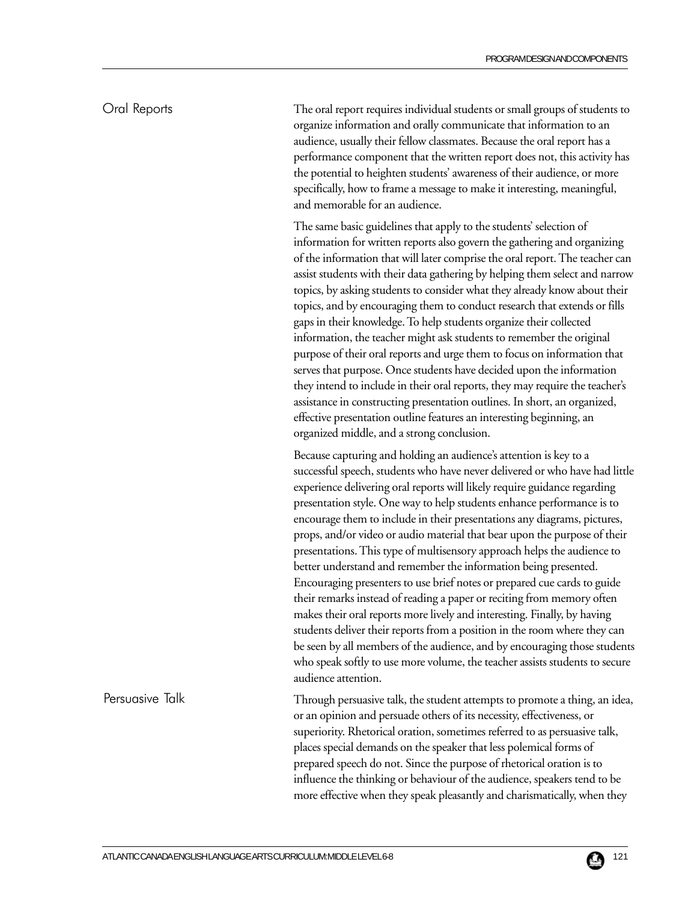## Oral Reports

The oral report requires individual students or small groups of students to organize information and orally communicate that information to an audience, usually their fellow classmates. Because the oral report has a performance component that the written report does not, this activity has the potential to heighten students' awareness of their audience, or more specifically, how to frame a message to make it interesting, meaningful, and memorable for an audience.

The same basic guidelines that apply to the students' selection of information for written reports also govern the gathering and organizing of the information that will later comprise the oral report. The teacher can assist students with their data gathering by helping them select and narrow topics, by asking students to consider what they already know about their topics, and by encouraging them to conduct research that extends or fills gaps in their knowledge. To help students organize their collected information, the teacher might ask students to remember the original purpose of their oral reports and urge them to focus on information that serves that purpose. Once students have decided upon the information they intend to include in their oral reports, they may require the teacher's assistance in constructing presentation outlines. In short, an organized, effective presentation outline features an interesting beginning, an organized middle, and a strong conclusion.

Because capturing and holding an audience's attention is key to a successful speech, students who have never delivered or who have had little experience delivering oral reports will likely require guidance regarding presentation style. One way to help students enhance performance is to encourage them to include in their presentations any diagrams, pictures, props, and/or video or audio material that bear upon the purpose of their presentations. This type of multisensory approach helps the audience to better understand and remember the information being presented. Encouraging presenters to use brief notes or prepared cue cards to guide their remarks instead of reading a paper or reciting from memory often makes their oral reports more lively and interesting. Finally, by having students deliver their reports from a position in the room where they can be seen by all members of the audience, and by encouraging those students who speak softly to use more volume, the teacher assists students to secure audience attention.

## Persuasive Talk

Through persuasive talk, the student attempts to promote a thing, an idea, or an opinion and persuade others of its necessity, effectiveness, or superiority. Rhetorical oration, sometimes referred to as persuasive talk, places special demands on the speaker that less polemical forms of prepared speech do not. Since the purpose of rhetorical oration is to influence the thinking or behaviour of the audience, speakers tend to be more effective when they speak pleasantly and charismatically, when they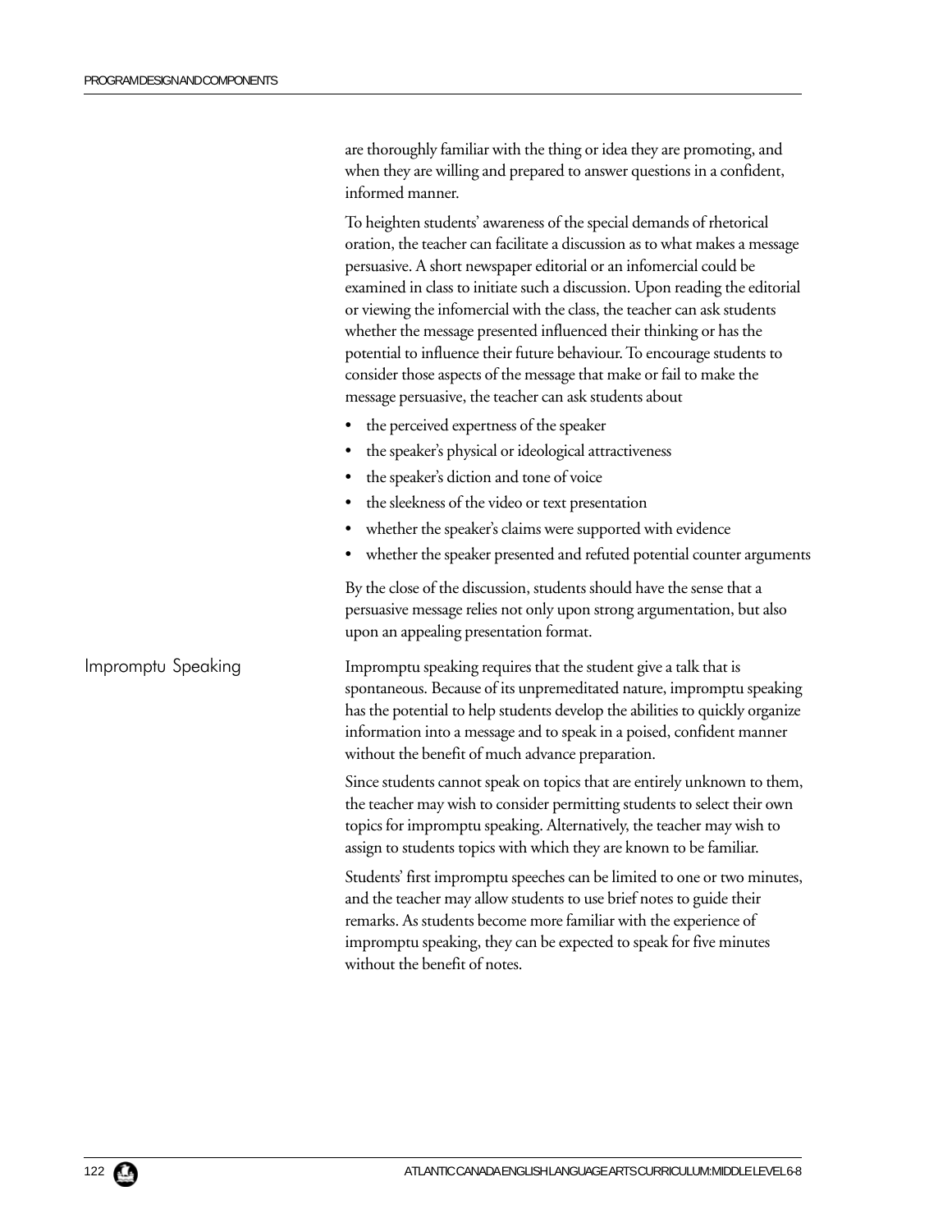are thoroughly familiar with the thing or idea they are promoting, and when they are willing and prepared to answer questions in a confident, informed manner.

To heighten students' awareness of the special demands of rhetorical oration, the teacher can facilitate a discussion as to what makes a message persuasive. A short newspaper editorial or an infomercial could be examined in class to initiate such a discussion. Upon reading the editorial or viewing the infomercial with the class, the teacher can ask students whether the message presented influenced their thinking or has the potential to influence their future behaviour. To encourage students to consider those aspects of the message that make or fail to make the message persuasive, the teacher can ask students about

- the perceived expertness of the speaker
- the speaker's physical or ideological attractiveness
- the speaker's diction and tone of voice
- the sleekness of the video or text presentation
- whether the speaker's claims were supported with evidence
- whether the speaker presented and refuted potential counter arguments

By the close of the discussion, students should have the sense that a persuasive message relies not only upon strong argumentation, but also upon an appealing presentation format.

## Impromptu Speaking

Impromptu speaking requires that the student give a talk that is spontaneous. Because of its unpremeditated nature, impromptu speaking has the potential to help students develop the abilities to quickly organize information into a message and to speak in a poised, confident manner without the benefit of much advance preparation.

Since students cannot speak on topics that are entirely unknown to them, the teacher may wish to consider permitting students to select their own topics for impromptu speaking. Alternatively, the teacher may wish to assign to students topics with which they are known to be familiar.

Students' first impromptu speeches can be limited to one or two minutes, and the teacher may allow students to use brief notes to guide their remarks. As students become more familiar with the experience of impromptu speaking, they can be expected to speak for five minutes without the benefit of notes.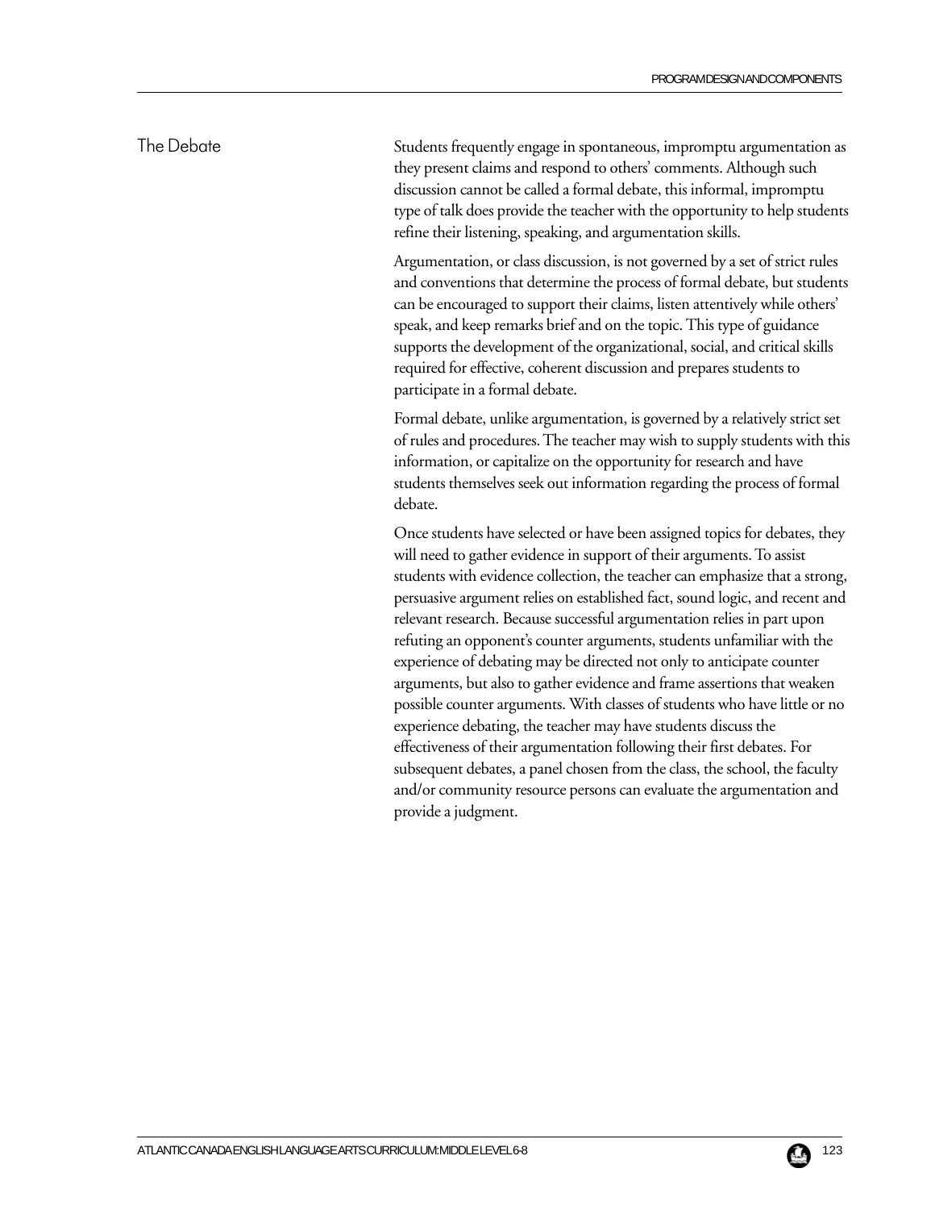## The Debate

Students frequently engage in spontaneous, impromptu argumentation as they present claims and respond to others' comments. Although such discussion cannot be called a formal debate, this informal, impromptu type of talk does provide the teacher with the opportunity to help students refine their listening, speaking, and argumentation skills.

Argumentation, or class discussion, is not governed by a set of strict rules and conventions that determine the process of formal debate, but students can be encouraged to support their claims, listen attentively while others' speak, and keep remarks brief and on the topic. This type of guidance supports the development of the organizational, social, and critical skills required for effective, coherent discussion and prepares students to participate in a formal debate.

Formal debate, unlike argumentation, is governed by a relatively strict set of rules and procedures. The teacher may wish to supply students with this information, or capitalize on the opportunity for research and have students themselves seek out information regarding the process of formal debate.

Once students have selected or have been assigned topics for debates, they will need to gather evidence in support of their arguments. To assist students with evidence collection, the teacher can emphasize that a strong, persuasive argument relies on established fact, sound logic, and recent and relevant research. Because successful argumentation relies in part upon refuting an opponent's counter arguments, students unfamiliar with the experience of debating may be directed not only to anticipate counter arguments, but also to gather evidence and frame assertions that weaken possible counter arguments. With classes of students who have little or no experience debating, the teacher may have students discuss the effectiveness of their argumentation following their first debates. For subsequent debates, a panel chosen from the class, the school, the faculty and/or community resource persons can evaluate the argumentation and provide a judgment.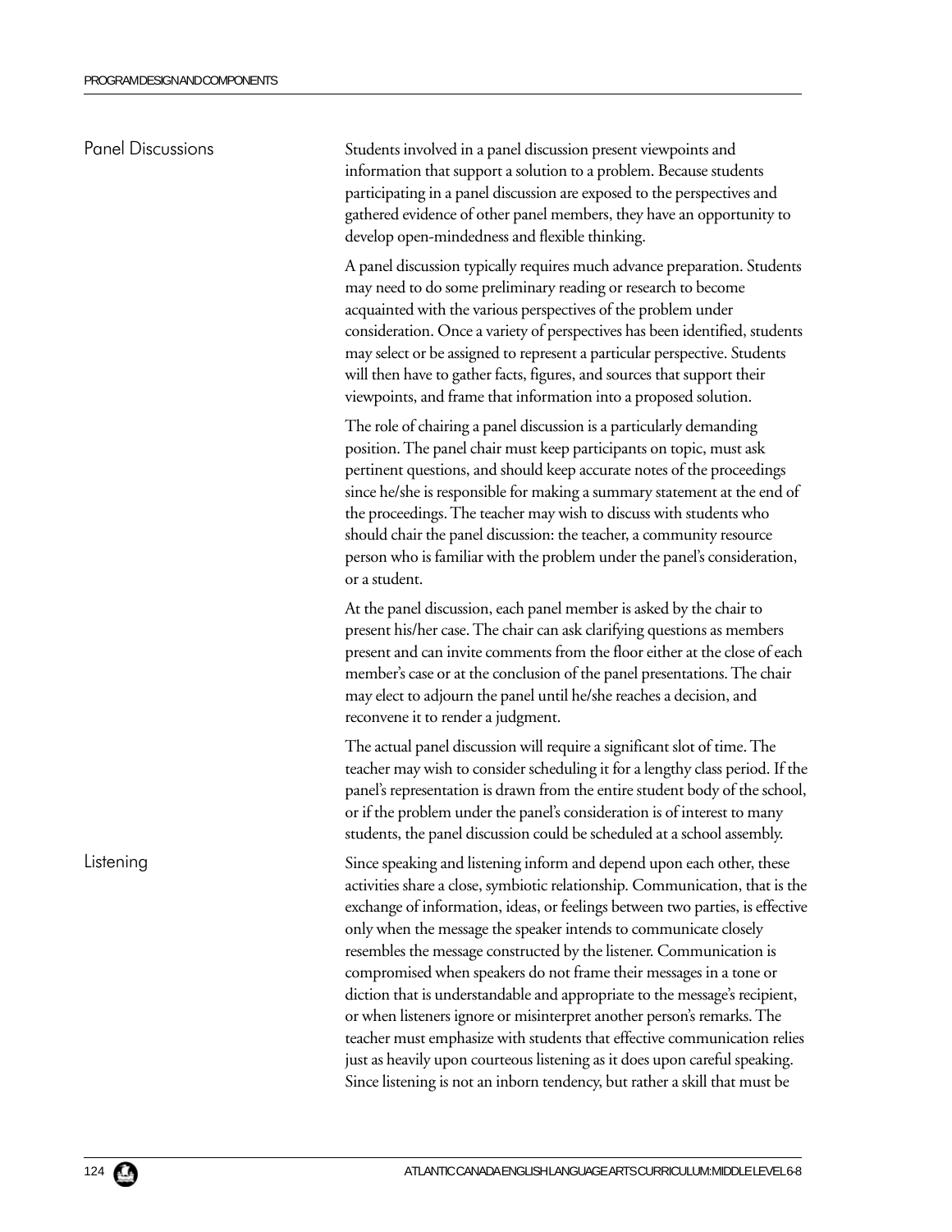## Panel Discussions

Students involved in a panel discussion present viewpoints and information that support a solution to a problem. Because students participating in a panel discussion are exposed to the perspectives and gathered evidence of other panel members, they have an opportunity to develop open-mindedness and flexible thinking.

A panel discussion typically requires much advance preparation. Students may need to do some preliminary reading or research to become acquainted with the various perspectives of the problem under consideration. Once a variety of perspectives has been identified, students may select or be assigned to represent a particular perspective. Students will then have to gather facts, figures, and sources that support their viewpoints, and frame that information into a proposed solution.

The role of chairing a panel discussion is a particularly demanding position. The panel chair must keep participants on topic, must ask pertinent questions, and should keep accurate notes of the proceedings since he/she is responsible for making a summary statement at the end of the proceedings. The teacher may wish to discuss with students who should chair the panel discussion: the teacher, a community resource person who is familiar with the problem under the panel's consideration, or a student.

At the panel discussion, each panel member is asked by the chair to present his/her case. The chair can ask clarifying questions as members present and can invite comments from the floor either at the close of each member's case or at the conclusion of the panel presentations. The chair may elect to adjourn the panel until he/she reaches a decision, and reconvene it to render a judgment.

The actual panel discussion will require a significant slot of time. The teacher may wish to consider scheduling it for a lengthy class period. If the panel's representation is drawn from the entire student body of the school, or if the problem under the panel's consideration is of interest to many students, the panel discussion could be scheduled at a school assembly.

## Listening

Since speaking and listening inform and depend upon each other, these activities share a close, symbiotic relationship. Communication, that is the exchange of information, ideas, or feelings between two parties, is effective only when the message the speaker intends to communicate closely resembles the message constructed by the listener. Communication is compromised when speakers do not frame their messages in a tone or diction that is understandable and appropriate to the message's recipient, or when listeners ignore or misinterpret another person's remarks. The teacher must emphasize with students that effective communication relies just as heavily upon courteous listening as it does upon careful speaking. Since listening is not an inborn tendency, but rather a skill that must be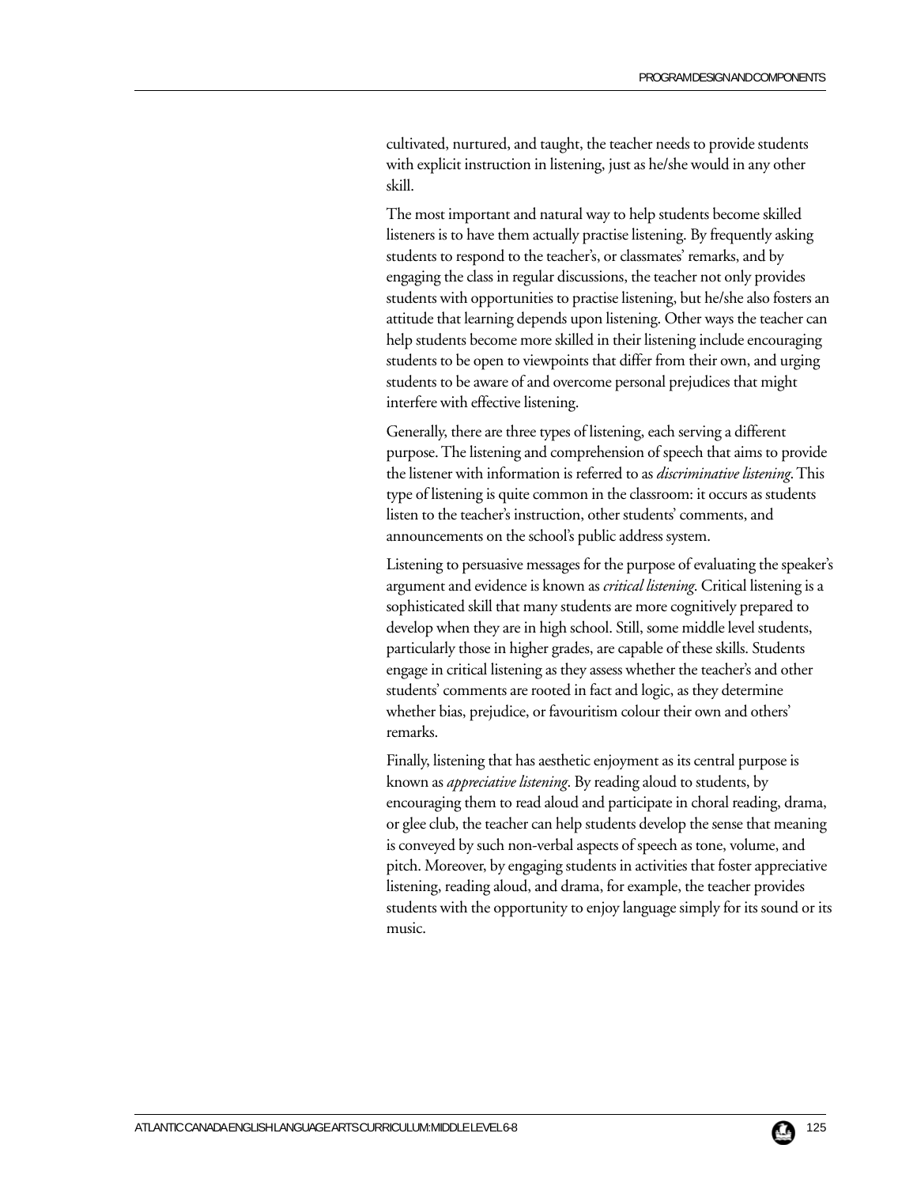cultivated, nurtured, and taught, the teacher needs to provide students with explicit instruction in listening, just as he/she would in any other skill.

The most important and natural way to help students become skilled listeners is to have them actually practise listening. By frequently asking students to respond to the teacher's, or classmates' remarks, and by engaging the class in regular discussions, the teacher not only provides students with opportunities to practise listening, but he/she also fosters an attitude that learning depends upon listening. Other ways the teacher can help students become more skilled in their listening include encouraging students to be open to viewpoints that differ from their own, and urging students to be aware of and overcome personal prejudices that might interfere with effective listening.

Generally, there are three types of listening, each serving a different purpose. The listening and comprehension of speech that aims to provide the listener with information is referred to as *discriminative listening*. This type of listening is quite common in the classroom: it occurs as students listen to the teacher's instruction, other students' comments, and announcements on the school's public address system.

Listening to persuasive messages for the purpose of evaluating the speaker's argument and evidence is known as *critical listening*. Critical listening is a sophisticated skill that many students are more cognitively prepared to develop when they are in high school. Still, some middle level students, particularly those in higher grades, are capable of these skills. Students engage in critical listening as they assess whether the teacher's and other students' comments are rooted in fact and logic, as they determine whether bias, prejudice, or favouritism colour their own and others' remarks.

Finally, listening that has aesthetic enjoyment as its central purpose is known as *appreciative listening*. By reading aloud to students, by encouraging them to read aloud and participate in choral reading, drama, or glee club, the teacher can help students develop the sense that meaning is conveyed by such non-verbal aspects of speech as tone, volume, and pitch. Moreover, by engaging students in activities that foster appreciative listening, reading aloud, and drama, for example, the teacher provides students with the opportunity to enjoy language simply for its sound or its music.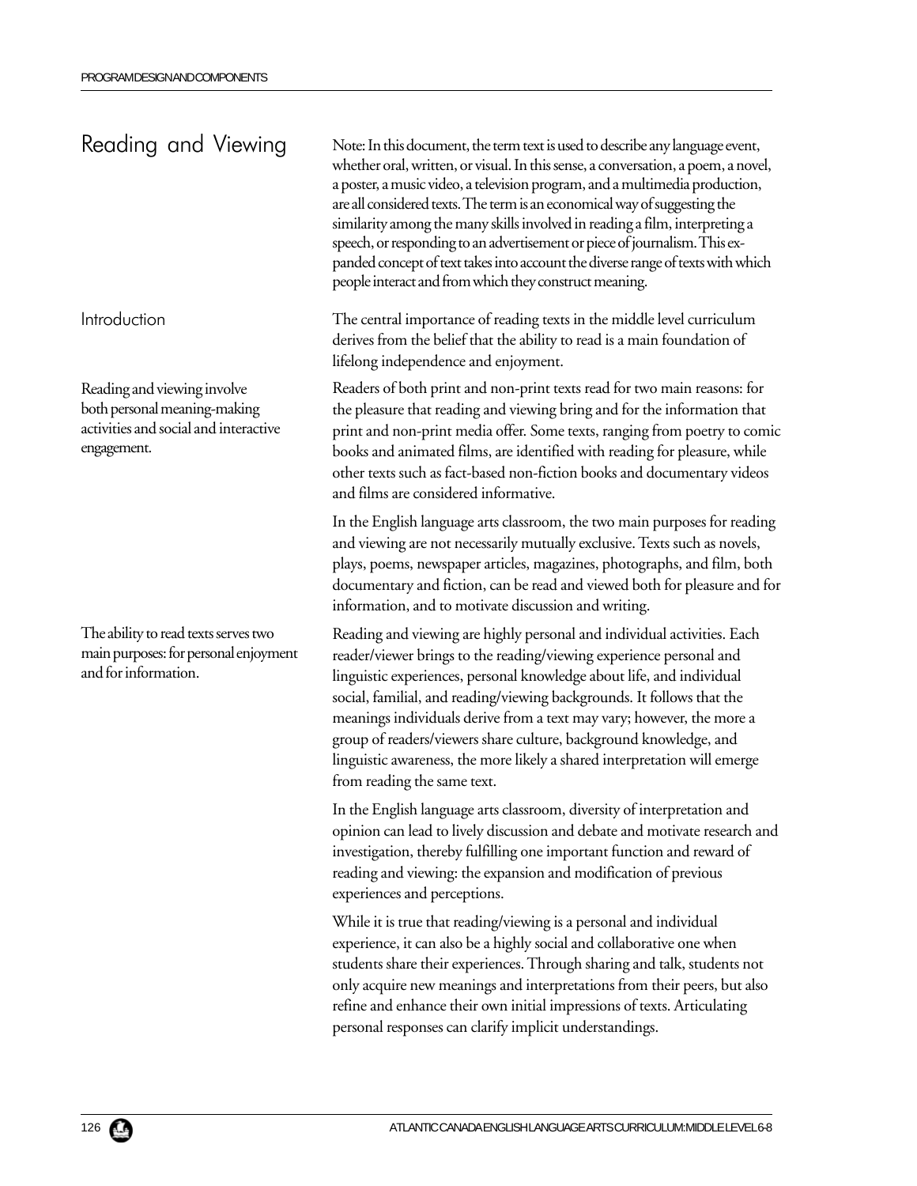## Reading and Viewing

Note: In this document, the term text is used to describe any language event, whether oral, written, or visual. In this sense, a conversation, a poem, a novel, a poster, a music video, a television program, and a multimedia production, are all considered texts. The term is an economical way of suggesting the similarity among the many skills involved in reading a film, interpreting a speech, or responding to an advertisement or piece of journalism. This expanded concept of text takes into account the diverse range of texts with which people interact and from which they construct meaning.

### Introduction

The central importance of reading texts in the middle level curriculum derives from the belief that the ability to read is a main foundation of lifelong independence and enjoyment.

Reading and viewing involve both personal meaning-making activities and social and interactive engagement.

Readers of both print and non-print texts read for two main reasons: for the pleasure that reading and viewing bring and for the information that print and non-print media offer. Some texts, ranging from poetry to comic books and animated films, are identified with reading for pleasure, while other texts such as fact-based non-fiction books and documentary videos and films are considered informative.

In the English language arts classroom, the two main purposes for reading and viewing are not necessarily mutually exclusive. Texts such as novels, plays, poems, newspaper articles, magazines, photographs, and film, both documentary and fiction, can be read and viewed both for pleasure and for information, and to motivate discussion and writing.

The ability to read texts serves two main purposes: for personal enjoyment and for information.

Reading and viewing are highly personal and individual activities. Each reader/viewer brings to the reading/viewing experience personal and linguistic experiences, personal knowledge about life, and individual social, familial, and reading/viewing backgrounds. It follows that the meanings individuals derive from a text may vary; however, the more a group of readers/viewers share culture, background knowledge, and linguistic awareness, the more likely a shared interpretation will emerge from reading the same text.

In the English language arts classroom, diversity of interpretation and opinion can lead to lively discussion and debate and motivate research and investigation, thereby fulfilling one important function and reward of reading and viewing: the expansion and modification of previous experiences and perceptions.

While it is true that reading/viewing is a personal and individual experience, it can also be a highly social and collaborative one when students share their experiences. Through sharing and talk, students not only acquire new meanings and interpretations from their peers, but also refine and enhance their own initial impressions of texts. Articulating personal responses can clarify implicit understandings.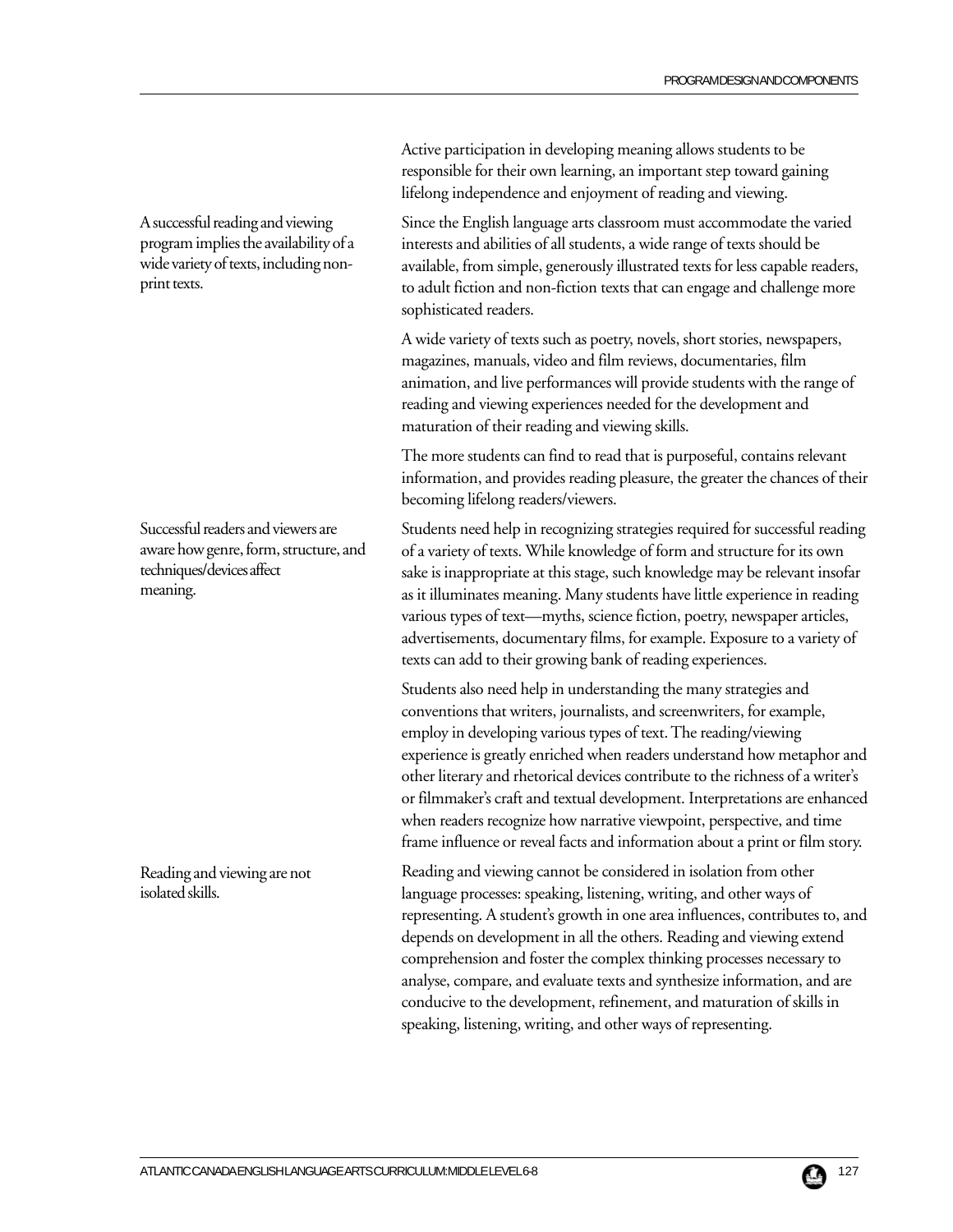Active participation in developing meaning allows students to be responsible for their own learning, an important step toward gaining lifelong independence and enjoyment of reading and viewing.

A successful reading and viewing program implies the availability of a wide variety of texts, including non-print texts.

Since the English language arts classroom must accommodate the varied interests and abilities of all students, a wide range of texts should be available, from simple, generously illustrated texts for less capable readers, to adult fiction and non-fiction texts that can engage and challenge more sophisticated readers.

A wide variety of texts such as poetry, novels, short stories, newspapers, magazines, manuals, video and film reviews, documentaries, film animation, and live performances will provide students with the range of reading and viewing experiences needed for the development and maturation of their reading and viewing skills.

The more students can find to read that is purposeful, contains relevant information, and provides reading pleasure, the greater the chances of their becoming lifelong readers/viewers.

Successful readers and viewers are aware how genre, form, structure, and techniques/devices affect meaning.

Students need help in recognizing strategies required for successful reading of a variety of texts. While knowledge of form and structure for its own sake is inappropriate at this stage, such knowledge may be relevant insofar as it illuminates meaning. Many students have little experience in reading various types of text—myths, science fiction, poetry, newspaper articles, advertisements, documentary films, for example. Exposure to a variety of texts can add to their growing bank of reading experiences.

Students also need help in understanding the many strategies and conventions that writers, journalists, and screenwriters, for example, employ in developing various types of text. The reading/viewing experience is greatly enriched when readers understand how metaphor and other literary and rhetorical devices contribute to the richness of a writer's or filmmaker's craft and textual development. Interpretations are enhanced when readers recognize how narrative viewpoint, perspective, and time frame influence or reveal facts and information about a print or film story.

Reading and viewing are not isolated skills.

Reading and viewing cannot be considered in isolation from other language processes: speaking, listening, writing, and other ways of representing. A student's growth in one area influences, contributes to, and depends on development in all the others. Reading and viewing extend comprehension and foster the complex thinking processes necessary to analyse, compare, and evaluate texts and synthesize information, and are conducive to the development, refinement, and maturation of skills in speaking, listening, writing, and other ways of representing.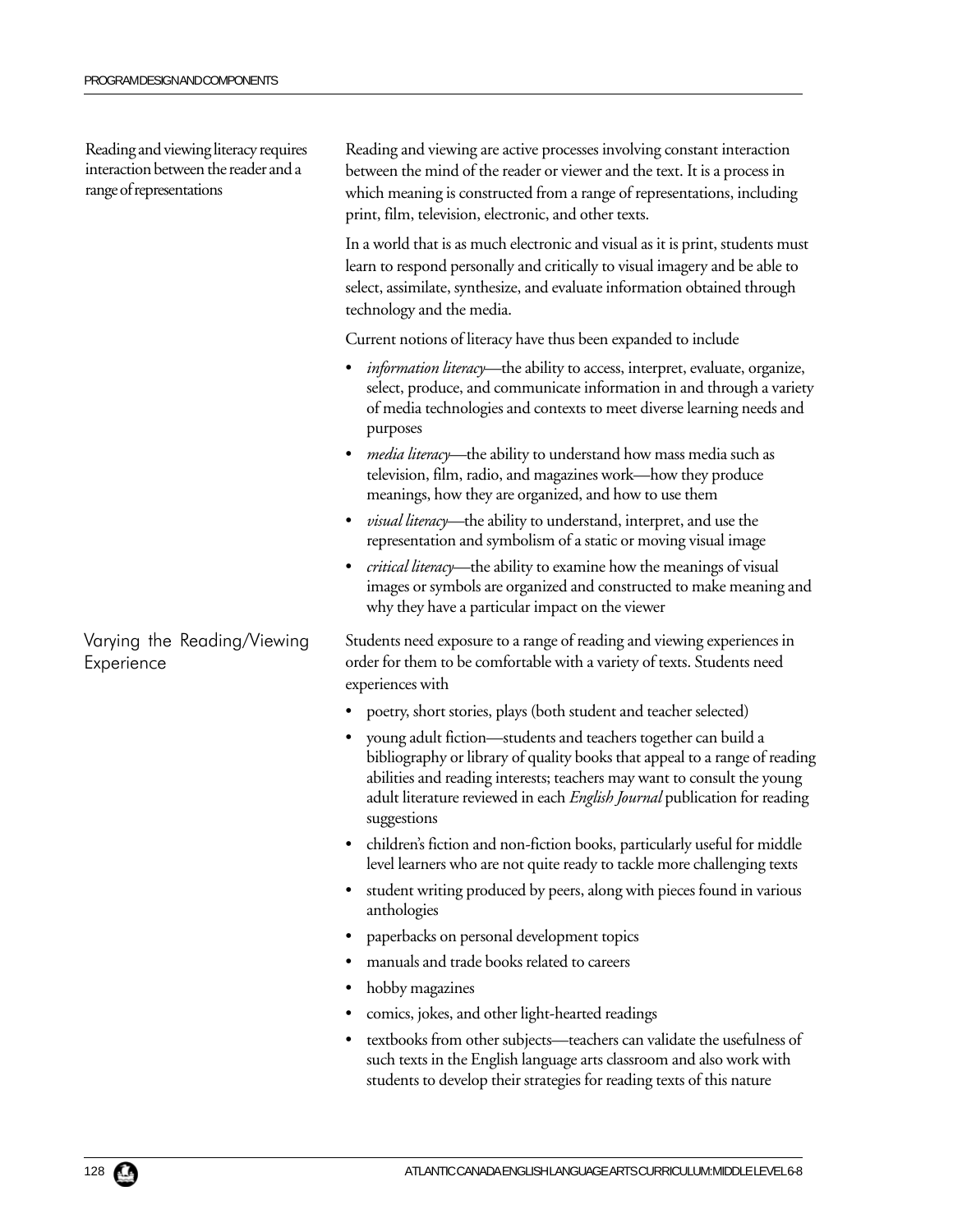Reading and viewing literacy requires interaction between the reader and a range of representations

Reading and viewing are active processes involving constant interaction between the mind of the reader or viewer and the text. It is a process in which meaning is constructed from a range of representations, including print, film, television, electronic, and other texts.

In a world that is as much electronic and visual as it is print, students must learn to respond personally and critically to visual imagery and be able to select, assimilate, synthesize, and evaluate information obtained through technology and the media.

Current notions of literacy have thus been expanded to include

- *information literacy*—the ability to access, interpret, evaluate, organize, select, produce, and communicate information in and through a variety of media technologies and contexts to meet diverse learning needs and purposes
- *media literacy*—the ability to understand how mass media such as television, film, radio, and magazines work—how they produce meanings, how they are organized, and how to use them
- *visual literacy*—the ability to understand, interpret, and use the representation and symbolism of a static or moving visual image
- *critical literacy*—the ability to examine how the meanings of visual images or symbols are organized and constructed to make meaning and why they have a particular impact on the viewer

## Varying the Reading/Viewing Experience

Students need exposure to a range of reading and viewing experiences in order for them to be comfortable with a variety of texts. Students need experiences with

- poetry, short stories, plays (both student and teacher selected)
- young adult fiction—students and teachers together can build a bibliography or library of quality books that appeal to a range of reading abilities and reading interests; teachers may want to consult the young adult literature reviewed in each *English Journal* publication for reading suggestions
- children's fiction and non-fiction books, particularly useful for middle level learners who are not quite ready to tackle more challenging texts
- student writing produced by peers, along with pieces found in various anthologies
- paperbacks on personal development topics
- manuals and trade books related to careers
- hobby magazines
- comics, jokes, and other light-hearted readings
- textbooks from other subjects—teachers can validate the usefulness of such texts in the English language arts classroom and also work with students to develop their strategies for reading texts of this nature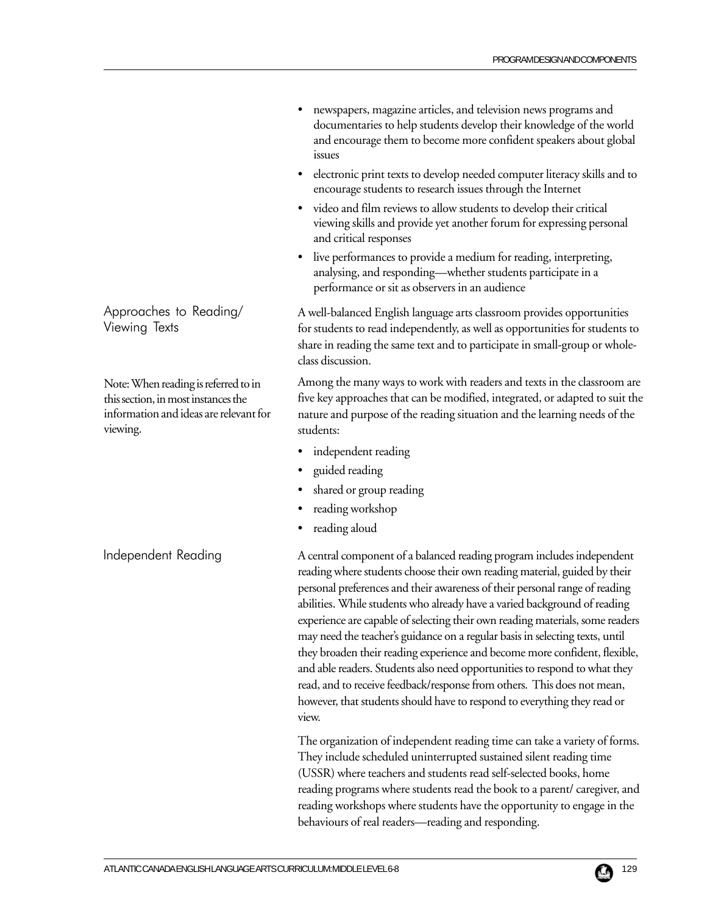- newspapers, magazine articles, and television news programs and documentaries to help students develop their knowledge of the world and encourage them to become more confident speakers about global issues
- electronic print texts to develop needed computer literacy skills and to encourage students to research issues through the Internet
- video and film reviews to allow students to develop their critical viewing skills and provide yet another forum for expressing personal and critical responses
- live performances to provide a medium for reading, interpreting, analysing, and responding—whether students participate in a performance or sit as observers in an audience

## Approaches to Reading/ Viewing Texts

Note: When reading is referred to in this section, in most instances the information and ideas are relevant for viewing.

A well-balanced English language arts classroom provides opportunities for students to read independently, as well as opportunities for students to share in reading the same text and to participate in small-group or whole-class discussion.

Among the many ways to work with readers and texts in the classroom are five key approaches that can be modified, integrated, or adapted to suit the nature and purpose of the reading situation and the learning needs of the students:

- independent reading
- guided reading
- shared or group reading
- reading workshop
- reading aloud

## Independent Reading

A central component of a balanced reading program includes independent reading where students choose their own reading material, guided by their personal preferences and their awareness of their personal range of reading abilities. While students who already have a varied background of reading experience are capable of selecting their own reading materials, some readers may need the teacher's guidance on a regular basis in selecting texts, until they broaden their reading experience and become more confident, flexible, and able readers. Students also need opportunities to respond to what they read, and to receive feedback/response from others. This does not mean, however, that students should have to respond to everything they read or view.

The organization of independent reading time can take a variety of forms. They include scheduled uninterrupted sustained silent reading time (USSR) where teachers and students read self-selected books, home reading programs where students read the book to a parent/ caregiver, and reading workshops where students have the opportunity to engage in the behaviours of real readers—reading and responding.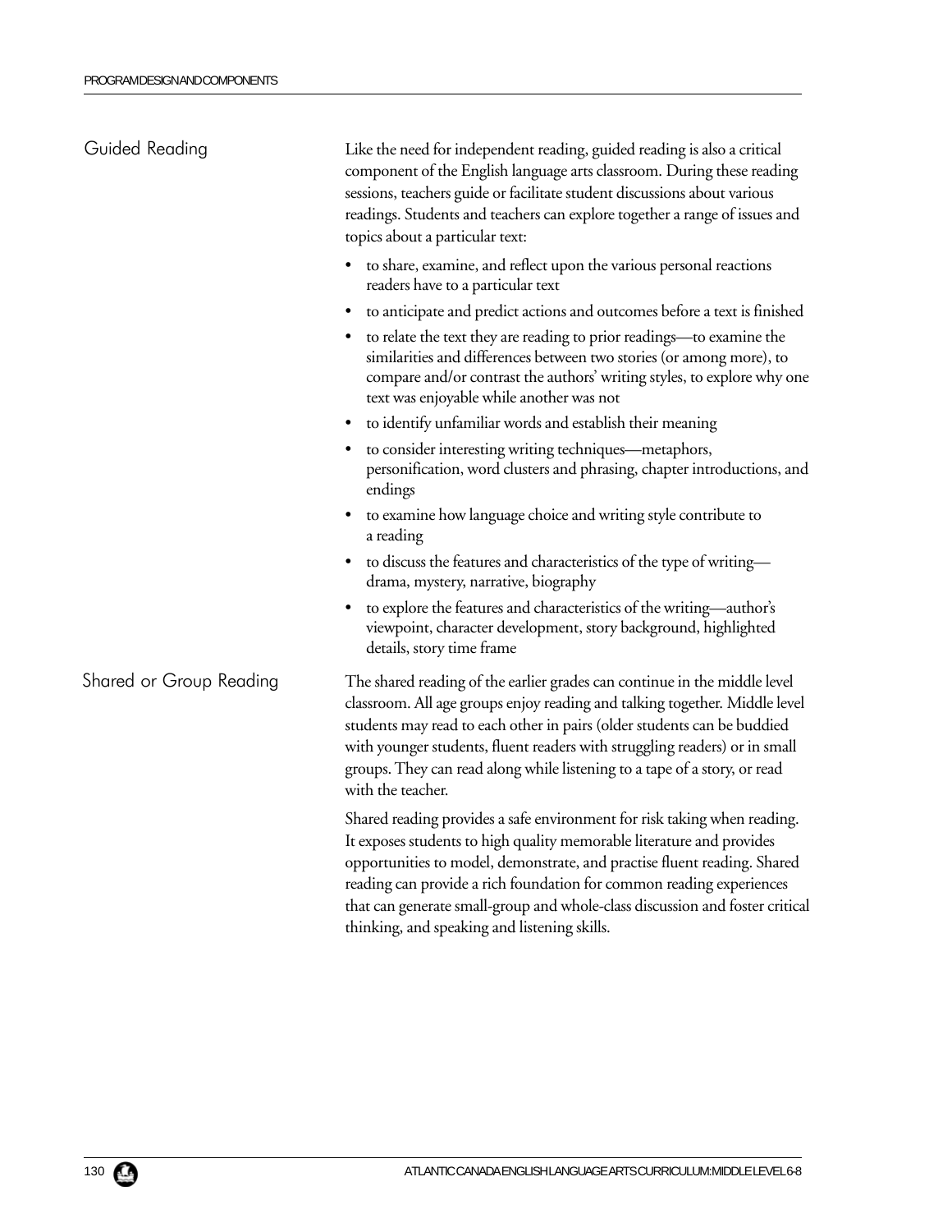## Guided Reading

Like the need for independent reading, guided reading is also a critical component of the English language arts classroom. During these reading sessions, teachers guide or facilitate student discussions about various readings. Students and teachers can explore together a range of issues and topics about a particular text:

- to share, examine, and reflect upon the various personal reactions readers have to a particular text
- to anticipate and predict actions and outcomes before a text is finished
- to relate the text they are reading to prior readings—to examine the similarities and differences between two stories (or among more), to compare and/or contrast the authors' writing styles, to explore why one text was enjoyable while another was not
- to identify unfamiliar words and establish their meaning
- to consider interesting writing techniques—metaphors, personification, word clusters and phrasing, chapter introductions, and endings
- to examine how language choice and writing style contribute to a reading
- to discuss the features and characteristics of the type of writing—drama, mystery, narrative, biography
- to explore the features and characteristics of the writing—author's viewpoint, character development, story background, highlighted details, story time frame

## Shared or Group Reading

The shared reading of the earlier grades can continue in the middle level classroom. All age groups enjoy reading and talking together. Middle level students may read to each other in pairs (older students can be buddied with younger students, fluent readers with struggling readers) or in small groups. They can read along while listening to a tape of a story, or read with the teacher.

Shared reading provides a safe environment for risk taking when reading. It exposes students to high quality memorable literature and provides opportunities to model, demonstrate, and practise fluent reading. Shared reading can provide a rich foundation for common reading experiences that can generate small-group and whole-class discussion and foster critical thinking, and speaking and listening skills.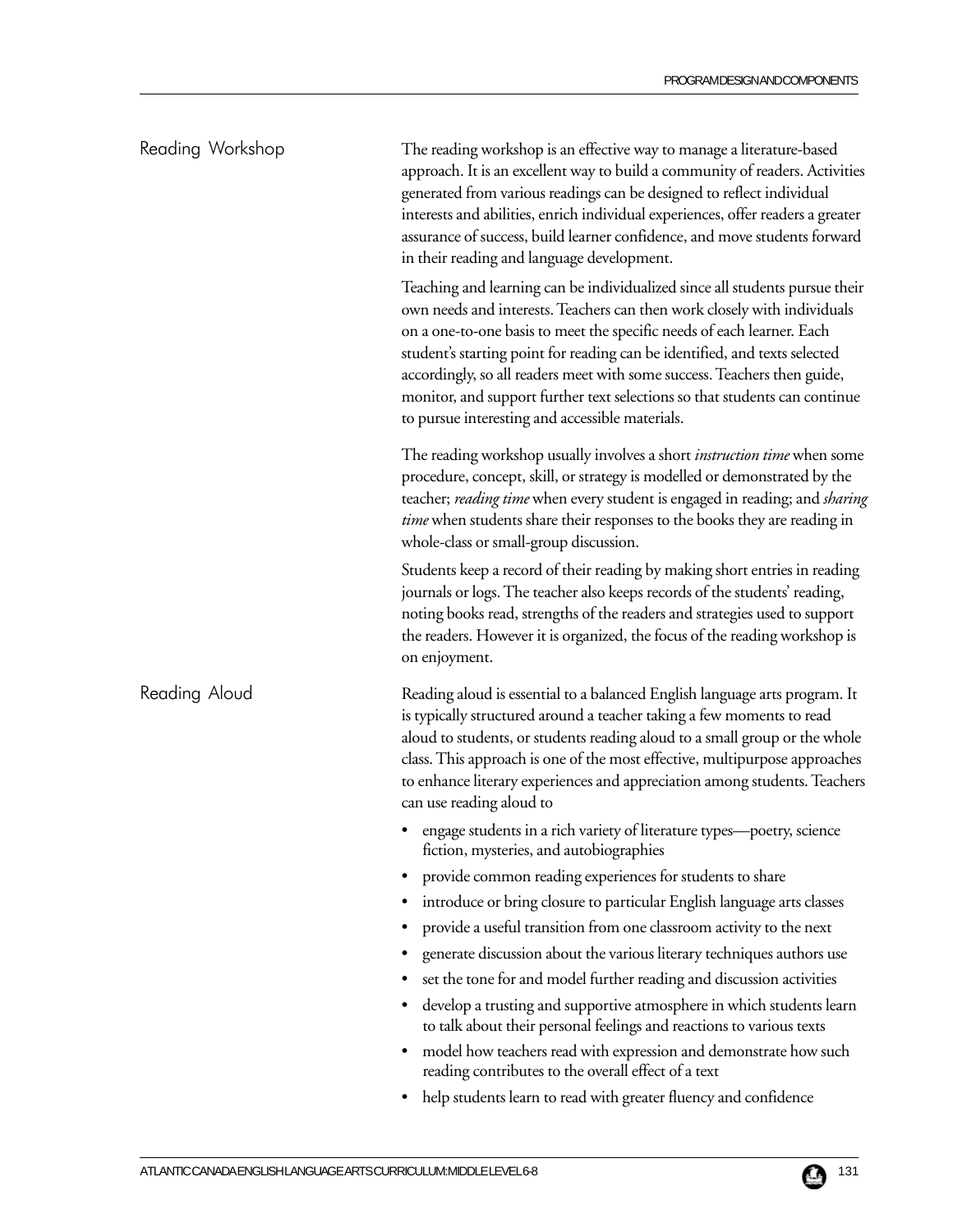## Reading Workshop

The reading workshop is an effective way to manage a literature-based approach. It is an excellent way to build a community of readers. Activities generated from various readings can be designed to reflect individual interests and abilities, enrich individual experiences, offer readers a greater assurance of success, build learner confidence, and move students forward in their reading and language development.

Teaching and learning can be individualized since all students pursue their own needs and interests. Teachers can then work closely with individuals on a one-to-one basis to meet the specific needs of each learner. Each student's starting point for reading can be identified, and texts selected accordingly, so all readers meet with some success. Teachers then guide, monitor, and support further text selections so that students can continue to pursue interesting and accessible materials.

The reading workshop usually involves a short *instruction time* when some procedure, concept, skill, or strategy is modelled or demonstrated by the teacher; *reading time* when every student is engaged in reading; and *sharing time* when students share their responses to the books they are reading in whole-class or small-group discussion.

Students keep a record of their reading by making short entries in reading journals or logs. The teacher also keeps records of the students' reading, noting books read, strengths of the readers and strategies used to support the readers. However it is organized, the focus of the reading workshop is on enjoyment.

## Reading Aloud

Reading aloud is essential to a balanced English language arts program. It is typically structured around a teacher taking a few moments to read aloud to students, or students reading aloud to a small group or the whole class. This approach is one of the most effective, multipurpose approaches to enhance literary experiences and appreciation among students. Teachers can use reading aloud to

- engage students in a rich variety of literature types—poetry, science fiction, mysteries, and autobiographies
- provide common reading experiences for students to share
- introduce or bring closure to particular English language arts classes
- provide a useful transition from one classroom activity to the next
- generate discussion about the various literary techniques authors use
- set the tone for and model further reading and discussion activities
- develop a trusting and supportive atmosphere in which students learn to talk about their personal feelings and reactions to various texts
- model how teachers read with expression and demonstrate how such reading contributes to the overall effect of a text
- help students learn to read with greater fluency and confidence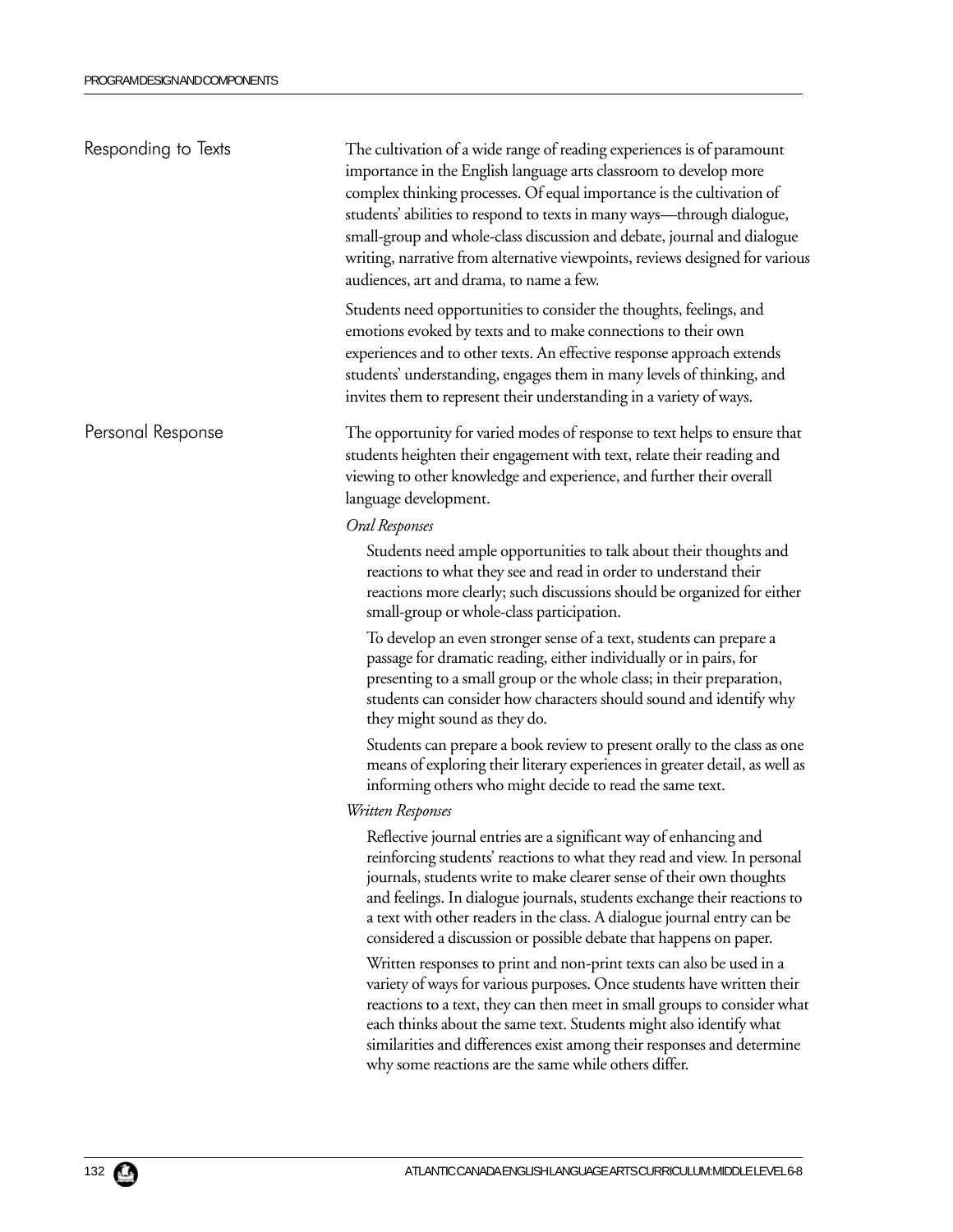## Responding to Texts

The cultivation of a wide range of reading experiences is of paramount importance in the English language arts classroom to develop more complex thinking processes. Of equal importance is the cultivation of students' abilities to respond to texts in many ways—through dialogue, small-group and whole-class discussion and debate, journal and dialogue writing, narrative from alternative viewpoints, reviews designed for various audiences, art and drama, to name a few.

Students need opportunities to consider the thoughts, feelings, and emotions evoked by texts and to make connections to their own experiences and to other texts. An effective response approach extends students' understanding, engages them in many levels of thinking, and invites them to represent their understanding in a variety of ways.

## Personal Response

The opportunity for varied modes of response to text helps to ensure that students heighten their engagement with text, relate their reading and viewing to other knowledge and experience, and further their overall language development.

*Oral Responses*

Students need ample opportunities to talk about their thoughts and reactions to what they see and read in order to understand their reactions more clearly; such discussions should be organized for either small-group or whole-class participation.

To develop an even stronger sense of a text, students can prepare a passage for dramatic reading, either individually or in pairs, for presenting to a small group or the whole class; in their preparation, students can consider how characters should sound and identify why they might sound as they do.

Students can prepare a book review to present orally to the class as one means of exploring their literary experiences in greater detail, as well as informing others who might decide to read the same text.

*Written Responses*

Reflective journal entries are a significant way of enhancing and reinforcing students' reactions to what they read and view. In personal journals, students write to make clearer sense of their own thoughts and feelings. In dialogue journals, students exchange their reactions to a text with other readers in the class. A dialogue journal entry can be considered a discussion or possible debate that happens on paper.

Written responses to print and non-print texts can also be used in a variety of ways for various purposes. Once students have written their reactions to a text, they can then meet in small groups to consider what each thinks about the same text. Students might also identify what similarities and differences exist among their responses and determine why some reactions are the same while others differ.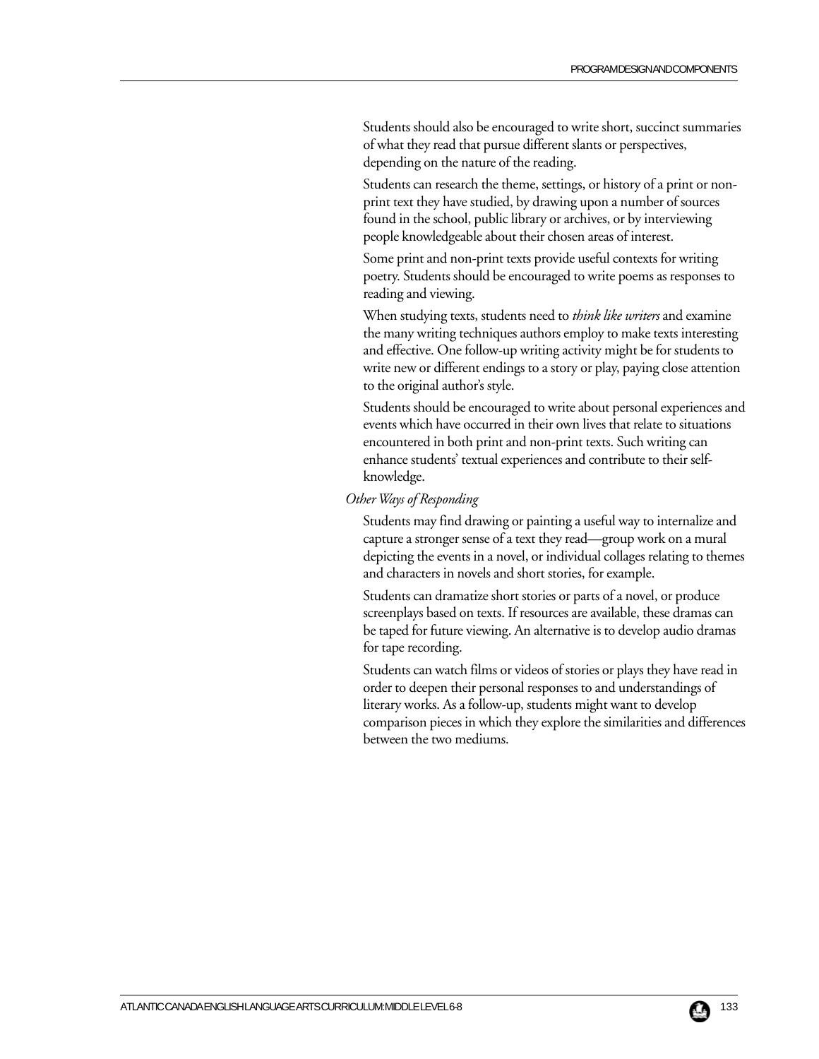Students should also be encouraged to write short, succinct summaries of what they read that pursue different slants or perspectives, depending on the nature of the reading.

Students can research the theme, settings, or history of a print or non-print text they have studied, by drawing upon a number of sources found in the school, public library or archives, or by interviewing people knowledgeable about their chosen areas of interest.

Some print and non-print texts provide useful contexts for writing poetry. Students should be encouraged to write poems as responses to reading and viewing.

When studying texts, students need to *think like writers* and examine the many writing techniques authors employ to make texts interesting and effective. One follow-up writing activity might be for students to write new or different endings to a story or play, paying close attention to the original author's style.

Students should be encouraged to write about personal experiences and events which have occurred in their own lives that relate to situations encountered in both print and non-print texts. Such writing can enhance students' textual experiences and contribute to their self-knowledge.

*Other Ways of Responding*

Students may find drawing or painting a useful way to internalize and capture a stronger sense of a text they read—group work on a mural depicting the events in a novel, or individual collages relating to themes and characters in novels and short stories, for example.

Students can dramatize short stories or parts of a novel, or produce screenplays based on texts. If resources are available, these dramas can be taped for future viewing. An alternative is to develop audio dramas for tape recording.

Students can watch films or videos of stories or plays they have read in order to deepen their personal responses to and understandings of literary works. As a follow-up, students might want to develop comparison pieces in which they explore the similarities and differences between the two mediums.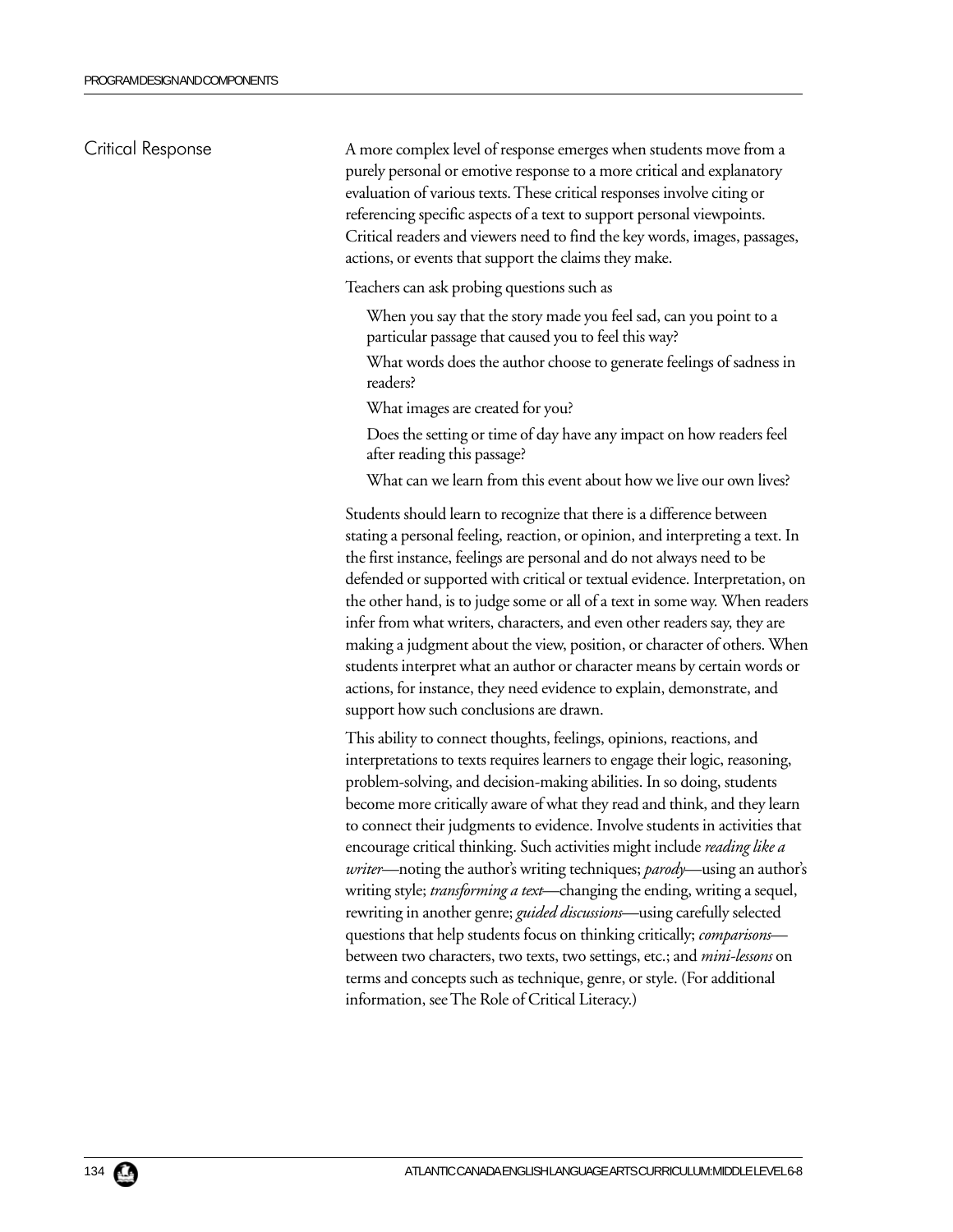## Critical Response

A more complex level of response emerges when students move from a purely personal or emotive response to a more critical and explanatory evaluation of various texts. These critical responses involve citing or referencing specific aspects of a text to support personal viewpoints. Critical readers and viewers need to find the key words, images, passages, actions, or events that support the claims they make.

Teachers can ask probing questions such as

When you say that the story made you feel sad, can you point to a particular passage that caused you to feel this way?

What words does the author choose to generate feelings of sadness in readers?

What images are created for you?

Does the setting or time of day have any impact on how readers feel after reading this passage?

What can we learn from this event about how we live our own lives?

Students should learn to recognize that there is a difference between stating a personal feeling, reaction, or opinion, and interpreting a text. In the first instance, feelings are personal and do not always need to be defended or supported with critical or textual evidence. Interpretation, on the other hand, is to judge some or all of a text in some way. When readers infer from what writers, characters, and even other readers say, they are making a judgment about the view, position, or character of others. When students interpret what an author or character means by certain words or actions, for instance, they need evidence to explain, demonstrate, and support how such conclusions are drawn.

This ability to connect thoughts, feelings, opinions, reactions, and interpretations to texts requires learners to engage their logic, reasoning, problem-solving, and decision-making abilities. In so doing, students become more critically aware of what they read and think, and they learn to connect their judgments to evidence. Involve students in activities that encourage critical thinking. Such activities might include *reading like a writer*—noting the author's writing techniques; *parody*—using an author's writing style; *transforming a text*—changing the ending, writing a sequel, rewriting in another genre; *guided discussions*—using carefully selected questions that help students focus on thinking critically; *comparisons*—between two characters, two texts, two settings, etc.; and *mini-lessons* on terms and concepts such as technique, genre, or style. (For additional information, see The Role of Critical Literacy.)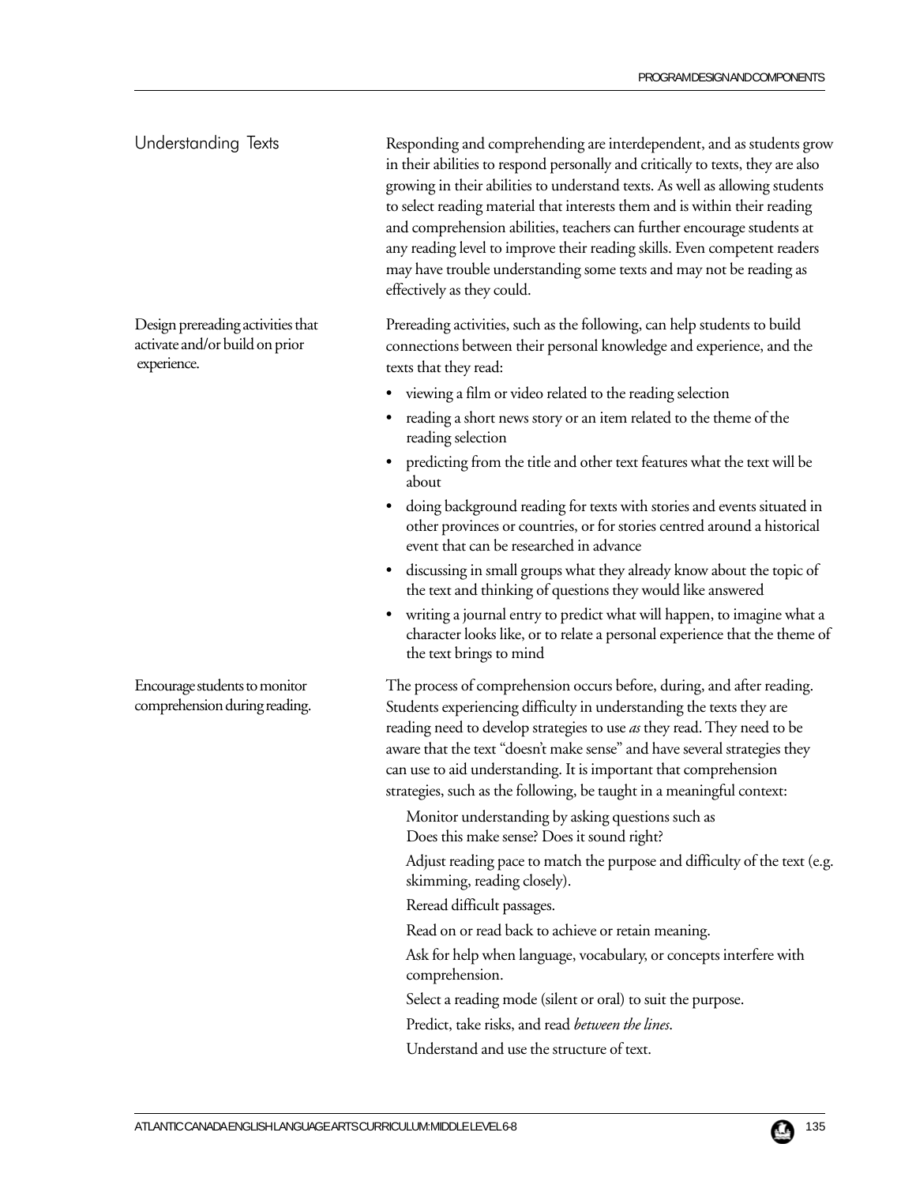## Understanding Texts

Responding and comprehending are interdependent, and as students grow in their abilities to respond personally and critically to texts, they are also growing in their abilities to understand texts. As well as allowing students to select reading material that interests them and is within their reading and comprehension abilities, teachers can further encourage students at any reading level to improve their reading skills. Even competent readers may have trouble understanding some texts and may not be reading as effectively as they could.

Design prereading activities that activate and/or build on prior experience.

Prereading activities, such as the following, can help students to build connections between their personal knowledge and experience, and the texts that they read:

- viewing a film or video related to the reading selection
- reading a short news story or an item related to the theme of the reading selection
- predicting from the title and other text features what the text will be about
- doing background reading for texts with stories and events situated in other provinces or countries, or for stories centred around a historical event that can be researched in advance
- discussing in small groups what they already know about the topic of the text and thinking of questions they would like answered
- writing a journal entry to predict what will happen, to imagine what a character looks like, or to relate a personal experience that the theme of the text brings to mind

Encourage students to monitor comprehension during reading.

The process of comprehension occurs before, during, and after reading. Students experiencing difficulty in understanding the texts they are reading need to develop strategies to use *as* they read. They need to be aware that the text "doesn't make sense" and have several strategies they can use to aid understanding. It is important that comprehension strategies, such as the following, be taught in a meaningful context:

Monitor understanding by asking questions such as Does this make sense? Does it sound right?

Adjust reading pace to match the purpose and difficulty of the text (e.g. skimming, reading closely).

Reread difficult passages.

Read on or read back to achieve or retain meaning.

Ask for help when language, vocabulary, or concepts interfere with comprehension.

Select a reading mode (silent or oral) to suit the purpose.

Predict, take risks, and read *between the lines*.

Understand and use the structure of text.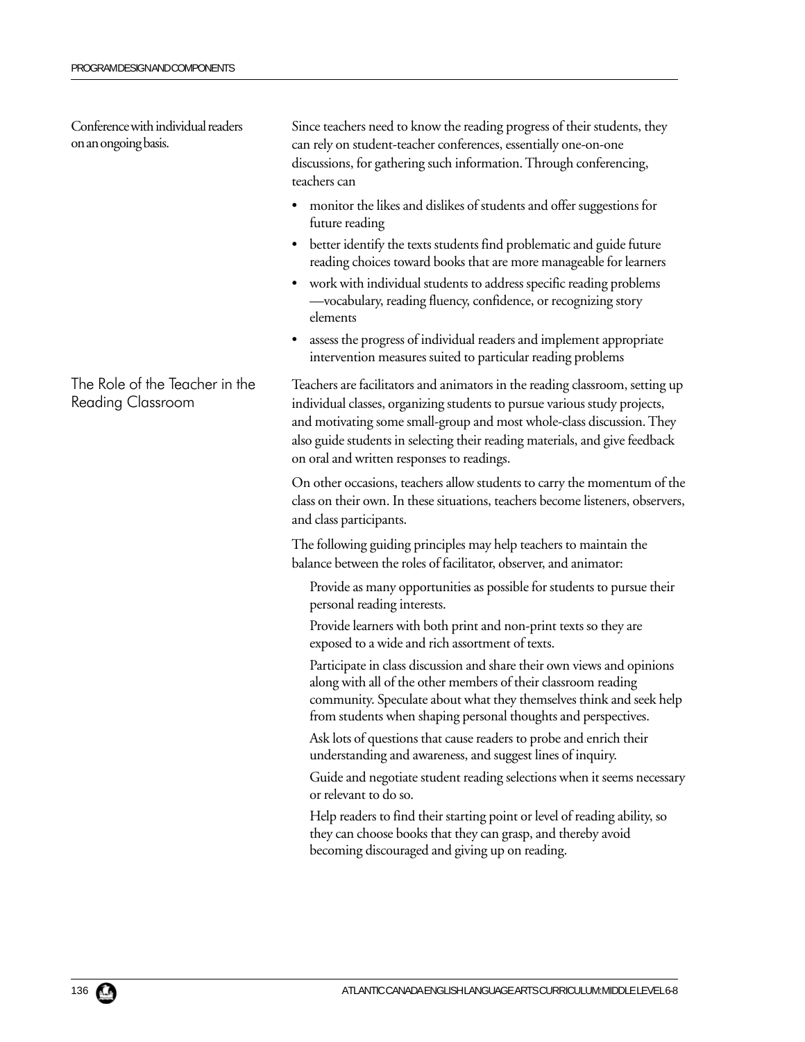Conference with individual readers on an ongoing basis.

Since teachers need to know the reading progress of their students, they can rely on student-teacher conferences, essentially one-on-one discussions, for gathering such information. Through conferencing, teachers can

- monitor the likes and dislikes of students and offer suggestions for future reading
- better identify the texts students find problematic and guide future reading choices toward books that are more manageable for learners
- work with individual students to address specific reading problems —vocabulary, reading fluency, confidence, or recognizing story elements
- assess the progress of individual readers and implement appropriate intervention measures suited to particular reading problems

## The Role of the Teacher in the Reading Classroom

Teachers are facilitators and animators in the reading classroom, setting up individual classes, organizing students to pursue various study projects, and motivating some small-group and most whole-class discussion. They also guide students in selecting their reading materials, and give feedback on oral and written responses to readings.

On other occasions, teachers allow students to carry the momentum of the class on their own. In these situations, teachers become listeners, observers, and class participants.

The following guiding principles may help teachers to maintain the balance between the roles of facilitator, observer, and animator:

Provide as many opportunities as possible for students to pursue their personal reading interests.

Provide learners with both print and non-print texts so they are exposed to a wide and rich assortment of texts.

Participate in class discussion and share their own views and opinions along with all of the other members of their classroom reading community. Speculate about what they themselves think and seek help from students when shaping personal thoughts and perspectives.

Ask lots of questions that cause readers to probe and enrich their understanding and awareness, and suggest lines of inquiry.

Guide and negotiate student reading selections when it seems necessary or relevant to do so.

Help readers to find their starting point or level of reading ability, so they can choose books that they can grasp, and thereby avoid becoming discouraged and giving up on reading.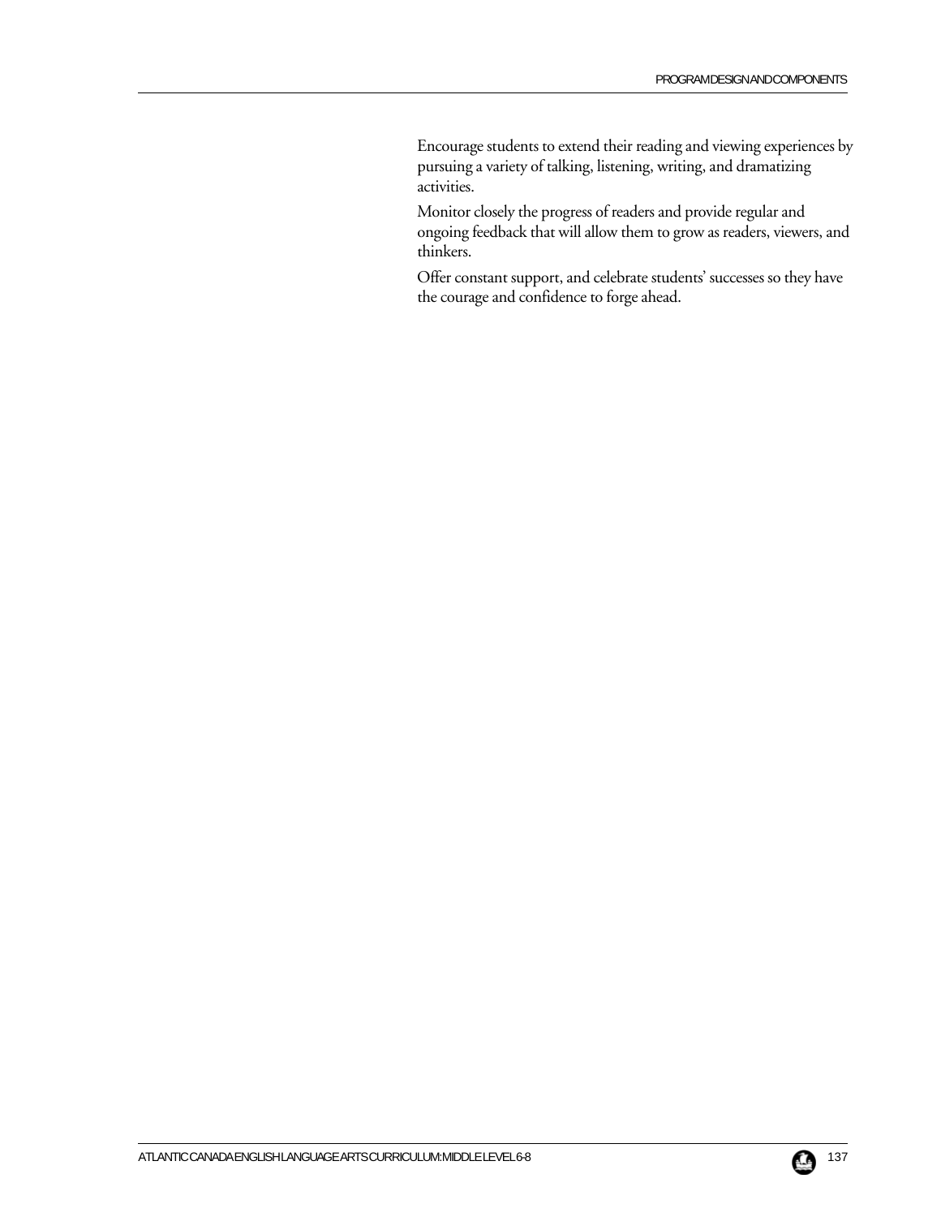Encourage students to extend their reading and viewing experiences by pursuing a variety of talking, listening, writing, and dramatizing activities.

Monitor closely the progress of readers and provide regular and ongoing feedback that will allow them to grow as readers, viewers, and thinkers.

Offer constant support, and celebrate students' successes so they have the courage and confidence to forge ahead.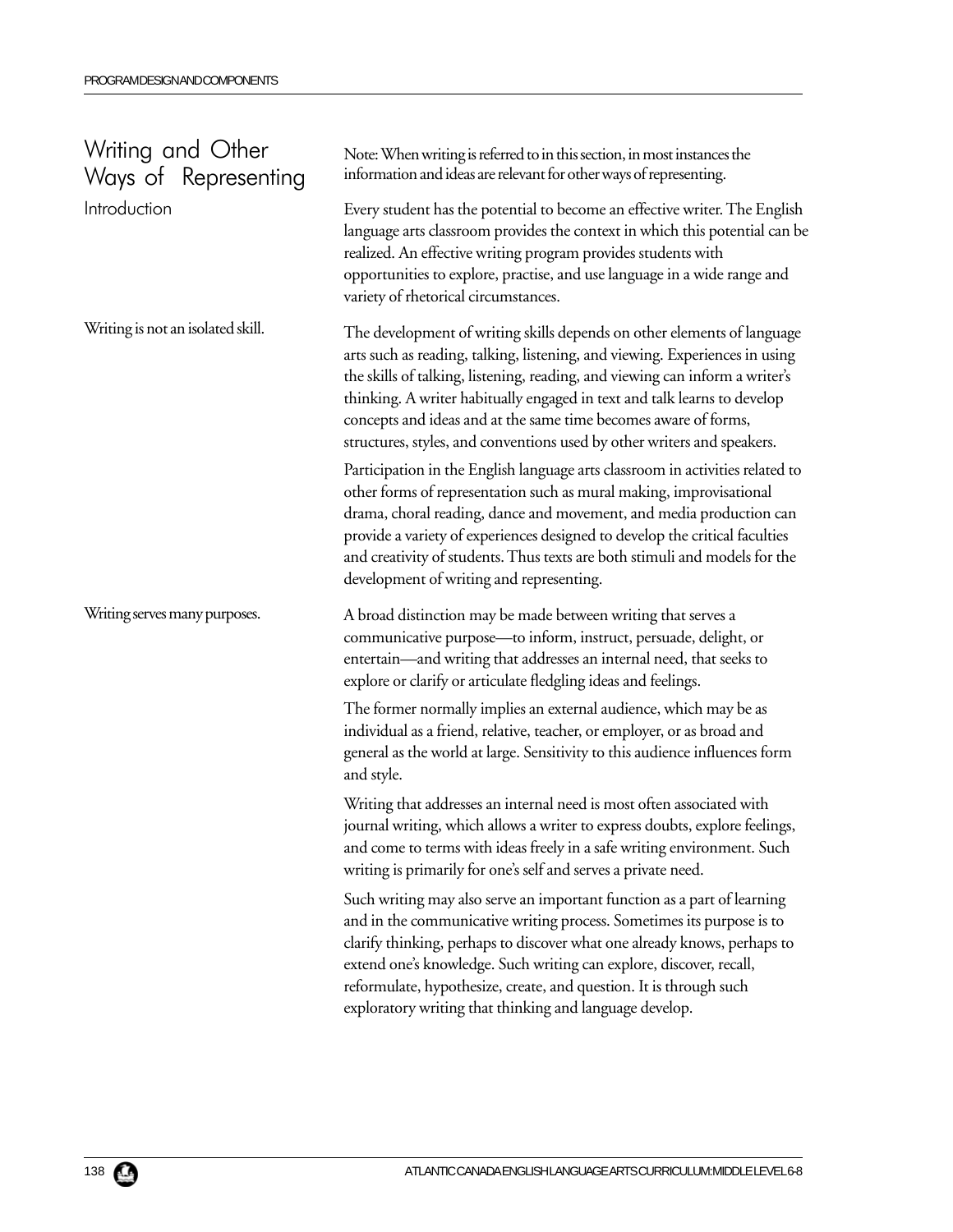## Writing and Other Ways of Representing

### Introduction

Note: When writing is referred to in this section, in most instances the information and ideas are relevant for other ways of representing.

Every student has the potential to become an effective writer. The English language arts classroom provides the context in which this potential can be realized. An effective writing program provides students with opportunities to explore, practise, and use language in a wide range and variety of rhetorical circumstances.

Writing is not an isolated skill.

The development of writing skills depends on other elements of language arts such as reading, talking, listening, and viewing. Experiences in using the skills of talking, listening, reading, and viewing can inform a writer's thinking. A writer habitually engaged in text and talk learns to develop concepts and ideas and at the same time becomes aware of forms, structures, styles, and conventions used by other writers and speakers.

Participation in the English language arts classroom in activities related to other forms of representation such as mural making, improvisational drama, choral reading, dance and movement, and media production can provide a variety of experiences designed to develop the critical faculties and creativity of students. Thus texts are both stimuli and models for the development of writing and representing.

Writing serves many purposes.

A broad distinction may be made between writing that serves a communicative purpose—to inform, instruct, persuade, delight, or entertain—and writing that addresses an internal need, that seeks to explore or clarify or articulate fledgling ideas and feelings.

The former normally implies an external audience, which may be as individual as a friend, relative, teacher, or employer, or as broad and general as the world at large. Sensitivity to this audience influences form and style.

Writing that addresses an internal need is most often associated with journal writing, which allows a writer to express doubts, explore feelings, and come to terms with ideas freely in a safe writing environment. Such writing is primarily for one's self and serves a private need.

Such writing may also serve an important function as a part of learning and in the communicative writing process. Sometimes its purpose is to clarify thinking, perhaps to discover what one already knows, perhaps to extend one's knowledge. Such writing can explore, discover, recall, reformulate, hypothesize, create, and question. It is through such exploratory writing that thinking and language develop.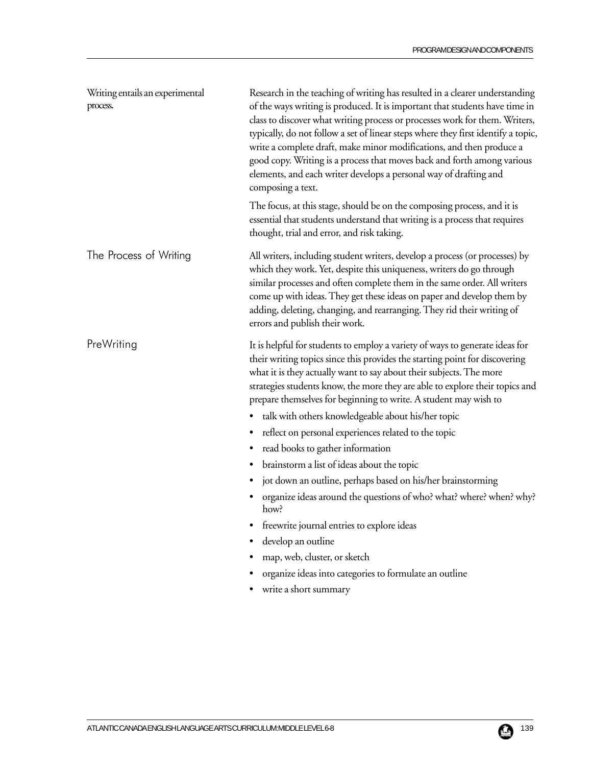Writing entails an experimental process.

Research in the teaching of writing has resulted in a clearer understanding of the ways writing is produced. It is important that students have time in class to discover what writing process or processes work for them. Writers, typically, do not follow a set of linear steps where they first identify a topic, write a complete draft, make minor modifications, and then produce a good copy. Writing is a process that moves back and forth among various elements, and each writer develops a personal way of drafting and composing a text.

The focus, at this stage, should be on the composing process, and it is essential that students understand that writing is a process that requires thought, trial and error, and risk taking.

## The Process of Writing

All writers, including student writers, develop a process (or processes) by which they work. Yet, despite this uniqueness, writers do go through similar processes and often complete them in the same order. All writers come up with ideas. They get these ideas on paper and develop them by adding, deleting, changing, and rearranging. They rid their writing of errors and publish their work.

## PreWriting

It is helpful for students to employ a variety of ways to generate ideas for their writing topics since this provides the starting point for discovering what it is they actually want to say about their subjects. The more strategies students know, the more they are able to explore their topics and prepare themselves for beginning to write. A student may wish to

- talk with others knowledgeable about his/her topic
- reflect on personal experiences related to the topic
- read books to gather information
- brainstorm a list of ideas about the topic
- jot down an outline, perhaps based on his/her brainstorming
- organize ideas around the questions of who? what? where? when? why? how?
- freewrite journal entries to explore ideas
- develop an outline
- map, web, cluster, or sketch
- organize ideas into categories to formulate an outline
- write a short summary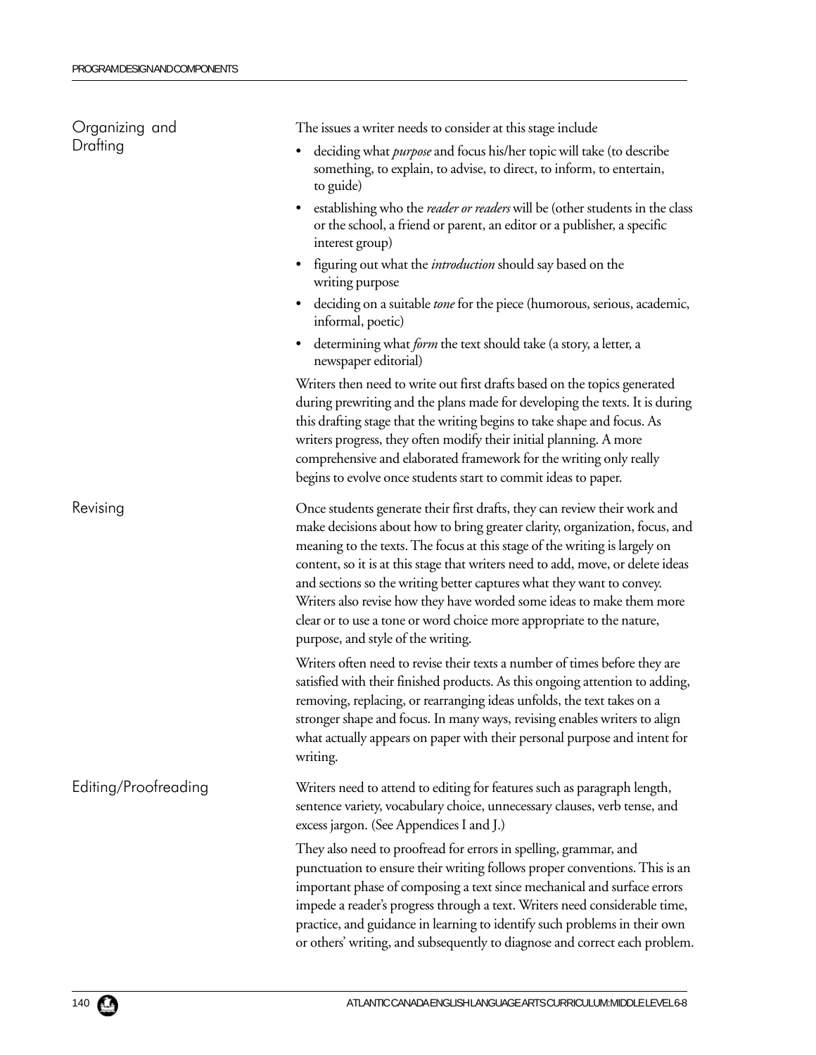### Organizing and Drafting

The issues a writer needs to consider at this stage include

- deciding what *purpose* and focus his/her topic will take (to describe something, to explain, to advise, to direct, to inform, to entertain, to guide)
- establishing who the *reader or readers* will be (other students in the class or the school, a friend or parent, an editor or a publisher, a specific interest group)
- figuring out what the *introduction* should say based on the writing purpose
- deciding on a suitable *tone* for the piece (humorous, serious, academic, informal, poetic)
- determining what *form* the text should take (a story, a letter, a newspaper editorial)

Writers then need to write out first drafts based on the topics generated during prewriting and the plans made for developing the texts. It is during this drafting stage that the writing begins to take shape and focus. As writers progress, they often modify their initial planning. A more comprehensive and elaborated framework for the writing only really begins to evolve once students start to commit ideas to paper.

### Revising

Once students generate their first drafts, they can review their work and make decisions about how to bring greater clarity, organization, focus, and meaning to the texts. The focus at this stage of the writing is largely on content, so it is at this stage that writers need to add, move, or delete ideas and sections so the writing better captures what they want to convey. Writers also revise how they have worded some ideas to make them more clear or to use a tone or word choice more appropriate to the nature, purpose, and style of the writing.

Writers often need to revise their texts a number of times before they are satisfied with their finished products. As this ongoing attention to adding, removing, replacing, or rearranging ideas unfolds, the text takes on a stronger shape and focus. In many ways, revising enables writers to align what actually appears on paper with their personal purpose and intent for writing.

### Editing/Proofreading

Writers need to attend to editing for features such as paragraph length, sentence variety, vocabulary choice, unnecessary clauses, verb tense, and excess jargon. (See Appendices I and J.)

They also need to proofread for errors in spelling, grammar, and punctuation to ensure their writing follows proper conventions. This is an important phase of composing a text since mechanical and surface errors impede a reader's progress through a text. Writers need considerable time, practice, and guidance in learning to identify such problems in their own or others' writing, and subsequently to diagnose and correct each problem.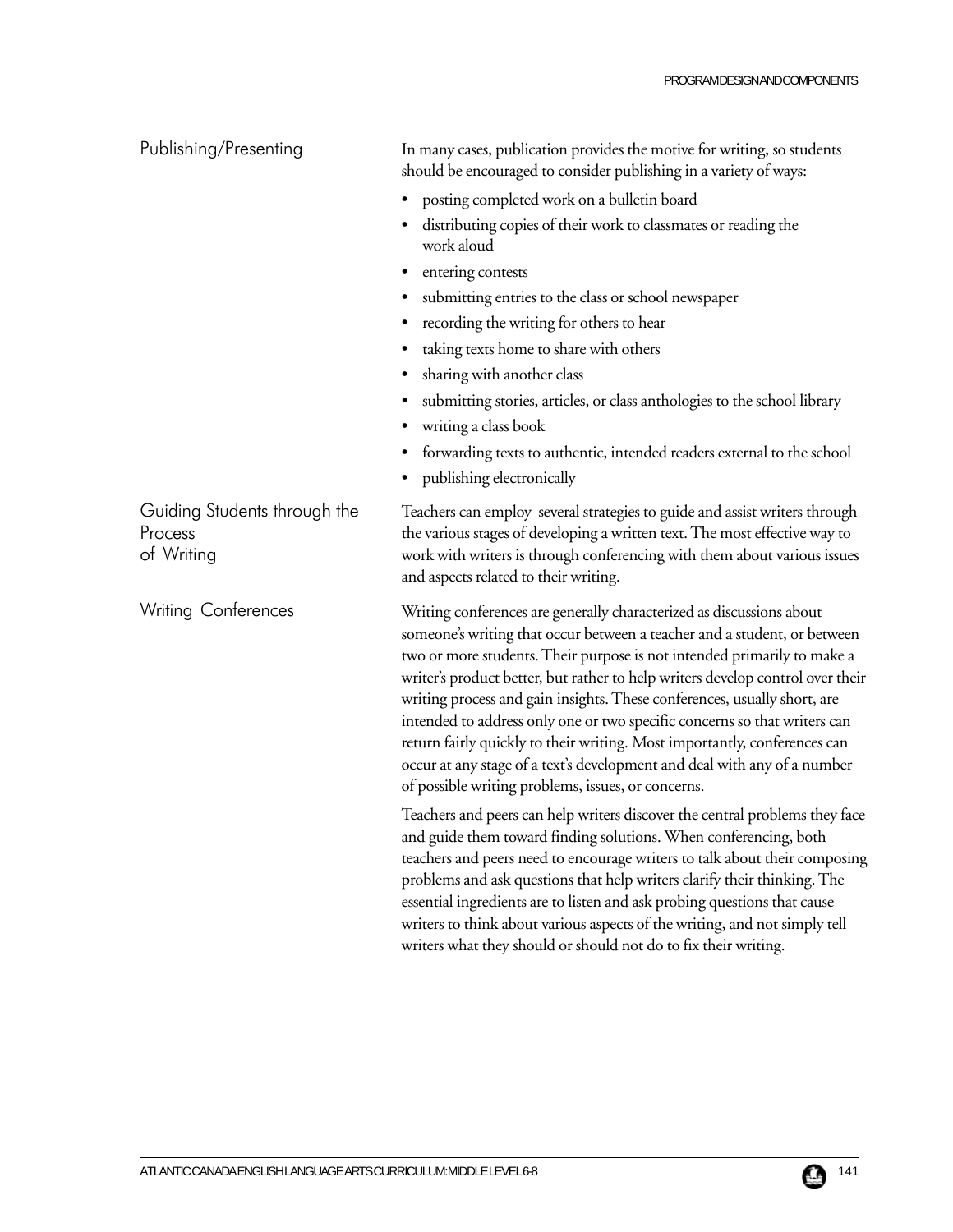## Publishing/Presenting

In many cases, publication provides the motive for writing, so students should be encouraged to consider publishing in a variety of ways:

- posting completed work on a bulletin board
- distributing copies of their work to classmates or reading the work aloud
- entering contests
- submitting entries to the class or school newspaper
- recording the writing for others to hear
- taking texts home to share with others
- sharing with another class
- submitting stories, articles, or class anthologies to the school library
- writing a class book
- forwarding texts to authentic, intended readers external to the school
- publishing electronically

## Guiding Students through the Process of Writing

Teachers can employ several strategies to guide and assist writers through the various stages of developing a written text. The most effective way to work with writers is through conferencing with them about various issues and aspects related to their writing.

## Writing Conferences

Writing conferences are generally characterized as discussions about someone's writing that occur between a teacher and a student, or between two or more students. Their purpose is not intended primarily to make a writer's product better, but rather to help writers develop control over their writing process and gain insights. These conferences, usually short, are intended to address only one or two specific concerns so that writers can return fairly quickly to their writing. Most importantly, conferences can occur at any stage of a text's development and deal with any of a number of possible writing problems, issues, or concerns.

Teachers and peers can help writers discover the central problems they face and guide them toward finding solutions. When conferencing, both teachers and peers need to encourage writers to talk about their composing problems and ask questions that help writers clarify their thinking. The essential ingredients are to listen and ask probing questions that cause writers to think about various aspects of the writing, and not simply tell writers what they should or should not do to fix their writing.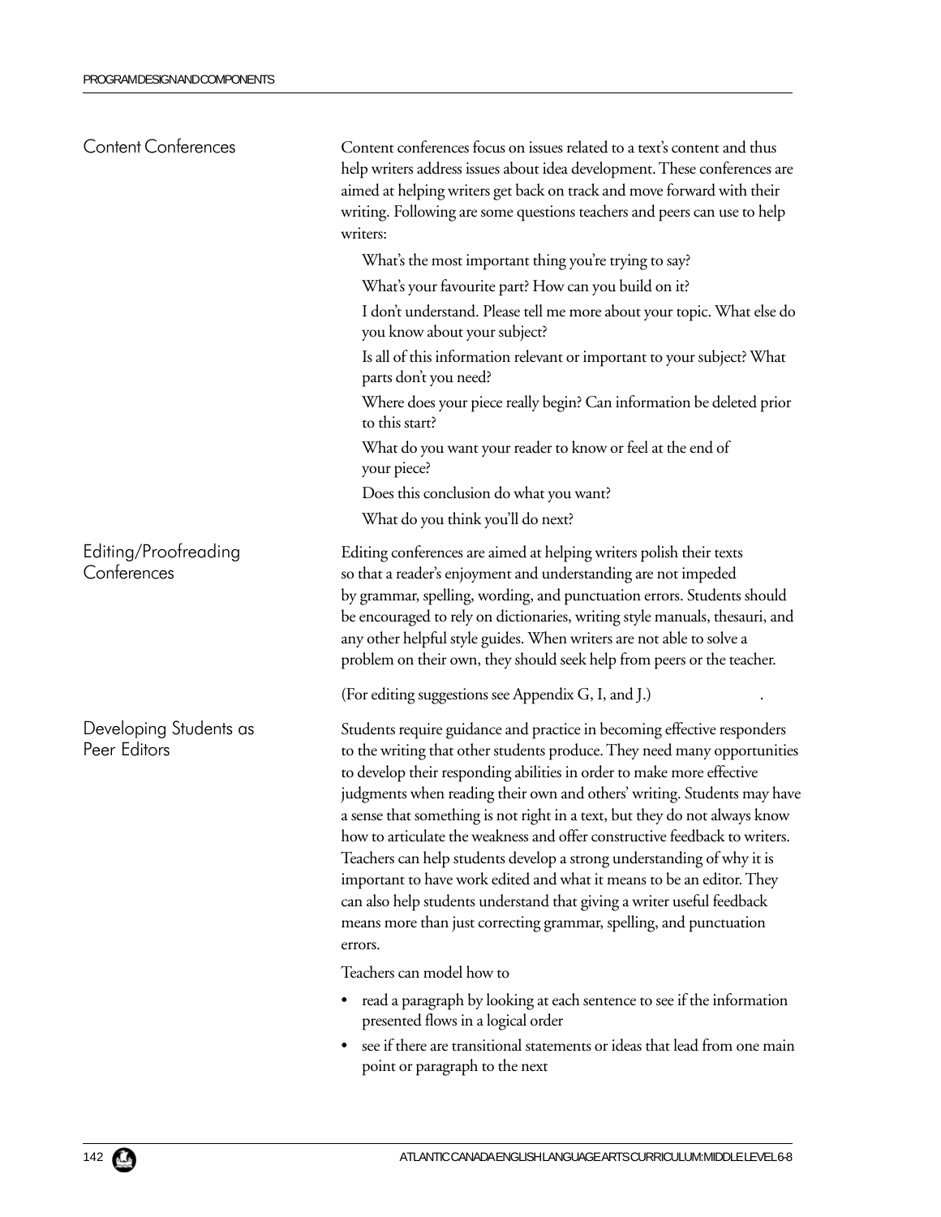### Content Conferences

Content conferences focus on issues related to a text's content and thus help writers address issues about idea development. These conferences are aimed at helping writers get back on track and move forward with their writing. Following are some questions teachers and peers can use to help writers:

What's the most important thing you're trying to say?

What's your favourite part? How can you build on it?

I don't understand. Please tell me more about your topic. What else do you know about your subject?

Is all of this information relevant or important to your subject? What parts don't you need?

Where does your piece really begin? Can information be deleted prior to this start?

What do you want your reader to know or feel at the end of your piece?

Does this conclusion do what you want?

What do you think you'll do next?

### Editing/Proofreading Conferences

Editing conferences are aimed at helping writers polish their texts so that a reader's enjoyment and understanding are not impeded by grammar, spelling, wording, and punctuation errors. Students should be encouraged to rely on dictionaries, writing style manuals, thesauri, and any other helpful style guides. When writers are not able to solve a problem on their own, they should seek help from peers or the teacher.

(For editing suggestions see Appendix G, I, and J.)

### Developing Students as Peer Editors

Students require guidance and practice in becoming effective responders to the writing that other students produce. They need many opportunities to develop their responding abilities in order to make more effective judgments when reading their own and others' writing. Students may have a sense that something is not right in a text, but they do not always know how to articulate the weakness and offer constructive feedback to writers. Teachers can help students develop a strong understanding of why it is important to have work edited and what it means to be an editor. They can also help students understand that giving a writer useful feedback means more than just correcting grammar, spelling, and punctuation errors.

Teachers can model how to

- read a paragraph by looking at each sentence to see if the information presented flows in a logical order
- see if there are transitional statements or ideas that lead from one main point or paragraph to the next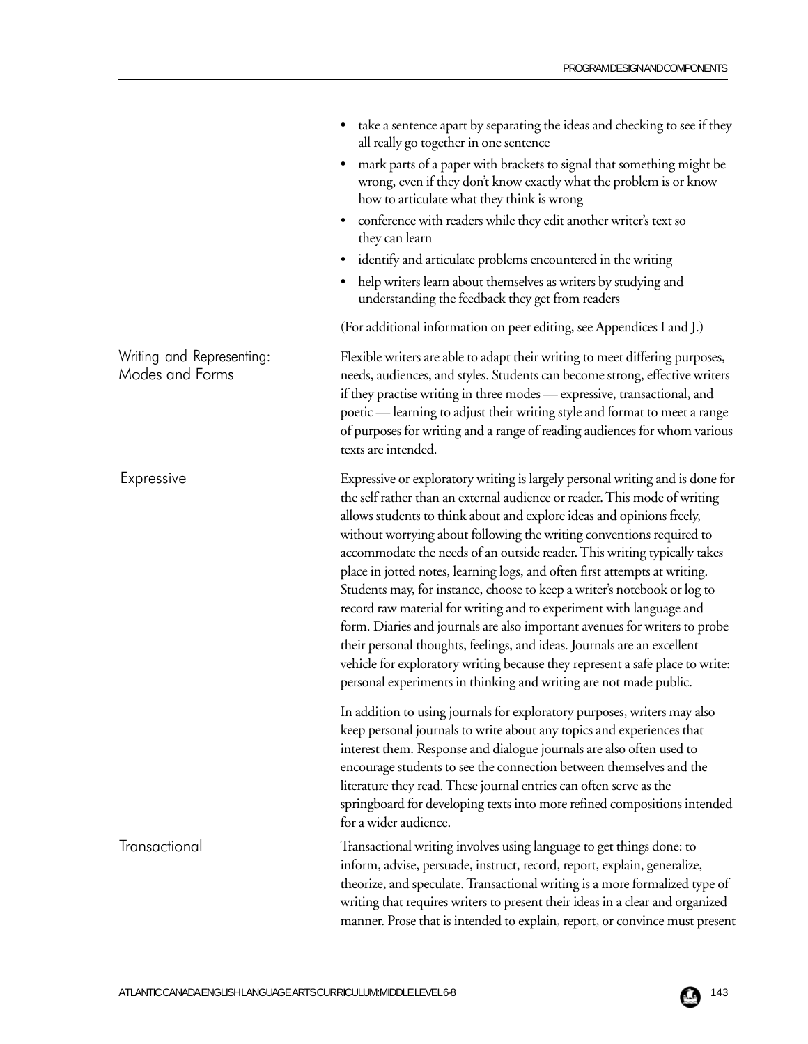- take a sentence apart by separating the ideas and checking to see if they all really go together in one sentence
- mark parts of a paper with brackets to signal that something might be wrong, even if they don't know exactly what the problem is or know how to articulate what they think is wrong
- conference with readers while they edit another writer's text so they can learn
- identify and articulate problems encountered in the writing
- help writers learn about themselves as writers by studying and understanding the feedback they get from readers

(For additional information on peer editing, see Appendices I and J.)

## Writing and Representing: Modes and Forms

Flexible writers are able to adapt their writing to meet differing purposes, needs, audiences, and styles. Students can become strong, effective writers if they practise writing in three modes — expressive, transactional, and poetic — learning to adjust their writing style and format to meet a range of purposes for writing and a range of reading audiences for whom various texts are intended.

### Expressive

Expressive or exploratory writing is largely personal writing and is done for the self rather than an external audience or reader. This mode of writing allows students to think about and explore ideas and opinions freely, without worrying about following the writing conventions required to accommodate the needs of an outside reader. This writing typically takes place in jotted notes, learning logs, and often first attempts at writing. Students may, for instance, choose to keep a writer's notebook or log to record raw material for writing and to experiment with language and form. Diaries and journals are also important avenues for writers to probe their personal thoughts, feelings, and ideas. Journals are an excellent vehicle for exploratory writing because they represent a safe place to write: personal experiments in thinking and writing are not made public.

In addition to using journals for exploratory purposes, writers may also keep personal journals to write about any topics and experiences that interest them. Response and dialogue journals are also often used to encourage students to see the connection between themselves and the literature they read. These journal entries can often serve as the springboard for developing texts into more refined compositions intended for a wider audience.

### Transactional

Transactional writing involves using language to get things done: to inform, advise, persuade, instruct, record, report, explain, generalize, theorize, and speculate. Transactional writing is a more formalized type of writing that requires writers to present their ideas in a clear and organized manner. Prose that is intended to explain, report, or convince must present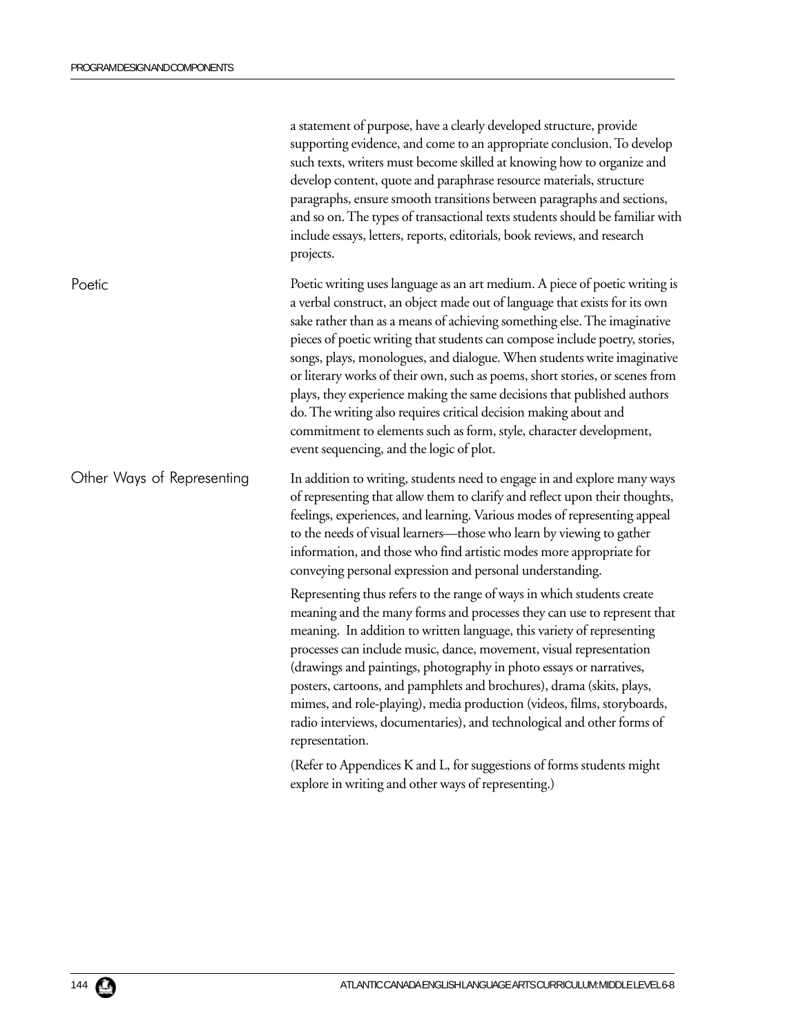a statement of purpose, have a clearly developed structure, provide supporting evidence, and come to an appropriate conclusion. To develop such texts, writers must become skilled at knowing how to organize and develop content, quote and paraphrase resource materials, structure paragraphs, ensure smooth transitions between paragraphs and sections, and so on. The types of transactional texts students should be familiar with include essays, letters, reports, editorials, book reviews, and research projects.

### Poetic

Poetic writing uses language as an art medium. A piece of poetic writing is a verbal construct, an object made out of language that exists for its own sake rather than as a means of achieving something else. The imaginative pieces of poetic writing that students can compose include poetry, stories, songs, plays, monologues, and dialogue. When students write imaginative or literary works of their own, such as poems, short stories, or scenes from plays, they experience making the same decisions that published authors do. The writing also requires critical decision making about and commitment to elements such as form, style, character development, event sequencing, and the logic of plot.

### Other Ways of Representing

In addition to writing, students need to engage in and explore many ways of representing that allow them to clarify and reflect upon their thoughts, feelings, experiences, and learning. Various modes of representing appeal to the needs of visual learners—those who learn by viewing to gather information, and those who find artistic modes more appropriate for conveying personal expression and personal understanding.

Representing thus refers to the range of ways in which students create meaning and the many forms and processes they can use to represent that meaning. In addition to written language, this variety of representing processes can include music, dance, movement, visual representation (drawings and paintings, photography in photo essays or narratives, posters, cartoons, and pamphlets and brochures), drama (skits, plays, mimes, and role-playing), media production (videos, films, storyboards, radio interviews, documentaries), and technological and other forms of representation.

(Refer to Appendices K and L, for suggestions of forms students might explore in writing and other ways of representing.)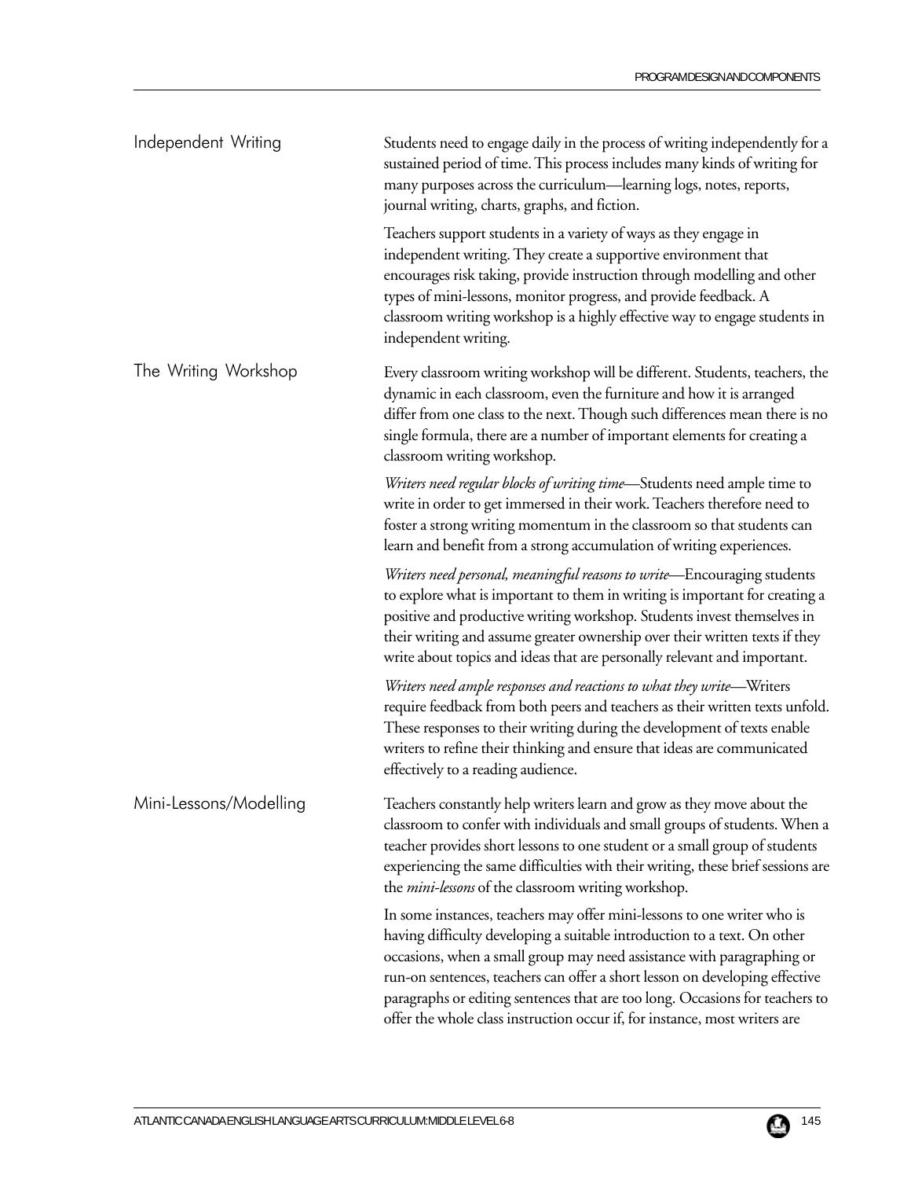## Independent Writing

Students need to engage daily in the process of writing independently for a sustained period of time. This process includes many kinds of writing for many purposes across the curriculum—learning logs, notes, reports, journal writing, charts, graphs, and fiction.

Teachers support students in a variety of ways as they engage in independent writing. They create a supportive environment that encourages risk taking, provide instruction through modelling and other types of mini-lessons, monitor progress, and provide feedback. A classroom writing workshop is a highly effective way to engage students in independent writing.

## The Writing Workshop

Every classroom writing workshop will be different. Students, teachers, the dynamic in each classroom, even the furniture and how it is arranged differ from one class to the next. Though such differences mean there is no single formula, there are a number of important elements for creating a classroom writing workshop.

*Writers need regular blocks of writing time*—Students need ample time to write in order to get immersed in their work. Teachers therefore need to foster a strong writing momentum in the classroom so that students can learn and benefit from a strong accumulation of writing experiences.

*Writers need personal, meaningful reasons to write*—Encouraging students to explore what is important to them in writing is important for creating a positive and productive writing workshop. Students invest themselves in their writing and assume greater ownership over their written texts if they write about topics and ideas that are personally relevant and important.

*Writers need ample responses and reactions to what they write*—Writers require feedback from both peers and teachers as their written texts unfold. These responses to their writing during the development of texts enable writers to refine their thinking and ensure that ideas are communicated effectively to a reading audience.

## Mini-Lessons/Modelling

Teachers constantly help writers learn and grow as they move about the classroom to confer with individuals and small groups of students. When a teacher provides short lessons to one student or a small group of students experiencing the same difficulties with their writing, these brief sessions are the *mini-lessons* of the classroom writing workshop.

In some instances, teachers may offer mini-lessons to one writer who is having difficulty developing a suitable introduction to a text. On other occasions, when a small group may need assistance with paragraphing or run-on sentences, teachers can offer a short lesson on developing effective paragraphs or editing sentences that are too long. Occasions for teachers to offer the whole class instruction occur if, for instance, most writers are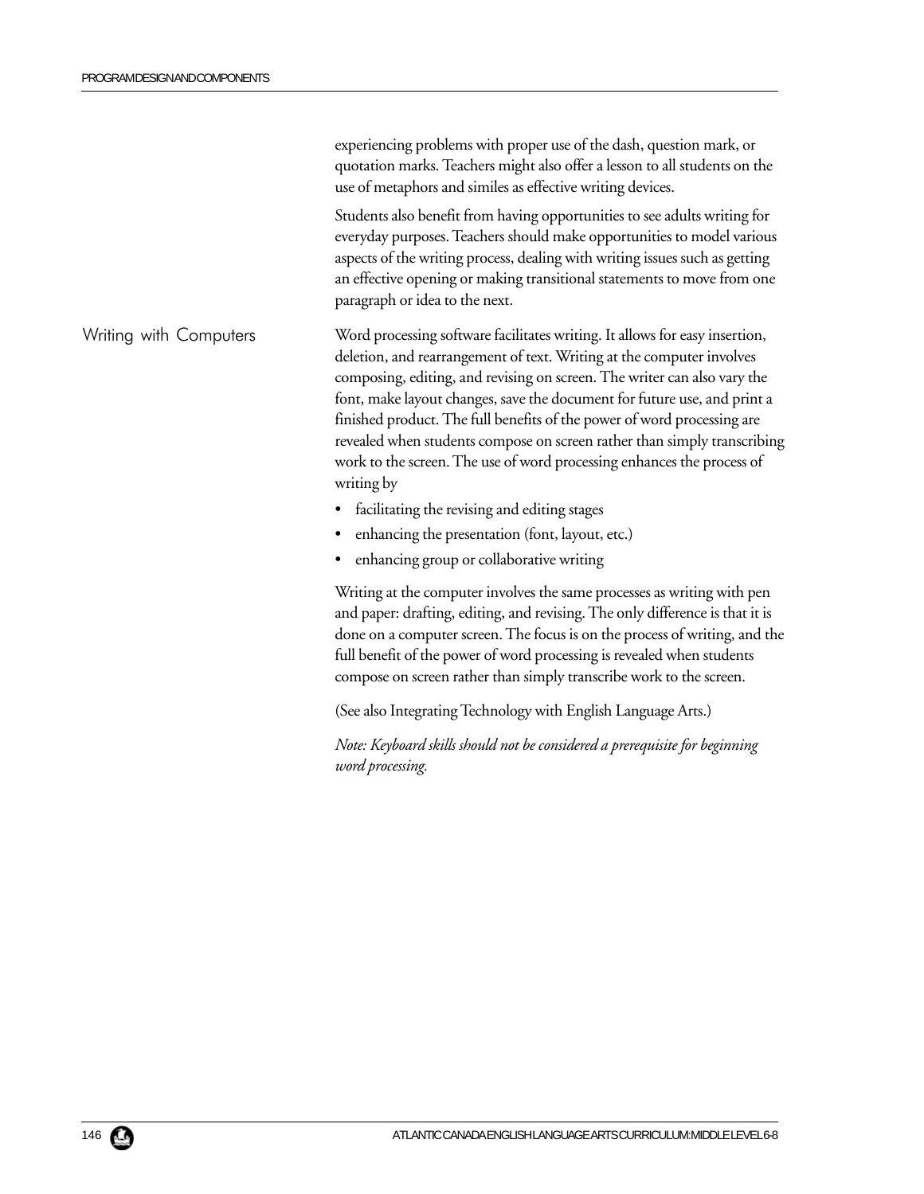experiencing problems with proper use of the dash, question mark, or quotation marks. Teachers might also offer a lesson to all students on the use of metaphors and similes as effective writing devices.

Students also benefit from having opportunities to see adults writing for everyday purposes. Teachers should make opportunities to model various aspects of the writing process, dealing with writing issues such as getting an effective opening or making transitional statements to move from one paragraph or idea to the next.

## Writing with Computers

Word processing software facilitates writing. It allows for easy insertion, deletion, and rearrangement of text. Writing at the computer involves composing, editing, and revising on screen. The writer can also vary the font, make layout changes, save the document for future use, and print a finished product. The full benefits of the power of word processing are revealed when students compose on screen rather than simply transcribing work to the screen. The use of word processing enhances the process of writing by

- facilitating the revising and editing stages
- enhancing the presentation (font, layout, etc.)
- enhancing group or collaborative writing

Writing at the computer involves the same processes as writing with pen and paper: drafting, editing, and revising. The only difference is that it is done on a computer screen. The focus is on the process of writing, and the full benefit of the power of word processing is revealed when students compose on screen rather than simply transcribe work to the screen.

(See also Integrating Technology with English Language Arts.)

*Note: Keyboard skills should not be considered a prerequisite for beginning word processing.*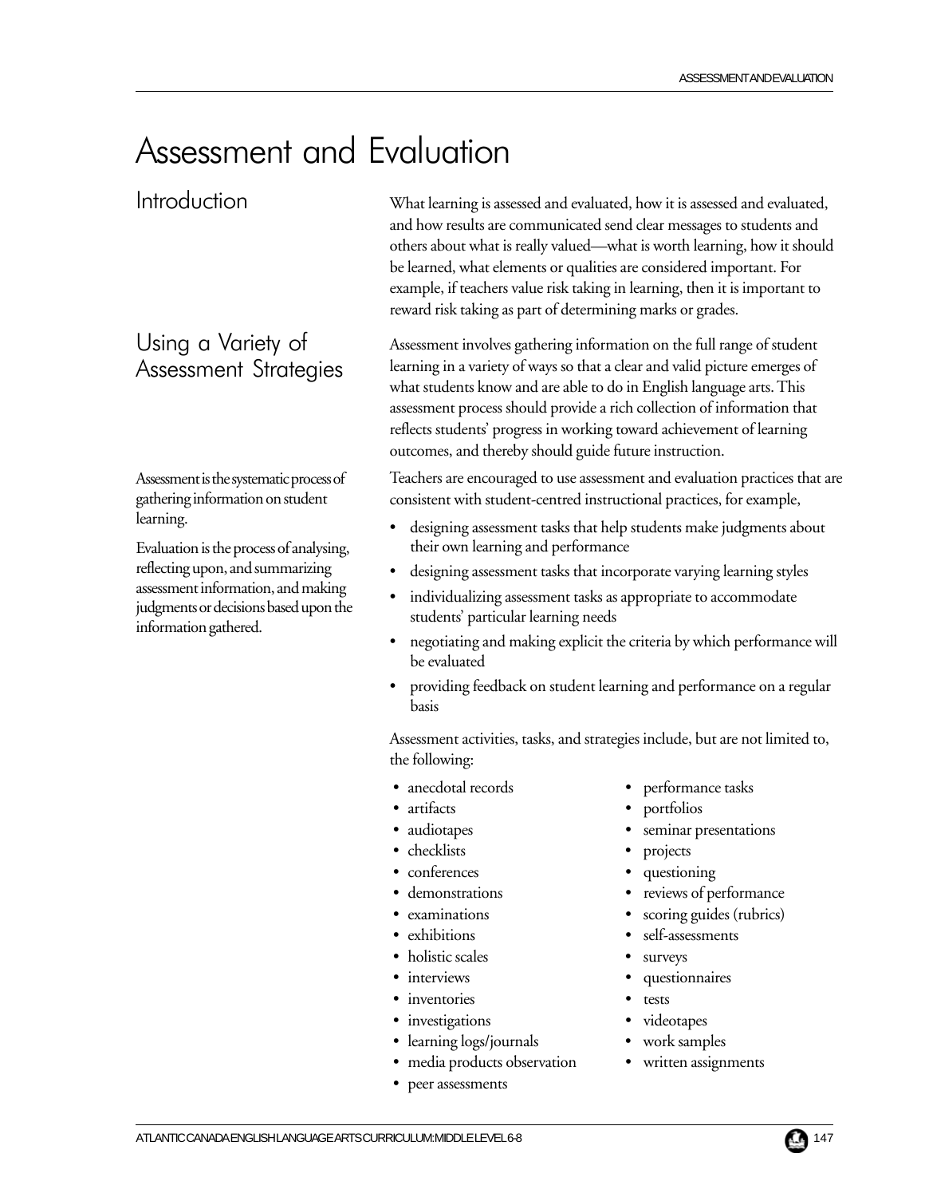# Assessment and Evaluation

## Introduction

What learning is assessed and evaluated, how it is assessed and evaluated, and how results are communicated send clear messages to students and others about what is really valued—what is worth learning, how it should be learned, what elements or qualities are considered important. For example, if teachers value risk taking in learning, then it is important to reward risk taking as part of determining marks or grades.

## Using a Variety of Assessment Strategies

Assessment involves gathering information on the full range of student learning in a variety of ways so that a clear and valid picture emerges of what students know and are able to do in English language arts. This assessment process should provide a rich collection of information that reflects students' progress in working toward achievement of learning outcomes, and thereby should guide future instruction.

Assessment is the systematic process of gathering information on student learning.

Evaluation is the process of analysing, reflecting upon, and summarizing assessment information, and making judgments or decisions based upon the information gathered.

Teachers are encouraged to use assessment and evaluation practices that are consistent with student-centred instructional practices, for example,

- designing assessment tasks that help students make judgments about their own learning and performance
- designing assessment tasks that incorporate varying learning styles
- individualizing assessment tasks as appropriate to accommodate students' particular learning needs
- negotiating and making explicit the criteria by which performance will be evaluated
- providing feedback on student learning and performance on a regular basis

Assessment activities, tasks, and strategies include, but are not limited to, the following:

- anecdotal records
- artifacts
- audiotapes
- checklists
- conferences
- demonstrations
- examinations
- exhibitions
- holistic scales
- interviews
- inventories
- investigations
- learning logs/journals
- media products observation
- peer assessments
- performance tasks
- portfolios
- seminar presentations
- projects
- questioning
- reviews of performance
- scoring guides (rubrics)
- self-assessments
- surveys
- questionnaires
- tests
- videotapes
- work samples
- written assignments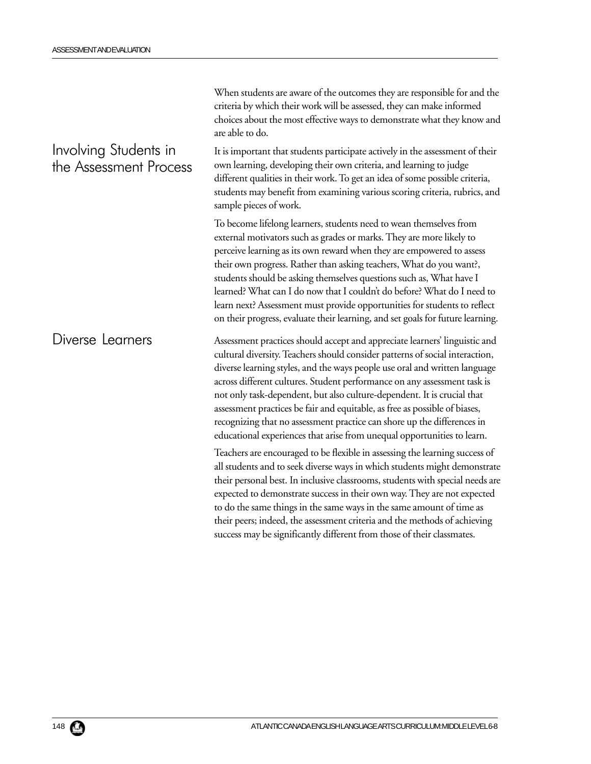When students are aware of the outcomes they are responsible for and the criteria by which their work will be assessed, they can make informed choices about the most effective ways to demonstrate what they know and are able to do.

## Involving Students in the Assessment Process

It is important that students participate actively in the assessment of their own learning, developing their own criteria, and learning to judge different qualities in their work. To get an idea of some possible criteria, students may benefit from examining various scoring criteria, rubrics, and sample pieces of work.

To become lifelong learners, students need to wean themselves from external motivators such as grades or marks. They are more likely to perceive learning as its own reward when they are empowered to assess their own progress. Rather than asking teachers, What do you want?, students should be asking themselves questions such as, What have I learned? What can I do now that I couldn't do before? What do I need to learn next? Assessment must provide opportunities for students to reflect on their progress, evaluate their learning, and set goals for future learning.

## Diverse Learners

Assessment practices should accept and appreciate learners' linguistic and cultural diversity. Teachers should consider patterns of social interaction, diverse learning styles, and the ways people use oral and written language across different cultures. Student performance on any assessment task is not only task-dependent, but also culture-dependent. It is crucial that assessment practices be fair and equitable, as free as possible of biases, recognizing that no assessment practice can shore up the differences in educational experiences that arise from unequal opportunities to learn.

Teachers are encouraged to be flexible in assessing the learning success of all students and to seek diverse ways in which students might demonstrate their personal best. In inclusive classrooms, students with special needs are expected to demonstrate success in their own way. They are not expected to do the same things in the same ways in the same amount of time as their peers; indeed, the assessment criteria and the methods of achieving success may be significantly different from those of their classmates.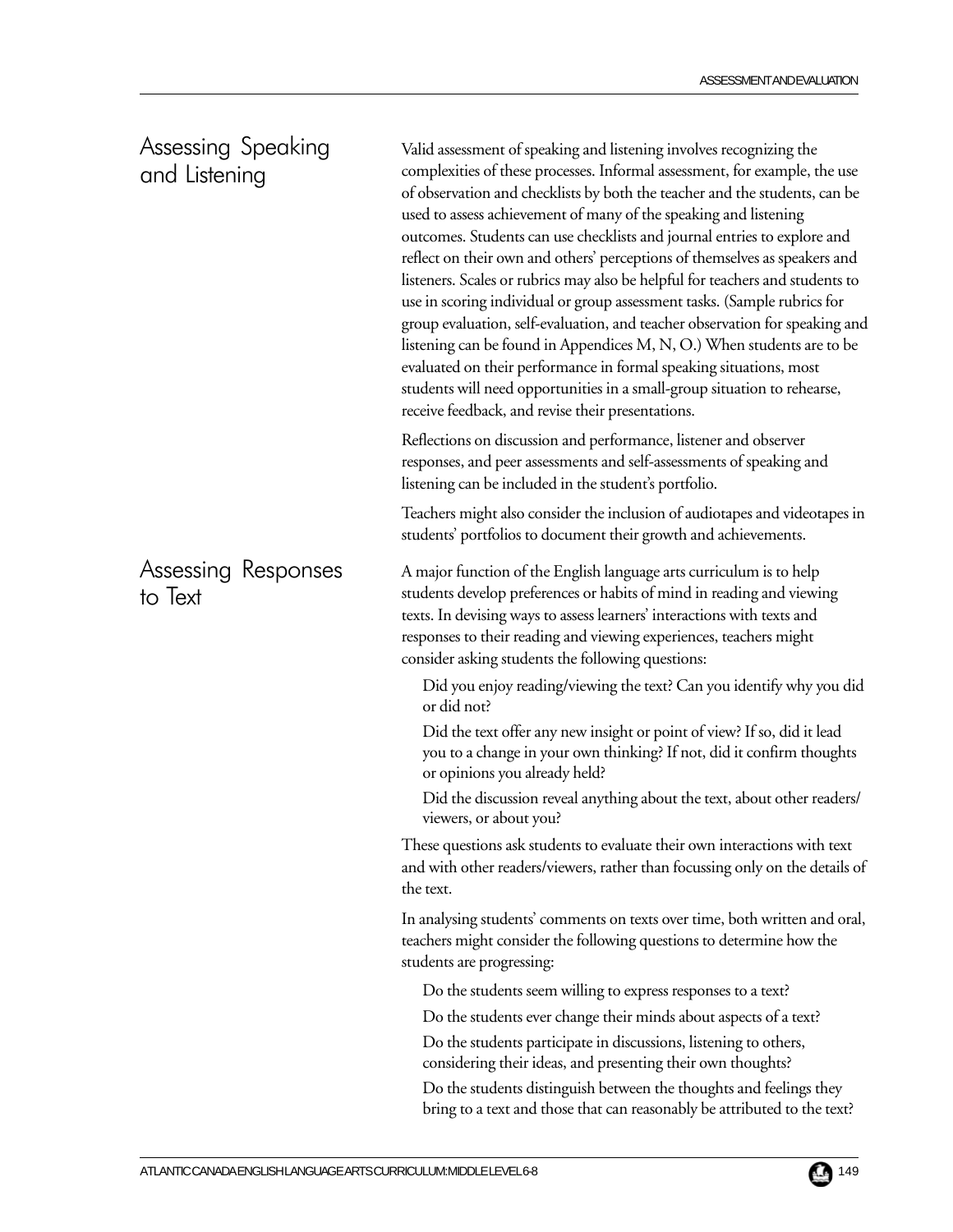## Assessing Speaking and Listening

Valid assessment of speaking and listening involves recognizing the complexities of these processes. Informal assessment, for example, the use of observation and checklists by both the teacher and the students, can be used to assess achievement of many of the speaking and listening outcomes. Students can use checklists and journal entries to explore and reflect on their own and others' perceptions of themselves as speakers and listeners. Scales or rubrics may also be helpful for teachers and students to use in scoring individual or group assessment tasks. (Sample rubrics for group evaluation, self-evaluation, and teacher observation for speaking and listening can be found in Appendices M, N, O.) When students are to be evaluated on their performance in formal speaking situations, most students will need opportunities in a small-group situation to rehearse, receive feedback, and revise their presentations.

Reflections on discussion and performance, listener and observer responses, and peer assessments and self-assessments of speaking and listening can be included in the student's portfolio.

Teachers might also consider the inclusion of audiotapes and videotapes in students' portfolios to document their growth and achievements.

## Assessing Responses to Text

A major function of the English language arts curriculum is to help students develop preferences or habits of mind in reading and viewing texts. In devising ways to assess learners' interactions with texts and responses to their reading and viewing experiences, teachers might consider asking students the following questions:

Did you enjoy reading/viewing the text? Can you identify why you did or did not?

Did the text offer any new insight or point of view? If so, did it lead you to a change in your own thinking? If not, did it confirm thoughts or opinions you already held?

Did the discussion reveal anything about the text, about other readers/ viewers, or about you?

These questions ask students to evaluate their own interactions with text and with other readers/viewers, rather than focussing only on the details of the text.

In analysing students' comments on texts over time, both written and oral, teachers might consider the following questions to determine how the students are progressing:

Do the students seem willing to express responses to a text?

Do the students ever change their minds about aspects of a text?

Do the students participate in discussions, listening to others, considering their ideas, and presenting their own thoughts?

Do the students distinguish between the thoughts and feelings they bring to a text and those that can reasonably be attributed to the text?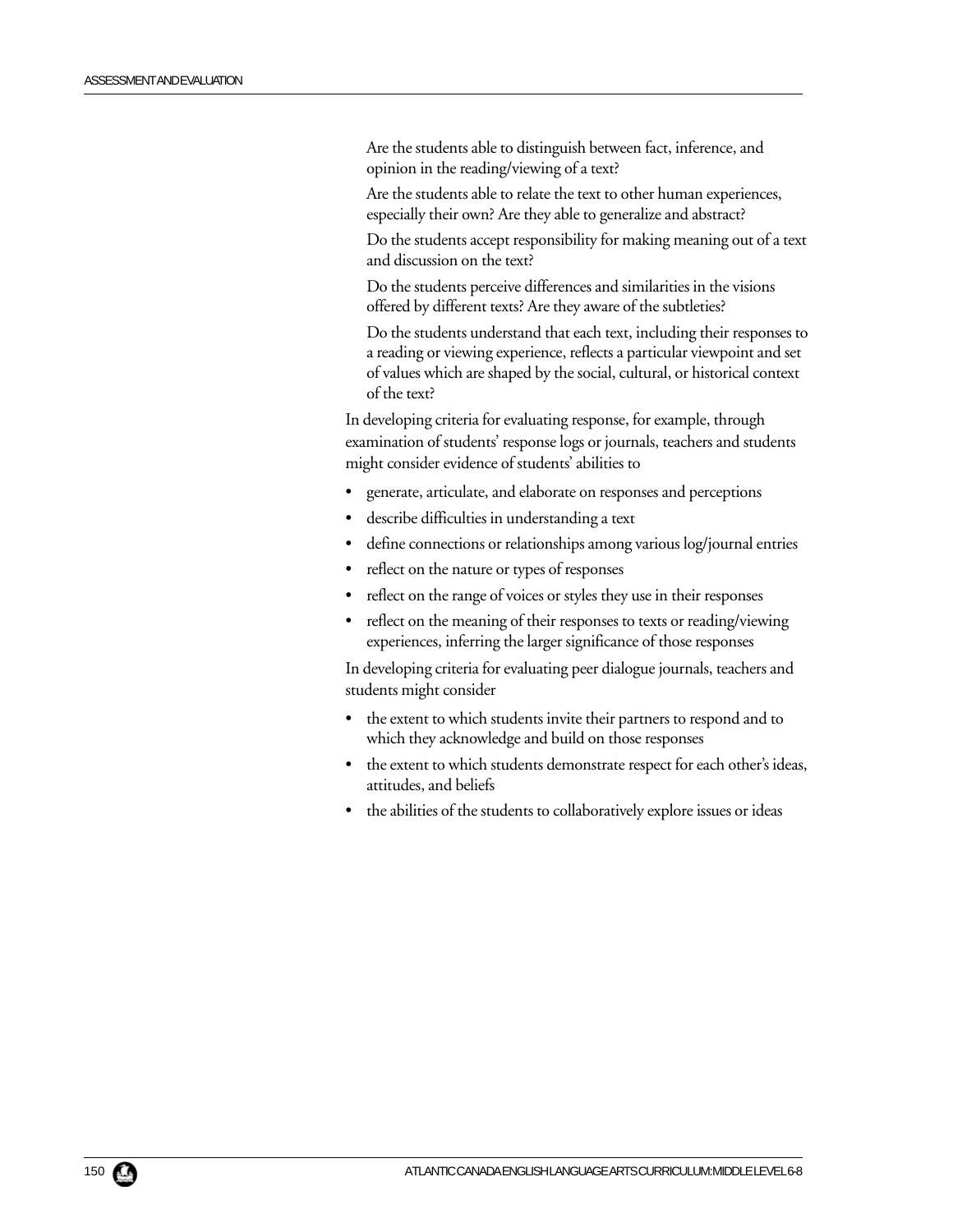Are the students able to distinguish between fact, inference, and opinion in the reading/viewing of a text?

Are the students able to relate the text to other human experiences, especially their own? Are they able to generalize and abstract?

Do the students accept responsibility for making meaning out of a text and discussion on the text?

Do the students perceive differences and similarities in the visions offered by different texts? Are they aware of the subtleties?

Do the students understand that each text, including their responses to a reading or viewing experience, reflects a particular viewpoint and set of values which are shaped by the social, cultural, or historical context of the text?

In developing criteria for evaluating response, for example, through examination of students' response logs or journals, teachers and students might consider evidence of students' abilities to

- generate, articulate, and elaborate on responses and perceptions
- describe difficulties in understanding a text
- define connections or relationships among various log/journal entries
- reflect on the nature or types of responses
- reflect on the range of voices or styles they use in their responses
- reflect on the meaning of their responses to texts or reading/viewing experiences, inferring the larger significance of those responses

In developing criteria for evaluating peer dialogue journals, teachers and students might consider

- the extent to which students invite their partners to respond and to which they acknowledge and build on those responses
- the extent to which students demonstrate respect for each other's ideas, attitudes, and beliefs
- the abilities of the students to collaboratively explore issues or ideas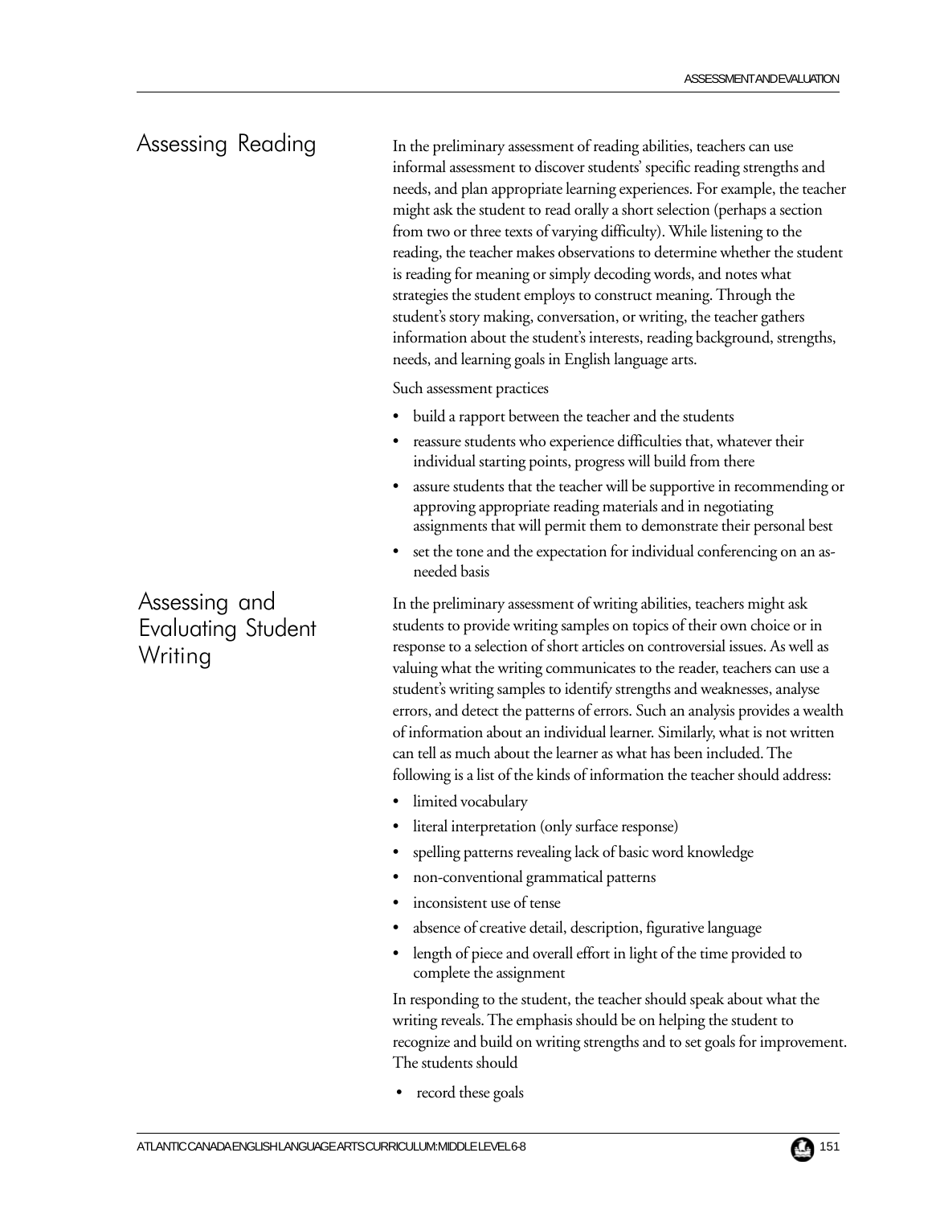## Assessing Reading

In the preliminary assessment of reading abilities, teachers can use informal assessment to discover students' specific reading strengths and needs, and plan appropriate learning experiences. For example, the teacher might ask the student to read orally a short selection (perhaps a section from two or three texts of varying difficulty). While listening to the reading, the teacher makes observations to determine whether the student is reading for meaning or simply decoding words, and notes what strategies the student employs to construct meaning. Through the student's story making, conversation, or writing, the teacher gathers information about the student's interests, reading background, strengths, needs, and learning goals in English language arts.

Such assessment practices

- build a rapport between the teacher and the students
- reassure students who experience difficulties that, whatever their individual starting points, progress will build from there
- assure students that the teacher will be supportive in recommending or approving appropriate reading materials and in negotiating assignments that will permit them to demonstrate their personal best
- set the tone and the expectation for individual conferencing on an as-needed basis

## Assessing and Evaluating Student Writing

In the preliminary assessment of writing abilities, teachers might ask students to provide writing samples on topics of their own choice or in response to a selection of short articles on controversial issues. As well as valuing what the writing communicates to the reader, teachers can use a student's writing samples to identify strengths and weaknesses, analyse errors, and detect the patterns of errors. Such an analysis provides a wealth of information about an individual learner. Similarly, what is not written can tell as much about the learner as what has been included. The following is a list of the kinds of information the teacher should address:

- limited vocabulary
- literal interpretation (only surface response)
- spelling patterns revealing lack of basic word knowledge
- non-conventional grammatical patterns
- inconsistent use of tense
- absence of creative detail, description, figurative language
- length of piece and overall effort in light of the time provided to complete the assignment

In responding to the student, the teacher should speak about what the writing reveals. The emphasis should be on helping the student to recognize and build on writing strengths and to set goals for improvement. The students should

- record these goals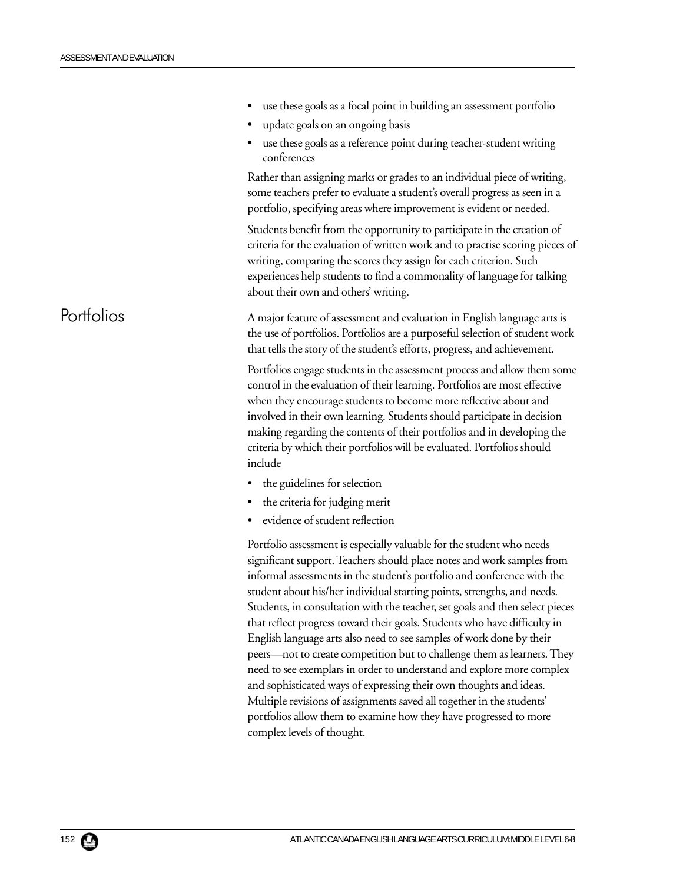- use these goals as a focal point in building an assessment portfolio
- update goals on an ongoing basis
- use these goals as a reference point during teacher-student writing conferences

Rather than assigning marks or grades to an individual piece of writing, some teachers prefer to evaluate a student's overall progress as seen in a portfolio, specifying areas where improvement is evident or needed.

Students benefit from the opportunity to participate in the creation of criteria for the evaluation of written work and to practise scoring pieces of writing, comparing the scores they assign for each criterion. Such experiences help students to find a commonality of language for talking about their own and others' writing.

## Portfolios

A major feature of assessment and evaluation in English language arts is the use of portfolios. Portfolios are a purposeful selection of student work that tells the story of the student's efforts, progress, and achievement.

Portfolios engage students in the assessment process and allow them some control in the evaluation of their learning. Portfolios are most effective when they encourage students to become more reflective about and involved in their own learning. Students should participate in decision making regarding the contents of their portfolios and in developing the criteria by which their portfolios will be evaluated. Portfolios should include

- the guidelines for selection
- the criteria for judging merit
- evidence of student reflection

Portfolio assessment is especially valuable for the student who needs significant support. Teachers should place notes and work samples from informal assessments in the student's portfolio and conference with the student about his/her individual starting points, strengths, and needs. Students, in consultation with the teacher, set goals and then select pieces that reflect progress toward their goals. Students who have difficulty in English language arts also need to see samples of work done by their peers—not to create competition but to challenge them as learners. They need to see exemplars in order to understand and explore more complex and sophisticated ways of expressing their own thoughts and ideas. Multiple revisions of assignments saved all together in the students' portfolios allow them to examine how they have progressed to more complex levels of thought.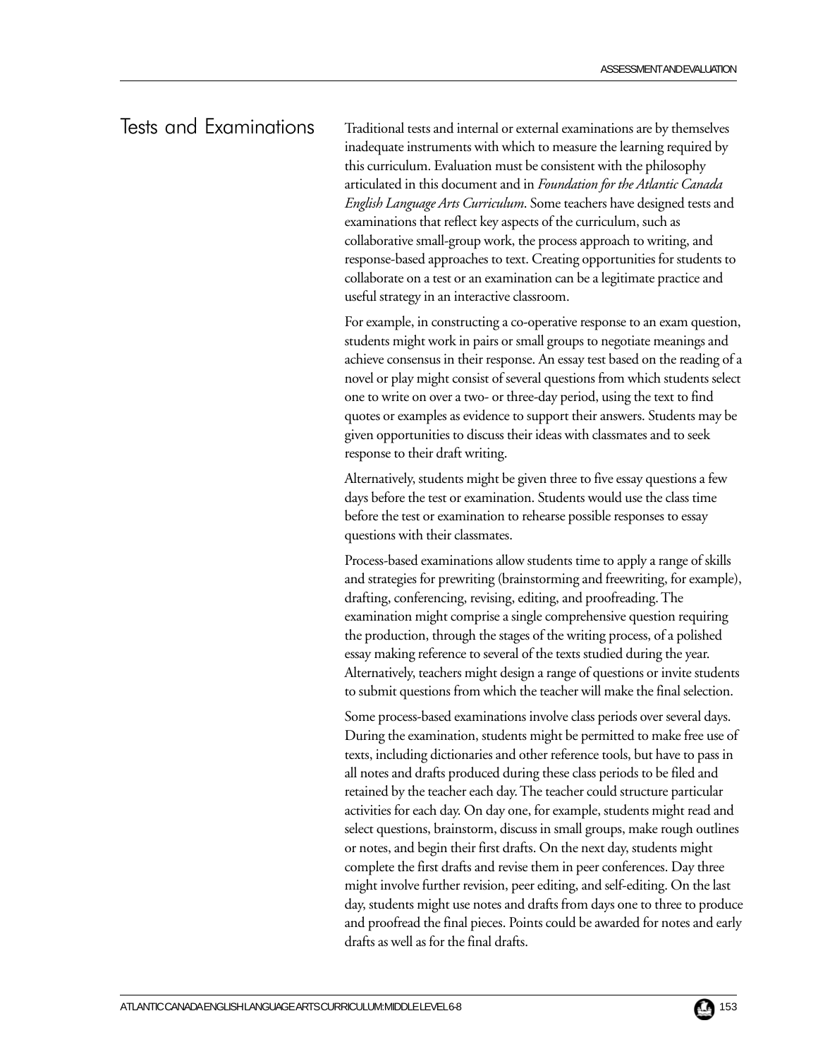## Tests and Examinations

Traditional tests and internal or external examinations are by themselves inadequate instruments with which to measure the learning required by this curriculum. Evaluation must be consistent with the philosophy articulated in this document and in *Foundation for the Atlantic Canada English Language Arts Curriculum*. Some teachers have designed tests and examinations that reflect key aspects of the curriculum, such as collaborative small-group work, the process approach to writing, and response-based approaches to text. Creating opportunities for students to collaborate on a test or an examination can be a legitimate practice and useful strategy in an interactive classroom.

For example, in constructing a co-operative response to an exam question, students might work in pairs or small groups to negotiate meanings and achieve consensus in their response. An essay test based on the reading of a novel or play might consist of several questions from which students select one to write on over a two- or three-day period, using the text to find quotes or examples as evidence to support their answers. Students may be given opportunities to discuss their ideas with classmates and to seek response to their draft writing.

Alternatively, students might be given three to five essay questions a few days before the test or examination. Students would use the class time before the test or examination to rehearse possible responses to essay questions with their classmates.

Process-based examinations allow students time to apply a range of skills and strategies for prewriting (brainstorming and freewriting, for example), drafting, conferencing, revising, editing, and proofreading. The examination might comprise a single comprehensive question requiring the production, through the stages of the writing process, of a polished essay making reference to several of the texts studied during the year. Alternatively, teachers might design a range of questions or invite students to submit questions from which the teacher will make the final selection.

Some process-based examinations involve class periods over several days. During the examination, students might be permitted to make free use of texts, including dictionaries and other reference tools, but have to pass in all notes and drafts produced during these class periods to be filed and retained by the teacher each day. The teacher could structure particular activities for each day. On day one, for example, students might read and select questions, brainstorm, discuss in small groups, make rough outlines or notes, and begin their first drafts. On the next day, students might complete the first drafts and revise them in peer conferences. Day three might involve further revision, peer editing, and self-editing. On the last day, students might use notes and drafts from days one to three to produce and proofread the final pieces. Points could be awarded for notes and early drafts as well as for the final drafts.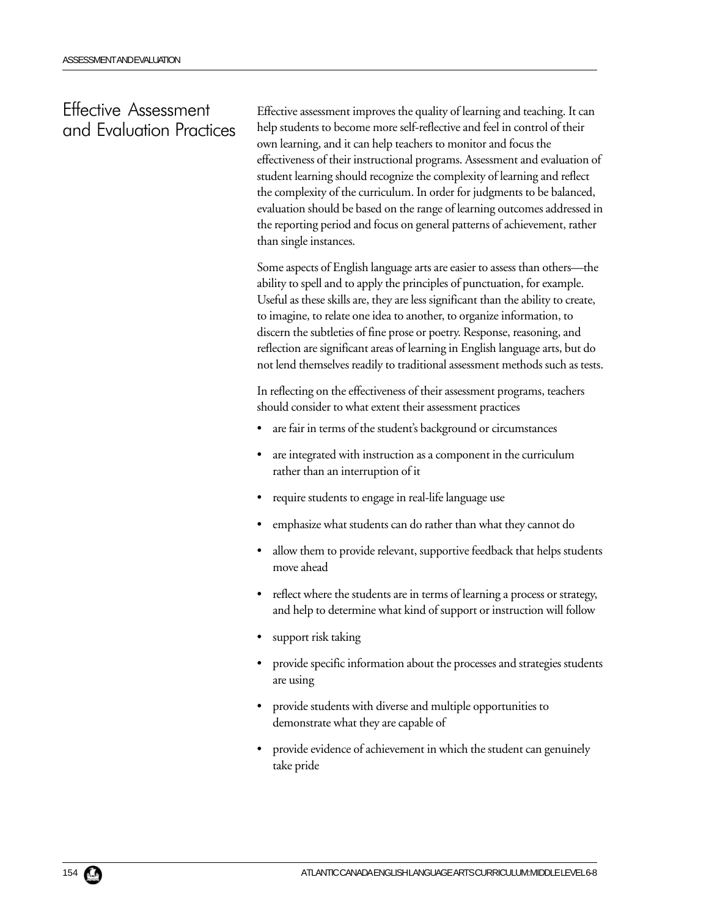## Effective Assessment and Evaluation Practices

Effective assessment improves the quality of learning and teaching. It can help students to become more self-reflective and feel in control of their own learning, and it can help teachers to monitor and focus the effectiveness of their instructional programs. Assessment and evaluation of student learning should recognize the complexity of learning and reflect the complexity of the curriculum. In order for judgments to be balanced, evaluation should be based on the range of learning outcomes addressed in the reporting period and focus on general patterns of achievement, rather than single instances.

Some aspects of English language arts are easier to assess than others—the ability to spell and to apply the principles of punctuation, for example. Useful as these skills are, they are less significant than the ability to create, to imagine, to relate one idea to another, to organize information, to discern the subtleties of fine prose or poetry. Response, reasoning, and reflection are significant areas of learning in English language arts, but do not lend themselves readily to traditional assessment methods such as tests.

In reflecting on the effectiveness of their assessment programs, teachers should consider to what extent their assessment practices

- are fair in terms of the student's background or circumstances
- are integrated with instruction as a component in the curriculum rather than an interruption of it
- require students to engage in real-life language use
- emphasize what students can do rather than what they cannot do
- allow them to provide relevant, supportive feedback that helps students move ahead
- reflect where the students are in terms of learning a process or strategy, and help to determine what kind of support or instruction will follow
- support risk taking
- provide specific information about the processes and strategies students are using
- provide students with diverse and multiple opportunities to demonstrate what they are capable of
- provide evidence of achievement in which the student can genuinely take pride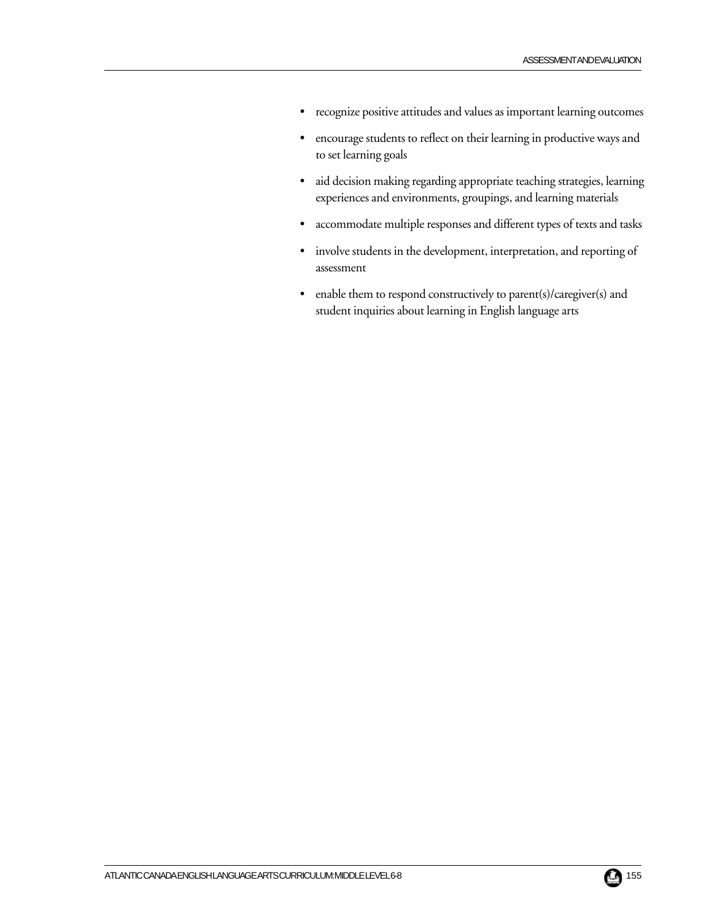- recognize positive attitudes and values as important learning outcomes
- encourage students to reflect on their learning in productive ways and to set learning goals
- aid decision making regarding appropriate teaching strategies, learning experiences and environments, groupings, and learning materials
- accommodate multiple responses and different types of texts and tasks
- involve students in the development, interpretation, and reporting of assessment
- enable them to respond constructively to parent(s)/caregiver(s) and student inquiries about learning in English language arts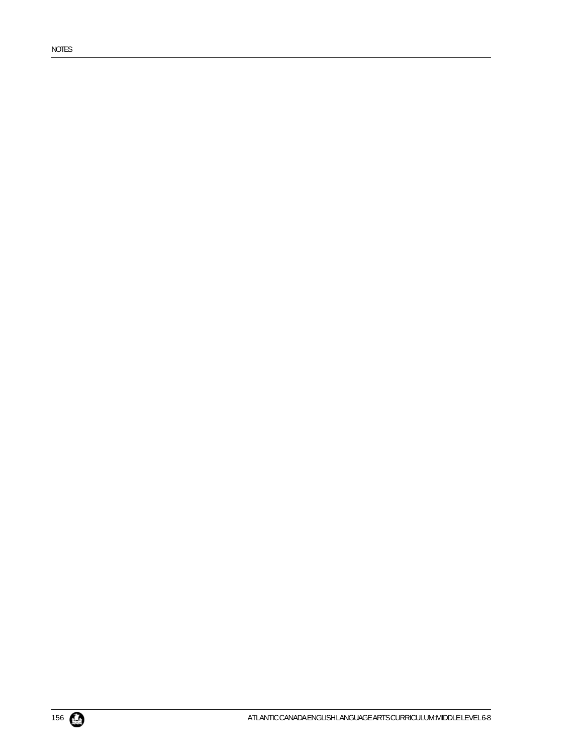NOTES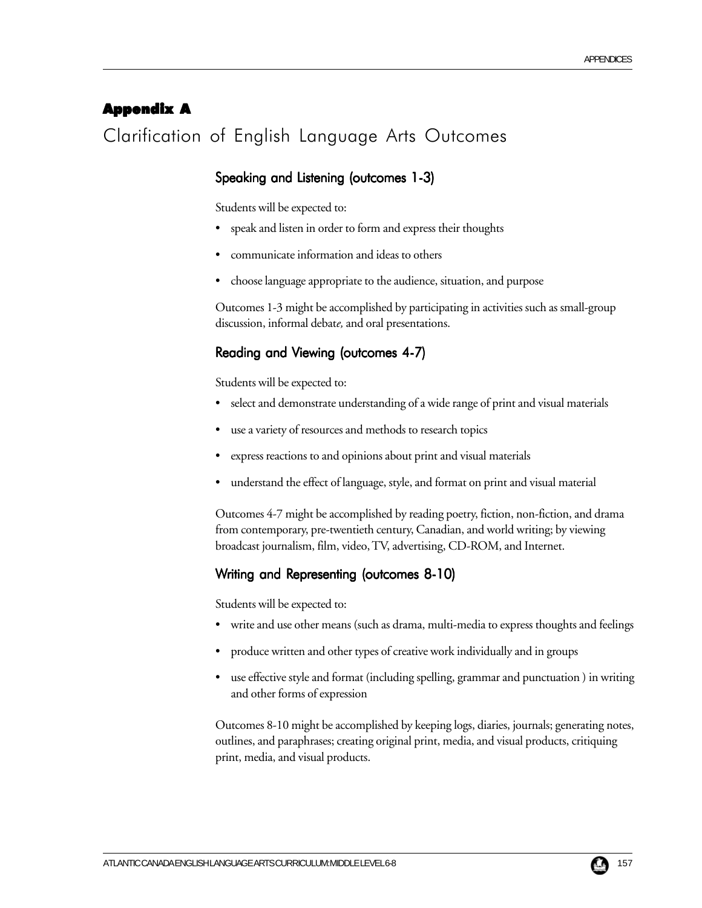# Appendix A

## Clarification of English Language Arts Outcomes

### Speaking and Listening (outcomes 1-3)

Students will be expected to:

- speak and listen in order to form and express their thoughts
- communicate information and ideas to others
- choose language appropriate to the audience, situation, and purpose

Outcomes 1-3 might be accomplished by participating in activities such as small-group discussion, informal debate*,* and oral presentations.

### Reading and Viewing (outcomes 4-7)

Students will be expected to:

- select and demonstrate understanding of a wide range of print and visual materials
- use a variety of resources and methods to research topics
- express reactions to and opinions about print and visual materials
- understand the effect of language, style, and format on print and visual material

Outcomes 4-7 might be accomplished by reading poetry, fiction, non-fiction, and drama from contemporary, pre-twentieth century, Canadian, and world writing; by viewing broadcast journalism, film, video, TV, advertising, CD-ROM, and Internet.

### Writing and Representing (outcomes 8-10)

Students will be expected to:

- write and use other means (such as drama, multi-media to express thoughts and feelings
- produce written and other types of creative work individually and in groups
- use effective style and format (including spelling, grammar and punctuation ) in writing and other forms of expression

Outcomes 8-10 might be accomplished by keeping logs, diaries, journals; generating notes, outlines, and paraphrases; creating original print, media, and visual products, critiquing print, media, and visual products.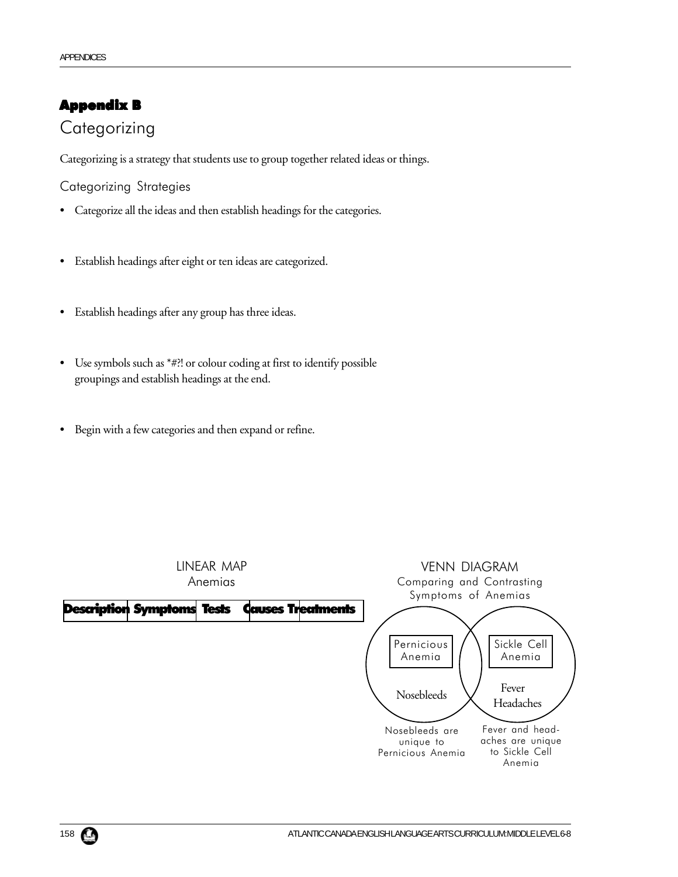# Appendix B

## Categorizing

Categorizing is a strategy that students use to group together related ideas or things.

### Categorizing Strategies

- Categorize all the ideas and then establish headings for the categories.
- Establish headings after eight or ten ideas are categorized.
- Establish headings after any group has three ideas.
- Use symbols such as *#?! or colour coding at first to identify possible groupings and establish headings at the end.
- Begin with a few categories and then expand or refine.

LINEAR MAP
Anemias

| Description | Symptoms | Tests | Causes | Treatments |
|---|---|---|---|---|

VENN DIAGRAM
Comparing and Contrasting Symptoms of Anemias

Pernicious Anemia: Nosebleeds

Sickle Cell Anemia: Fever, Headaches

Nosebleeds are unique to Pernicious Anemia

Fever and headaches are unique to Sickle Cell Anemia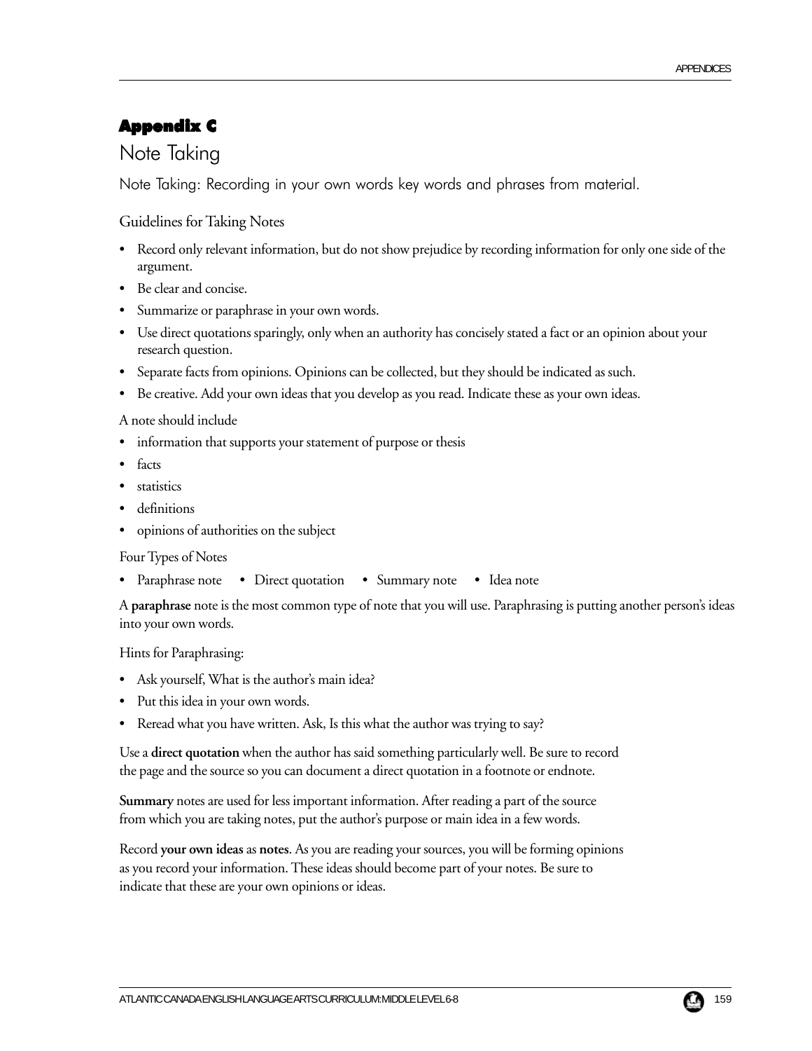# Appendix C

## Note Taking

Note Taking: Recording in your own words key words and phrases from material.

### Guidelines for Taking Notes

- Record only relevant information, but do not show prejudice by recording information for only one side of the argument.
- Be clear and concise.
- Summarize or paraphrase in your own words.
- Use direct quotations sparingly, only when an authority has concisely stated a fact or an opinion about your research question.
- Separate facts from opinions. Opinions can be collected, but they should be indicated as such.
- Be creative. Add your own ideas that you develop as you read. Indicate these as your own ideas.

A note should include

- information that supports your statement of purpose or thesis
- facts
- statistics
- definitions
- opinions of authorities on the subject

Four Types of Notes

- Paraphrase note
- Direct quotation
- Summary note
- Idea note

A **paraphrase** note is the most common type of note that you will use. Paraphrasing is putting another person's ideas into your own words.

Hints for Paraphrasing:

- Ask yourself, What is the author's main idea?
- Put this idea in your own words.
- Reread what you have written. Ask, Is this what the author was trying to say?

Use a **direct quotation** when the author has said something particularly well. Be sure to record the page and the source so you can document a direct quotation in a footnote or endnote.

**Summary** notes are used for less important information. After reading a part of the source from which you are taking notes, put the author's purpose or main idea in a few words.

Record **your own ideas** as **notes**. As you are reading your sources, you will be forming opinions as you record your information. These ideas should become part of your notes. Be sure to indicate that these are your own opinions or ideas.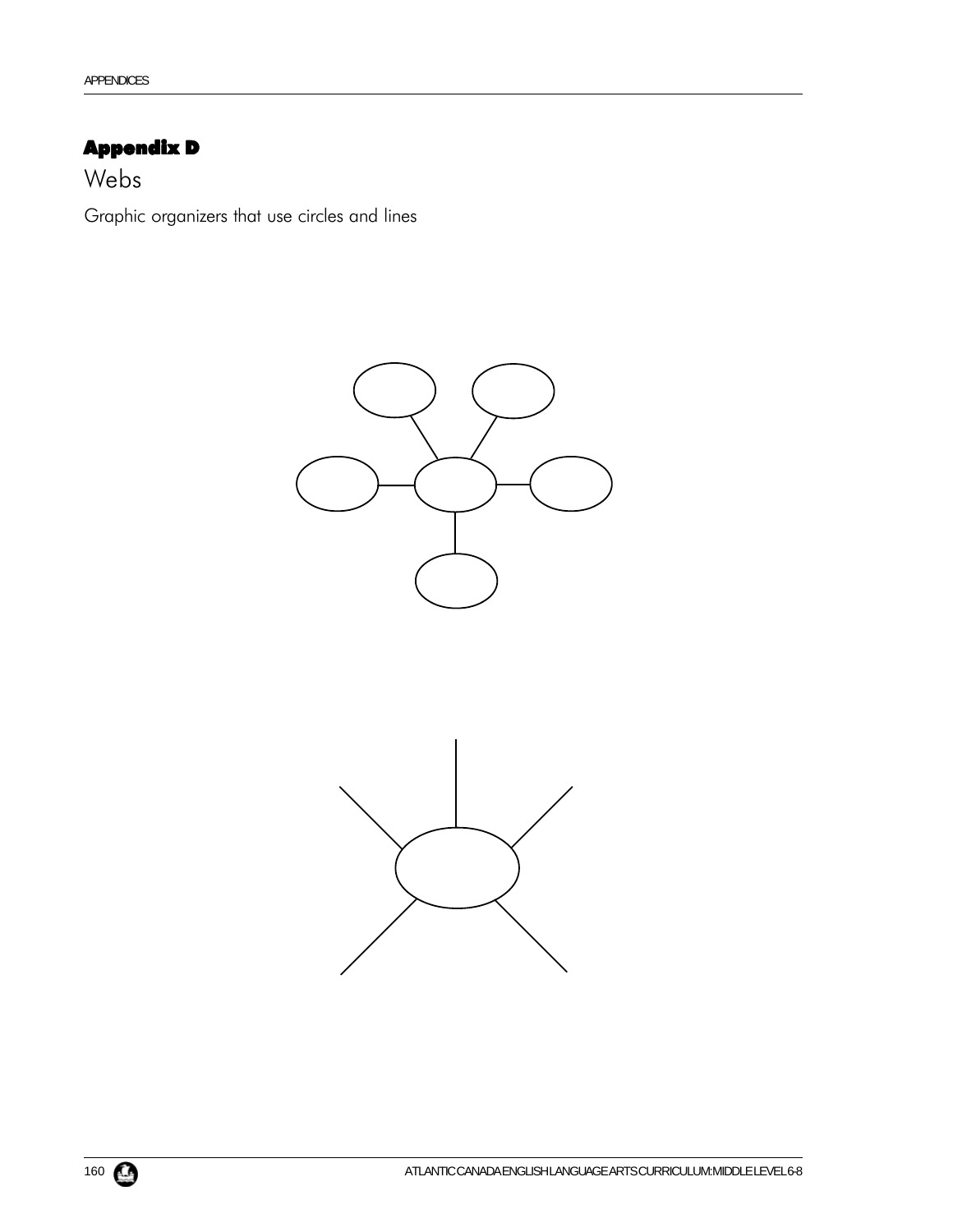## Appendix D

# Webs

Graphic organizers that use circles and lines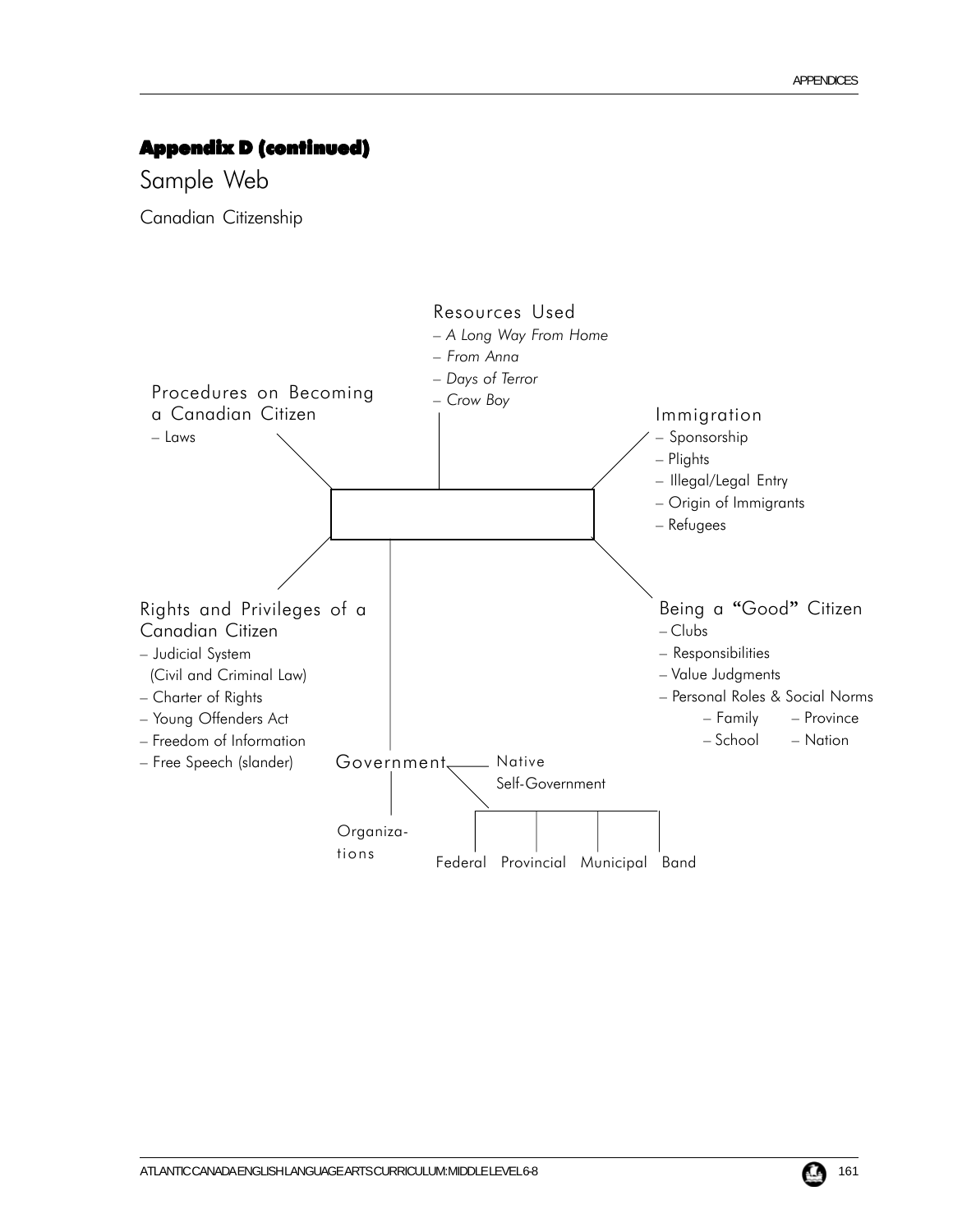## Appendix D (continued)

# Sample Web

Canadian Citizenship

**Resources Used**
- *A Long Way From Home*
- *From Anna*
- *Days of Terror*
- *Crow Boy*

**Procedures on Becoming a Canadian Citizen**
- Laws

**Immigration**
- Sponsorship
- Plights
- Illegal/Legal Entry
- Origin of Immigrants
- Refugees

**Rights and Privileges of a Canadian Citizen**
- Judicial System (Civil and Criminal Law)
- Charter of Rights
- Young Offenders Act
- Freedom of Information
- Free Speech (slander)

**Being a "Good" Citizen**
- Clubs
- Responsibilities
- Value Judgments
- Personal Roles & Social Norms
  - Family
  - School
  - Province
  - Nation

**Government**
- Native Self-Government
- Organizations
- Federal
- Provincial
- Municipal
- Band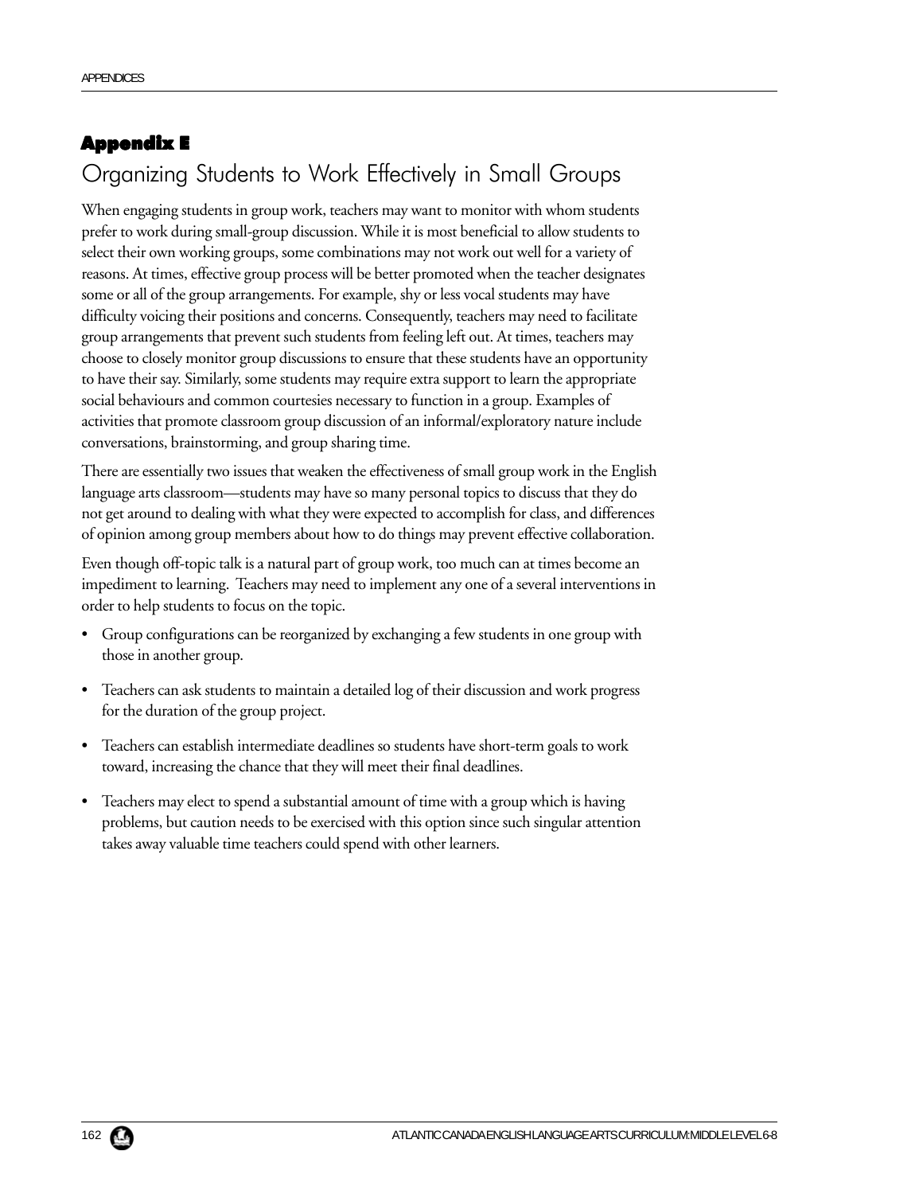## Appendix E

# Organizing Students to Work Effectively in Small Groups

When engaging students in group work, teachers may want to monitor with whom students prefer to work during small-group discussion. While it is most beneficial to allow students to select their own working groups, some combinations may not work out well for a variety of reasons. At times, effective group process will be better promoted when the teacher designates some or all of the group arrangements. For example, shy or less vocal students may have difficulty voicing their positions and concerns. Consequently, teachers may need to facilitate group arrangements that prevent such students from feeling left out. At times, teachers may choose to closely monitor group discussions to ensure that these students have an opportunity to have their say. Similarly, some students may require extra support to learn the appropriate social behaviours and common courtesies necessary to function in a group. Examples of activities that promote classroom group discussion of an informal/exploratory nature include conversations, brainstorming, and group sharing time.

There are essentially two issues that weaken the effectiveness of small group work in the English language arts classroom—students may have so many personal topics to discuss that they do not get around to dealing with what they were expected to accomplish for class, and differences of opinion among group members about how to do things may prevent effective collaboration.

Even though off-topic talk is a natural part of group work, too much can at times become an impediment to learning. Teachers may need to implement any one of a several interventions in order to help students to focus on the topic.

- Group configurations can be reorganized by exchanging a few students in one group with those in another group.
- Teachers can ask students to maintain a detailed log of their discussion and work progress for the duration of the group project.
- Teachers can establish intermediate deadlines so students have short-term goals to work toward, increasing the chance that they will meet their final deadlines.
- Teachers may elect to spend a substantial amount of time with a group which is having problems, but caution needs to be exercised with this option since such singular attention takes away valuable time teachers could spend with other learners.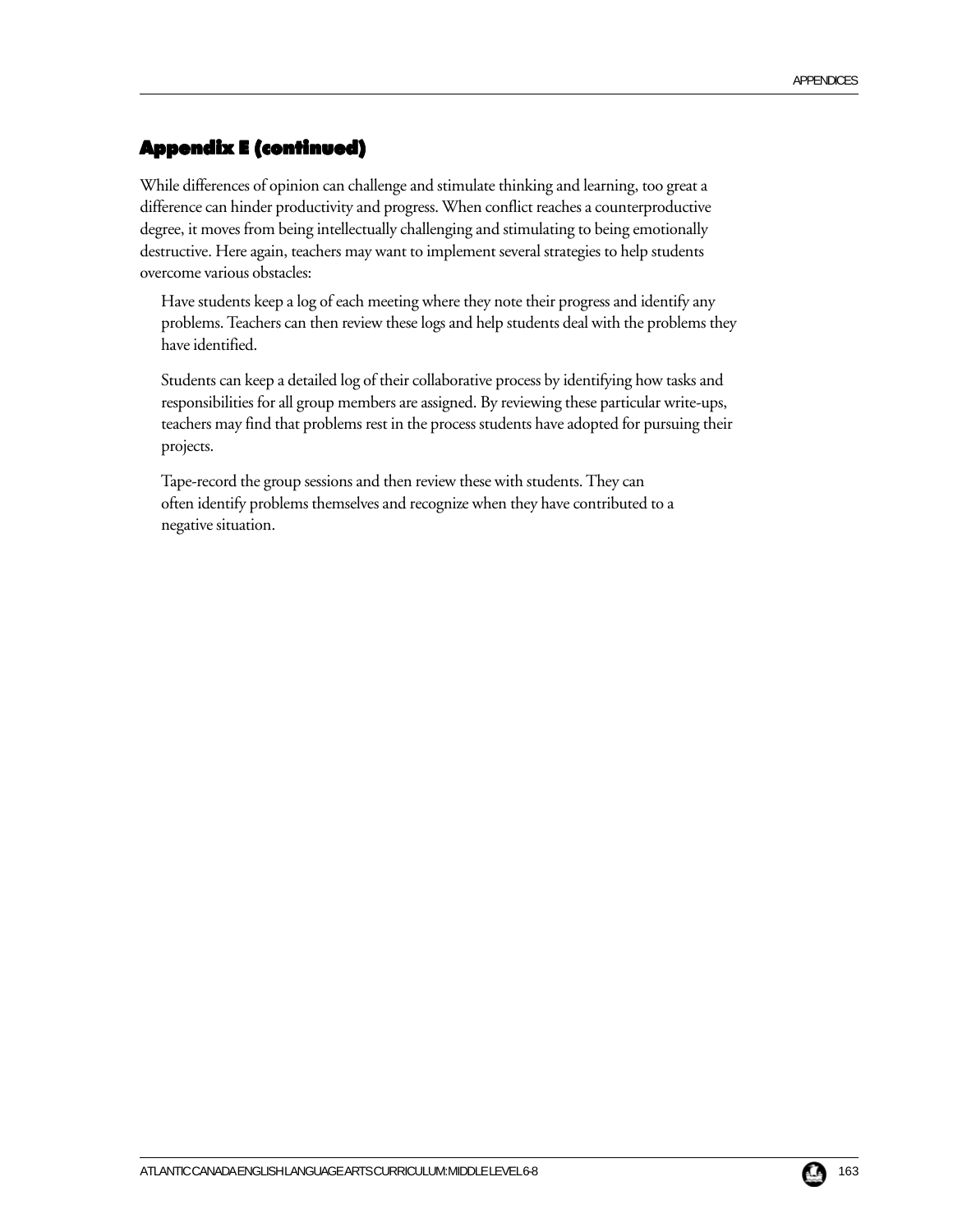## Appendix E (continued)

While differences of opinion can challenge and stimulate thinking and learning, too great a difference can hinder productivity and progress. When conflict reaches a counterproductive degree, it moves from being intellectually challenging and stimulating to being emotionally destructive. Here again, teachers may want to implement several strategies to help students overcome various obstacles:

Have students keep a log of each meeting where they note their progress and identify any problems. Teachers can then review these logs and help students deal with the problems they have identified.

Students can keep a detailed log of their collaborative process by identifying how tasks and responsibilities for all group members are assigned. By reviewing these particular write-ups, teachers may find that problems rest in the process students have adopted for pursuing their projects.

Tape-record the group sessions and then review these with students. They can often identify problems themselves and recognize when they have contributed to a negative situation.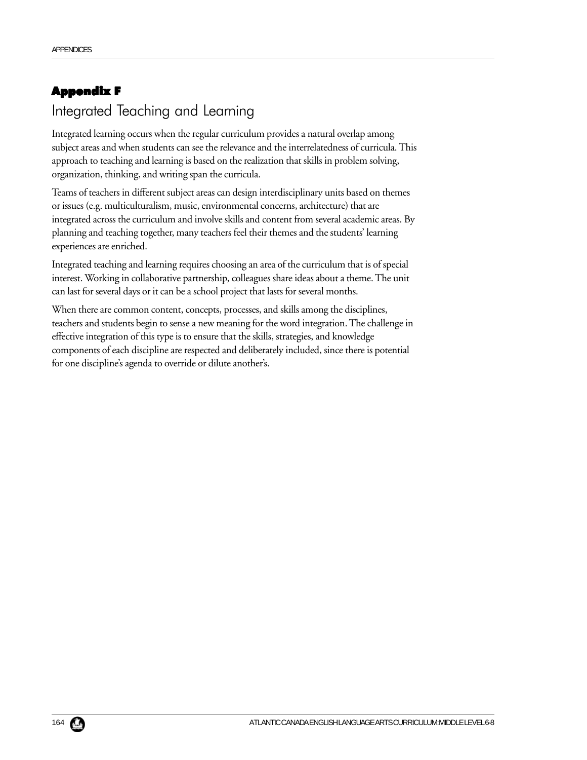# Appendix F

## Integrated Teaching and Learning

Integrated learning occurs when the regular curriculum provides a natural overlap among subject areas and when students can see the relevance and the interrelatedness of curricula. This approach to teaching and learning is based on the realization that skills in problem solving, organization, thinking, and writing span the curricula.

Teams of teachers in different subject areas can design interdisciplinary units based on themes or issues (e.g. multiculturalism, music, environmental concerns, architecture) that are integrated across the curriculum and involve skills and content from several academic areas. By planning and teaching together, many teachers feel their themes and the students' learning experiences are enriched.

Integrated teaching and learning requires choosing an area of the curriculum that is of special interest. Working in collaborative partnership, colleagues share ideas about a theme. The unit can last for several days or it can be a school project that lasts for several months.

When there are common content, concepts, processes, and skills among the disciplines, teachers and students begin to sense a new meaning for the word integration. The challenge in effective integration of this type is to ensure that the skills, strategies, and knowledge components of each discipline are respected and deliberately included, since there is potential for one discipline's agenda to override or dilute another's.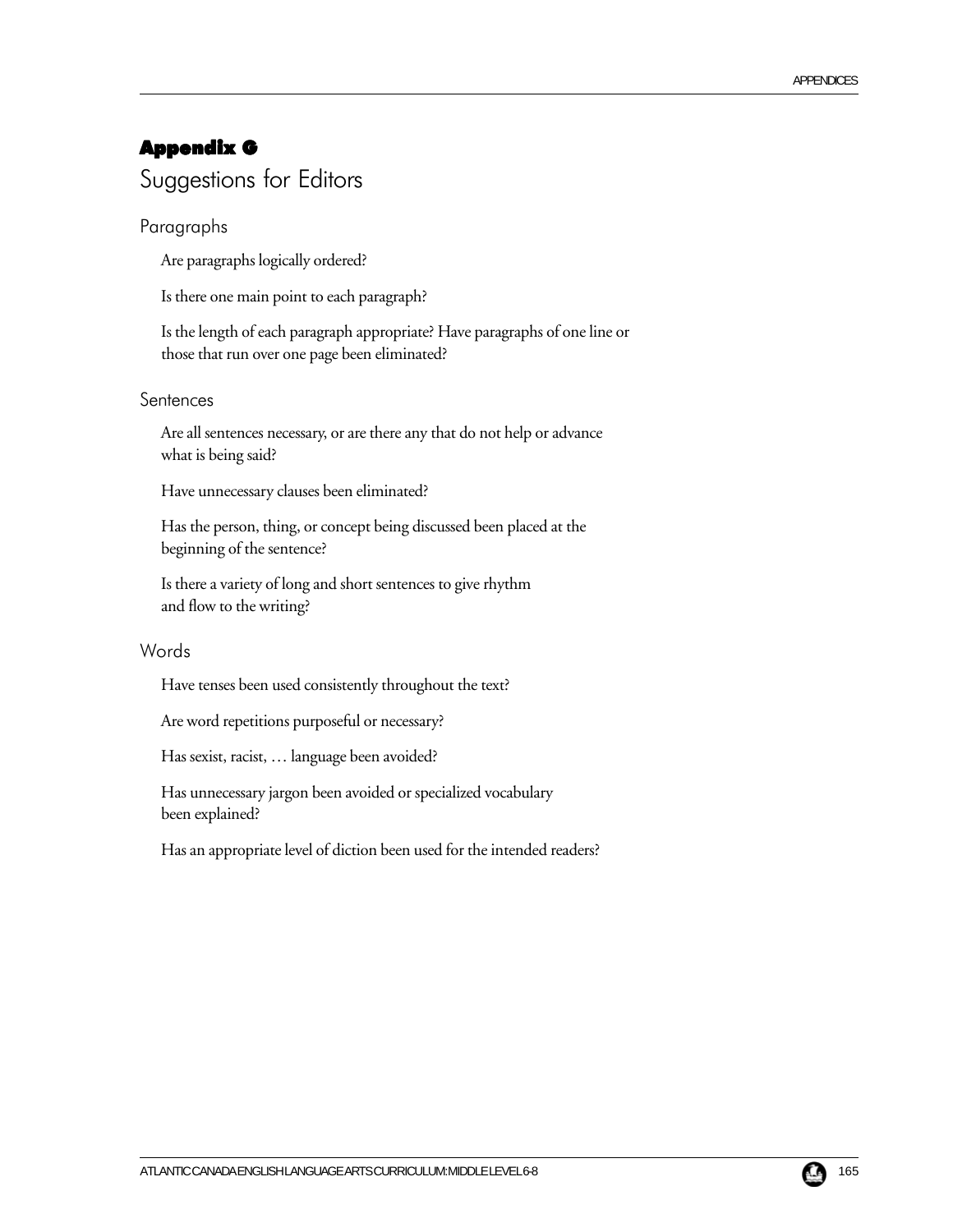# Appendix G

## Suggestions for Editors

### Paragraphs

Are paragraphs logically ordered?

Is there one main point to each paragraph?

Is the length of each paragraph appropriate? Have paragraphs of one line or those that run over one page been eliminated?

### Sentences

Are all sentences necessary, or are there any that do not help or advance what is being said?

Have unnecessary clauses been eliminated?

Has the person, thing, or concept being discussed been placed at the beginning of the sentence?

Is there a variety of long and short sentences to give rhythm and flow to the writing?

### Words

Have tenses been used consistently throughout the text?

Are word repetitions purposeful or necessary?

Has sexist, racist, … language been avoided?

Has unnecessary jargon been avoided or specialized vocabulary been explained?

Has an appropriate level of diction been used for the intended readers?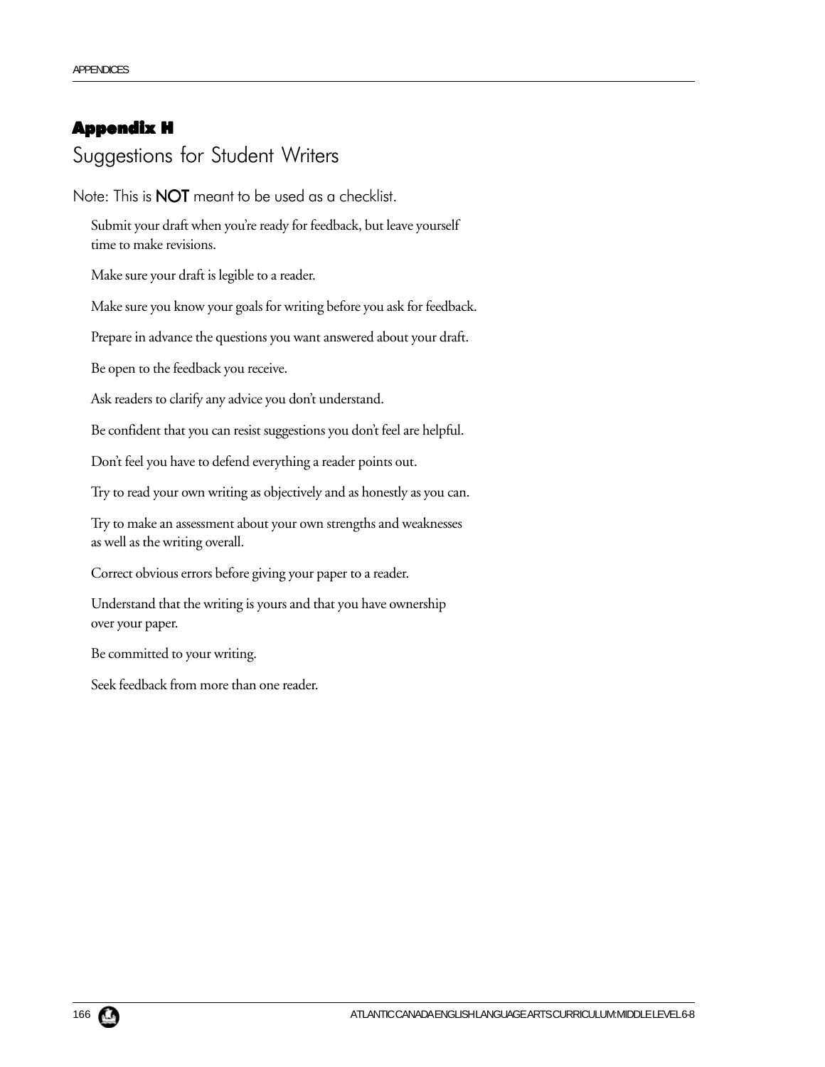## Appendix H

# Suggestions for Student Writers

Note: This is **NOT** meant to be used as a checklist.

Submit your draft when you're ready for feedback, but leave yourself time to make revisions.

Make sure your draft is legible to a reader.

Make sure you know your goals for writing before you ask for feedback.

Prepare in advance the questions you want answered about your draft.

Be open to the feedback you receive.

Ask readers to clarify any advice you don't understand.

Be confident that you can resist suggestions you don't feel are helpful.

Don't feel you have to defend everything a reader points out.

Try to read your own writing as objectively and as honestly as you can.

Try to make an assessment about your own strengths and weaknesses as well as the writing overall.

Correct obvious errors before giving your paper to a reader.

Understand that the writing is yours and that you have ownership over your paper.

Be committed to your writing.

Seek feedback from more than one reader.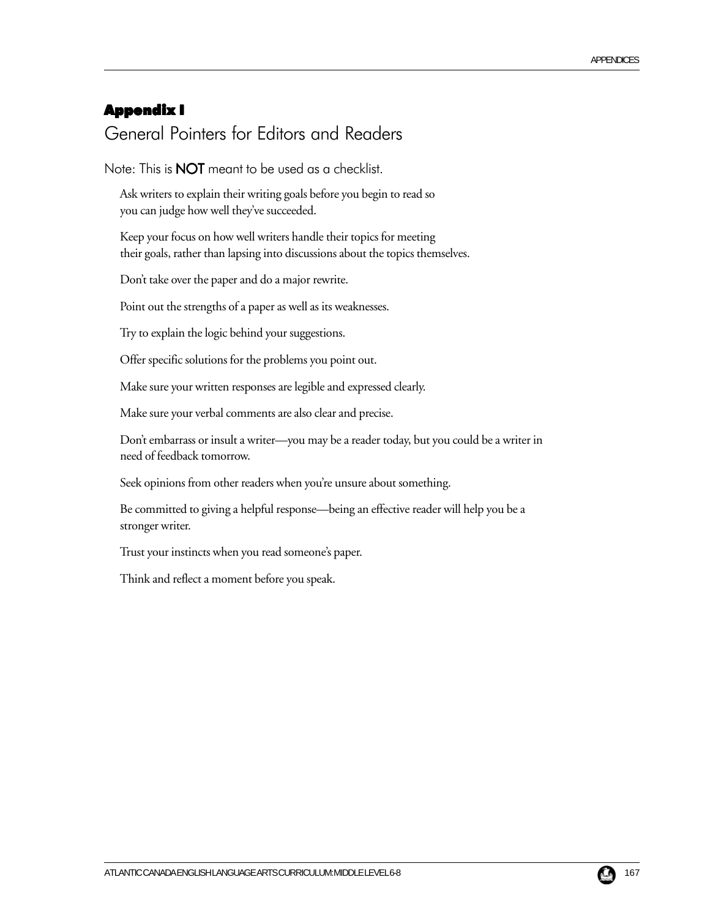# Appendix I

## General Pointers for Editors and Readers

Note: This is **NOT** meant to be used as a checklist.

Ask writers to explain their writing goals before you begin to read so you can judge how well they've succeeded.

Keep your focus on how well writers handle their topics for meeting their goals, rather than lapsing into discussions about the topics themselves.

Don't take over the paper and do a major rewrite.

Point out the strengths of a paper as well as its weaknesses.

Try to explain the logic behind your suggestions.

Offer specific solutions for the problems you point out.

Make sure your written responses are legible and expressed clearly.

Make sure your verbal comments are also clear and precise.

Don't embarrass or insult a writer—you may be a reader today, but you could be a writer in need of feedback tomorrow.

Seek opinions from other readers when you're unsure about something.

Be committed to giving a helpful response—being an effective reader will help you be a stronger writer.

Trust your instincts when you read someone's paper.

Think and reflect a moment before you speak.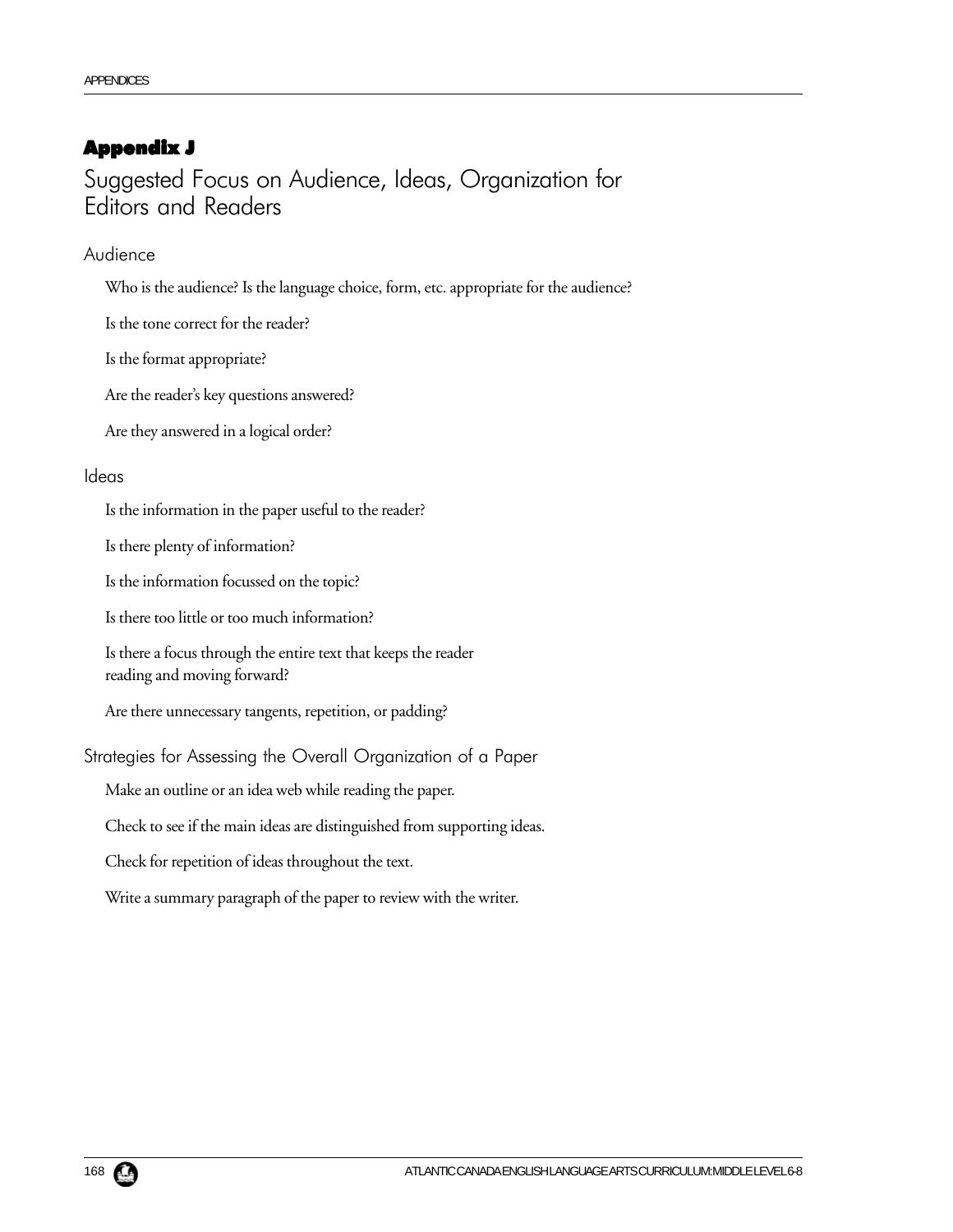# Appendix J

## Suggested Focus on Audience, Ideas, Organization for Editors and Readers

### Audience

Who is the audience? Is the language choice, form, etc. appropriate for the audience?

Is the tone correct for the reader?

Is the format appropriate?

Are the reader's key questions answered?

Are they answered in a logical order?

### Ideas

Is the information in the paper useful to the reader?

Is there plenty of information?

Is the information focussed on the topic?

Is there too little or too much information?

Is there a focus through the entire text that keeps the reader reading and moving forward?

Are there unnecessary tangents, repetition, or padding?

### Strategies for Assessing the Overall Organization of a Paper

Make an outline or an idea web while reading the paper.

Check to see if the main ideas are distinguished from supporting ideas.

Check for repetition of ideas throughout the text.

Write a summary paragraph of the paper to review with the writer.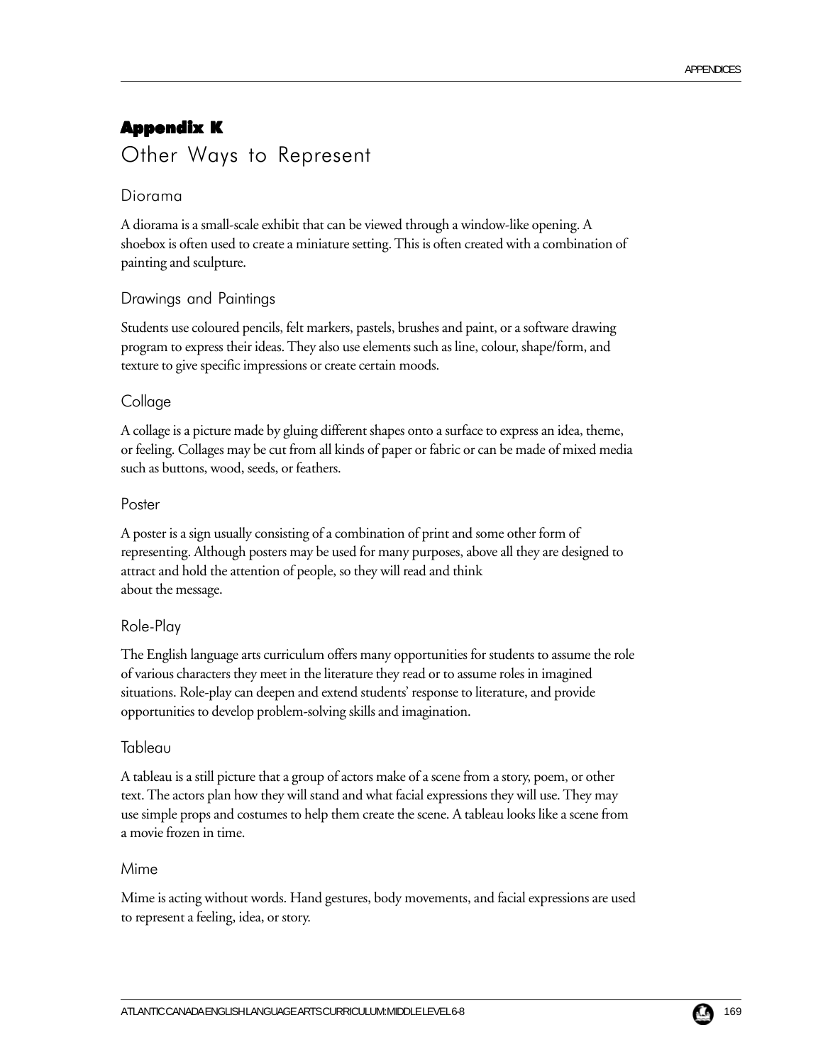# Appendix K

## Other Ways to Represent

### Diorama

A diorama is a small-scale exhibit that can be viewed through a window-like opening. A shoebox is often used to create a miniature setting. This is often created with a combination of painting and sculpture.

### Drawings and Paintings

Students use coloured pencils, felt markers, pastels, brushes and paint, or a software drawing program to express their ideas. They also use elements such as line, colour, shape/form, and texture to give specific impressions or create certain moods.

### Collage

A collage is a picture made by gluing different shapes onto a surface to express an idea, theme, or feeling. Collages may be cut from all kinds of paper or fabric or can be made of mixed media such as buttons, wood, seeds, or feathers.

### Poster

A poster is a sign usually consisting of a combination of print and some other form of representing. Although posters may be used for many purposes, above all they are designed to attract and hold the attention of people, so they will read and think about the message.

### Role-Play

The English language arts curriculum offers many opportunities for students to assume the role of various characters they meet in the literature they read or to assume roles in imagined situations. Role-play can deepen and extend students' response to literature, and provide opportunities to develop problem-solving skills and imagination.

### Tableau

A tableau is a still picture that a group of actors make of a scene from a story, poem, or other text. The actors plan how they will stand and what facial expressions they will use. They may use simple props and costumes to help them create the scene. A tableau looks like a scene from a movie frozen in time.

### Mime

Mime is acting without words. Hand gestures, body movements, and facial expressions are used to represent a feeling, idea, or story.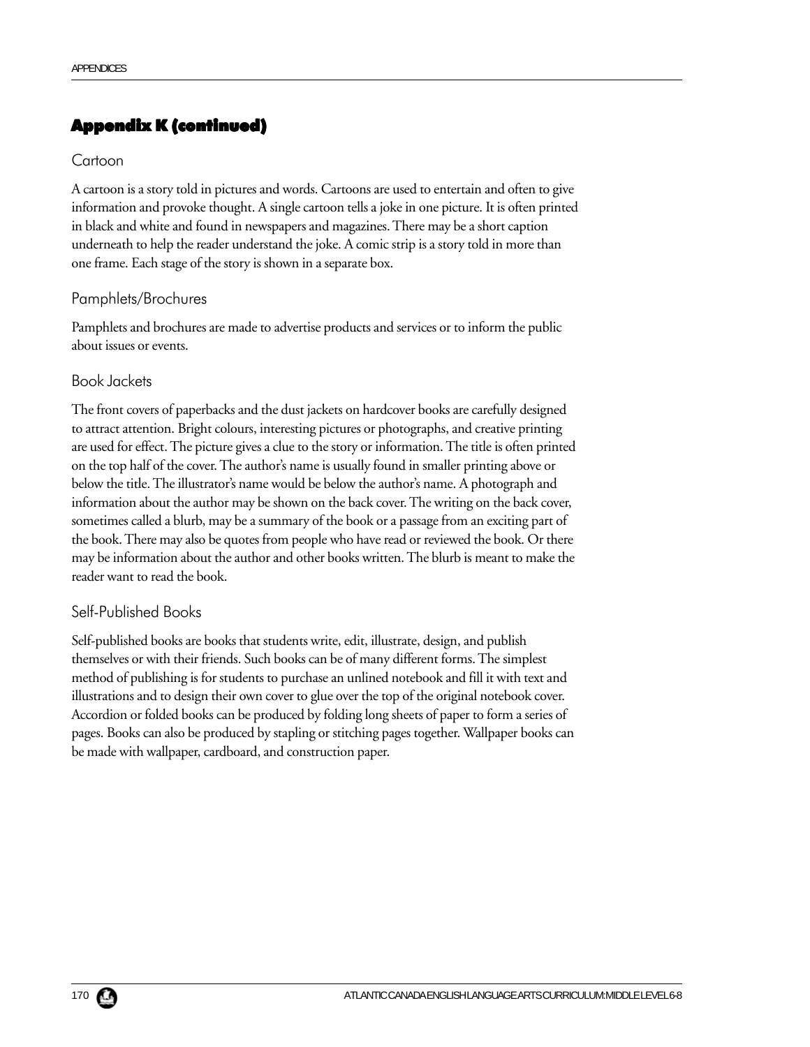## Appendix K (continued)

### Cartoon

A cartoon is a story told in pictures and words. Cartoons are used to entertain and often to give information and provoke thought. A single cartoon tells a joke in one picture. It is often printed in black and white and found in newspapers and magazines. There may be a short caption underneath to help the reader understand the joke. A comic strip is a story told in more than one frame. Each stage of the story is shown in a separate box.

### Pamphlets/Brochures

Pamphlets and brochures are made to advertise products and services or to inform the public about issues or events.

### Book Jackets

The front covers of paperbacks and the dust jackets on hardcover books are carefully designed to attract attention. Bright colours, interesting pictures or photographs, and creative printing are used for effect. The picture gives a clue to the story or information. The title is often printed on the top half of the cover. The author's name is usually found in smaller printing above or below the title. The illustrator's name would be below the author's name. A photograph and information about the author may be shown on the back cover. The writing on the back cover, sometimes called a blurb, may be a summary of the book or a passage from an exciting part of the book. There may also be quotes from people who have read or reviewed the book. Or there may be information about the author and other books written. The blurb is meant to make the reader want to read the book.

### Self-Published Books

Self-published books are books that students write, edit, illustrate, design, and publish themselves or with their friends. Such books can be of many different forms. The simplest method of publishing is for students to purchase an unlined notebook and fill it with text and illustrations and to design their own cover to glue over the top of the original notebook cover. Accordion or folded books can be produced by folding long sheets of paper to form a series of pages. Books can also be produced by stapling or stitching pages together. Wallpaper books can be made with wallpaper, cardboard, and construction paper.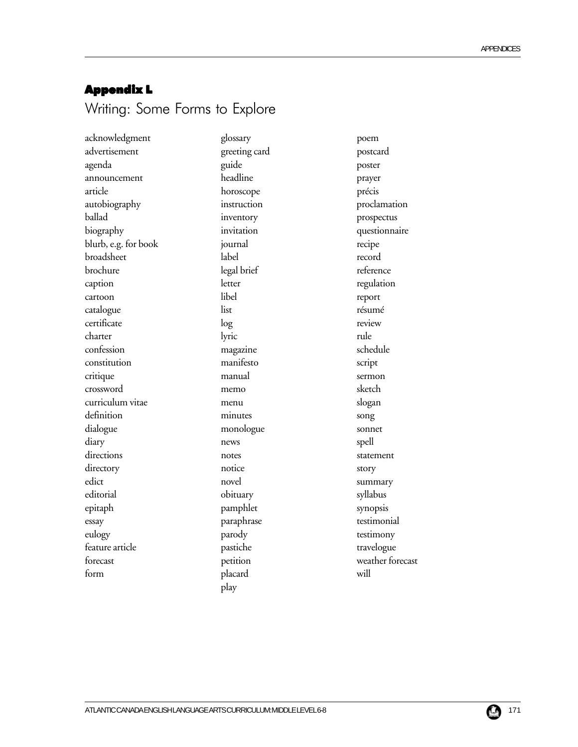## Appendix L

# Writing: Some Forms to Explore

acknowledgment
advertisement
agenda
announcement
article
autobiography
ballad
biography
blurb, e.g. for book
broadsheet
brochure
caption
cartoon
catalogue
certificate
charter
confession
constitution
critique
crossword
curriculum vitae
definition
dialogue
diary
directions
directory
edict
editorial
epitaph
essay
eulogy
feature article
forecast
form
glossary
greeting card
guide
headline
horoscope
instruction
inventory
invitation
journal
label
legal brief
letter
libel
list
log
lyric
magazine
manifesto
manual
memo
menu
minutes
monologue
news
notes
notice
novel
obituary
pamphlet
paraphrase
parody
pastiche
petition
placard
play
poem
postcard
poster
prayer
précis
proclamation
prospectus
questionnaire
recipe
record
reference
regulation
report
résumé
review
rule
schedule
script
sermon
sketch
slogan
song
sonnet
spell
statement
story
summary
syllabus
synopsis
testimonial
testimony
travelogue
weather forecast
will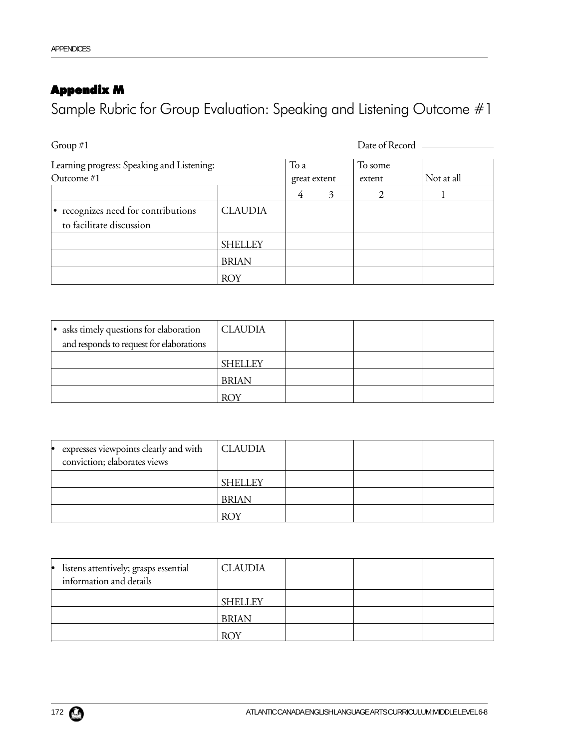## Appendix M

# Sample Rubric for Group Evaluation: Speaking and Listening Outcome #1

Group #1 Date of Record ____________

| Learning progress: Speaking and Listening: Outcome #1 | | To a great extent | | To some extent | Not at all |
|---|---|---|---|---|---|
| | | 4 | 3 | 2 | 1 |
| • recognizes need for contributions to facilitate discussion | CLAUDIA | | | | |
| | SHELLEY | | | | |
| | BRIAN | | | | |
| | ROY | | | | |

| | | | | |
|---|---|---|---|---|
| • asks timely questions for elaboration and responds to request for elaborations | CLAUDIA | | | |
| | SHELLEY | | | |
| | BRIAN | | | |
| | ROY | | | |

| | | | | |
|---|---|---|---|---|
| • expresses viewpoints clearly and with conviction; elaborates views | CLAUDIA | | | |
| | SHELLEY | | | |
| | BRIAN | | | |
| | ROY | | | |

| | | | | |
|---|---|---|---|---|
| • listens attentively; grasps essential information and details | CLAUDIA | | | |
| | SHELLEY | | | |
| | BRIAN | | | |
| | ROY | | | |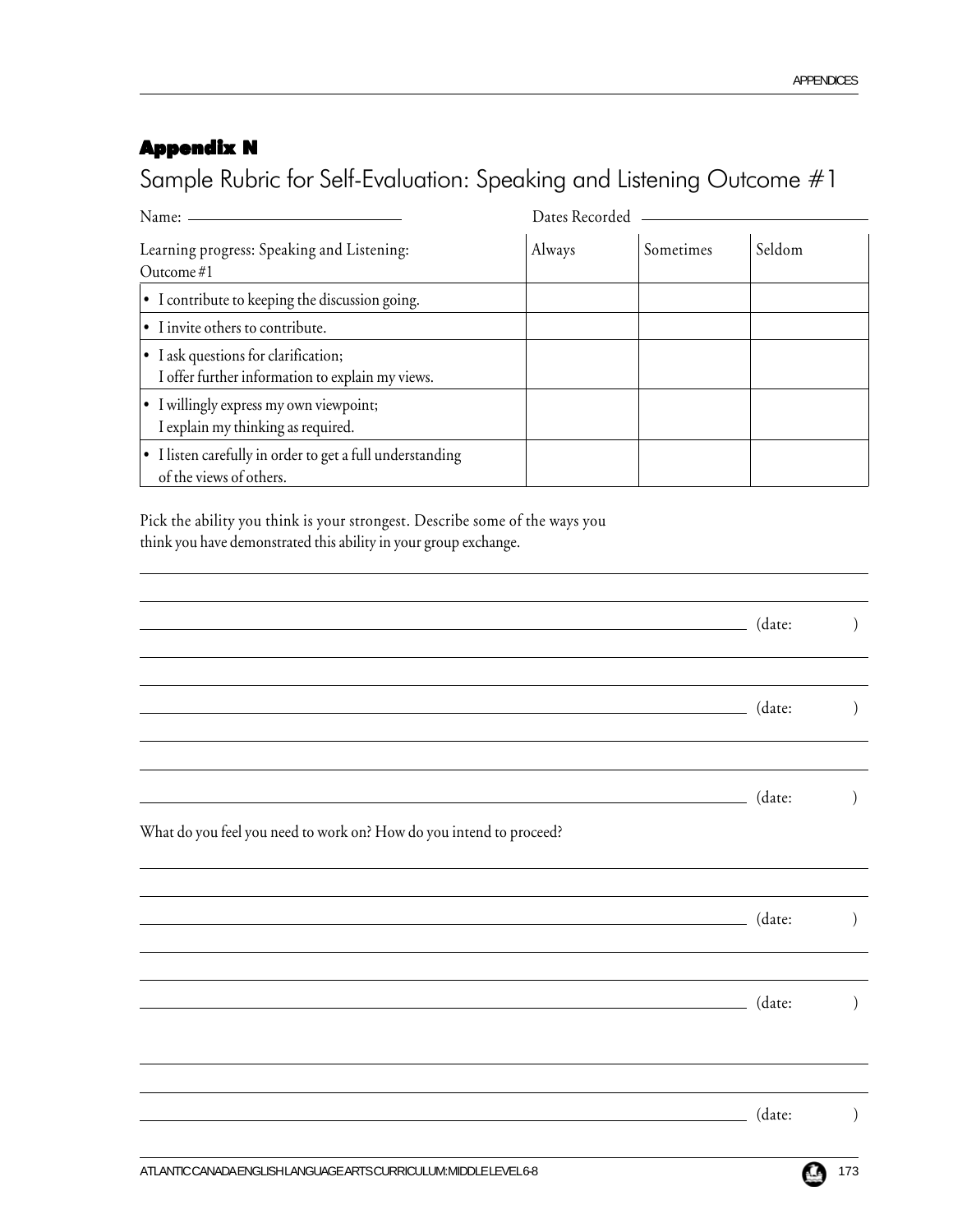## Appendix N

# Sample Rubric for Self-Evaluation: Speaking and Listening Outcome #1

Name: ______________________ Dates Recorded ______________________

| Learning progress: Speaking and Listening: Outcome #1 | Always | Sometimes | Seldom |
|---|---|---|---|
| • I contribute to keeping the discussion going. | | | |
| • I invite others to contribute. | | | |
| • I ask questions for clarification; I offer further information to explain my views. | | | |
| • I willingly express my own viewpoint; I explain my thinking as required. | | | |
| • I listen carefully in order to get a full understanding of the views of others. | | | |

Pick the ability you think is your strongest. Describe some of the ways you think you have demonstrated this ability in your group exchange.

______________________________________________________________________

______________________________________________________________________

______________________________________________________________ (date: )

______________________________________________________________________

______________________________________________________________________

______________________________________________________________ (date: )

______________________________________________________________________

______________________________________________________________________

______________________________________________________________ (date: )

What do you feel you need to work on? How do you intend to proceed?

______________________________________________________________________

______________________________________________________________________

______________________________________________________________ (date: )

______________________________________________________________________

______________________________________________________________________

______________________________________________________________ (date: )

______________________________________________________________________

______________________________________________________________________

______________________________________________________________ (date: )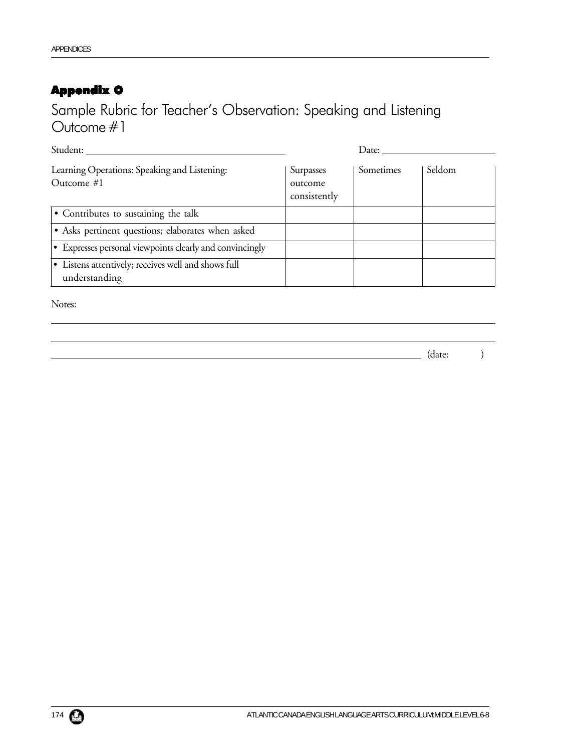## Appendix O

# Sample Rubric for Teacher's Observation: Speaking and Listening Outcome #1

Student: ______________________________ Date: ____________________

| Learning Operations: Speaking and Listening: Outcome #1 | Surpasses outcome consistently | Sometimes | Seldom |
|---|---|---|---|
| • Contributes to sustaining the talk | | | |
| • Asks pertinent questions; elaborates when asked | | | |
| • Expresses personal viewpoints clearly and convincingly | | | |
| • Listens attentively; receives well and shows full understanding | | | |

Notes:

_______________________________________________________________

_______________________________________________________________

_______________________________________________________ (date: )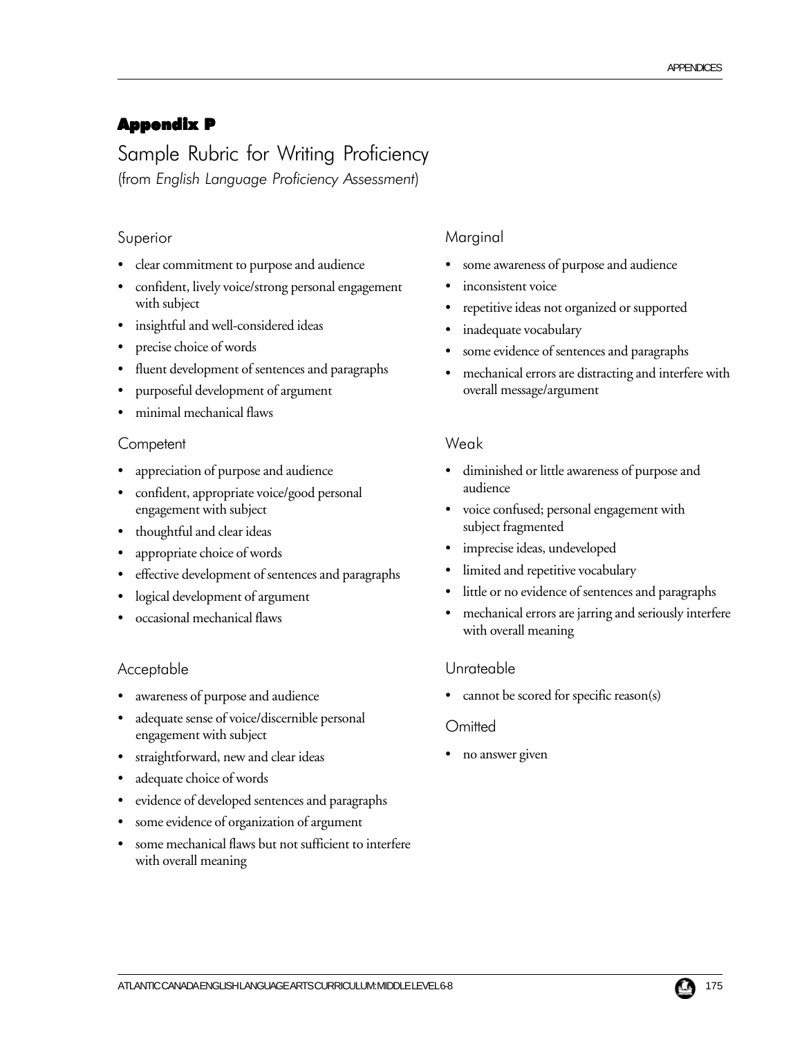## Appendix P

# Sample Rubric for Writing Proficiency

(from *English Language Proficiency Assessment*)

### Superior

- clear commitment to purpose and audience
- confident, lively voice/strong personal engagement with subject
- insightful and well-considered ideas
- precise choice of words
- fluent development of sentences and paragraphs
- purposeful development of argument
- minimal mechanical flaws

### Competent

- appreciation of purpose and audience
- confident, appropriate voice/good personal engagement with subject
- thoughtful and clear ideas
- appropriate choice of words
- effective development of sentences and paragraphs
- logical development of argument
- occasional mechanical flaws

### Acceptable

- awareness of purpose and audience
- adequate sense of voice/discernible personal engagement with subject
- straightforward, new and clear ideas
- adequate choice of words
- evidence of developed sentences and paragraphs
- some evidence of organization of argument
- some mechanical flaws but not sufficient to interfere with overall meaning

### Marginal

- some awareness of purpose and audience
- inconsistent voice
- repetitive ideas not organized or supported
- inadequate vocabulary
- some evidence of sentences and paragraphs
- mechanical errors are distracting and interfere with overall message/argument

### Weak

- diminished or little awareness of purpose and audience
- voice confused; personal engagement with subject fragmented
- imprecise ideas, undeveloped
- limited and repetitive vocabulary
- little or no evidence of sentences and paragraphs
- mechanical errors are jarring and seriously interfere with overall meaning

### Unrateable

- cannot be scored for specific reason(s)

### Omitted

- no answer given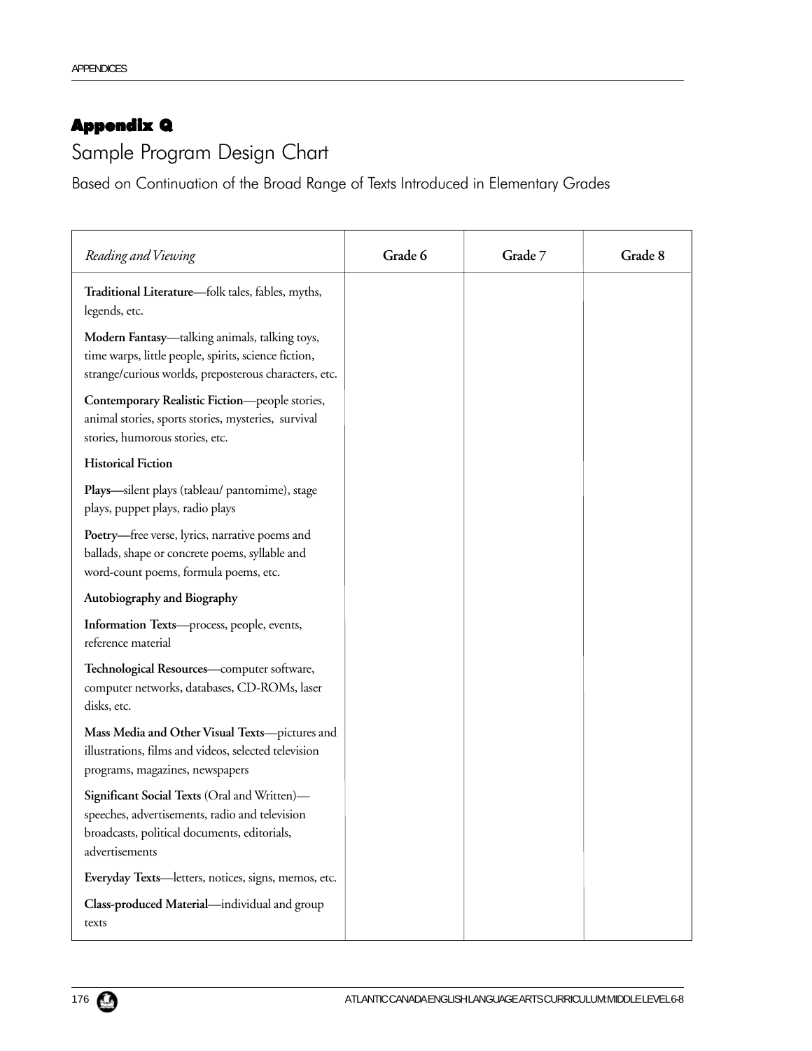## Appendix Q

# Sample Program Design Chart

Based on Continuation of the Broad Range of Texts Introduced in Elementary Grades

| *Reading and Viewing* | Grade 6 | Grade 7 | Grade 8 |
|---|---|---|---|
| **Traditional Literature**—folk tales, fables, myths, legends, etc. | | | |
| **Modern Fantasy**—talking animals, talking toys, time warps, little people, spirits, science fiction, strange/curious worlds, preposterous characters, etc. | | | |
| **Contemporary Realistic Fiction**—people stories, animal stories, sports stories, mysteries, survival stories, humorous stories, etc. | | | |
| **Historical Fiction** | | | |
| **Plays**—silent plays (tableau/ pantomime), stage plays, puppet plays, radio plays | | | |
| **Poetry**—free verse, lyrics, narrative poems and ballads, shape or concrete poems, syllable and word-count poems, formula poems, etc. | | | |
| **Autobiography and Biography** | | | |
| **Information Texts**—process, people, events, reference material | | | |
| **Technological Resources**—computer software, computer networks, databases, CD-ROMs, laser disks, etc. | | | |
| **Mass Media and Other Visual Texts**—pictures and illustrations, films and videos, selected television programs, magazines, newspapers | | | |
| **Significant Social Texts** (Oral and Written)—speeches, advertisements, radio and television broadcasts, political documents, editorials, advertisements | | | |
| **Everyday Texts**—letters, notices, signs, memos, etc. | | | |
| **Class-produced Material**—individual and group texts | | | |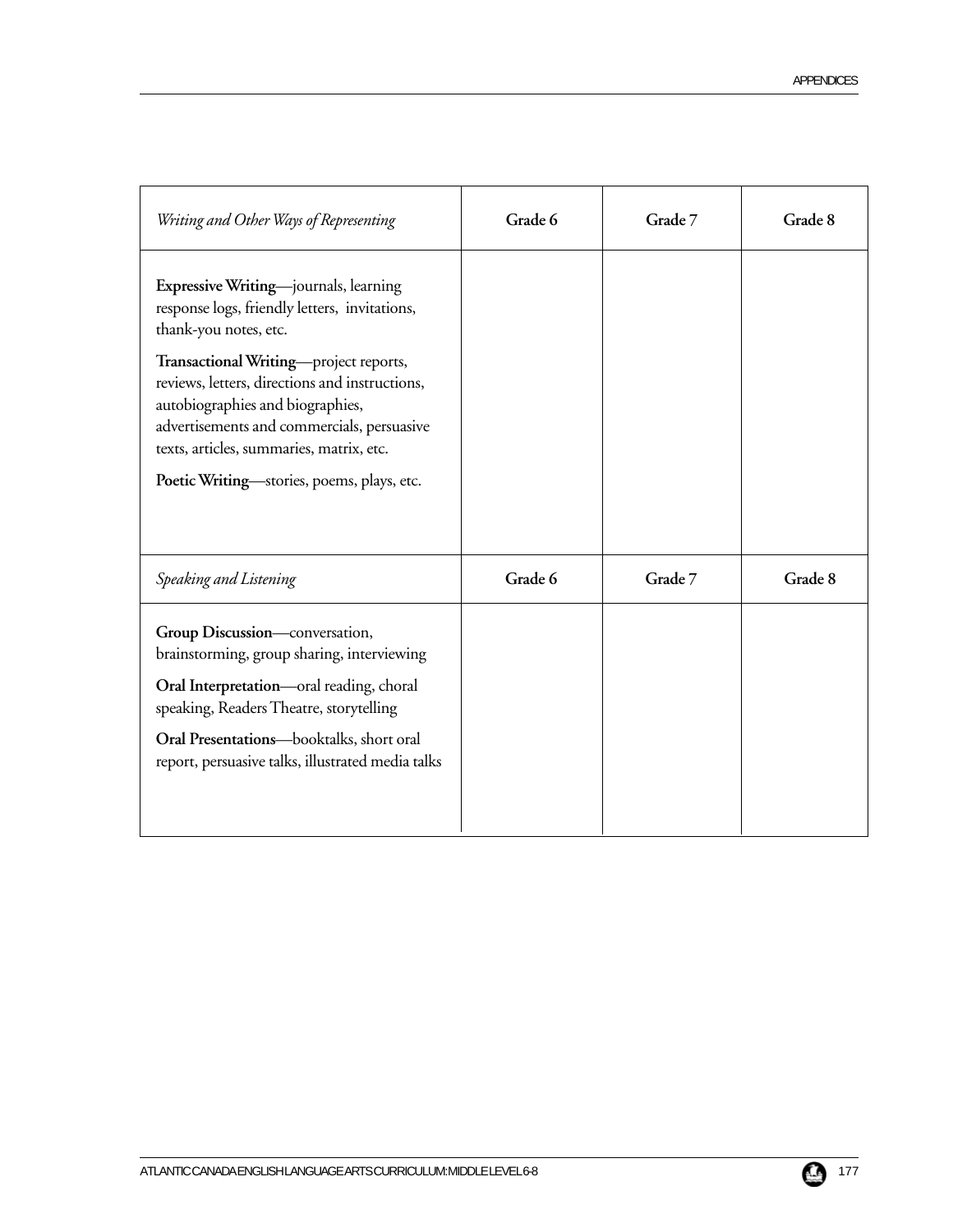| *Writing and Other Ways of Representing* | Grade 6 | Grade 7 | Grade 8 |
|---|---|---|---|
| **Expressive Writing**—journals, learning response logs, friendly letters, invitations, thank-you notes, etc.<br><br>**Transactional Writing**—project reports, reviews, letters, directions and instructions, autobiographies and biographies, advertisements and commercials, persuasive texts, articles, summaries, matrix, etc.<br><br>**Poetic Writing**—stories, poems, plays, etc. | | | |
| *Speaking and Listening* | **Grade 6** | **Grade 7** | **Grade 8** |
| **Group Discussion**—conversation, brainstorming, group sharing, interviewing<br><br>**Oral Interpretation**—oral reading, choral speaking, Readers Theatre, storytelling<br><br>**Oral Presentations**—booktalks, short oral report, persuasive talks, illustrated media talks | | | |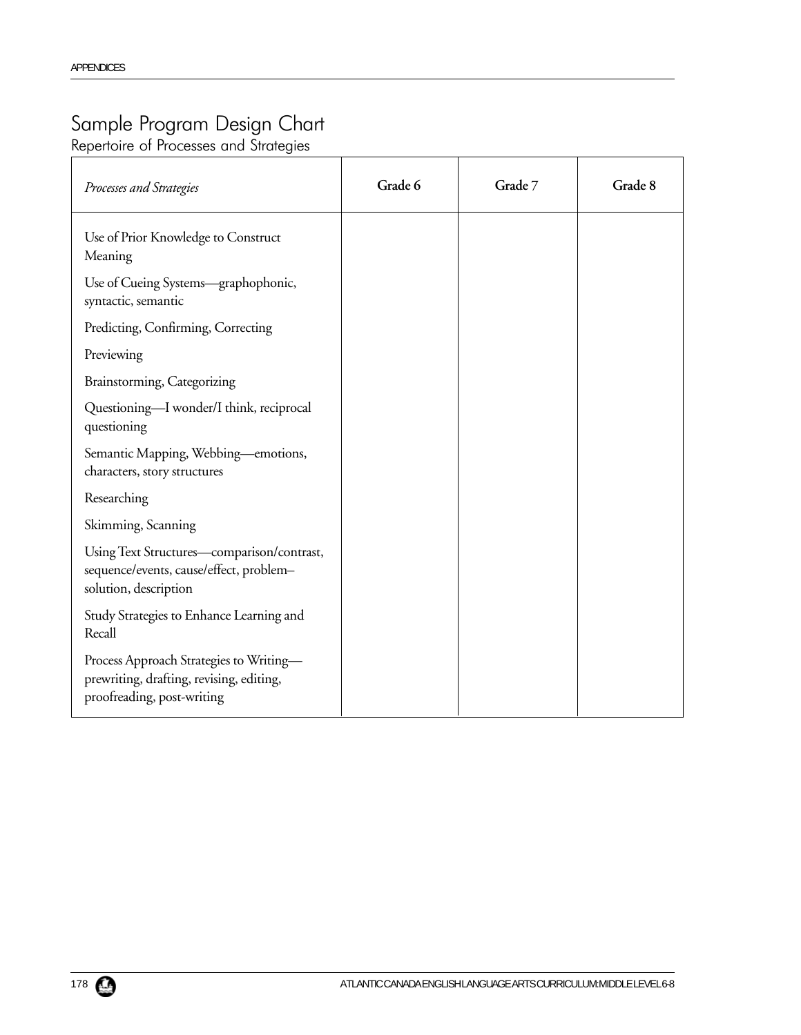# Sample Program Design Chart

## Repertoire of Processes and Strategies

| *Processes and Strategies* | **Grade 6** | **Grade 7** | **Grade 8** |
| --- | --- | --- | --- |
| Use of Prior Knowledge to Construct Meaning | | | |
| Use of Cueing Systems—graphophonic, syntactic, semantic | | | |
| Predicting, Confirming, Correcting | | | |
| Previewing | | | |
| Brainstorming, Categorizing | | | |
| Questioning—I wonder/I think, reciprocal questioning | | | |
| Semantic Mapping, Webbing—emotions, characters, story structures | | | |
| Researching | | | |
| Skimming, Scanning | | | |
| Using Text Structures—comparison/contrast, sequence/events, cause/effect, problem–solution, description | | | |
| Study Strategies to Enhance Learning and Recall | | | |
| Process Approach Strategies to Writing—prewriting, drafting, revising, editing, proofreading, post-writing | | | |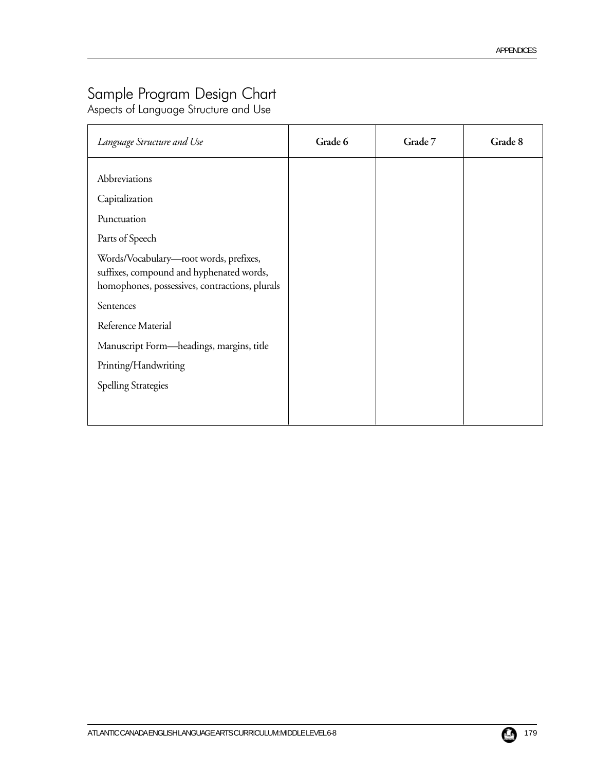# Sample Program Design Chart

## Aspects of Language Structure and Use

| *Language Structure and Use* | **Grade 6** | **Grade 7** | **Grade 8** |
|---|---|---|---|
| Abbreviations | | | |
| Capitalization | | | |
| Punctuation | | | |
| Parts of Speech | | | |
| Words/Vocabulary—root words, prefixes, suffixes, compound and hyphenated words, homophones, possessives, contractions, plurals | | | |
| Sentences | | | |
| Reference Material | | | |
| Manuscript Form—headings, margins, title | | | |
| Printing/Handwriting | | | |
| Spelling Strategies | | | |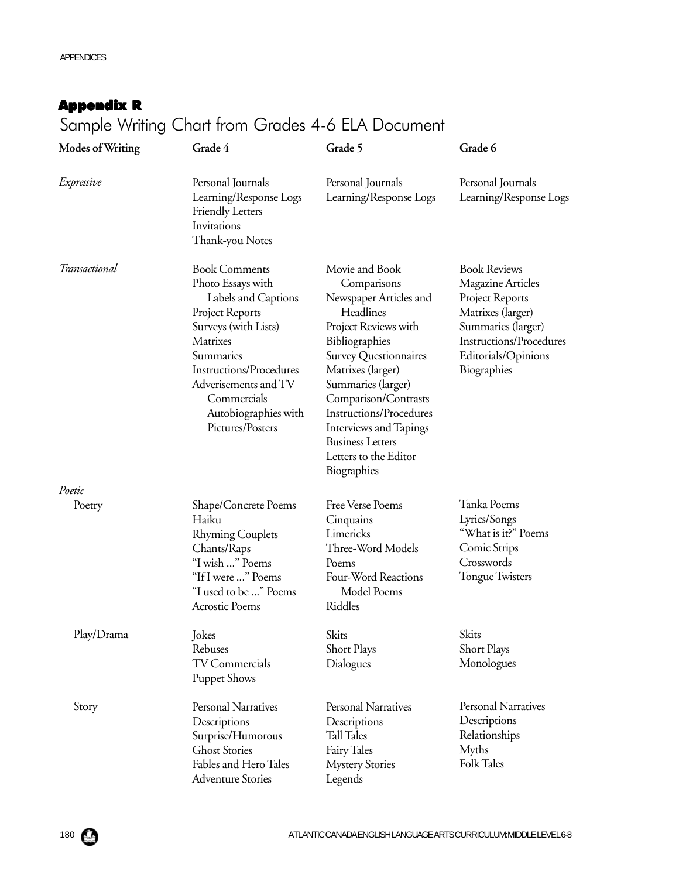## Appendix R

# Sample Writing Chart from Grades 4-6 ELA Document

| Modes of Writing | Grade 4 | Grade 5 | Grade 6 |
|---|---|---|---|
| *Expressive* | Personal Journals<br>Learning/Response Logs<br>Friendly Letters<br>Invitations<br>Thank-you Notes | Personal Journals<br>Learning/Response Logs | Personal Journals<br>Learning/Response Logs |
| *Transactional* | Book Comments<br>Photo Essays with Labels and Captions<br>Project Reports<br>Surveys (with Lists)<br>Matrixes<br>Summaries<br>Instructions/Procedures<br>Adverisements and TV Commercials<br>Autobiographies with Pictures/Posters | Movie and Book Comparisons<br>Newspaper Articles and Headlines<br>Project Reviews with Bibliographies<br>Survey Questionnaires<br>Matrixes (larger)<br>Summaries (larger)<br>Comparison/Contrasts<br>Instructions/Procedures<br>Interviews and Tapings<br>Business Letters<br>Letters to the Editor<br>Biographies | Book Reviews<br>Magazine Articles<br>Project Reports<br>Matrixes (larger)<br>Summaries (larger)<br>Instructions/Procedures<br>Editorials/Opinions<br>Biographies |
| *Poetic* | | | |
| Poetry | Shape/Concrete Poems<br>Haiku<br>Rhyming Couplets<br>Chants/Raps<br>"I wish ..." Poems<br>"If I were ..." Poems<br>"I used to be ..." Poems<br>Acrostic Poems | Free Verse Poems<br>Cinquains<br>Limericks<br>Three-Word Models Poems<br>Four-Word Reactions Model Poems<br>Riddles | Tanka Poems<br>Lyrics/Songs<br>"What is it?" Poems<br>Comic Strips<br>Crosswords<br>Tongue Twisters |
| Play/Drama | Jokes<br>Rebuses<br>TV Commercials<br>Puppet Shows | Skits<br>Short Plays<br>Dialogues | Skits<br>Short Plays<br>Monologues |
| Story | Personal Narratives<br>Descriptions<br>Surprise/Humorous<br>Ghost Stories<br>Fables and Hero Tales<br>Adventure Stories | Personal Narratives<br>Descriptions<br>Tall Tales<br>Fairy Tales<br>Mystery Stories<br>Legends | Personal Narratives<br>Descriptions<br>Relationships<br>Myths<br>Folk Tales |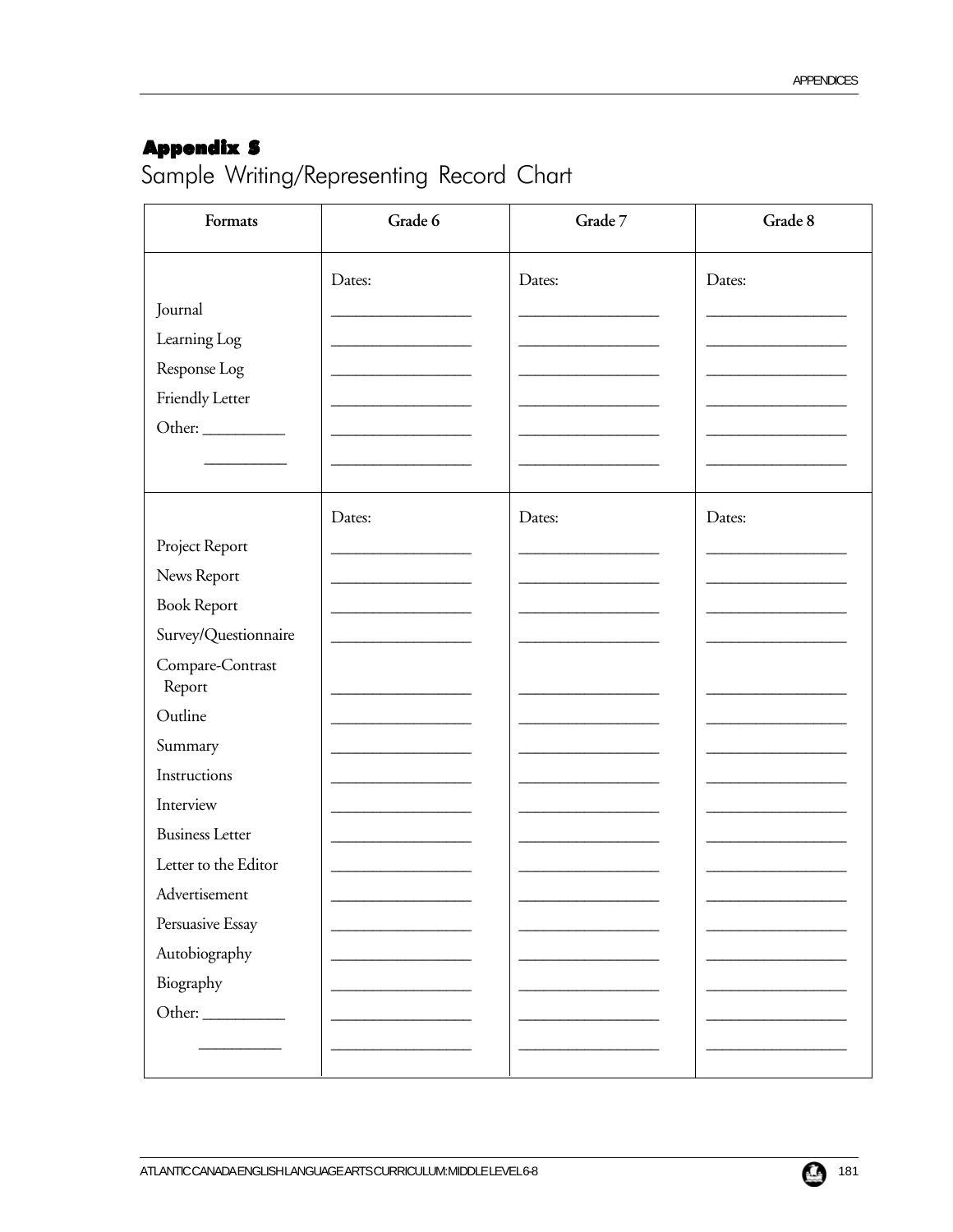## Appendix 5

# Sample Writing/Representing Record Chart

| Formats | Grade 6 | Grade 7 | Grade 8 |
|---|---|---|---|
| | Dates: | Dates: | Dates: |
| Journal | __________ | __________ | __________ |
| Learning Log | __________ | __________ | __________ |
| Response Log | __________ | __________ | __________ |
| Friendly Letter | __________ | __________ | __________ |
| Other: __________ | __________ | __________ | __________ |
| __________ | __________ | __________ | __________ |
| | Dates: | Dates: | Dates: |
| Project Report | __________ | __________ | __________ |
| News Report | __________ | __________ | __________ |
| Book Report | __________ | __________ | __________ |
| Survey/Questionnaire | __________ | __________ | __________ |
| Compare-Contrast Report | __________ | __________ | __________ |
| Outline | __________ | __________ | __________ |
| Summary | __________ | __________ | __________ |
| Instructions | __________ | __________ | __________ |
| Interview | __________ | __________ | __________ |
| Business Letter | __________ | __________ | __________ |
| Letter to the Editor | __________ | __________ | __________ |
| Advertisement | __________ | __________ | __________ |
| Persuasive Essay | __________ | __________ | __________ |
| Autobiography | __________ | __________ | __________ |
| Biography | __________ | __________ | __________ |
| Other: __________ | __________ | __________ | __________ |
| __________ | __________ | __________ | __________ |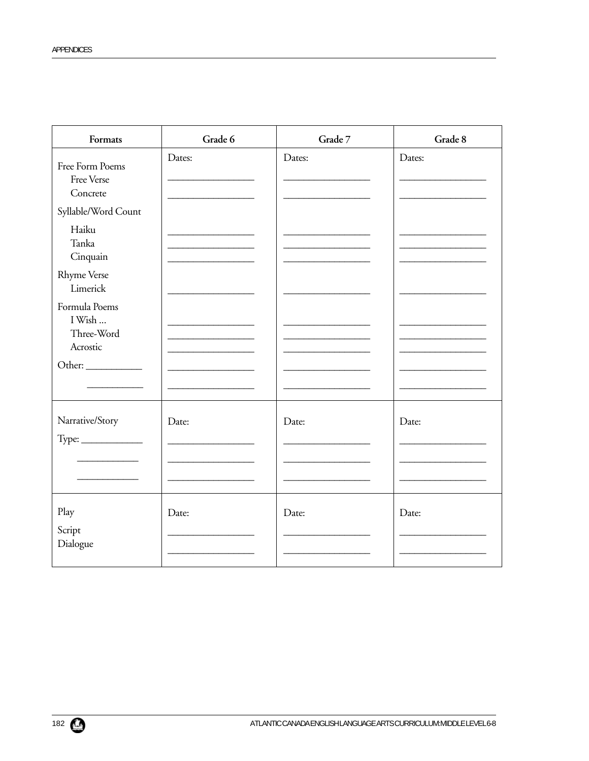| Formats | Grade 6 | Grade 7 | Grade 8 |
|---|---|---|---|
| Free Form Poems | Dates: | Dates: | Dates: |
| Free Verse | ____________ | ____________ | ____________ |
| Concrete | ____________ | ____________ | ____________ |
| Syllable/Word Count | | | |
| Haiku | ____________ | ____________ | ____________ |
| Tanka | ____________ | ____________ | ____________ |
| Cinquain | ____________ | ____________ | ____________ |
| Rhyme Verse | | | |
| Limerick | ____________ | ____________ | ____________ |
| Formula Poems | | | |
| I Wish ... | ____________ | ____________ | ____________ |
| Three-Word | ____________ | ____________ | ____________ |
| Acrostic | ____________ | ____________ | ____________ |
| Other: ____________ | ____________ | ____________ | ____________ |
| ____________ | ____________ | ____________ | ____________ |
| Narrative/Story | Date: | Date: | Date: |
| Type: ____________ | ____________ | ____________ | ____________ |
| ____________ | ____________ | ____________ | ____________ |
| ____________ | ____________ | ____________ | ____________ |
| Play | Date: | Date: | Date: |
| Script | ____________ | ____________ | ____________ |
| Dialogue | ____________ | ____________ | ____________ |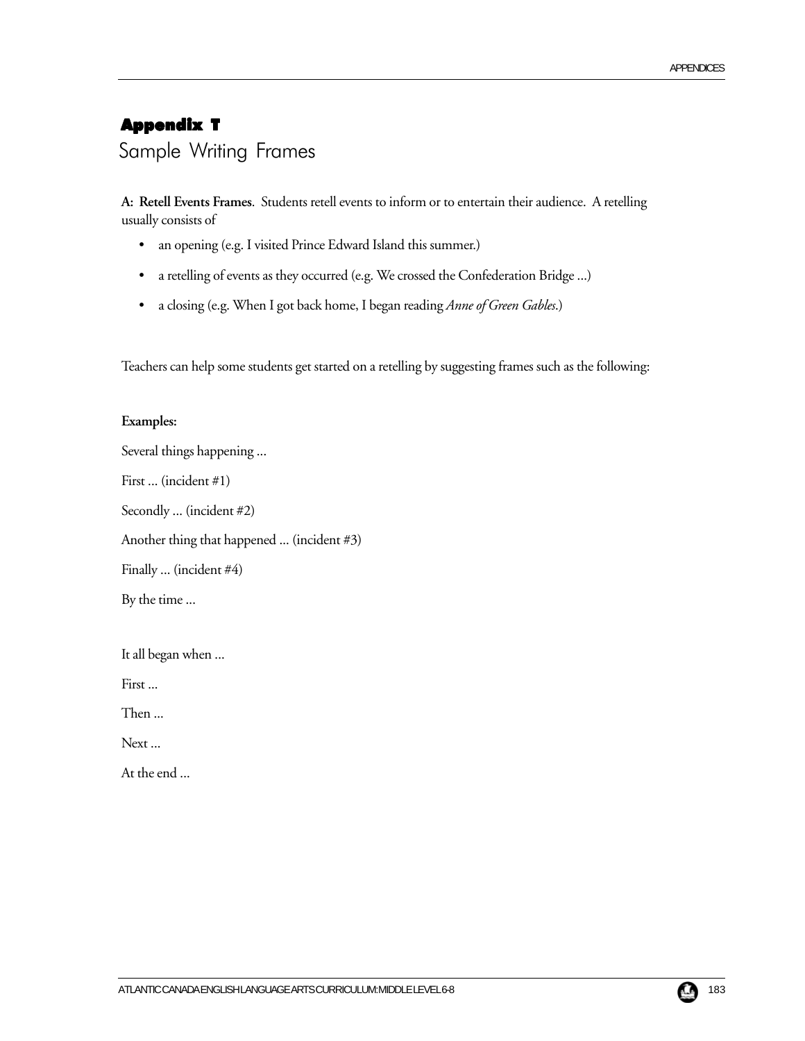# Appendix T

## Sample Writing Frames

**A: Retell Events Frames**. Students retell events to inform or to entertain their audience. A retelling usually consists of

- an opening (e.g. I visited Prince Edward Island this summer.)
- a retelling of events as they occurred (e.g. We crossed the Confederation Bridge ...)
- a closing (e.g. When I got back home, I began reading *Anne of Green Gables*.)

Teachers can help some students get started on a retelling by suggesting frames such as the following:

**Examples:**

Several things happening ...

First ... (incident #1)

Secondly ... (incident #2)

Another thing that happened ... (incident #3)

Finally ... (incident #4)

By the time ...

It all began when ...

First ...

Then ...

Next ...

At the end ...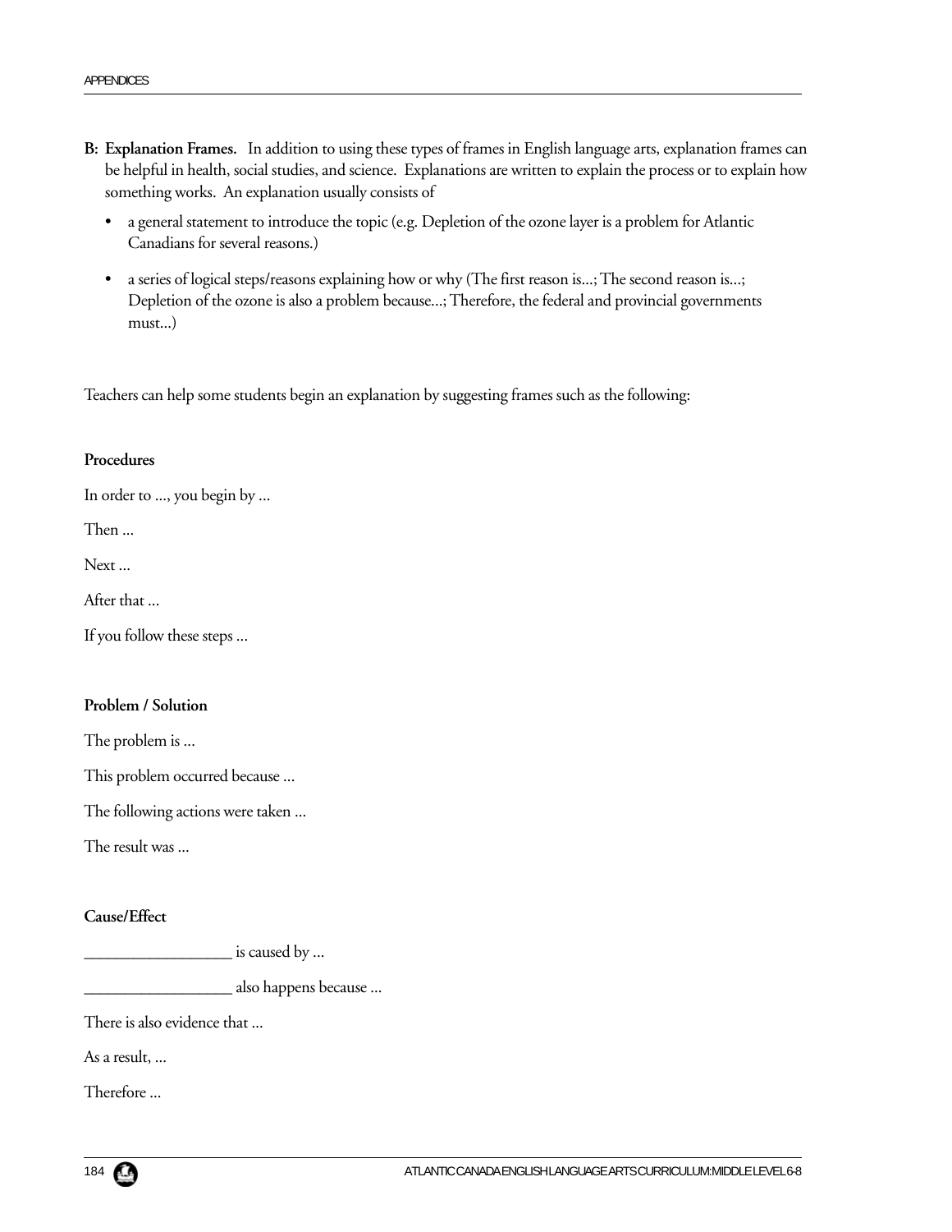**B: Explanation Frames.** In addition to using these types of frames in English language arts, explanation frames can be helpful in health, social studies, and science. Explanations are written to explain the process or to explain how something works. An explanation usually consists of

- a general statement to introduce the topic (e.g. Depletion of the ozone layer is a problem for Atlantic Canadians for several reasons.)
- a series of logical steps/reasons explaining how or why (The first reason is...; The second reason is...; Depletion of the ozone is also a problem because...; Therefore, the federal and provincial governments must...)

Teachers can help some students begin an explanation by suggesting frames such as the following:

**Procedures**

In order to ..., you begin by ...

Then ...

Next ...

After that ...

If you follow these steps ...

**Problem / Solution**

The problem is ...

This problem occurred because ...

The following actions were taken ...

The result was ...

**Cause/Effect**

__________________ is caused by ...

__________________ also happens because ...

There is also evidence that ...

As a result, ...

Therefore ...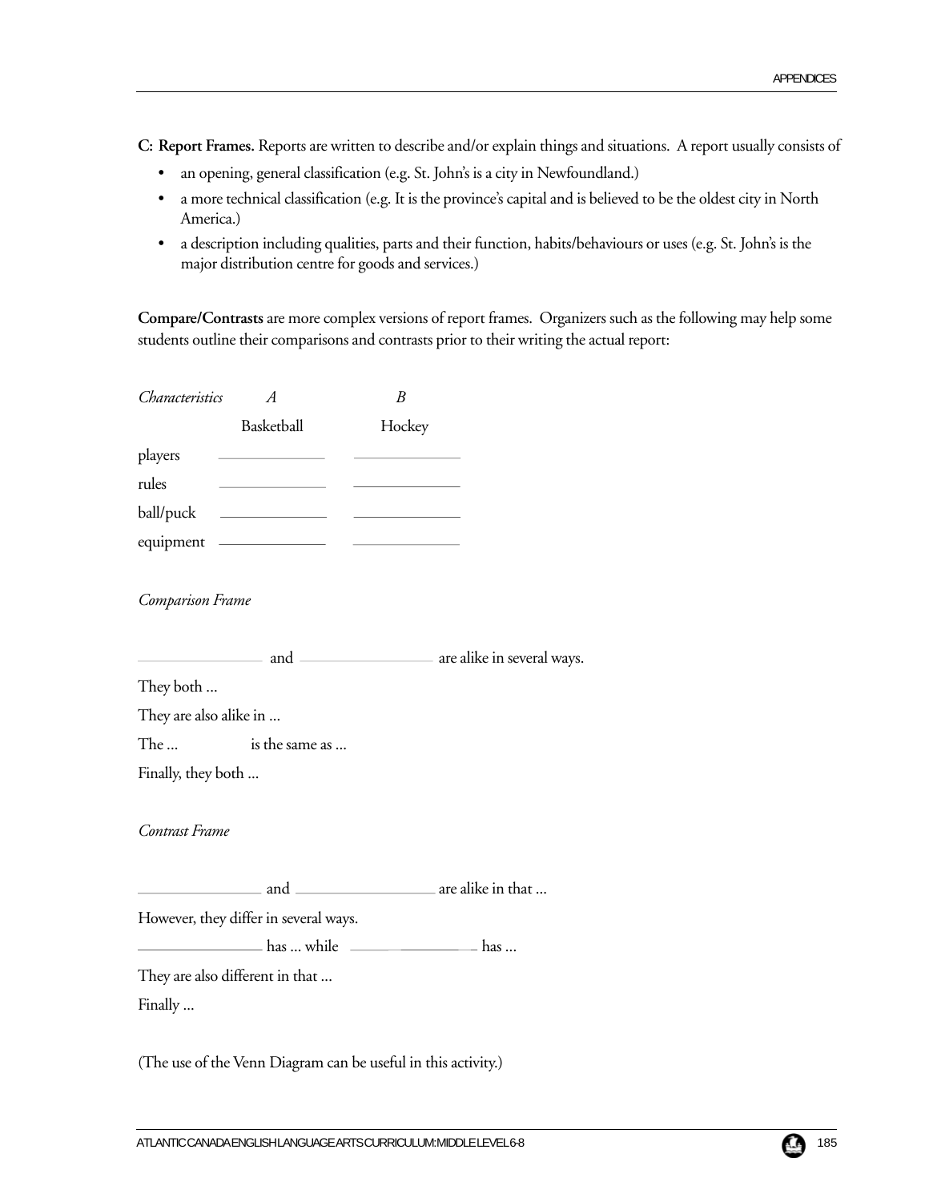**C: Report Frames.** Reports are written to describe and/or explain things and situations. A report usually consists of

- an opening, general classification (e.g. St. John's is a city in Newfoundland.)
- a more technical classification (e.g. It is the province's capital and is believed to be the oldest city in North America.)
- a description including qualities, parts and their function, habits/behaviours or uses (e.g. St. John's is the major distribution centre for goods and services.)

**Compare/Contrasts** are more complex versions of report frames. Organizers such as the following may help some students outline their comparisons and contrasts prior to their writing the actual report:

| *Characteristics* | *A* | *B* |
|---|---|---|
| | Basketball | Hockey |
| players | ____________ | ____________ |
| rules | ____________ | ____________ |
| ball/puck | ____________ | ____________ |
| equipment | ____________ | ____________ |

*Comparison Frame*

______________ and ______________ are alike in several ways.

They both ...

They are also alike in ...

The ... is the same as ...

Finally, they both ...

*Contrast Frame*

______________ and ______________ are alike in that ...

However, they differ in several ways.

______________ has ... while ______________ has ...

They are also different in that ...

Finally ...

(The use of the Venn Diagram can be useful in this activity.)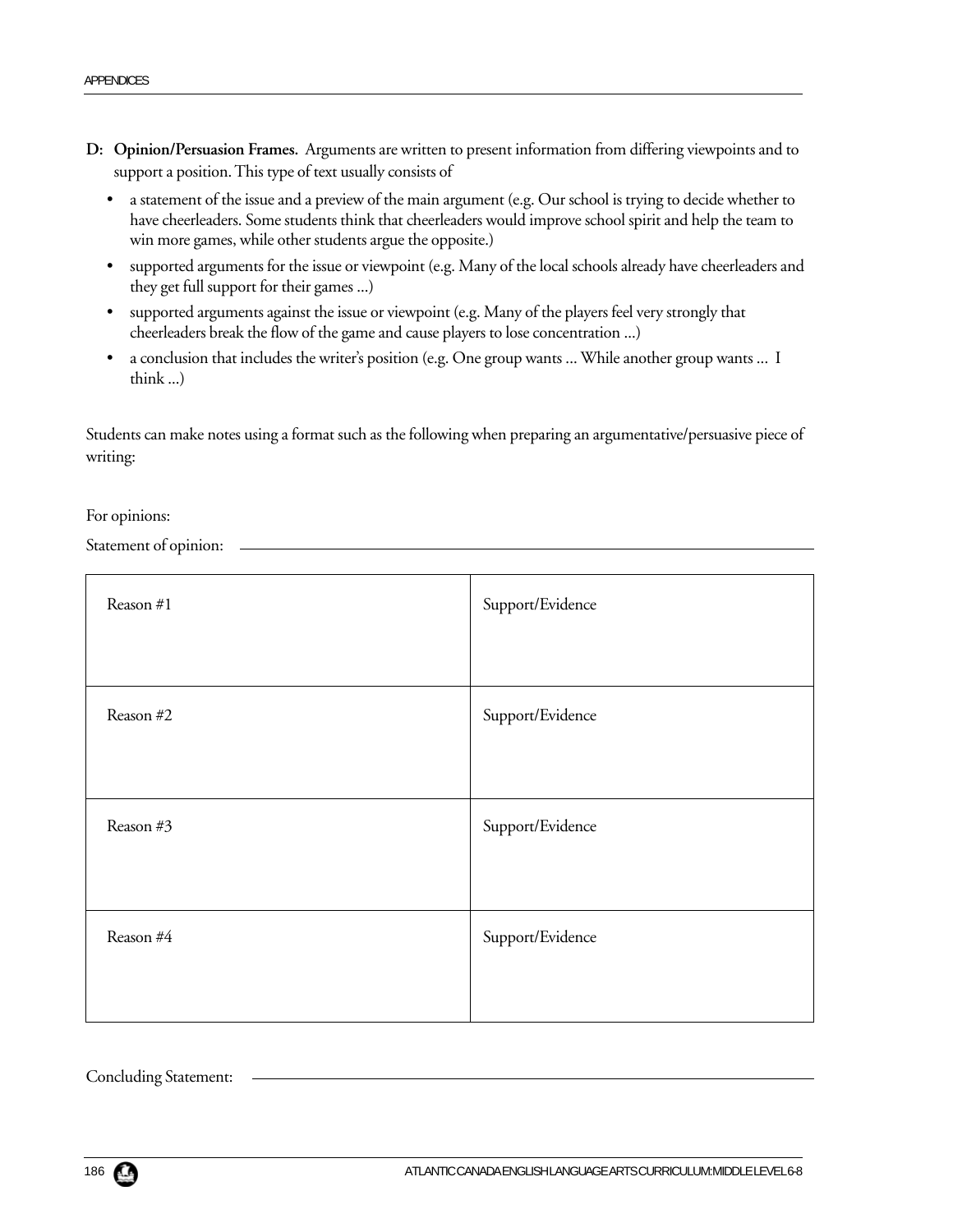**D: Opinion/Persuasion Frames.** Arguments are written to present information from differing viewpoints and to support a position. This type of text usually consists of

- a statement of the issue and a preview of the main argument (e.g. Our school is trying to decide whether to have cheerleaders. Some students think that cheerleaders would improve school spirit and help the team to win more games, while other students argue the opposite.)
- supported arguments for the issue or viewpoint (e.g. Many of the local schools already have cheerleaders and they get full support for their games ...)
- supported arguments against the issue or viewpoint (e.g. Many of the players feel very strongly that cheerleaders break the flow of the game and cause players to lose concentration ...)
- a conclusion that includes the writer's position (e.g. One group wants ... While another group wants ... I think ...)

Students can make notes using a format such as the following when preparing an argumentative/persuasive piece of writing:

For opinions:

Statement of opinion: ________________________________________________

| Reason #1 | Support/Evidence |
|---|---|
| Reason #2 | Support/Evidence |
| Reason #3 | Support/Evidence |
| Reason #4 | Support/Evidence |

Concluding Statement: ________________________________________________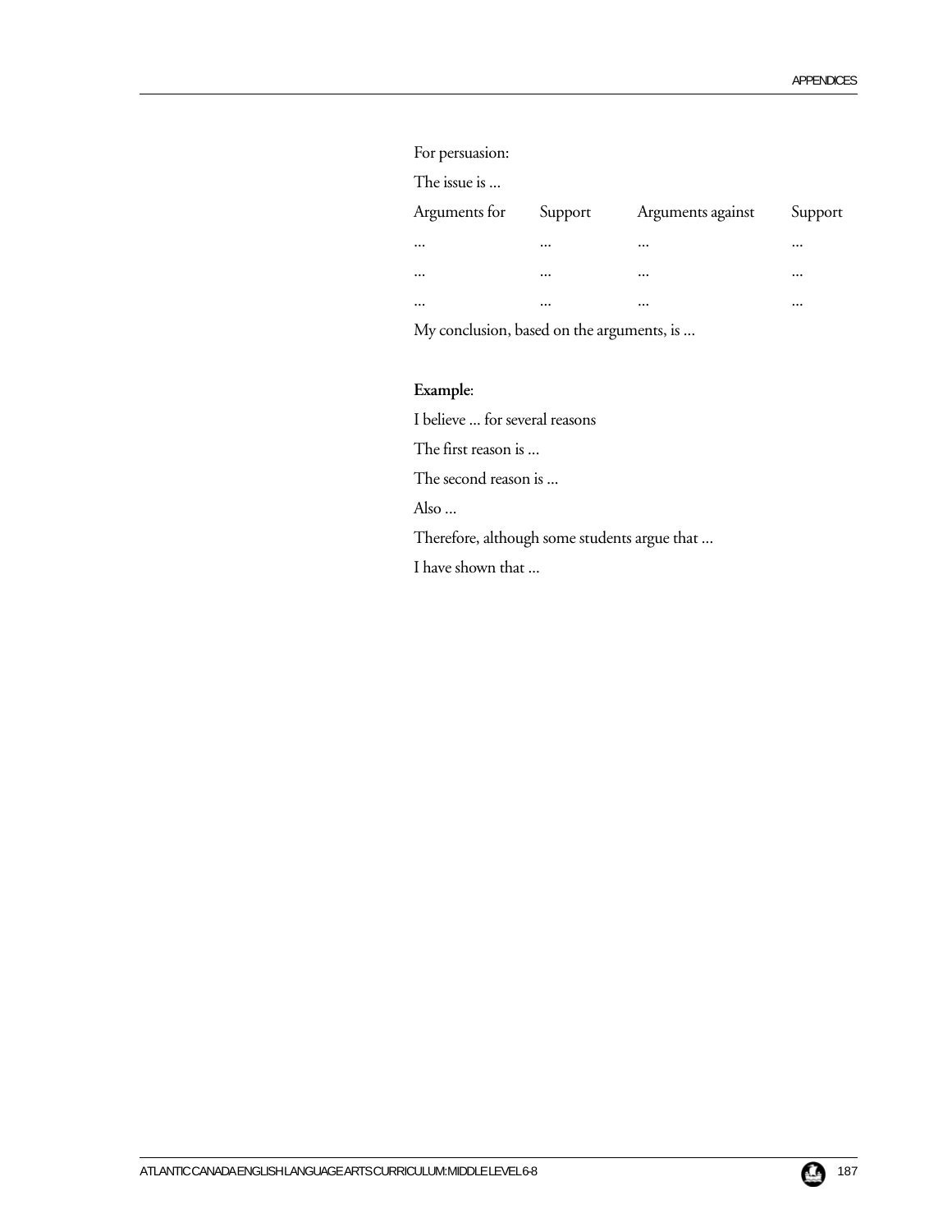For persuasion:

The issue is ...

| Arguments for | Support | Arguments against | Support |
| --- | --- | --- | --- |
| ... | ... | ... | ... |
| ... | ... | ... | ... |
| ... | ... | ... | ... |

My conclusion, based on the arguments, is ...

**Example**:

I believe ... for several reasons

The first reason is ...

The second reason is ...

Also ...

Therefore, although some students argue that ...

I have shown that ...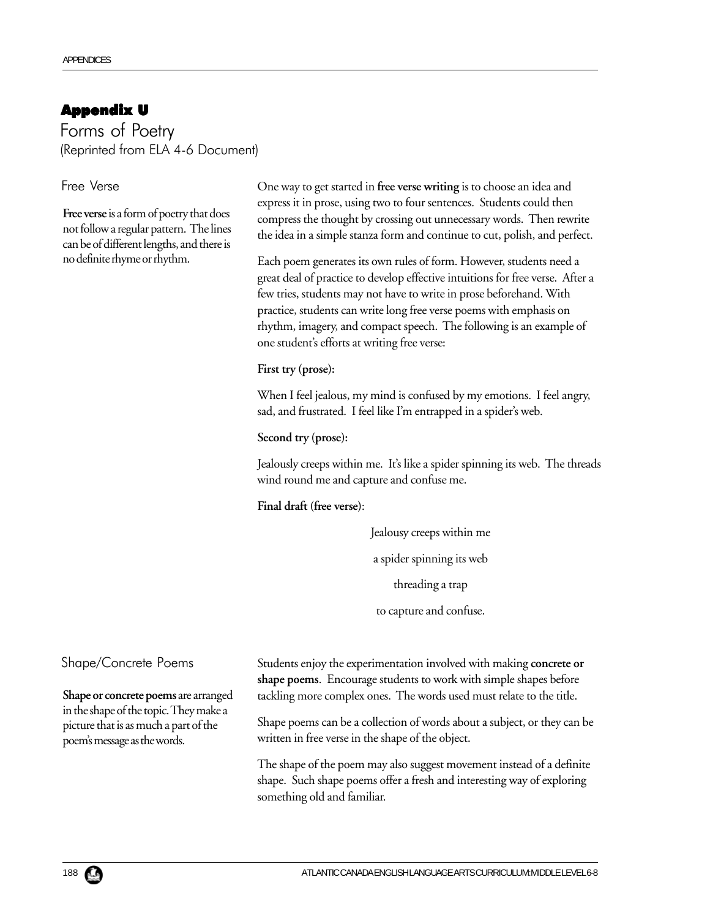## Appendix U

# Forms of Poetry

(Reprinted from ELA 4-6 Document)

### Free Verse

**Free verse** is a form of poetry that does not follow a regular pattern. The lines can be of different lengths, and there is no definite rhyme or rhythm.

One way to get started in **free verse writing** is to choose an idea and express it in prose, using two to four sentences. Students could then compress the thought by crossing out unnecessary words. Then rewrite the idea in a simple stanza form and continue to cut, polish, and perfect.

Each poem generates its own rules of form. However, students need a great deal of practice to develop effective intuitions for free verse. After a few tries, students may not have to write in prose beforehand. With practice, students can write long free verse poems with emphasis on rhythm, imagery, and compact speech. The following is an example of one student's efforts at writing free verse:

**First try (prose):**

When I feel jealous, my mind is confused by my emotions. I feel angry, sad, and frustrated. I feel like I'm entrapped in a spider's web.

**Second try (prose):**

Jealously creeps within me. It's like a spider spinning its web. The threads wind round me and capture and confuse me.

**Final draft (free verse)**:

Jealousy creeps within me

a spider spinning its web

threading a trap

to capture and confuse.

### Shape/Concrete Poems

**Shape or concrete poems** are arranged in the shape of the topic. They make a picture that is as much a part of the poem's message as the words.

Students enjoy the experimentation involved with making **concrete or shape poems**. Encourage students to work with simple shapes before tackling more complex ones. The words used must relate to the title.

Shape poems can be a collection of words about a subject, or they can be written in free verse in the shape of the object.

The shape of the poem may also suggest movement instead of a definite shape. Such shape poems offer a fresh and interesting way of exploring something old and familiar.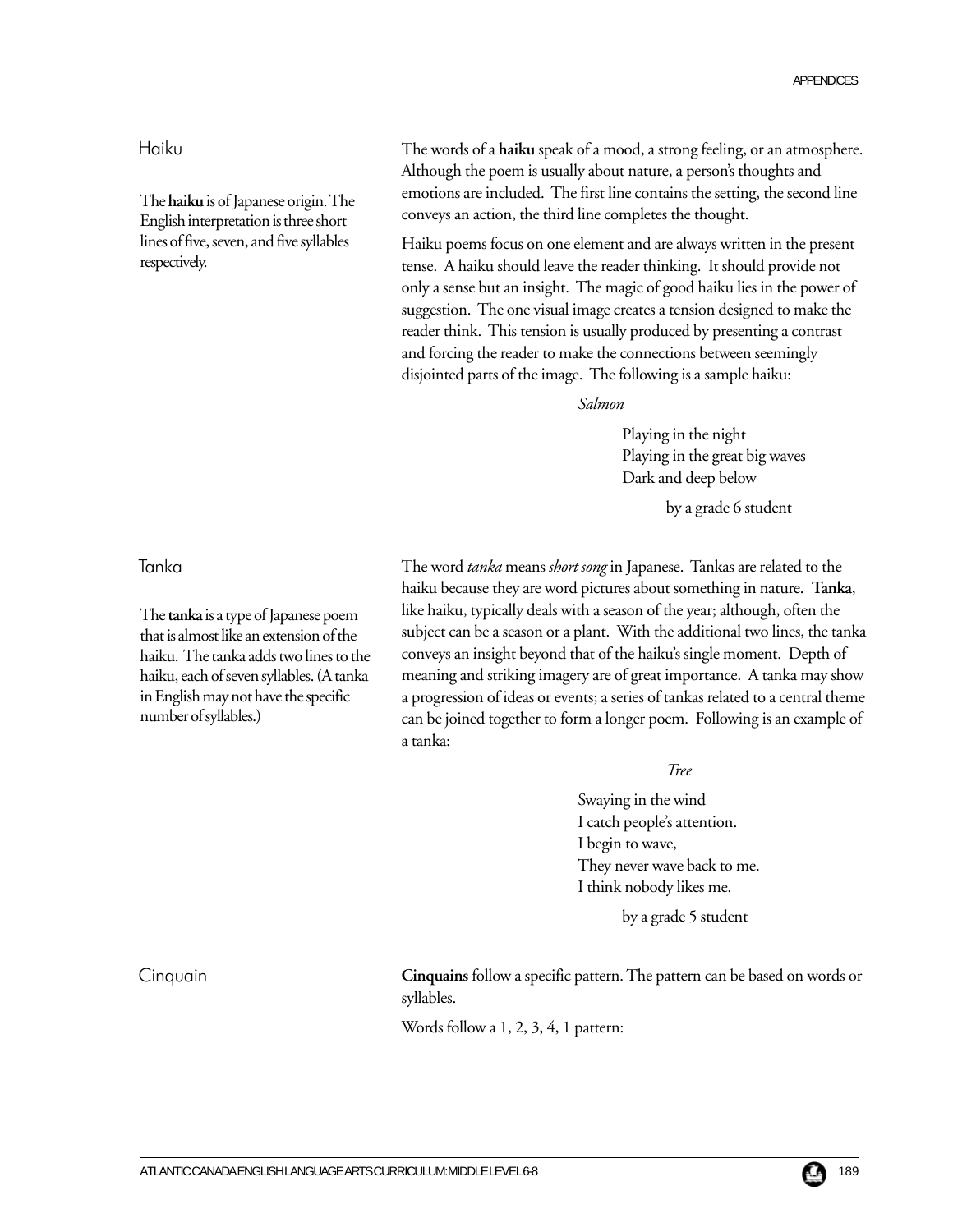## Haiku

The **haiku** is of Japanese origin. The English interpretation is three short lines of five, seven, and five syllables respectively.

The words of a **haiku** speak of a mood, a strong feeling, or an atmosphere. Although the poem is usually about nature, a person's thoughts and emotions are included. The first line contains the setting, the second line conveys an action, the third line completes the thought.

Haiku poems focus on one element and are always written in the present tense. A haiku should leave the reader thinking. It should provide not only a sense but an insight. The magic of good haiku lies in the power of suggestion. The one visual image creates a tension designed to make the reader think. This tension is usually produced by presenting a contrast and forcing the reader to make the connections between seemingly disjointed parts of the image. The following is a sample haiku:

*Salmon*

Playing in the night  
Playing in the great big waves  
Dark and deep below

by a grade 6 student

## Tanka

The **tanka** is a type of Japanese poem that is almost like an extension of the haiku. The tanka adds two lines to the haiku, each of seven syllables. (A tanka in English may not have the specific number of syllables.)

The word *tanka* means *short song* in Japanese. Tankas are related to the haiku because they are word pictures about something in nature. **Tanka**, like haiku, typically deals with a season of the year; although, often the subject can be a season or a plant. With the additional two lines, the tanka conveys an insight beyond that of the haiku's single moment. Depth of meaning and striking imagery are of great importance. A tanka may show a progression of ideas or events; a series of tankas related to a central theme can be joined together to form a longer poem. Following is an example of a tanka:

*Tree*

Swaying in the wind  
I catch people's attention.  
I begin to wave,  
They never wave back to me.  
I think nobody likes me.

by a grade 5 student

## Cinquain

**Cinquains** follow a specific pattern. The pattern can be based on words or syllables.

Words follow a 1, 2, 3, 4, 1 pattern: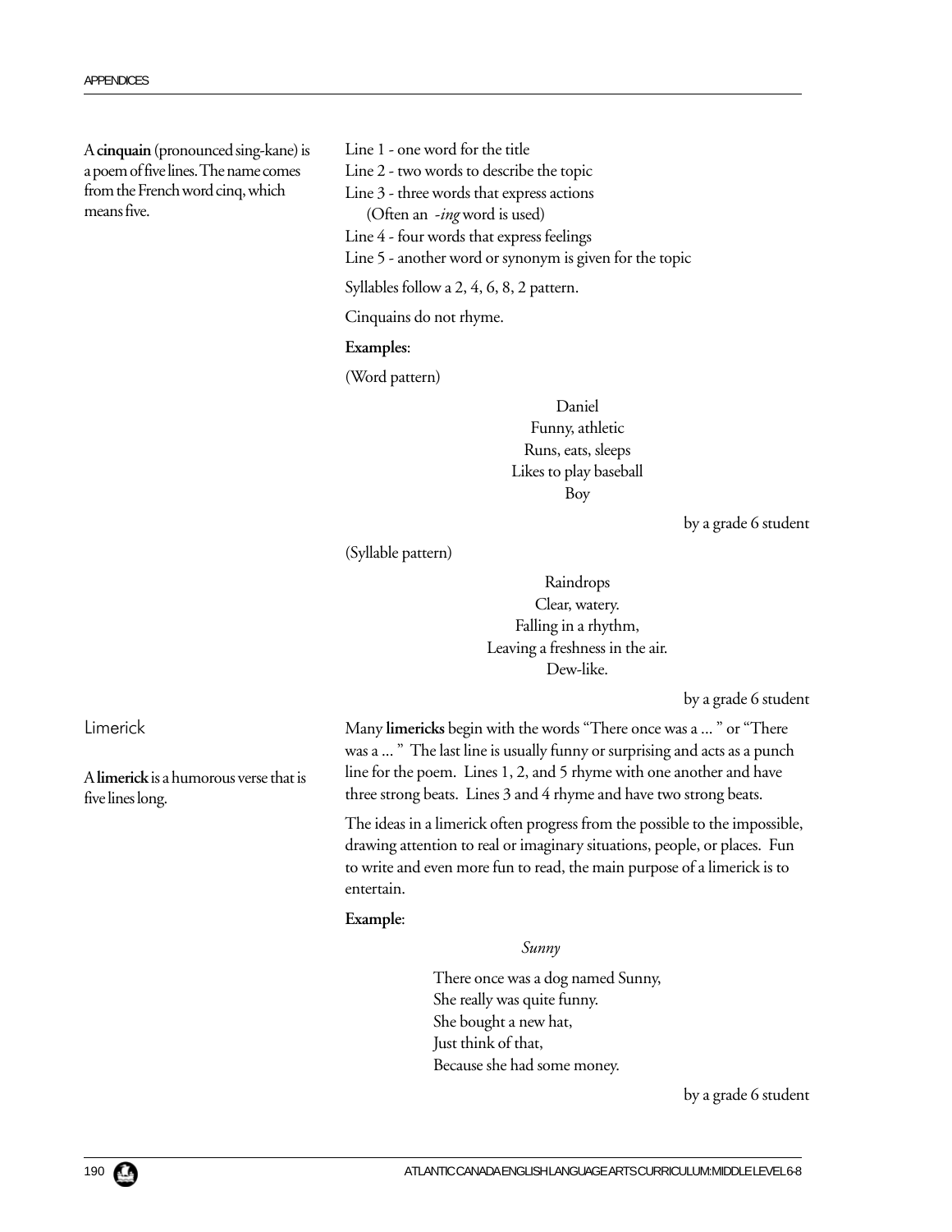A **cinquain** (pronounced sing-kane) is a poem of five lines. The name comes from the French word cinq, which means five.

Line 1 - one word for the title
Line 2 - two words to describe the topic
Line 3 - three words that express actions
(Often an *-ing* word is used)
Line 4 - four words that express feelings
Line 5 - another word or synonym is given for the topic

Syllables follow a 2, 4, 6, 8, 2 pattern.

Cinquains do not rhyme.

**Examples**:

(Word pattern)

Daniel
Funny, athletic
Runs, eats, sleeps
Likes to play baseball
Boy

by a grade 6 student

(Syllable pattern)

Raindrops
Clear, watery.
Falling in a rhythm,
Leaving a freshness in the air.
Dew-like.

by a grade 6 student

## Limerick

A **limerick** is a humorous verse that is five lines long.

Many **limericks** begin with the words "There once was a ... " or "There was a ... " The last line is usually funny or surprising and acts as a punch line for the poem. Lines 1, 2, and 5 rhyme with one another and have three strong beats. Lines 3 and 4 rhyme and have two strong beats.

The ideas in a limerick often progress from the possible to the impossible, drawing attention to real or imaginary situations, people, or places. Fun to write and even more fun to read, the main purpose of a limerick is to entertain.

**Example**:

*Sunny*

There once was a dog named Sunny,
She really was quite funny.
She bought a new hat,
Just think of that,
Because she had some money.

by a grade 6 student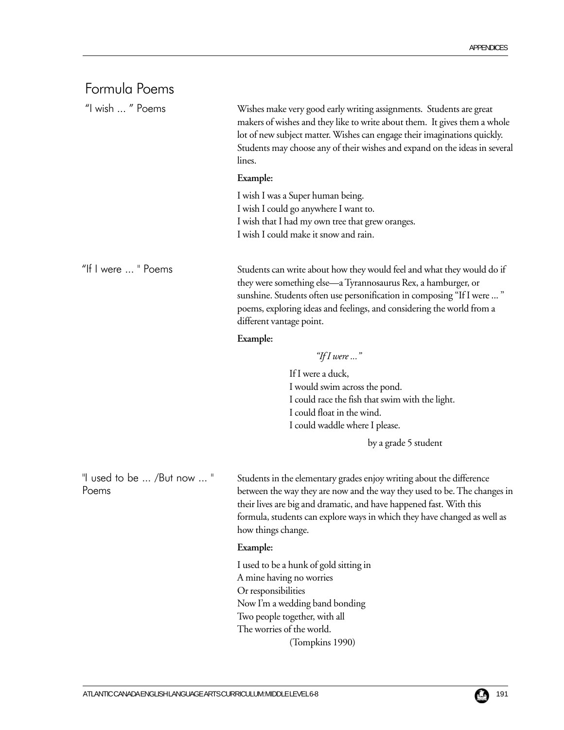# Formula Poems

## "I wish ... " Poems

Wishes make very good early writing assignments. Students are great makers of wishes and they like to write about them. It gives them a whole lot of new subject matter. Wishes can engage their imaginations quickly. Students may choose any of their wishes and expand on the ideas in several lines.

**Example:**

I wish I was a Super human being.
I wish I could go anywhere I want to.
I wish that I had my own tree that grew oranges.
I wish I could make it snow and rain.

## "If I were ... " Poems

Students can write about how they would feel and what they would do if they were something else—a Tyrannosaurus Rex, a hamburger, or sunshine. Students often use personification in composing "If I were ... " poems, exploring ideas and feelings, and considering the world from a different vantage point.

**Example:**

*"If I were ..."*

If I were a duck,
I would swim across the pond.
I could race the fish that swim with the light.
I could float in the wind.
I could waddle where I please.

by a grade 5 student

## "I used to be ... /But now ... " Poems

Students in the elementary grades enjoy writing about the difference between the way they are now and the way they used to be. The changes in their lives are big and dramatic, and have happened fast. With this formula, students can explore ways in which they have changed as well as how things change.

**Example:**

I used to be a hunk of gold sitting in
A mine having no worries
Or responsibilities
Now I'm a wedding band bonding
Two people together, with all
The worries of the world.

(Tompkins 1990)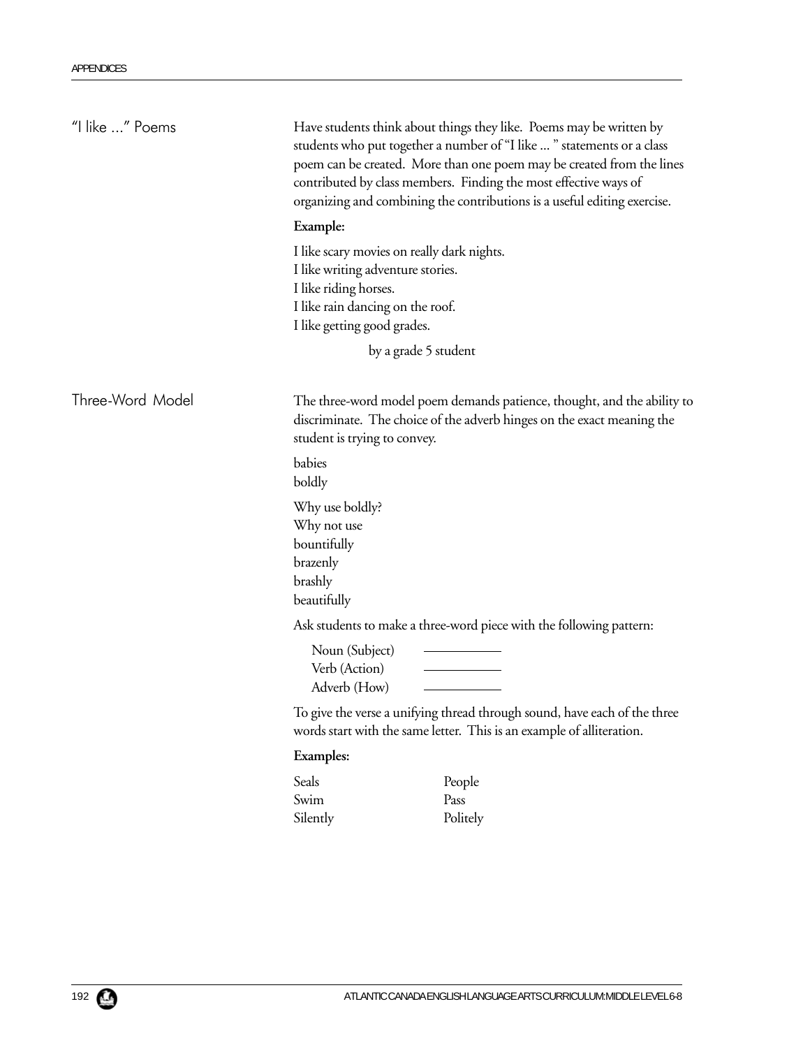## "I like ..." Poems

Have students think about things they like. Poems may be written by students who put together a number of "I like ... " statements or a class poem can be created. More than one poem may be created from the lines contributed by class members. Finding the most effective ways of organizing and combining the contributions is a useful editing exercise.

**Example:**

I like scary movies on really dark nights.
I like writing adventure stories.
I like riding horses.
I like rain dancing on the roof.
I like getting good grades.

by a grade 5 student

## Three-Word Model

The three-word model poem demands patience, thought, and the ability to discriminate. The choice of the adverb hinges on the exact meaning the student is trying to convey.

babies
boldly

Why use boldly?
Why not use
bountifully
brazenly
brashly
beautifully

Ask students to make a three-word piece with the following pattern:

Noun (Subject) __________
Verb (Action) __________
Adverb (How) __________

To give the verse a unifying thread through sound, have each of the three words start with the same letter. This is an example of alliteration.

**Examples:**

| | |
|---|---|
| Seals | People |
| Swim | Pass |
| Silently | Politely |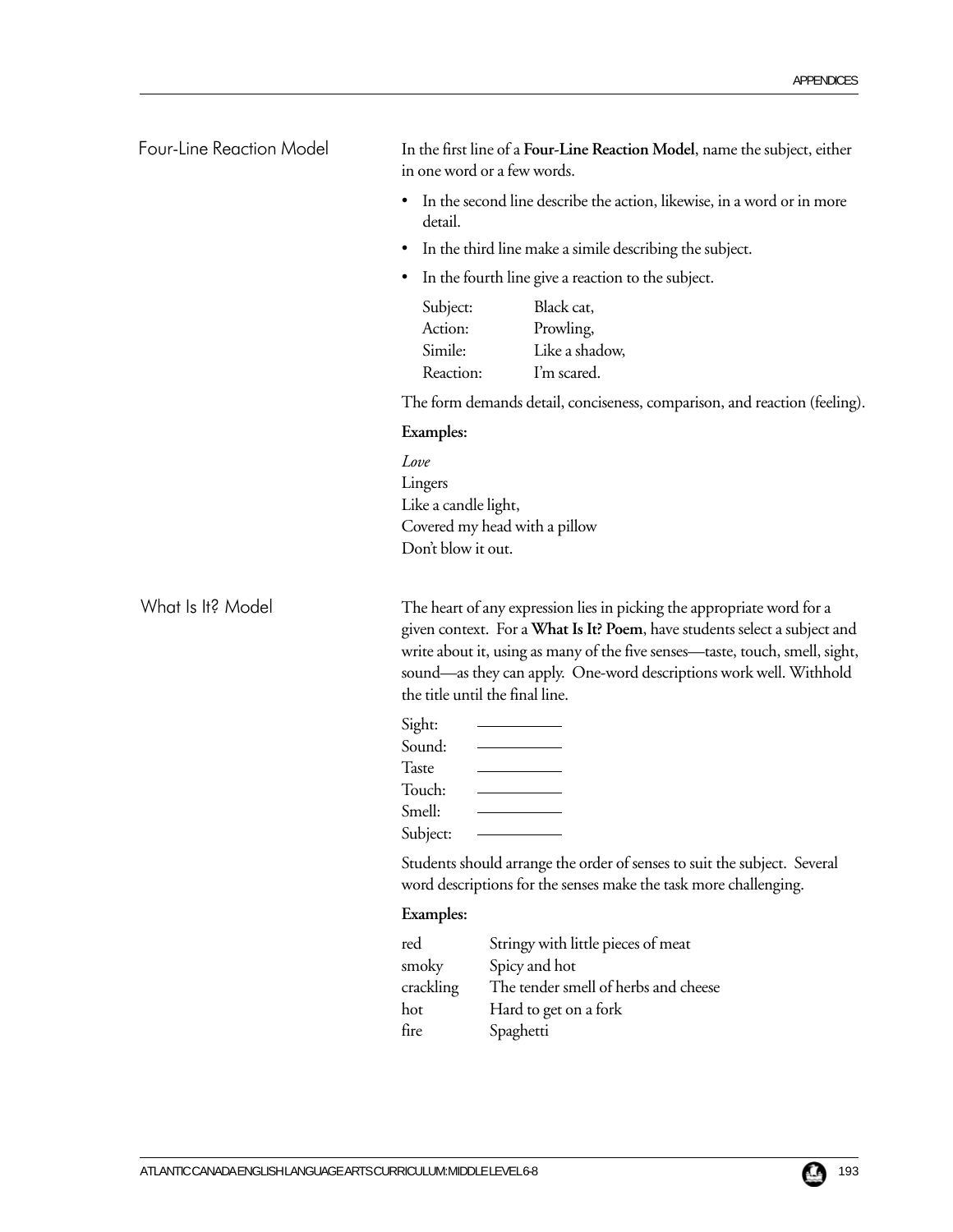## Four-Line Reaction Model

In the first line of a **Four-Line Reaction Model**, name the subject, either in one word or a few words.

- In the second line describe the action, likewise, in a word or in more detail.
- In the third line make a simile describing the subject.
- In the fourth line give a reaction to the subject.

| | |
|---|---|
| Subject: | Black cat, |
| Action: | Prowling, |
| Simile: | Like a shadow, |
| Reaction: | I'm scared. |

The form demands detail, conciseness, comparison, and reaction (feeling).

**Examples:**

*Love*
Lingers
Like a candle light,
Covered my head with a pillow
Don't blow it out.

## What Is It? Model

The heart of any expression lies in picking the appropriate word for a given context. For a **What Is It? Poem**, have students select a subject and write about it, using as many of the five senses—taste, touch, smell, sight, sound—as they can apply. One-word descriptions work well. Withhold the title until the final line.

Sight: __________
Sound: __________
Taste __________
Touch: __________
Smell: __________
Subject: __________

Students should arrange the order of senses to suit the subject. Several word descriptions for the senses make the task more challenging.

**Examples:**

| | |
|---|---|
| red | Stringy with little pieces of meat |
| smoky | Spicy and hot |
| crackling | The tender smell of herbs and cheese |
| hot | Hard to get on a fork |
| fire | Spaghetti |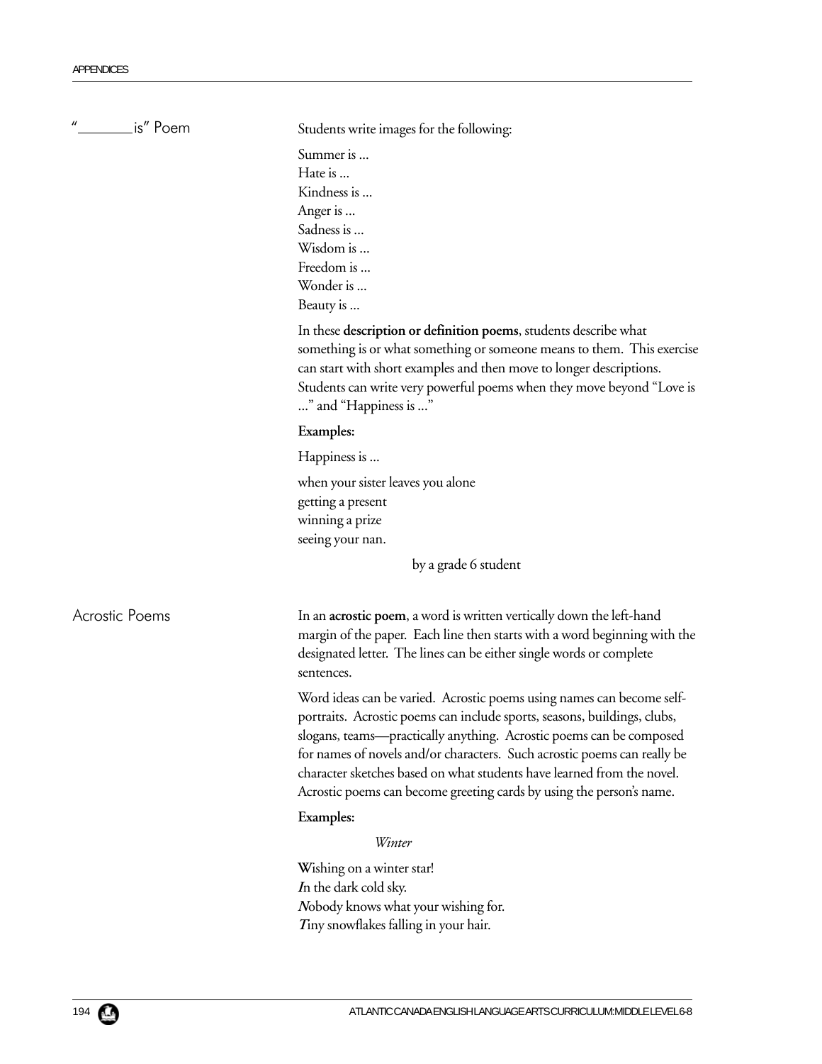## "\_\_\_\_\_\_\_\_ is" Poem

Students write images for the following:

Summer is ...
Hate is ...
Kindness is ...
Anger is ...
Sadness is ...
Wisdom is ...
Freedom is ...
Wonder is ...
Beauty is ...

In these **description or definition poems**, students describe what something is or what something or someone means to them. This exercise can start with short examples and then move to longer descriptions. Students can write very powerful poems when they move beyond "Love is ..." and "Happiness is ..."

**Examples:**

Happiness is ...

when your sister leaves you alone
getting a present
winning a prize
seeing your nan.

by a grade 6 student

## Acrostic Poems

In an **acrostic poem**, a word is written vertically down the left-hand margin of the paper. Each line then starts with a word beginning with the designated letter. The lines can be either single words or complete sentences.

Word ideas can be varied. Acrostic poems using names can become self-portraits. Acrostic poems can include sports, seasons, buildings, clubs, slogans, teams—practically anything. Acrostic poems can be composed for names of novels and/or characters. Such acrostic poems can really be character sketches based on what students have learned from the novel. Acrostic poems can become greeting cards by using the person's name.

**Examples:**

*Winter*

**W**ishing on a winter star!
***I***n the dark cold sky.
***N***obody knows what your wishing for.
***T***iny snowflakes falling in your hair.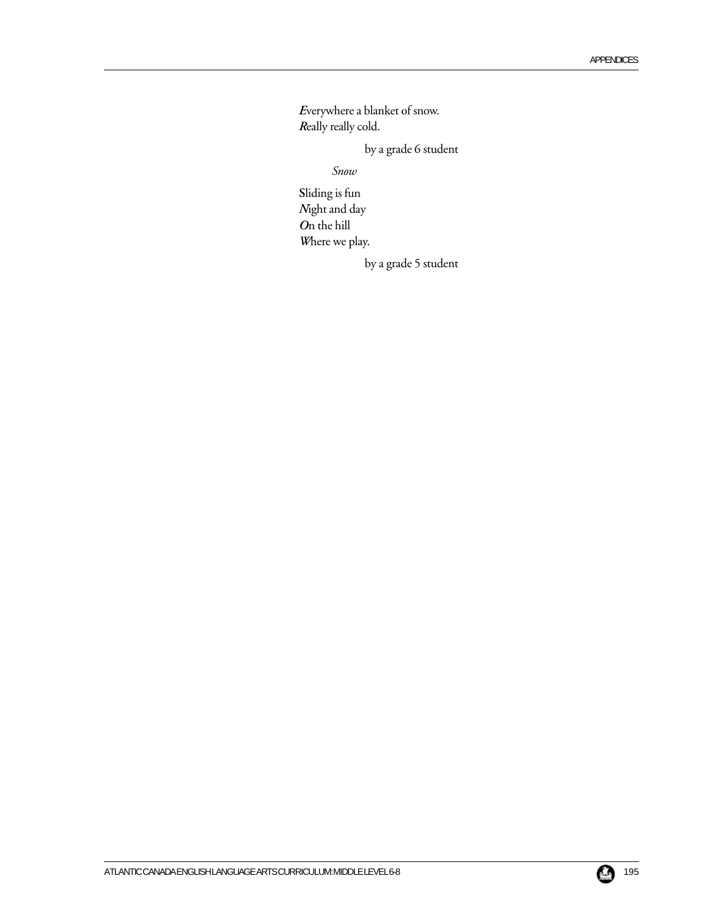***E***verywhere a blanket of snow.
***R***eally really cold.

by a grade 6 student

*Snow*

**S**liding is fun
***N***ight and day
***O***n the hill
***W***here we play.

by a grade 5 student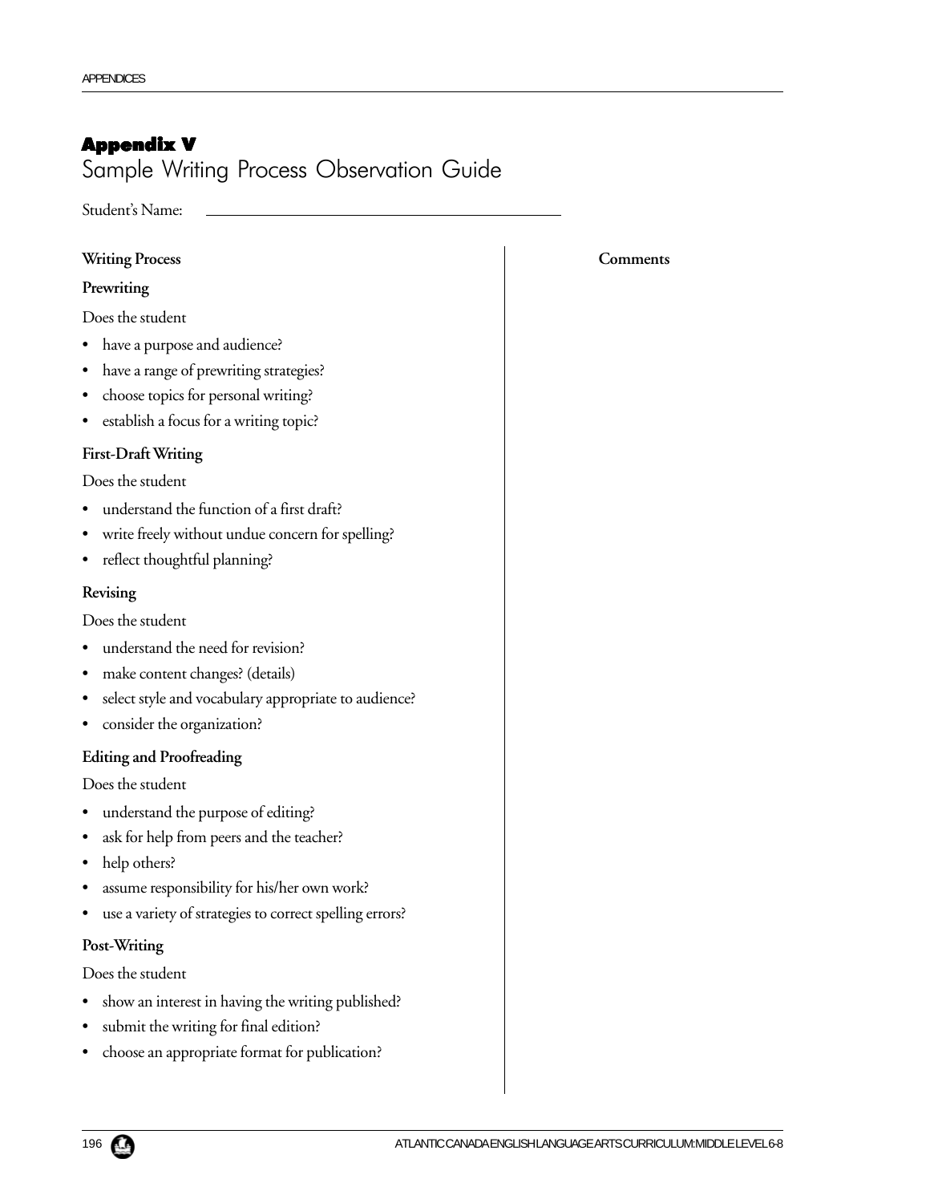# Appendix V

## Sample Writing Process Observation Guide

Student's Name: \_\_\_\_\_\_\_\_\_\_\_\_\_\_\_\_\_\_\_\_\_\_\_\_\_\_\_\_\_\_\_\_\_\_\_\_

| Writing Process | Comments |
|---|---|
| **Prewriting**<br>Does the student<br>• have a purpose and audience?<br>• have a range of prewriting strategies?<br>• choose topics for personal writing?<br>• establish a focus for a writing topic? | |
| **First-Draft Writing**<br>Does the student<br>• understand the function of a first draft?<br>• write freely without undue concern for spelling?<br>• reflect thoughtful planning? | |
| **Revising**<br>Does the student<br>• understand the need for revision?<br>• make content changes? (details)<br>• select style and vocabulary appropriate to audience?<br>• consider the organization? | |
| **Editing and Proofreading**<br>Does the student<br>• understand the purpose of editing?<br>• ask for help from peers and the teacher?<br>• help others?<br>• assume responsibility for his/her own work?<br>• use a variety of strategies to correct spelling errors? | |
| **Post-Writing**<br>Does the student<br>• show an interest in having the writing published?<br>• submit the writing for final edition?<br>• choose an appropriate format for publication? | |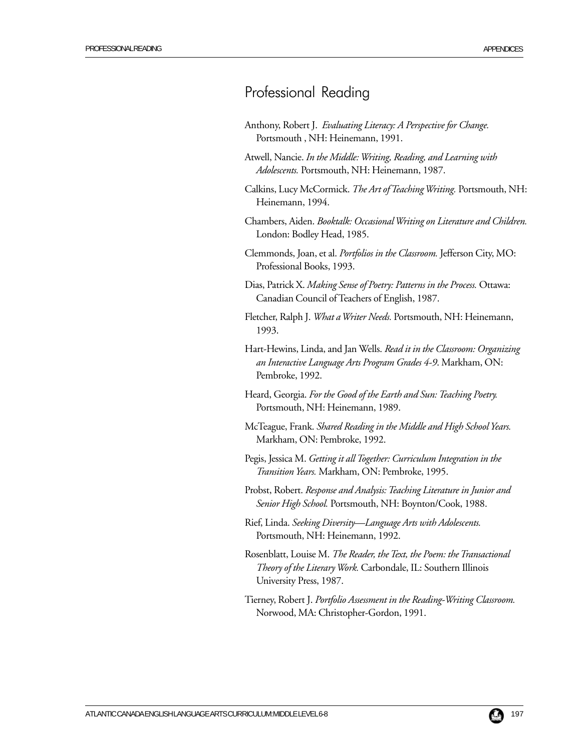# Professional Reading

Anthony, Robert J. *Evaluating Literacy: A Perspective for Change.* Portsmouth , NH: Heinemann, 1991.

Atwell, Nancie. *In the Middle: Writing, Reading, and Learning with Adolescents.* Portsmouth, NH: Heinemann, 1987.

Calkins, Lucy McCormick. *The Art of Teaching Writing.* Portsmouth, NH: Heinemann, 1994.

Chambers, Aiden. *Booktalk: Occasional Writing on Literature and Children.* London: Bodley Head, 1985.

Clemmonds, Joan, et al. *Portfolios in the Classroom.* Jefferson City, MO: Professional Books, 1993.

Dias, Patrick X. *Making Sense of Poetry: Patterns in the Process.* Ottawa: Canadian Council of Teachers of English, 1987.

Fletcher, Ralph J. *What a Writer Needs.* Portsmouth, NH: Heinemann, 1993.

Hart-Hewins, Linda, and Jan Wells. *Read it in the Classroom: Organizing an Interactive Language Arts Program Grades 4-9*. Markham, ON: Pembroke, 1992.

Heard, Georgia. *For the Good of the Earth and Sun: Teaching Poetry.* Portsmouth, NH: Heinemann, 1989.

McTeague, Frank. *Shared Reading in the Middle and High School Years.* Markham, ON: Pembroke, 1992.

Pegis, Jessica M. *Getting it all Together: Curriculum Integration in the Transition Years.* Markham, ON: Pembroke, 1995.

Probst, Robert. *Response and Analysis: Teaching Literature in Junior and Senior High School.* Portsmouth, NH: Boynton/Cook, 1988.

Rief, Linda. *Seeking Diversity—Language Arts with Adolescents.* Portsmouth, NH: Heinemann, 1992.

Rosenblatt, Louise M. *The Reader, the Text, the Poem: the Transactional Theory of the Literary Work.* Carbondale, IL: Southern Illinois University Press, 1987.

Tierney, Robert J. *Portfolio Assessment in the Reading-Writing Classroom.* Norwood, MA: Christopher-Gordon, 1991.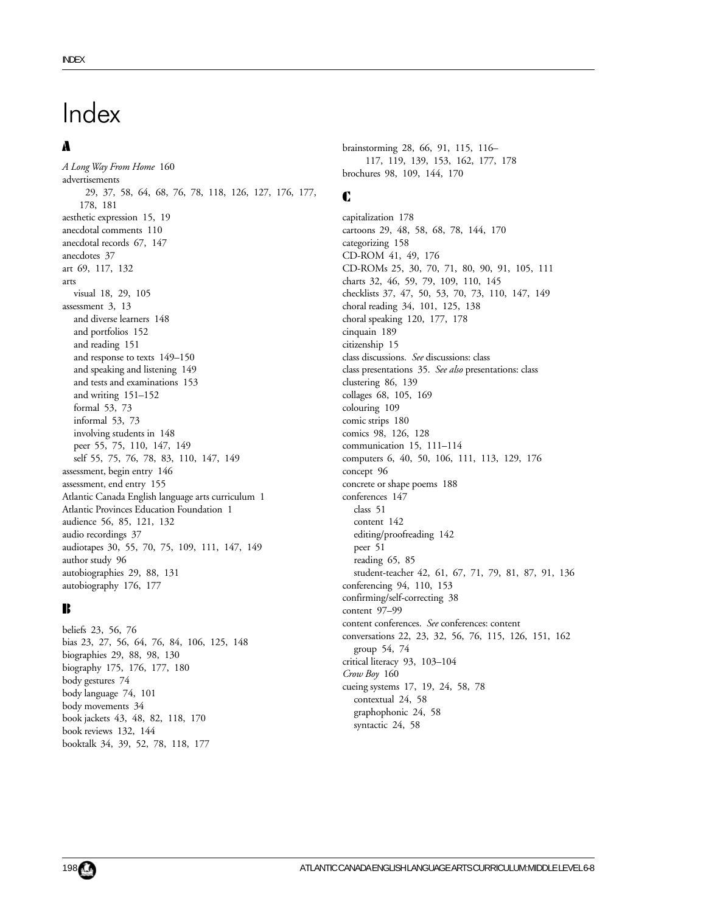# Index

## A

*A Long Way From Home* 160
advertisements 29, 37, 58, 64, 68, 76, 78, 118, 126, 127, 176, 177, 178, 181
aesthetic expression 15, 19
anecdotal comments 110
anecdotal records 67, 147
anecdotes 37
art 69, 117, 132
arts
  visual 18, 29, 105
assessment 3, 13
  and diverse learners 148
  and portfolios 152
  and reading 151
  and response to texts 149–150
  and speaking and listening 149
  and tests and examinations 153
  and writing 151–152
  formal 53, 73
  informal 53, 73
  involving students in 148
  peer 55, 75, 110, 147, 149
  self 55, 75, 76, 78, 83, 110, 147, 149
assessment, begin entry 146
assessment, end entry 155
Atlantic Canada English language arts curriculum 1
Atlantic Provinces Education Foundation 1
audience 56, 85, 121, 132
audio recordings 37
audiotapes 30, 55, 70, 75, 109, 111, 147, 149
author study 96
autobiographies 29, 88, 131
autobiography 176, 177

## B

beliefs 23, 56, 76
bias 23, 27, 56, 64, 76, 84, 106, 125, 148
biographies 29, 88, 98, 130
biography 175, 176, 177, 180
body gestures 74
body language 74, 101
body movements 34
book jackets 43, 48, 82, 118, 170
book reviews 132, 144
booktalk 34, 39, 52, 78, 118, 177
brainstorming 28, 66, 91, 115, 116–117, 119, 139, 153, 162, 177, 178
brochures 98, 109, 144, 170

## C

capitalization 178
cartoons 29, 48, 58, 68, 78, 144, 170
categorizing 158
CD-ROM 41, 49, 176
CD-ROMs 25, 30, 70, 71, 80, 90, 91, 105, 111
charts 32, 46, 59, 79, 109, 110, 145
checklists 37, 47, 50, 53, 70, 73, 110, 147, 149
choral reading 34, 101, 125, 138
choral speaking 120, 177, 178
cinquain 189
citizenship 15
class discussions. *See* discussions: class
class presentations 35. *See also* presentations: class
clustering 86, 139
collages 68, 105, 169
colouring 109
comic strips 180
comics 98, 126, 128
communication 15, 111–114
computers 6, 40, 50, 106, 111, 113, 129, 176
concept 96
concrete or shape poems 188
conferences 147
  class 51
  content 142
  editing/proofreading 142
  peer 51
  reading 65, 85
  student-teacher 42, 61, 67, 71, 79, 81, 87, 91, 136
conferencing 94, 110, 153
confirming/self-correcting 38
content 97–99
content conferences. *See* conferences: content
conversations 22, 23, 32, 56, 76, 115, 126, 151, 162
  group 54, 74
critical literacy 93, 103–104
*Crow Boy* 160
cueing systems 17, 19, 24, 58, 78
  contextual 24, 58
  graphophonic 24, 58
  syntactic 24, 58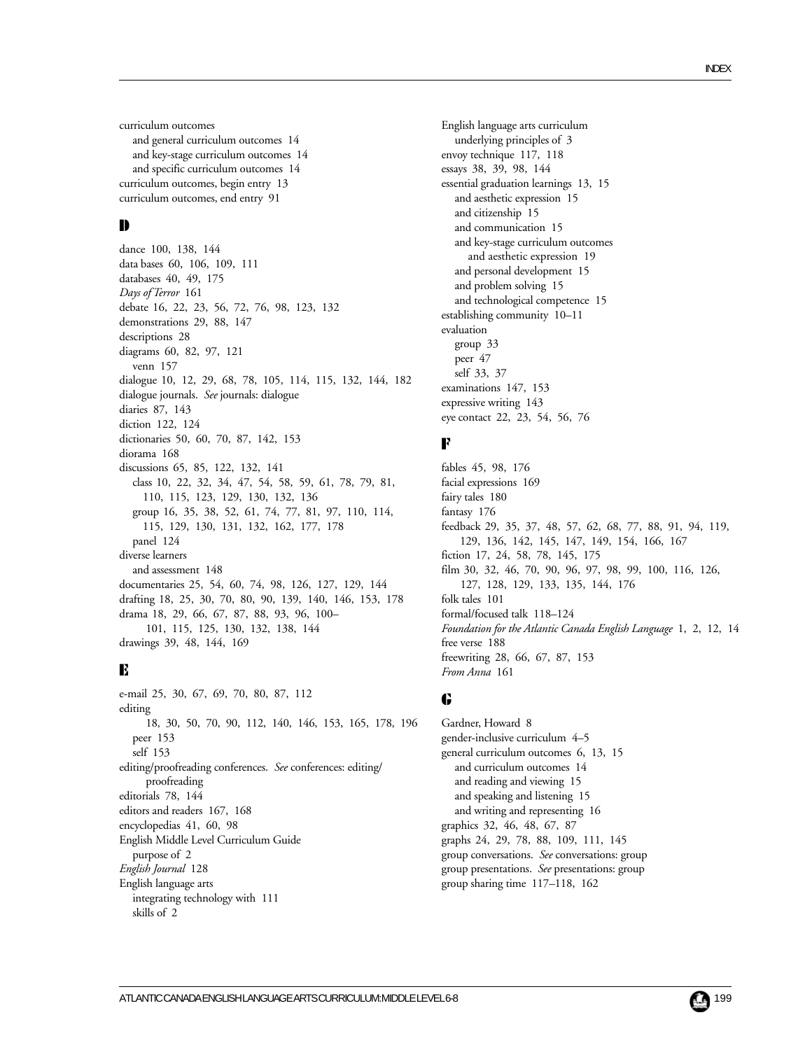curriculum outcomes
  and general curriculum outcomes 14
  and key-stage curriculum outcomes 14
  and specific curriculum outcomes 14
curriculum outcomes, begin entry 13
curriculum outcomes, end entry 91

## D

dance 100, 138, 144
data bases 60, 106, 109, 111
databases 40, 49, 175
*Days of Terror* 161
debate 16, 22, 23, 56, 72, 76, 98, 123, 132
demonstrations 29, 88, 147
descriptions 28
diagrams 60, 82, 97, 121
  venn 157
dialogue 10, 12, 29, 68, 78, 105, 114, 115, 132, 144, 182
dialogue journals. *See* journals: dialogue
diaries 87, 143
diction 122, 124
dictionaries 50, 60, 70, 87, 142, 153
diorama 168
discussions 65, 85, 122, 132, 141
  class 10, 22, 32, 34, 47, 54, 58, 59, 61, 78, 79, 81, 110, 115, 123, 129, 130, 132, 136
  group 16, 35, 38, 52, 61, 74, 77, 81, 97, 110, 114, 115, 129, 130, 131, 132, 162, 177, 178
  panel 124
diverse learners
  and assessment 148
documentaries 25, 54, 60, 74, 98, 126, 127, 129, 144
drafting 18, 25, 30, 70, 80, 90, 139, 140, 146, 153, 178
drama 18, 29, 66, 67, 87, 88, 93, 96, 100–101, 115, 125, 130, 132, 138, 144
drawings 39, 48, 144, 169

## E

e-mail 25, 30, 67, 69, 70, 80, 87, 112
editing
  18, 30, 50, 70, 90, 112, 140, 146, 153, 165, 178, 196
  peer 153
  self 153
editing/proofreading conferences. *See* conferences: editing/proofreading
editorials 78, 144
editors and readers 167, 168
encyclopedias 41, 60, 98
English Middle Level Curriculum Guide
  purpose of 2
*English Journal* 128
English language arts
  integrating technology with 111
  skills of 2
English language arts curriculum
  underlying principles of 3
envoy technique 117, 118
essays 38, 39, 98, 144
essential graduation learnings 13, 15
  and aesthetic expression 15
  and citizenship 15
  and communication 15
  and key-stage curriculum outcomes
    and aesthetic expression 19
  and personal development 15
  and problem solving 15
  and technological competence 15
establishing community 10–11
evaluation
  group 33
  peer 47
  self 33, 37
examinations 147, 153
expressive writing 143
eye contact 22, 23, 54, 56, 76

## F

fables 45, 98, 176
facial expressions 169
fairy tales 180
fantasy 176
feedback 29, 35, 37, 48, 57, 62, 68, 77, 88, 91, 94, 119, 129, 136, 142, 145, 147, 149, 154, 166, 167
fiction 17, 24, 58, 78, 145, 175
film 30, 32, 46, 70, 90, 96, 97, 98, 99, 100, 116, 126, 127, 128, 129, 133, 135, 144, 176
folk tales 101
formal/focused talk 118–124
*Foundation for the Atlantic Canada English Language* 1, 2, 12, 14
free verse 188
freewriting 28, 66, 67, 87, 153
*From Anna* 161

## G

Gardner, Howard 8
gender-inclusive curriculum 4–5
general curriculum outcomes 6, 13, 15
  and curriculum outcomes 14
  and reading and viewing 15
  and speaking and listening 15
  and writing and representing 16
graphics 32, 46, 48, 67, 87
graphs 24, 29, 78, 88, 109, 111, 145
group conversations. *See* conversations: group
group presentations. *See* presentations: group
group sharing time 117–118, 162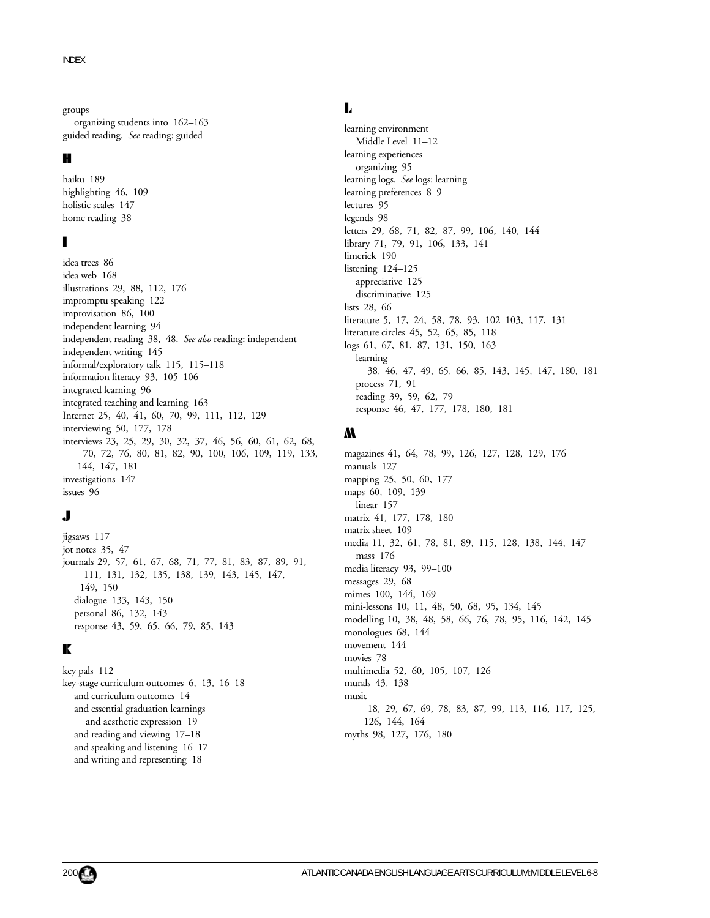groups
  organizing students into 162–163
guided reading. *See* reading: guided

## H

haiku 189
highlighting 46, 109
holistic scales 147
home reading 38

## I

idea trees 86
idea web 168
illustrations 29, 88, 112, 176
impromptu speaking 122
improvisation 86, 100
independent learning 94
independent reading 38, 48. *See also* reading: independent
independent writing 145
informal/exploratory talk 115, 115–118
information literacy 93, 105–106
integrated learning 96
integrated teaching and learning 163
Internet 25, 40, 41, 60, 70, 99, 111, 112, 129
interviewing 50, 177, 178
interviews 23, 25, 29, 30, 32, 37, 46, 56, 60, 61, 62, 68, 70, 72, 76, 80, 81, 82, 90, 100, 106, 109, 119, 133, 144, 147, 181
investigations 147
issues 96

## J

jigsaws 117
jot notes 35, 47
journals 29, 57, 61, 67, 68, 71, 77, 81, 83, 87, 89, 91, 111, 131, 132, 135, 138, 139, 143, 145, 147, 149, 150
  dialogue 133, 143, 150
  personal 86, 132, 143
  response 43, 59, 65, 66, 79, 85, 143

## K

key pals 112
key-stage curriculum outcomes 6, 13, 16–18
  and curriculum outcomes 14
  and essential graduation learnings
    and aesthetic expression 19
  and reading and viewing 17–18
  and speaking and listening 16–17
  and writing and representing 18

## L

learning environment
  Middle Level 11–12
learning experiences
  organizing 95
learning logs. *See* logs: learning
learning preferences 8–9
lectures 95
legends 98
letters 29, 68, 71, 82, 87, 99, 106, 140, 144
library 71, 79, 91, 106, 133, 141
limerick 190
listening 124–125
  appreciative 125
  discriminative 125
lists 28, 66
literature 5, 17, 24, 58, 78, 93, 102–103, 117, 131
literature circles 45, 52, 65, 85, 118
logs 61, 67, 81, 87, 131, 150, 163
  learning
    38, 46, 47, 49, 65, 66, 85, 143, 145, 147, 180, 181
  process 71, 91
  reading 39, 59, 62, 79
  response 46, 47, 177, 178, 180, 181

## M

magazines 41, 64, 78, 99, 126, 127, 128, 129, 176
manuals 127
mapping 25, 50, 60, 177
maps 60, 109, 139
  linear 157
matrix 41, 177, 178, 180
matrix sheet 109
media 11, 32, 61, 78, 81, 89, 115, 128, 138, 144, 147
  mass 176
media literacy 93, 99–100
messages 29, 68
mimes 100, 144, 169
mini-lessons 10, 11, 48, 50, 68, 95, 134, 145
modelling 10, 38, 48, 58, 66, 76, 78, 95, 116, 142, 145
monologues 68, 144
movement 144
movies 78
multimedia 52, 60, 105, 107, 126
murals 43, 138
music
  18, 29, 67, 69, 78, 83, 87, 99, 113, 116, 117, 125, 126, 144, 164
myths 98, 127, 176, 180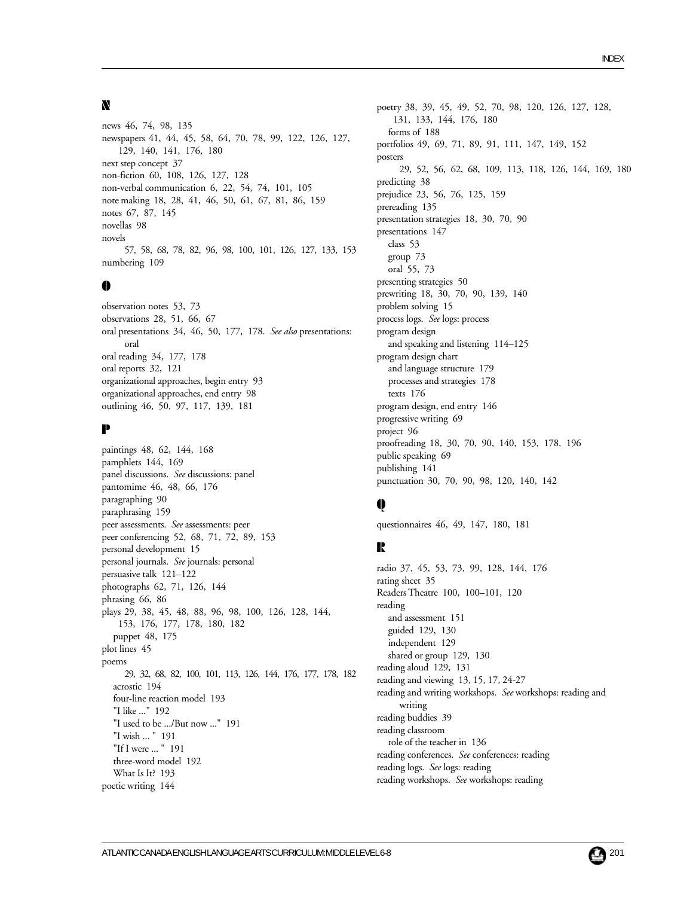## N

news 46, 74, 98, 135
newspapers 41, 44, 45, 58, 64, 70, 78, 99, 122, 126, 127, 129, 140, 141, 176, 180
next step concept 37
non-fiction 60, 108, 126, 127, 128
non-verbal communication 6, 22, 54, 74, 101, 105
note making 18, 28, 41, 46, 50, 61, 67, 81, 86, 159
notes 67, 87, 145
novellas 98
novels 57, 58, 68, 78, 82, 96, 98, 100, 101, 126, 127, 133, 153
numbering 109

## O

observation notes 53, 73
observations 28, 51, 66, 67
oral presentations 34, 46, 50, 177, 178. *See also* presentations: oral
oral reading 34, 177, 178
oral reports 32, 121
organizational approaches, begin entry 93
organizational approaches, end entry 98
outlining 46, 50, 97, 117, 139, 181

## P

paintings 48, 62, 144, 168
pamphlets 144, 169
panel discussions. *See* discussions: panel
pantomime 46, 48, 66, 176
paragraphing 90
paraphrasing 159
peer assessments. *See* assessments: peer
peer conferencing 52, 68, 71, 72, 89, 153
personal development 15
personal journals. *See* journals: personal
persuasive talk 121–122
photographs 62, 71, 126, 144
phrasing 66, 86
plays 29, 38, 45, 48, 88, 96, 98, 100, 126, 128, 144, 153, 176, 177, 178, 180, 182
  puppet 48, 175
plot lines 45
poems 29, 32, 68, 82, 100, 101, 113, 126, 144, 176, 177, 178, 182
  acrostic 194
  four-line reaction model 193
  "I like ..." 192
  "I used to be .../But now ..." 191
  "I wish ... " 191
  "If I were ... " 191
  three-word model 192
  What Is It? 193
poetic writing 144
poetry 38, 39, 45, 49, 52, 70, 98, 120, 126, 127, 128, 131, 133, 144, 176, 180
  forms of 188
portfolios 49, 69, 71, 89, 91, 111, 147, 149, 152
posters 29, 52, 56, 62, 68, 109, 113, 118, 126, 144, 169, 180
predicting 38
prejudice 23, 56, 76, 125, 159
prereading 135
presentation strategies 18, 30, 70, 90
presentations 147
  class 53
  group 73
  oral 55, 73
presenting strategies 50
prewriting 18, 30, 70, 90, 139, 140
problem solving 15
process logs. *See* logs: process
program design
  and speaking and listening 114–125
program design chart
  and language structure 179
  processes and strategies 178
  texts 176
program design, end entry 146
progressive writing 69
project 96
proofreading 18, 30, 70, 90, 140, 153, 178, 196
public speaking 69
publishing 141
punctuation 30, 70, 90, 98, 120, 140, 142

## Q

questionnaires 46, 49, 147, 180, 181

## R

radio 37, 45, 53, 73, 99, 128, 144, 176
rating sheet 35
Readers Theatre 100, 100–101, 120
reading
  and assessment 151
  guided 129, 130
  independent 129
  shared or group 129, 130
reading aloud 129, 131
reading and viewing 13, 15, 17, 24-27
reading and writing workshops. *See* workshops: reading and writing
reading buddies 39
reading classroom
  role of the teacher in 136
reading conferences. *See* conferences: reading
reading logs. *See* logs: reading
reading workshops. *See* workshops: reading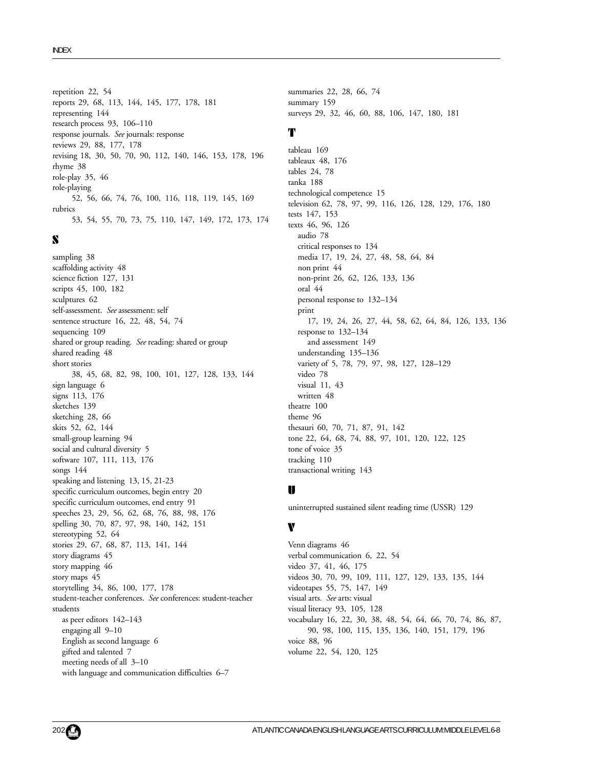repetition 22, 54
reports 29, 68, 113, 144, 145, 177, 178, 181
representing 144
research process 93, 106–110
response journals. *See* journals: response
reviews 29, 88, 177, 178
revising 18, 30, 50, 70, 90, 112, 140, 146, 153, 178, 196
rhyme 38
role-play 35, 46
role-playing
    52, 56, 66, 74, 76, 100, 116, 118, 119, 145, 169
rubrics
    53, 54, 55, 70, 73, 75, 110, 147, 149, 172, 173, 174

## S

sampling 38
scaffolding activity 48
science fiction 127, 131
scripts 45, 100, 182
sculptures 62
self-assessment. *See* assessment: self
sentence structure 16, 22, 48, 54, 74
sequencing 109
shared or group reading. *See* reading: shared or group
shared reading 48
short stories
    38, 45, 68, 82, 98, 100, 101, 127, 128, 133, 144
sign language 6
signs 113, 176
sketches 139
sketching 28, 66
skits 52, 62, 144
small-group learning 94
social and cultural diversity 5
software 107, 111, 113, 176
songs 144
speaking and listening 13, 15, 21-23
specific curriculum outcomes, begin entry 20
specific curriculum outcomes, end entry 91
speeches 23, 29, 56, 62, 68, 76, 88, 98, 176
spelling 30, 70, 87, 97, 98, 140, 142, 151
stereotyping 52, 64
stories 29, 67, 68, 87, 113, 141, 144
story diagrams 45
story mapping 46
story maps 45
storytelling 34, 86, 100, 177, 178
student-teacher conferences. *See* conferences: student-teacher
students
    as peer editors 142–143
    engaging all 9–10
    English as second language 6
    gifted and talented 7
    meeting needs of all 3–10
    with language and communication difficulties 6–7

summaries 22, 28, 66, 74
summary 159
surveys 29, 32, 46, 60, 88, 106, 147, 180, 181

## T

tableau 169
tableaux 48, 176
tables 24, 78
tanka 188
technological competence 15
television 62, 78, 97, 99, 116, 126, 128, 129, 176, 180
tests 147, 153
texts 46, 96, 126
    audio 78
    critical responses to 134
    media 17, 19, 24, 27, 48, 58, 64, 84
    non print 44
    non-print 26, 62, 126, 133, 136
    oral 44
    personal response to 132–134
    print
        17, 19, 24, 26, 27, 44, 58, 62, 64, 84, 126, 133, 136
    response to 132–134
        and assessment 149
    understanding 135–136
    variety of 5, 78, 79, 97, 98, 127, 128–129
    video 78
    visual 11, 43
    written 48
theatre 100
theme 96
thesauri 60, 70, 71, 87, 91, 142
tone 22, 64, 68, 74, 88, 97, 101, 120, 122, 125
tone of voice 35
tracking 110
transactional writing 143

## U

uninterrupted sustained silent reading time (USSR) 129

## V

Venn diagrams 46
verbal communication 6, 22, 54
video 37, 41, 46, 175
videos 30, 70, 99, 109, 111, 127, 129, 133, 135, 144
videotapes 55, 75, 147, 149
visual arts. *See* arts: visual
visual literacy 93, 105, 128
vocabulary 16, 22, 30, 38, 48, 54, 64, 66, 70, 74, 86, 87, 90, 98, 100, 115, 135, 136, 140, 151, 179, 196
voice 88, 96
volume 22, 54, 120, 125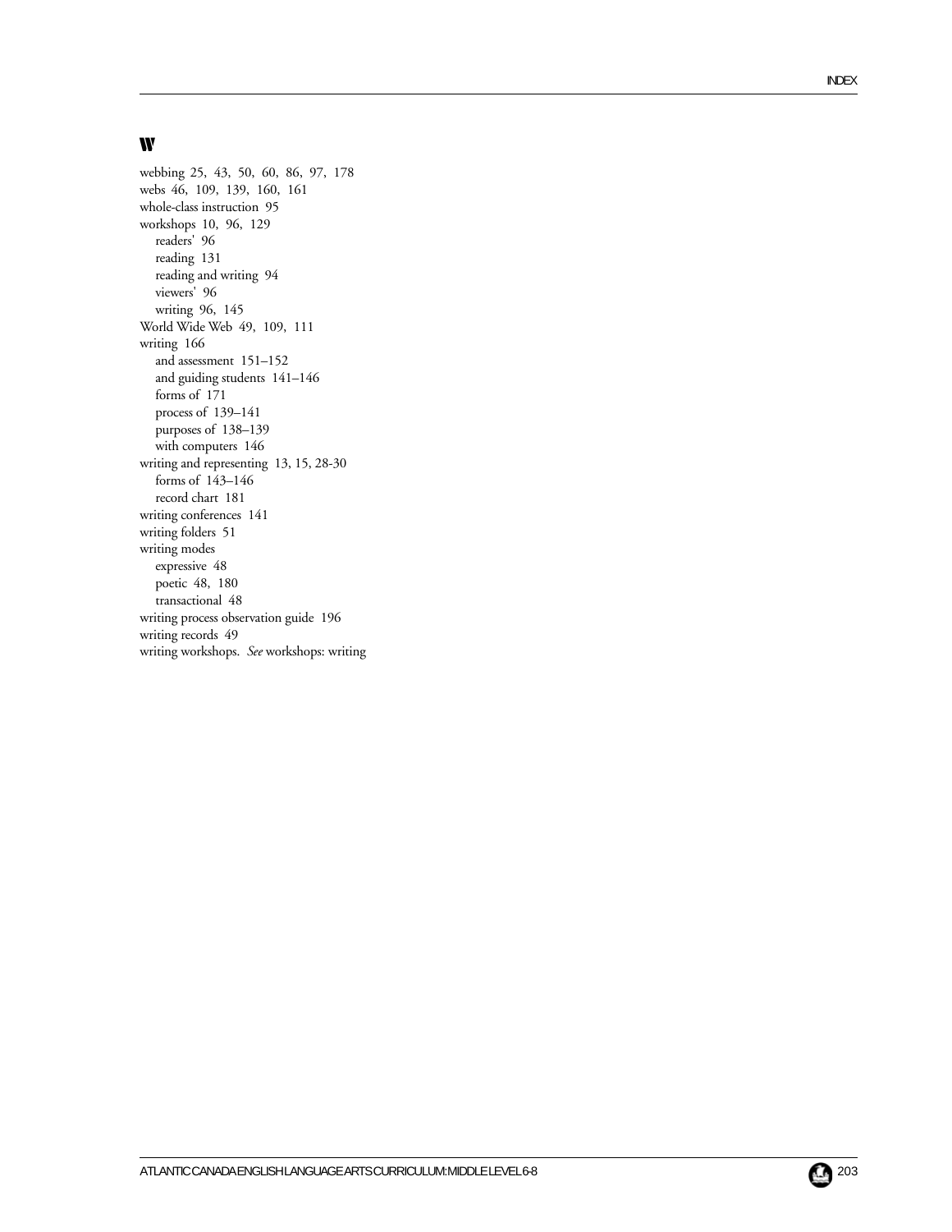# W

webbing 25, 43, 50, 60, 86, 97, 178
webs 46, 109, 139, 160, 161
whole-class instruction 95
workshops 10, 96, 129
  readers' 96
  reading 131
  reading and writing 94
  viewers' 96
  writing 96, 145
World Wide Web 49, 109, 111
writing 166
  and assessment 151–152
  and guiding students 141–146
  forms of 171
  process of 139–141
  purposes of 138–139
  with computers 146
writing and representing 13, 15, 28-30
  forms of 143–146
  record chart 181
writing conferences 141
writing folders 51
writing modes
  expressive 48
  poetic 48, 180
  transactional 48
writing process observation guide 196
writing records 49
writing workshops. *See* workshops: writing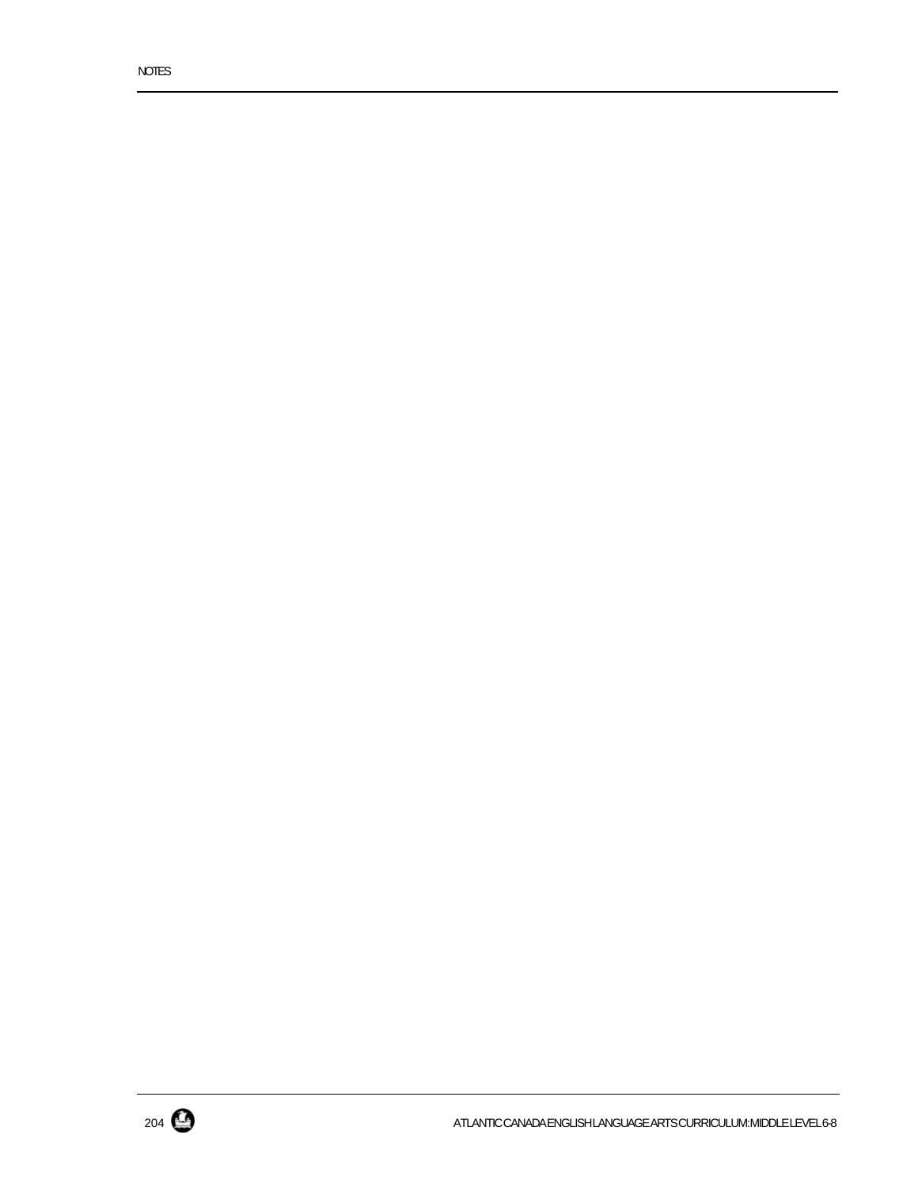NOTES